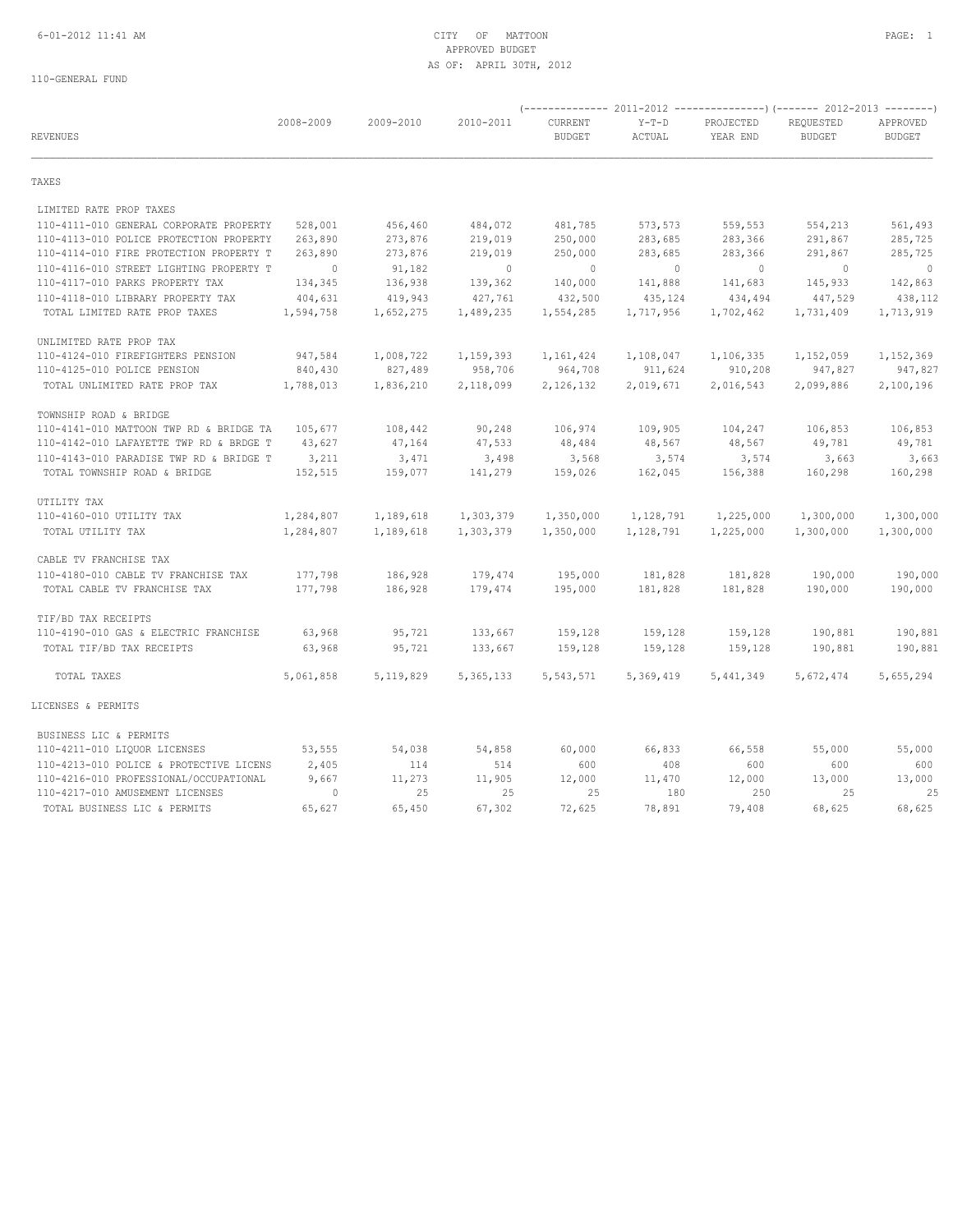CITY OF MATTOON
APPROVED BUDGET
AS OF: APRIL 30TH, 2012

6-01-2012 11:41 AM

110-GENERAL FUND

| REVENUES | 2008-2009 | 2009-2010 | 2010-2011 | 2011-2012 CURRENT BUDGET | 2011-2012 Y-T-D ACTUAL | 2011-2012 PROJECTED YEAR END | 2012-2013 REQUESTED BUDGET | 2012-2013 APPROVED BUDGET |
|---|---|---|---|---|---|---|---|---|
| TAXES | | | | | | | | |
| LIMITED RATE PROP TAXES | | | | | | | | |
| 110-4111-010 GENERAL CORPORATE PROPERTY | 528,001 | 456,460 | 484,072 | 481,785 | 573,573 | 559,553 | 554,213 | 561,493 |
| 110-4113-010 POLICE PROTECTION PROPERTY | 263,890 | 273,876 | 219,019 | 250,000 | 283,685 | 283,366 | 291,867 | 285,725 |
| 110-4114-010 FIRE PROTECTION PROPERTY T | 263,890 | 273,876 | 219,019 | 250,000 | 283,685 | 283,366 | 291,867 | 285,725 |
| 110-4116-010 STREET LIGHTING PROPERTY T | 0 | 91,182 | 0 | 0 | 0 | 0 | 0 | 0 |
| 110-4117-010 PARKS PROPERTY TAX | 134,345 | 136,938 | 139,362 | 140,000 | 141,888 | 141,683 | 145,933 | 142,863 |
| 110-4118-010 LIBRARY PROPERTY TAX | 404,631 | 419,943 | 427,761 | 432,500 | 435,124 | 434,494 | 447,529 | 438,112 |
| TOTAL LIMITED RATE PROP TAXES | 1,594,758 | 1,652,275 | 1,489,235 | 1,554,285 | 1,717,956 | 1,702,462 | 1,731,409 | 1,713,919 |
| UNLIMITED RATE PROP TAX | | | | | | | | |
| 110-4124-010 FIREFIGHTERS PENSION | 947,584 | 1,008,722 | 1,159,393 | 1,161,424 | 1,108,047 | 1,106,335 | 1,152,059 | 1,152,369 |
| 110-4125-010 POLICE PENSION | 840,430 | 827,489 | 958,706 | 964,708 | 911,624 | 910,208 | 947,827 | 947,827 |
| TOTAL UNLIMITED RATE PROP TAX | 1,788,013 | 1,836,210 | 2,118,099 | 2,126,132 | 2,019,671 | 2,016,543 | 2,099,886 | 2,100,196 |
| TOWNSHIP ROAD & BRIDGE | | | | | | | | |
| 110-4141-010 MATTOON TWP RD & BRIDGE TA | 105,677 | 108,442 | 90,248 | 106,974 | 109,905 | 104,247 | 106,853 | 106,853 |
| 110-4142-010 LAFAYETTE TWP RD & BRDGE T | 43,627 | 47,164 | 47,533 | 48,484 | 48,567 | 48,567 | 49,781 | 49,781 |
| 110-4143-010 PARADISE TWP RD & BRIDGE T | 3,211 | 3,471 | 3,498 | 3,568 | 3,574 | 3,574 | 3,663 | 3,663 |
| TOTAL TOWNSHIP ROAD & BRIDGE | 152,515 | 159,077 | 141,279 | 159,026 | 162,045 | 156,388 | 160,298 | 160,298 |
| UTILITY TAX | | | | | | | | |
| 110-4160-010 UTILITY TAX | 1,284,807 | 1,189,618 | 1,303,379 | 1,350,000 | 1,128,791 | 1,225,000 | 1,300,000 | 1,300,000 |
| TOTAL UTILITY TAX | 1,284,807 | 1,189,618 | 1,303,379 | 1,350,000 | 1,128,791 | 1,225,000 | 1,300,000 | 1,300,000 |
| CABLE TV FRANCHISE TAX | | | | | | | | |
| 110-4180-010 CABLE TV FRANCHISE TAX | 177,798 | 186,928 | 179,474 | 195,000 | 181,828 | 181,828 | 190,000 | 190,000 |
| TOTAL CABLE TV FRANCHISE TAX | 177,798 | 186,928 | 179,474 | 195,000 | 181,828 | 181,828 | 190,000 | 190,000 |
| TIF/BD TAX RECEIPTS | | | | | | | | |
| 110-4190-010 GAS & ELECTRIC FRANCHISE | 63,968 | 95,721 | 133,667 | 159,128 | 159,128 | 159,128 | 190,881 | 190,881 |
| TOTAL TIF/BD TAX RECEIPTS | 63,968 | 95,721 | 133,667 | 159,128 | 159,128 | 159,128 | 190,881 | 190,881 |
| TOTAL TAXES | 5,061,858 | 5,119,829 | 5,365,133 | 5,543,571 | 5,369,419 | 5,441,349 | 5,672,474 | 5,655,294 |
| LICENSES & PERMITS | | | | | | | | |
| BUSINESS LIC & PERMITS | | | | | | | | |
| 110-4211-010 LIQUOR LICENSES | 53,555 | 54,038 | 54,858 | 60,000 | 66,833 | 66,558 | 55,000 | 55,000 |
| 110-4213-010 POLICE & PROTECTIVE LICENS | 2,405 | 114 | 514 | 600 | 408 | 600 | 600 | 600 |
| 110-4216-010 PROFESSIONAL/OCCUPATIONAL | 9,667 | 11,273 | 11,905 | 12,000 | 11,470 | 12,000 | 13,000 | 13,000 |
| 110-4217-010 AMUSEMENT LICENSES | 0 | 25 | 25 | 25 | 180 | 250 | 25 | 25 |
| TOTAL BUSINESS LIC & PERMITS | 65,627 | 65,450 | 67,302 | 72,625 | 78,891 | 79,408 | 68,625 | 68,625 |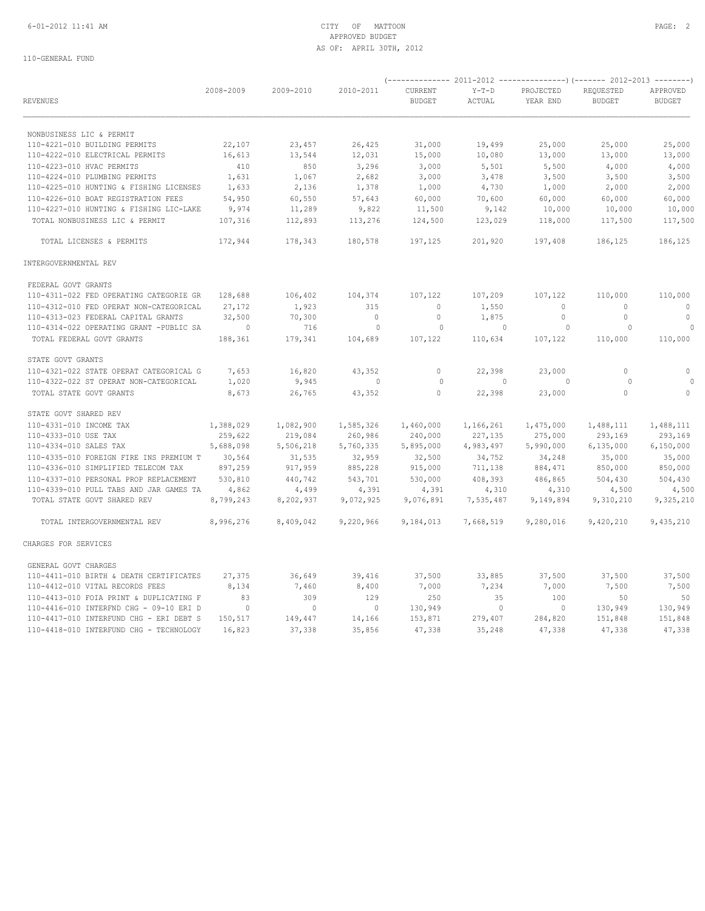CITY OF MATTOON
APPROVED BUDGET
AS OF: APRIL 30TH, 2012

110-GENERAL FUND

| REVENUES | 2008-2009 | 2009-2010 | 2010-2011 | 2011-2012 CURRENT BUDGET | 2011-2012 Y-T-D ACTUAL | 2011-2012 PROJECTED YEAR END | 2012-2013 REQUESTED BUDGET | 2012-2013 APPROVED BUDGET |
|---|---|---|---|---|---|---|---|---|
| NONBUSINESS LIC & PERMIT | | | | | | | | |
| 110-4221-010 BUILDING PERMITS | 22,107 | 23,457 | 26,425 | 31,000 | 19,499 | 25,000 | 25,000 | 25,000 |
| 110-4222-010 ELECTRICAL PERMITS | 16,613 | 13,544 | 12,031 | 15,000 | 10,080 | 13,000 | 13,000 | 13,000 |
| 110-4223-010 HVAC PERMITS | 410 | 850 | 3,296 | 3,000 | 5,501 | 5,500 | 4,000 | 4,000 |
| 110-4224-010 PLUMBING PERMITS | 1,631 | 1,067 | 2,682 | 3,000 | 3,478 | 3,500 | 3,500 | 3,500 |
| 110-4225-010 HUNTING & FISHING LICENSES | 1,633 | 2,136 | 1,378 | 1,000 | 4,730 | 1,000 | 2,000 | 2,000 |
| 110-4226-010 BOAT REGISTRATION FEES | 54,950 | 60,550 | 57,643 | 60,000 | 70,600 | 60,000 | 60,000 | 60,000 |
| 110-4227-010 HUNTING & FISHING LIC-LAKE | 9,974 | 11,289 | 9,822 | 11,500 | 9,142 | 10,000 | 10,000 | 10,000 |
| TOTAL NONBUSINESS LIC & PERMIT | 107,316 | 112,893 | 113,276 | 124,500 | 123,029 | 118,000 | 117,500 | 117,500 |
| TOTAL LICENSES & PERMITS | 172,944 | 178,343 | 180,578 | 197,125 | 201,920 | 197,408 | 186,125 | 186,125 |
| INTERGOVERNMENTAL REV | | | | | | | | |
| FEDERAL GOVT GRANTS | | | | | | | | |
| 110-4311-022 FED OPERATING CATEGORIE GR | 128,688 | 106,402 | 104,374 | 107,122 | 107,209 | 107,122 | 110,000 | 110,000 |
| 110-4312-010 FED OPERAT NON-CATEGORICAL | 27,172 | 1,923 | 315 | 0 | 1,550 | 0 | 0 | 0 |
| 110-4313-023 FEDERAL CAPITAL GRANTS | 32,500 | 70,300 | 0 | 0 | 1,875 | 0 | 0 | 0 |
| 110-4314-022 OPERATING GRANT -PUBLIC SA | 0 | 716 | 0 | 0 | 0 | 0 | 0 | 0 |
| TOTAL FEDERAL GOVT GRANTS | 188,361 | 179,341 | 104,689 | 107,122 | 110,634 | 107,122 | 110,000 | 110,000 |
| STATE GOVT GRANTS | | | | | | | | |
| 110-4321-022 STATE OPERAT CATEGORICAL G | 7,653 | 16,820 | 43,352 | 0 | 22,398 | 23,000 | 0 | 0 |
| 110-4322-022 ST OPERAT NON-CATEGORICAL | 1,020 | 9,945 | 0 | 0 | 0 | 0 | 0 | 0 |
| TOTAL STATE GOVT GRANTS | 8,673 | 26,765 | 43,352 | 0 | 22,398 | 23,000 | 0 | 0 |
| STATE GOVT SHARED REV | | | | | | | | |
| 110-4331-010 INCOME TAX | 1,388,029 | 1,082,900 | 1,585,326 | 1,460,000 | 1,166,261 | 1,475,000 | 1,488,111 | 1,488,111 |
| 110-4333-010 USE TAX | 259,622 | 219,084 | 260,986 | 240,000 | 227,135 | 275,000 | 293,169 | 293,169 |
| 110-4334-010 SALES TAX | 5,688,098 | 5,506,218 | 5,760,335 | 5,895,000 | 4,983,497 | 5,990,000 | 6,135,000 | 6,150,000 |
| 110-4335-010 FOREIGN FIRE INS PREMIUM T | 30,564 | 31,535 | 32,959 | 32,500 | 34,752 | 34,248 | 35,000 | 35,000 |
| 110-4336-010 SIMPLIFIED TELECOM TAX | 897,259 | 917,959 | 885,228 | 915,000 | 711,138 | 884,471 | 850,000 | 850,000 |
| 110-4337-010 PERSONAL PROP REPLACEMENT | 530,810 | 440,742 | 543,701 | 530,000 | 408,393 | 486,865 | 504,430 | 504,430 |
| 110-4339-010 PULL TABS AND JAR GAMES TA | 4,862 | 4,499 | 4,391 | 4,391 | 4,310 | 4,310 | 4,500 | 4,500 |
| TOTAL STATE GOVT SHARED REV | 8,799,243 | 8,202,937 | 9,072,925 | 9,076,891 | 7,535,487 | 9,149,894 | 9,310,210 | 9,325,210 |
| TOTAL INTERGOVERNMENTAL REV | 8,996,276 | 8,409,042 | 9,220,966 | 9,184,013 | 7,668,519 | 9,280,016 | 9,420,210 | 9,435,210 |
| CHARGES FOR SERVICES | | | | | | | | |
| GENERAL GOVT CHARGES | | | | | | | | |
| 110-4411-010 BIRTH & DEATH CERTIFICATES | 27,375 | 36,649 | 39,416 | 37,500 | 33,885 | 37,500 | 37,500 | 37,500 |
| 110-4412-010 VITAL RECORDS FEES | 8,134 | 7,460 | 8,400 | 7,000 | 7,234 | 7,000 | 7,500 | 7,500 |
| 110-4413-010 FOIA PRINT & DUPLICATING F | 83 | 309 | 129 | 250 | 35 | 100 | 50 | 50 |
| 110-4416-010 INTERFND CHG - 09-10 ERI D | 0 | 0 | 0 | 130,949 | 0 | 0 | 130,949 | 130,949 |
| 110-4417-010 INTERFUND CHG - ERI DEBT S | 150,517 | 149,447 | 14,166 | 153,871 | 279,407 | 284,820 | 151,848 | 151,848 |
| 110-4418-010 INTERFUND CHG - TECHNOLOGY | 16,823 | 37,338 | 35,856 | 47,338 | 35,248 | 47,338 | 47,338 | 47,338 |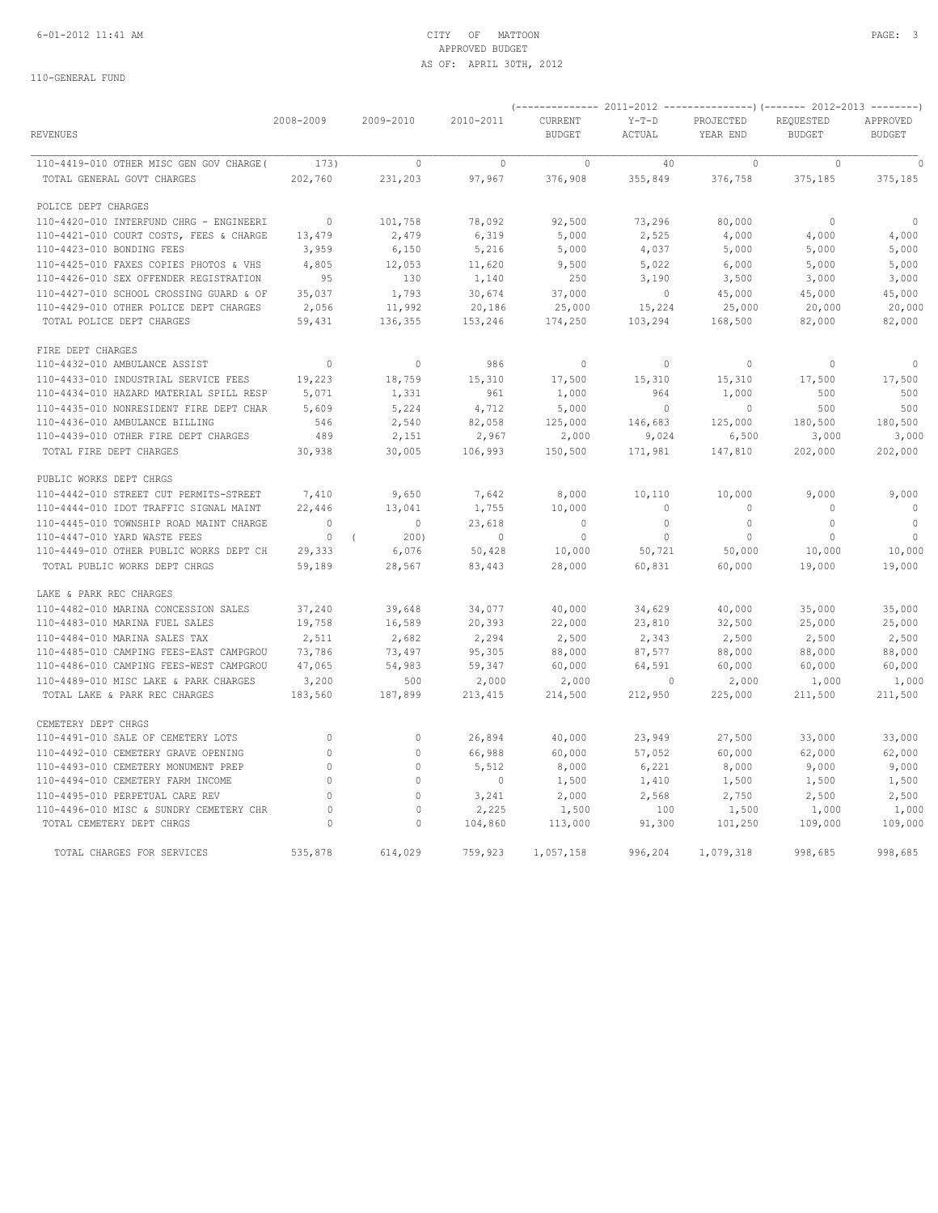# CITY OF MATTOON

APPROVED BUDGET

AS OF: APRIL 30TH, 2012

110-GENERAL FUND

| REVENUES | 2008-2009 | 2009-2010 | 2010-2011 | 2011-2012 CURRENT BUDGET | 2011-2012 Y-T-D ACTUAL | 2011-2012 PROJECTED YEAR END | 2012-2013 REQUESTED BUDGET | 2012-2013 APPROVED BUDGET |
|---|---|---|---|---|---|---|---|---|
| 110-4419-010 OTHER MISC GEN GOV CHARGE | ( 173) | 0 | 0 | 0 | 40 | 0 | 0 | 0 |
| TOTAL GENERAL GOVT CHARGES | 202,760 | 231,203 | 97,967 | 376,908 | 355,849 | 376,758 | 375,185 | 375,185 |
| POLICE DEPT CHARGES | | | | | | | | |
| 110-4420-010 INTERFUND CHRG - ENGINEERI | 0 | 101,758 | 78,092 | 92,500 | 73,296 | 80,000 | 0 | 0 |
| 110-4421-010 COURT COSTS, FEES & CHARGE | 13,479 | 2,479 | 6,319 | 5,000 | 2,525 | 4,000 | 4,000 | 4,000 |
| 110-4423-010 BONDING FEES | 3,959 | 6,150 | 5,216 | 5,000 | 4,037 | 5,000 | 5,000 | 5,000 |
| 110-4425-010 FAXES COPIES PHOTOS & VHS | 4,805 | 12,053 | 11,620 | 9,500 | 5,022 | 6,000 | 5,000 | 5,000 |
| 110-4426-010 SEX OFFENDER REGISTRATION | 95 | 130 | 1,140 | 250 | 3,190 | 3,500 | 3,000 | 3,000 |
| 110-4427-010 SCHOOL CROSSING GUARD & OF | 35,037 | 1,793 | 30,674 | 37,000 | 0 | 45,000 | 45,000 | 45,000 |
| 110-4429-010 OTHER POLICE DEPT CHARGES | 2,056 | 11,992 | 20,186 | 25,000 | 15,224 | 25,000 | 20,000 | 20,000 |
| TOTAL POLICE DEPT CHARGES | 59,431 | 136,355 | 153,246 | 174,250 | 103,294 | 168,500 | 82,000 | 82,000 |
| FIRE DEPT CHARGES | | | | | | | | |
| 110-4432-010 AMBULANCE ASSIST | 0 | 0 | 986 | 0 | 0 | 0 | 0 | 0 |
| 110-4433-010 INDUSTRIAL SERVICE FEES | 19,223 | 18,759 | 15,310 | 17,500 | 15,310 | 15,310 | 17,500 | 17,500 |
| 110-4434-010 HAZARD MATERIAL SPILL RESP | 5,071 | 1,331 | 961 | 1,000 | 964 | 1,000 | 500 | 500 |
| 110-4435-010 NONRESIDENT FIRE DEPT CHAR | 5,609 | 5,224 | 4,712 | 5,000 | 0 | 0 | 500 | 500 |
| 110-4436-010 AMBULANCE BILLING | 546 | 2,540 | 82,058 | 125,000 | 146,683 | 125,000 | 180,500 | 180,500 |
| 110-4439-010 OTHER FIRE DEPT CHARGES | 489 | 2,151 | 2,967 | 2,000 | 9,024 | 6,500 | 3,000 | 3,000 |
| TOTAL FIRE DEPT CHARGES | 30,938 | 30,005 | 106,993 | 150,500 | 171,981 | 147,810 | 202,000 | 202,000 |
| PUBLIC WORKS DEPT CHRGS | | | | | | | | |
| 110-4442-010 STREET CUT PERMITS-STREET | 7,410 | 9,650 | 7,642 | 8,000 | 10,110 | 10,000 | 9,000 | 9,000 |
| 110-4444-010 IDOT TRAFFIC SIGNAL MAINT | 22,446 | 13,041 | 1,755 | 10,000 | 0 | 0 | 0 | 0 |
| 110-4445-010 TOWNSHIP ROAD MAINT CHARGE | 0 | 0 | 23,618 | 0 | 0 | 0 | 0 | 0 |
| 110-4447-010 YARD WASTE FEES | 0 | ( 200) | 0 | 0 | 0 | 0 | 0 | 0 |
| 110-4449-010 OTHER PUBLIC WORKS DEPT CH | 29,333 | 6,076 | 50,428 | 10,000 | 50,721 | 50,000 | 10,000 | 10,000 |
| TOTAL PUBLIC WORKS DEPT CHRGS | 59,189 | 28,567 | 83,443 | 28,000 | 60,831 | 60,000 | 19,000 | 19,000 |
| LAKE & PARK REC CHARGES | | | | | | | | |
| 110-4482-010 MARINA CONCESSION SALES | 37,240 | 39,648 | 34,077 | 40,000 | 34,629 | 40,000 | 35,000 | 35,000 |
| 110-4483-010 MARINA FUEL SALES | 19,758 | 16,589 | 20,393 | 22,000 | 23,810 | 32,500 | 25,000 | 25,000 |
| 110-4484-010 MARINA SALES TAX | 2,511 | 2,682 | 2,294 | 2,500 | 2,343 | 2,500 | 2,500 | 2,500 |
| 110-4485-010 CAMPING FEES-EAST CAMPGROU | 73,786 | 73,497 | 95,305 | 88,000 | 87,577 | 88,000 | 88,000 | 88,000 |
| 110-4486-010 CAMPING FEES-WEST CAMPGROU | 47,065 | 54,983 | 59,347 | 60,000 | 64,591 | 60,000 | 60,000 | 60,000 |
| 110-4489-010 MISC LAKE & PARK CHARGES | 3,200 | 500 | 2,000 | 2,000 | 0 | 2,000 | 1,000 | 1,000 |
| TOTAL LAKE & PARK REC CHARGES | 183,560 | 187,899 | 213,415 | 214,500 | 212,950 | 225,000 | 211,500 | 211,500 |
| CEMETERY DEPT CHRGS | | | | | | | | |
| 110-4491-010 SALE OF CEMETERY LOTS | 0 | 0 | 26,894 | 40,000 | 23,949 | 27,500 | 33,000 | 33,000 |
| 110-4492-010 CEMETERY GRAVE OPENING | 0 | 0 | 66,988 | 60,000 | 57,052 | 60,000 | 62,000 | 62,000 |
| 110-4493-010 CEMETERY MONUMENT PREP | 0 | 0 | 5,512 | 8,000 | 6,221 | 8,000 | 9,000 | 9,000 |
| 110-4494-010 CEMETERY FARM INCOME | 0 | 0 | 0 | 1,500 | 1,410 | 1,500 | 1,500 | 1,500 |
| 110-4495-010 PERPETUAL CARE REV | 0 | 0 | 3,241 | 2,000 | 2,568 | 2,750 | 2,500 | 2,500 |
| 110-4496-010 MISC & SUNDRY CEMETERY CHR | 0 | 0 | 2,225 | 1,500 | 100 | 1,500 | 1,000 | 1,000 |
| TOTAL CEMETERY DEPT CHRGS | 0 | 0 | 104,860 | 113,000 | 91,300 | 101,250 | 109,000 | 109,000 |
| TOTAL CHARGES FOR SERVICES | 535,878 | 614,029 | 759,923 | 1,057,158 | 996,204 | 1,079,318 | 998,685 | 998,685 |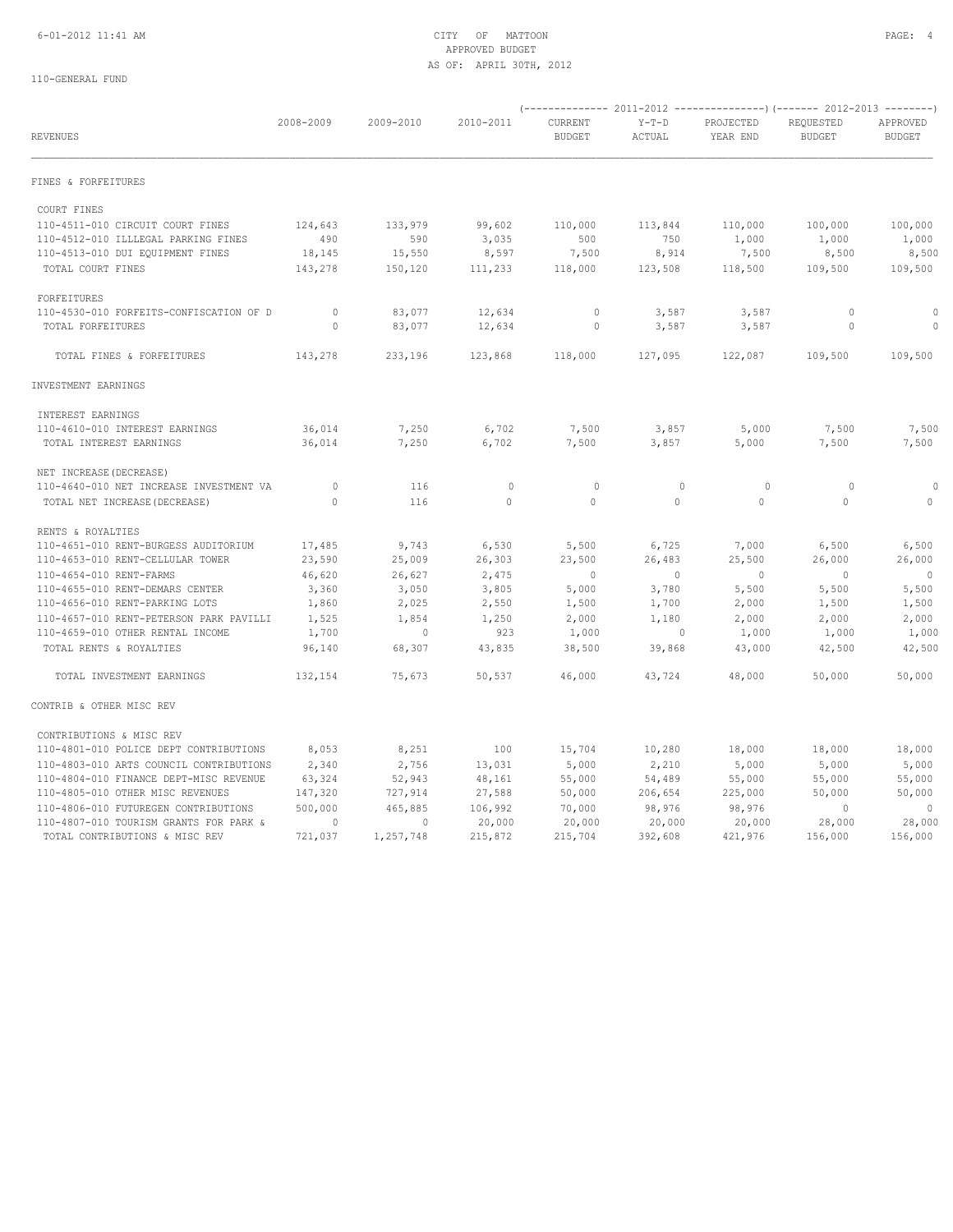CITY OF MATTOON
APPROVED BUDGET
AS OF: APRIL 30TH, 2012

110-GENERAL FUND

| REVENUES | 2008-2009 | 2009-2010 | 2010-2011 | 2011-2012 CURRENT BUDGET | 2011-2012 Y-T-D ACTUAL | 2011-2012 PROJECTED YEAR END | 2012-2013 REQUESTED BUDGET | 2012-2013 APPROVED BUDGET |
|---|---|---|---|---|---|---|---|---|
| FINES & FORFEITURES | | | | | | | | |
| COURT FINES | | | | | | | | |
| 110-4511-010 CIRCUIT COURT FINES | 124,643 | 133,979 | 99,602 | 110,000 | 113,844 | 110,000 | 100,000 | 100,000 |
| 110-4512-010 ILLLEGAL PARKING FINES | 490 | 590 | 3,035 | 500 | 750 | 1,000 | 1,000 | 1,000 |
| 110-4513-010 DUI EQUIPMENT FINES | 18,145 | 15,550 | 8,597 | 7,500 | 8,914 | 7,500 | 8,500 | 8,500 |
| TOTAL COURT FINES | 143,278 | 150,120 | 111,233 | 118,000 | 123,508 | 118,500 | 109,500 | 109,500 |
| FORFEITURES | | | | | | | | |
| 110-4530-010 FORFEITS-CONFISCATION OF D | 0 | 83,077 | 12,634 | 0 | 3,587 | 3,587 | 0 | 0 |
| TOTAL FORFEITURES | 0 | 83,077 | 12,634 | 0 | 3,587 | 3,587 | 0 | 0 |
| TOTAL FINES & FORFEITURES | 143,278 | 233,196 | 123,868 | 118,000 | 127,095 | 122,087 | 109,500 | 109,500 |
| INVESTMENT EARNINGS | | | | | | | | |
| INTEREST EARNINGS | | | | | | | | |
| 110-4610-010 INTEREST EARNINGS | 36,014 | 7,250 | 6,702 | 7,500 | 3,857 | 5,000 | 7,500 | 7,500 |
| TOTAL INTEREST EARNINGS | 36,014 | 7,250 | 6,702 | 7,500 | 3,857 | 5,000 | 7,500 | 7,500 |
| NET INCREASE(DECREASE) | | | | | | | | |
| 110-4640-010 NET INCREASE INVESTMENT VA | 0 | 116 | 0 | 0 | 0 | 0 | 0 | 0 |
| TOTAL NET INCREASE(DECREASE) | 0 | 116 | 0 | 0 | 0 | 0 | 0 | 0 |
| RENTS & ROYALTIES | | | | | | | | |
| 110-4651-010 RENT-BURGESS AUDITORIUM | 17,485 | 9,743 | 6,530 | 5,500 | 6,725 | 7,000 | 6,500 | 6,500 |
| 110-4653-010 RENT-CELLULAR TOWER | 23,590 | 25,009 | 26,303 | 23,500 | 26,483 | 25,500 | 26,000 | 26,000 |
| 110-4654-010 RENT-FARMS | 46,620 | 26,627 | 2,475 | 0 | 0 | 0 | 0 | 0 |
| 110-4655-010 RENT-DEMARS CENTER | 3,360 | 3,050 | 3,805 | 5,000 | 3,780 | 5,500 | 5,500 | 5,500 |
| 110-4656-010 RENT-PARKING LOTS | 1,860 | 2,025 | 2,550 | 1,500 | 1,700 | 2,000 | 1,500 | 1,500 |
| 110-4657-010 RENT-PETERSON PARK PAVILLI | 1,525 | 1,854 | 1,250 | 2,000 | 1,180 | 2,000 | 2,000 | 2,000 |
| 110-4659-010 OTHER RENTAL INCOME | 1,700 | 0 | 923 | 1,000 | 0 | 1,000 | 1,000 | 1,000 |
| TOTAL RENTS & ROYALTIES | 96,140 | 68,307 | 43,835 | 38,500 | 39,868 | 43,000 | 42,500 | 42,500 |
| TOTAL INVESTMENT EARNINGS | 132,154 | 75,673 | 50,537 | 46,000 | 43,724 | 48,000 | 50,000 | 50,000 |
| CONTRIB & OTHER MISC REV | | | | | | | | |
| CONTRIBUTIONS & MISC REV | | | | | | | | |
| 110-4801-010 POLICE DEPT CONTRIBUTIONS | 8,053 | 8,251 | 100 | 15,704 | 10,280 | 18,000 | 18,000 | 18,000 |
| 110-4803-010 ARTS COUNCIL CONTRIBUTIONS | 2,340 | 2,756 | 13,031 | 5,000 | 2,210 | 5,000 | 5,000 | 5,000 |
| 110-4804-010 FINANCE DEPT-MISC REVENUE | 63,324 | 52,943 | 48,161 | 55,000 | 54,489 | 55,000 | 55,000 | 55,000 |
| 110-4805-010 OTHER MISC REVENUES | 147,320 | 727,914 | 27,588 | 50,000 | 206,654 | 225,000 | 50,000 | 50,000 |
| 110-4806-010 FUTUREGEN CONTRIBUTIONS | 500,000 | 465,885 | 106,992 | 70,000 | 98,976 | 98,976 | 0 | 0 |
| 110-4807-010 TOURISM GRANTS FOR PARK & | 0 | 0 | 20,000 | 20,000 | 20,000 | 20,000 | 28,000 | 28,000 |
| TOTAL CONTRIBUTIONS & MISC REV | 721,037 | 1,257,748 | 215,872 | 215,704 | 392,608 | 421,976 | 156,000 | 156,000 |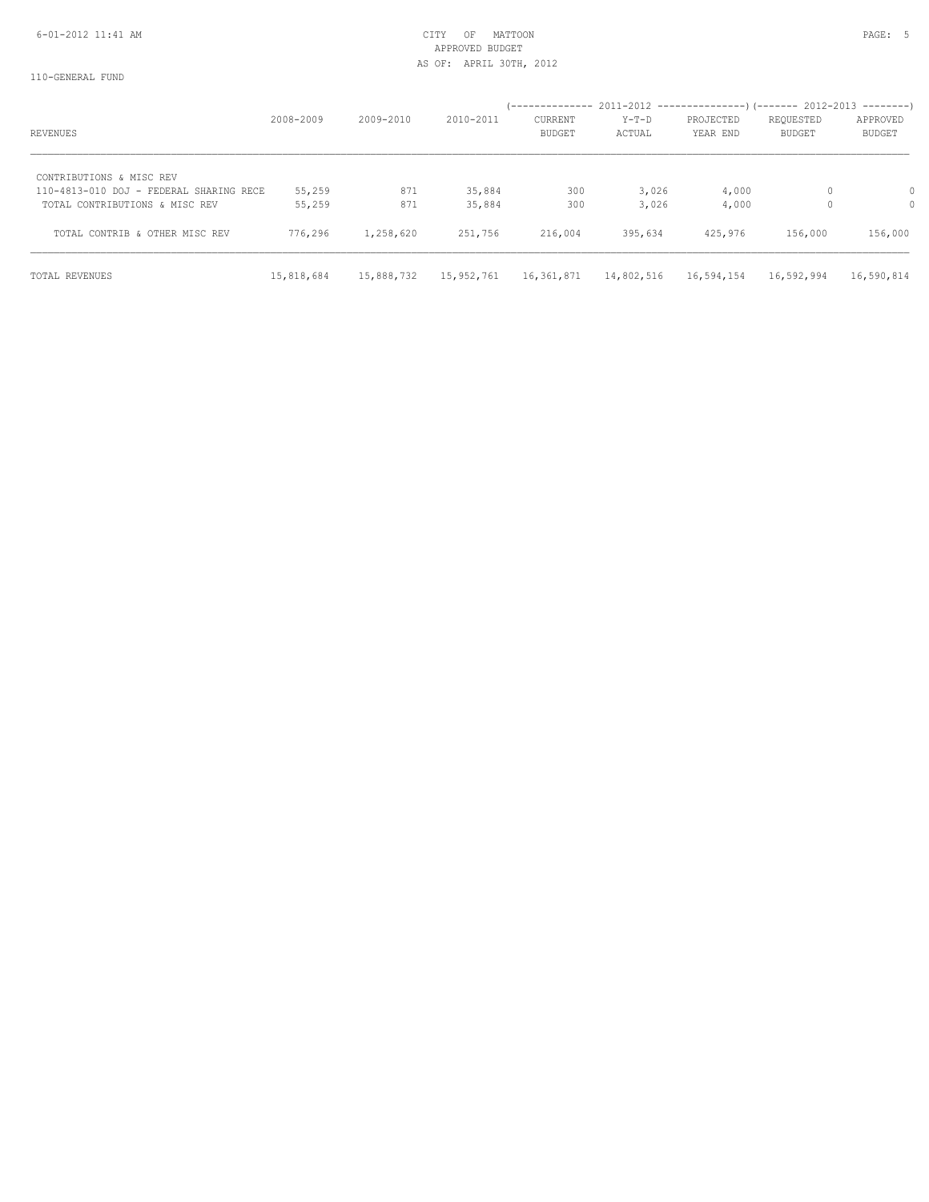CITY OF MATTOON
APPROVED BUDGET
AS OF: APRIL 30TH, 2012

110-GENERAL FUND

| REVENUES | 2008-2009 | 2009-2010 | 2010-2011 | 2011-2012 CURRENT BUDGET | 2011-2012 Y-T-D ACTUAL | 2011-2012 PROJECTED YEAR END | 2012-2013 REQUESTED BUDGET | 2012-2013 APPROVED BUDGET |
|---|---|---|---|---|---|---|---|---|
| CONTRIBUTIONS & MISC REV | | | | | | | | |
| 110-4813-010 DOJ - FEDERAL SHARING RECE | 55,259 | 871 | 35,884 | 300 | 3,026 | 4,000 | 0 | 0 |
| TOTAL CONTRIBUTIONS & MISC REV | 55,259 | 871 | 35,884 | 300 | 3,026 | 4,000 | 0 | 0 |
| TOTAL CONTRIB & OTHER MISC REV | 776,296 | 1,258,620 | 251,756 | 216,004 | 395,634 | 425,976 | 156,000 | 156,000 |
| TOTAL REVENUES | 15,818,684 | 15,888,732 | 15,952,761 | 16,361,871 | 14,802,516 | 16,594,154 | 16,592,994 | 16,590,814 |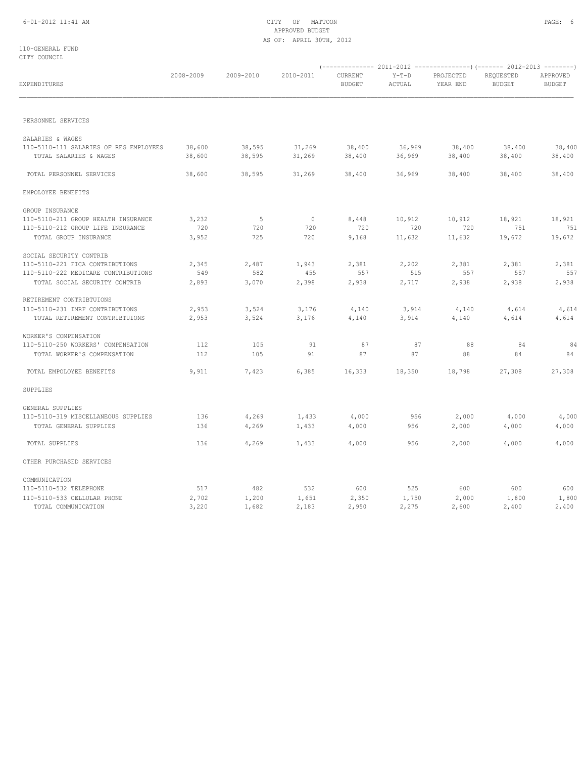CITY OF MATTOON
APPROVED BUDGET
AS OF: APRIL 30TH, 2012

110-GENERAL FUND
CITY COUNCIL

| EXPENDITURES | 2008-2009 | 2009-2010 | 2010-2011 | 2011-2012 CURRENT BUDGET | 2011-2012 Y-T-D ACTUAL | 2011-2012 PROJECTED YEAR END | 2012-2013 REQUESTED BUDGET | 2012-2013 APPROVED BUDGET |
|---|---|---|---|---|---|---|---|---|
| PERSONNEL SERVICES | | | | | | | | |
| SALARIES & WAGES | | | | | | | | |
| 110-5110-111 SALARIES OF REG EMPLOYEES | 38,600 | 38,595 | 31,269 | 38,400 | 36,969 | 38,400 | 38,400 | 38,400 |
| TOTAL SALARIES & WAGES | 38,600 | 38,595 | 31,269 | 38,400 | 36,969 | 38,400 | 38,400 | 38,400 |
| TOTAL PERSONNEL SERVICES | 38,600 | 38,595 | 31,269 | 38,400 | 36,969 | 38,400 | 38,400 | 38,400 |
| EMPOLOYEE BENEFITS | | | | | | | | |
| GROUP INSURANCE | | | | | | | | |
| 110-5110-211 GROUP HEALTH INSURANCE | 3,232 | 5 | 0 | 8,448 | 10,912 | 10,912 | 18,921 | 18,921 |
| 110-5110-212 GROUP LIFE INSURANCE | 720 | 720 | 720 | 720 | 720 | 720 | 751 | 751 |
| TOTAL GROUP INSURANCE | 3,952 | 725 | 720 | 9,168 | 11,632 | 11,632 | 19,672 | 19,672 |
| SOCIAL SECURITY CONTRIB | | | | | | | | |
| 110-5110-221 FICA CONTRIBUTIONS | 2,345 | 2,487 | 1,943 | 2,381 | 2,202 | 2,381 | 2,381 | 2,381 |
| 110-5110-222 MEDICARE CONTRIBUTIONS | 549 | 582 | 455 | 557 | 515 | 557 | 557 | 557 |
| TOTAL SOCIAL SECURITY CONTRIB | 2,893 | 3,070 | 2,398 | 2,938 | 2,717 | 2,938 | 2,938 | 2,938 |
| RETIREMENT CONTRIBTUIONS | | | | | | | | |
| 110-5110-231 IMRF CONTRIBUTIONS | 2,953 | 3,524 | 3,176 | 4,140 | 3,914 | 4,140 | 4,614 | 4,614 |
| TOTAL RETIREMENT CONTRIBTUIONS | 2,953 | 3,524 | 3,176 | 4,140 | 3,914 | 4,140 | 4,614 | 4,614 |
| WORKER'S COMPENSATION | | | | | | | | |
| 110-5110-250 WORKERS' COMPENSATION | 112 | 105 | 91 | 87 | 87 | 88 | 84 | 84 |
| TOTAL WORKER'S COMPENSATION | 112 | 105 | 91 | 87 | 87 | 88 | 84 | 84 |
| TOTAL EMPOLOYEE BENEFITS | 9,911 | 7,423 | 6,385 | 16,333 | 18,350 | 18,798 | 27,308 | 27,308 |
| SUPPLIES | | | | | | | | |
| GENERAL SUPPLIES | | | | | | | | |
| 110-5110-319 MISCELLANEOUS SUPPLIES | 136 | 4,269 | 1,433 | 4,000 | 956 | 2,000 | 4,000 | 4,000 |
| TOTAL GENERAL SUPPLIES | 136 | 4,269 | 1,433 | 4,000 | 956 | 2,000 | 4,000 | 4,000 |
| TOTAL SUPPLIES | 136 | 4,269 | 1,433 | 4,000 | 956 | 2,000 | 4,000 | 4,000 |
| OTHER PURCHASED SERVICES | | | | | | | | |
| COMMUNICATION | | | | | | | | |
| 110-5110-532 TELEPHONE | 517 | 482 | 532 | 600 | 525 | 600 | 600 | 600 |
| 110-5110-533 CELLULAR PHONE | 2,702 | 1,200 | 1,651 | 2,350 | 1,750 | 2,000 | 1,800 | 1,800 |
| TOTAL COMMUNICATION | 3,220 | 1,682 | 2,183 | 2,950 | 2,275 | 2,600 | 2,400 | 2,400 |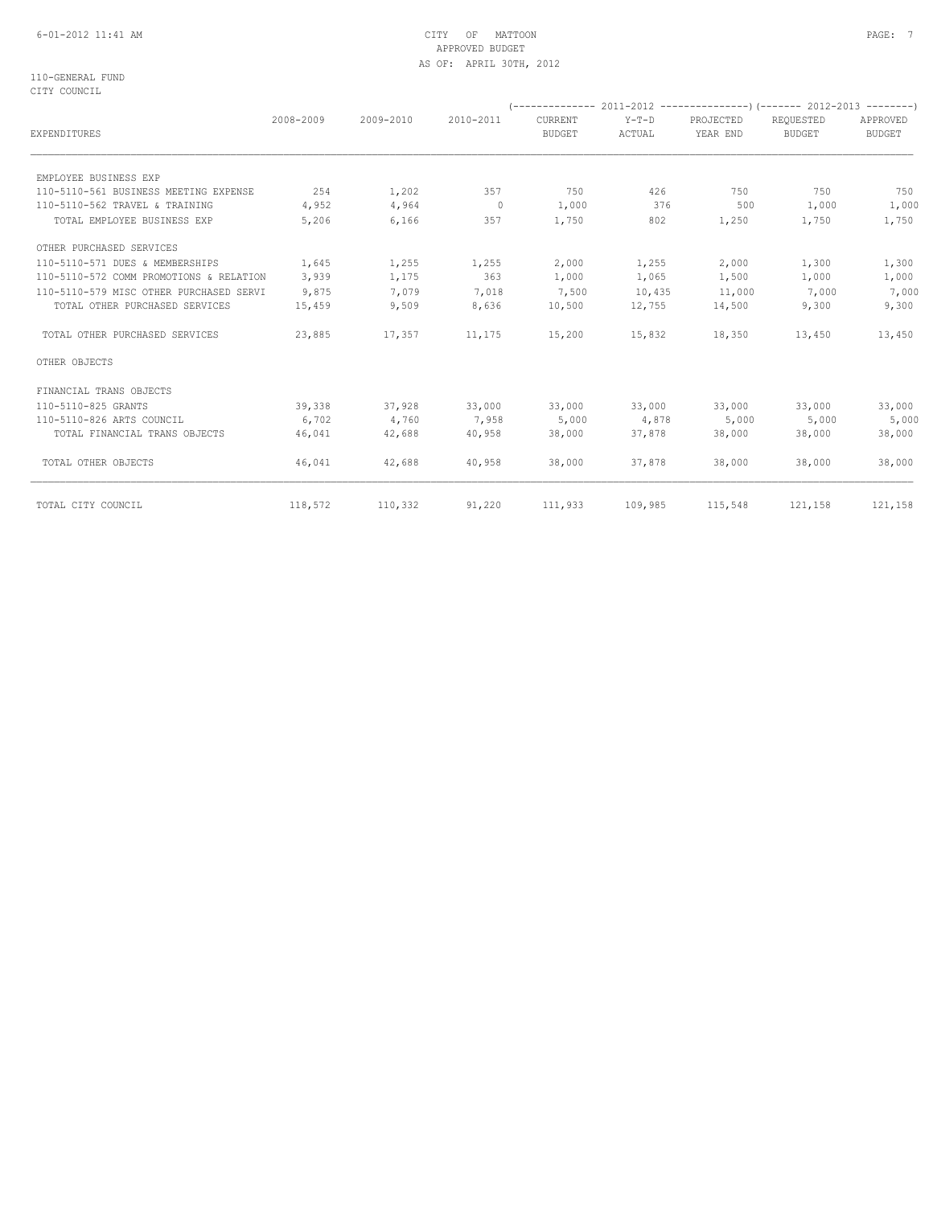CITY OF MATTOON
APPROVED BUDGET
AS OF: APRIL 30TH, 2012

110-GENERAL FUND
CITY COUNCIL

| EXPENDITURES | 2008-2009 | 2009-2010 | 2010-2011 | 2011-2012 CURRENT BUDGET | 2011-2012 Y-T-D ACTUAL | 2011-2012 PROJECTED YEAR END | 2012-2013 REQUESTED BUDGET | 2012-2013 APPROVED BUDGET |
|---|---|---|---|---|---|---|---|---|
| EMPLOYEE BUSINESS EXP | | | | | | | | |
| 110-5110-561 BUSINESS MEETING EXPENSE | 254 | 1,202 | 357 | 750 | 426 | 750 | 750 | 750 |
| 110-5110-562 TRAVEL & TRAINING | 4,952 | 4,964 | 0 | 1,000 | 376 | 500 | 1,000 | 1,000 |
| TOTAL EMPLOYEE BUSINESS EXP | 5,206 | 6,166 | 357 | 1,750 | 802 | 1,250 | 1,750 | 1,750 |
| OTHER PURCHASED SERVICES | | | | | | | | |
| 110-5110-571 DUES & MEMBERSHIPS | 1,645 | 1,255 | 1,255 | 2,000 | 1,255 | 2,000 | 1,300 | 1,300 |
| 110-5110-572 COMM PROMOTIONS & RELATION | 3,939 | 1,175 | 363 | 1,000 | 1,065 | 1,500 | 1,000 | 1,000 |
| 110-5110-579 MISC OTHER PURCHASED SERVI | 9,875 | 7,079 | 7,018 | 7,500 | 10,435 | 11,000 | 7,000 | 7,000 |
| TOTAL OTHER PURCHASED SERVICES | 15,459 | 9,509 | 8,636 | 10,500 | 12,755 | 14,500 | 9,300 | 9,300 |
| TOTAL OTHER PURCHASED SERVICES | 23,885 | 17,357 | 11,175 | 15,200 | 15,832 | 18,350 | 13,450 | 13,450 |
| OTHER OBJECTS | | | | | | | | |
| FINANCIAL TRANS OBJECTS | | | | | | | | |
| 110-5110-825 GRANTS | 39,338 | 37,928 | 33,000 | 33,000 | 33,000 | 33,000 | 33,000 | 33,000 |
| 110-5110-826 ARTS COUNCIL | 6,702 | 4,760 | 7,958 | 5,000 | 4,878 | 5,000 | 5,000 | 5,000 |
| TOTAL FINANCIAL TRANS OBJECTS | 46,041 | 42,688 | 40,958 | 38,000 | 37,878 | 38,000 | 38,000 | 38,000 |
| TOTAL OTHER OBJECTS | 46,041 | 42,688 | 40,958 | 38,000 | 37,878 | 38,000 | 38,000 | 38,000 |
| TOTAL CITY COUNCIL | 118,572 | 110,332 | 91,220 | 111,933 | 109,985 | 115,548 | 121,158 | 121,158 |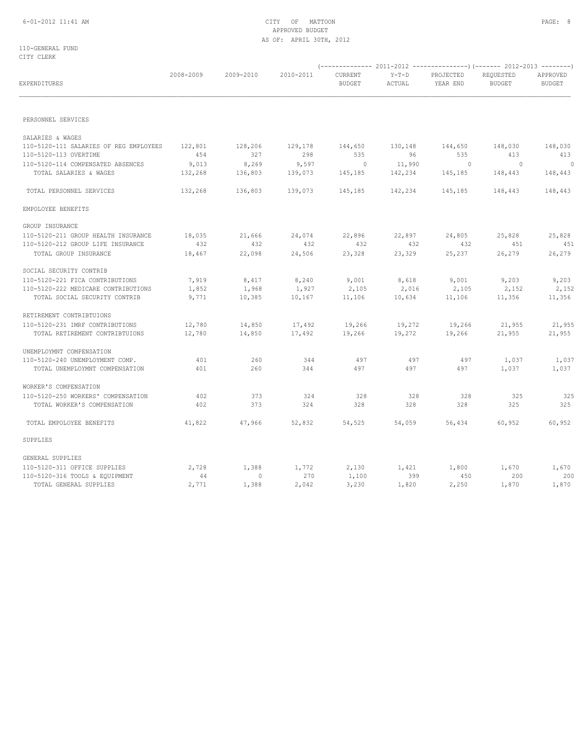CITY OF MATTOON
APPROVED BUDGET
AS OF: APRIL 30TH, 2012

110-GENERAL FUND
CITY CLERK

| EXPENDITURES | 2008-2009 | 2009-2010 | 2010-2011 | 2011-2012 CURRENT BUDGET | 2011-2012 Y-T-D ACTUAL | 2011-2012 PROJECTED YEAR END | 2012-2013 REQUESTED BUDGET | 2012-2013 APPROVED BUDGET |
|---|---|---|---|---|---|---|---|---|
| PERSONNEL SERVICES | | | | | | | | |
| SALARIES & WAGES | | | | | | | | |
| 110-5120-111 SALARIES OF REG EMPLOYEES | 122,801 | 128,206 | 129,178 | 144,650 | 130,148 | 144,650 | 148,030 | 148,030 |
| 110-5120-113 OVERTIME | 454 | 327 | 298 | 535 | 96 | 535 | 413 | 413 |
| 110-5120-114 COMPENSATED ABSENCES | 9,013 | 8,269 | 9,597 | 0 | 11,990 | 0 | 0 | 0 |
| TOTAL SALARIES & WAGES | 132,268 | 136,803 | 139,073 | 145,185 | 142,234 | 145,185 | 148,443 | 148,443 |
| TOTAL PERSONNEL SERVICES | 132,268 | 136,803 | 139,073 | 145,185 | 142,234 | 145,185 | 148,443 | 148,443 |
| EMPOLOYEE BENEFITS | | | | | | | | |
| GROUP INSURANCE | | | | | | | | |
| 110-5120-211 GROUP HEALTH INSURANCE | 18,035 | 21,666 | 24,074 | 22,896 | 22,897 | 24,805 | 25,828 | 25,828 |
| 110-5120-212 GROUP LIFE INSURANCE | 432 | 432 | 432 | 432 | 432 | 432 | 451 | 451 |
| TOTAL GROUP INSURANCE | 18,467 | 22,098 | 24,506 | 23,328 | 23,329 | 25,237 | 26,279 | 26,279 |
| SOCIAL SECURITY CONTRIB | | | | | | | | |
| 110-5120-221 FICA CONTRIBUTIONS | 7,919 | 8,417 | 8,240 | 9,001 | 8,618 | 9,001 | 9,203 | 9,203 |
| 110-5120-222 MEDICARE CONTRIBUTIONS | 1,852 | 1,968 | 1,927 | 2,105 | 2,016 | 2,105 | 2,152 | 2,152 |
| TOTAL SOCIAL SECURITY CONTRIB | 9,771 | 10,385 | 10,167 | 11,106 | 10,634 | 11,106 | 11,356 | 11,356 |
| RETIREMENT CONTRIBTUIONS | | | | | | | | |
| 110-5120-231 IMRF CONTRIBUTIONS | 12,780 | 14,850 | 17,492 | 19,266 | 19,272 | 19,266 | 21,955 | 21,955 |
| TOTAL RETIREMENT CONTRIBTUIONS | 12,780 | 14,850 | 17,492 | 19,266 | 19,272 | 19,266 | 21,955 | 21,955 |
| UNEMPLOYMNT COMPENSATION | | | | | | | | |
| 110-5120-240 UNEMPLOYMENT COMP. | 401 | 260 | 344 | 497 | 497 | 497 | 1,037 | 1,037 |
| TOTAL UNEMPLOYMNT COMPENSATION | 401 | 260 | 344 | 497 | 497 | 497 | 1,037 | 1,037 |
| WORKER'S COMPENSATION | | | | | | | | |
| 110-5120-250 WORKERS' COMPENSATION | 402 | 373 | 324 | 328 | 328 | 328 | 325 | 325 |
| TOTAL WORKER'S COMPENSATION | 402 | 373 | 324 | 328 | 328 | 328 | 325 | 325 |
| TOTAL EMPOLOYEE BENEFITS | 41,822 | 47,966 | 52,832 | 54,525 | 54,059 | 56,434 | 60,952 | 60,952 |
| SUPPLIES | | | | | | | | |
| GENERAL SUPPLIES | | | | | | | | |
| 110-5120-311 OFFICE SUPPLIES | 2,728 | 1,388 | 1,772 | 2,130 | 1,421 | 1,800 | 1,670 | 1,670 |
| 110-5120-316 TOOLS & EQUIPMENT | 44 | 0 | 270 | 1,100 | 399 | 450 | 200 | 200 |
| TOTAL GENERAL SUPPLIES | 2,771 | 1,388 | 2,042 | 3,230 | 1,820 | 2,250 | 1,870 | 1,870 |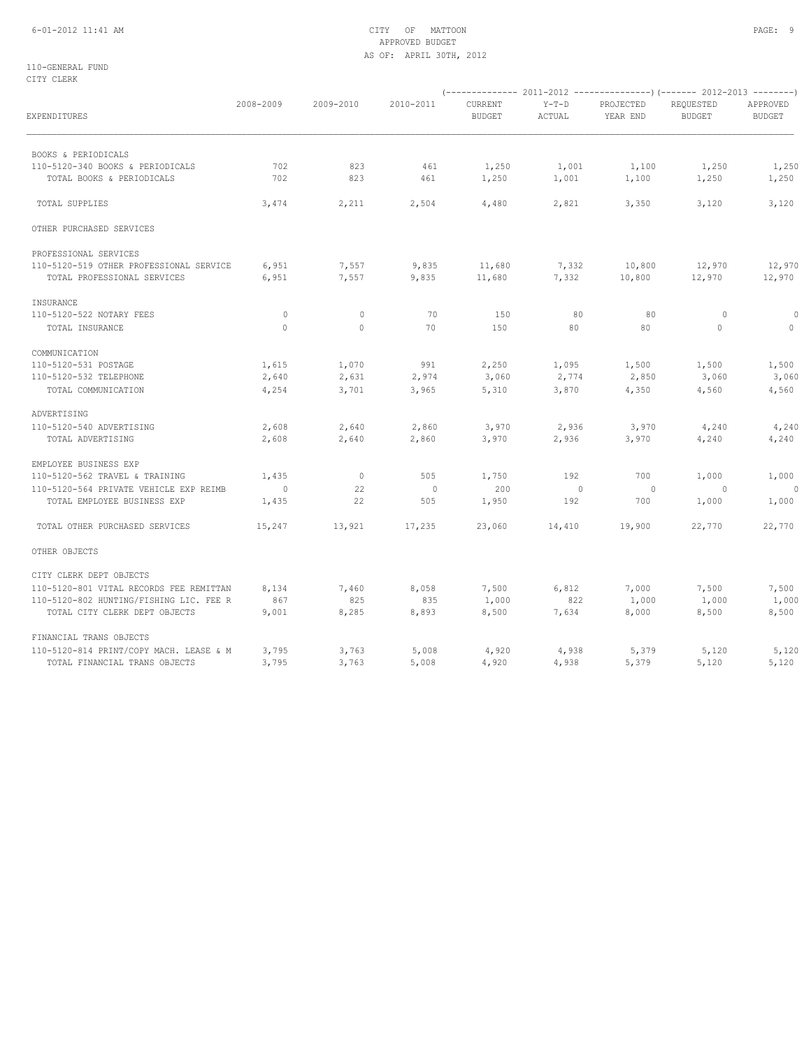CITY OF MATTOON
APPROVED BUDGET
AS OF: APRIL 30TH, 2012

110-GENERAL FUND
CITY CLERK

| EXPENDITURES | 2008-2009 | 2009-2010 | 2010-2011 | 2011-2012 CURRENT BUDGET | 2011-2012 Y-T-D ACTUAL | 2011-2012 PROJECTED YEAR END | 2012-2013 REQUESTED BUDGET | 2012-2013 APPROVED BUDGET |
|---|---|---|---|---|---|---|---|---|
| BOOKS & PERIODICALS | | | | | | | | |
| 110-5120-340 BOOKS & PERIODICALS | 702 | 823 | 461 | 1,250 | 1,001 | 1,100 | 1,250 | 1,250 |
| TOTAL BOOKS & PERIODICALS | 702 | 823 | 461 | 1,250 | 1,001 | 1,100 | 1,250 | 1,250 |
| TOTAL SUPPLIES | 3,474 | 2,211 | 2,504 | 4,480 | 2,821 | 3,350 | 3,120 | 3,120 |
| OTHER PURCHASED SERVICES | | | | | | | | |
| PROFESSIONAL SERVICES | | | | | | | | |
| 110-5120-519 OTHER PROFESSIONAL SERVICE | 6,951 | 7,557 | 9,835 | 11,680 | 7,332 | 10,800 | 12,970 | 12,970 |
| TOTAL PROFESSIONAL SERVICES | 6,951 | 7,557 | 9,835 | 11,680 | 7,332 | 10,800 | 12,970 | 12,970 |
| INSURANCE | | | | | | | | |
| 110-5120-522 NOTARY FEES | 0 | 0 | 70 | 150 | 80 | 80 | 0 | 0 |
| TOTAL INSURANCE | 0 | 0 | 70 | 150 | 80 | 80 | 0 | 0 |
| COMMUNICATION | | | | | | | | |
| 110-5120-531 POSTAGE | 1,615 | 1,070 | 991 | 2,250 | 1,095 | 1,500 | 1,500 | 1,500 |
| 110-5120-532 TELEPHONE | 2,640 | 2,631 | 2,974 | 3,060 | 2,774 | 2,850 | 3,060 | 3,060 |
| TOTAL COMMUNICATION | 4,254 | 3,701 | 3,965 | 5,310 | 3,870 | 4,350 | 4,560 | 4,560 |
| ADVERTISING | | | | | | | | |
| 110-5120-540 ADVERTISING | 2,608 | 2,640 | 2,860 | 3,970 | 2,936 | 3,970 | 4,240 | 4,240 |
| TOTAL ADVERTISING | 2,608 | 2,640 | 2,860 | 3,970 | 2,936 | 3,970 | 4,240 | 4,240 |
| EMPLOYEE BUSINESS EXP | | | | | | | | |
| 110-5120-562 TRAVEL & TRAINING | 1,435 | 0 | 505 | 1,750 | 192 | 700 | 1,000 | 1,000 |
| 110-5120-564 PRIVATE VEHICLE EXP REIMB | 0 | 22 | 0 | 200 | 0 | 0 | 0 | 0 |
| TOTAL EMPLOYEE BUSINESS EXP | 1,435 | 22 | 505 | 1,950 | 192 | 700 | 1,000 | 1,000 |
| TOTAL OTHER PURCHASED SERVICES | 15,247 | 13,921 | 17,235 | 23,060 | 14,410 | 19,900 | 22,770 | 22,770 |
| OTHER OBJECTS | | | | | | | | |
| CITY CLERK DEPT OBJECTS | | | | | | | | |
| 110-5120-801 VITAL RECORDS FEE REMITTAN | 8,134 | 7,460 | 8,058 | 7,500 | 6,812 | 7,000 | 7,500 | 7,500 |
| 110-5120-802 HUNTING/FISHING LIC. FEE R | 867 | 825 | 835 | 1,000 | 822 | 1,000 | 1,000 | 1,000 |
| TOTAL CITY CLERK DEPT OBJECTS | 9,001 | 8,285 | 8,893 | 8,500 | 7,634 | 8,000 | 8,500 | 8,500 |
| FINANCIAL TRANS OBJECTS | | | | | | | | |
| 110-5120-814 PRINT/COPY MACH. LEASE & M | 3,795 | 3,763 | 5,008 | 4,920 | 4,938 | 5,379 | 5,120 | 5,120 |
| TOTAL FINANCIAL TRANS OBJECTS | 3,795 | 3,763 | 5,008 | 4,920 | 4,938 | 5,379 | 5,120 | 5,120 |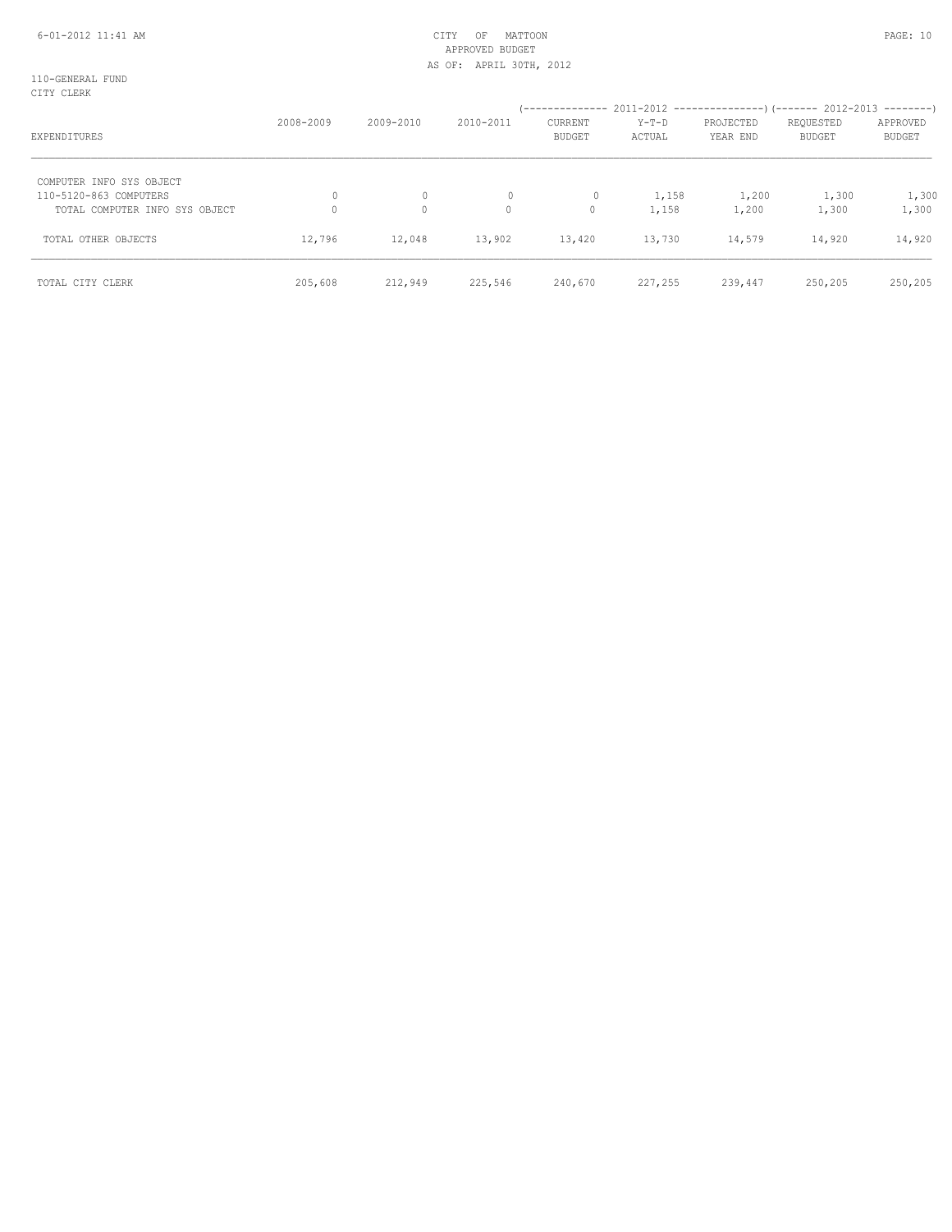110-GENERAL FUND
CITY CLERK

| EXPENDITURES | 2008-2009 | 2009-2010 | 2010-2011 | 2011-2012 CURRENT BUDGET | 2011-2012 Y-T-D ACTUAL | 2011-2012 PROJECTED YEAR END | 2012-2013 REQUESTED BUDGET | 2012-2013 APPROVED BUDGET |
|---|---|---|---|---|---|---|---|---|
| COMPUTER INFO SYS OBJECT | | | | | | | | |
| 110-5120-863 COMPUTERS | 0 | 0 | 0 | 0 | 1,158 | 1,200 | 1,300 | 1,300 |
| TOTAL COMPUTER INFO SYS OBJECT | 0 | 0 | 0 | 0 | 1,158 | 1,200 | 1,300 | 1,300 |
| TOTAL OTHER OBJECTS | 12,796 | 12,048 | 13,902 | 13,420 | 13,730 | 14,579 | 14,920 | 14,920 |
| TOTAL CITY CLERK | 205,608 | 212,949 | 225,546 | 240,670 | 227,255 | 239,447 | 250,205 | 250,205 |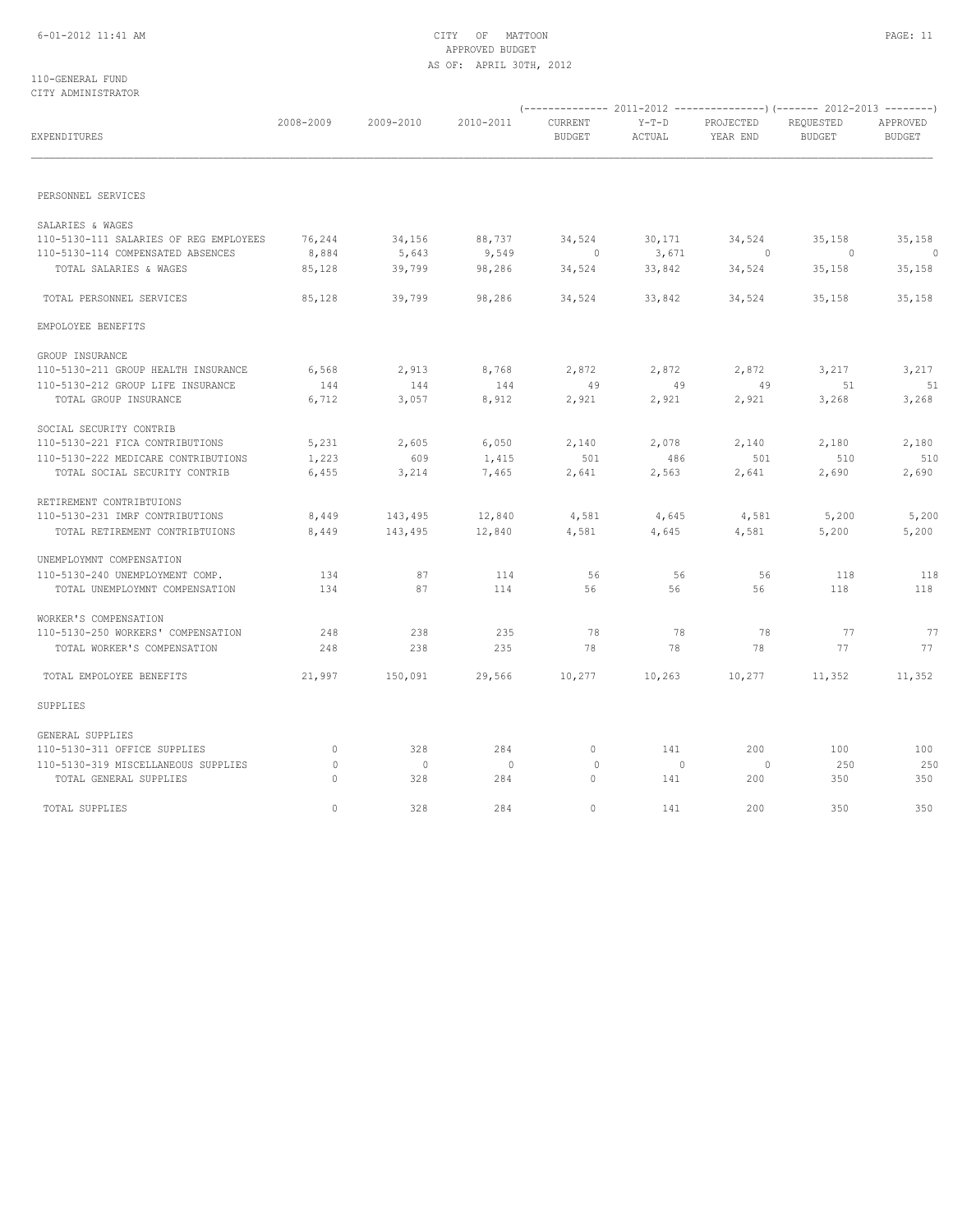CITY OF MATTOON
APPROVED BUDGET
AS OF: APRIL 30TH, 2012

110-GENERAL FUND
CITY ADMINISTRATOR

| EXPENDITURES | 2008-2009 | 2009-2010 | 2010-2011 | 2011-2012 CURRENT BUDGET | 2011-2012 Y-T-D ACTUAL | 2011-2012 PROJECTED YEAR END | 2012-2013 REQUESTED BUDGET | 2012-2013 APPROVED BUDGET |
|---|---|---|---|---|---|---|---|---|
| PERSONNEL SERVICES | | | | | | | | |
| SALARIES & WAGES | | | | | | | | |
| 110-5130-111 SALARIES OF REG EMPLOYEES | 76,244 | 34,156 | 88,737 | 34,524 | 30,171 | 34,524 | 35,158 | 35,158 |
| 110-5130-114 COMPENSATED ABSENCES | 8,884 | 5,643 | 9,549 | 0 | 3,671 | 0 | 0 | 0 |
| TOTAL SALARIES & WAGES | 85,128 | 39,799 | 98,286 | 34,524 | 33,842 | 34,524 | 35,158 | 35,158 |
| TOTAL PERSONNEL SERVICES | 85,128 | 39,799 | 98,286 | 34,524 | 33,842 | 34,524 | 35,158 | 35,158 |
| EMPOLOYEE BENEFITS | | | | | | | | |
| GROUP INSURANCE | | | | | | | | |
| 110-5130-211 GROUP HEALTH INSURANCE | 6,568 | 2,913 | 8,768 | 2,872 | 2,872 | 2,872 | 3,217 | 3,217 |
| 110-5130-212 GROUP LIFE INSURANCE | 144 | 144 | 144 | 49 | 49 | 49 | 51 | 51 |
| TOTAL GROUP INSURANCE | 6,712 | 3,057 | 8,912 | 2,921 | 2,921 | 2,921 | 3,268 | 3,268 |
| SOCIAL SECURITY CONTRIB | | | | | | | | |
| 110-5130-221 FICA CONTRIBUTIONS | 5,231 | 2,605 | 6,050 | 2,140 | 2,078 | 2,140 | 2,180 | 2,180 |
| 110-5130-222 MEDICARE CONTRIBUTIONS | 1,223 | 609 | 1,415 | 501 | 486 | 501 | 510 | 510 |
| TOTAL SOCIAL SECURITY CONTRIB | 6,455 | 3,214 | 7,465 | 2,641 | 2,563 | 2,641 | 2,690 | 2,690 |
| RETIREMENT CONTRIBTUIONS | | | | | | | | |
| 110-5130-231 IMRF CONTRIBUTIONS | 8,449 | 143,495 | 12,840 | 4,581 | 4,645 | 4,581 | 5,200 | 5,200 |
| TOTAL RETIREMENT CONTRIBTUIONS | 8,449 | 143,495 | 12,840 | 4,581 | 4,645 | 4,581 | 5,200 | 5,200 |
| UNEMPLOYMNT COMPENSATION | | | | | | | | |
| 110-5130-240 UNEMPLOYMENT COMP. | 134 | 87 | 114 | 56 | 56 | 56 | 118 | 118 |
| TOTAL UNEMPLOYMNT COMPENSATION | 134 | 87 | 114 | 56 | 56 | 56 | 118 | 118 |
| WORKER'S COMPENSATION | | | | | | | | |
| 110-5130-250 WORKERS' COMPENSATION | 248 | 238 | 235 | 78 | 78 | 78 | 77 | 77 |
| TOTAL WORKER'S COMPENSATION | 248 | 238 | 235 | 78 | 78 | 78 | 77 | 77 |
| TOTAL EMPOLOYEE BENEFITS | 21,997 | 150,091 | 29,566 | 10,277 | 10,263 | 10,277 | 11,352 | 11,352 |
| SUPPLIES | | | | | | | | |
| GENERAL SUPPLIES | | | | | | | | |
| 110-5130-311 OFFICE SUPPLIES | 0 | 328 | 284 | 0 | 141 | 200 | 100 | 100 |
| 110-5130-319 MISCELLANEOUS SUPPLIES | 0 | 0 | 0 | 0 | 0 | 0 | 250 | 250 |
| TOTAL GENERAL SUPPLIES | 0 | 328 | 284 | 0 | 141 | 200 | 350 | 350 |
| TOTAL SUPPLIES | 0 | 328 | 284 | 0 | 141 | 200 | 350 | 350 |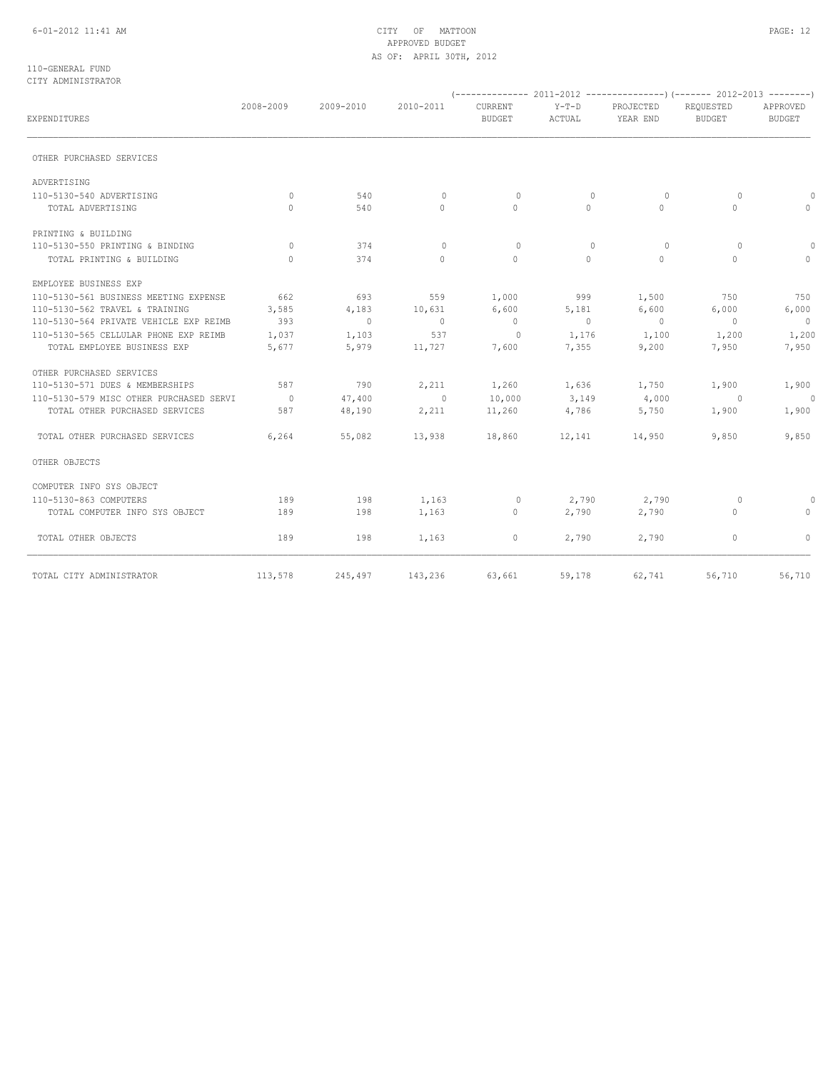CITY OF MATTOON
APPROVED BUDGET
AS OF: APRIL 30TH, 2012

110-GENERAL FUND
CITY ADMINISTRATOR

| EXPENDITURES | 2008-2009 | 2009-2010 | 2010-2011 | 2011-2012 CURRENT BUDGET | 2011-2012 Y-T-D ACTUAL | 2011-2012 PROJECTED YEAR END | 2012-2013 REQUESTED BUDGET | 2012-2013 APPROVED BUDGET |
|---|---|---|---|---|---|---|---|---|
| OTHER PURCHASED SERVICES | | | | | | | | |
| ADVERTISING | | | | | | | | |
| 110-5130-540 ADVERTISING | 0 | 540 | 0 | 0 | 0 | 0 | 0 | 0 |
| TOTAL ADVERTISING | 0 | 540 | 0 | 0 | 0 | 0 | 0 | 0 |
| PRINTING & BUILDING | | | | | | | | |
| 110-5130-550 PRINTING & BINDING | 0 | 374 | 0 | 0 | 0 | 0 | 0 | 0 |
| TOTAL PRINTING & BUILDING | 0 | 374 | 0 | 0 | 0 | 0 | 0 | 0 |
| EMPLOYEE BUSINESS EXP | | | | | | | | |
| 110-5130-561 BUSINESS MEETING EXPENSE | 662 | 693 | 559 | 1,000 | 999 | 1,500 | 750 | 750 |
| 110-5130-562 TRAVEL & TRAINING | 3,585 | 4,183 | 10,631 | 6,600 | 5,181 | 6,600 | 6,000 | 6,000 |
| 110-5130-564 PRIVATE VEHICLE EXP REIMB | 393 | 0 | 0 | 0 | 0 | 0 | 0 | 0 |
| 110-5130-565 CELLULAR PHONE EXP REIMB | 1,037 | 1,103 | 537 | 0 | 1,176 | 1,100 | 1,200 | 1,200 |
| TOTAL EMPLOYEE BUSINESS EXP | 5,677 | 5,979 | 11,727 | 7,600 | 7,355 | 9,200 | 7,950 | 7,950 |
| OTHER PURCHASED SERVICES | | | | | | | | |
| 110-5130-571 DUES & MEMBERSHIPS | 587 | 790 | 2,211 | 1,260 | 1,636 | 1,750 | 1,900 | 1,900 |
| 110-5130-579 MISC OTHER PURCHASED SERVI | 0 | 47,400 | 0 | 10,000 | 3,149 | 4,000 | 0 | 0 |
| TOTAL OTHER PURCHASED SERVICES | 587 | 48,190 | 2,211 | 11,260 | 4,786 | 5,750 | 1,900 | 1,900 |
| TOTAL OTHER PURCHASED SERVICES | 6,264 | 55,082 | 13,938 | 18,860 | 12,141 | 14,950 | 9,850 | 9,850 |
| OTHER OBJECTS | | | | | | | | |
| COMPUTER INFO SYS OBJECT | | | | | | | | |
| 110-5130-863 COMPUTERS | 189 | 198 | 1,163 | 0 | 2,790 | 2,790 | 0 | 0 |
| TOTAL COMPUTER INFO SYS OBJECT | 189 | 198 | 1,163 | 0 | 2,790 | 2,790 | 0 | 0 |
| TOTAL OTHER OBJECTS | 189 | 198 | 1,163 | 0 | 2,790 | 2,790 | 0 | 0 |
| TOTAL CITY ADMINISTRATOR | 113,578 | 245,497 | 143,236 | 63,661 | 59,178 | 62,741 | 56,710 | 56,710 |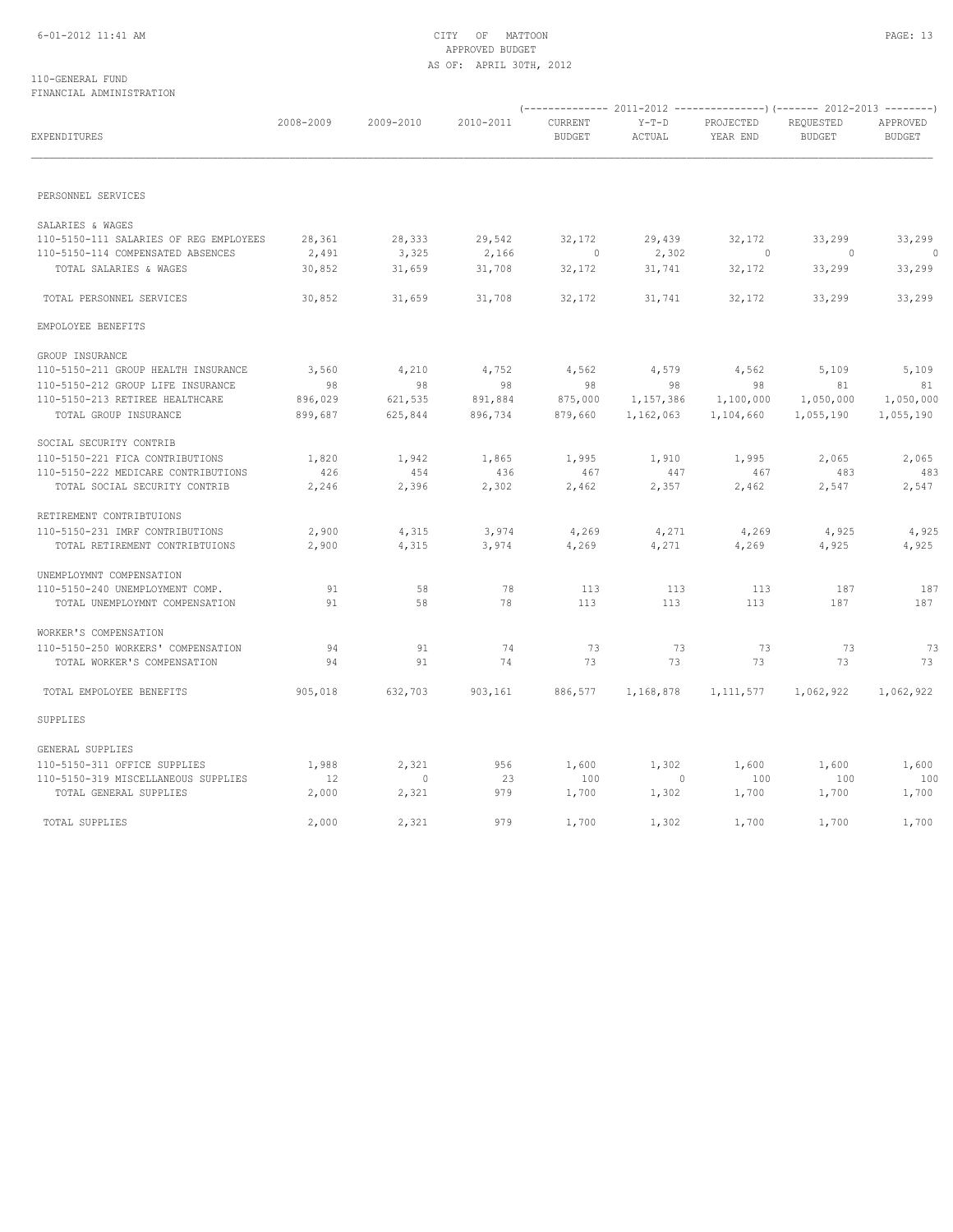110-GENERAL FUND
FINANCIAL ADMINISTRATION

| EXPENDITURES | 2008-2009 | 2009-2010 | 2010-2011 | 2011-2012 CURRENT BUDGET | 2011-2012 Y-T-D ACTUAL | 2011-2012 PROJECTED YEAR END | 2012-2013 REQUESTED BUDGET | 2012-2013 APPROVED BUDGET |
|---|---|---|---|---|---|---|---|---|
| PERSONNEL SERVICES | | | | | | | | |
| SALARIES & WAGES | | | | | | | | |
| 110-5150-111 SALARIES OF REG EMPLOYEES | 28,361 | 28,333 | 29,542 | 32,172 | 29,439 | 32,172 | 33,299 | 33,299 |
| 110-5150-114 COMPENSATED ABSENCES | 2,491 | 3,325 | 2,166 | 0 | 2,302 | 0 | 0 | 0 |
| TOTAL SALARIES & WAGES | 30,852 | 31,659 | 31,708 | 32,172 | 31,741 | 32,172 | 33,299 | 33,299 |
| TOTAL PERSONNEL SERVICES | 30,852 | 31,659 | 31,708 | 32,172 | 31,741 | 32,172 | 33,299 | 33,299 |
| EMPOLOYEE BENEFITS | | | | | | | | |
| GROUP INSURANCE | | | | | | | | |
| 110-5150-211 GROUP HEALTH INSURANCE | 3,560 | 4,210 | 4,752 | 4,562 | 4,579 | 4,562 | 5,109 | 5,109 |
| 110-5150-212 GROUP LIFE INSURANCE | 98 | 98 | 98 | 98 | 98 | 98 | 81 | 81 |
| 110-5150-213 RETIREE HEALTHCARE | 896,029 | 621,535 | 891,884 | 875,000 | 1,157,386 | 1,100,000 | 1,050,000 | 1,050,000 |
| TOTAL GROUP INSURANCE | 899,687 | 625,844 | 896,734 | 879,660 | 1,162,063 | 1,104,660 | 1,055,190 | 1,055,190 |
| SOCIAL SECURITY CONTRIB | | | | | | | | |
| 110-5150-221 FICA CONTRIBUTIONS | 1,820 | 1,942 | 1,865 | 1,995 | 1,910 | 1,995 | 2,065 | 2,065 |
| 110-5150-222 MEDICARE CONTRIBUTIONS | 426 | 454 | 436 | 467 | 447 | 467 | 483 | 483 |
| TOTAL SOCIAL SECURITY CONTRIB | 2,246 | 2,396 | 2,302 | 2,462 | 2,357 | 2,462 | 2,547 | 2,547 |
| RETIREMENT CONTRIBTUIONS | | | | | | | | |
| 110-5150-231 IMRF CONTRIBUTIONS | 2,900 | 4,315 | 3,974 | 4,269 | 4,271 | 4,269 | 4,925 | 4,925 |
| TOTAL RETIREMENT CONTRIBTUIONS | 2,900 | 4,315 | 3,974 | 4,269 | 4,271 | 4,269 | 4,925 | 4,925 |
| UNEMPLOYMNT COMPENSATION | | | | | | | | |
| 110-5150-240 UNEMPLOYMENT COMP. | 91 | 58 | 78 | 113 | 113 | 113 | 187 | 187 |
| TOTAL UNEMPLOYMNT COMPENSATION | 91 | 58 | 78 | 113 | 113 | 113 | 187 | 187 |
| WORKER'S COMPENSATION | | | | | | | | |
| 110-5150-250 WORKERS' COMPENSATION | 94 | 91 | 74 | 73 | 73 | 73 | 73 | 73 |
| TOTAL WORKER'S COMPENSATION | 94 | 91 | 74 | 73 | 73 | 73 | 73 | 73 |
| TOTAL EMPOLOYEE BENEFITS | 905,018 | 632,703 | 903,161 | 886,577 | 1,168,878 | 1,111,577 | 1,062,922 | 1,062,922 |
| SUPPLIES | | | | | | | | |
| GENERAL SUPPLIES | | | | | | | | |
| 110-5150-311 OFFICE SUPPLIES | 1,988 | 2,321 | 956 | 1,600 | 1,302 | 1,600 | 1,600 | 1,600 |
| 110-5150-319 MISCELLANEOUS SUPPLIES | 12 | 0 | 23 | 100 | 0 | 100 | 100 | 100 |
| TOTAL GENERAL SUPPLIES | 2,000 | 2,321 | 979 | 1,700 | 1,302 | 1,700 | 1,700 | 1,700 |
| TOTAL SUPPLIES | 2,000 | 2,321 | 979 | 1,700 | 1,302 | 1,700 | 1,700 | 1,700 |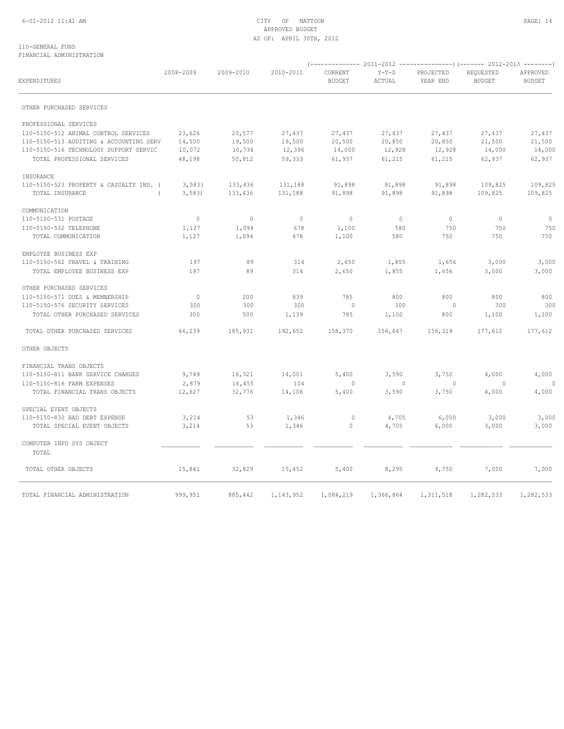CITY OF MATTOON
APPROVED BUDGET
AS OF: APRIL 30TH, 2012

110-GENERAL FUND
FINANCIAL ADMINISTRATION

| EXPENDITURES | 2008-2009 | 2009-2010 | 2010-2011 | 2011-2012 CURRENT BUDGET | 2011-2012 Y-T-D ACTUAL | 2011-2012 PROJECTED YEAR END | 2012-2013 REQUESTED BUDGET | 2012-2013 APPROVED BUDGET |
|---|---|---|---|---|---|---|---|---|
| OTHER PURCHASED SERVICES | | | | | | | | |
| PROFESSIONAL SERVICES | | | | | | | | |
| 110-5150-512 ANIMAL CONTROL SERVICES | 23,626 | 20,577 | 27,437 | 27,437 | 27,437 | 27,437 | 27,437 | 27,437 |
| 110-5150-513 AUDITING & ACCOUNTING SERV | 14,500 | 19,500 | 19,500 | 20,500 | 20,850 | 20,850 | 21,500 | 21,500 |
| 110-5150-516 TECHNOLOGY SUPPORT SERVIC | 10,072 | 10,734 | 12,396 | 14,000 | 12,928 | 12,928 | 14,000 | 14,000 |
| TOTAL PROFESSIONAL SERVICES | 48,198 | 50,812 | 59,333 | 61,937 | 61,215 | 61,215 | 62,937 | 62,937 |
| INSURANCE | | | | | | | | |
| 110-5150-523 PROPERTY & CASUALTY INS. | ( 3,583) | 133,436 | 131,188 | 91,898 | 91,898 | 91,898 | 109,825 | 109,825 |
| TOTAL INSURANCE | ( 3,583) | 133,436 | 131,188 | 91,898 | 91,898 | 91,898 | 109,825 | 109,825 |
| COMMUNICATION | | | | | | | | |
| 110-5150-531 POSTAGE | 0 | 0 | 0 | 0 | 0 | 0 | 0 | 0 |
| 110-5150-532 TELEPHONE | 1,127 | 1,094 | 678 | 1,100 | 580 | 750 | 750 | 750 |
| TOTAL COMMUNICATION | 1,127 | 1,094 | 678 | 1,100 | 580 | 750 | 750 | 750 |
| EMPLOYEE BUSINESS EXP | | | | | | | | |
| 110-5150-562 TRAVEL & TRAINING | 197 | 89 | 314 | 2,650 | 1,855 | 1,656 | 3,000 | 3,000 |
| TOTAL EMPLOYEE BUSINESS EXP | 197 | 89 | 314 | 2,650 | 1,855 | 1,656 | 3,000 | 3,000 |
| OTHER PURCHASED SERVICES | | | | | | | | |
| 110-5150-571 DUES & MEMBERSHIP | 0 | 200 | 839 | 785 | 800 | 800 | 800 | 800 |
| 110-5150-576 SECURITY SERVICES | 300 | 300 | 300 | 0 | 300 | 0 | 300 | 300 |
| TOTAL OTHER PURCHASED SERVICES | 300 | 500 | 1,139 | 785 | 1,100 | 800 | 1,100 | 1,100 |
| TOTAL OTHER PURCHASED SERVICES | 46,239 | 185,931 | 192,652 | 158,370 | 156,647 | 156,319 | 177,612 | 177,612 |
| OTHER OBJECTS | | | | | | | | |
| FINANCIAL TRANS OBJECTS | | | | | | | | |
| 110-5150-811 BANK SERVICE CHARGES | 9,749 | 16,321 | 14,001 | 5,400 | 3,590 | 3,750 | 4,000 | 4,000 |
| 110-5150-816 FARM EXPENSES | 2,879 | 16,455 | 104 | 0 | 0 | 0 | 0 | 0 |
| TOTAL FINANCIAL TRANS OBJECTS | 12,627 | 32,776 | 14,106 | 5,400 | 3,590 | 3,750 | 4,000 | 4,000 |
| SPECIAL EVENT OBJECTS | | | | | | | | |
| 110-5150-830 BAD DEBT EXPENSE | 3,214 | 53 | 1,346 | 0 | 4,705 | 6,000 | 3,000 | 3,000 |
| TOTAL SPECIAL EVENT OBJECTS | 3,214 | 53 | 1,346 | 0 | 4,705 | 6,000 | 3,000 | 3,000 |
| COMPUTER INFO SYS OBJECT | | | | | | | | |
| TOTAL | | | | | | | | |
| TOTAL OTHER OBJECTS | 15,841 | 32,829 | 15,452 | 5,400 | 8,295 | 9,750 | 7,000 | 7,000 |
| TOTAL FINANCIAL ADMINISTRATION | 999,951 | 885,442 | 1,143,952 | 1,084,219 | 1,366,864 | 1,311,518 | 1,282,533 | 1,282,533 |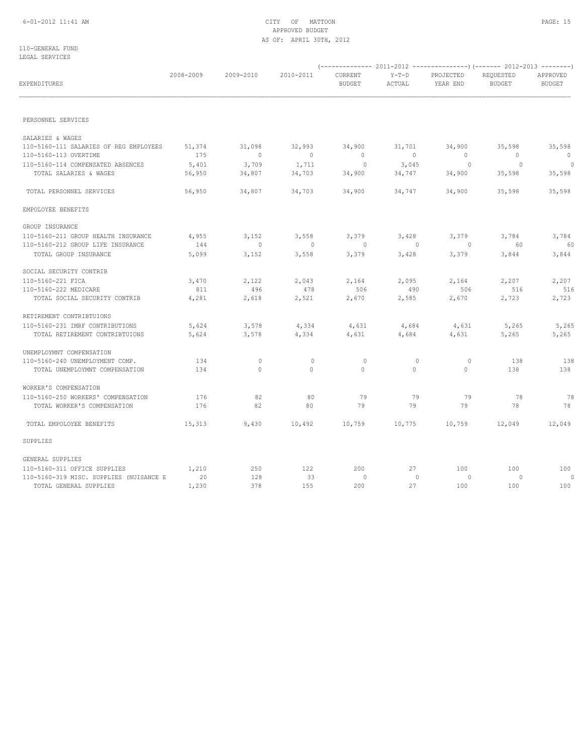CITY OF MATTOON
APPROVED BUDGET
AS OF: APRIL 30TH, 2012

110-GENERAL FUND
LEGAL SERVICES

| EXPENDITURES | 2008-2009 | 2009-2010 | 2010-2011 | 2011-2012 CURRENT BUDGET | 2011-2012 Y-T-D ACTUAL | 2011-2012 PROJECTED YEAR END | 2012-2013 REQUESTED BUDGET | 2012-2013 APPROVED BUDGET |
|---|---|---|---|---|---|---|---|---|
| PERSONNEL SERVICES | | | | | | | | |
| SALARIES & WAGES | | | | | | | | |
| 110-5160-111 SALARIES OF REG EMPLOYEES | 51,374 | 31,098 | 32,993 | 34,900 | 31,701 | 34,900 | 35,598 | 35,598 |
| 110-5160-113 OVERTIME | 175 | 0 | 0 | 0 | 0 | 0 | 0 | 0 |
| 110-5160-114 COMPENSATED ABSENCES | 5,401 | 3,709 | 1,711 | 0 | 3,045 | 0 | 0 | 0 |
| TOTAL SALARIES & WAGES | 56,950 | 34,807 | 34,703 | 34,900 | 34,747 | 34,900 | 35,598 | 35,598 |
| TOTAL PERSONNEL SERVICES | 56,950 | 34,807 | 34,703 | 34,900 | 34,747 | 34,900 | 35,598 | 35,598 |
| EMPOLOYEE BENEFITS | | | | | | | | |
| GROUP INSURANCE | | | | | | | | |
| 110-5160-211 GROUP HEALTH INSURANCE | 4,955 | 3,152 | 3,558 | 3,379 | 3,428 | 3,379 | 3,784 | 3,784 |
| 110-5160-212 GROUP LIFE INSURANCE | 144 | 0 | 0 | 0 | 0 | 0 | 60 | 60 |
| TOTAL GROUP INSURANCE | 5,099 | 3,152 | 3,558 | 3,379 | 3,428 | 3,379 | 3,844 | 3,844 |
| SOCIAL SECURITY CONTRIB | | | | | | | | |
| 110-5160-221 FICA | 3,470 | 2,122 | 2,043 | 2,164 | 2,095 | 2,164 | 2,207 | 2,207 |
| 110-5160-222 MEDICARE | 811 | 496 | 478 | 506 | 490 | 506 | 516 | 516 |
| TOTAL SOCIAL SECURITY CONTRIB | 4,281 | 2,618 | 2,521 | 2,670 | 2,585 | 2,670 | 2,723 | 2,723 |
| RETIREMENT CONTRIBTUIONS | | | | | | | | |
| 110-5160-231 IMRF CONTRIBUTIONS | 5,624 | 3,578 | 4,334 | 4,631 | 4,684 | 4,631 | 5,265 | 5,265 |
| TOTAL RETIREMENT CONTRIBTUIONS | 5,624 | 3,578 | 4,334 | 4,631 | 4,684 | 4,631 | 5,265 | 5,265 |
| UNEMPLOYMNT COMPENSATION | | | | | | | | |
| 110-5160-240 UNEMPLOYMENT COMP. | 134 | 0 | 0 | 0 | 0 | 0 | 138 | 138 |
| TOTAL UNEMPLOYMNT COMPENSATION | 134 | 0 | 0 | 0 | 0 | 0 | 138 | 138 |
| WORKER'S COMPENSATION | | | | | | | | |
| 110-5160-250 WORKERS' COMPENSATION | 176 | 82 | 80 | 79 | 79 | 79 | 78 | 78 |
| TOTAL WORKER'S COMPENSATION | 176 | 82 | 80 | 79 | 79 | 79 | 78 | 78 |
| TOTAL EMPOLOYEE BENEFITS | 15,313 | 9,430 | 10,492 | 10,759 | 10,775 | 10,759 | 12,049 | 12,049 |
| SUPPLIES | | | | | | | | |
| GENERAL SUPPLIES | | | | | | | | |
| 110-5160-311 OFFICE SUPPLIES | 1,210 | 250 | 122 | 200 | 27 | 100 | 100 | 100 |
| 110-5160-319 MISC. SUPPLIES (NUISANCE E | 20 | 128 | 33 | 0 | 0 | 0 | 0 | 0 |
| TOTAL GENERAL SUPPLIES | 1,230 | 378 | 155 | 200 | 27 | 100 | 100 | 100 |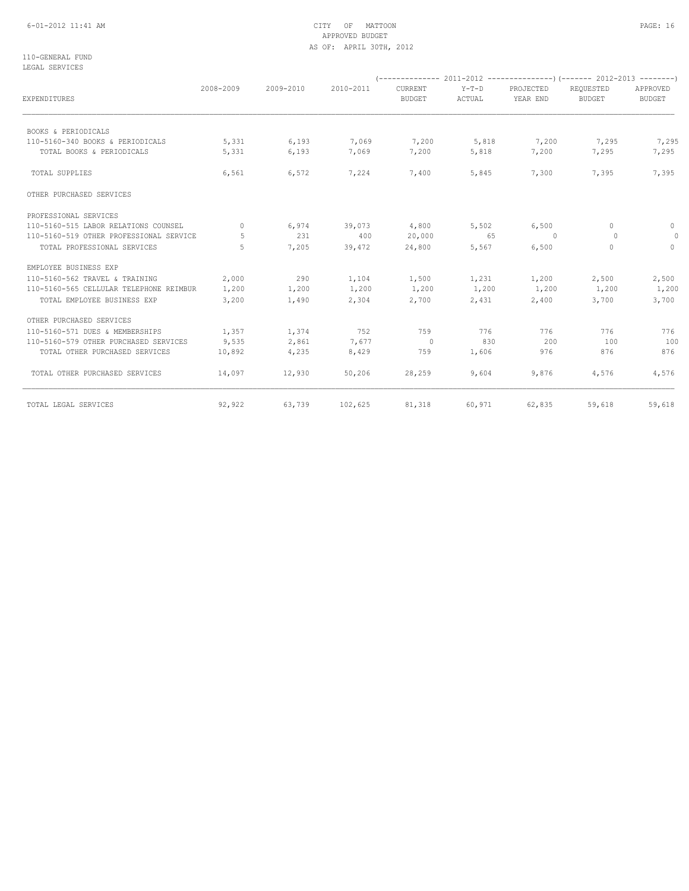CITY OF MATTOON
APPROVED BUDGET
AS OF: APRIL 30TH, 2012

110-GENERAL FUND
LEGAL SERVICES

| EXPENDITURES | 2008-2009 | 2009-2010 | 2010-2011 | 2011-2012 CURRENT BUDGET | 2011-2012 Y-T-D ACTUAL | 2011-2012 PROJECTED YEAR END | 2012-2013 REQUESTED BUDGET | 2012-2013 APPROVED BUDGET |
|---|---|---|---|---|---|---|---|---|
| BOOKS & PERIODICALS | | | | | | | | |
| 110-5160-340 BOOKS & PERIODICALS | 5,331 | 6,193 | 7,069 | 7,200 | 5,818 | 7,200 | 7,295 | 7,295 |
| TOTAL BOOKS & PERIODICALS | 5,331 | 6,193 | 7,069 | 7,200 | 5,818 | 7,200 | 7,295 | 7,295 |
| TOTAL SUPPLIES | 6,561 | 6,572 | 7,224 | 7,400 | 5,845 | 7,300 | 7,395 | 7,395 |
| OTHER PURCHASED SERVICES | | | | | | | | |
| PROFESSIONAL SERVICES | | | | | | | | |
| 110-5160-515 LABOR RELATIONS COUNSEL | 0 | 6,974 | 39,073 | 4,800 | 5,502 | 6,500 | 0 | 0 |
| 110-5160-519 OTHER PROFESSIONAL SERVICE | 5 | 231 | 400 | 20,000 | 65 | 0 | 0 | 0 |
| TOTAL PROFESSIONAL SERVICES | 5 | 7,205 | 39,472 | 24,800 | 5,567 | 6,500 | 0 | 0 |
| EMPLOYEE BUSINESS EXP | | | | | | | | |
| 110-5160-562 TRAVEL & TRAINING | 2,000 | 290 | 1,104 | 1,500 | 1,231 | 1,200 | 2,500 | 2,500 |
| 110-5160-565 CELLULAR TELEPHONE REIMBUR | 1,200 | 1,200 | 1,200 | 1,200 | 1,200 | 1,200 | 1,200 | 1,200 |
| TOTAL EMPLOYEE BUSINESS EXP | 3,200 | 1,490 | 2,304 | 2,700 | 2,431 | 2,400 | 3,700 | 3,700 |
| OTHER PURCHASED SERVICES | | | | | | | | |
| 110-5160-571 DUES & MEMBERSHIPS | 1,357 | 1,374 | 752 | 759 | 776 | 776 | 776 | 776 |
| 110-5160-579 OTHER PURCHASED SERVICES | 9,535 | 2,861 | 7,677 | 0 | 830 | 200 | 100 | 100 |
| TOTAL OTHER PURCHASED SERVICES | 10,892 | 4,235 | 8,429 | 759 | 1,606 | 976 | 876 | 876 |
| TOTAL OTHER PURCHASED SERVICES | 14,097 | 12,930 | 50,206 | 28,259 | 9,604 | 9,876 | 4,576 | 4,576 |
| TOTAL LEGAL SERVICES | 92,922 | 63,739 | 102,625 | 81,318 | 60,971 | 62,835 | 59,618 | 59,618 |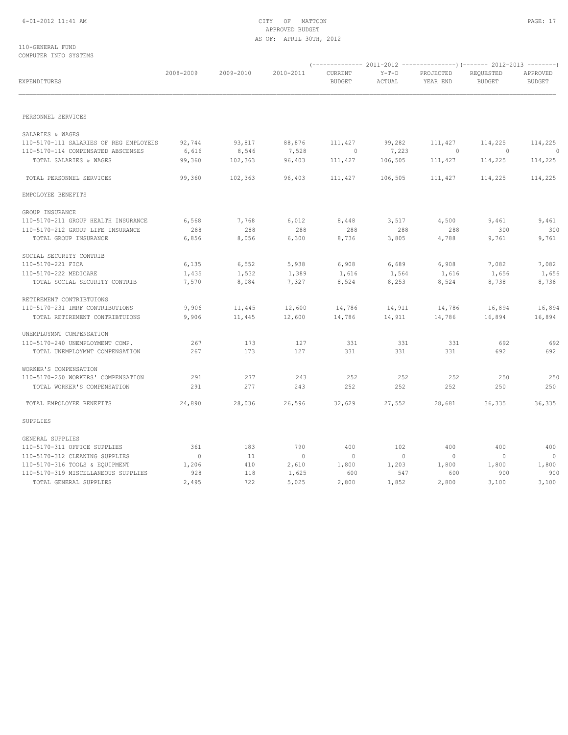CITY OF MATTOON
APPROVED BUDGET
AS OF: APRIL 30TH, 2012

110-GENERAL FUND
COMPUTER INFO SYSTEMS

| EXPENDITURES | 2008-2009 | 2009-2010 | 2010-2011 | 2011-2012 CURRENT BUDGET | 2011-2012 Y-T-D ACTUAL | 2011-2012 PROJECTED YEAR END | 2012-2013 REQUESTED BUDGET | 2012-2013 APPROVED BUDGET |
|---|---|---|---|---|---|---|---|---|
| PERSONNEL SERVICES | | | | | | | | |
| SALARIES & WAGES | | | | | | | | |
| 110-5170-111 SALARIES OF REG EMPLOYEES | 92,744 | 93,817 | 88,876 | 111,427 | 99,282 | 111,427 | 114,225 | 114,225 |
| 110-5170-114 COMPENSATED ABSCENSES | 6,616 | 8,546 | 7,528 | 0 | 7,223 | 0 | 0 | 0 |
| TOTAL SALARIES & WAGES | 99,360 | 102,363 | 96,403 | 111,427 | 106,505 | 111,427 | 114,225 | 114,225 |
| TOTAL PERSONNEL SERVICES | 99,360 | 102,363 | 96,403 | 111,427 | 106,505 | 111,427 | 114,225 | 114,225 |
| EMPOLOYEE BENEFITS | | | | | | | | |
| GROUP INSURANCE | | | | | | | | |
| 110-5170-211 GROUP HEALTH INSURANCE | 6,568 | 7,768 | 6,012 | 8,448 | 3,517 | 4,500 | 9,461 | 9,461 |
| 110-5170-212 GROUP LIFE INSURANCE | 288 | 288 | 288 | 288 | 288 | 288 | 300 | 300 |
| TOTAL GROUP INSURANCE | 6,856 | 8,056 | 6,300 | 8,736 | 3,805 | 4,788 | 9,761 | 9,761 |
| SOCIAL SECURITY CONTRIB | | | | | | | | |
| 110-5170-221 FICA | 6,135 | 6,552 | 5,938 | 6,908 | 6,689 | 6,908 | 7,082 | 7,082 |
| 110-5170-222 MEDICARE | 1,435 | 1,532 | 1,389 | 1,616 | 1,564 | 1,616 | 1,656 | 1,656 |
| TOTAL SOCIAL SECURITY CONTRIB | 7,570 | 8,084 | 7,327 | 8,524 | 8,253 | 8,524 | 8,738 | 8,738 |
| RETIREMENT CONTRIBTUIONS | | | | | | | | |
| 110-5170-231 IMRF CONTRIBUTIONS | 9,906 | 11,445 | 12,600 | 14,786 | 14,911 | 14,786 | 16,894 | 16,894 |
| TOTAL RETIREMENT CONTRIBTUIONS | 9,906 | 11,445 | 12,600 | 14,786 | 14,911 | 14,786 | 16,894 | 16,894 |
| UNEMPLOYMNT COMPENSATION | | | | | | | | |
| 110-5170-240 UNEMPLOYMENT COMP. | 267 | 173 | 127 | 331 | 331 | 331 | 692 | 692 |
| TOTAL UNEMPLOYMNT COMPENSATION | 267 | 173 | 127 | 331 | 331 | 331 | 692 | 692 |
| WORKER'S COMPENSATION | | | | | | | | |
| 110-5170-250 WORKERS' COMPENSATION | 291 | 277 | 243 | 252 | 252 | 252 | 250 | 250 |
| TOTAL WORKER'S COMPENSATION | 291 | 277 | 243 | 252 | 252 | 252 | 250 | 250 |
| TOTAL EMPOLOYEE BENEFITS | 24,890 | 28,036 | 26,596 | 32,629 | 27,552 | 28,681 | 36,335 | 36,335 |
| SUPPLIES | | | | | | | | |
| GENERAL SUPPLIES | | | | | | | | |
| 110-5170-311 OFFICE SUPPLIES | 361 | 183 | 790 | 400 | 102 | 400 | 400 | 400 |
| 110-5170-312 CLEANING SUPPLIES | 0 | 11 | 0 | 0 | 0 | 0 | 0 | 0 |
| 110-5170-316 TOOLS & EQUIPMENT | 1,206 | 410 | 2,610 | 1,800 | 1,203 | 1,800 | 1,800 | 1,800 |
| 110-5170-319 MISCELLANEOUS SUPPLIES | 928 | 118 | 1,625 | 600 | 547 | 600 | 900 | 900 |
| TOTAL GENERAL SUPPLIES | 2,495 | 722 | 5,025 | 2,800 | 1,852 | 2,800 | 3,100 | 3,100 |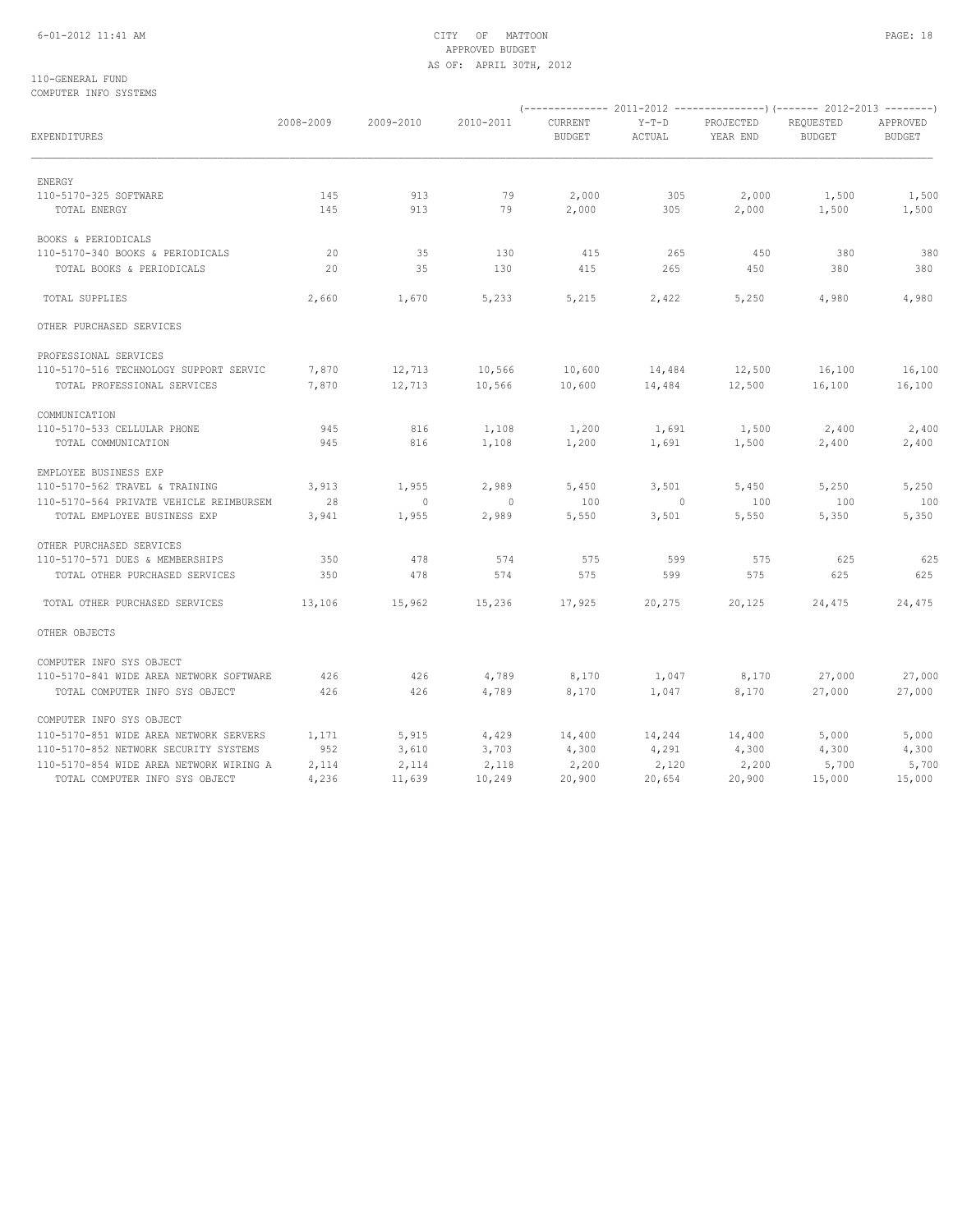CITY OF MATTOON
APPROVED BUDGET
AS OF: APRIL 30TH, 2012

110-GENERAL FUND
COMPUTER INFO SYSTEMS

| EXPENDITURES | 2008-2009 | 2009-2010 | 2010-2011 | 2011-2012 CURRENT BUDGET | 2011-2012 Y-T-D ACTUAL | 2011-2012 PROJECTED YEAR END | 2012-2013 REQUESTED BUDGET | 2012-2013 APPROVED BUDGET |
|---|---|---|---|---|---|---|---|---|
| ENERGY | | | | | | | | |
| 110-5170-325 SOFTWARE | 145 | 913 | 79 | 2,000 | 305 | 2,000 | 1,500 | 1,500 |
| TOTAL ENERGY | 145 | 913 | 79 | 2,000 | 305 | 2,000 | 1,500 | 1,500 |
| BOOKS & PERIODICALS | | | | | | | | |
| 110-5170-340 BOOKS & PERIODICALS | 20 | 35 | 130 | 415 | 265 | 450 | 380 | 380 |
| TOTAL BOOKS & PERIODICALS | 20 | 35 | 130 | 415 | 265 | 450 | 380 | 380 |
| TOTAL SUPPLIES | 2,660 | 1,670 | 5,233 | 5,215 | 2,422 | 5,250 | 4,980 | 4,980 |
| OTHER PURCHASED SERVICES | | | | | | | | |
| PROFESSIONAL SERVICES | | | | | | | | |
| 110-5170-516 TECHNOLOGY SUPPORT SERVIC | 7,870 | 12,713 | 10,566 | 10,600 | 14,484 | 12,500 | 16,100 | 16,100 |
| TOTAL PROFESSIONAL SERVICES | 7,870 | 12,713 | 10,566 | 10,600 | 14,484 | 12,500 | 16,100 | 16,100 |
| COMMUNICATION | | | | | | | | |
| 110-5170-533 CELLULAR PHONE | 945 | 816 | 1,108 | 1,200 | 1,691 | 1,500 | 2,400 | 2,400 |
| TOTAL COMMUNICATION | 945 | 816 | 1,108 | 1,200 | 1,691 | 1,500 | 2,400 | 2,400 |
| EMPLOYEE BUSINESS EXP | | | | | | | | |
| 110-5170-562 TRAVEL & TRAINING | 3,913 | 1,955 | 2,989 | 5,450 | 3,501 | 5,450 | 5,250 | 5,250 |
| 110-5170-564 PRIVATE VEHICLE REIMBURSEM | 28 | 0 | 0 | 100 | 0 | 100 | 100 | 100 |
| TOTAL EMPLOYEE BUSINESS EXP | 3,941 | 1,955 | 2,989 | 5,550 | 3,501 | 5,550 | 5,350 | 5,350 |
| OTHER PURCHASED SERVICES | | | | | | | | |
| 110-5170-571 DUES & MEMBERSHIPS | 350 | 478 | 574 | 575 | 599 | 575 | 625 | 625 |
| TOTAL OTHER PURCHASED SERVICES | 350 | 478 | 574 | 575 | 599 | 575 | 625 | 625 |
| TOTAL OTHER PURCHASED SERVICES | 13,106 | 15,962 | 15,236 | 17,925 | 20,275 | 20,125 | 24,475 | 24,475 |
| OTHER OBJECTS | | | | | | | | |
| COMPUTER INFO SYS OBJECT | | | | | | | | |
| 110-5170-841 WIDE AREA NETWORK SOFTWARE | 426 | 426 | 4,789 | 8,170 | 1,047 | 8,170 | 27,000 | 27,000 |
| TOTAL COMPUTER INFO SYS OBJECT | 426 | 426 | 4,789 | 8,170 | 1,047 | 8,170 | 27,000 | 27,000 |
| COMPUTER INFO SYS OBJECT | | | | | | | | |
| 110-5170-851 WIDE AREA NETWORK SERVERS | 1,171 | 5,915 | 4,429 | 14,400 | 14,244 | 14,400 | 5,000 | 5,000 |
| 110-5170-852 NETWORK SECURITY SYSTEMS | 952 | 3,610 | 3,703 | 4,300 | 4,291 | 4,300 | 4,300 | 4,300 |
| 110-5170-854 WIDE AREA NETWORK WIRING A | 2,114 | 2,114 | 2,118 | 2,200 | 2,120 | 2,200 | 5,700 | 5,700 |
| TOTAL COMPUTER INFO SYS OBJECT | 4,236 | 11,639 | 10,249 | 20,900 | 20,654 | 20,900 | 15,000 | 15,000 |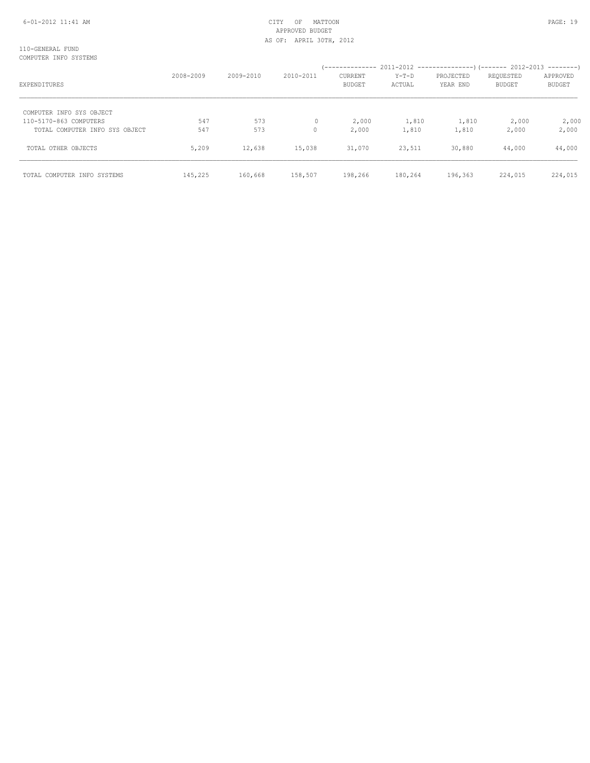CITY OF MATTOON
APPROVED BUDGET
AS OF: APRIL 30TH, 2012

110-GENERAL FUND
COMPUTER INFO SYSTEMS

| EXPENDITURES | 2008-2009 | 2009-2010 | 2010-2011 | 2011-2012 CURRENT BUDGET | 2011-2012 Y-T-D ACTUAL | 2011-2012 PROJECTED YEAR END | 2012-2013 REQUESTED BUDGET | 2012-2013 APPROVED BUDGET |
|---|---|---|---|---|---|---|---|---|
| COMPUTER INFO SYS OBJECT | | | | | | | | |
| 110-5170-863 COMPUTERS | 547 | 573 | 0 | 2,000 | 1,810 | 1,810 | 2,000 | 2,000 |
| TOTAL COMPUTER INFO SYS OBJECT | 547 | 573 | 0 | 2,000 | 1,810 | 1,810 | 2,000 | 2,000 |
| TOTAL OTHER OBJECTS | 5,209 | 12,638 | 15,038 | 31,070 | 23,511 | 30,880 | 44,000 | 44,000 |
| TOTAL COMPUTER INFO SYSTEMS | 145,225 | 160,668 | 158,507 | 198,266 | 180,264 | 196,363 | 224,015 | 224,015 |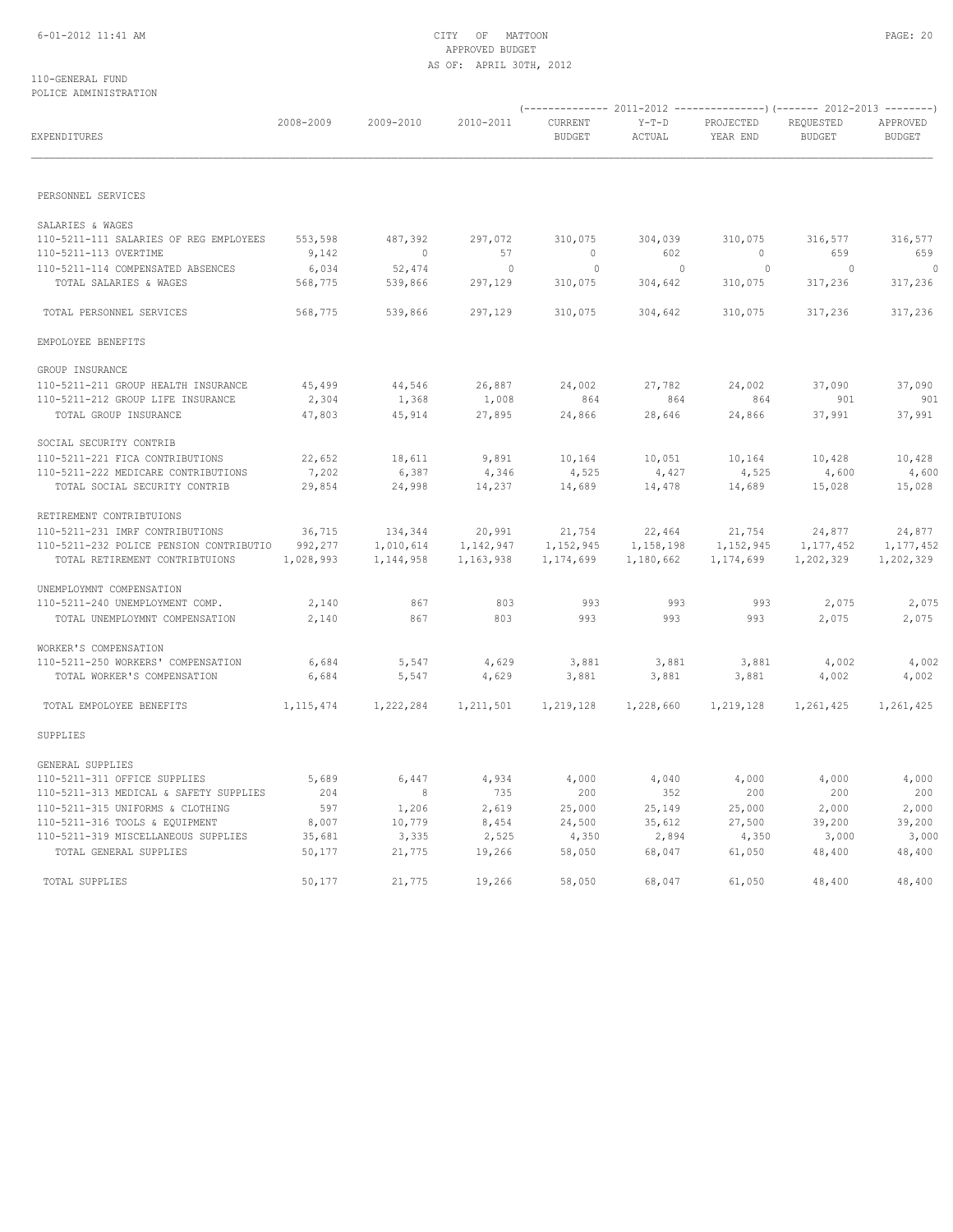CITY OF MATTOON
APPROVED BUDGET
AS OF: APRIL 30TH, 2012

110-GENERAL FUND
POLICE ADMINISTRATION

| EXPENDITURES | 2008-2009 | 2009-2010 | 2010-2011 | 2011-2012 CURRENT BUDGET | 2011-2012 Y-T-D ACTUAL | 2011-2012 PROJECTED YEAR END | 2012-2013 REQUESTED BUDGET | 2012-2013 APPROVED BUDGET |
|---|---|---|---|---|---|---|---|---|
| PERSONNEL SERVICES | | | | | | | | |
| SALARIES & WAGES | | | | | | | | |
| 110-5211-111 SALARIES OF REG EMPLOYEES | 553,598 | 487,392 | 297,072 | 310,075 | 304,039 | 310,075 | 316,577 | 316,577 |
| 110-5211-113 OVERTIME | 9,142 | 0 | 57 | 0 | 602 | 0 | 659 | 659 |
| 110-5211-114 COMPENSATED ABSENCES | 6,034 | 52,474 | 0 | 0 | 0 | 0 | 0 | 0 |
| TOTAL SALARIES & WAGES | 568,775 | 539,866 | 297,129 | 310,075 | 304,642 | 310,075 | 317,236 | 317,236 |
| TOTAL PERSONNEL SERVICES | 568,775 | 539,866 | 297,129 | 310,075 | 304,642 | 310,075 | 317,236 | 317,236 |
| EMPOLOYEE BENEFITS | | | | | | | | |
| GROUP INSURANCE | | | | | | | | |
| 110-5211-211 GROUP HEALTH INSURANCE | 45,499 | 44,546 | 26,887 | 24,002 | 27,782 | 24,002 | 37,090 | 37,090 |
| 110-5211-212 GROUP LIFE INSURANCE | 2,304 | 1,368 | 1,008 | 864 | 864 | 864 | 901 | 901 |
| TOTAL GROUP INSURANCE | 47,803 | 45,914 | 27,895 | 24,866 | 28,646 | 24,866 | 37,991 | 37,991 |
| SOCIAL SECURITY CONTRIB | | | | | | | | |
| 110-5211-221 FICA CONTRIBUTIONS | 22,652 | 18,611 | 9,891 | 10,164 | 10,051 | 10,164 | 10,428 | 10,428 |
| 110-5211-222 MEDICARE CONTRIBUTIONS | 7,202 | 6,387 | 4,346 | 4,525 | 4,427 | 4,525 | 4,600 | 4,600 |
| TOTAL SOCIAL SECURITY CONTRIB | 29,854 | 24,998 | 14,237 | 14,689 | 14,478 | 14,689 | 15,028 | 15,028 |
| RETIREMENT CONTRIBTUIONS | | | | | | | | |
| 110-5211-231 IMRF CONTRIBUTIONS | 36,715 | 134,344 | 20,991 | 21,754 | 22,464 | 21,754 | 24,877 | 24,877 |
| 110-5211-232 POLICE PENSION CONTRIBUTIO | 992,277 | 1,010,614 | 1,142,947 | 1,152,945 | 1,158,198 | 1,152,945 | 1,177,452 | 1,177,452 |
| TOTAL RETIREMENT CONTRIBTUIONS | 1,028,993 | 1,144,958 | 1,163,938 | 1,174,699 | 1,180,662 | 1,174,699 | 1,202,329 | 1,202,329 |
| UNEMPLOYMNT COMPENSATION | | | | | | | | |
| 110-5211-240 UNEMPLOYMENT COMP. | 2,140 | 867 | 803 | 993 | 993 | 993 | 2,075 | 2,075 |
| TOTAL UNEMPLOYMNT COMPENSATION | 2,140 | 867 | 803 | 993 | 993 | 993 | 2,075 | 2,075 |
| WORKER'S COMPENSATION | | | | | | | | |
| 110-5211-250 WORKERS' COMPENSATION | 6,684 | 5,547 | 4,629 | 3,881 | 3,881 | 3,881 | 4,002 | 4,002 |
| TOTAL WORKER'S COMPENSATION | 6,684 | 5,547 | 4,629 | 3,881 | 3,881 | 3,881 | 4,002 | 4,002 |
| TOTAL EMPOLOYEE BENEFITS | 1,115,474 | 1,222,284 | 1,211,501 | 1,219,128 | 1,228,660 | 1,219,128 | 1,261,425 | 1,261,425 |
| SUPPLIES | | | | | | | | |
| GENERAL SUPPLIES | | | | | | | | |
| 110-5211-311 OFFICE SUPPLIES | 5,689 | 6,447 | 4,934 | 4,000 | 4,040 | 4,000 | 4,000 | 4,000 |
| 110-5211-313 MEDICAL & SAFETY SUPPLIES | 204 | 8 | 735 | 200 | 352 | 200 | 200 | 200 |
| 110-5211-315 UNIFORMS & CLOTHING | 597 | 1,206 | 2,619 | 25,000 | 25,149 | 25,000 | 2,000 | 2,000 |
| 110-5211-316 TOOLS & EQUIPMENT | 8,007 | 10,779 | 8,454 | 24,500 | 35,612 | 27,500 | 39,200 | 39,200 |
| 110-5211-319 MISCELLANEOUS SUPPLIES | 35,681 | 3,335 | 2,525 | 4,350 | 2,894 | 4,350 | 3,000 | 3,000 |
| TOTAL GENERAL SUPPLIES | 50,177 | 21,775 | 19,266 | 58,050 | 68,047 | 61,050 | 48,400 | 48,400 |
| TOTAL SUPPLIES | 50,177 | 21,775 | 19,266 | 58,050 | 68,047 | 61,050 | 48,400 | 48,400 |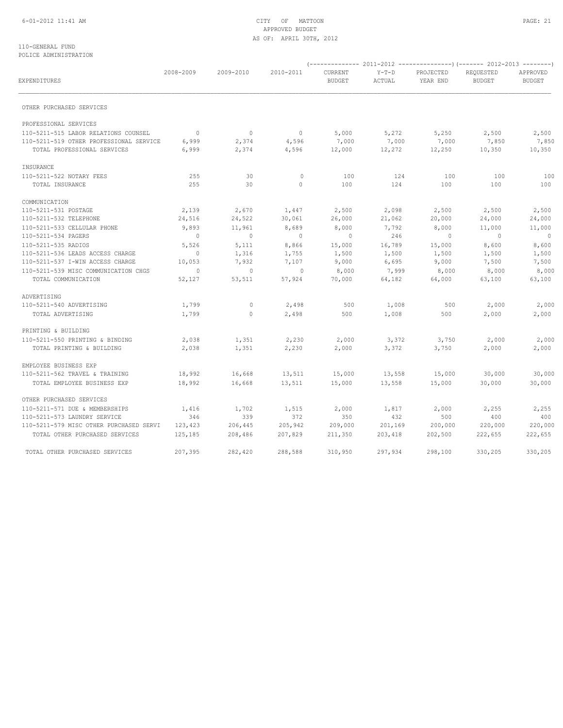CITY OF MATTOON
APPROVED BUDGET
AS OF: APRIL 30TH, 2012

110-GENERAL FUND
POLICE ADMINISTRATION

| EXPENDITURES | 2008-2009 | 2009-2010 | 2010-2011 | 2011-2012 CURRENT BUDGET | 2011-2012 Y-T-D ACTUAL | 2011-2012 PROJECTED YEAR END | 2012-2013 REQUESTED BUDGET | 2012-2013 APPROVED BUDGET |
|---|---|---|---|---|---|---|---|---|
| OTHER PURCHASED SERVICES | | | | | | | | |
| PROFESSIONAL SERVICES | | | | | | | | |
| 110-5211-515 LABOR RELATIONS COUNSEL | 0 | 0 | 0 | 5,000 | 5,272 | 5,250 | 2,500 | 2,500 |
| 110-5211-519 OTHER PROFESSIONAL SERVICE | 6,999 | 2,374 | 4,596 | 7,000 | 7,000 | 7,000 | 7,850 | 7,850 |
| TOTAL PROFESSIONAL SERVICES | 6,999 | 2,374 | 4,596 | 12,000 | 12,272 | 12,250 | 10,350 | 10,350 |
| INSURANCE | | | | | | | | |
| 110-5211-522 NOTARY FEES | 255 | 30 | 0 | 100 | 124 | 100 | 100 | 100 |
| TOTAL INSURANCE | 255 | 30 | 0 | 100 | 124 | 100 | 100 | 100 |
| COMMUNICATION | | | | | | | | |
| 110-5211-531 POSTAGE | 2,139 | 2,670 | 1,447 | 2,500 | 2,098 | 2,500 | 2,500 | 2,500 |
| 110-5211-532 TELEPHONE | 24,516 | 24,522 | 30,061 | 26,000 | 21,062 | 20,000 | 24,000 | 24,000 |
| 110-5211-533 CELLULAR PHONE | 9,893 | 11,961 | 8,689 | 8,000 | 7,792 | 8,000 | 11,000 | 11,000 |
| 110-5211-534 PAGERS | 0 | 0 | 0 | 0 | 246 | 0 | 0 | 0 |
| 110-5211-535 RADIOS | 5,526 | 5,111 | 8,866 | 15,000 | 16,789 | 15,000 | 8,600 | 8,600 |
| 110-5211-536 LEADS ACCESS CHARGE | 0 | 1,316 | 1,755 | 1,500 | 1,500 | 1,500 | 1,500 | 1,500 |
| 110-5211-537 I-WIN ACCESS CHARGE | 10,053 | 7,932 | 7,107 | 9,000 | 6,695 | 9,000 | 7,500 | 7,500 |
| 110-5211-539 MISC COMMUNICATION CHGS | 0 | 0 | 0 | 8,000 | 7,999 | 8,000 | 8,000 | 8,000 |
| TOTAL COMMUNICATION | 52,127 | 53,511 | 57,924 | 70,000 | 64,182 | 64,000 | 63,100 | 63,100 |
| ADVERTISING | | | | | | | | |
| 110-5211-540 ADVERTISING | 1,799 | 0 | 2,498 | 500 | 1,008 | 500 | 2,000 | 2,000 |
| TOTAL ADVERTISING | 1,799 | 0 | 2,498 | 500 | 1,008 | 500 | 2,000 | 2,000 |
| PRINTING & BUILDING | | | | | | | | |
| 110-5211-550 PRINTING & BINDING | 2,038 | 1,351 | 2,230 | 2,000 | 3,372 | 3,750 | 2,000 | 2,000 |
| TOTAL PRINTING & BUILDING | 2,038 | 1,351 | 2,230 | 2,000 | 3,372 | 3,750 | 2,000 | 2,000 |
| EMPLOYEE BUSINESS EXP | | | | | | | | |
| 110-5211-562 TRAVEL & TRAINING | 18,992 | 16,668 | 13,511 | 15,000 | 13,558 | 15,000 | 30,000 | 30,000 |
| TOTAL EMPLOYEE BUSINESS EXP | 18,992 | 16,668 | 13,511 | 15,000 | 13,558 | 15,000 | 30,000 | 30,000 |
| OTHER PURCHASED SERVICES | | | | | | | | |
| 110-5211-571 DUE & MEMBERSHIPS | 1,416 | 1,702 | 1,515 | 2,000 | 1,817 | 2,000 | 2,255 | 2,255 |
| 110-5211-573 LAUNDRY SERVICE | 346 | 339 | 372 | 350 | 432 | 500 | 400 | 400 |
| 110-5211-579 MISC OTHER PURCHASED SERVI | 123,423 | 206,445 | 205,942 | 209,000 | 201,169 | 200,000 | 220,000 | 220,000 |
| TOTAL OTHER PURCHASED SERVICES | 125,185 | 208,486 | 207,829 | 211,350 | 203,418 | 202,500 | 222,655 | 222,655 |
| TOTAL OTHER PURCHASED SERVICES | 207,395 | 282,420 | 288,588 | 310,950 | 297,934 | 298,100 | 330,205 | 330,205 |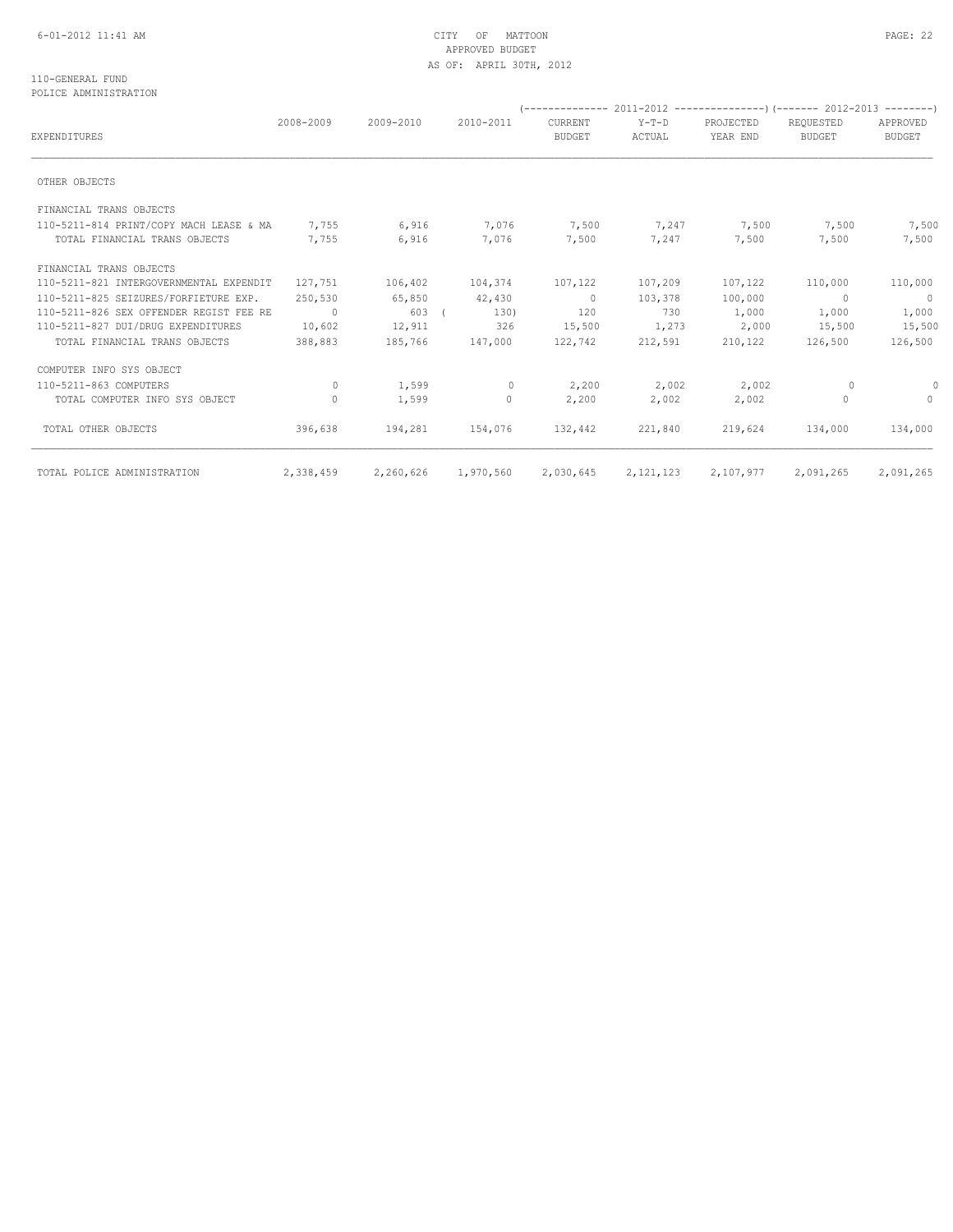CITY OF MATTOON
APPROVED BUDGET
AS OF: APRIL 30TH, 2012

110-GENERAL FUND
POLICE ADMINISTRATION

| EXPENDITURES | 2008-2009 | 2009-2010 | 2010-2011 | 2011-2012 CURRENT BUDGET | 2011-2012 Y-T-D ACTUAL | 2011-2012 PROJECTED YEAR END | 2012-2013 REQUESTED BUDGET | 2012-2013 APPROVED BUDGET |
|---|---|---|---|---|---|---|---|---|
| OTHER OBJECTS | | | | | | | | |
| FINANCIAL TRANS OBJECTS | | | | | | | | |
| 110-5211-814 PRINT/COPY MACH LEASE & MA | 7,755 | 6,916 | 7,076 | 7,500 | 7,247 | 7,500 | 7,500 | 7,500 |
| TOTAL FINANCIAL TRANS OBJECTS | 7,755 | 6,916 | 7,076 | 7,500 | 7,247 | 7,500 | 7,500 | 7,500 |
| FINANCIAL TRANS OBJECTS | | | | | | | | |
| 110-5211-821 INTERGOVERNMENTAL EXPENDIT | 127,751 | 106,402 | 104,374 | 107,122 | 107,209 | 107,122 | 110,000 | 110,000 |
| 110-5211-825 SEIZURES/FORFIETURE EXP. | 250,530 | 65,850 | 42,430 | 0 | 103,378 | 100,000 | 0 | 0 |
| 110-5211-826 SEX OFFENDER REGIST FEE RE | 0 | 603 | (130) | 120 | 730 | 1,000 | 1,000 | 1,000 |
| 110-5211-827 DUI/DRUG EXPENDITURES | 10,602 | 12,911 | 326 | 15,500 | 1,273 | 2,000 | 15,500 | 15,500 |
| TOTAL FINANCIAL TRANS OBJECTS | 388,883 | 185,766 | 147,000 | 122,742 | 212,591 | 210,122 | 126,500 | 126,500 |
| COMPUTER INFO SYS OBJECT | | | | | | | | |
| 110-5211-863 COMPUTERS | 0 | 1,599 | 0 | 2,200 | 2,002 | 2,002 | 0 | 0 |
| TOTAL COMPUTER INFO SYS OBJECT | 0 | 1,599 | 0 | 2,200 | 2,002 | 2,002 | 0 | 0 |
| TOTAL OTHER OBJECTS | 396,638 | 194,281 | 154,076 | 132,442 | 221,840 | 219,624 | 134,000 | 134,000 |
| TOTAL POLICE ADMINISTRATION | 2,338,459 | 2,260,626 | 1,970,560 | 2,030,645 | 2,121,123 | 2,107,977 | 2,091,265 | 2,091,265 |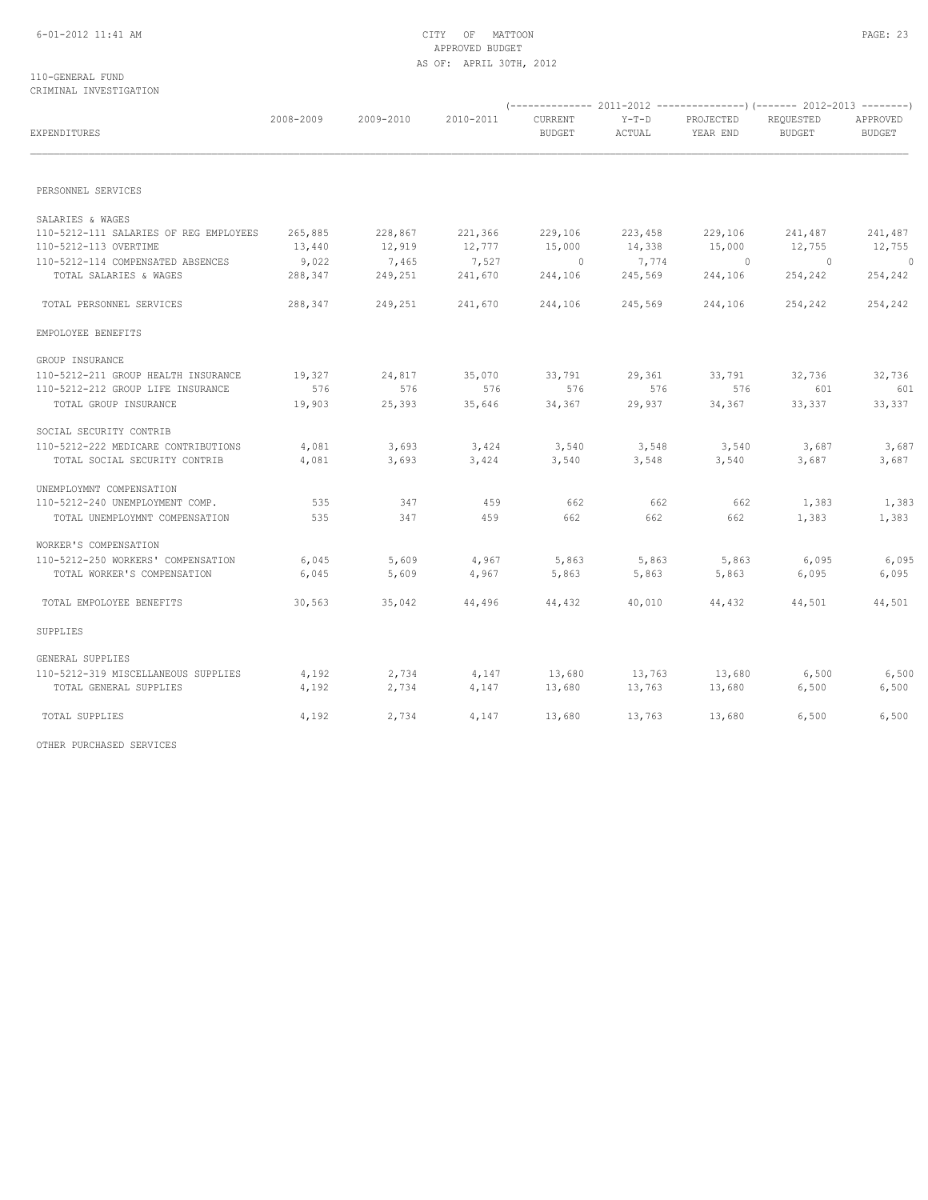110-GENERAL FUND
CRIMINAL INVESTIGATION

| EXPENDITURES | 2008-2009 | 2009-2010 | 2010-2011 | 2011-2012 CURRENT BUDGET | 2011-2012 Y-T-D ACTUAL | 2011-2012 PROJECTED YEAR END | 2012-2013 REQUESTED BUDGET | 2012-2013 APPROVED BUDGET |
|---|---|---|---|---|---|---|---|---|
| PERSONNEL SERVICES | | | | | | | | |
| SALARIES & WAGES | | | | | | | | |
| 110-5212-111 SALARIES OF REG EMPLOYEES | 265,885 | 228,867 | 221,366 | 229,106 | 223,458 | 229,106 | 241,487 | 241,487 |
| 110-5212-113 OVERTIME | 13,440 | 12,919 | 12,777 | 15,000 | 14,338 | 15,000 | 12,755 | 12,755 |
| 110-5212-114 COMPENSATED ABSENCES | 9,022 | 7,465 | 7,527 | 0 | 7,774 | 0 | 0 | 0 |
| TOTAL SALARIES & WAGES | 288,347 | 249,251 | 241,670 | 244,106 | 245,569 | 244,106 | 254,242 | 254,242 |
| TOTAL PERSONNEL SERVICES | 288,347 | 249,251 | 241,670 | 244,106 | 245,569 | 244,106 | 254,242 | 254,242 |
| EMPOLOYEE BENEFITS | | | | | | | | |
| GROUP INSURANCE | | | | | | | | |
| 110-5212-211 GROUP HEALTH INSURANCE | 19,327 | 24,817 | 35,070 | 33,791 | 29,361 | 33,791 | 32,736 | 32,736 |
| 110-5212-212 GROUP LIFE INSURANCE | 576 | 576 | 576 | 576 | 576 | 576 | 601 | 601 |
| TOTAL GROUP INSURANCE | 19,903 | 25,393 | 35,646 | 34,367 | 29,937 | 34,367 | 33,337 | 33,337 |
| SOCIAL SECURITY CONTRIB | | | | | | | | |
| 110-5212-222 MEDICARE CONTRIBUTIONS | 4,081 | 3,693 | 3,424 | 3,540 | 3,548 | 3,540 | 3,687 | 3,687 |
| TOTAL SOCIAL SECURITY CONTRIB | 4,081 | 3,693 | 3,424 | 3,540 | 3,548 | 3,540 | 3,687 | 3,687 |
| UNEMPLOYMNT COMPENSATION | | | | | | | | |
| 110-5212-240 UNEMPLOYMENT COMP. | 535 | 347 | 459 | 662 | 662 | 662 | 1,383 | 1,383 |
| TOTAL UNEMPLOYMNT COMPENSATION | 535 | 347 | 459 | 662 | 662 | 662 | 1,383 | 1,383 |
| WORKER'S COMPENSATION | | | | | | | | |
| 110-5212-250 WORKERS' COMPENSATION | 6,045 | 5,609 | 4,967 | 5,863 | 5,863 | 5,863 | 6,095 | 6,095 |
| TOTAL WORKER'S COMPENSATION | 6,045 | 5,609 | 4,967 | 5,863 | 5,863 | 5,863 | 6,095 | 6,095 |
| TOTAL EMPOLOYEE BENEFITS | 30,563 | 35,042 | 44,496 | 44,432 | 40,010 | 44,432 | 44,501 | 44,501 |
| SUPPLIES | | | | | | | | |
| GENERAL SUPPLIES | | | | | | | | |
| 110-5212-319 MISCELLANEOUS SUPPLIES | 4,192 | 2,734 | 4,147 | 13,680 | 13,763 | 13,680 | 6,500 | 6,500 |
| TOTAL GENERAL SUPPLIES | 4,192 | 2,734 | 4,147 | 13,680 | 13,763 | 13,680 | 6,500 | 6,500 |
| TOTAL SUPPLIES | 4,192 | 2,734 | 4,147 | 13,680 | 13,763 | 13,680 | 6,500 | 6,500 |
| OTHER PURCHASED SERVICES | | | | | | | | |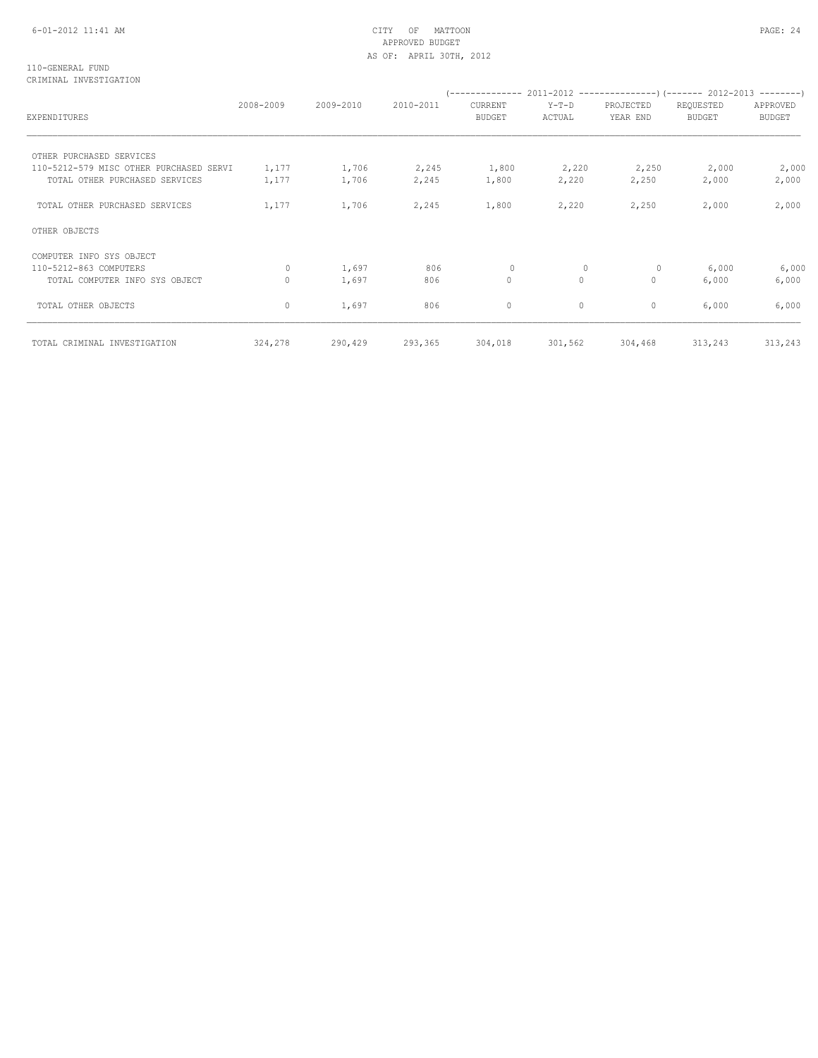CITY OF MATTOON
APPROVED BUDGET
AS OF: APRIL 30TH, 2012

110-GENERAL FUND
CRIMINAL INVESTIGATION

| EXPENDITURES | 2008-2009 | 2009-2010 | 2010-2011 | 2011-2012 CURRENT BUDGET | 2011-2012 Y-T-D ACTUAL | 2011-2012 PROJECTED YEAR END | 2012-2013 REQUESTED BUDGET | 2012-2013 APPROVED BUDGET |
|---|---|---|---|---|---|---|---|---|
| OTHER PURCHASED SERVICES | | | | | | | | |
| 110-5212-579 MISC OTHER PURCHASED SERVI | 1,177 | 1,706 | 2,245 | 1,800 | 2,220 | 2,250 | 2,000 | 2,000 |
| TOTAL OTHER PURCHASED SERVICES | 1,177 | 1,706 | 2,245 | 1,800 | 2,220 | 2,250 | 2,000 | 2,000 |
| TOTAL OTHER PURCHASED SERVICES | 1,177 | 1,706 | 2,245 | 1,800 | 2,220 | 2,250 | 2,000 | 2,000 |
| OTHER OBJECTS | | | | | | | | |
| COMPUTER INFO SYS OBJECT | | | | | | | | |
| 110-5212-863 COMPUTERS | 0 | 1,697 | 806 | 0 | 0 | 0 | 6,000 | 6,000 |
| TOTAL COMPUTER INFO SYS OBJECT | 0 | 1,697 | 806 | 0 | 0 | 0 | 6,000 | 6,000 |
| TOTAL OTHER OBJECTS | 0 | 1,697 | 806 | 0 | 0 | 0 | 6,000 | 6,000 |
| TOTAL CRIMINAL INVESTIGATION | 324,278 | 290,429 | 293,365 | 304,018 | 301,562 | 304,468 | 313,243 | 313,243 |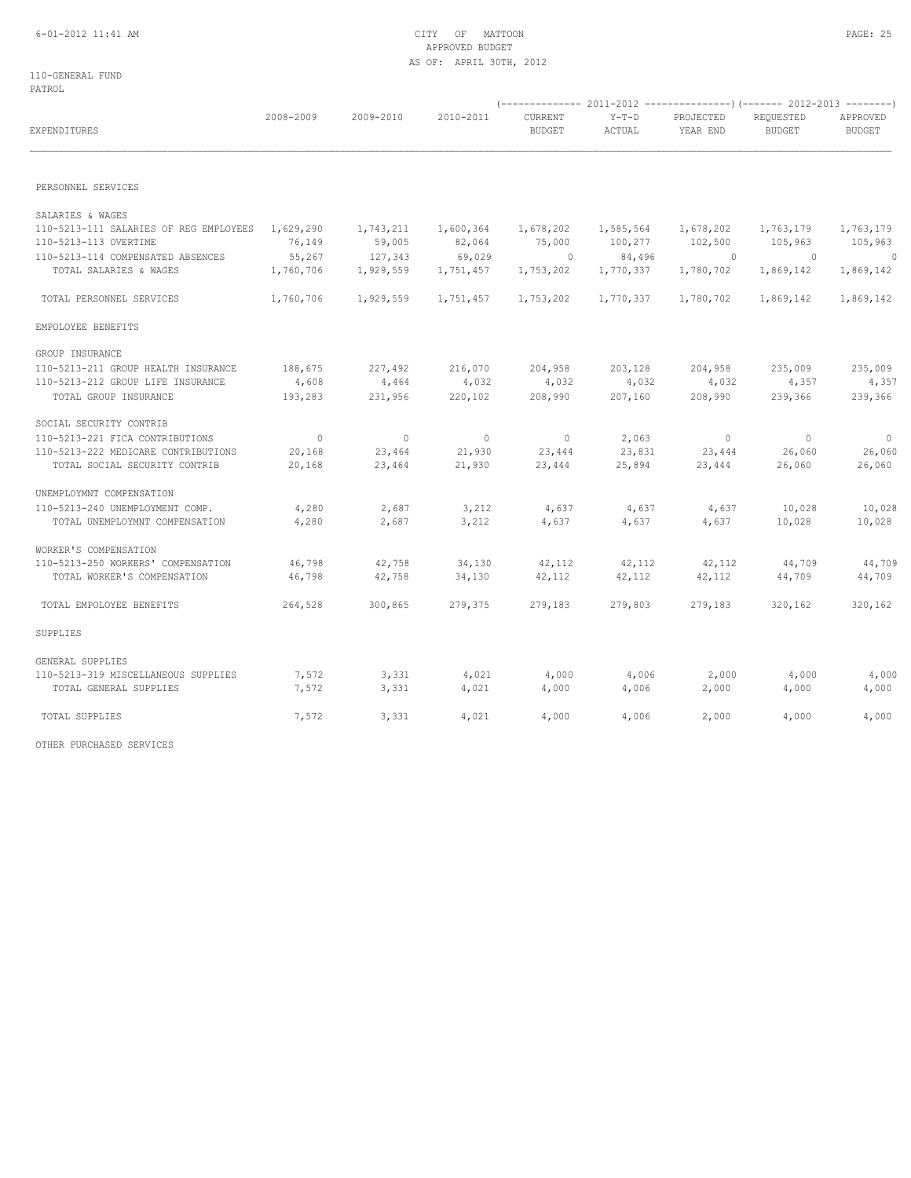CITY OF MATTOON
APPROVED BUDGET
AS OF: APRIL 30TH, 2012

110-GENERAL FUND
PATROL

| EXPENDITURES | 2008-2009 | 2009-2010 | 2010-2011 | 2011-2012 CURRENT BUDGET | 2011-2012 Y-T-D ACTUAL | 2011-2012 PROJECTED YEAR END | 2012-2013 REQUESTED BUDGET | 2012-2013 APPROVED BUDGET |
|---|---|---|---|---|---|---|---|---|
| PERSONNEL SERVICES | | | | | | | | |
| SALARIES & WAGES | | | | | | | | |
| 110-5213-111 SALARIES OF REG EMPLOYEES | 1,629,290 | 1,743,211 | 1,600,364 | 1,678,202 | 1,585,564 | 1,678,202 | 1,763,179 | 1,763,179 |
| 110-5213-113 OVERTIME | 76,149 | 59,005 | 82,064 | 75,000 | 100,277 | 102,500 | 105,963 | 105,963 |
| 110-5213-114 COMPENSATED ABSENCES | 55,267 | 127,343 | 69,029 | 0 | 84,496 | 0 | 0 | 0 |
| TOTAL SALARIES & WAGES | 1,760,706 | 1,929,559 | 1,751,457 | 1,753,202 | 1,770,337 | 1,780,702 | 1,869,142 | 1,869,142 |
| TOTAL PERSONNEL SERVICES | 1,760,706 | 1,929,559 | 1,751,457 | 1,753,202 | 1,770,337 | 1,780,702 | 1,869,142 | 1,869,142 |
| EMPOLOYEE BENEFITS | | | | | | | | |
| GROUP INSURANCE | | | | | | | | |
| 110-5213-211 GROUP HEALTH INSURANCE | 188,675 | 227,492 | 216,070 | 204,958 | 203,128 | 204,958 | 235,009 | 235,009 |
| 110-5213-212 GROUP LIFE INSURANCE | 4,608 | 4,464 | 4,032 | 4,032 | 4,032 | 4,032 | 4,357 | 4,357 |
| TOTAL GROUP INSURANCE | 193,283 | 231,956 | 220,102 | 208,990 | 207,160 | 208,990 | 239,366 | 239,366 |
| SOCIAL SECURITY CONTRIB | | | | | | | | |
| 110-5213-221 FICA CONTRIBUTIONS | 0 | 0 | 0 | 0 | 2,063 | 0 | 0 | 0 |
| 110-5213-222 MEDICARE CONTRIBUTIONS | 20,168 | 23,464 | 21,930 | 23,444 | 23,831 | 23,444 | 26,060 | 26,060 |
| TOTAL SOCIAL SECURITY CONTRIB | 20,168 | 23,464 | 21,930 | 23,444 | 25,894 | 23,444 | 26,060 | 26,060 |
| UNEMPLOYMNT COMPENSATION | | | | | | | | |
| 110-5213-240 UNEMPLOYMENT COMP. | 4,280 | 2,687 | 3,212 | 4,637 | 4,637 | 4,637 | 10,028 | 10,028 |
| TOTAL UNEMPLOYMNT COMPENSATION | 4,280 | 2,687 | 3,212 | 4,637 | 4,637 | 4,637 | 10,028 | 10,028 |
| WORKER'S COMPENSATION | | | | | | | | |
| 110-5213-250 WORKERS' COMPENSATION | 46,798 | 42,758 | 34,130 | 42,112 | 42,112 | 42,112 | 44,709 | 44,709 |
| TOTAL WORKER'S COMPENSATION | 46,798 | 42,758 | 34,130 | 42,112 | 42,112 | 42,112 | 44,709 | 44,709 |
| TOTAL EMPOLOYEE BENEFITS | 264,528 | 300,865 | 279,375 | 279,183 | 279,803 | 279,183 | 320,162 | 320,162 |
| SUPPLIES | | | | | | | | |
| GENERAL SUPPLIES | | | | | | | | |
| 110-5213-319 MISCELLANEOUS SUPPLIES | 7,572 | 3,331 | 4,021 | 4,000 | 4,006 | 2,000 | 4,000 | 4,000 |
| TOTAL GENERAL SUPPLIES | 7,572 | 3,331 | 4,021 | 4,000 | 4,006 | 2,000 | 4,000 | 4,000 |
| TOTAL SUPPLIES | 7,572 | 3,331 | 4,021 | 4,000 | 4,006 | 2,000 | 4,000 | 4,000 |
| OTHER PURCHASED SERVICES | | | | | | | | |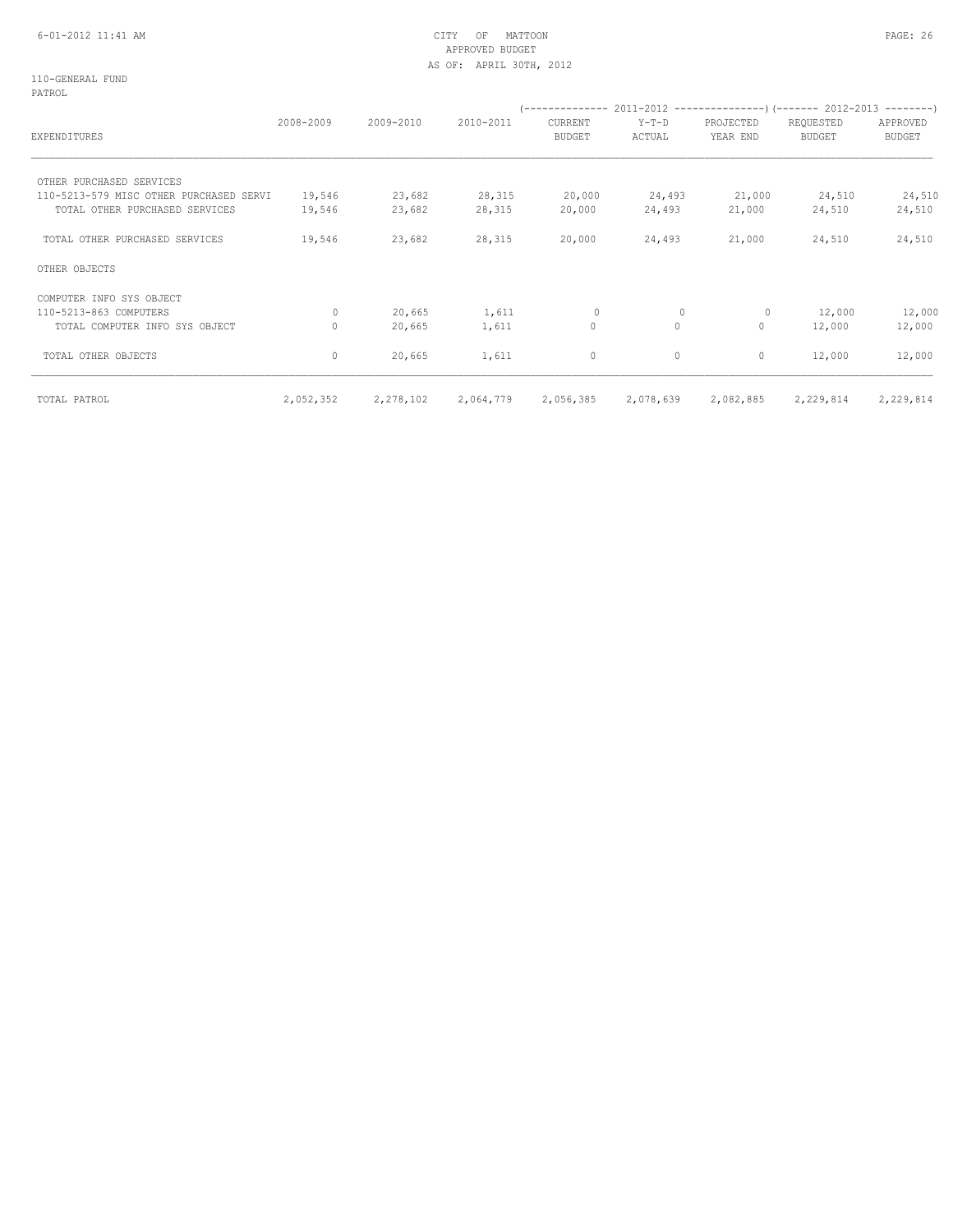CITY OF MATTOON
APPROVED BUDGET
AS OF: APRIL 30TH, 2012

110-GENERAL FUND
PATROL

| EXPENDITURES | 2008-2009 | 2009-2010 | 2010-2011 | 2011-2012 CURRENT BUDGET | 2011-2012 Y-T-D ACTUAL | 2011-2012 PROJECTED YEAR END | 2012-2013 REQUESTED BUDGET | 2012-2013 APPROVED BUDGET |
|---|---|---|---|---|---|---|---|---|
| OTHER PURCHASED SERVICES | | | | | | | | |
| 110-5213-579 MISC OTHER PURCHASED SERVI | 19,546 | 23,682 | 28,315 | 20,000 | 24,493 | 21,000 | 24,510 | 24,510 |
| TOTAL OTHER PURCHASED SERVICES | 19,546 | 23,682 | 28,315 | 20,000 | 24,493 | 21,000 | 24,510 | 24,510 |
| TOTAL OTHER PURCHASED SERVICES | 19,546 | 23,682 | 28,315 | 20,000 | 24,493 | 21,000 | 24,510 | 24,510 |
| OTHER OBJECTS | | | | | | | | |
| COMPUTER INFO SYS OBJECT | | | | | | | | |
| 110-5213-863 COMPUTERS | 0 | 20,665 | 1,611 | 0 | 0 | 0 | 12,000 | 12,000 |
| TOTAL COMPUTER INFO SYS OBJECT | 0 | 20,665 | 1,611 | 0 | 0 | 0 | 12,000 | 12,000 |
| TOTAL OTHER OBJECTS | 0 | 20,665 | 1,611 | 0 | 0 | 0 | 12,000 | 12,000 |
| TOTAL PATROL | 2,052,352 | 2,278,102 | 2,064,779 | 2,056,385 | 2,078,639 | 2,082,885 | 2,229,814 | 2,229,814 |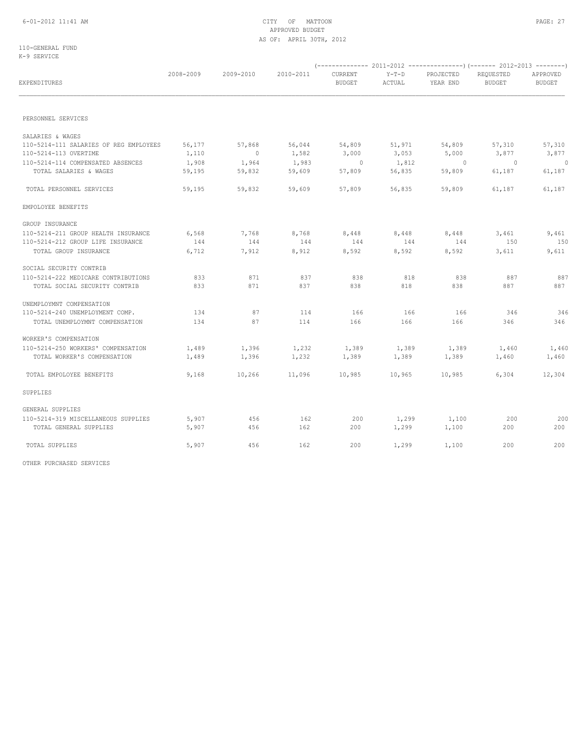CITY OF MATTOON
APPROVED BUDGET
AS OF: APRIL 30TH, 2012

110-GENERAL FUND
K-9 SERVICE

| EXPENDITURES | 2008-2009 | 2009-2010 | 2010-2011 | 2011-2012 CURRENT BUDGET | 2011-2012 Y-T-D ACTUAL | 2011-2012 PROJECTED YEAR END | 2012-2013 REQUESTED BUDGET | 2012-2013 APPROVED BUDGET |
|---|---|---|---|---|---|---|---|---|
| PERSONNEL SERVICES | | | | | | | | |
| SALARIES & WAGES | | | | | | | | |
| 110-5214-111 SALARIES OF REG EMPLOYEES | 56,177 | 57,868 | 56,044 | 54,809 | 51,971 | 54,809 | 57,310 | 57,310 |
| 110-5214-113 OVERTIME | 1,110 | 0 | 1,582 | 3,000 | 3,053 | 5,000 | 3,877 | 3,877 |
| 110-5214-114 COMPENSATED ABSENCES | 1,908 | 1,964 | 1,983 | 0 | 1,812 | 0 | 0 | 0 |
| TOTAL SALARIES & WAGES | 59,195 | 59,832 | 59,609 | 57,809 | 56,835 | 59,809 | 61,187 | 61,187 |
| TOTAL PERSONNEL SERVICES | 59,195 | 59,832 | 59,609 | 57,809 | 56,835 | 59,809 | 61,187 | 61,187 |
| EMPOLOYEE BENEFITS | | | | | | | | |
| GROUP INSURANCE | | | | | | | | |
| 110-5214-211 GROUP HEALTH INSURANCE | 6,568 | 7,768 | 8,768 | 8,448 | 8,448 | 8,448 | 3,461 | 9,461 |
| 110-5214-212 GROUP LIFE INSURANCE | 144 | 144 | 144 | 144 | 144 | 144 | 150 | 150 |
| TOTAL GROUP INSURANCE | 6,712 | 7,912 | 8,912 | 8,592 | 8,592 | 8,592 | 3,611 | 9,611 |
| SOCIAL SECURITY CONTRIB | | | | | | | | |
| 110-5214-222 MEDICARE CONTRIBUTIONS | 833 | 871 | 837 | 838 | 818 | 838 | 887 | 887 |
| TOTAL SOCIAL SECURITY CONTRIB | 833 | 871 | 837 | 838 | 818 | 838 | 887 | 887 |
| UNEMPLOYMNT COMPENSATION | | | | | | | | |
| 110-5214-240 UNEMPLOYMENT COMP. | 134 | 87 | 114 | 166 | 166 | 166 | 346 | 346 |
| TOTAL UNEMPLOYMNT COMPENSATION | 134 | 87 | 114 | 166 | 166 | 166 | 346 | 346 |
| WORKER'S COMPENSATION | | | | | | | | |
| 110-5214-250 WORKERS' COMPENSATION | 1,489 | 1,396 | 1,232 | 1,389 | 1,389 | 1,389 | 1,460 | 1,460 |
| TOTAL WORKER'S COMPENSATION | 1,489 | 1,396 | 1,232 | 1,389 | 1,389 | 1,389 | 1,460 | 1,460 |
| TOTAL EMPOLOYEE BENEFITS | 9,168 | 10,266 | 11,096 | 10,985 | 10,965 | 10,985 | 6,304 | 12,304 |
| SUPPLIES | | | | | | | | |
| GENERAL SUPPLIES | | | | | | | | |
| 110-5214-319 MISCELLANEOUS SUPPLIES | 5,907 | 456 | 162 | 200 | 1,299 | 1,100 | 200 | 200 |
| TOTAL GENERAL SUPPLIES | 5,907 | 456 | 162 | 200 | 1,299 | 1,100 | 200 | 200 |
| TOTAL SUPPLIES | 5,907 | 456 | 162 | 200 | 1,299 | 1,100 | 200 | 200 |
| OTHER PURCHASED SERVICES | | | | | | | | |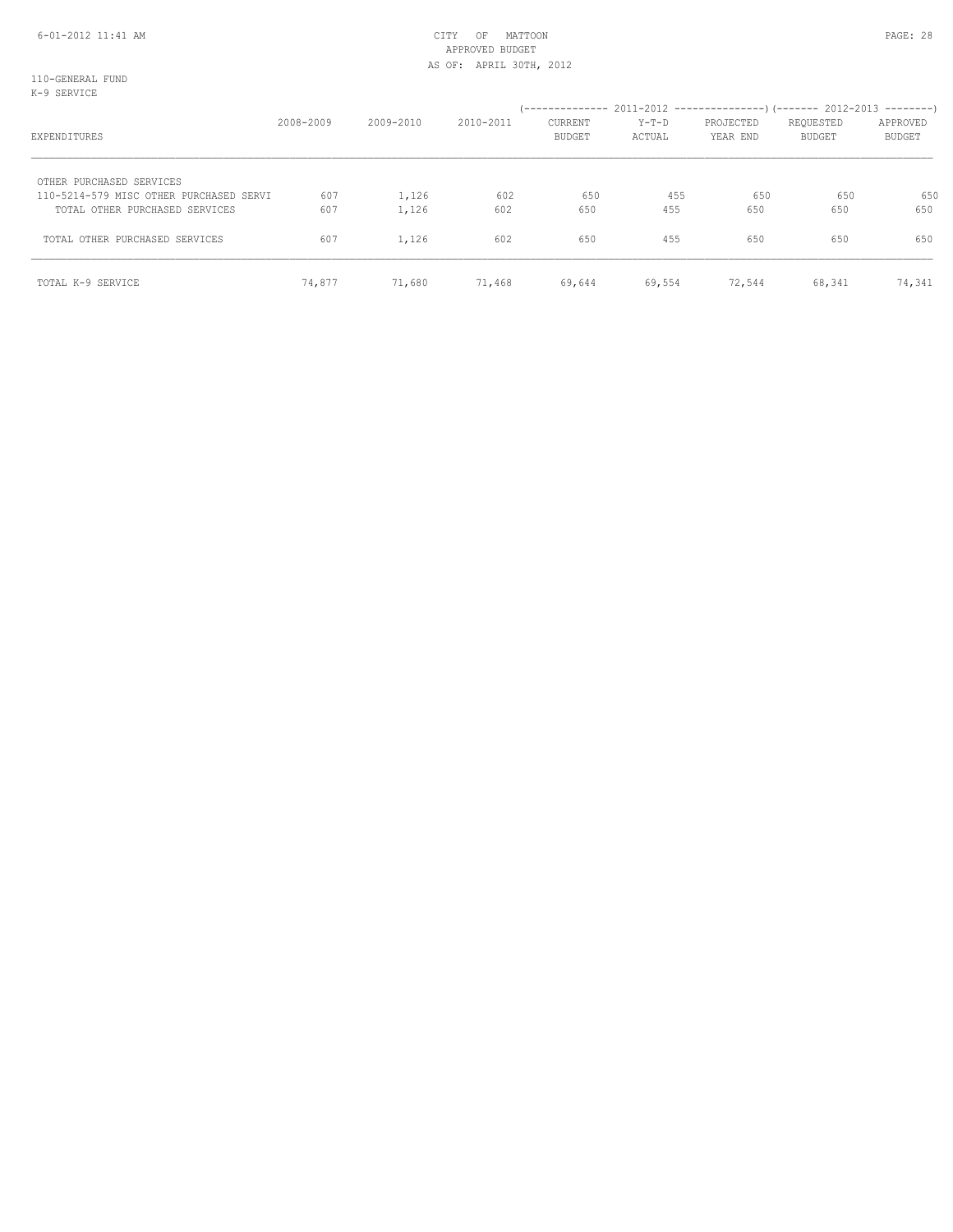110-GENERAL FUND
K-9 SERVICE

| EXPENDITURES | 2008-2009 | 2009-2010 | 2010-2011 | 2011-2012 CURRENT BUDGET | 2011-2012 Y-T-D ACTUAL | 2011-2012 PROJECTED YEAR END | 2012-2013 REQUESTED BUDGET | 2012-2013 APPROVED BUDGET |
|---|---|---|---|---|---|---|---|---|
| OTHER PURCHASED SERVICES | | | | | | | | |
| 110-5214-579 MISC OTHER PURCHASED SERVI | 607 | 1,126 | 602 | 650 | 455 | 650 | 650 | 650 |
| TOTAL OTHER PURCHASED SERVICES | 607 | 1,126 | 602 | 650 | 455 | 650 | 650 | 650 |
| TOTAL OTHER PURCHASED SERVICES | 607 | 1,126 | 602 | 650 | 455 | 650 | 650 | 650 |
| TOTAL K-9 SERVICE | 74,877 | 71,680 | 71,468 | 69,644 | 69,554 | 72,544 | 68,341 | 74,341 |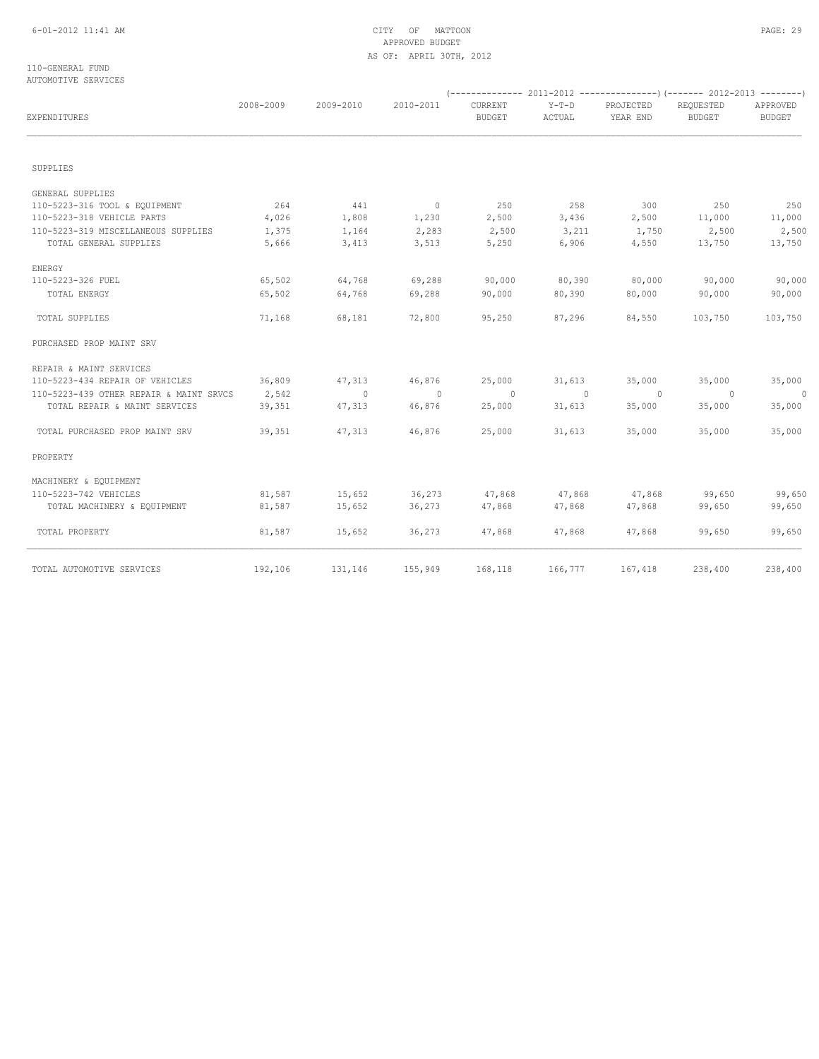CITY OF MATTOON
APPROVED BUDGET
AS OF: APRIL 30TH, 2012

110-GENERAL FUND
AUTOMOTIVE SERVICES

| EXPENDITURES | 2008-2009 | 2009-2010 | 2010-2011 | 2011-2012 CURRENT BUDGET | 2011-2012 Y-T-D ACTUAL | 2011-2012 PROJECTED YEAR END | 2012-2013 REQUESTED BUDGET | 2012-2013 APPROVED BUDGET |
|---|---|---|---|---|---|---|---|---|
| SUPPLIES | | | | | | | | |
| GENERAL SUPPLIES | | | | | | | | |
| 110-5223-316 TOOL & EQUIPMENT | 264 | 441 | 0 | 250 | 258 | 300 | 250 | 250 |
| 110-5223-318 VEHICLE PARTS | 4,026 | 1,808 | 1,230 | 2,500 | 3,436 | 2,500 | 11,000 | 11,000 |
| 110-5223-319 MISCELLANEOUS SUPPLIES | 1,375 | 1,164 | 2,283 | 2,500 | 3,211 | 1,750 | 2,500 | 2,500 |
| TOTAL GENERAL SUPPLIES | 5,666 | 3,413 | 3,513 | 5,250 | 6,906 | 4,550 | 13,750 | 13,750 |
| ENERGY | | | | | | | | |
| 110-5223-326 FUEL | 65,502 | 64,768 | 69,288 | 90,000 | 80,390 | 80,000 | 90,000 | 90,000 |
| TOTAL ENERGY | 65,502 | 64,768 | 69,288 | 90,000 | 80,390 | 80,000 | 90,000 | 90,000 |
| TOTAL SUPPLIES | 71,168 | 68,181 | 72,800 | 95,250 | 87,296 | 84,550 | 103,750 | 103,750 |
| PURCHASED PROP MAINT SRV | | | | | | | | |
| REPAIR & MAINT SERVICES | | | | | | | | |
| 110-5223-434 REPAIR OF VEHICLES | 36,809 | 47,313 | 46,876 | 25,000 | 31,613 | 35,000 | 35,000 | 35,000 |
| 110-5223-439 OTHER REPAIR & MAINT SRVCS | 2,542 | 0 | 0 | 0 | 0 | 0 | 0 | 0 |
| TOTAL REPAIR & MAINT SERVICES | 39,351 | 47,313 | 46,876 | 25,000 | 31,613 | 35,000 | 35,000 | 35,000 |
| TOTAL PURCHASED PROP MAINT SRV | 39,351 | 47,313 | 46,876 | 25,000 | 31,613 | 35,000 | 35,000 | 35,000 |
| PROPERTY | | | | | | | | |
| MACHINERY & EQUIPMENT | | | | | | | | |
| 110-5223-742 VEHICLES | 81,587 | 15,652 | 36,273 | 47,868 | 47,868 | 47,868 | 99,650 | 99,650 |
| TOTAL MACHINERY & EQUIPMENT | 81,587 | 15,652 | 36,273 | 47,868 | 47,868 | 47,868 | 99,650 | 99,650 |
| TOTAL PROPERTY | 81,587 | 15,652 | 36,273 | 47,868 | 47,868 | 47,868 | 99,650 | 99,650 |
| TOTAL AUTOMOTIVE SERVICES | 192,106 | 131,146 | 155,949 | 168,118 | 166,777 | 167,418 | 238,400 | 238,400 |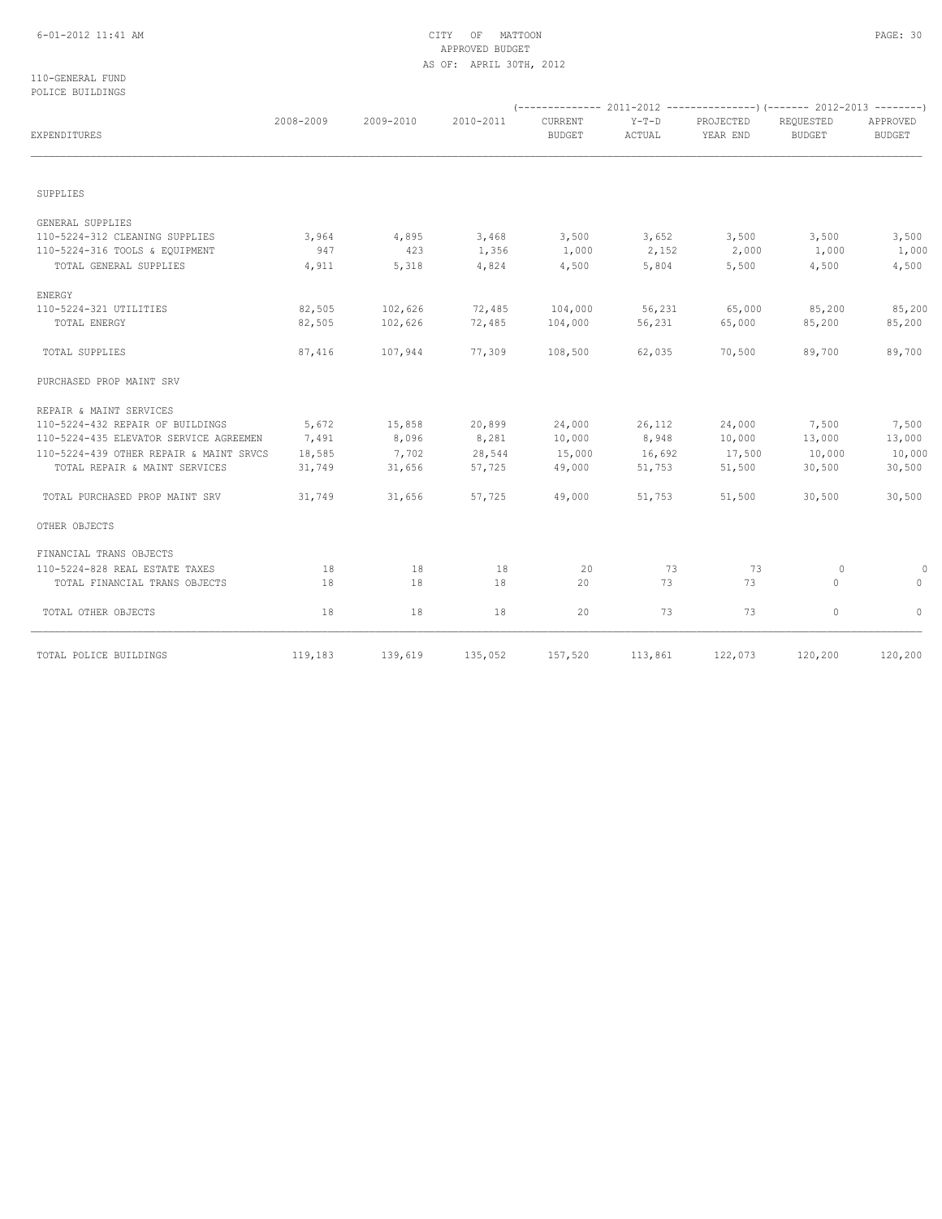CITY OF MATTOON
APPROVED BUDGET
AS OF: APRIL 30TH, 2012

110-GENERAL FUND
POLICE BUILDINGS

| EXPENDITURES | 2008-2009 | 2009-2010 | 2010-2011 | 2011-2012 CURRENT BUDGET | 2011-2012 Y-T-D ACTUAL | 2011-2012 PROJECTED YEAR END | 2012-2013 REQUESTED BUDGET | 2012-2013 APPROVED BUDGET |
|---|---|---|---|---|---|---|---|---|
| SUPPLIES | | | | | | | | |
| GENERAL SUPPLIES | | | | | | | | |
| 110-5224-312 CLEANING SUPPLIES | 3,964 | 4,895 | 3,468 | 3,500 | 3,652 | 3,500 | 3,500 | 3,500 |
| 110-5224-316 TOOLS & EQUIPMENT | 947 | 423 | 1,356 | 1,000 | 2,152 | 2,000 | 1,000 | 1,000 |
| TOTAL GENERAL SUPPLIES | 4,911 | 5,318 | 4,824 | 4,500 | 5,804 | 5,500 | 4,500 | 4,500 |
| ENERGY | | | | | | | | |
| 110-5224-321 UTILITIES | 82,505 | 102,626 | 72,485 | 104,000 | 56,231 | 65,000 | 85,200 | 85,200 |
| TOTAL ENERGY | 82,505 | 102,626 | 72,485 | 104,000 | 56,231 | 65,000 | 85,200 | 85,200 |
| TOTAL SUPPLIES | 87,416 | 107,944 | 77,309 | 108,500 | 62,035 | 70,500 | 89,700 | 89,700 |
| PURCHASED PROP MAINT SRV | | | | | | | | |
| REPAIR & MAINT SERVICES | | | | | | | | |
| 110-5224-432 REPAIR OF BUILDINGS | 5,672 | 15,858 | 20,899 | 24,000 | 26,112 | 24,000 | 7,500 | 7,500 |
| 110-5224-435 ELEVATOR SERVICE AGREEMEN | 7,491 | 8,096 | 8,281 | 10,000 | 8,948 | 10,000 | 13,000 | 13,000 |
| 110-5224-439 OTHER REPAIR & MAINT SRVCS | 18,585 | 7,702 | 28,544 | 15,000 | 16,692 | 17,500 | 10,000 | 10,000 |
| TOTAL REPAIR & MAINT SERVICES | 31,749 | 31,656 | 57,725 | 49,000 | 51,753 | 51,500 | 30,500 | 30,500 |
| TOTAL PURCHASED PROP MAINT SRV | 31,749 | 31,656 | 57,725 | 49,000 | 51,753 | 51,500 | 30,500 | 30,500 |
| OTHER OBJECTS | | | | | | | | |
| FINANCIAL TRANS OBJECTS | | | | | | | | |
| 110-5224-828 REAL ESTATE TAXES | 18 | 18 | 18 | 20 | 73 | 73 | 0 | 0 |
| TOTAL FINANCIAL TRANS OBJECTS | 18 | 18 | 18 | 20 | 73 | 73 | 0 | 0 |
| TOTAL OTHER OBJECTS | 18 | 18 | 18 | 20 | 73 | 73 | 0 | 0 |
| TOTAL POLICE BUILDINGS | 119,183 | 139,619 | 135,052 | 157,520 | 113,861 | 122,073 | 120,200 | 120,200 |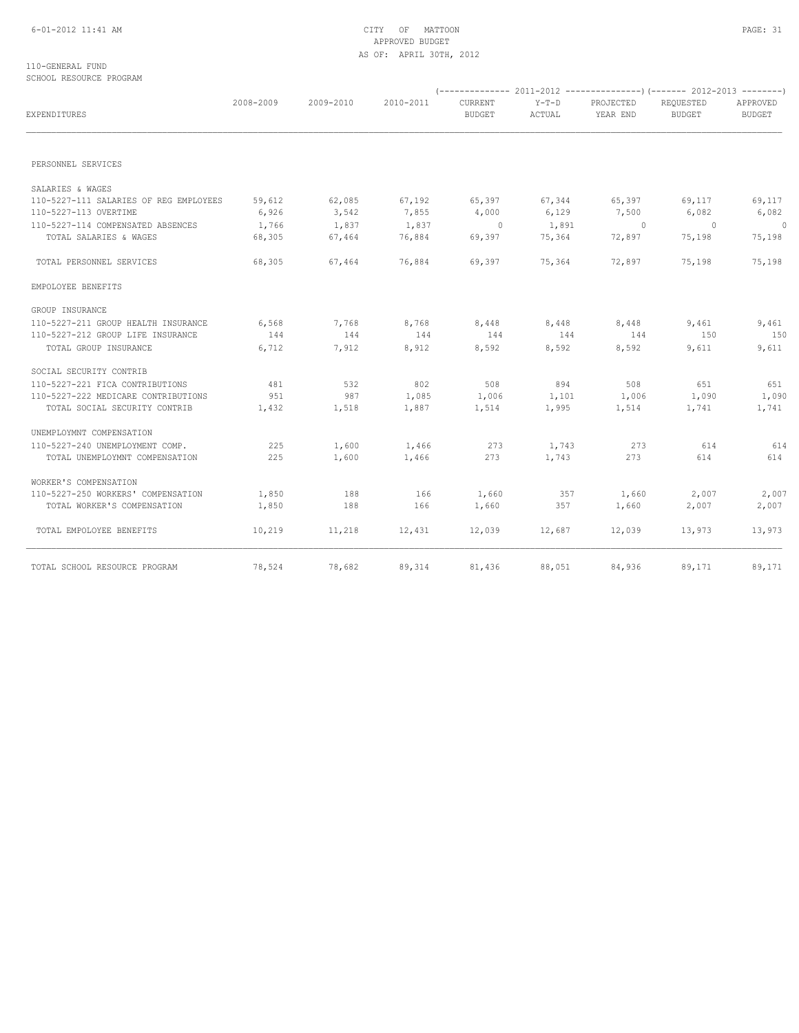CITY OF MATTOON
APPROVED BUDGET
AS OF: APRIL 30TH, 2012

110-GENERAL FUND
SCHOOL RESOURCE PROGRAM

| EXPENDITURES | 2008-2009 | 2009-2010 | 2010-2011 | 2011-2012 CURRENT BUDGET | 2011-2012 Y-T-D ACTUAL | 2011-2012 PROJECTED YEAR END | 2012-2013 REQUESTED BUDGET | 2012-2013 APPROVED BUDGET |
|---|---|---|---|---|---|---|---|---|
| PERSONNEL SERVICES | | | | | | | | |
| SALARIES & WAGES | | | | | | | | |
| 110-5227-111 SALARIES OF REG EMPLOYEES | 59,612 | 62,085 | 67,192 | 65,397 | 67,344 | 65,397 | 69,117 | 69,117 |
| 110-5227-113 OVERTIME | 6,926 | 3,542 | 7,855 | 4,000 | 6,129 | 7,500 | 6,082 | 6,082 |
| 110-5227-114 COMPENSATED ABSENCES | 1,766 | 1,837 | 1,837 | 0 | 1,891 | 0 | 0 | 0 |
| TOTAL SALARIES & WAGES | 68,305 | 67,464 | 76,884 | 69,397 | 75,364 | 72,897 | 75,198 | 75,198 |
| TOTAL PERSONNEL SERVICES | 68,305 | 67,464 | 76,884 | 69,397 | 75,364 | 72,897 | 75,198 | 75,198 |
| EMPOLOYEE BENEFITS | | | | | | | | |
| GROUP INSURANCE | | | | | | | | |
| 110-5227-211 GROUP HEALTH INSURANCE | 6,568 | 7,768 | 8,768 | 8,448 | 8,448 | 8,448 | 9,461 | 9,461 |
| 110-5227-212 GROUP LIFE INSURANCE | 144 | 144 | 144 | 144 | 144 | 144 | 150 | 150 |
| TOTAL GROUP INSURANCE | 6,712 | 7,912 | 8,912 | 8,592 | 8,592 | 8,592 | 9,611 | 9,611 |
| SOCIAL SECURITY CONTRIB | | | | | | | | |
| 110-5227-221 FICA CONTRIBUTIONS | 481 | 532 | 802 | 508 | 894 | 508 | 651 | 651 |
| 110-5227-222 MEDICARE CONTRIBUTIONS | 951 | 987 | 1,085 | 1,006 | 1,101 | 1,006 | 1,090 | 1,090 |
| TOTAL SOCIAL SECURITY CONTRIB | 1,432 | 1,518 | 1,887 | 1,514 | 1,995 | 1,514 | 1,741 | 1,741 |
| UNEMPLOYMNT COMPENSATION | | | | | | | | |
| 110-5227-240 UNEMPLOYMENT COMP. | 225 | 1,600 | 1,466 | 273 | 1,743 | 273 | 614 | 614 |
| TOTAL UNEMPLOYMNT COMPENSATION | 225 | 1,600 | 1,466 | 273 | 1,743 | 273 | 614 | 614 |
| WORKER'S COMPENSATION | | | | | | | | |
| 110-5227-250 WORKERS' COMPENSATION | 1,850 | 188 | 166 | 1,660 | 357 | 1,660 | 2,007 | 2,007 |
| TOTAL WORKER'S COMPENSATION | 1,850 | 188 | 166 | 1,660 | 357 | 1,660 | 2,007 | 2,007 |
| TOTAL EMPOLOYEE BENEFITS | 10,219 | 11,218 | 12,431 | 12,039 | 12,687 | 12,039 | 13,973 | 13,973 |
| TOTAL SCHOOL RESOURCE PROGRAM | 78,524 | 78,682 | 89,314 | 81,436 | 88,051 | 84,936 | 89,171 | 89,171 |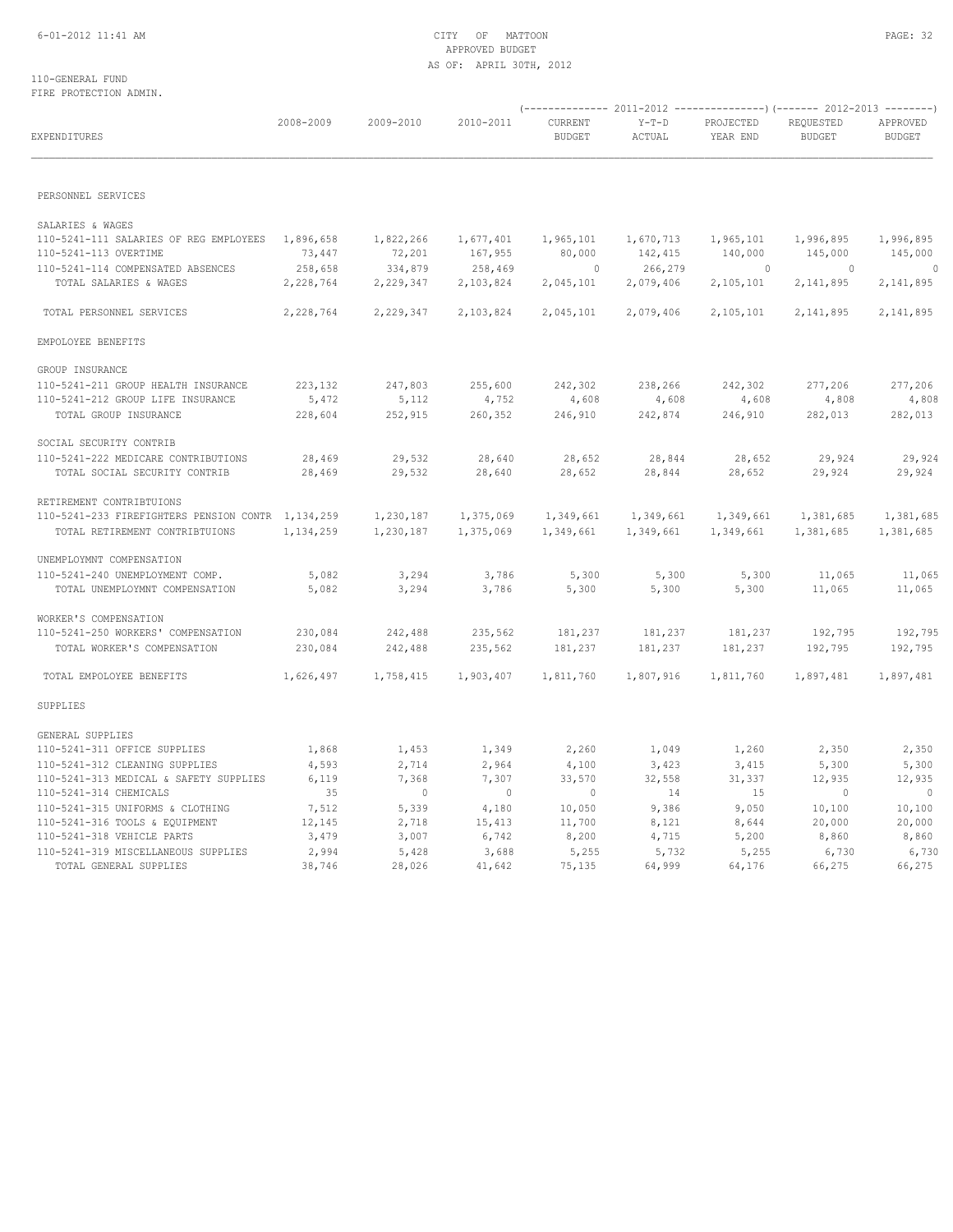110-GENERAL FUND
FIRE PROTECTION ADMIN.

| EXPENDITURES | 2008-2009 | 2009-2010 | 2010-2011 | 2011-2012 CURRENT BUDGET | 2011-2012 Y-T-D ACTUAL | 2011-2012 PROJECTED YEAR END | 2012-2013 REQUESTED BUDGET | 2012-2013 APPROVED BUDGET |
|---|---|---|---|---|---|---|---|---|
| PERSONNEL SERVICES | | | | | | | | |
| SALARIES & WAGES | | | | | | | | |
| 110-5241-111 SALARIES OF REG EMPLOYEES | 1,896,658 | 1,822,266 | 1,677,401 | 1,965,101 | 1,670,713 | 1,965,101 | 1,996,895 | 1,996,895 |
| 110-5241-113 OVERTIME | 73,447 | 72,201 | 167,955 | 80,000 | 142,415 | 140,000 | 145,000 | 145,000 |
| 110-5241-114 COMPENSATED ABSENCES | 258,658 | 334,879 | 258,469 | 0 | 266,279 | 0 | 0 | 0 |
| TOTAL SALARIES & WAGES | 2,228,764 | 2,229,347 | 2,103,824 | 2,045,101 | 2,079,406 | 2,105,101 | 2,141,895 | 2,141,895 |
| TOTAL PERSONNEL SERVICES | 2,228,764 | 2,229,347 | 2,103,824 | 2,045,101 | 2,079,406 | 2,105,101 | 2,141,895 | 2,141,895 |
| EMPOLOYEE BENEFITS | | | | | | | | |
| GROUP INSURANCE | | | | | | | | |
| 110-5241-211 GROUP HEALTH INSURANCE | 223,132 | 247,803 | 255,600 | 242,302 | 238,266 | 242,302 | 277,206 | 277,206 |
| 110-5241-212 GROUP LIFE INSURANCE | 5,472 | 5,112 | 4,752 | 4,608 | 4,608 | 4,608 | 4,808 | 4,808 |
| TOTAL GROUP INSURANCE | 228,604 | 252,915 | 260,352 | 246,910 | 242,874 | 246,910 | 282,013 | 282,013 |
| SOCIAL SECURITY CONTRIB | | | | | | | | |
| 110-5241-222 MEDICARE CONTRIBUTIONS | 28,469 | 29,532 | 28,640 | 28,652 | 28,844 | 28,652 | 29,924 | 29,924 |
| TOTAL SOCIAL SECURITY CONTRIB | 28,469 | 29,532 | 28,640 | 28,652 | 28,844 | 28,652 | 29,924 | 29,924 |
| RETIREMENT CONTRIBTUIONS | | | | | | | | |
| 110-5241-233 FIREFIGHTERS PENSION CONTR | 1,134,259 | 1,230,187 | 1,375,069 | 1,349,661 | 1,349,661 | 1,349,661 | 1,381,685 | 1,381,685 |
| TOTAL RETIREMENT CONTRIBTUIONS | 1,134,259 | 1,230,187 | 1,375,069 | 1,349,661 | 1,349,661 | 1,349,661 | 1,381,685 | 1,381,685 |
| UNEMPLOYMNT COMPENSATION | | | | | | | | |
| 110-5241-240 UNEMPLOYMENT COMP. | 5,082 | 3,294 | 3,786 | 5,300 | 5,300 | 5,300 | 11,065 | 11,065 |
| TOTAL UNEMPLOYMNT COMPENSATION | 5,082 | 3,294 | 3,786 | 5,300 | 5,300 | 5,300 | 11,065 | 11,065 |
| WORKER'S COMPENSATION | | | | | | | | |
| 110-5241-250 WORKERS' COMPENSATION | 230,084 | 242,488 | 235,562 | 181,237 | 181,237 | 181,237 | 192,795 | 192,795 |
| TOTAL WORKER'S COMPENSATION | 230,084 | 242,488 | 235,562 | 181,237 | 181,237 | 181,237 | 192,795 | 192,795 |
| TOTAL EMPOLOYEE BENEFITS | 1,626,497 | 1,758,415 | 1,903,407 | 1,811,760 | 1,807,916 | 1,811,760 | 1,897,481 | 1,897,481 |
| SUPPLIES | | | | | | | | |
| GENERAL SUPPLIES | | | | | | | | |
| 110-5241-311 OFFICE SUPPLIES | 1,868 | 1,453 | 1,349 | 2,260 | 1,049 | 1,260 | 2,350 | 2,350 |
| 110-5241-312 CLEANING SUPPLIES | 4,593 | 2,714 | 2,964 | 4,100 | 3,423 | 3,415 | 5,300 | 5,300 |
| 110-5241-313 MEDICAL & SAFETY SUPPLIES | 6,119 | 7,368 | 7,307 | 33,570 | 32,558 | 31,337 | 12,935 | 12,935 |
| 110-5241-314 CHEMICALS | 35 | 0 | 0 | 0 | 14 | 15 | 0 | 0 |
| 110-5241-315 UNIFORMS & CLOTHING | 7,512 | 5,339 | 4,180 | 10,050 | 9,386 | 9,050 | 10,100 | 10,100 |
| 110-5241-316 TOOLS & EQUIPMENT | 12,145 | 2,718 | 15,413 | 11,700 | 8,121 | 8,644 | 20,000 | 20,000 |
| 110-5241-318 VEHICLE PARTS | 3,479 | 3,007 | 6,742 | 8,200 | 4,715 | 5,200 | 8,860 | 8,860 |
| 110-5241-319 MISCELLANEOUS SUPPLIES | 2,994 | 5,428 | 3,688 | 5,255 | 5,732 | 5,255 | 6,730 | 6,730 |
| TOTAL GENERAL SUPPLIES | 38,746 | 28,026 | 41,642 | 75,135 | 64,999 | 64,176 | 66,275 | 66,275 |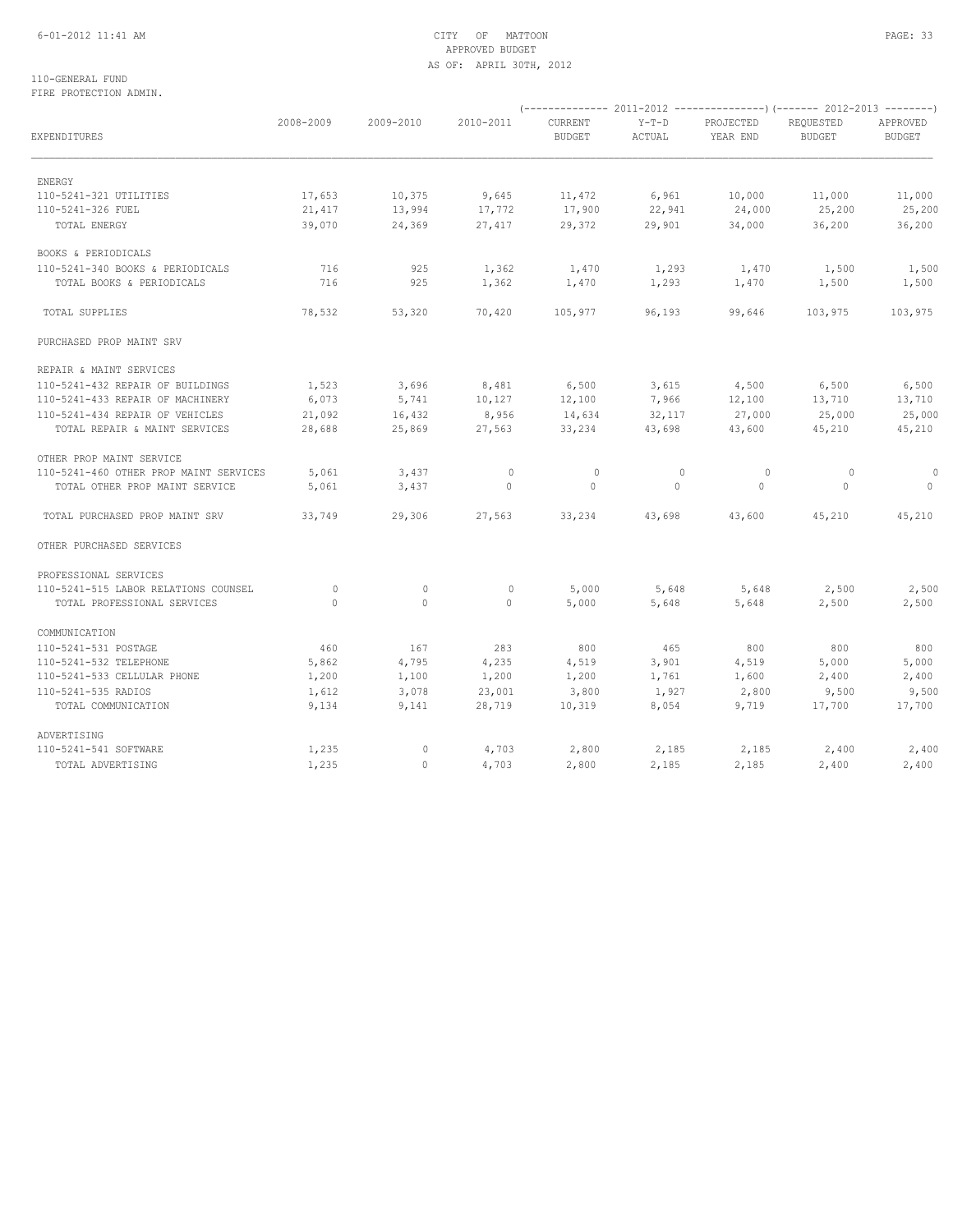CITY OF MATTOON
APPROVED BUDGET
AS OF: APRIL 30TH, 2012

110-GENERAL FUND
FIRE PROTECTION ADMIN.

| EXPENDITURES | 2008-2009 | 2009-2010 | 2010-2011 | 2011-2012 CURRENT BUDGET | 2011-2012 Y-T-D ACTUAL | 2011-2012 PROJECTED YEAR END | 2012-2013 REQUESTED BUDGET | 2012-2013 APPROVED BUDGET |
|---|---|---|---|---|---|---|---|---|
| ENERGY | | | | | | | | |
| 110-5241-321 UTILITIES | 17,653 | 10,375 | 9,645 | 11,472 | 6,961 | 10,000 | 11,000 | 11,000 |
| 110-5241-326 FUEL | 21,417 | 13,994 | 17,772 | 17,900 | 22,941 | 24,000 | 25,200 | 25,200 |
| TOTAL ENERGY | 39,070 | 24,369 | 27,417 | 29,372 | 29,901 | 34,000 | 36,200 | 36,200 |
| BOOKS & PERIODICALS | | | | | | | | |
| 110-5241-340 BOOKS & PERIODICALS | 716 | 925 | 1,362 | 1,470 | 1,293 | 1,470 | 1,500 | 1,500 |
| TOTAL BOOKS & PERIODICALS | 716 | 925 | 1,362 | 1,470 | 1,293 | 1,470 | 1,500 | 1,500 |
| TOTAL SUPPLIES | 78,532 | 53,320 | 70,420 | 105,977 | 96,193 | 99,646 | 103,975 | 103,975 |
| PURCHASED PROP MAINT SRV | | | | | | | | |
| REPAIR & MAINT SERVICES | | | | | | | | |
| 110-5241-432 REPAIR OF BUILDINGS | 1,523 | 3,696 | 8,481 | 6,500 | 3,615 | 4,500 | 6,500 | 6,500 |
| 110-5241-433 REPAIR OF MACHINERY | 6,073 | 5,741 | 10,127 | 12,100 | 7,966 | 12,100 | 13,710 | 13,710 |
| 110-5241-434 REPAIR OF VEHICLES | 21,092 | 16,432 | 8,956 | 14,634 | 32,117 | 27,000 | 25,000 | 25,000 |
| TOTAL REPAIR & MAINT SERVICES | 28,688 | 25,869 | 27,563 | 33,234 | 43,698 | 43,600 | 45,210 | 45,210 |
| OTHER PROP MAINT SERVICE | | | | | | | | |
| 110-5241-460 OTHER PROP MAINT SERVICES | 5,061 | 3,437 | 0 | 0 | 0 | 0 | 0 | 0 |
| TOTAL OTHER PROP MAINT SERVICE | 5,061 | 3,437 | 0 | 0 | 0 | 0 | 0 | 0 |
| TOTAL PURCHASED PROP MAINT SRV | 33,749 | 29,306 | 27,563 | 33,234 | 43,698 | 43,600 | 45,210 | 45,210 |
| OTHER PURCHASED SERVICES | | | | | | | | |
| PROFESSIONAL SERVICES | | | | | | | | |
| 110-5241-515 LABOR RELATIONS COUNSEL | 0 | 0 | 0 | 5,000 | 5,648 | 5,648 | 2,500 | 2,500 |
| TOTAL PROFESSIONAL SERVICES | 0 | 0 | 0 | 5,000 | 5,648 | 5,648 | 2,500 | 2,500 |
| COMMUNICATION | | | | | | | | |
| 110-5241-531 POSTAGE | 460 | 167 | 283 | 800 | 465 | 800 | 800 | 800 |
| 110-5241-532 TELEPHONE | 5,862 | 4,795 | 4,235 | 4,519 | 3,901 | 4,519 | 5,000 | 5,000 |
| 110-5241-533 CELLULAR PHONE | 1,200 | 1,100 | 1,200 | 1,200 | 1,761 | 1,600 | 2,400 | 2,400 |
| 110-5241-535 RADIOS | 1,612 | 3,078 | 23,001 | 3,800 | 1,927 | 2,800 | 9,500 | 9,500 |
| TOTAL COMMUNICATION | 9,134 | 9,141 | 28,719 | 10,319 | 8,054 | 9,719 | 17,700 | 17,700 |
| ADVERTISING | | | | | | | | |
| 110-5241-541 SOFTWARE | 1,235 | 0 | 4,703 | 2,800 | 2,185 | 2,185 | 2,400 | 2,400 |
| TOTAL ADVERTISING | 1,235 | 0 | 4,703 | 2,800 | 2,185 | 2,185 | 2,400 | 2,400 |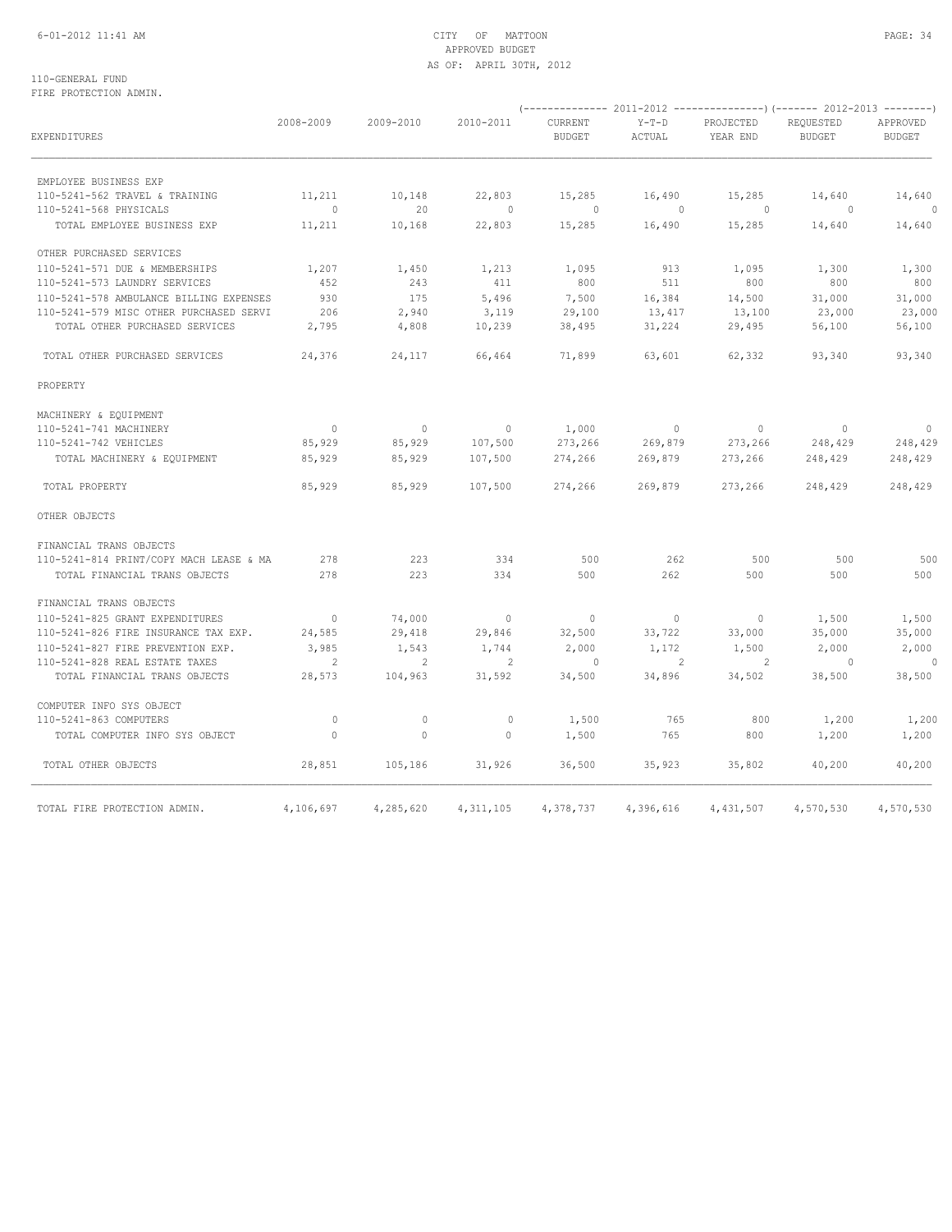CITY OF MATTOON
APPROVED BUDGET
AS OF: APRIL 30TH, 2012

110-GENERAL FUND
FIRE PROTECTION ADMIN.

| EXPENDITURES | 2008-2009 | 2009-2010 | 2010-2011 | 2011-2012 CURRENT BUDGET | 2011-2012 Y-T-D ACTUAL | 2011-2012 PROJECTED YEAR END | 2012-2013 REQUESTED BUDGET | 2012-2013 APPROVED BUDGET |
|---|---|---|---|---|---|---|---|---|
| EMPLOYEE BUSINESS EXP | | | | | | | | |
| 110-5241-562 TRAVEL & TRAINING | 11,211 | 10,148 | 22,803 | 15,285 | 16,490 | 15,285 | 14,640 | 14,640 |
| 110-5241-568 PHYSICALS | 0 | 20 | 0 | 0 | 0 | 0 | 0 | 0 |
| TOTAL EMPLOYEE BUSINESS EXP | 11,211 | 10,168 | 22,803 | 15,285 | 16,490 | 15,285 | 14,640 | 14,640 |
| OTHER PURCHASED SERVICES | | | | | | | | |
| 110-5241-571 DUE & MEMBERSHIPS | 1,207 | 1,450 | 1,213 | 1,095 | 913 | 1,095 | 1,300 | 1,300 |
| 110-5241-573 LAUNDRY SERVICES | 452 | 243 | 411 | 800 | 511 | 800 | 800 | 800 |
| 110-5241-578 AMBULANCE BILLING EXPENSES | 930 | 175 | 5,496 | 7,500 | 16,384 | 14,500 | 31,000 | 31,000 |
| 110-5241-579 MISC OTHER PURCHASED SERVI | 206 | 2,940 | 3,119 | 29,100 | 13,417 | 13,100 | 23,000 | 23,000 |
| TOTAL OTHER PURCHASED SERVICES | 2,795 | 4,808 | 10,239 | 38,495 | 31,224 | 29,495 | 56,100 | 56,100 |
| TOTAL OTHER PURCHASED SERVICES | 24,376 | 24,117 | 66,464 | 71,899 | 63,601 | 62,332 | 93,340 | 93,340 |
| PROPERTY | | | | | | | | |
| MACHINERY & EQUIPMENT | | | | | | | | |
| 110-5241-741 MACHINERY | 0 | 0 | 0 | 1,000 | 0 | 0 | 0 | 0 |
| 110-5241-742 VEHICLES | 85,929 | 85,929 | 107,500 | 273,266 | 269,879 | 273,266 | 248,429 | 248,429 |
| TOTAL MACHINERY & EQUIPMENT | 85,929 | 85,929 | 107,500 | 274,266 | 269,879 | 273,266 | 248,429 | 248,429 |
| TOTAL PROPERTY | 85,929 | 85,929 | 107,500 | 274,266 | 269,879 | 273,266 | 248,429 | 248,429 |
| OTHER OBJECTS | | | | | | | | |
| FINANCIAL TRANS OBJECTS | | | | | | | | |
| 110-5241-814 PRINT/COPY MACH LEASE & MA | 278 | 223 | 334 | 500 | 262 | 500 | 500 | 500 |
| TOTAL FINANCIAL TRANS OBJECTS | 278 | 223 | 334 | 500 | 262 | 500 | 500 | 500 |
| FINANCIAL TRANS OBJECTS | | | | | | | | |
| 110-5241-825 GRANT EXPENDITURES | 0 | 74,000 | 0 | 0 | 0 | 0 | 1,500 | 1,500 |
| 110-5241-826 FIRE INSURANCE TAX EXP. | 24,585 | 29,418 | 29,846 | 32,500 | 33,722 | 33,000 | 35,000 | 35,000 |
| 110-5241-827 FIRE PREVENTION EXP. | 3,985 | 1,543 | 1,744 | 2,000 | 1,172 | 1,500 | 2,000 | 2,000 |
| 110-5241-828 REAL ESTATE TAXES | 2 | 2 | 2 | 0 | 2 | 2 | 0 | 0 |
| TOTAL FINANCIAL TRANS OBJECTS | 28,573 | 104,963 | 31,592 | 34,500 | 34,896 | 34,502 | 38,500 | 38,500 |
| COMPUTER INFO SYS OBJECT | | | | | | | | |
| 110-5241-863 COMPUTERS | 0 | 0 | 0 | 1,500 | 765 | 800 | 1,200 | 1,200 |
| TOTAL COMPUTER INFO SYS OBJECT | 0 | 0 | 0 | 1,500 | 765 | 800 | 1,200 | 1,200 |
| TOTAL OTHER OBJECTS | 28,851 | 105,186 | 31,926 | 36,500 | 35,923 | 35,802 | 40,200 | 40,200 |
| TOTAL FIRE PROTECTION ADMIN. | 4,106,697 | 4,285,620 | 4,311,105 | 4,378,737 | 4,396,616 | 4,431,507 | 4,570,530 | 4,570,530 |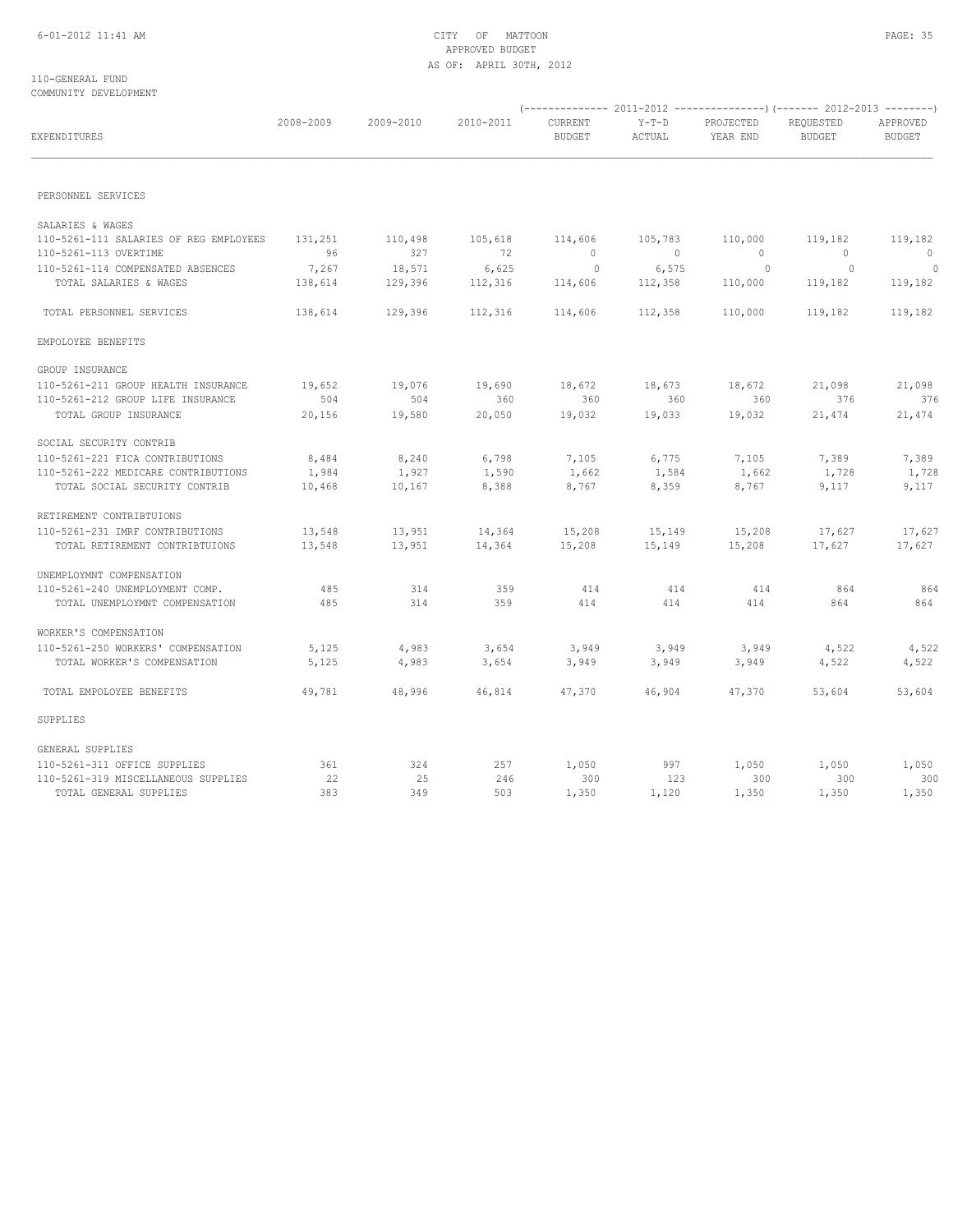CITY OF MATTOON
APPROVED BUDGET
AS OF: APRIL 30TH, 2012

110-GENERAL FUND
COMMUNITY DEVELOPMENT

| EXPENDITURES | 2008-2009 | 2009-2010 | 2010-2011 | 2011-2012 CURRENT BUDGET | 2011-2012 Y-T-D ACTUAL | 2011-2012 PROJECTED YEAR END | 2012-2013 REQUESTED BUDGET | 2012-2013 APPROVED BUDGET |
|---|---|---|---|---|---|---|---|---|
| PERSONNEL SERVICES | | | | | | | | |
| SALARIES & WAGES | | | | | | | | |
| 110-5261-111 SALARIES OF REG EMPLOYEES | 131,251 | 110,498 | 105,618 | 114,606 | 105,783 | 110,000 | 119,182 | 119,182 |
| 110-5261-113 OVERTIME | 96 | 327 | 72 | 0 | 0 | 0 | 0 | 0 |
| 110-5261-114 COMPENSATED ABSENCES | 7,267 | 18,571 | 6,625 | 0 | 6,575 | 0 | 0 | 0 |
| TOTAL SALARIES & WAGES | 138,614 | 129,396 | 112,316 | 114,606 | 112,358 | 110,000 | 119,182 | 119,182 |
| TOTAL PERSONNEL SERVICES | 138,614 | 129,396 | 112,316 | 114,606 | 112,358 | 110,000 | 119,182 | 119,182 |
| EMPOLOYEE BENEFITS | | | | | | | | |
| GROUP INSURANCE | | | | | | | | |
| 110-5261-211 GROUP HEALTH INSURANCE | 19,652 | 19,076 | 19,690 | 18,672 | 18,673 | 18,672 | 21,098 | 21,098 |
| 110-5261-212 GROUP LIFE INSURANCE | 504 | 504 | 360 | 360 | 360 | 360 | 376 | 376 |
| TOTAL GROUP INSURANCE | 20,156 | 19,580 | 20,050 | 19,032 | 19,033 | 19,032 | 21,474 | 21,474 |
| SOCIAL SECURITY CONTRIB | | | | | | | | |
| 110-5261-221 FICA CONTRIBUTIONS | 8,484 | 8,240 | 6,798 | 7,105 | 6,775 | 7,105 | 7,389 | 7,389 |
| 110-5261-222 MEDICARE CONTRIBUTIONS | 1,984 | 1,927 | 1,590 | 1,662 | 1,584 | 1,662 | 1,728 | 1,728 |
| TOTAL SOCIAL SECURITY CONTRIB | 10,468 | 10,167 | 8,388 | 8,767 | 8,359 | 8,767 | 9,117 | 9,117 |
| RETIREMENT CONTRIBTUIONS | | | | | | | | |
| 110-5261-231 IMRF CONTRIBUTIONS | 13,548 | 13,951 | 14,364 | 15,208 | 15,149 | 15,208 | 17,627 | 17,627 |
| TOTAL RETIREMENT CONTRIBTUIONS | 13,548 | 13,951 | 14,364 | 15,208 | 15,149 | 15,208 | 17,627 | 17,627 |
| UNEMPLOYMNT COMPENSATION | | | | | | | | |
| 110-5261-240 UNEMPLOYMENT COMP. | 485 | 314 | 359 | 414 | 414 | 414 | 864 | 864 |
| TOTAL UNEMPLOYMNT COMPENSATION | 485 | 314 | 359 | 414 | 414 | 414 | 864 | 864 |
| WORKER'S COMPENSATION | | | | | | | | |
| 110-5261-250 WORKERS' COMPENSATION | 5,125 | 4,983 | 3,654 | 3,949 | 3,949 | 3,949 | 4,522 | 4,522 |
| TOTAL WORKER'S COMPENSATION | 5,125 | 4,983 | 3,654 | 3,949 | 3,949 | 3,949 | 4,522 | 4,522 |
| TOTAL EMPOLOYEE BENEFITS | 49,781 | 48,996 | 46,814 | 47,370 | 46,904 | 47,370 | 53,604 | 53,604 |
| SUPPLIES | | | | | | | | |
| GENERAL SUPPLIES | | | | | | | | |
| 110-5261-311 OFFICE SUPPLIES | 361 | 324 | 257 | 1,050 | 997 | 1,050 | 1,050 | 1,050 |
| 110-5261-319 MISCELLANEOUS SUPPLIES | 22 | 25 | 246 | 300 | 123 | 300 | 300 | 300 |
| TOTAL GENERAL SUPPLIES | 383 | 349 | 503 | 1,350 | 1,120 | 1,350 | 1,350 | 1,350 |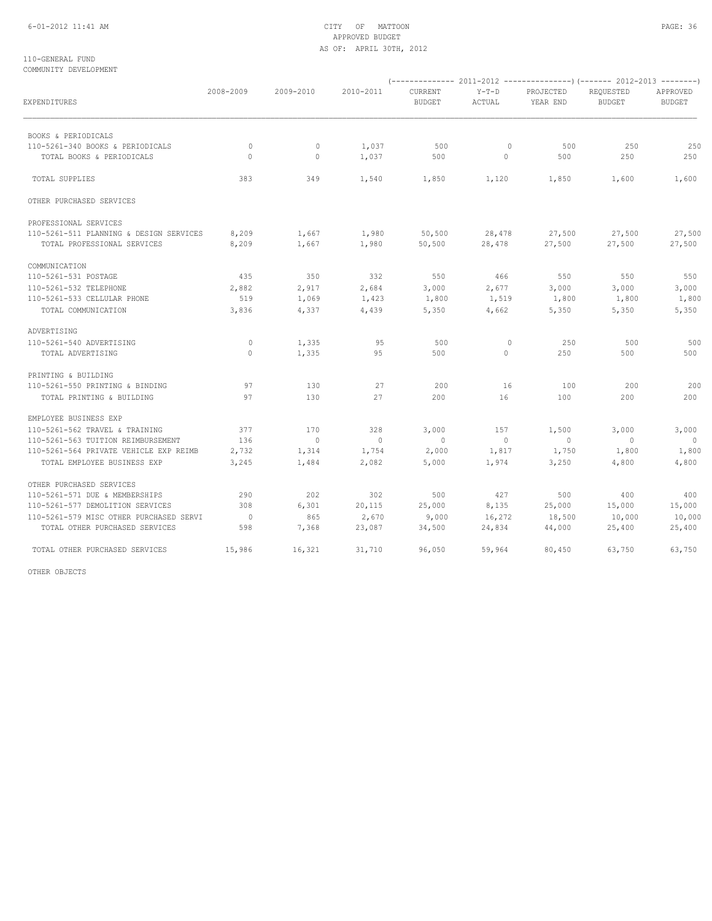110-GENERAL FUND
COMMUNITY DEVELOPMENT

| EXPENDITURES | 2008-2009 | 2009-2010 | 2010-2011 | 2011-2012 CURRENT BUDGET | 2011-2012 Y-T-D ACTUAL | 2011-2012 PROJECTED YEAR END | 2012-2013 REQUESTED BUDGET | 2012-2013 APPROVED BUDGET |
|---|---|---|---|---|---|---|---|---|
| BOOKS & PERIODICALS | | | | | | | | |
| 110-5261-340 BOOKS & PERIODICALS | 0 | 0 | 1,037 | 500 | 0 | 500 | 250 | 250 |
| TOTAL BOOKS & PERIODICALS | 0 | 0 | 1,037 | 500 | 0 | 500 | 250 | 250 |
| TOTAL SUPPLIES | 383 | 349 | 1,540 | 1,850 | 1,120 | 1,850 | 1,600 | 1,600 |
| OTHER PURCHASED SERVICES | | | | | | | | |
| PROFESSIONAL SERVICES | | | | | | | | |
| 110-5261-511 PLANNING & DESIGN SERVICES | 8,209 | 1,667 | 1,980 | 50,500 | 28,478 | 27,500 | 27,500 | 27,500 |
| TOTAL PROFESSIONAL SERVICES | 8,209 | 1,667 | 1,980 | 50,500 | 28,478 | 27,500 | 27,500 | 27,500 |
| COMMUNICATION | | | | | | | | |
| 110-5261-531 POSTAGE | 435 | 350 | 332 | 550 | 466 | 550 | 550 | 550 |
| 110-5261-532 TELEPHONE | 2,882 | 2,917 | 2,684 | 3,000 | 2,677 | 3,000 | 3,000 | 3,000 |
| 110-5261-533 CELLULAR PHONE | 519 | 1,069 | 1,423 | 1,800 | 1,519 | 1,800 | 1,800 | 1,800 |
| TOTAL COMMUNICATION | 3,836 | 4,337 | 4,439 | 5,350 | 4,662 | 5,350 | 5,350 | 5,350 |
| ADVERTISING | | | | | | | | |
| 110-5261-540 ADVERTISING | 0 | 1,335 | 95 | 500 | 0 | 250 | 500 | 500 |
| TOTAL ADVERTISING | 0 | 1,335 | 95 | 500 | 0 | 250 | 500 | 500 |
| PRINTING & BUILDING | | | | | | | | |
| 110-5261-550 PRINTING & BINDING | 97 | 130 | 27 | 200 | 16 | 100 | 200 | 200 |
| TOTAL PRINTING & BUILDING | 97 | 130 | 27 | 200 | 16 | 100 | 200 | 200 |
| EMPLOYEE BUSINESS EXP | | | | | | | | |
| 110-5261-562 TRAVEL & TRAINING | 377 | 170 | 328 | 3,000 | 157 | 1,500 | 3,000 | 3,000 |
| 110-5261-563 TUITION REIMBURSEMENT | 136 | 0 | 0 | 0 | 0 | 0 | 0 | 0 |
| 110-5261-564 PRIVATE VEHICLE EXP REIMB | 2,732 | 1,314 | 1,754 | 2,000 | 1,817 | 1,750 | 1,800 | 1,800 |
| TOTAL EMPLOYEE BUSINESS EXP | 3,245 | 1,484 | 2,082 | 5,000 | 1,974 | 3,250 | 4,800 | 4,800 |
| OTHER PURCHASED SERVICES | | | | | | | | |
| 110-5261-571 DUE & MEMBERSHIPS | 290 | 202 | 302 | 500 | 427 | 500 | 400 | 400 |
| 110-5261-577 DEMOLITION SERVICES | 308 | 6,301 | 20,115 | 25,000 | 8,135 | 25,000 | 15,000 | 15,000 |
| 110-5261-579 MISC OTHER PURCHASED SERVI | 0 | 865 | 2,670 | 9,000 | 16,272 | 18,500 | 10,000 | 10,000 |
| TOTAL OTHER PURCHASED SERVICES | 598 | 7,368 | 23,087 | 34,500 | 24,834 | 44,000 | 25,400 | 25,400 |
| TOTAL OTHER PURCHASED SERVICES | 15,986 | 16,321 | 31,710 | 96,050 | 59,964 | 80,450 | 63,750 | 63,750 |

OTHER OBJECTS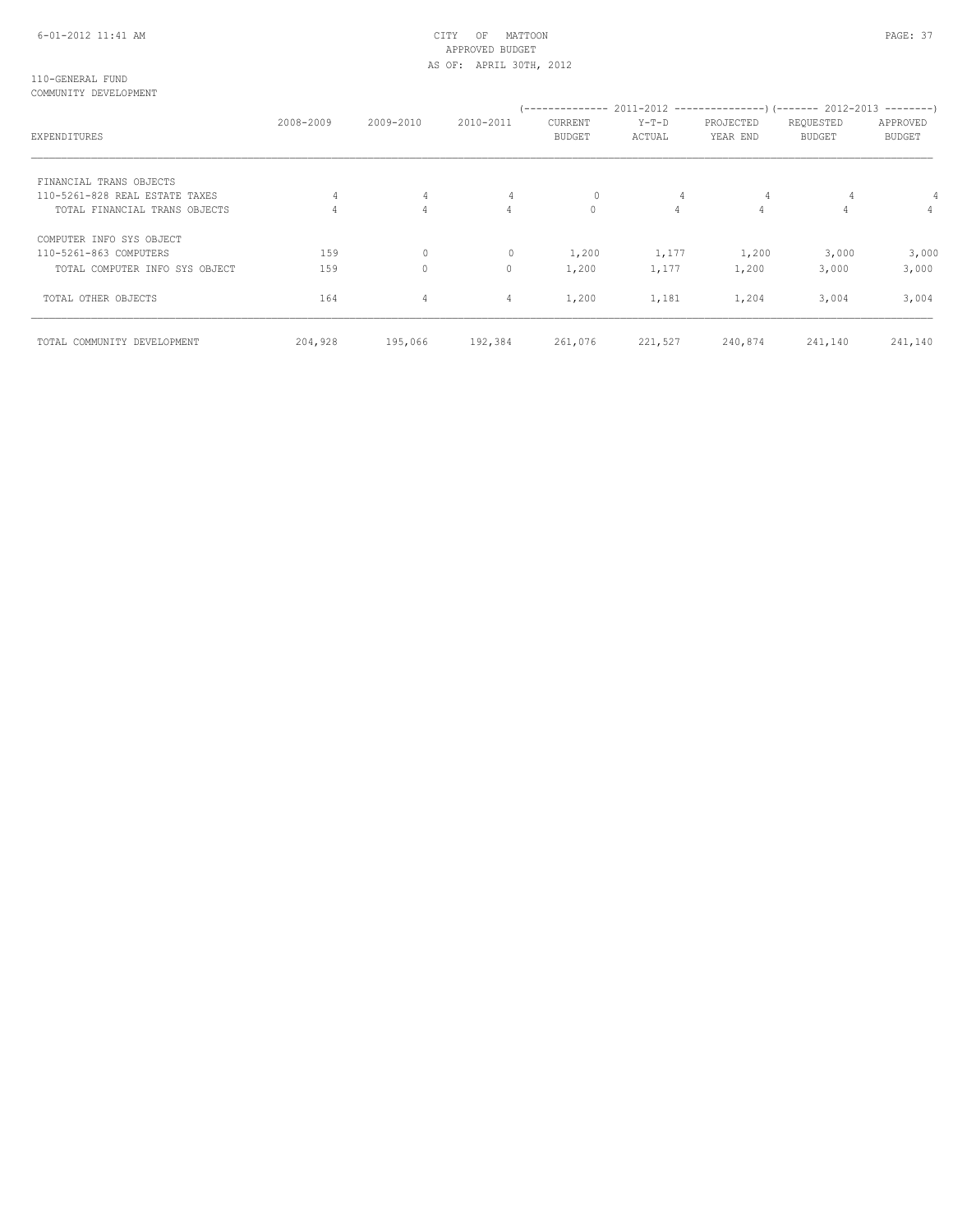110-GENERAL FUND
COMMUNITY DEVELOPMENT

| EXPENDITURES | 2008-2009 | 2009-2010 | 2010-2011 | 2011-2012 CURRENT BUDGET | 2011-2012 Y-T-D ACTUAL | 2011-2012 PROJECTED YEAR END | 2012-2013 REQUESTED BUDGET | 2012-2013 APPROVED BUDGET |
|---|---|---|---|---|---|---|---|---|
| FINANCIAL TRANS OBJECTS | | | | | | | | |
| 110-5261-828 REAL ESTATE TAXES | 4 | 4 | 4 | 0 | 4 | 4 | 4 | 4 |
| TOTAL FINANCIAL TRANS OBJECTS | 4 | 4 | 4 | 0 | 4 | 4 | 4 | 4 |
| COMPUTER INFO SYS OBJECT | | | | | | | | |
| 110-5261-863 COMPUTERS | 159 | 0 | 0 | 1,200 | 1,177 | 1,200 | 3,000 | 3,000 |
| TOTAL COMPUTER INFO SYS OBJECT | 159 | 0 | 0 | 1,200 | 1,177 | 1,200 | 3,000 | 3,000 |
| TOTAL OTHER OBJECTS | 164 | 4 | 4 | 1,200 | 1,181 | 1,204 | 3,004 | 3,004 |
| TOTAL COMMUNITY DEVELOPMENT | 204,928 | 195,066 | 192,384 | 261,076 | 221,527 | 240,874 | 241,140 | 241,140 |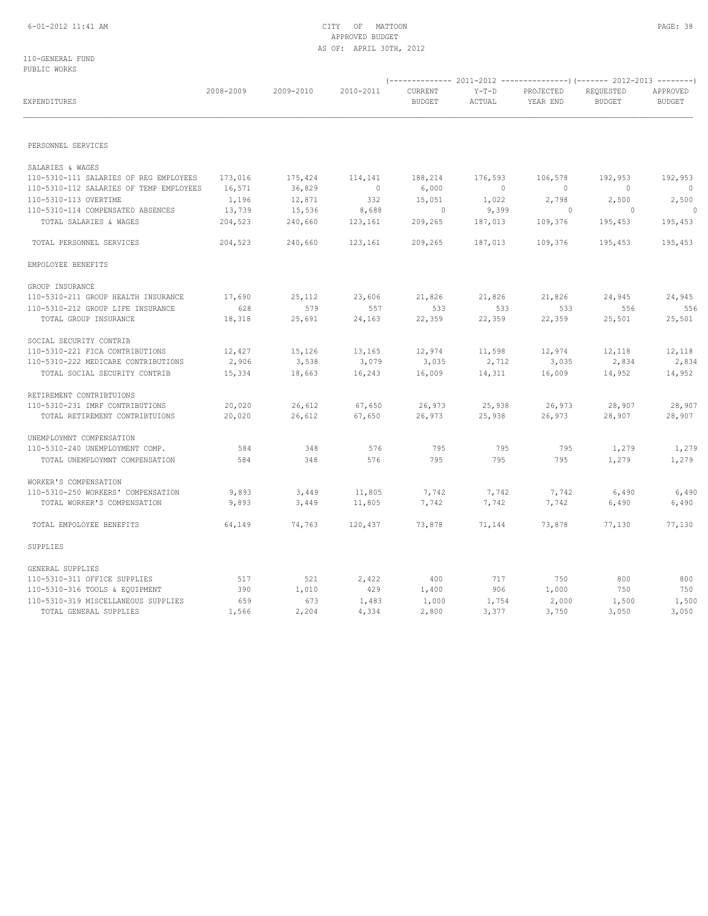CITY OF MATTOON
APPROVED BUDGET
AS OF: APRIL 30TH, 2012

110-GENERAL FUND
PUBLIC WORKS

| EXPENDITURES | 2008-2009 | 2009-2010 | 2010-2011 | 2011-2012 CURRENT BUDGET | 2011-2012 Y-T-D ACTUAL | 2011-2012 PROJECTED YEAR END | 2012-2013 REQUESTED BUDGET | 2012-2013 APPROVED BUDGET |
|---|---|---|---|---|---|---|---|---|
| PERSONNEL SERVICES | | | | | | | | |
| SALARIES & WAGES | | | | | | | | |
| 110-5310-111 SALARIES OF REG EMPLOYEES | 173,016 | 175,424 | 114,141 | 188,214 | 176,593 | 106,578 | 192,953 | 192,953 |
| 110-5310-112 SALARIES OF TEMP EMPLOYEES | 16,571 | 36,829 | 0 | 6,000 | 0 | 0 | 0 | 0 |
| 110-5310-113 OVERTIME | 1,196 | 12,871 | 332 | 15,051 | 1,022 | 2,798 | 2,500 | 2,500 |
| 110-5310-114 COMPENSATED ABSENCES | 13,739 | 15,536 | 8,688 | 0 | 9,399 | 0 | 0 | 0 |
| TOTAL SALARIES & WAGES | 204,523 | 240,660 | 123,161 | 209,265 | 187,013 | 109,376 | 195,453 | 195,453 |
| TOTAL PERSONNEL SERVICES | 204,523 | 240,660 | 123,161 | 209,265 | 187,013 | 109,376 | 195,453 | 195,453 |
| EMPOLOYEE BENEFITS | | | | | | | | |
| GROUP INSURANCE | | | | | | | | |
| 110-5310-211 GROUP HEALTH INSURANCE | 17,690 | 25,112 | 23,606 | 21,826 | 21,826 | 21,826 | 24,945 | 24,945 |
| 110-5310-212 GROUP LIFE INSURANCE | 628 | 579 | 557 | 533 | 533 | 533 | 556 | 556 |
| TOTAL GROUP INSURANCE | 18,318 | 25,691 | 24,163 | 22,359 | 22,359 | 22,359 | 25,501 | 25,501 |
| SOCIAL SECURITY CONTRIB | | | | | | | | |
| 110-5310-221 FICA CONTRIBUTIONS | 12,427 | 15,126 | 13,165 | 12,974 | 11,598 | 12,974 | 12,118 | 12,118 |
| 110-5310-222 MEDICARE CONTRIBUTIONS | 2,906 | 3,538 | 3,079 | 3,035 | 2,712 | 3,035 | 2,834 | 2,834 |
| TOTAL SOCIAL SECURITY CONTRIB | 15,334 | 18,663 | 16,243 | 16,009 | 14,311 | 16,009 | 14,952 | 14,952 |
| RETIREMENT CONTRIBTUIONS | | | | | | | | |
| 110-5310-231 IMRF CONTRIBUTIONS | 20,020 | 26,612 | 67,650 | 26,973 | 25,938 | 26,973 | 28,907 | 28,907 |
| TOTAL RETIREMENT CONTRIBTUIONS | 20,020 | 26,612 | 67,650 | 26,973 | 25,938 | 26,973 | 28,907 | 28,907 |
| UNEMPLOYMNT COMPENSATION | | | | | | | | |
| 110-5310-240 UNEMPLOYMENT COMP. | 584 | 348 | 576 | 795 | 795 | 795 | 1,279 | 1,279 |
| TOTAL UNEMPLOYMNT COMPENSATION | 584 | 348 | 576 | 795 | 795 | 795 | 1,279 | 1,279 |
| WORKER'S COMPENSATION | | | | | | | | |
| 110-5310-250 WORKERS' COMPENSATION | 9,893 | 3,449 | 11,805 | 7,742 | 7,742 | 7,742 | 6,490 | 6,490 |
| TOTAL WORKER'S COMPENSATION | 9,893 | 3,449 | 11,805 | 7,742 | 7,742 | 7,742 | 6,490 | 6,490 |
| TOTAL EMPOLOYEE BENEFITS | 64,149 | 74,763 | 120,437 | 73,878 | 71,144 | 73,878 | 77,130 | 77,130 |
| SUPPLIES | | | | | | | | |
| GENERAL SUPPLIES | | | | | | | | |
| 110-5310-311 OFFICE SUPPLIES | 517 | 521 | 2,422 | 400 | 717 | 750 | 800 | 800 |
| 110-5310-316 TOOLS & EQUIPMENT | 390 | 1,010 | 429 | 1,400 | 906 | 1,000 | 750 | 750 |
| 110-5310-319 MISCELLANEOUS SUPPLIES | 659 | 673 | 1,483 | 1,000 | 1,754 | 2,000 | 1,500 | 1,500 |
| TOTAL GENERAL SUPPLIES | 1,566 | 2,204 | 4,334 | 2,800 | 3,377 | 3,750 | 3,050 | 3,050 |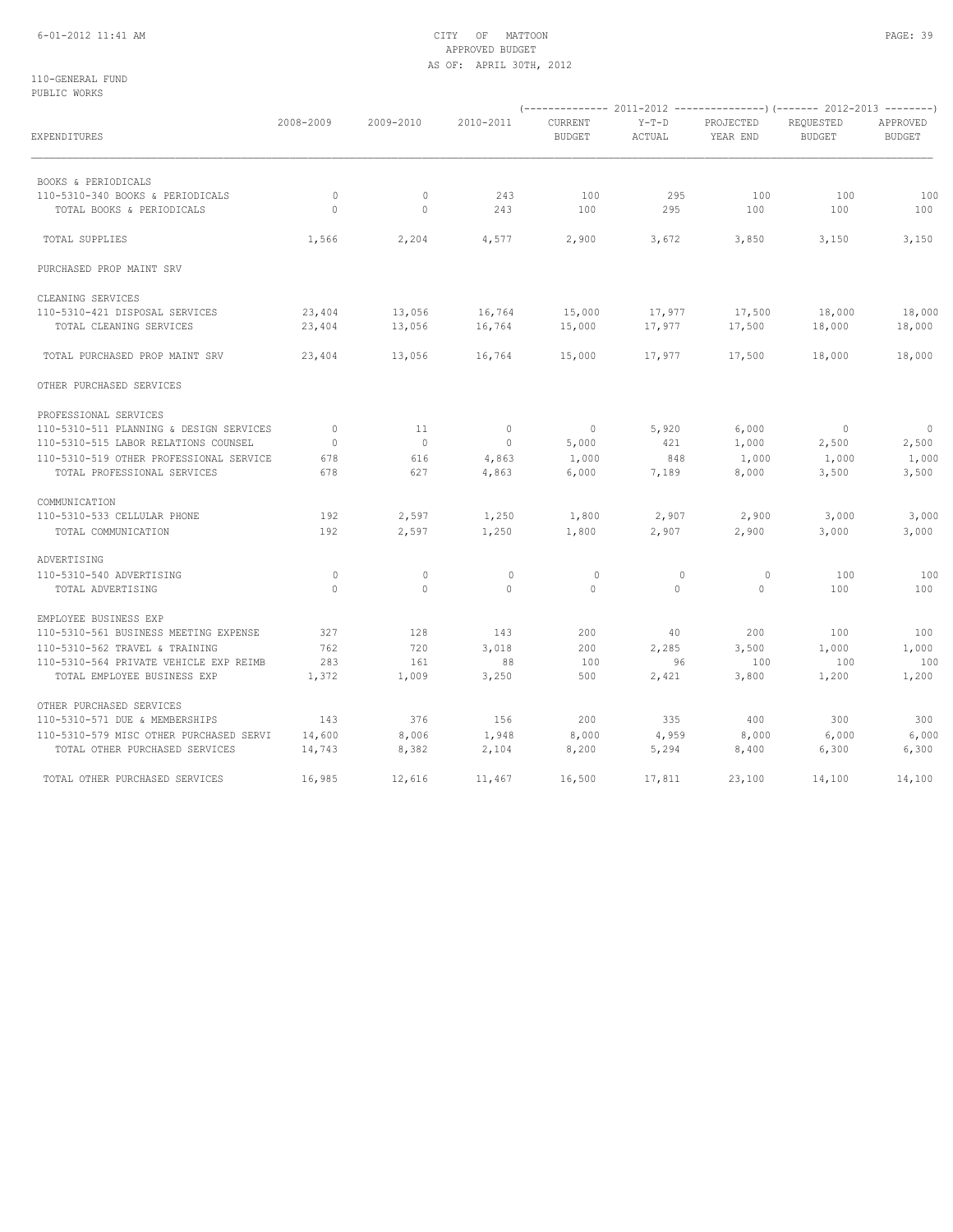CITY OF MATTOON
APPROVED BUDGET
AS OF: APRIL 30TH, 2012

110-GENERAL FUND
PUBLIC WORKS

| EXPENDITURES | 2008-2009 | 2009-2010 | 2010-2011 | 2011-2012 CURRENT BUDGET | 2011-2012 Y-T-D ACTUAL | 2011-2012 PROJECTED YEAR END | 2012-2013 REQUESTED BUDGET | 2012-2013 APPROVED BUDGET |
|---|---|---|---|---|---|---|---|---|
| BOOKS & PERIODICALS | | | | | | | | |
| 110-5310-340 BOOKS & PERIODICALS | 0 | 0 | 243 | 100 | 295 | 100 | 100 | 100 |
| TOTAL BOOKS & PERIODICALS | 0 | 0 | 243 | 100 | 295 | 100 | 100 | 100 |
| TOTAL SUPPLIES | 1,566 | 2,204 | 4,577 | 2,900 | 3,672 | 3,850 | 3,150 | 3,150 |
| PURCHASED PROP MAINT SRV | | | | | | | | |
| CLEANING SERVICES | | | | | | | | |
| 110-5310-421 DISPOSAL SERVICES | 23,404 | 13,056 | 16,764 | 15,000 | 17,977 | 17,500 | 18,000 | 18,000 |
| TOTAL CLEANING SERVICES | 23,404 | 13,056 | 16,764 | 15,000 | 17,977 | 17,500 | 18,000 | 18,000 |
| TOTAL PURCHASED PROP MAINT SRV | 23,404 | 13,056 | 16,764 | 15,000 | 17,977 | 17,500 | 18,000 | 18,000 |
| OTHER PURCHASED SERVICES | | | | | | | | |
| PROFESSIONAL SERVICES | | | | | | | | |
| 110-5310-511 PLANNING & DESIGN SERVICES | 0 | 11 | 0 | 0 | 5,920 | 6,000 | 0 | 0 |
| 110-5310-515 LABOR RELATIONS COUNSEL | 0 | 0 | 0 | 5,000 | 421 | 1,000 | 2,500 | 2,500 |
| 110-5310-519 OTHER PROFESSIONAL SERVICE | 678 | 616 | 4,863 | 1,000 | 848 | 1,000 | 1,000 | 1,000 |
| TOTAL PROFESSIONAL SERVICES | 678 | 627 | 4,863 | 6,000 | 7,189 | 8,000 | 3,500 | 3,500 |
| COMMUNICATION | | | | | | | | |
| 110-5310-533 CELLULAR PHONE | 192 | 2,597 | 1,250 | 1,800 | 2,907 | 2,900 | 3,000 | 3,000 |
| TOTAL COMMUNICATION | 192 | 2,597 | 1,250 | 1,800 | 2,907 | 2,900 | 3,000 | 3,000 |
| ADVERTISING | | | | | | | | |
| 110-5310-540 ADVERTISING | 0 | 0 | 0 | 0 | 0 | 0 | 100 | 100 |
| TOTAL ADVERTISING | 0 | 0 | 0 | 0 | 0 | 0 | 100 | 100 |
| EMPLOYEE BUSINESS EXP | | | | | | | | |
| 110-5310-561 BUSINESS MEETING EXPENSE | 327 | 128 | 143 | 200 | 40 | 200 | 100 | 100 |
| 110-5310-562 TRAVEL & TRAINING | 762 | 720 | 3,018 | 200 | 2,285 | 3,500 | 1,000 | 1,000 |
| 110-5310-564 PRIVATE VEHICLE EXP REIMB | 283 | 161 | 88 | 100 | 96 | 100 | 100 | 100 |
| TOTAL EMPLOYEE BUSINESS EXP | 1,372 | 1,009 | 3,250 | 500 | 2,421 | 3,800 | 1,200 | 1,200 |
| OTHER PURCHASED SERVICES | | | | | | | | |
| 110-5310-571 DUE & MEMBERSHIPS | 143 | 376 | 156 | 200 | 335 | 400 | 300 | 300 |
| 110-5310-579 MISC OTHER PURCHASED SERVI | 14,600 | 8,006 | 1,948 | 8,000 | 4,959 | 8,000 | 6,000 | 6,000 |
| TOTAL OTHER PURCHASED SERVICES | 14,743 | 8,382 | 2,104 | 8,200 | 5,294 | 8,400 | 6,300 | 6,300 |
| TOTAL OTHER PURCHASED SERVICES | 16,985 | 12,616 | 11,467 | 16,500 | 17,811 | 23,100 | 14,100 | 14,100 |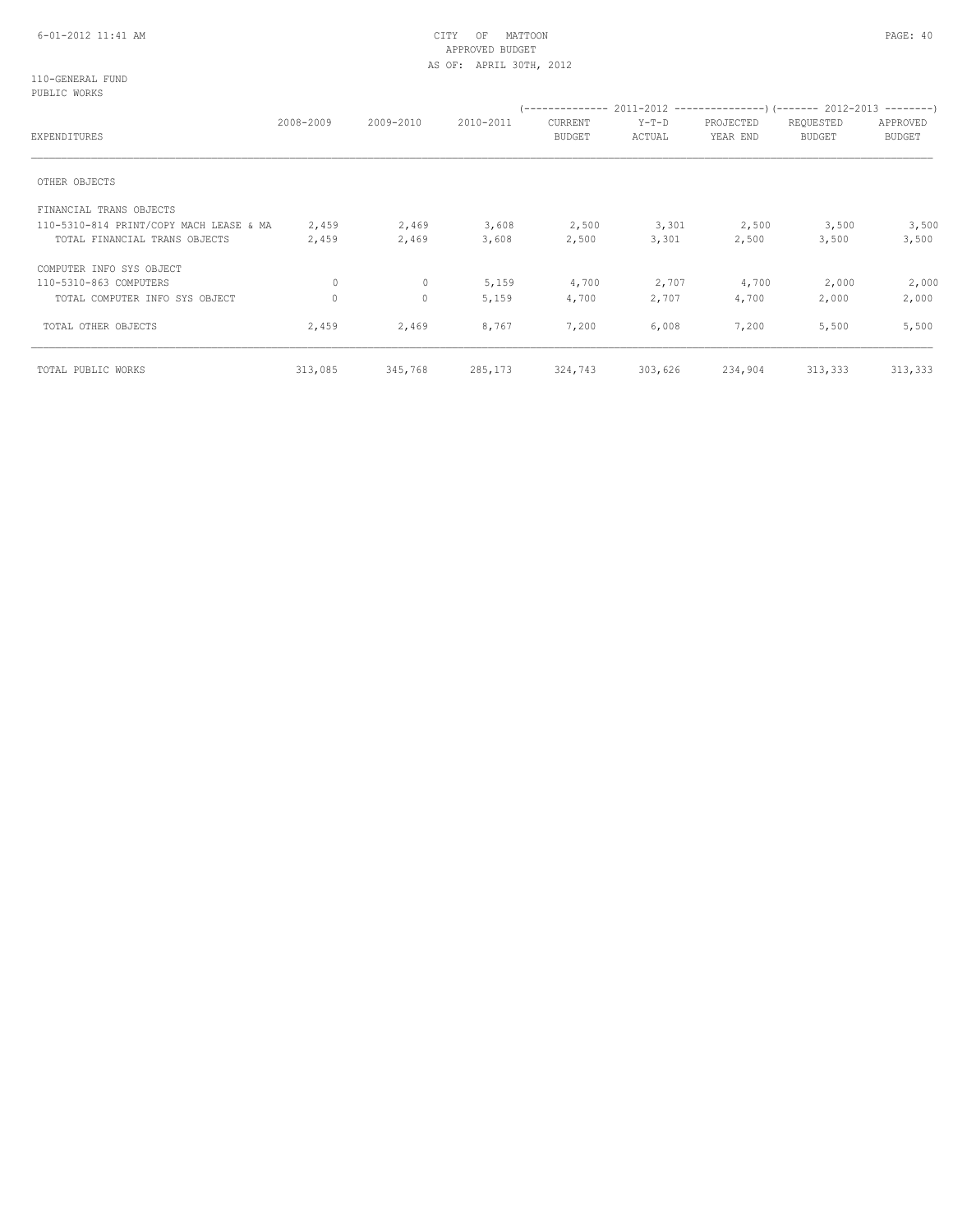CITY OF MATTOON
APPROVED BUDGET
AS OF: APRIL 30TH, 2012

110-GENERAL FUND
PUBLIC WORKS

| EXPENDITURES | 2008-2009 | 2009-2010 | 2010-2011 | 2011-2012 CURRENT BUDGET | 2011-2012 Y-T-D ACTUAL | 2011-2012 PROJECTED YEAR END | 2012-2013 REQUESTED BUDGET | 2012-2013 APPROVED BUDGET |
|---|---|---|---|---|---|---|---|---|
| OTHER OBJECTS | | | | | | | | |
| FINANCIAL TRANS OBJECTS | | | | | | | | |
| 110-5310-814 PRINT/COPY MACH LEASE & MA | 2,459 | 2,469 | 3,608 | 2,500 | 3,301 | 2,500 | 3,500 | 3,500 |
| TOTAL FINANCIAL TRANS OBJECTS | 2,459 | 2,469 | 3,608 | 2,500 | 3,301 | 2,500 | 3,500 | 3,500 |
| COMPUTER INFO SYS OBJECT | | | | | | | | |
| 110-5310-863 COMPUTERS | 0 | 0 | 5,159 | 4,700 | 2,707 | 4,700 | 2,000 | 2,000 |
| TOTAL COMPUTER INFO SYS OBJECT | 0 | 0 | 5,159 | 4,700 | 2,707 | 4,700 | 2,000 | 2,000 |
| TOTAL OTHER OBJECTS | 2,459 | 2,469 | 8,767 | 7,200 | 6,008 | 7,200 | 5,500 | 5,500 |
| TOTAL PUBLIC WORKS | 313,085 | 345,768 | 285,173 | 324,743 | 303,626 | 234,904 | 313,333 | 313,333 |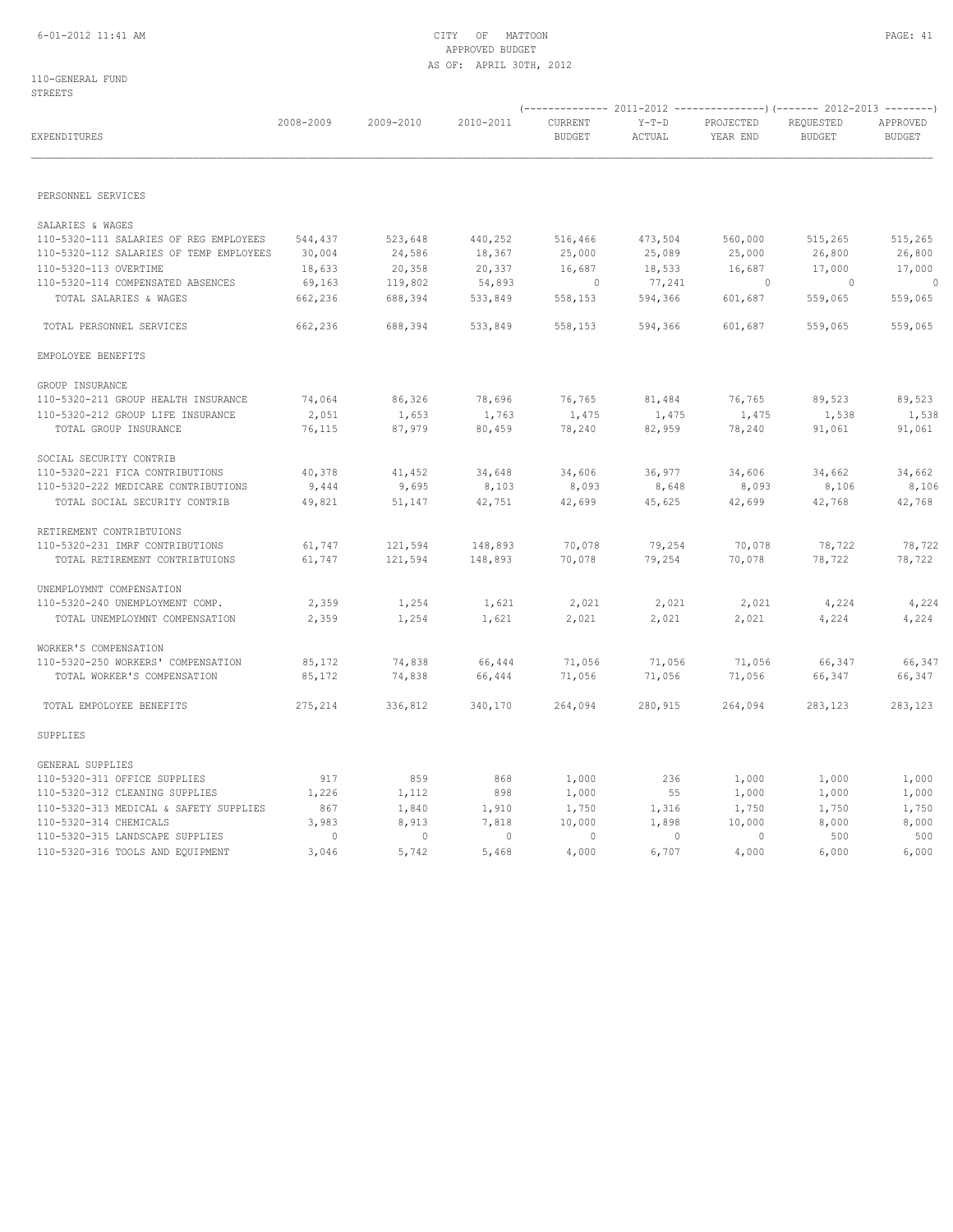# CITY OF MATTOON
## APPROVED BUDGET
### AS OF: APRIL 30TH, 2012

110-GENERAL FUND
STREETS

| EXPENDITURES | 2008-2009 | 2009-2010 | 2010-2011 | 2011-2012 CURRENT BUDGET | 2011-2012 Y-T-D ACTUAL | 2011-2012 PROJECTED YEAR END | 2012-2013 REQUESTED BUDGET | 2012-2013 APPROVED BUDGET |
|---|---|---|---|---|---|---|---|---|
| **PERSONNEL SERVICES** | | | | | | | | |
| SALARIES & WAGES | | | | | | | | |
| 110-5320-111 SALARIES OF REG EMPLOYEES | 544,437 | 523,648 | 440,252 | 516,466 | 473,504 | 560,000 | 515,265 | 515,265 |
| 110-5320-112 SALARIES OF TEMP EMPLOYEES | 30,004 | 24,586 | 18,367 | 25,000 | 25,089 | 25,000 | 26,800 | 26,800 |
| 110-5320-113 OVERTIME | 18,633 | 20,358 | 20,337 | 16,687 | 18,533 | 16,687 | 17,000 | 17,000 |
| 110-5320-114 COMPENSATED ABSENCES | 69,163 | 119,802 | 54,893 | 0 | 77,241 | 0 | 0 | 0 |
| TOTAL SALARIES & WAGES | 662,236 | 688,394 | 533,849 | 558,153 | 594,366 | 601,687 | 559,065 | 559,065 |
| TOTAL PERSONNEL SERVICES | 662,236 | 688,394 | 533,849 | 558,153 | 594,366 | 601,687 | 559,065 | 559,065 |
| **EMPOLOYEE BENEFITS** | | | | | | | | |
| GROUP INSURANCE | | | | | | | | |
| 110-5320-211 GROUP HEALTH INSURANCE | 74,064 | 86,326 | 78,696 | 76,765 | 81,484 | 76,765 | 89,523 | 89,523 |
| 110-5320-212 GROUP LIFE INSURANCE | 2,051 | 1,653 | 1,763 | 1,475 | 1,475 | 1,475 | 1,538 | 1,538 |
| TOTAL GROUP INSURANCE | 76,115 | 87,979 | 80,459 | 78,240 | 82,959 | 78,240 | 91,061 | 91,061 |
| SOCIAL SECURITY CONTRIB | | | | | | | | |
| 110-5320-221 FICA CONTRIBUTIONS | 40,378 | 41,452 | 34,648 | 34,606 | 36,977 | 34,606 | 34,662 | 34,662 |
| 110-5320-222 MEDICARE CONTRIBUTIONS | 9,444 | 9,695 | 8,103 | 8,093 | 8,648 | 8,093 | 8,106 | 8,106 |
| TOTAL SOCIAL SECURITY CONTRIB | 49,821 | 51,147 | 42,751 | 42,699 | 45,625 | 42,699 | 42,768 | 42,768 |
| RETIREMENT CONTRIBTUIONS | | | | | | | | |
| 110-5320-231 IMRF CONTRIBUTIONS | 61,747 | 121,594 | 148,893 | 70,078 | 79,254 | 70,078 | 78,722 | 78,722 |
| TOTAL RETIREMENT CONTRIBTUIONS | 61,747 | 121,594 | 148,893 | 70,078 | 79,254 | 70,078 | 78,722 | 78,722 |
| UNEMPLOYMNT COMPENSATION | | | | | | | | |
| 110-5320-240 UNEMPLOYMENT COMP. | 2,359 | 1,254 | 1,621 | 2,021 | 2,021 | 2,021 | 4,224 | 4,224 |
| TOTAL UNEMPLOYMNT COMPENSATION | 2,359 | 1,254 | 1,621 | 2,021 | 2,021 | 2,021 | 4,224 | 4,224 |
| WORKER'S COMPENSATION | | | | | | | | |
| 110-5320-250 WORKERS' COMPENSATION | 85,172 | 74,838 | 66,444 | 71,056 | 71,056 | 71,056 | 66,347 | 66,347 |
| TOTAL WORKER'S COMPENSATION | 85,172 | 74,838 | 66,444 | 71,056 | 71,056 | 71,056 | 66,347 | 66,347 |
| TOTAL EMPOLOYEE BENEFITS | 275,214 | 336,812 | 340,170 | 264,094 | 280,915 | 264,094 | 283,123 | 283,123 |
| **SUPPLIES** | | | | | | | | |
| GENERAL SUPPLIES | | | | | | | | |
| 110-5320-311 OFFICE SUPPLIES | 917 | 859 | 868 | 1,000 | 236 | 1,000 | 1,000 | 1,000 |
| 110-5320-312 CLEANING SUPPLIES | 1,226 | 1,112 | 898 | 1,000 | 55 | 1,000 | 1,000 | 1,000 |
| 110-5320-313 MEDICAL & SAFETY SUPPLIES | 867 | 1,840 | 1,910 | 1,750 | 1,316 | 1,750 | 1,750 | 1,750 |
| 110-5320-314 CHEMICALS | 3,983 | 8,913 | 7,818 | 10,000 | 1,898 | 10,000 | 8,000 | 8,000 |
| 110-5320-315 LANDSCAPE SUPPLIES | 0 | 0 | 0 | 0 | 0 | 0 | 500 | 500 |
| 110-5320-316 TOOLS AND EQUIPMENT | 3,046 | 5,742 | 5,468 | 4,000 | 6,707 | 4,000 | 6,000 | 6,000 |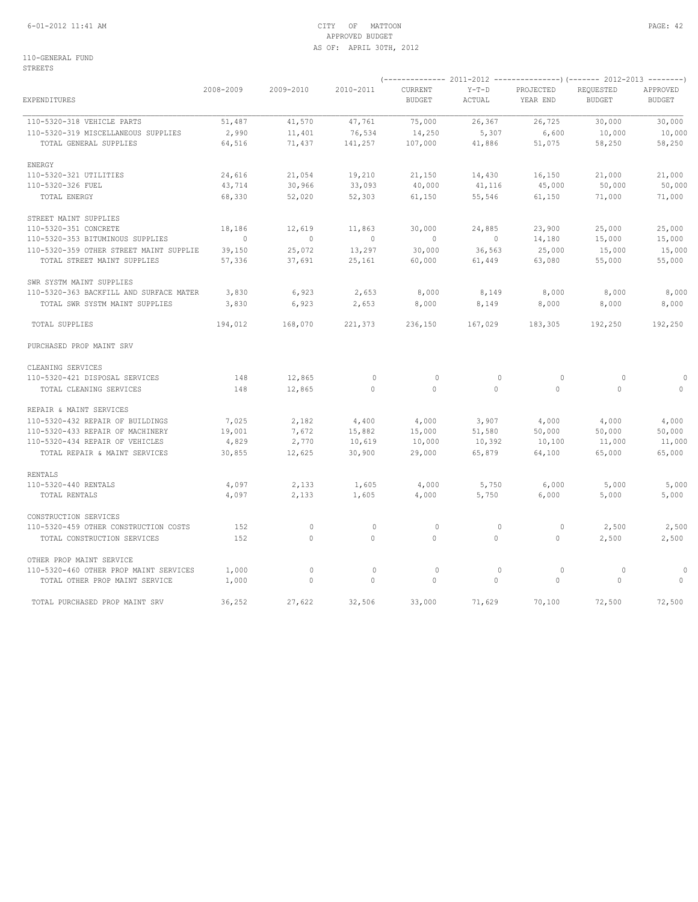CITY OF MATTOON
APPROVED BUDGET
AS OF: APRIL 30TH, 2012

110-GENERAL FUND
STREETS

| EXPENDITURES | 2008-2009 | 2009-2010 | 2010-2011 | 2011-2012 CURRENT BUDGET | 2011-2012 Y-T-D ACTUAL | 2011-2012 PROJECTED YEAR END | 2012-2013 REQUESTED BUDGET | 2012-2013 APPROVED BUDGET |
|---|---|---|---|---|---|---|---|---|
| 110-5320-318 VEHICLE PARTS | 51,487 | 41,570 | 47,761 | 75,000 | 26,367 | 26,725 | 30,000 | 30,000 |
| 110-5320-319 MISCELLANEOUS SUPPLIES | 2,990 | 11,401 | 76,534 | 14,250 | 5,307 | 6,600 | 10,000 | 10,000 |
| TOTAL GENERAL SUPPLIES | 64,516 | 71,437 | 141,257 | 107,000 | 41,886 | 51,075 | 58,250 | 58,250 |
| ENERGY | | | | | | | | |
| 110-5320-321 UTILITIES | 24,616 | 21,054 | 19,210 | 21,150 | 14,430 | 16,150 | 21,000 | 21,000 |
| 110-5320-326 FUEL | 43,714 | 30,966 | 33,093 | 40,000 | 41,116 | 45,000 | 50,000 | 50,000 |
| TOTAL ENERGY | 68,330 | 52,020 | 52,303 | 61,150 | 55,546 | 61,150 | 71,000 | 71,000 |
| STREET MAINT SUPPLIES | | | | | | | | |
| 110-5320-351 CONCRETE | 18,186 | 12,619 | 11,863 | 30,000 | 24,885 | 23,900 | 25,000 | 25,000 |
| 110-5320-353 BITUMINOUS SUPPLIES | 0 | 0 | 0 | 0 | 0 | 14,180 | 15,000 | 15,000 |
| 110-5320-359 OTHER STREET MAINT SUPPLIE | 39,150 | 25,072 | 13,297 | 30,000 | 36,563 | 25,000 | 15,000 | 15,000 |
| TOTAL STREET MAINT SUPPLIES | 57,336 | 37,691 | 25,161 | 60,000 | 61,449 | 63,080 | 55,000 | 55,000 |
| SWR SYSTM MAINT SUPPLIES | | | | | | | | |
| 110-5320-363 BACKFILL AND SURFACE MATER | 3,830 | 6,923 | 2,653 | 8,000 | 8,149 | 8,000 | 8,000 | 8,000 |
| TOTAL SWR SYSTM MAINT SUPPLIES | 3,830 | 6,923 | 2,653 | 8,000 | 8,149 | 8,000 | 8,000 | 8,000 |
| TOTAL SUPPLIES | 194,012 | 168,070 | 221,373 | 236,150 | 167,029 | 183,305 | 192,250 | 192,250 |
| PURCHASED PROP MAINT SRV | | | | | | | | |
| CLEANING SERVICES | | | | | | | | |
| 110-5320-421 DISPOSAL SERVICES | 148 | 12,865 | 0 | 0 | 0 | 0 | 0 | 0 |
| TOTAL CLEANING SERVICES | 148 | 12,865 | 0 | 0 | 0 | 0 | 0 | 0 |
| REPAIR & MAINT SERVICES | | | | | | | | |
| 110-5320-432 REPAIR OF BUILDINGS | 7,025 | 2,182 | 4,400 | 4,000 | 3,907 | 4,000 | 4,000 | 4,000 |
| 110-5320-433 REPAIR OF MACHINERY | 19,001 | 7,672 | 15,882 | 15,000 | 51,580 | 50,000 | 50,000 | 50,000 |
| 110-5320-434 REPAIR OF VEHICLES | 4,829 | 2,770 | 10,619 | 10,000 | 10,392 | 10,100 | 11,000 | 11,000 |
| TOTAL REPAIR & MAINT SERVICES | 30,855 | 12,625 | 30,900 | 29,000 | 65,879 | 64,100 | 65,000 | 65,000 |
| RENTALS | | | | | | | | |
| 110-5320-440 RENTALS | 4,097 | 2,133 | 1,605 | 4,000 | 5,750 | 6,000 | 5,000 | 5,000 |
| TOTAL RENTALS | 4,097 | 2,133 | 1,605 | 4,000 | 5,750 | 6,000 | 5,000 | 5,000 |
| CONSTRUCTION SERVICES | | | | | | | | |
| 110-5320-459 OTHER CONSTRUCTION COSTS | 152 | 0 | 0 | 0 | 0 | 0 | 2,500 | 2,500 |
| TOTAL CONSTRUCTION SERVICES | 152 | 0 | 0 | 0 | 0 | 0 | 2,500 | 2,500 |
| OTHER PROP MAINT SERVICE | | | | | | | | |
| 110-5320-460 OTHER PROP MAINT SERVICES | 1,000 | 0 | 0 | 0 | 0 | 0 | 0 | 0 |
| TOTAL OTHER PROP MAINT SERVICE | 1,000 | 0 | 0 | 0 | 0 | 0 | 0 | 0 |
| TOTAL PURCHASED PROP MAINT SRV | 36,252 | 27,622 | 32,506 | 33,000 | 71,629 | 70,100 | 72,500 | 72,500 |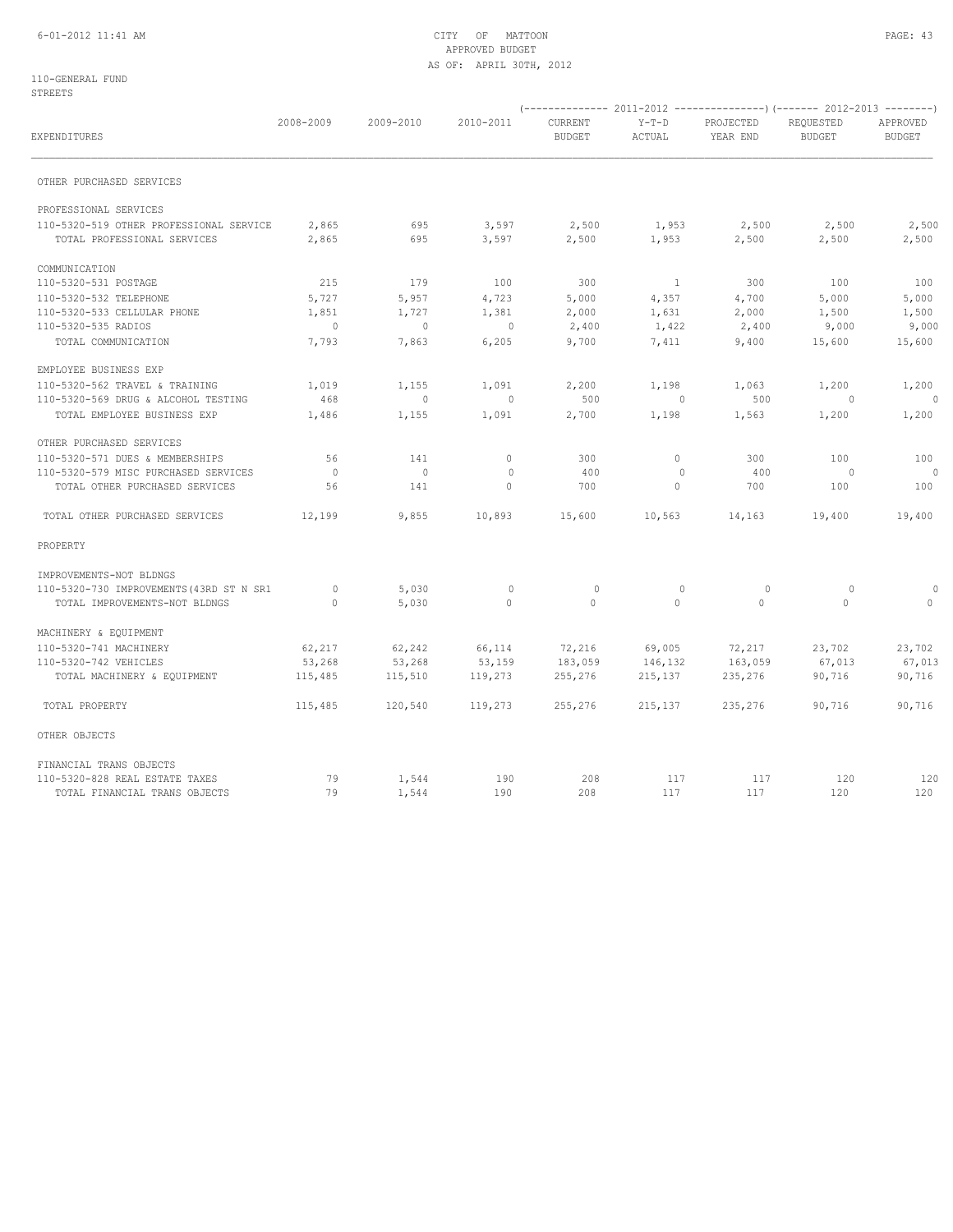110-GENERAL FUND
STREETS

| EXPENDITURES | 2008-2009 | 2009-2010 | 2010-2011 | 2011-2012 CURRENT BUDGET | 2011-2012 Y-T-D ACTUAL | 2011-2012 PROJECTED YEAR END | 2012-2013 REQUESTED BUDGET | 2012-2013 APPROVED BUDGET |
|---|---|---|---|---|---|---|---|---|
| OTHER PURCHASED SERVICES | | | | | | | | |
| PROFESSIONAL SERVICES | | | | | | | | |
| 110-5320-519 OTHER PROFESSIONAL SERVICE | 2,865 | 695 | 3,597 | 2,500 | 1,953 | 2,500 | 2,500 | 2,500 |
| TOTAL PROFESSIONAL SERVICES | 2,865 | 695 | 3,597 | 2,500 | 1,953 | 2,500 | 2,500 | 2,500 |
| COMMUNICATION | | | | | | | | |
| 110-5320-531 POSTAGE | 215 | 179 | 100 | 300 | 1 | 300 | 100 | 100 |
| 110-5320-532 TELEPHONE | 5,727 | 5,957 | 4,723 | 5,000 | 4,357 | 4,700 | 5,000 | 5,000 |
| 110-5320-533 CELLULAR PHONE | 1,851 | 1,727 | 1,381 | 2,000 | 1,631 | 2,000 | 1,500 | 1,500 |
| 110-5320-535 RADIOS | 0 | 0 | 0 | 2,400 | 1,422 | 2,400 | 9,000 | 9,000 |
| TOTAL COMMUNICATION | 7,793 | 7,863 | 6,205 | 9,700 | 7,411 | 9,400 | 15,600 | 15,600 |
| EMPLOYEE BUSINESS EXP | | | | | | | | |
| 110-5320-562 TRAVEL & TRAINING | 1,019 | 1,155 | 1,091 | 2,200 | 1,198 | 1,063 | 1,200 | 1,200 |
| 110-5320-569 DRUG & ALCOHOL TESTING | 468 | 0 | 0 | 500 | 0 | 500 | 0 | 0 |
| TOTAL EMPLOYEE BUSINESS EXP | 1,486 | 1,155 | 1,091 | 2,700 | 1,198 | 1,563 | 1,200 | 1,200 |
| OTHER PURCHASED SERVICES | | | | | | | | |
| 110-5320-571 DUES & MEMBERSHIPS | 56 | 141 | 0 | 300 | 0 | 300 | 100 | 100 |
| 110-5320-579 MISC PURCHASED SERVICES | 0 | 0 | 0 | 400 | 0 | 400 | 0 | 0 |
| TOTAL OTHER PURCHASED SERVICES | 56 | 141 | 0 | 700 | 0 | 700 | 100 | 100 |
| TOTAL OTHER PURCHASED SERVICES | 12,199 | 9,855 | 10,893 | 15,600 | 10,563 | 14,163 | 19,400 | 19,400 |
| PROPERTY | | | | | | | | |
| IMPROVEMENTS-NOT BLDNGS | | | | | | | | |
| 110-5320-730 IMPROVEMENTS(43RD ST N SR1 | 0 | 5,030 | 0 | 0 | 0 | 0 | 0 | 0 |
| TOTAL IMPROVEMENTS-NOT BLDNGS | 0 | 5,030 | 0 | 0 | 0 | 0 | 0 | 0 |
| MACHINERY & EQUIPMENT | | | | | | | | |
| 110-5320-741 MACHINERY | 62,217 | 62,242 | 66,114 | 72,216 | 69,005 | 72,217 | 23,702 | 23,702 |
| 110-5320-742 VEHICLES | 53,268 | 53,268 | 53,159 | 183,059 | 146,132 | 163,059 | 67,013 | 67,013 |
| TOTAL MACHINERY & EQUIPMENT | 115,485 | 115,510 | 119,273 | 255,276 | 215,137 | 235,276 | 90,716 | 90,716 |
| TOTAL PROPERTY | 115,485 | 120,540 | 119,273 | 255,276 | 215,137 | 235,276 | 90,716 | 90,716 |
| OTHER OBJECTS | | | | | | | | |
| FINANCIAL TRANS OBJECTS | | | | | | | | |
| 110-5320-828 REAL ESTATE TAXES | 79 | 1,544 | 190 | 208 | 117 | 117 | 120 | 120 |
| TOTAL FINANCIAL TRANS OBJECTS | 79 | 1,544 | 190 | 208 | 117 | 117 | 120 | 120 |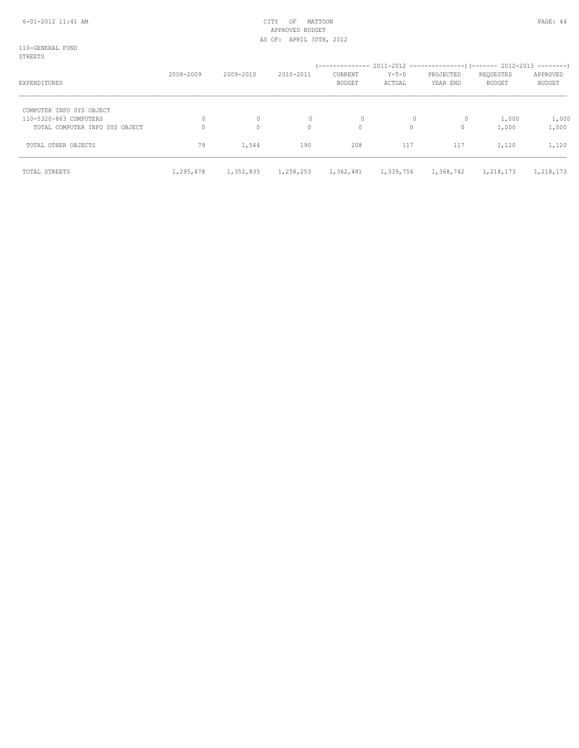CITY OF MATTOON
APPROVED BUDGET
AS OF: APRIL 30TH, 2012

110-GENERAL FUND
STREETS

| EXPENDITURES | 2008-2009 | 2009-2010 | 2010-2011 | 2011-2012 CURRENT BUDGET | 2011-2012 Y-T-D ACTUAL | 2011-2012 PROJECTED YEAR END | 2012-2013 REQUESTED BUDGET | 2012-2013 APPROVED BUDGET |
|---|---|---|---|---|---|---|---|---|
| COMPUTER INFO SYS OBJECT | | | | | | | | |
| 110-5320-863 COMPUTERS | 0 | 0 | 0 | 0 | 0 | 0 | 1,000 | 1,000 |
| TOTAL COMPUTER INFO SYS OBJECT | 0 | 0 | 0 | 0 | 0 | 0 | 1,000 | 1,000 |
| TOTAL OTHER OBJECTS | 79 | 1,544 | 190 | 208 | 117 | 117 | 1,120 | 1,120 |
| TOTAL STREETS | 1,295,478 | 1,352,835 | 1,258,253 | 1,362,481 | 1,339,756 | 1,368,742 | 1,218,173 | 1,218,173 |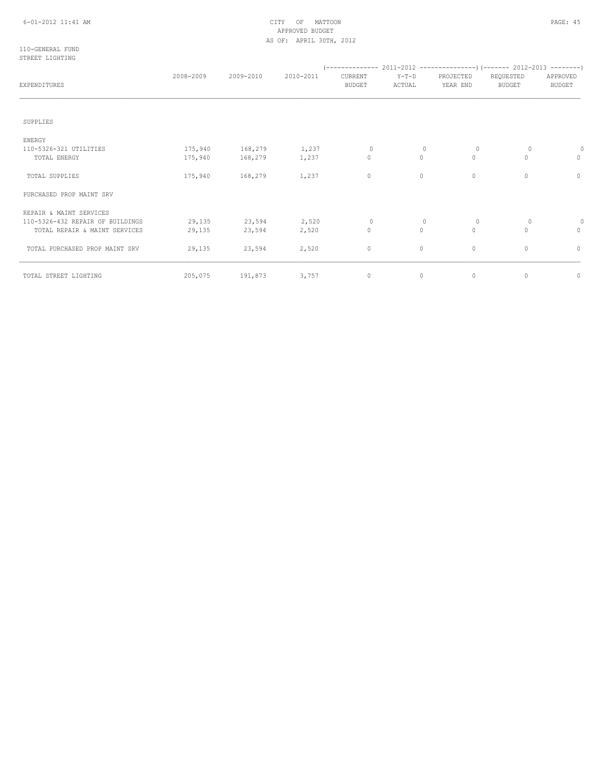CITY OF MATTOON
APPROVED BUDGET
AS OF: APRIL 30TH, 2012

110-GENERAL FUND
STREET LIGHTING

| EXPENDITURES | 2008-2009 | 2009-2010 | 2010-2011 | 2011-2012 CURRENT BUDGET | 2011-2012 Y-T-D ACTUAL | 2011-2012 PROJECTED YEAR END | 2012-2013 REQUESTED BUDGET | 2012-2013 APPROVED BUDGET |
|---|---|---|---|---|---|---|---|---|
| SUPPLIES | | | | | | | | |
| ENERGY | | | | | | | | |
| 110-5326-321 UTILITIES | 175,940 | 168,279 | 1,237 | 0 | 0 | 0 | 0 | 0 |
| TOTAL ENERGY | 175,940 | 168,279 | 1,237 | 0 | 0 | 0 | 0 | 0 |
| TOTAL SUPPLIES | 175,940 | 168,279 | 1,237 | 0 | 0 | 0 | 0 | 0 |
| PURCHASED PROP MAINT SRV | | | | | | | | |
| REPAIR & MAINT SERVICES | | | | | | | | |
| 110-5326-432 REPAIR OF BUILDINGS | 29,135 | 23,594 | 2,520 | 0 | 0 | 0 | 0 | 0 |
| TOTAL REPAIR & MAINT SERVICES | 29,135 | 23,594 | 2,520 | 0 | 0 | 0 | 0 | 0 |
| TOTAL PURCHASED PROP MAINT SRV | 29,135 | 23,594 | 2,520 | 0 | 0 | 0 | 0 | 0 |
| TOTAL STREET LIGHTING | 205,075 | 191,873 | 3,757 | 0 | 0 | 0 | 0 | 0 |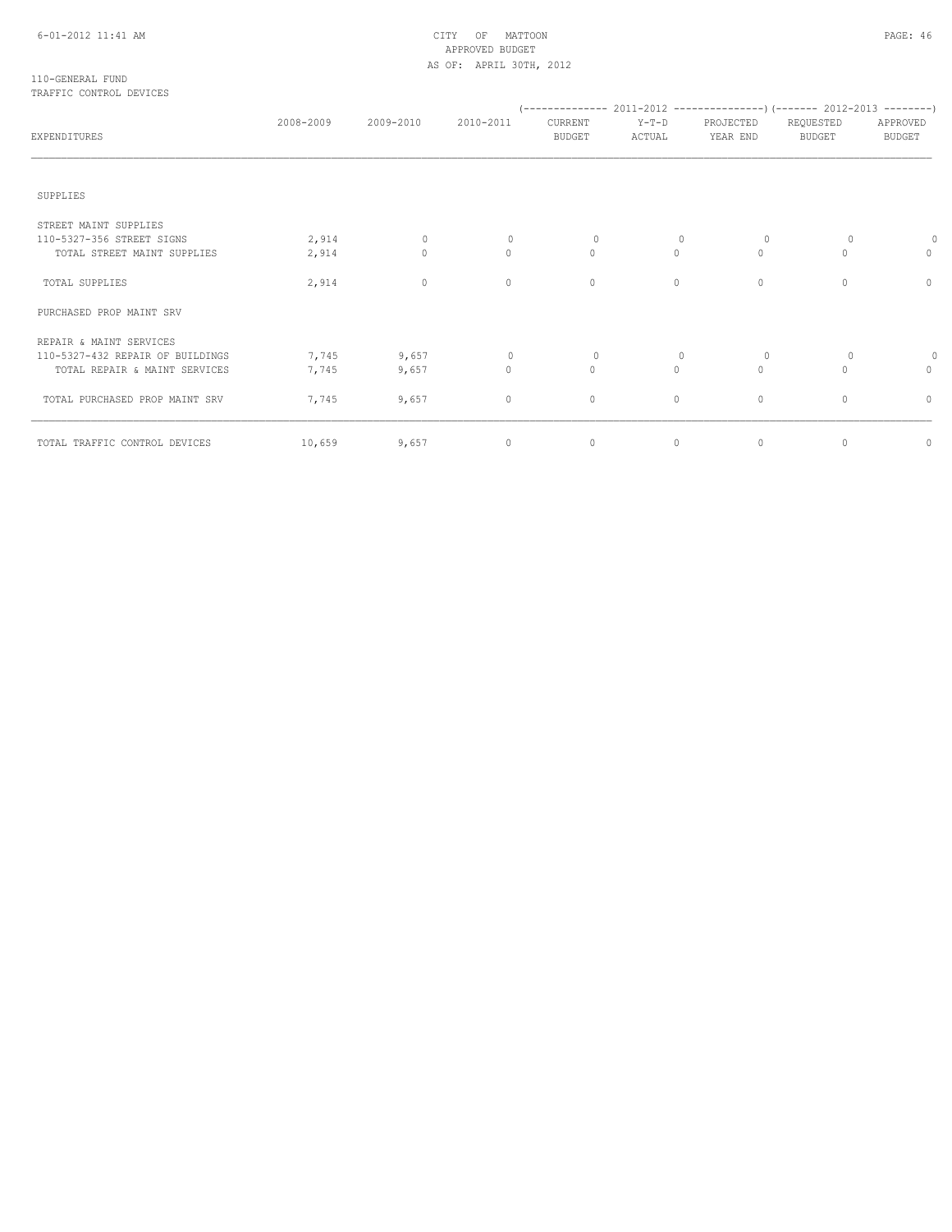CITY OF MATTOON
APPROVED BUDGET
AS OF: APRIL 30TH, 2012

110-GENERAL FUND
TRAFFIC CONTROL DEVICES

| EXPENDITURES | 2008-2009 | 2009-2010 | 2010-2011 | 2011-2012 CURRENT BUDGET | 2011-2012 Y-T-D ACTUAL | 2011-2012 PROJECTED YEAR END | 2012-2013 REQUESTED BUDGET | 2012-2013 APPROVED BUDGET |
|---|---|---|---|---|---|---|---|---|
| SUPPLIES | | | | | | | | |
| STREET MAINT SUPPLIES | | | | | | | | |
| 110-5327-356 STREET SIGNS | 2,914 | 0 | 0 | 0 | 0 | 0 | 0 | 0 |
| TOTAL STREET MAINT SUPPLIES | 2,914 | 0 | 0 | 0 | 0 | 0 | 0 | 0 |
| TOTAL SUPPLIES | 2,914 | 0 | 0 | 0 | 0 | 0 | 0 | 0 |
| PURCHASED PROP MAINT SRV | | | | | | | | |
| REPAIR & MAINT SERVICES | | | | | | | | |
| 110-5327-432 REPAIR OF BUILDINGS | 7,745 | 9,657 | 0 | 0 | 0 | 0 | 0 | 0 |
| TOTAL REPAIR & MAINT SERVICES | 7,745 | 9,657 | 0 | 0 | 0 | 0 | 0 | 0 |
| TOTAL PURCHASED PROP MAINT SRV | 7,745 | 9,657 | 0 | 0 | 0 | 0 | 0 | 0 |
| TOTAL TRAFFIC CONTROL DEVICES | 10,659 | 9,657 | 0 | 0 | 0 | 0 | 0 | 0 |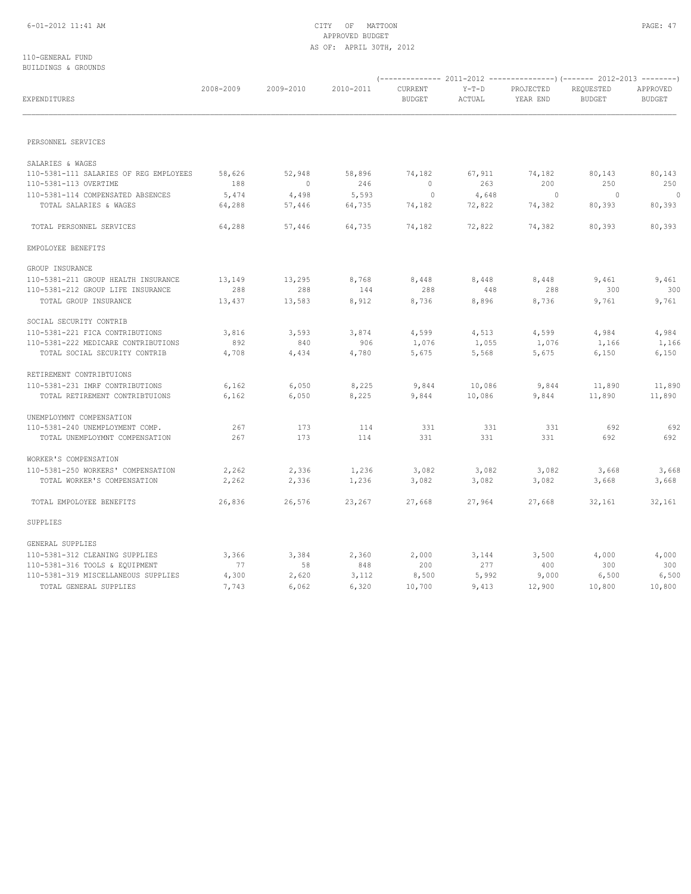CITY OF MATTOON
APPROVED BUDGET
AS OF: APRIL 30TH, 2012

110-GENERAL FUND
BUILDINGS & GROUNDS

| EXPENDITURES | 2008-2009 | 2009-2010 | 2010-2011 | 2011-2012 CURRENT BUDGET | 2011-2012 Y-T-D ACTUAL | 2011-2012 PROJECTED YEAR END | 2012-2013 REQUESTED BUDGET | 2012-2013 APPROVED BUDGET |
|---|---|---|---|---|---|---|---|---|
| PERSONNEL SERVICES | | | | | | | | |
| SALARIES & WAGES | | | | | | | | |
| 110-5381-111 SALARIES OF REG EMPLOYEES | 58,626 | 52,948 | 58,896 | 74,182 | 67,911 | 74,182 | 80,143 | 80,143 |
| 110-5381-113 OVERTIME | 188 | 0 | 246 | 0 | 263 | 200 | 250 | 250 |
| 110-5381-114 COMPENSATED ABSENCES | 5,474 | 4,498 | 5,593 | 0 | 4,648 | 0 | 0 | 0 |
| TOTAL SALARIES & WAGES | 64,288 | 57,446 | 64,735 | 74,182 | 72,822 | 74,382 | 80,393 | 80,393 |
| TOTAL PERSONNEL SERVICES | 64,288 | 57,446 | 64,735 | 74,182 | 72,822 | 74,382 | 80,393 | 80,393 |
| EMPOLOYEE BENEFITS | | | | | | | | |
| GROUP INSURANCE | | | | | | | | |
| 110-5381-211 GROUP HEALTH INSURANCE | 13,149 | 13,295 | 8,768 | 8,448 | 8,448 | 8,448 | 9,461 | 9,461 |
| 110-5381-212 GROUP LIFE INSURANCE | 288 | 288 | 144 | 288 | 448 | 288 | 300 | 300 |
| TOTAL GROUP INSURANCE | 13,437 | 13,583 | 8,912 | 8,736 | 8,896 | 8,736 | 9,761 | 9,761 |
| SOCIAL SECURITY CONTRIB | | | | | | | | |
| 110-5381-221 FICA CONTRIBUTIONS | 3,816 | 3,593 | 3,874 | 4,599 | 4,513 | 4,599 | 4,984 | 4,984 |
| 110-5381-222 MEDICARE CONTRIBUTIONS | 892 | 840 | 906 | 1,076 | 1,055 | 1,076 | 1,166 | 1,166 |
| TOTAL SOCIAL SECURITY CONTRIB | 4,708 | 4,434 | 4,780 | 5,675 | 5,568 | 5,675 | 6,150 | 6,150 |
| RETIREMENT CONTRIBTUIONS | | | | | | | | |
| 110-5381-231 IMRF CONTRIBUTIONS | 6,162 | 6,050 | 8,225 | 9,844 | 10,086 | 9,844 | 11,890 | 11,890 |
| TOTAL RETIREMENT CONTRIBTUIONS | 6,162 | 6,050 | 8,225 | 9,844 | 10,086 | 9,844 | 11,890 | 11,890 |
| UNEMPLOYMNT COMPENSATION | | | | | | | | |
| 110-5381-240 UNEMPLOYMENT COMP. | 267 | 173 | 114 | 331 | 331 | 331 | 692 | 692 |
| TOTAL UNEMPLOYMNT COMPENSATION | 267 | 173 | 114 | 331 | 331 | 331 | 692 | 692 |
| WORKER'S COMPENSATION | | | | | | | | |
| 110-5381-250 WORKERS' COMPENSATION | 2,262 | 2,336 | 1,236 | 3,082 | 3,082 | 3,082 | 3,668 | 3,668 |
| TOTAL WORKER'S COMPENSATION | 2,262 | 2,336 | 1,236 | 3,082 | 3,082 | 3,082 | 3,668 | 3,668 |
| TOTAL EMPOLOYEE BENEFITS | 26,836 | 26,576 | 23,267 | 27,668 | 27,964 | 27,668 | 32,161 | 32,161 |
| SUPPLIES | | | | | | | | |
| GENERAL SUPPLIES | | | | | | | | |
| 110-5381-312 CLEANING SUPPLIES | 3,366 | 3,384 | 2,360 | 2,000 | 3,144 | 3,500 | 4,000 | 4,000 |
| 110-5381-316 TOOLS & EQUIPMENT | 77 | 58 | 848 | 200 | 277 | 400 | 300 | 300 |
| 110-5381-319 MISCELLANEOUS SUPPLIES | 4,300 | 2,620 | 3,112 | 8,500 | 5,992 | 9,000 | 6,500 | 6,500 |
| TOTAL GENERAL SUPPLIES | 7,743 | 6,062 | 6,320 | 10,700 | 9,413 | 12,900 | 10,800 | 10,800 |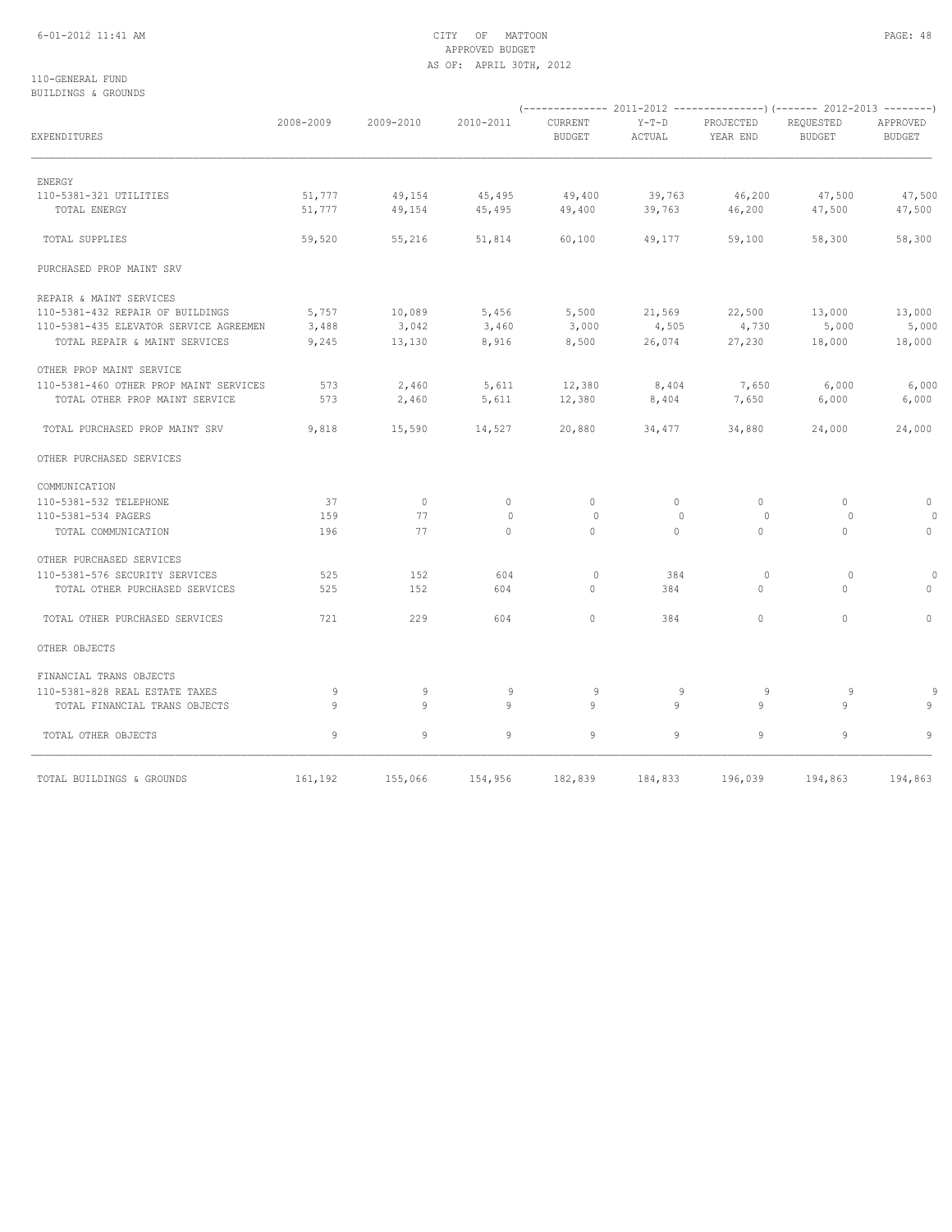CITY OF MATTOON
APPROVED BUDGET
AS OF: APRIL 30TH, 2012

110-GENERAL FUND
BUILDINGS & GROUNDS

| EXPENDITURES | 2008-2009 | 2009-2010 | 2010-2011 | 2011-2012 CURRENT BUDGET | 2011-2012 Y-T-D ACTUAL | 2011-2012 PROJECTED YEAR END | 2012-2013 REQUESTED BUDGET | 2012-2013 APPROVED BUDGET |
|---|---|---|---|---|---|---|---|---|
| ENERGY | | | | | | | | |
| 110-5381-321 UTILITIES | 51,777 | 49,154 | 45,495 | 49,400 | 39,763 | 46,200 | 47,500 | 47,500 |
| TOTAL ENERGY | 51,777 | 49,154 | 45,495 | 49,400 | 39,763 | 46,200 | 47,500 | 47,500 |
| TOTAL SUPPLIES | 59,520 | 55,216 | 51,814 | 60,100 | 49,177 | 59,100 | 58,300 | 58,300 |
| PURCHASED PROP MAINT SRV | | | | | | | | |
| REPAIR & MAINT SERVICES | | | | | | | | |
| 110-5381-432 REPAIR OF BUILDINGS | 5,757 | 10,089 | 5,456 | 5,500 | 21,569 | 22,500 | 13,000 | 13,000 |
| 110-5381-435 ELEVATOR SERVICE AGREEMEN | 3,488 | 3,042 | 3,460 | 3,000 | 4,505 | 4,730 | 5,000 | 5,000 |
| TOTAL REPAIR & MAINT SERVICES | 9,245 | 13,130 | 8,916 | 8,500 | 26,074 | 27,230 | 18,000 | 18,000 |
| OTHER PROP MAINT SERVICE | | | | | | | | |
| 110-5381-460 OTHER PROP MAINT SERVICES | 573 | 2,460 | 5,611 | 12,380 | 8,404 | 7,650 | 6,000 | 6,000 |
| TOTAL OTHER PROP MAINT SERVICE | 573 | 2,460 | 5,611 | 12,380 | 8,404 | 7,650 | 6,000 | 6,000 |
| TOTAL PURCHASED PROP MAINT SRV | 9,818 | 15,590 | 14,527 | 20,880 | 34,477 | 34,880 | 24,000 | 24,000 |
| OTHER PURCHASED SERVICES | | | | | | | | |
| COMMUNICATION | | | | | | | | |
| 110-5381-532 TELEPHONE | 37 | 0 | 0 | 0 | 0 | 0 | 0 | 0 |
| 110-5381-534 PAGERS | 159 | 77 | 0 | 0 | 0 | 0 | 0 | 0 |
| TOTAL COMMUNICATION | 196 | 77 | 0 | 0 | 0 | 0 | 0 | 0 |
| OTHER PURCHASED SERVICES | | | | | | | | |
| 110-5381-576 SECURITY SERVICES | 525 | 152 | 604 | 0 | 384 | 0 | 0 | 0 |
| TOTAL OTHER PURCHASED SERVICES | 525 | 152 | 604 | 0 | 384 | 0 | 0 | 0 |
| TOTAL OTHER PURCHASED SERVICES | 721 | 229 | 604 | 0 | 384 | 0 | 0 | 0 |
| OTHER OBJECTS | | | | | | | | |
| FINANCIAL TRANS OBJECTS | | | | | | | | |
| 110-5381-828 REAL ESTATE TAXES | 9 | 9 | 9 | 9 | 9 | 9 | 9 | 9 |
| TOTAL FINANCIAL TRANS OBJECTS | 9 | 9 | 9 | 9 | 9 | 9 | 9 | 9 |
| TOTAL OTHER OBJECTS | 9 | 9 | 9 | 9 | 9 | 9 | 9 | 9 |
| TOTAL BUILDINGS & GROUNDS | 161,192 | 155,066 | 154,956 | 182,839 | 184,833 | 196,039 | 194,863 | 194,863 |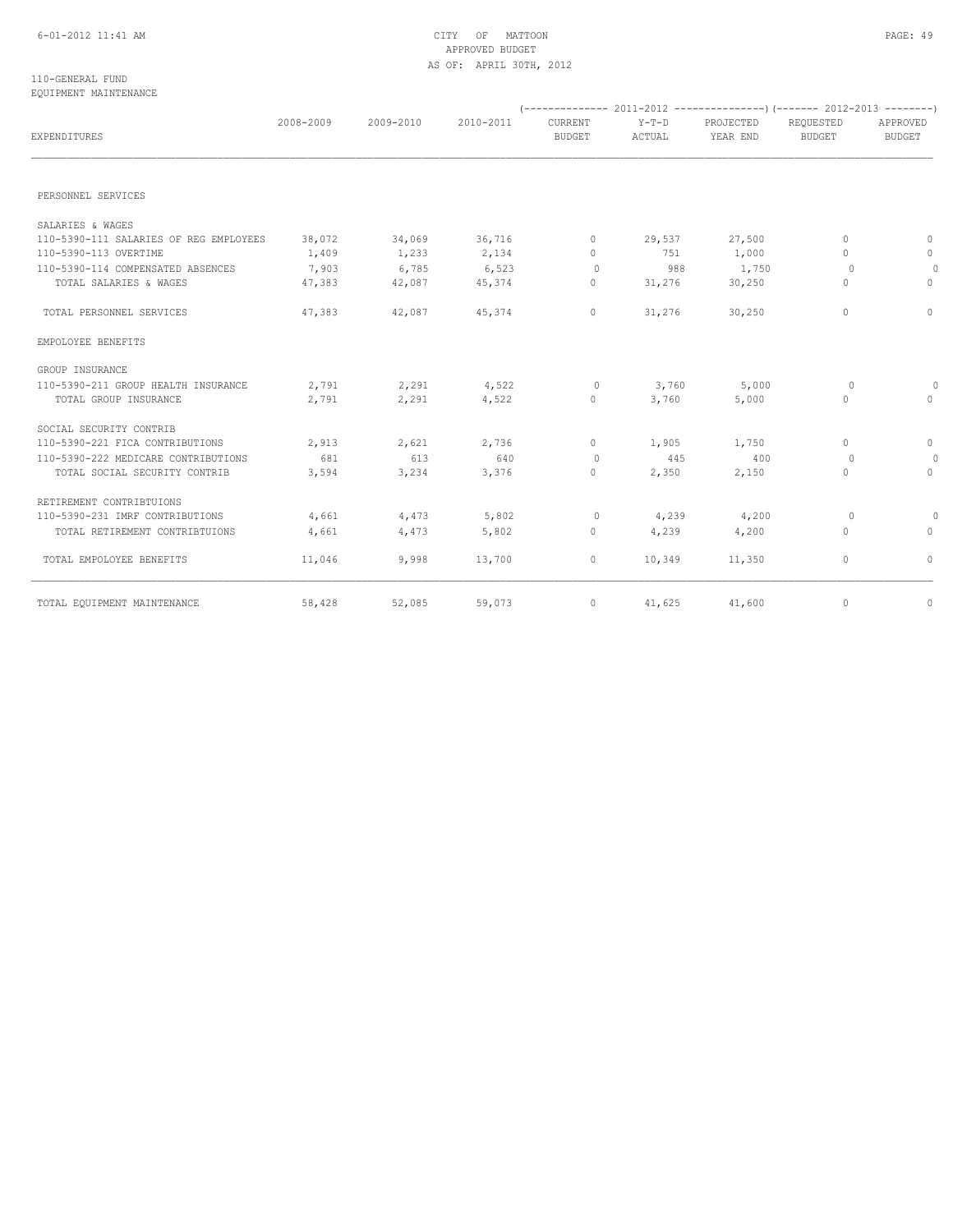CITY OF MATTOON
APPROVED BUDGET
AS OF: APRIL 30TH, 2012

110-GENERAL FUND
EQUIPMENT MAINTENANCE

| EXPENDITURES | 2008-2009 | 2009-2010 | 2010-2011 | 2011-2012 CURRENT BUDGET | 2011-2012 Y-T-D ACTUAL | 2011-2012 PROJECTED YEAR END | 2012-2013 REQUESTED BUDGET | 2012-2013 APPROVED BUDGET |
|---|---|---|---|---|---|---|---|---|
| PERSONNEL SERVICES | | | | | | | | |
| SALARIES & WAGES | | | | | | | | |
| 110-5390-111 SALARIES OF REG EMPLOYEES | 38,072 | 34,069 | 36,716 | 0 | 29,537 | 27,500 | 0 | 0 |
| 110-5390-113 OVERTIME | 1,409 | 1,233 | 2,134 | 0 | 751 | 1,000 | 0 | 0 |
| 110-5390-114 COMPENSATED ABSENCES | 7,903 | 6,785 | 6,523 | 0 | 988 | 1,750 | 0 | 0 |
| TOTAL SALARIES & WAGES | 47,383 | 42,087 | 45,374 | 0 | 31,276 | 30,250 | 0 | 0 |
| TOTAL PERSONNEL SERVICES | 47,383 | 42,087 | 45,374 | 0 | 31,276 | 30,250 | 0 | 0 |
| EMPOLOYEE BENEFITS | | | | | | | | |
| GROUP INSURANCE | | | | | | | | |
| 110-5390-211 GROUP HEALTH INSURANCE | 2,791 | 2,291 | 4,522 | 0 | 3,760 | 5,000 | 0 | 0 |
| TOTAL GROUP INSURANCE | 2,791 | 2,291 | 4,522 | 0 | 3,760 | 5,000 | 0 | 0 |
| SOCIAL SECURITY CONTRIB | | | | | | | | |
| 110-5390-221 FICA CONTRIBUTIONS | 2,913 | 2,621 | 2,736 | 0 | 1,905 | 1,750 | 0 | 0 |
| 110-5390-222 MEDICARE CONTRIBUTIONS | 681 | 613 | 640 | 0 | 445 | 400 | 0 | 0 |
| TOTAL SOCIAL SECURITY CONTRIB | 3,594 | 3,234 | 3,376 | 0 | 2,350 | 2,150 | 0 | 0 |
| RETIREMENT CONTRIBTUIONS | | | | | | | | |
| 110-5390-231 IMRF CONTRIBUTIONS | 4,661 | 4,473 | 5,802 | 0 | 4,239 | 4,200 | 0 | 0 |
| TOTAL RETIREMENT CONTRIBTUIONS | 4,661 | 4,473 | 5,802 | 0 | 4,239 | 4,200 | 0 | 0 |
| TOTAL EMPOLOYEE BENEFITS | 11,046 | 9,998 | 13,700 | 0 | 10,349 | 11,350 | 0 | 0 |
| TOTAL EQUIPMENT MAINTENANCE | 58,428 | 52,085 | 59,073 | 0 | 41,625 | 41,600 | 0 | 0 |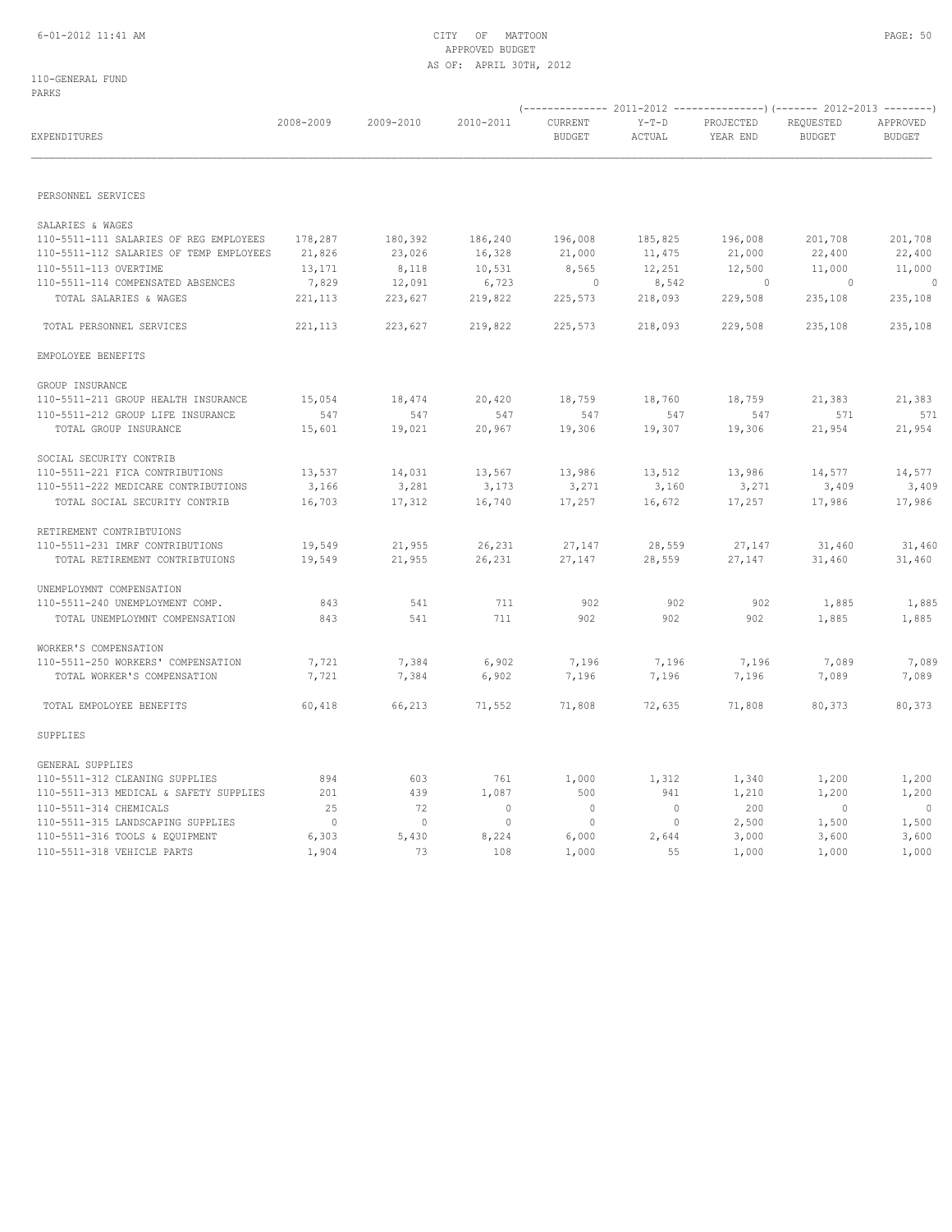CITY OF MATTOON
APPROVED BUDGET
AS OF: APRIL 30TH, 2012

110-GENERAL FUND
PARKS

| EXPENDITURES | 2008-2009 | 2009-2010 | 2010-2011 | 2011-2012 CURRENT BUDGET | 2011-2012 Y-T-D ACTUAL | 2011-2012 PROJECTED YEAR END | 2012-2013 REQUESTED BUDGET | 2012-2013 APPROVED BUDGET |
|---|---|---|---|---|---|---|---|---|
| PERSONNEL SERVICES | | | | | | | | |
| SALARIES & WAGES | | | | | | | | |
| 110-5511-111 SALARIES OF REG EMPLOYEES | 178,287 | 180,392 | 186,240 | 196,008 | 185,825 | 196,008 | 201,708 | 201,708 |
| 110-5511-112 SALARIES OF TEMP EMPLOYEES | 21,826 | 23,026 | 16,328 | 21,000 | 11,475 | 21,000 | 22,400 | 22,400 |
| 110-5511-113 OVERTIME | 13,171 | 8,118 | 10,531 | 8,565 | 12,251 | 12,500 | 11,000 | 11,000 |
| 110-5511-114 COMPENSATED ABSENCES | 7,829 | 12,091 | 6,723 | 0 | 8,542 | 0 | 0 | 0 |
| TOTAL SALARIES & WAGES | 221,113 | 223,627 | 219,822 | 225,573 | 218,093 | 229,508 | 235,108 | 235,108 |
| TOTAL PERSONNEL SERVICES | 221,113 | 223,627 | 219,822 | 225,573 | 218,093 | 229,508 | 235,108 | 235,108 |
| EMPOLOYEE BENEFITS | | | | | | | | |
| GROUP INSURANCE | | | | | | | | |
| 110-5511-211 GROUP HEALTH INSURANCE | 15,054 | 18,474 | 20,420 | 18,759 | 18,760 | 18,759 | 21,383 | 21,383 |
| 110-5511-212 GROUP LIFE INSURANCE | 547 | 547 | 547 | 547 | 547 | 547 | 571 | 571 |
| TOTAL GROUP INSURANCE | 15,601 | 19,021 | 20,967 | 19,306 | 19,307 | 19,306 | 21,954 | 21,954 |
| SOCIAL SECURITY CONTRIB | | | | | | | | |
| 110-5511-221 FICA CONTRIBUTIONS | 13,537 | 14,031 | 13,567 | 13,986 | 13,512 | 13,986 | 14,577 | 14,577 |
| 110-5511-222 MEDICARE CONTRIBUTIONS | 3,166 | 3,281 | 3,173 | 3,271 | 3,160 | 3,271 | 3,409 | 3,409 |
| TOTAL SOCIAL SECURITY CONTRIB | 16,703 | 17,312 | 16,740 | 17,257 | 16,672 | 17,257 | 17,986 | 17,986 |
| RETIREMENT CONTRIBTUIONS | | | | | | | | |
| 110-5511-231 IMRF CONTRIBUTIONS | 19,549 | 21,955 | 26,231 | 27,147 | 28,559 | 27,147 | 31,460 | 31,460 |
| TOTAL RETIREMENT CONTRIBTUIONS | 19,549 | 21,955 | 26,231 | 27,147 | 28,559 | 27,147 | 31,460 | 31,460 |
| UNEMPLOYMNT COMPENSATION | | | | | | | | |
| 110-5511-240 UNEMPLOYMENT COMP. | 843 | 541 | 711 | 902 | 902 | 902 | 1,885 | 1,885 |
| TOTAL UNEMPLOYMNT COMPENSATION | 843 | 541 | 711 | 902 | 902 | 902 | 1,885 | 1,885 |
| WORKER'S COMPENSATION | | | | | | | | |
| 110-5511-250 WORKERS' COMPENSATION | 7,721 | 7,384 | 6,902 | 7,196 | 7,196 | 7,196 | 7,089 | 7,089 |
| TOTAL WORKER'S COMPENSATION | 7,721 | 7,384 | 6,902 | 7,196 | 7,196 | 7,196 | 7,089 | 7,089 |
| TOTAL EMPOLOYEE BENEFITS | 60,418 | 66,213 | 71,552 | 71,808 | 72,635 | 71,808 | 80,373 | 80,373 |
| SUPPLIES | | | | | | | | |
| GENERAL SUPPLIES | | | | | | | | |
| 110-5511-312 CLEANING SUPPLIES | 894 | 603 | 761 | 1,000 | 1,312 | 1,340 | 1,200 | 1,200 |
| 110-5511-313 MEDICAL & SAFETY SUPPLIES | 201 | 439 | 1,087 | 500 | 941 | 1,210 | 1,200 | 1,200 |
| 110-5511-314 CHEMICALS | 25 | 72 | 0 | 0 | 0 | 200 | 0 | 0 |
| 110-5511-315 LANDSCAPING SUPPLIES | 0 | 0 | 0 | 0 | 0 | 2,500 | 1,500 | 1,500 |
| 110-5511-316 TOOLS & EQUIPMENT | 6,303 | 5,430 | 8,224 | 6,000 | 2,644 | 3,000 | 3,600 | 3,600 |
| 110-5511-318 VEHICLE PARTS | 1,904 | 73 | 108 | 1,000 | 55 | 1,000 | 1,000 | 1,000 |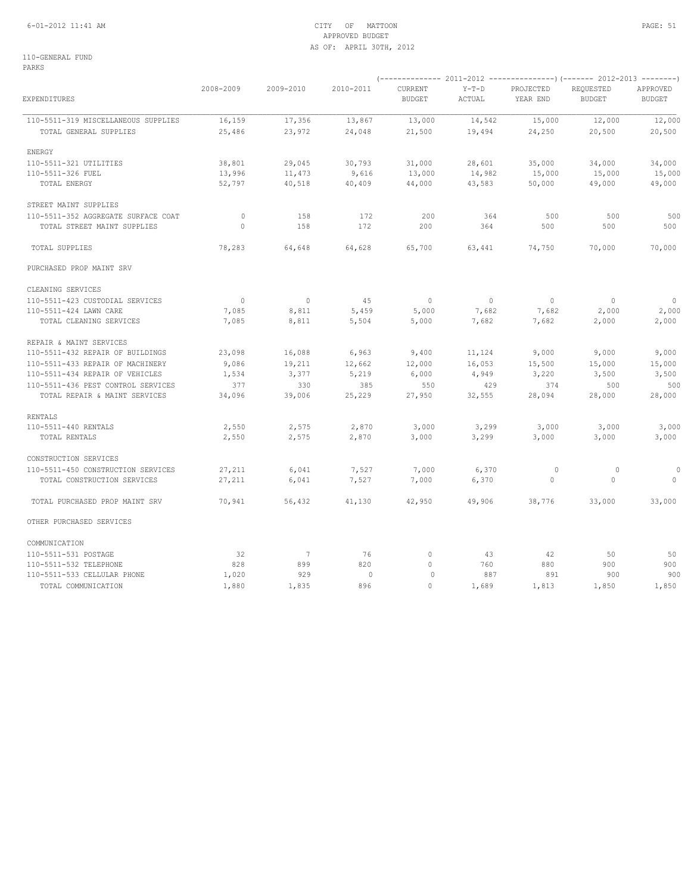CITY OF MATTOON
APPROVED BUDGET
AS OF: APRIL 30TH, 2012

110-GENERAL FUND
PARKS

| EXPENDITURES | 2008-2009 | 2009-2010 | 2010-2011 | 2011-2012 CURRENT BUDGET | 2011-2012 Y-T-D ACTUAL | 2011-2012 PROJECTED YEAR END | 2012-2013 REQUESTED BUDGET | 2012-2013 APPROVED BUDGET |
|---|---|---|---|---|---|---|---|---|
| 110-5511-319 MISCELLANEOUS SUPPLIES | 16,159 | 17,356 | 13,867 | 13,000 | 14,542 | 15,000 | 12,000 | 12,000 |
| TOTAL GENERAL SUPPLIES | 25,486 | 23,972 | 24,048 | 21,500 | 19,494 | 24,250 | 20,500 | 20,500 |
| ENERGY | | | | | | | | |
| 110-5511-321 UTILITIES | 38,801 | 29,045 | 30,793 | 31,000 | 28,601 | 35,000 | 34,000 | 34,000 |
| 110-5511-326 FUEL | 13,996 | 11,473 | 9,616 | 13,000 | 14,982 | 15,000 | 15,000 | 15,000 |
| TOTAL ENERGY | 52,797 | 40,518 | 40,409 | 44,000 | 43,583 | 50,000 | 49,000 | 49,000 |
| STREET MAINT SUPPLIES | | | | | | | | |
| 110-5511-352 AGGREGATE SURFACE COAT | 0 | 158 | 172 | 200 | 364 | 500 | 500 | 500 |
| TOTAL STREET MAINT SUPPLIES | 0 | 158 | 172 | 200 | 364 | 500 | 500 | 500 |
| TOTAL SUPPLIES | 78,283 | 64,648 | 64,628 | 65,700 | 63,441 | 74,750 | 70,000 | 70,000 |
| PURCHASED PROP MAINT SRV | | | | | | | | |
| CLEANING SERVICES | | | | | | | | |
| 110-5511-423 CUSTODIAL SERVICES | 0 | 0 | 45 | 0 | 0 | 0 | 0 | 0 |
| 110-5511-424 LAWN CARE | 7,085 | 8,811 | 5,459 | 5,000 | 7,682 | 7,682 | 2,000 | 2,000 |
| TOTAL CLEANING SERVICES | 7,085 | 8,811 | 5,504 | 5,000 | 7,682 | 7,682 | 2,000 | 2,000 |
| REPAIR & MAINT SERVICES | | | | | | | | |
| 110-5511-432 REPAIR OF BUILDINGS | 23,098 | 16,088 | 6,963 | 9,400 | 11,124 | 9,000 | 9,000 | 9,000 |
| 110-5511-433 REPAIR OF MACHINERY | 9,086 | 19,211 | 12,662 | 12,000 | 16,053 | 15,500 | 15,000 | 15,000 |
| 110-5511-434 REPAIR OF VEHICLES | 1,534 | 3,377 | 5,219 | 6,000 | 4,949 | 3,220 | 3,500 | 3,500 |
| 110-5511-436 PEST CONTROL SERVICES | 377 | 330 | 385 | 550 | 429 | 374 | 500 | 500 |
| TOTAL REPAIR & MAINT SERVICES | 34,096 | 39,006 | 25,229 | 27,950 | 32,555 | 28,094 | 28,000 | 28,000 |
| RENTALS | | | | | | | | |
| 110-5511-440 RENTALS | 2,550 | 2,575 | 2,870 | 3,000 | 3,299 | 3,000 | 3,000 | 3,000 |
| TOTAL RENTALS | 2,550 | 2,575 | 2,870 | 3,000 | 3,299 | 3,000 | 3,000 | 3,000 |
| CONSTRUCTION SERVICES | | | | | | | | |
| 110-5511-450 CONSTRUCTION SERVICES | 27,211 | 6,041 | 7,527 | 7,000 | 6,370 | 0 | 0 | 0 |
| TOTAL CONSTRUCTION SERVICES | 27,211 | 6,041 | 7,527 | 7,000 | 6,370 | 0 | 0 | 0 |
| TOTAL PURCHASED PROP MAINT SRV | 70,941 | 56,432 | 41,130 | 42,950 | 49,906 | 38,776 | 33,000 | 33,000 |
| OTHER PURCHASED SERVICES | | | | | | | | |
| COMMUNICATION | | | | | | | | |
| 110-5511-531 POSTAGE | 32 | 7 | 76 | 0 | 43 | 42 | 50 | 50 |
| 110-5511-532 TELEPHONE | 828 | 899 | 820 | 0 | 760 | 880 | 900 | 900 |
| 110-5511-533 CELLULAR PHONE | 1,020 | 929 | 0 | 0 | 887 | 891 | 900 | 900 |
| TOTAL COMMUNICATION | 1,880 | 1,835 | 896 | 0 | 1,689 | 1,813 | 1,850 | 1,850 |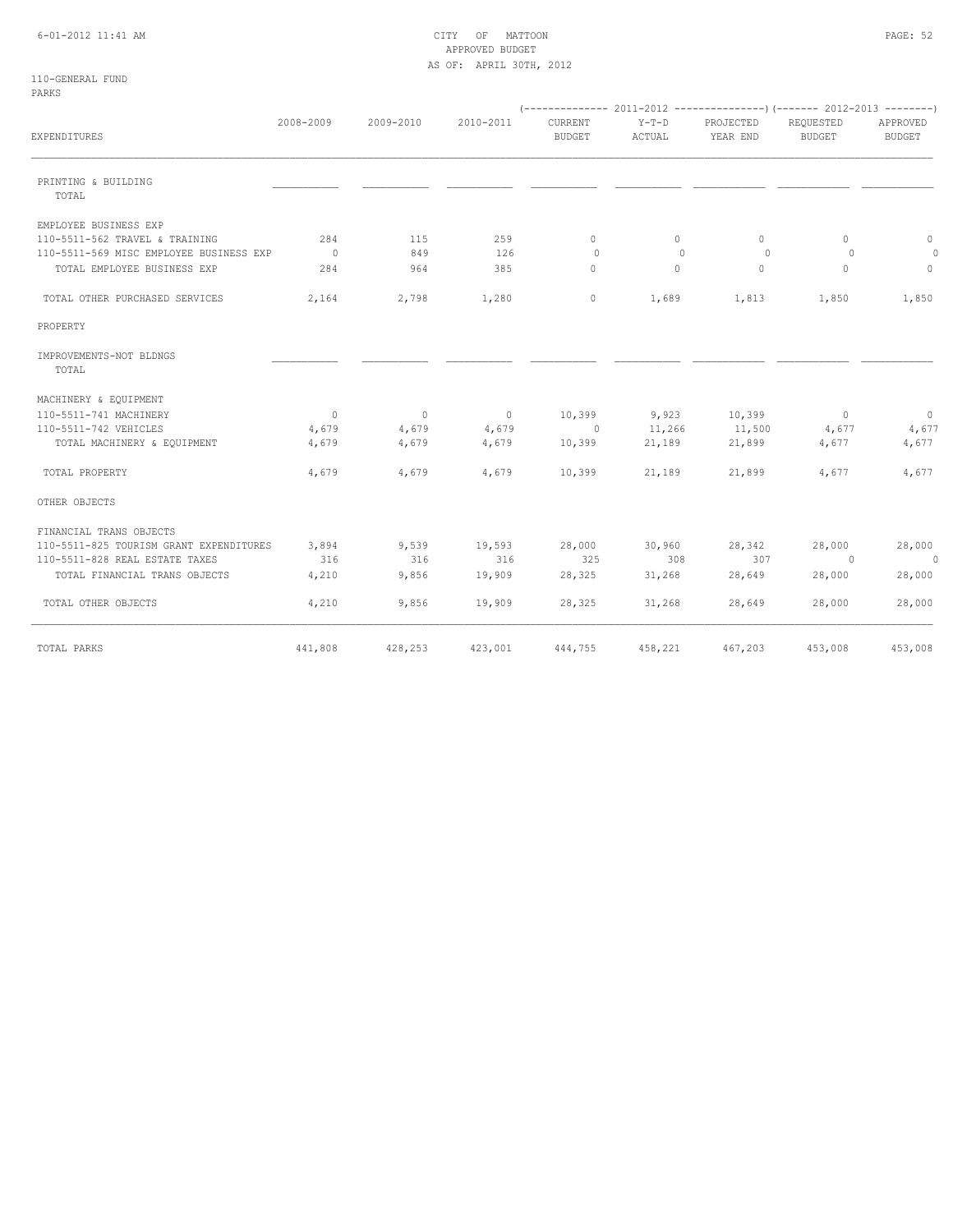CITY OF MATTOON
APPROVED BUDGET
AS OF: APRIL 30TH, 2012

110-GENERAL FUND
PARKS

| EXPENDITURES | 2008-2009 | 2009-2010 | 2010-2011 | 2011-2012 CURRENT BUDGET | 2011-2012 Y-T-D ACTUAL | 2011-2012 PROJECTED YEAR END | 2012-2013 REQUESTED BUDGET | 2012-2013 APPROVED BUDGET |
|---|---|---|---|---|---|---|---|---|
| PRINTING & BUILDING | | | | | | | | |
| TOTAL | | | | | | | | |
| EMPLOYEE BUSINESS EXP | | | | | | | | |
| 110-5511-562 TRAVEL & TRAINING | 284 | 115 | 259 | 0 | 0 | 0 | 0 | 0 |
| 110-5511-569 MISC EMPLOYEE BUSINESS EXP | 0 | 849 | 126 | 0 | 0 | 0 | 0 | 0 |
| TOTAL EMPLOYEE BUSINESS EXP | 284 | 964 | 385 | 0 | 0 | 0 | 0 | 0 |
| TOTAL OTHER PURCHASED SERVICES | 2,164 | 2,798 | 1,280 | 0 | 1,689 | 1,813 | 1,850 | 1,850 |
| PROPERTY | | | | | | | | |
| IMPROVEMENTS-NOT BLDNGS | | | | | | | | |
| TOTAL | | | | | | | | |
| MACHINERY & EQUIPMENT | | | | | | | | |
| 110-5511-741 MACHINERY | 0 | 0 | 0 | 10,399 | 9,923 | 10,399 | 0 | 0 |
| 110-5511-742 VEHICLES | 4,679 | 4,679 | 4,679 | 0 | 11,266 | 11,500 | 4,677 | 4,677 |
| TOTAL MACHINERY & EQUIPMENT | 4,679 | 4,679 | 4,679 | 10,399 | 21,189 | 21,899 | 4,677 | 4,677 |
| TOTAL PROPERTY | 4,679 | 4,679 | 4,679 | 10,399 | 21,189 | 21,899 | 4,677 | 4,677 |
| OTHER OBJECTS | | | | | | | | |
| FINANCIAL TRANS OBJECTS | | | | | | | | |
| 110-5511-825 TOURISM GRANT EXPENDITURES | 3,894 | 9,539 | 19,593 | 28,000 | 30,960 | 28,342 | 28,000 | 28,000 |
| 110-5511-828 REAL ESTATE TAXES | 316 | 316 | 316 | 325 | 308 | 307 | 0 | 0 |
| TOTAL FINANCIAL TRANS OBJECTS | 4,210 | 9,856 | 19,909 | 28,325 | 31,268 | 28,649 | 28,000 | 28,000 |
| TOTAL OTHER OBJECTS | 4,210 | 9,856 | 19,909 | 28,325 | 31,268 | 28,649 | 28,000 | 28,000 |
| TOTAL PARKS | 441,808 | 428,253 | 423,001 | 444,755 | 458,221 | 467,203 | 453,008 | 453,008 |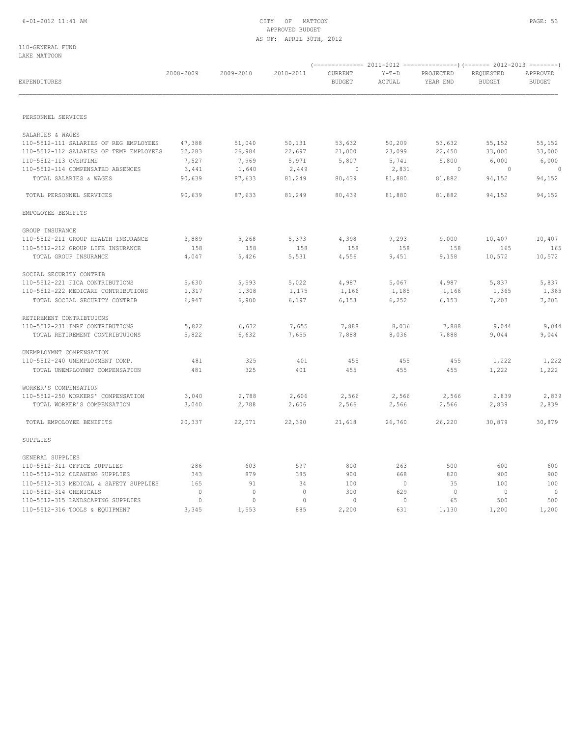CITY OF MATTOON
APPROVED BUDGET
AS OF: APRIL 30TH, 2012

110-GENERAL FUND
LAKE MATTOON

| EXPENDITURES | 2008-2009 | 2009-2010 | 2010-2011 | 2011-2012 CURRENT BUDGET | 2011-2012 Y-T-D ACTUAL | 2011-2012 PROJECTED YEAR END | 2012-2013 REQUESTED BUDGET | 2012-2013 APPROVED BUDGET |
|---|---|---|---|---|---|---|---|---|
| PERSONNEL SERVICES | | | | | | | | |
| SALARIES & WAGES | | | | | | | | |
| 110-5512-111 SALARIES OF REG EMPLOYEES | 47,388 | 51,040 | 50,131 | 53,632 | 50,209 | 53,632 | 55,152 | 55,152 |
| 110-5512-112 SALARIES OF TEMP EMPLOYEES | 32,283 | 26,984 | 22,697 | 21,000 | 23,099 | 22,450 | 33,000 | 33,000 |
| 110-5512-113 OVERTIME | 7,527 | 7,969 | 5,971 | 5,807 | 5,741 | 5,800 | 6,000 | 6,000 |
| 110-5512-114 COMPENSATED ABSENCES | 3,441 | 1,640 | 2,449 | 0 | 2,831 | 0 | 0 | 0 |
| TOTAL SALARIES & WAGES | 90,639 | 87,633 | 81,249 | 80,439 | 81,880 | 81,882 | 94,152 | 94,152 |
| TOTAL PERSONNEL SERVICES | 90,639 | 87,633 | 81,249 | 80,439 | 81,880 | 81,882 | 94,152 | 94,152 |
| EMPOLOYEE BENEFITS | | | | | | | | |
| GROUP INSURANCE | | | | | | | | |
| 110-5512-211 GROUP HEALTH INSURANCE | 3,889 | 5,268 | 5,373 | 4,398 | 9,293 | 9,000 | 10,407 | 10,407 |
| 110-5512-212 GROUP LIFE INSURANCE | 158 | 158 | 158 | 158 | 158 | 158 | 165 | 165 |
| TOTAL GROUP INSURANCE | 4,047 | 5,426 | 5,531 | 4,556 | 9,451 | 9,158 | 10,572 | 10,572 |
| SOCIAL SECURITY CONTRIB | | | | | | | | |
| 110-5512-221 FICA CONTRIBUTIONS | 5,630 | 5,593 | 5,022 | 4,987 | 5,067 | 4,987 | 5,837 | 5,837 |
| 110-5512-222 MEDICARE CONTRIBUTIONS | 1,317 | 1,308 | 1,175 | 1,166 | 1,185 | 1,166 | 1,365 | 1,365 |
| TOTAL SOCIAL SECURITY CONTRIB | 6,947 | 6,900 | 6,197 | 6,153 | 6,252 | 6,153 | 7,203 | 7,203 |
| RETIREMENT CONTRIBTUIONS | | | | | | | | |
| 110-5512-231 IMRF CONTRIBUTIONS | 5,822 | 6,632 | 7,655 | 7,888 | 8,036 | 7,888 | 9,044 | 9,044 |
| TOTAL RETIREMENT CONTRIBTUIONS | 5,822 | 6,632 | 7,655 | 7,888 | 8,036 | 7,888 | 9,044 | 9,044 |
| UNEMPLOYMNT COMPENSATION | | | | | | | | |
| 110-5512-240 UNEMPLOYMENT COMP. | 481 | 325 | 401 | 455 | 455 | 455 | 1,222 | 1,222 |
| TOTAL UNEMPLOYMNT COMPENSATION | 481 | 325 | 401 | 455 | 455 | 455 | 1,222 | 1,222 |
| WORKER'S COMPENSATION | | | | | | | | |
| 110-5512-250 WORKERS' COMPENSATION | 3,040 | 2,788 | 2,606 | 2,566 | 2,566 | 2,566 | 2,839 | 2,839 |
| TOTAL WORKER'S COMPENSATION | 3,040 | 2,788 | 2,606 | 2,566 | 2,566 | 2,566 | 2,839 | 2,839 |
| TOTAL EMPOLOYEE BENEFITS | 20,337 | 22,071 | 22,390 | 21,618 | 26,760 | 26,220 | 30,879 | 30,879 |
| SUPPLIES | | | | | | | | |
| GENERAL SUPPLIES | | | | | | | | |
| 110-5512-311 OFFICE SUPPLIES | 286 | 603 | 597 | 800 | 263 | 500 | 600 | 600 |
| 110-5512-312 CLEANING SUPPLIES | 343 | 879 | 385 | 900 | 668 | 820 | 900 | 900 |
| 110-5512-313 MEDICAL & SAFETY SUPPLIES | 165 | 91 | 34 | 100 | 0 | 35 | 100 | 100 |
| 110-5512-314 CHEMICALS | 0 | 0 | 0 | 300 | 629 | 0 | 0 | 0 |
| 110-5512-315 LANDSCAPING SUPPLIES | 0 | 0 | 0 | 0 | 0 | 65 | 500 | 500 |
| 110-5512-316 TOOLS & EQUIPMENT | 3,345 | 1,553 | 885 | 2,200 | 631 | 1,130 | 1,200 | 1,200 |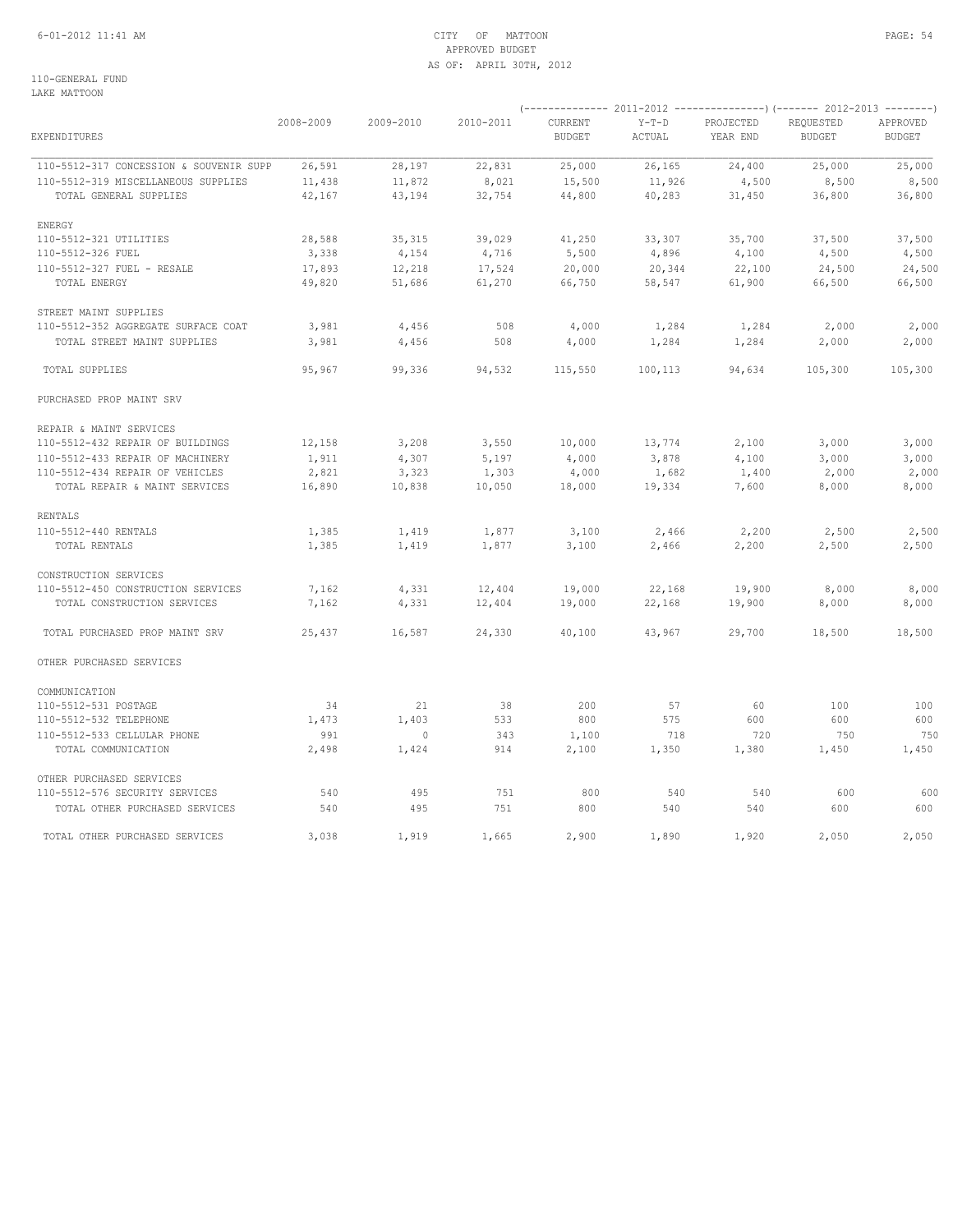CITY OF MATTOON
APPROVED BUDGET
AS OF: APRIL 30TH, 2012

110-GENERAL FUND
LAKE MATTOON

| EXPENDITURES | 2008-2009 | 2009-2010 | 2010-2011 | 2011-2012 CURRENT BUDGET | 2011-2012 Y-T-D ACTUAL | 2011-2012 PROJECTED YEAR END | 2012-2013 REQUESTED BUDGET | 2012-2013 APPROVED BUDGET |
|---|---|---|---|---|---|---|---|---|
| 110-5512-317 CONCESSION & SOUVENIR SUPP | 26,591 | 28,197 | 22,831 | 25,000 | 26,165 | 24,400 | 25,000 | 25,000 |
| 110-5512-319 MISCELLANEOUS SUPPLIES | 11,438 | 11,872 | 8,021 | 15,500 | 11,926 | 4,500 | 8,500 | 8,500 |
| TOTAL GENERAL SUPPLIES | 42,167 | 43,194 | 32,754 | 44,800 | 40,283 | 31,450 | 36,800 | 36,800 |
| ENERGY | | | | | | | | |
| 110-5512-321 UTILITIES | 28,588 | 35,315 | 39,029 | 41,250 | 33,307 | 35,700 | 37,500 | 37,500 |
| 110-5512-326 FUEL | 3,338 | 4,154 | 4,716 | 5,500 | 4,896 | 4,100 | 4,500 | 4,500 |
| 110-5512-327 FUEL - RESALE | 17,893 | 12,218 | 17,524 | 20,000 | 20,344 | 22,100 | 24,500 | 24,500 |
| TOTAL ENERGY | 49,820 | 51,686 | 61,270 | 66,750 | 58,547 | 61,900 | 66,500 | 66,500 |
| STREET MAINT SUPPLIES | | | | | | | | |
| 110-5512-352 AGGREGATE SURFACE COAT | 3,981 | 4,456 | 508 | 4,000 | 1,284 | 1,284 | 2,000 | 2,000 |
| TOTAL STREET MAINT SUPPLIES | 3,981 | 4,456 | 508 | 4,000 | 1,284 | 1,284 | 2,000 | 2,000 |
| TOTAL SUPPLIES | 95,967 | 99,336 | 94,532 | 115,550 | 100,113 | 94,634 | 105,300 | 105,300 |
| PURCHASED PROP MAINT SRV | | | | | | | | |
| REPAIR & MAINT SERVICES | | | | | | | | |
| 110-5512-432 REPAIR OF BUILDINGS | 12,158 | 3,208 | 3,550 | 10,000 | 13,774 | 2,100 | 3,000 | 3,000 |
| 110-5512-433 REPAIR OF MACHINERY | 1,911 | 4,307 | 5,197 | 4,000 | 3,878 | 4,100 | 3,000 | 3,000 |
| 110-5512-434 REPAIR OF VEHICLES | 2,821 | 3,323 | 1,303 | 4,000 | 1,682 | 1,400 | 2,000 | 2,000 |
| TOTAL REPAIR & MAINT SERVICES | 16,890 | 10,838 | 10,050 | 18,000 | 19,334 | 7,600 | 8,000 | 8,000 |
| RENTALS | | | | | | | | |
| 110-5512-440 RENTALS | 1,385 | 1,419 | 1,877 | 3,100 | 2,466 | 2,200 | 2,500 | 2,500 |
| TOTAL RENTALS | 1,385 | 1,419 | 1,877 | 3,100 | 2,466 | 2,200 | 2,500 | 2,500 |
| CONSTRUCTION SERVICES | | | | | | | | |
| 110-5512-450 CONSTRUCTION SERVICES | 7,162 | 4,331 | 12,404 | 19,000 | 22,168 | 19,900 | 8,000 | 8,000 |
| TOTAL CONSTRUCTION SERVICES | 7,162 | 4,331 | 12,404 | 19,000 | 22,168 | 19,900 | 8,000 | 8,000 |
| TOTAL PURCHASED PROP MAINT SRV | 25,437 | 16,587 | 24,330 | 40,100 | 43,967 | 29,700 | 18,500 | 18,500 |
| OTHER PURCHASED SERVICES | | | | | | | | |
| COMMUNICATION | | | | | | | | |
| 110-5512-531 POSTAGE | 34 | 21 | 38 | 200 | 57 | 60 | 100 | 100 |
| 110-5512-532 TELEPHONE | 1,473 | 1,403 | 533 | 800 | 575 | 600 | 600 | 600 |
| 110-5512-533 CELLULAR PHONE | 991 | 0 | 343 | 1,100 | 718 | 720 | 750 | 750 |
| TOTAL COMMUNICATION | 2,498 | 1,424 | 914 | 2,100 | 1,350 | 1,380 | 1,450 | 1,450 |
| OTHER PURCHASED SERVICES | | | | | | | | |
| 110-5512-576 SECURITY SERVICES | 540 | 495 | 751 | 800 | 540 | 540 | 600 | 600 |
| TOTAL OTHER PURCHASED SERVICES | 540 | 495 | 751 | 800 | 540 | 540 | 600 | 600 |
| TOTAL OTHER PURCHASED SERVICES | 3,038 | 1,919 | 1,665 | 2,900 | 1,890 | 1,920 | 2,050 | 2,050 |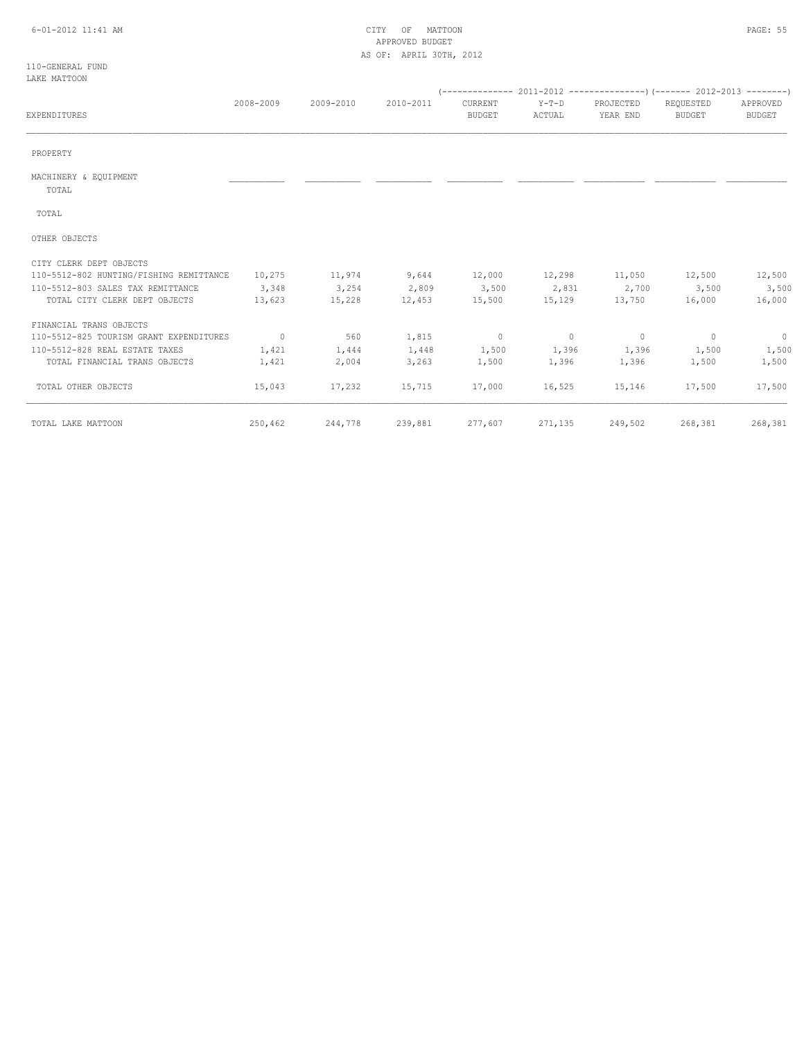110-GENERAL FUND
LAKE MATTOON

CITY OF MATTOON
APPROVED BUDGET
AS OF: APRIL 30TH, 2012

| EXPENDITURES | 2008-2009 | 2009-2010 | 2010-2011 | 2011-2012 CURRENT BUDGET | 2011-2012 Y-T-D ACTUAL | 2011-2012 PROJECTED YEAR END | 2012-2013 REQUESTED BUDGET | 2012-2013 APPROVED BUDGET |
|---|---|---|---|---|---|---|---|---|
| PROPERTY | | | | | | | | |
| MACHINERY & EQUIPMENT | | | | | | | | |
| TOTAL | | | | | | | | |
| TOTAL | | | | | | | | |
| OTHER OBJECTS | | | | | | | | |
| CITY CLERK DEPT OBJECTS | | | | | | | | |
| 110-5512-802 HUNTING/FISHING REMITTANCE | 10,275 | 11,974 | 9,644 | 12,000 | 12,298 | 11,050 | 12,500 | 12,500 |
| 110-5512-803 SALES TAX REMITTANCE | 3,348 | 3,254 | 2,809 | 3,500 | 2,831 | 2,700 | 3,500 | 3,500 |
| TOTAL CITY CLERK DEPT OBJECTS | 13,623 | 15,228 | 12,453 | 15,500 | 15,129 | 13,750 | 16,000 | 16,000 |
| FINANCIAL TRANS OBJECTS | | | | | | | | |
| 110-5512-825 TOURISM GRANT EXPENDITURES | 0 | 560 | 1,815 | 0 | 0 | 0 | 0 | 0 |
| 110-5512-828 REAL ESTATE TAXES | 1,421 | 1,444 | 1,448 | 1,500 | 1,396 | 1,396 | 1,500 | 1,500 |
| TOTAL FINANCIAL TRANS OBJECTS | 1,421 | 2,004 | 3,263 | 1,500 | 1,396 | 1,396 | 1,500 | 1,500 |
| TOTAL OTHER OBJECTS | 15,043 | 17,232 | 15,715 | 17,000 | 16,525 | 15,146 | 17,500 | 17,500 |
| TOTAL LAKE MATTOON | 250,462 | 244,778 | 239,881 | 277,607 | 271,135 | 249,502 | 268,381 | 268,381 |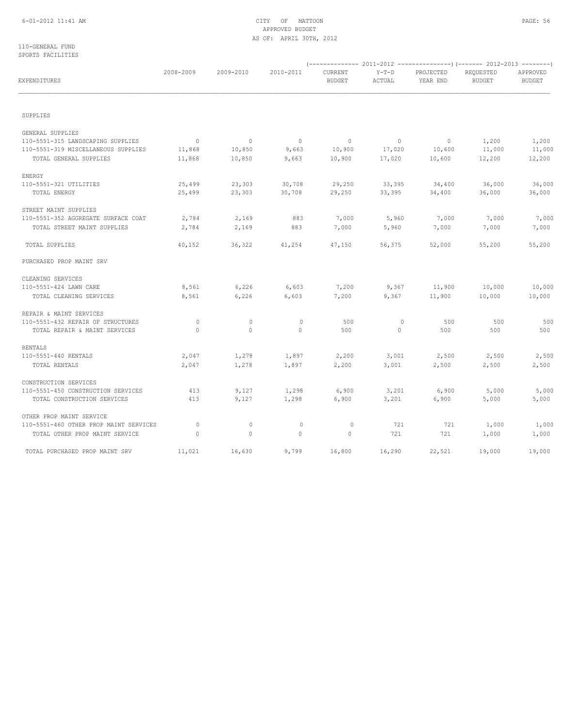110-GENERAL FUND
SPORTS FACILITIES

CITY OF MATTOON
APPROVED BUDGET
AS OF: APRIL 30TH, 2012

| EXPENDITURES | 2008-2009 | 2009-2010 | 2010-2011 | 2011-2012 CURRENT BUDGET | 2011-2012 Y-T-D ACTUAL | 2011-2012 PROJECTED YEAR END | 2012-2013 REQUESTED BUDGET | 2012-2013 APPROVED BUDGET |
|---|---|---|---|---|---|---|---|---|
| SUPPLIES | | | | | | | | |
| GENERAL SUPPLIES | | | | | | | | |
| 110-5551-315 LANDSCAPING SUPPLIES | 0 | 0 | 0 | 0 | 0 | 0 | 1,200 | 1,200 |
| 110-5551-319 MISCELLANEOUS SUPPLIES | 11,868 | 10,850 | 9,663 | 10,900 | 17,020 | 10,600 | 11,000 | 11,000 |
| TOTAL GENERAL SUPPLIES | 11,868 | 10,850 | 9,663 | 10,900 | 17,020 | 10,600 | 12,200 | 12,200 |
| ENERGY | | | | | | | | |
| 110-5551-321 UTILITIES | 25,499 | 23,303 | 30,708 | 29,250 | 33,395 | 34,400 | 36,000 | 36,000 |
| TOTAL ENERGY | 25,499 | 23,303 | 30,708 | 29,250 | 33,395 | 34,400 | 36,000 | 36,000 |
| STREET MAINT SUPPLIES | | | | | | | | |
| 110-5551-352 AGGREGATE SURFACE COAT | 2,784 | 2,169 | 883 | 7,000 | 5,960 | 7,000 | 7,000 | 7,000 |
| TOTAL STREET MAINT SUPPLIES | 2,784 | 2,169 | 883 | 7,000 | 5,960 | 7,000 | 7,000 | 7,000 |
| TOTAL SUPPLIES | 40,152 | 36,322 | 41,254 | 47,150 | 56,375 | 52,000 | 55,200 | 55,200 |
| PURCHASED PROP MAINT SRV | | | | | | | | |
| CLEANING SERVICES | | | | | | | | |
| 110-5551-424 LAWN CARE | 8,561 | 6,226 | 6,603 | 7,200 | 9,367 | 11,900 | 10,000 | 10,000 |
| TOTAL CLEANING SERVICES | 8,561 | 6,226 | 6,603 | 7,200 | 9,367 | 11,900 | 10,000 | 10,000 |
| REPAIR & MAINT SERVICES | | | | | | | | |
| 110-5551-432 REPAIR OF STRUCTURES | 0 | 0 | 0 | 500 | 0 | 500 | 500 | 500 |
| TOTAL REPAIR & MAINT SERVICES | 0 | 0 | 0 | 500 | 0 | 500 | 500 | 500 |
| RENTALS | | | | | | | | |
| 110-5551-440 RENTALS | 2,047 | 1,278 | 1,897 | 2,200 | 3,001 | 2,500 | 2,500 | 2,500 |
| TOTAL RENTALS | 2,047 | 1,278 | 1,897 | 2,200 | 3,001 | 2,500 | 2,500 | 2,500 |
| CONSTRUCTION SERVICES | | | | | | | | |
| 110-5551-450 CONSTRUCTION SERVICES | 413 | 9,127 | 1,298 | 6,900 | 3,201 | 6,900 | 5,000 | 5,000 |
| TOTAL CONSTRUCTION SERVICES | 413 | 9,127 | 1,298 | 6,900 | 3,201 | 6,900 | 5,000 | 5,000 |
| OTHER PROP MAINT SERVICE | | | | | | | | |
| 110-5551-460 OTHER PROP MAINT SERVICES | 0 | 0 | 0 | 0 | 721 | 721 | 1,000 | 1,000 |
| TOTAL OTHER PROP MAINT SERVICE | 0 | 0 | 0 | 0 | 721 | 721 | 1,000 | 1,000 |
| TOTAL PURCHASED PROP MAINT SRV | 11,021 | 16,630 | 9,799 | 16,800 | 16,290 | 22,521 | 19,000 | 19,000 |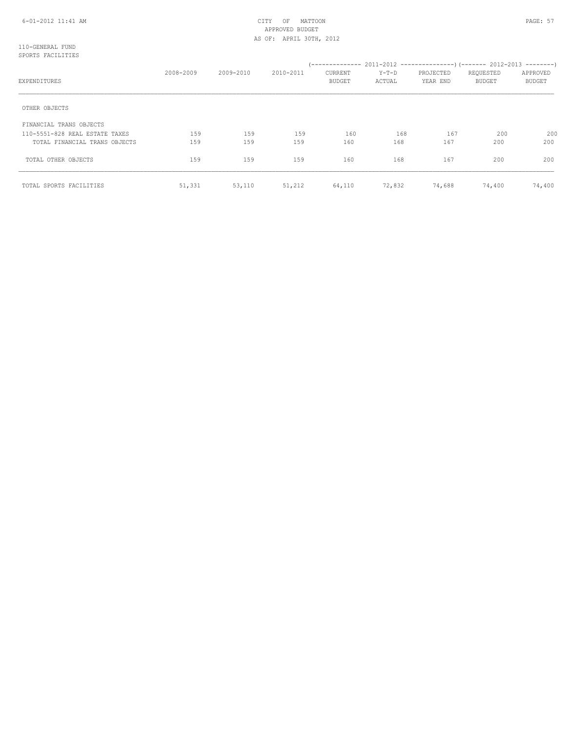CITY OF MATTOON
APPROVED BUDGET
AS OF: APRIL 30TH, 2012

110-GENERAL FUND
SPORTS FACILITIES

| EXPENDITURES | 2008-2009 | 2009-2010 | 2010-2011 | 2011-2012 CURRENT BUDGET | 2011-2012 Y-T-D ACTUAL | 2011-2012 PROJECTED YEAR END | 2012-2013 REQUESTED BUDGET | 2012-2013 APPROVED BUDGET |
|---|---|---|---|---|---|---|---|---|
| OTHER OBJECTS | | | | | | | | |
| FINANCIAL TRANS OBJECTS | | | | | | | | |
| 110-5551-828 REAL ESTATE TAXES | 159 | 159 | 159 | 160 | 168 | 167 | 200 | 200 |
| TOTAL FINANCIAL TRANS OBJECTS | 159 | 159 | 159 | 160 | 168 | 167 | 200 | 200 |
| TOTAL OTHER OBJECTS | 159 | 159 | 159 | 160 | 168 | 167 | 200 | 200 |
| TOTAL SPORTS FACILITIES | 51,331 | 53,110 | 51,212 | 64,110 | 72,832 | 74,688 | 74,400 | 74,400 |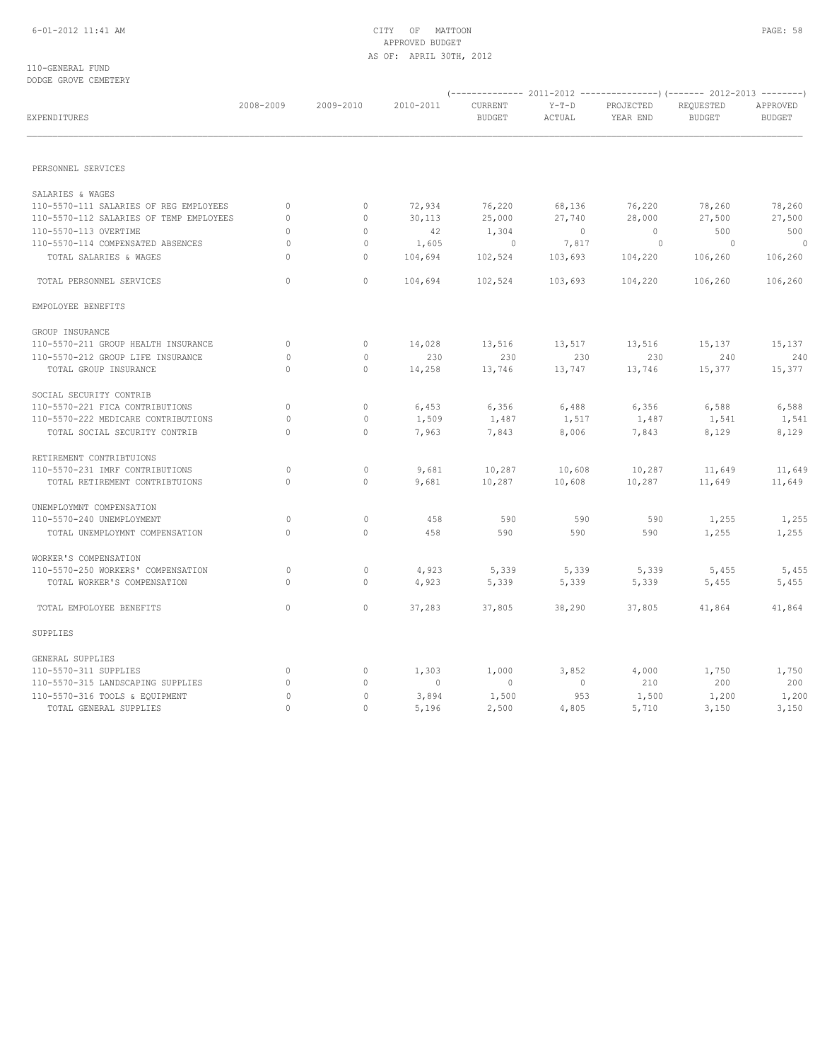CITY OF MATTOON
APPROVED BUDGET
AS OF: APRIL 30TH, 2012

110-GENERAL FUND
DODGE GROVE CEMETERY

| EXPENDITURES | 2008-2009 | 2009-2010 | 2010-2011 | 2011-2012 CURRENT BUDGET | 2011-2012 Y-T-D ACTUAL | 2011-2012 PROJECTED YEAR END | 2012-2013 REQUESTED BUDGET | 2012-2013 APPROVED BUDGET |
|---|---|---|---|---|---|---|---|---|
| PERSONNEL SERVICES | | | | | | | | |
| SALARIES & WAGES | | | | | | | | |
| 110-5570-111 SALARIES OF REG EMPLOYEES | 0 | 0 | 72,934 | 76,220 | 68,136 | 76,220 | 78,260 | 78,260 |
| 110-5570-112 SALARIES OF TEMP EMPLOYEES | 0 | 0 | 30,113 | 25,000 | 27,740 | 28,000 | 27,500 | 27,500 |
| 110-5570-113 OVERTIME | 0 | 0 | 42 | 1,304 | 0 | 0 | 500 | 500 |
| 110-5570-114 COMPENSATED ABSENCES | 0 | 0 | 1,605 | 0 | 7,817 | 0 | 0 | 0 |
| TOTAL SALARIES & WAGES | 0 | 0 | 104,694 | 102,524 | 103,693 | 104,220 | 106,260 | 106,260 |
| TOTAL PERSONNEL SERVICES | 0 | 0 | 104,694 | 102,524 | 103,693 | 104,220 | 106,260 | 106,260 |
| EMPOLOYEE BENEFITS | | | | | | | | |
| GROUP INSURANCE | | | | | | | | |
| 110-5570-211 GROUP HEALTH INSURANCE | 0 | 0 | 14,028 | 13,516 | 13,517 | 13,516 | 15,137 | 15,137 |
| 110-5570-212 GROUP LIFE INSURANCE | 0 | 0 | 230 | 230 | 230 | 230 | 240 | 240 |
| TOTAL GROUP INSURANCE | 0 | 0 | 14,258 | 13,746 | 13,747 | 13,746 | 15,377 | 15,377 |
| SOCIAL SECURITY CONTRIB | | | | | | | | |
| 110-5570-221 FICA CONTRIBUTIONS | 0 | 0 | 6,453 | 6,356 | 6,488 | 6,356 | 6,588 | 6,588 |
| 110-5570-222 MEDICARE CONTRIBUTIONS | 0 | 0 | 1,509 | 1,487 | 1,517 | 1,487 | 1,541 | 1,541 |
| TOTAL SOCIAL SECURITY CONTRIB | 0 | 0 | 7,963 | 7,843 | 8,006 | 7,843 | 8,129 | 8,129 |
| RETIREMENT CONTRIBTUIONS | | | | | | | | |
| 110-5570-231 IMRF CONTRIBUTIONS | 0 | 0 | 9,681 | 10,287 | 10,608 | 10,287 | 11,649 | 11,649 |
| TOTAL RETIREMENT CONTRIBTUIONS | 0 | 0 | 9,681 | 10,287 | 10,608 | 10,287 | 11,649 | 11,649 |
| UNEMPLOYMNT COMPENSATION | | | | | | | | |
| 110-5570-240 UNEMPLOYMENT | 0 | 0 | 458 | 590 | 590 | 590 | 1,255 | 1,255 |
| TOTAL UNEMPLOYMNT COMPENSATION | 0 | 0 | 458 | 590 | 590 | 590 | 1,255 | 1,255 |
| WORKER'S COMPENSATION | | | | | | | | |
| 110-5570-250 WORKERS' COMPENSATION | 0 | 0 | 4,923 | 5,339 | 5,339 | 5,339 | 5,455 | 5,455 |
| TOTAL WORKER'S COMPENSATION | 0 | 0 | 4,923 | 5,339 | 5,339 | 5,339 | 5,455 | 5,455 |
| TOTAL EMPOLOYEE BENEFITS | 0 | 0 | 37,283 | 37,805 | 38,290 | 37,805 | 41,864 | 41,864 |
| SUPPLIES | | | | | | | | |
| GENERAL SUPPLIES | | | | | | | | |
| 110-5570-311 SUPPLIES | 0 | 0 | 1,303 | 1,000 | 3,852 | 4,000 | 1,750 | 1,750 |
| 110-5570-315 LANDSCAPING SUPPLIES | 0 | 0 | 0 | 0 | 0 | 210 | 200 | 200 |
| 110-5570-316 TOOLS & EQUIPMENT | 0 | 0 | 3,894 | 1,500 | 953 | 1,500 | 1,200 | 1,200 |
| TOTAL GENERAL SUPPLIES | 0 | 0 | 5,196 | 2,500 | 4,805 | 5,710 | 3,150 | 3,150 |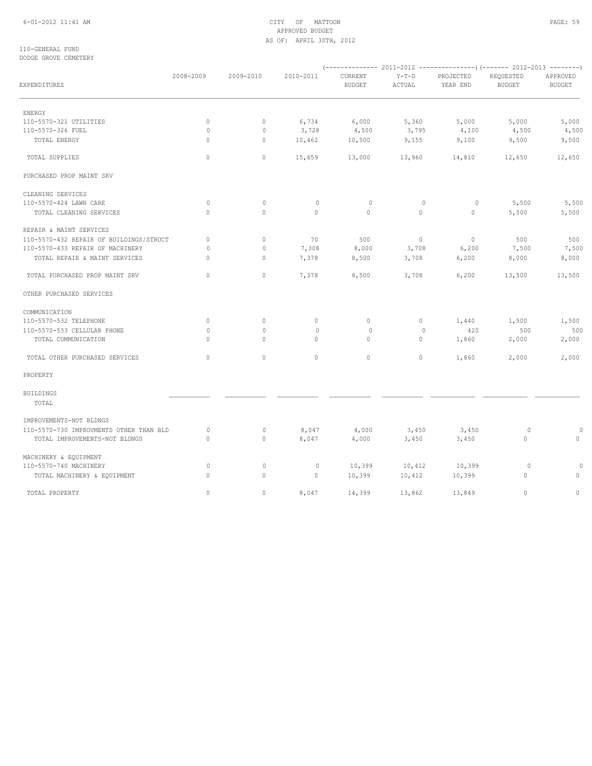110-GENERAL FUND
DODGE GROVE CEMETERY

| EXPENDITURES | 2008-2009 | 2009-2010 | 2010-2011 | 2011-2012 CURRENT BUDGET | 2011-2012 Y-T-D ACTUAL | 2011-2012 PROJECTED YEAR END | 2012-2013 REQUESTED BUDGET | 2012-2013 APPROVED BUDGET |
|---|---|---|---|---|---|---|---|---|
| ENERGY | | | | | | | | |
| 110-5570-321 UTILITIES | 0 | 0 | 6,734 | 6,000 | 5,360 | 5,000 | 5,000 | 5,000 |
| 110-5570-326 FUEL | 0 | 0 | 3,728 | 4,500 | 3,795 | 4,100 | 4,500 | 4,500 |
| TOTAL ENERGY | 0 | 0 | 10,462 | 10,500 | 9,155 | 9,100 | 9,500 | 9,500 |
| TOTAL SUPPLIES | 0 | 0 | 15,659 | 13,000 | 13,960 | 14,810 | 12,650 | 12,650 |
| PURCHASED PROP MAINT SRV | | | | | | | | |
| CLEANING SERVICES | | | | | | | | |
| 110-5570-424 LAWN CARE | 0 | 0 | 0 | 0 | 0 | 0 | 5,500 | 5,500 |
| TOTAL CLEANING SERVICES | 0 | 0 | 0 | 0 | 0 | 0 | 5,500 | 5,500 |
| REPAIR & MAINT SERVICES | | | | | | | | |
| 110-5570-432 REPAIR OF BUILDINGS/STRUCT | 0 | 0 | 70 | 500 | 0 | 0 | 500 | 500 |
| 110-5570-433 REPAIR OF MACHINERY | 0 | 0 | 7,308 | 8,000 | 3,708 | 6,200 | 7,500 | 7,500 |
| TOTAL REPAIR & MAINT SERVICES | 0 | 0 | 7,378 | 8,500 | 3,708 | 6,200 | 8,000 | 8,000 |
| TOTAL PURCHASED PROP MAINT SRV | 0 | 0 | 7,378 | 8,500 | 3,708 | 6,200 | 13,500 | 13,500 |
| OTHER PURCHASED SERVICES | | | | | | | | |
| COMMUNICATION | | | | | | | | |
| 110-5570-532 TELEPHONE | 0 | 0 | 0 | 0 | 0 | 1,440 | 1,500 | 1,500 |
| 110-5570-533 CELLULAR PHONE | 0 | 0 | 0 | 0 | 0 | 420 | 500 | 500 |
| TOTAL COMMUNICATION | 0 | 0 | 0 | 0 | 0 | 1,860 | 2,000 | 2,000 |
| TOTAL OTHER PURCHASED SERVICES | 0 | 0 | 0 | 0 | 0 | 1,860 | 2,000 | 2,000 |
| PROPERTY | | | | | | | | |
| BUILDINGS | | | | | | | | |
| TOTAL | | | | | | | | |
| IMPROVEMENTS-NOT BLDNGS | | | | | | | | |
| 110-5570-730 IMPROVMENTS OTHER THAN BLD | 0 | 0 | 8,047 | 4,000 | 3,450 | 3,450 | 0 | 0 |
| TOTAL IMPROVEMENTS-NOT BLDNGS | 0 | 0 | 8,047 | 4,000 | 3,450 | 3,450 | 0 | 0 |
| MACHINERY & EQUIPMENT | | | | | | | | |
| 110-5570-740 MACHINERY | 0 | 0 | 0 | 10,399 | 10,412 | 10,399 | 0 | 0 |
| TOTAL MACHINERY & EQUIPMENT | 0 | 0 | 0 | 10,399 | 10,412 | 10,399 | 0 | 0 |
| TOTAL PROPERTY | 0 | 0 | 8,047 | 14,399 | 13,862 | 13,849 | 0 | 0 |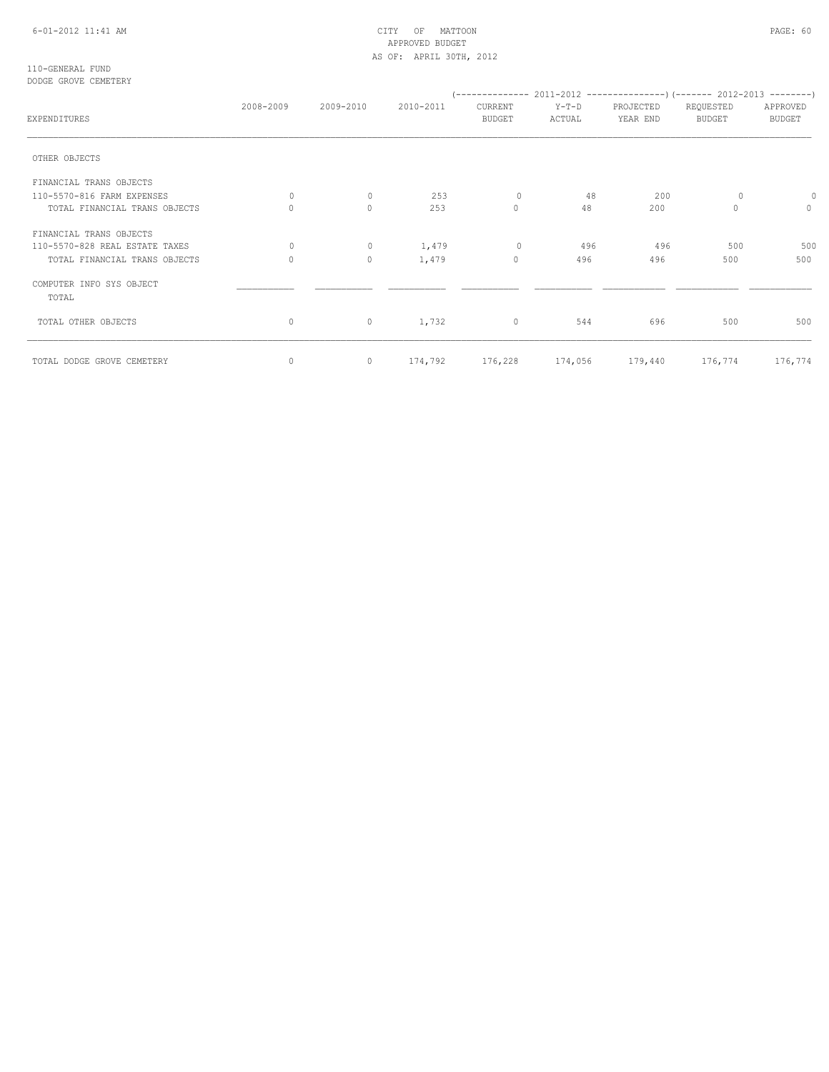CITY OF MATTOON
APPROVED BUDGET
AS OF: APRIL 30TH, 2012

110-GENERAL FUND
DODGE GROVE CEMETERY

| EXPENDITURES | 2008-2009 | 2009-2010 | 2010-2011 | 2011-2012 CURRENT BUDGET | 2011-2012 Y-T-D ACTUAL | 2011-2012 PROJECTED YEAR END | 2012-2013 REQUESTED BUDGET | 2012-2013 APPROVED BUDGET |
|---|---|---|---|---|---|---|---|---|
| OTHER OBJECTS | | | | | | | | |
| FINANCIAL TRANS OBJECTS | | | | | | | | |
| 110-5570-816 FARM EXPENSES | 0 | 0 | 253 | 0 | 48 | 200 | 0 | 0 |
| TOTAL FINANCIAL TRANS OBJECTS | 0 | 0 | 253 | 0 | 48 | 200 | 0 | 0 |
| FINANCIAL TRANS OBJECTS | | | | | | | | |
| 110-5570-828 REAL ESTATE TAXES | 0 | 0 | 1,479 | 0 | 496 | 496 | 500 | 500 |
| TOTAL FINANCIAL TRANS OBJECTS | 0 | 0 | 1,479 | 0 | 496 | 496 | 500 | 500 |
| COMPUTER INFO SYS OBJECT | | | | | | | | |
| TOTAL | | | | | | | | |
| TOTAL OTHER OBJECTS | 0 | 0 | 1,732 | 0 | 544 | 696 | 500 | 500 |
| TOTAL DODGE GROVE CEMETERY | 0 | 0 | 174,792 | 176,228 | 174,056 | 179,440 | 176,774 | 176,774 |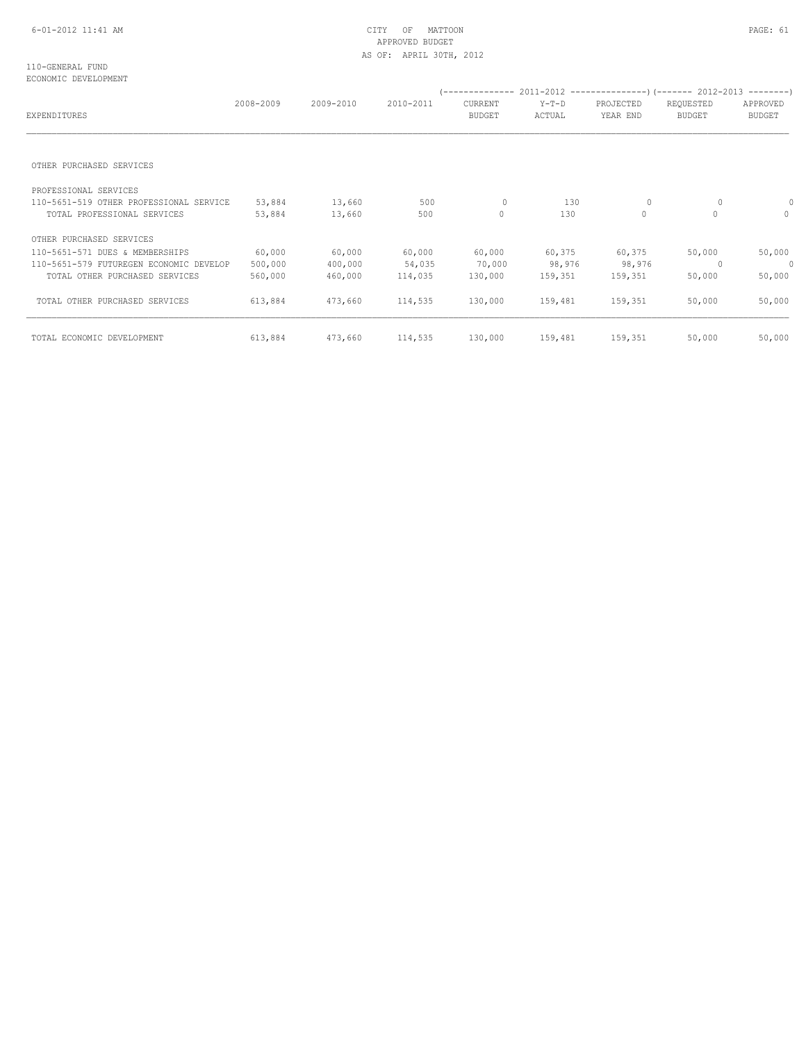CITY OF MATTOON
APPROVED BUDGET
AS OF: APRIL 30TH, 2012

110-GENERAL FUND
ECONOMIC DEVELOPMENT

| EXPENDITURES | 2008-2009 | 2009-2010 | 2010-2011 | 2011-2012 CURRENT BUDGET | 2011-2012 Y-T-D ACTUAL | 2011-2012 PROJECTED YEAR END | 2012-2013 REQUESTED BUDGET | 2012-2013 APPROVED BUDGET |
|---|---|---|---|---|---|---|---|---|
| OTHER PURCHASED SERVICES | | | | | | | | |
| PROFESSIONAL SERVICES | | | | | | | | |
| 110-5651-519 OTHER PROFESSIONAL SERVICE | 53,884 | 13,660 | 500 | 0 | 130 | 0 | 0 | 0 |
| TOTAL PROFESSIONAL SERVICES | 53,884 | 13,660 | 500 | 0 | 130 | 0 | 0 | 0 |
| OTHER PURCHASED SERVICES | | | | | | | | |
| 110-5651-571 DUES & MEMBERSHIPS | 60,000 | 60,000 | 60,000 | 60,000 | 60,375 | 60,375 | 50,000 | 50,000 |
| 110-5651-579 FUTUREGEN ECONOMIC DEVELOP | 500,000 | 400,000 | 54,035 | 70,000 | 98,976 | 98,976 | 0 | 0 |
| TOTAL OTHER PURCHASED SERVICES | 560,000 | 460,000 | 114,035 | 130,000 | 159,351 | 159,351 | 50,000 | 50,000 |
| TOTAL OTHER PURCHASED SERVICES | 613,884 | 473,660 | 114,535 | 130,000 | 159,481 | 159,351 | 50,000 | 50,000 |
| TOTAL ECONOMIC DEVELOPMENT | 613,884 | 473,660 | 114,535 | 130,000 | 159,481 | 159,351 | 50,000 | 50,000 |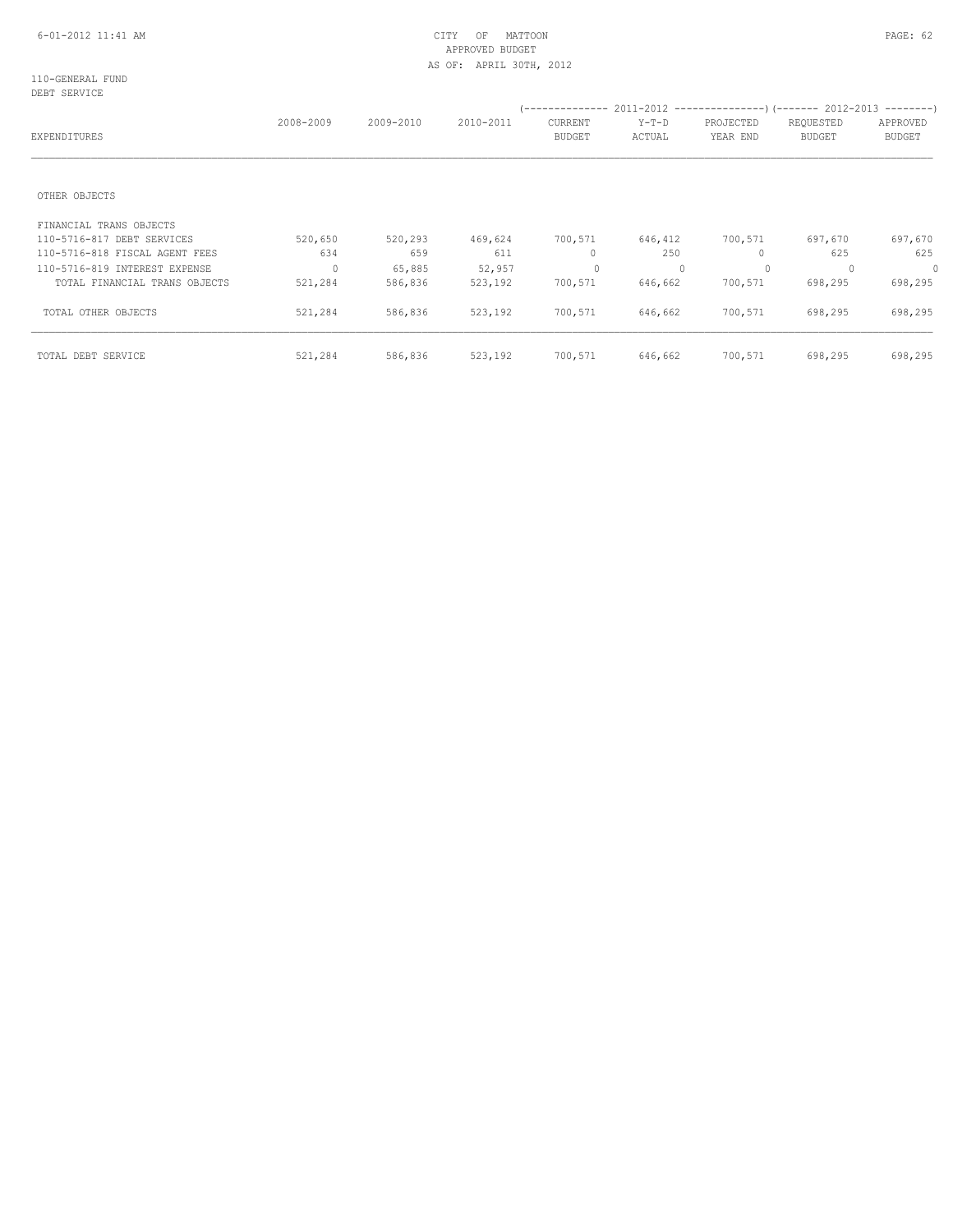110-GENERAL FUND

DEBT SERVICE

| EXPENDITURES | 2008-2009 | 2009-2010 | 2010-2011 | 2011-2012 CURRENT BUDGET | 2011-2012 Y-T-D ACTUAL | 2011-2012 PROJECTED YEAR END | 2012-2013 REQUESTED BUDGET | 2012-2013 APPROVED BUDGET |
|---|---|---|---|---|---|---|---|---|
| OTHER OBJECTS | | | | | | | | |
| FINANCIAL TRANS OBJECTS | | | | | | | | |
| 110-5716-817 DEBT SERVICES | 520,650 | 520,293 | 469,624 | 700,571 | 646,412 | 700,571 | 697,670 | 697,670 |
| 110-5716-818 FISCAL AGENT FEES | 634 | 659 | 611 | 0 | 250 | 0 | 625 | 625 |
| 110-5716-819 INTEREST EXPENSE | 0 | 65,885 | 52,957 | 0 | 0 | 0 | 0 | 0 |
| TOTAL FINANCIAL TRANS OBJECTS | 521,284 | 586,836 | 523,192 | 700,571 | 646,662 | 700,571 | 698,295 | 698,295 |
| TOTAL OTHER OBJECTS | 521,284 | 586,836 | 523,192 | 700,571 | 646,662 | 700,571 | 698,295 | 698,295 |
| TOTAL DEBT SERVICE | 521,284 | 586,836 | 523,192 | 700,571 | 646,662 | 700,571 | 698,295 | 698,295 |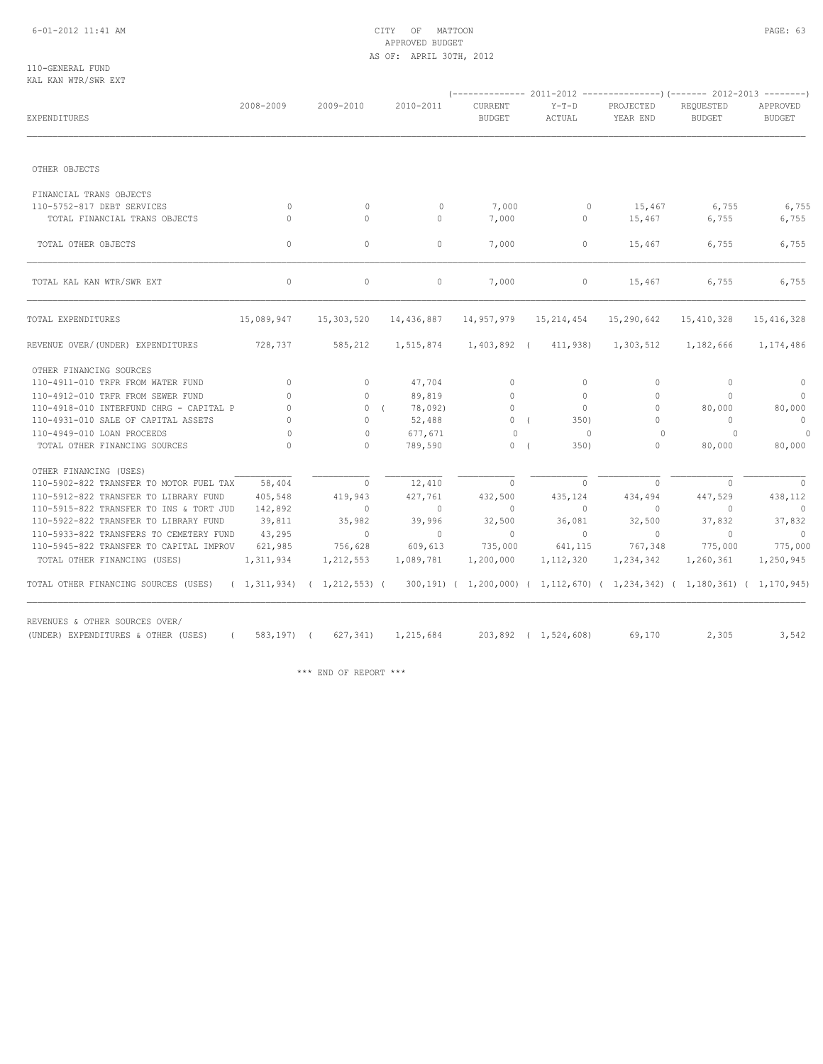110-GENERAL FUND
KAL KAN WTR/SWR EXT

| EXPENDITURES | 2008-2009 | 2009-2010 | 2010-2011 | 2011-2012 CURRENT BUDGET | 2011-2012 Y-T-D ACTUAL | 2011-2012 PROJECTED YEAR END | 2012-2013 REQUESTED BUDGET | 2012-2013 APPROVED BUDGET |
|---|---|---|---|---|---|---|---|---|
| OTHER OBJECTS | | | | | | | | |
| FINANCIAL TRANS OBJECTS | | | | | | | | |
| 110-5752-817 DEBT SERVICES | 0 | 0 | 0 | 7,000 | 0 | 15,467 | 6,755 | 6,755 |
| TOTAL FINANCIAL TRANS OBJECTS | 0 | 0 | 0 | 7,000 | 0 | 15,467 | 6,755 | 6,755 |
| TOTAL OTHER OBJECTS | 0 | 0 | 0 | 7,000 | 0 | 15,467 | 6,755 | 6,755 |
| TOTAL KAL KAN WTR/SWR EXT | 0 | 0 | 0 | 7,000 | 0 | 15,467 | 6,755 | 6,755 |
| TOTAL EXPENDITURES | 15,089,947 | 15,303,520 | 14,436,887 | 14,957,979 | 15,214,454 | 15,290,642 | 15,410,328 | 15,416,328 |
| REVENUE OVER/(UNDER) EXPENDITURES | 728,737 | 585,212 | 1,515,874 | 1,403,892 | (411,938) | 1,303,512 | 1,182,666 | 1,174,486 |
| OTHER FINANCING SOURCES | | | | | | | | |
| 110-4911-010 TRFR FROM WATER FUND | 0 | 0 | 47,704 | 0 | 0 | 0 | 0 | 0 |
| 110-4912-010 TRFR FROM SEWER FUND | 0 | 0 | 89,819 | 0 | 0 | 0 | 0 | 0 |
| 110-4918-010 INTERFUND CHRG - CAPITAL P | 0 | 0 | (78,092) | 0 | 0 | 0 | 80,000 | 80,000 |
| 110-4931-010 SALE OF CAPITAL ASSETS | 0 | 0 | 52,488 | 0 | (350) | 0 | 0 | 0 |
| 110-4949-010 LOAN PROCEEDS | 0 | 0 | 677,671 | 0 | 0 | 0 | 0 | 0 |
| TOTAL OTHER FINANCING SOURCES | 0 | 0 | 789,590 | 0 | (350) | 0 | 80,000 | 80,000 |
| OTHER FINANCING (USES) | | | | | | | | |
| 110-5902-822 TRANSFER TO MOTOR FUEL TAX | 58,404 | 0 | 12,410 | 0 | 0 | 0 | 0 | 0 |
| 110-5912-822 TRANSFER TO LIBRARY FUND | 405,548 | 419,943 | 427,761 | 432,500 | 435,124 | 434,494 | 447,529 | 438,112 |
| 110-5915-822 TRANSFER TO INS & TORT JUD | 142,892 | 0 | 0 | 0 | 0 | 0 | 0 | 0 |
| 110-5922-822 TRANSFER TO LIBRARY FUND | 39,811 | 35,982 | 39,996 | 32,500 | 36,081 | 32,500 | 37,832 | 37,832 |
| 110-5933-822 TRANSFERS TO CEMETERY FUND | 43,295 | 0 | 0 | 0 | 0 | 0 | 0 | 0 |
| 110-5945-822 TRANSFER TO CAPITAL IMPROV | 621,985 | 756,628 | 609,613 | 735,000 | 641,115 | 767,348 | 775,000 | 775,000 |
| TOTAL OTHER FINANCING (USES) | 1,311,934 | 1,212,553 | 1,089,781 | 1,200,000 | 1,112,320 | 1,234,342 | 1,260,361 | 1,250,945 |
| TOTAL OTHER FINANCING SOURCES (USES) | (1,311,934) | (1,212,553) | (300,191) | (1,200,000) | (1,112,670) | (1,234,342) | (1,180,361) | (1,170,945) |
| REVENUES & OTHER SOURCES OVER/ (UNDER) EXPENDITURES & OTHER (USES) | (583,197) | (627,341) | 1,215,684 | 203,892 | (1,524,608) | 69,170 | 2,305 | 3,542 |

*** END OF REPORT ***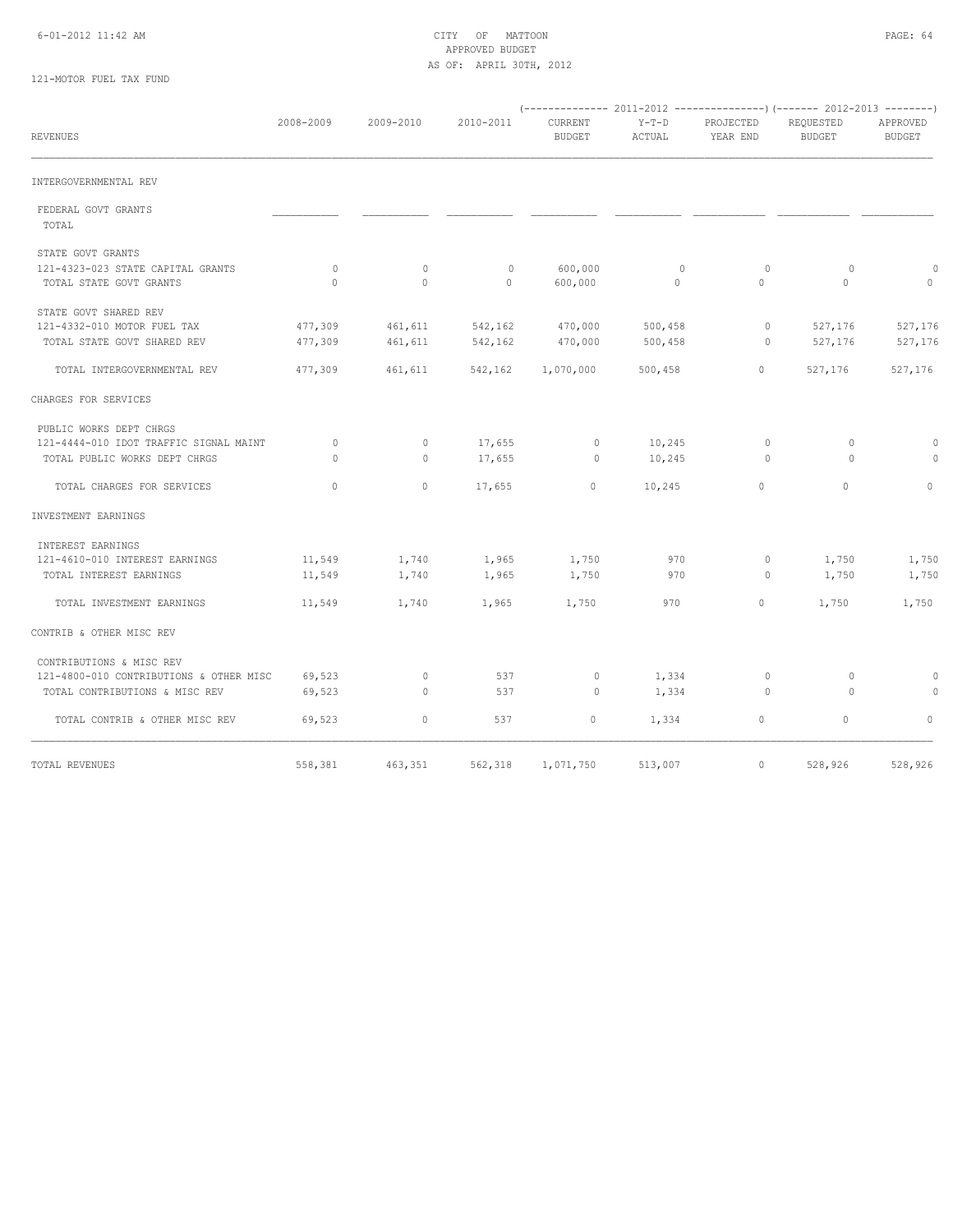CITY OF MATTOON
APPROVED BUDGET
AS OF: APRIL 30TH, 2012

121-MOTOR FUEL TAX FUND

| REVENUES | 2008-2009 | 2009-2010 | 2010-2011 | 2011-2012 CURRENT BUDGET | 2011-2012 Y-T-D ACTUAL | 2011-2012 PROJECTED YEAR END | 2012-2013 REQUESTED BUDGET | 2012-2013 APPROVED BUDGET |
|---|---|---|---|---|---|---|---|---|
| INTERGOVERNMENTAL REV | | | | | | | | |
| FEDERAL GOVT GRANTS | | | | | | | | |
| TOTAL | | | | | | | | |
| STATE GOVT GRANTS | | | | | | | | |
| 121-4323-023 STATE CAPITAL GRANTS | 0 | 0 | 0 | 600,000 | 0 | 0 | 0 | 0 |
| TOTAL STATE GOVT GRANTS | 0 | 0 | 0 | 600,000 | 0 | 0 | 0 | 0 |
| STATE GOVT SHARED REV | | | | | | | | |
| 121-4332-010 MOTOR FUEL TAX | 477,309 | 461,611 | 542,162 | 470,000 | 500,458 | 0 | 527,176 | 527,176 |
| TOTAL STATE GOVT SHARED REV | 477,309 | 461,611 | 542,162 | 470,000 | 500,458 | 0 | 527,176 | 527,176 |
| TOTAL INTERGOVERNMENTAL REV | 477,309 | 461,611 | 542,162 | 1,070,000 | 500,458 | 0 | 527,176 | 527,176 |
| CHARGES FOR SERVICES | | | | | | | | |
| PUBLIC WORKS DEPT CHRGS | | | | | | | | |
| 121-4444-010 IDOT TRAFFIC SIGNAL MAINT | 0 | 0 | 17,655 | 0 | 10,245 | 0 | 0 | 0 |
| TOTAL PUBLIC WORKS DEPT CHRGS | 0 | 0 | 17,655 | 0 | 10,245 | 0 | 0 | 0 |
| TOTAL CHARGES FOR SERVICES | 0 | 0 | 17,655 | 0 | 10,245 | 0 | 0 | 0 |
| INVESTMENT EARNINGS | | | | | | | | |
| INTEREST EARNINGS | | | | | | | | |
| 121-4610-010 INTEREST EARNINGS | 11,549 | 1,740 | 1,965 | 1,750 | 970 | 0 | 1,750 | 1,750 |
| TOTAL INTEREST EARNINGS | 11,549 | 1,740 | 1,965 | 1,750 | 970 | 0 | 1,750 | 1,750 |
| TOTAL INVESTMENT EARNINGS | 11,549 | 1,740 | 1,965 | 1,750 | 970 | 0 | 1,750 | 1,750 |
| CONTRIB & OTHER MISC REV | | | | | | | | |
| CONTRIBUTIONS & MISC REV | | | | | | | | |
| 121-4800-010 CONTRIBUTIONS & OTHER MISC | 69,523 | 0 | 537 | 0 | 1,334 | 0 | 0 | 0 |
| TOTAL CONTRIBUTIONS & MISC REV | 69,523 | 0 | 537 | 0 | 1,334 | 0 | 0 | 0 |
| TOTAL CONTRIB & OTHER MISC REV | 69,523 | 0 | 537 | 0 | 1,334 | 0 | 0 | 0 |
| TOTAL REVENUES | 558,381 | 463,351 | 562,318 | 1,071,750 | 513,007 | 0 | 528,926 | 528,926 |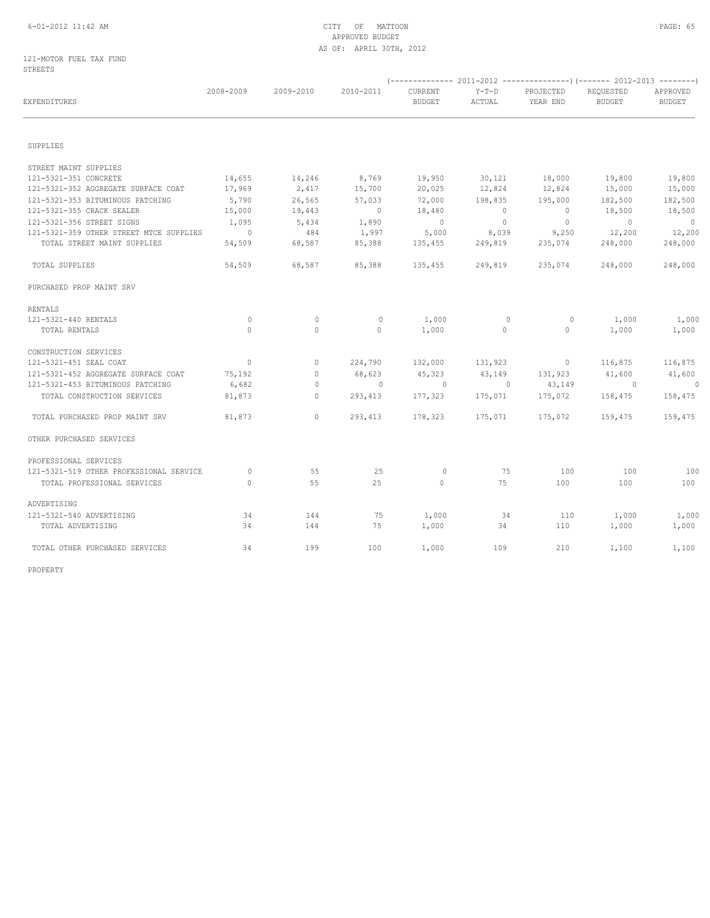CITY OF MATTOON
APPROVED BUDGET
AS OF: APRIL 30TH, 2012

121-MOTOR FUEL TAX FUND
STREETS

| EXPENDITURES | 2008-2009 | 2009-2010 | 2010-2011 | 2011-2012 CURRENT BUDGET | 2011-2012 Y-T-D ACTUAL | 2011-2012 PROJECTED YEAR END | 2012-2013 REQUESTED BUDGET | 2012-2013 APPROVED BUDGET |
|---|---|---|---|---|---|---|---|---|
| SUPPLIES | | | | | | | | |
| STREET MAINT SUPPLIES | | | | | | | | |
| 121-5321-351 CONCRETE | 14,655 | 14,246 | 8,769 | 19,950 | 30,121 | 18,000 | 19,800 | 19,800 |
| 121-5321-352 AGGREGATE SURFACE COAT | 17,969 | 2,417 | 15,700 | 20,025 | 12,824 | 12,824 | 15,000 | 15,000 |
| 121-5321-353 BITUMINOUS PATCHING | 5,790 | 26,565 | 57,033 | 72,000 | 198,835 | 195,000 | 182,500 | 182,500 |
| 121-5321-355 CRACK SEALER | 15,000 | 19,443 | 0 | 18,480 | 0 | 0 | 18,500 | 18,500 |
| 121-5321-356 STREET SIGNS | 1,095 | 5,434 | 1,890 | 0 | 0 | 0 | 0 | 0 |
| 121-5321-359 OTHER STREET MTCE SUPPLIES | 0 | 484 | 1,997 | 5,000 | 8,039 | 9,250 | 12,200 | 12,200 |
| TOTAL STREET MAINT SUPPLIES | 54,509 | 68,587 | 85,388 | 135,455 | 249,819 | 235,074 | 248,000 | 248,000 |
| TOTAL SUPPLIES | 54,509 | 68,587 | 85,388 | 135,455 | 249,819 | 235,074 | 248,000 | 248,000 |
| PURCHASED PROP MAINT SRV | | | | | | | | |
| RENTALS | | | | | | | | |
| 121-5321-440 RENTALS | 0 | 0 | 0 | 1,000 | 0 | 0 | 1,000 | 1,000 |
| TOTAL RENTALS | 0 | 0 | 0 | 1,000 | 0 | 0 | 1,000 | 1,000 |
| CONSTRUCTION SERVICES | | | | | | | | |
| 121-5321-451 SEAL COAT | 0 | 0 | 224,790 | 132,000 | 131,923 | 0 | 116,875 | 116,875 |
| 121-5321-452 AGGREGATE SURFACE COAT | 75,192 | 0 | 68,623 | 45,323 | 43,149 | 131,923 | 41,600 | 41,600 |
| 121-5321-453 BITUMINOUS PATCHING | 6,682 | 0 | 0 | 0 | 0 | 43,149 | 0 | 0 |
| TOTAL CONSTRUCTION SERVICES | 81,873 | 0 | 293,413 | 177,323 | 175,071 | 175,072 | 158,475 | 158,475 |
| TOTAL PURCHASED PROP MAINT SRV | 81,873 | 0 | 293,413 | 178,323 | 175,071 | 175,072 | 159,475 | 159,475 |
| OTHER PURCHASED SERVICES | | | | | | | | |
| PROFESSIONAL SERVICES | | | | | | | | |
| 121-5321-519 OTHER PROFESSIONAL SERVICE | 0 | 55 | 25 | 0 | 75 | 100 | 100 | 100 |
| TOTAL PROFESSIONAL SERVICES | 0 | 55 | 25 | 0 | 75 | 100 | 100 | 100 |
| ADVERTISING | | | | | | | | |
| 121-5321-540 ADVERTISING | 34 | 144 | 75 | 1,000 | 34 | 110 | 1,000 | 1,000 |
| TOTAL ADVERTISING | 34 | 144 | 75 | 1,000 | 34 | 110 | 1,000 | 1,000 |
| TOTAL OTHER PURCHASED SERVICES | 34 | 199 | 100 | 1,000 | 109 | 210 | 1,100 | 1,100 |

PROPERTY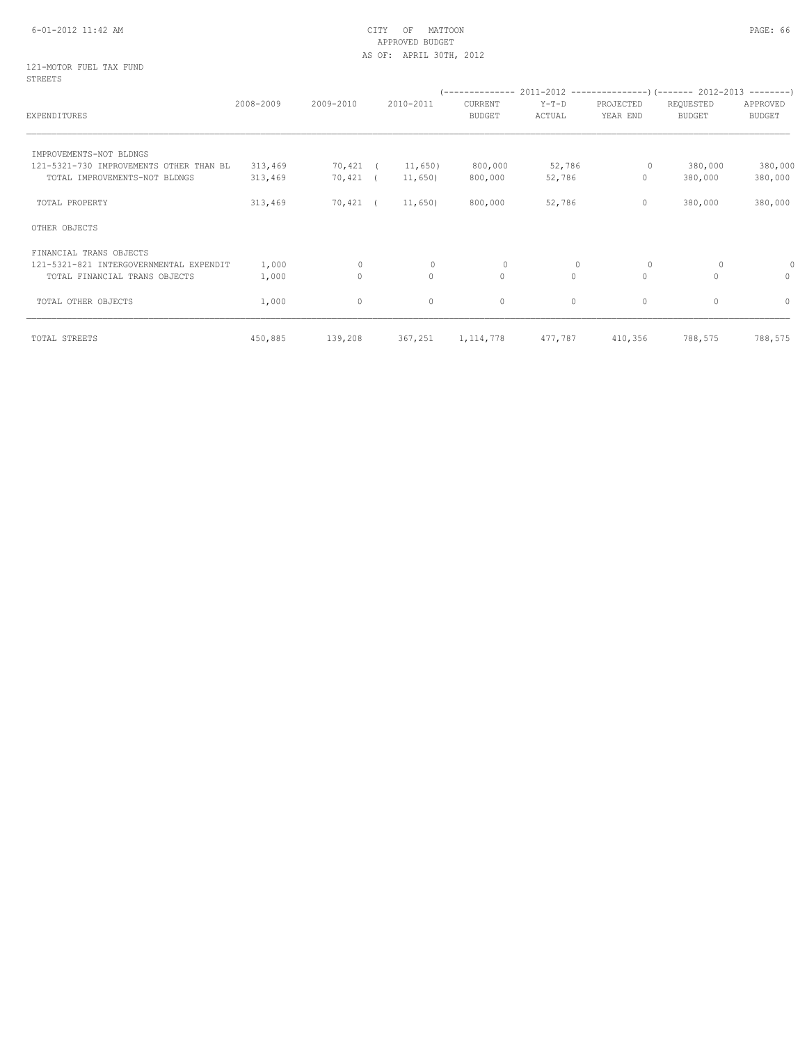CITY OF MATTOON
APPROVED BUDGET
AS OF: APRIL 30TH, 2012

121-MOTOR FUEL TAX FUND
STREETS

| EXPENDITURES | 2008-2009 | 2009-2010 | 2010-2011 | 2011-2012 CURRENT BUDGET | 2011-2012 Y-T-D ACTUAL | 2011-2012 PROJECTED YEAR END | 2012-2013 REQUESTED BUDGET | 2012-2013 APPROVED BUDGET |
|---|---|---|---|---|---|---|---|---|
| IMPROVEMENTS-NOT BLDNGS | | | | | | | | |
| 121-5321-730 IMPROVEMENTS OTHER THAN BL | 313,469 | 70,421 | (11,650) | 800,000 | 52,786 | 0 | 380,000 | 380,000 |
| TOTAL IMPROVEMENTS-NOT BLDNGS | 313,469 | 70,421 | (11,650) | 800,000 | 52,786 | 0 | 380,000 | 380,000 |
| TOTAL PROPERTY | 313,469 | 70,421 | (11,650) | 800,000 | 52,786 | 0 | 380,000 | 380,000 |
| OTHER OBJECTS | | | | | | | | |
| FINANCIAL TRANS OBJECTS | | | | | | | | |
| 121-5321-821 INTERGOVERNMENTAL EXPENDIT | 1,000 | 0 | 0 | 0 | 0 | 0 | 0 | 0 |
| TOTAL FINANCIAL TRANS OBJECTS | 1,000 | 0 | 0 | 0 | 0 | 0 | 0 | 0 |
| TOTAL OTHER OBJECTS | 1,000 | 0 | 0 | 0 | 0 | 0 | 0 | 0 |
| TOTAL STREETS | 450,885 | 139,208 | 367,251 | 1,114,778 | 477,787 | 410,356 | 788,575 | 788,575 |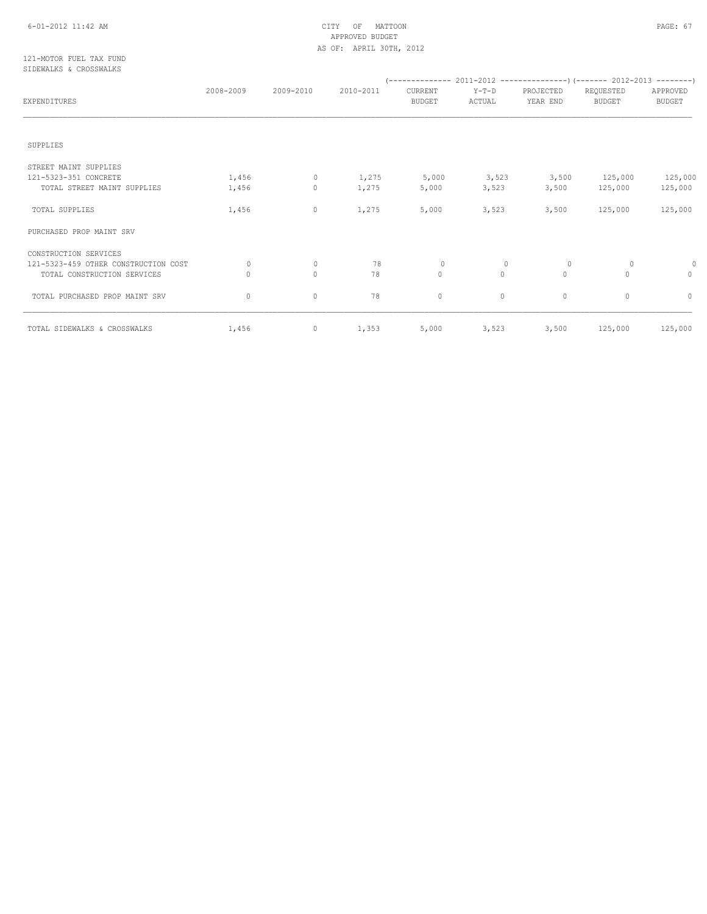CITY OF MATTOON
APPROVED BUDGET
AS OF: APRIL 30TH, 2012

121-MOTOR FUEL TAX FUND
SIDEWALKS & CROSSWALKS

| EXPENDITURES | 2008-2009 | 2009-2010 | 2010-2011 | 2011-2012 CURRENT BUDGET | 2011-2012 Y-T-D ACTUAL | 2011-2012 PROJECTED YEAR END | 2012-2013 REQUESTED BUDGET | 2012-2013 APPROVED BUDGET |
|---|---|---|---|---|---|---|---|---|
| SUPPLIES | | | | | | | | |
| STREET MAINT SUPPLIES | | | | | | | | |
| 121-5323-351 CONCRETE | 1,456 | 0 | 1,275 | 5,000 | 3,523 | 3,500 | 125,000 | 125,000 |
| TOTAL STREET MAINT SUPPLIES | 1,456 | 0 | 1,275 | 5,000 | 3,523 | 3,500 | 125,000 | 125,000 |
| TOTAL SUPPLIES | 1,456 | 0 | 1,275 | 5,000 | 3,523 | 3,500 | 125,000 | 125,000 |
| PURCHASED PROP MAINT SRV | | | | | | | | |
| CONSTRUCTION SERVICES | | | | | | | | |
| 121-5323-459 OTHER CONSTRUCTION COST | 0 | 0 | 78 | 0 | 0 | 0 | 0 | 0 |
| TOTAL CONSTRUCTION SERVICES | 0 | 0 | 78 | 0 | 0 | 0 | 0 | 0 |
| TOTAL PURCHASED PROP MAINT SRV | 0 | 0 | 78 | 0 | 0 | 0 | 0 | 0 |
| TOTAL SIDEWALKS & CROSSWALKS | 1,456 | 0 | 1,353 | 5,000 | 3,523 | 3,500 | 125,000 | 125,000 |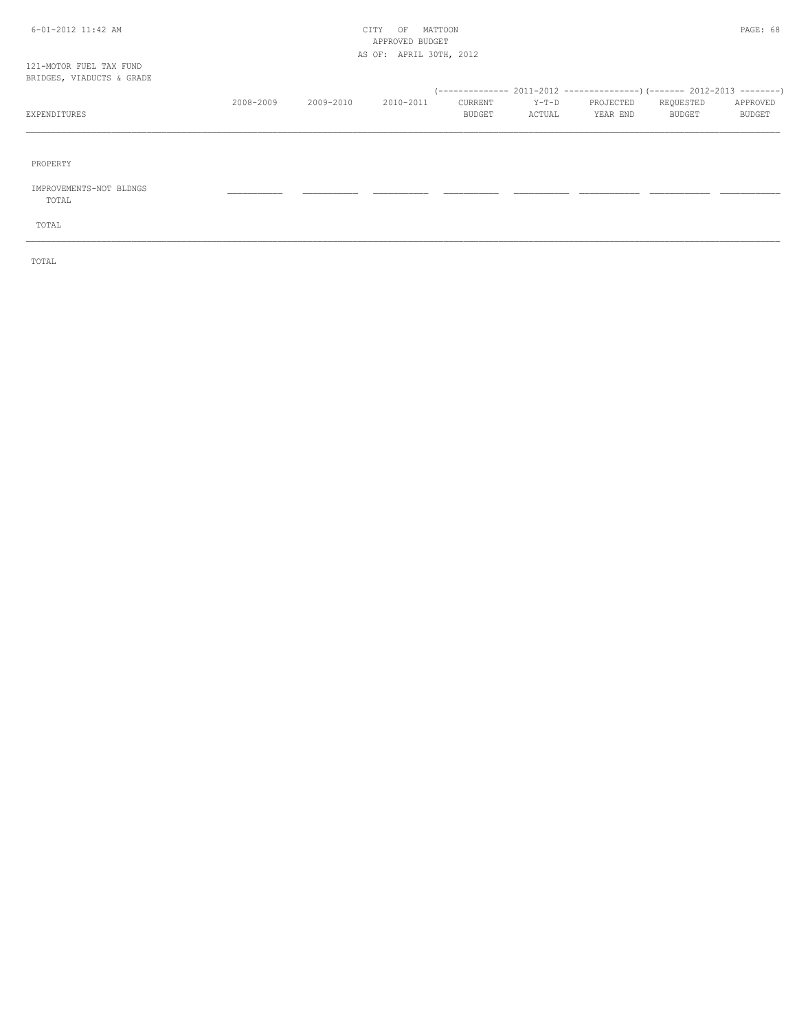121-MOTOR FUEL TAX FUND
BRIDGES, VIADUCTS & GRADE

| EXPENDITURES | 2008-2009 | 2009-2010 | 2010-2011 | 2011-2012 CURRENT BUDGET | 2011-2012 Y-T-D ACTUAL | 2011-2012 PROJECTED YEAR END | 2012-2013 REQUESTED BUDGET | 2012-2013 APPROVED BUDGET |
|---|---|---|---|---|---|---|---|---|
| PROPERTY | | | | | | | | |
| IMPROVEMENTS-NOT BLDNGS | | | | | | | | |
| TOTAL | | | | | | | | |
| TOTAL | | | | | | | | |
| TOTAL | | | | | | | | |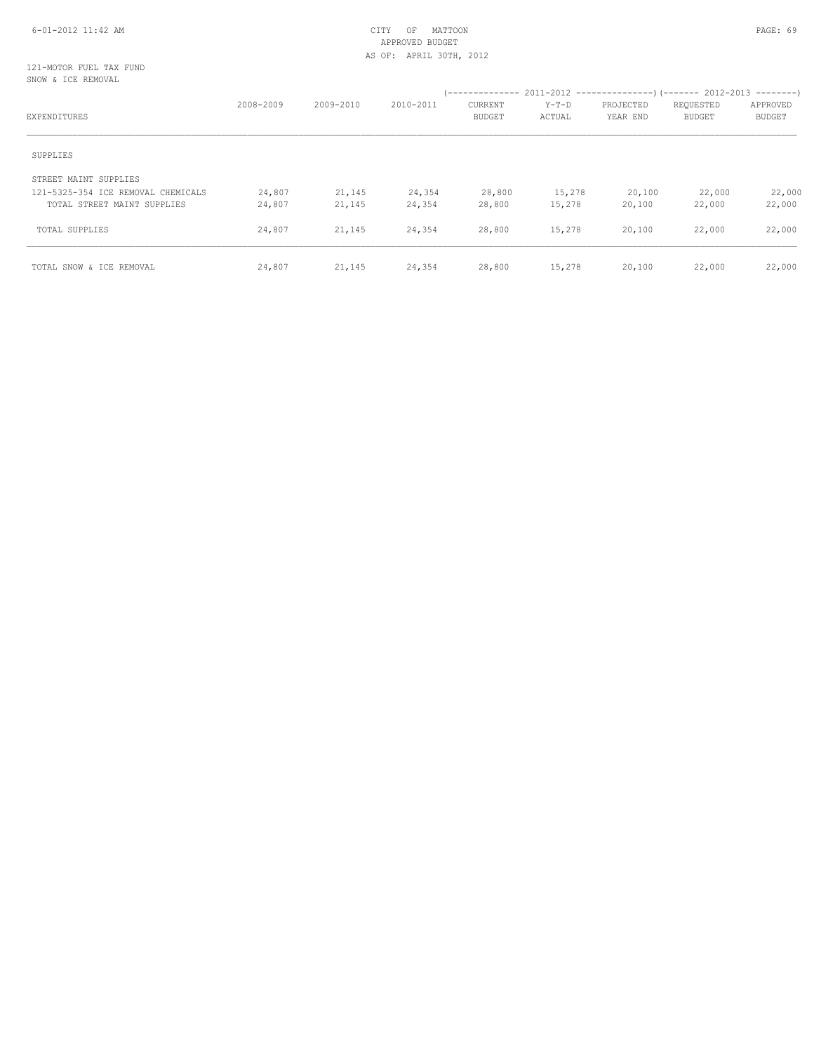CITY OF MATTOON
APPROVED BUDGET
AS OF: APRIL 30TH, 2012

121-MOTOR FUEL TAX FUND
SNOW & ICE REMOVAL

| EXPENDITURES | 2008-2009 | 2009-2010 | 2010-2011 | 2011-2012 CURRENT BUDGET | 2011-2012 Y-T-D ACTUAL | 2011-2012 PROJECTED YEAR END | 2012-2013 REQUESTED BUDGET | 2012-2013 APPROVED BUDGET |
|---|---|---|---|---|---|---|---|---|
| SUPPLIES | | | | | | | | |
| STREET MAINT SUPPLIES | | | | | | | | |
| 121-5325-354 ICE REMOVAL CHEMICALS | 24,807 | 21,145 | 24,354 | 28,800 | 15,278 | 20,100 | 22,000 | 22,000 |
| TOTAL STREET MAINT SUPPLIES | 24,807 | 21,145 | 24,354 | 28,800 | 15,278 | 20,100 | 22,000 | 22,000 |
| TOTAL SUPPLIES | 24,807 | 21,145 | 24,354 | 28,800 | 15,278 | 20,100 | 22,000 | 22,000 |
| TOTAL SNOW & ICE REMOVAL | 24,807 | 21,145 | 24,354 | 28,800 | 15,278 | 20,100 | 22,000 | 22,000 |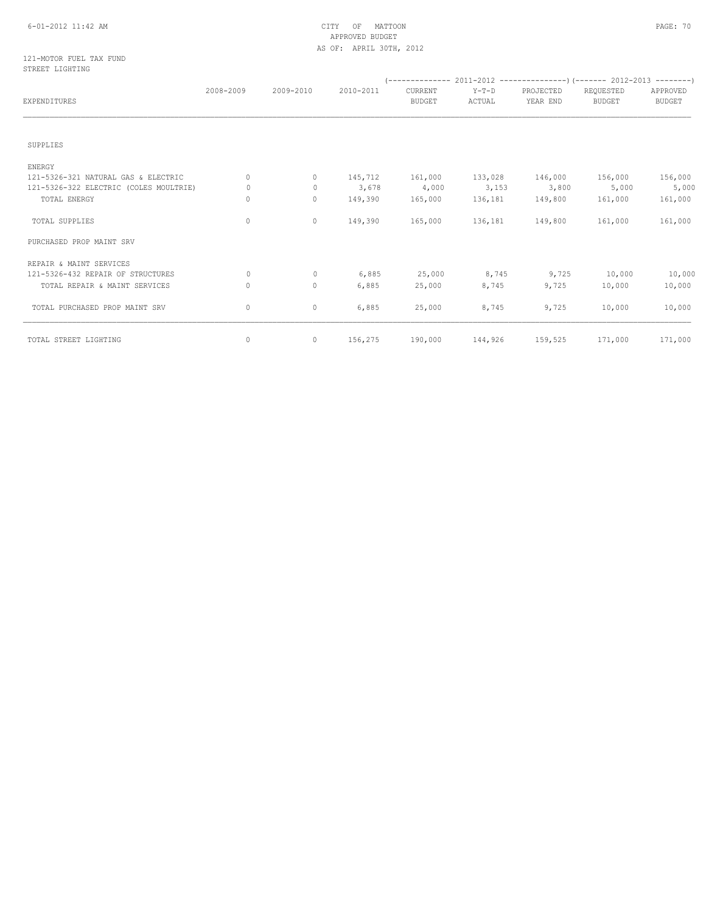CITY OF MATTOON
APPROVED BUDGET
AS OF: APRIL 30TH, 2012

121-MOTOR FUEL TAX FUND
STREET LIGHTING

| EXPENDITURES | 2008-2009 | 2009-2010 | 2010-2011 | 2011-2012 CURRENT BUDGET | 2011-2012 Y-T-D ACTUAL | 2011-2012 PROJECTED YEAR END | 2012-2013 REQUESTED BUDGET | 2012-2013 APPROVED BUDGET |
|---|---|---|---|---|---|---|---|---|
| SUPPLIES | | | | | | | | |
| ENERGY | | | | | | | | |
| 121-5326-321 NATURAL GAS & ELECTRIC | 0 | 0 | 145,712 | 161,000 | 133,028 | 146,000 | 156,000 | 156,000 |
| 121-5326-322 ELECTRIC (COLES MOULTRIE) | 0 | 0 | 3,678 | 4,000 | 3,153 | 3,800 | 5,000 | 5,000 |
| TOTAL ENERGY | 0 | 0 | 149,390 | 165,000 | 136,181 | 149,800 | 161,000 | 161,000 |
| TOTAL SUPPLIES | 0 | 0 | 149,390 | 165,000 | 136,181 | 149,800 | 161,000 | 161,000 |
| PURCHASED PROP MAINT SRV | | | | | | | | |
| REPAIR & MAINT SERVICES | | | | | | | | |
| 121-5326-432 REPAIR OF STRUCTURES | 0 | 0 | 6,885 | 25,000 | 8,745 | 9,725 | 10,000 | 10,000 |
| TOTAL REPAIR & MAINT SERVICES | 0 | 0 | 6,885 | 25,000 | 8,745 | 9,725 | 10,000 | 10,000 |
| TOTAL PURCHASED PROP MAINT SRV | 0 | 0 | 6,885 | 25,000 | 8,745 | 9,725 | 10,000 | 10,000 |
| TOTAL STREET LIGHTING | 0 | 0 | 156,275 | 190,000 | 144,926 | 159,525 | 171,000 | 171,000 |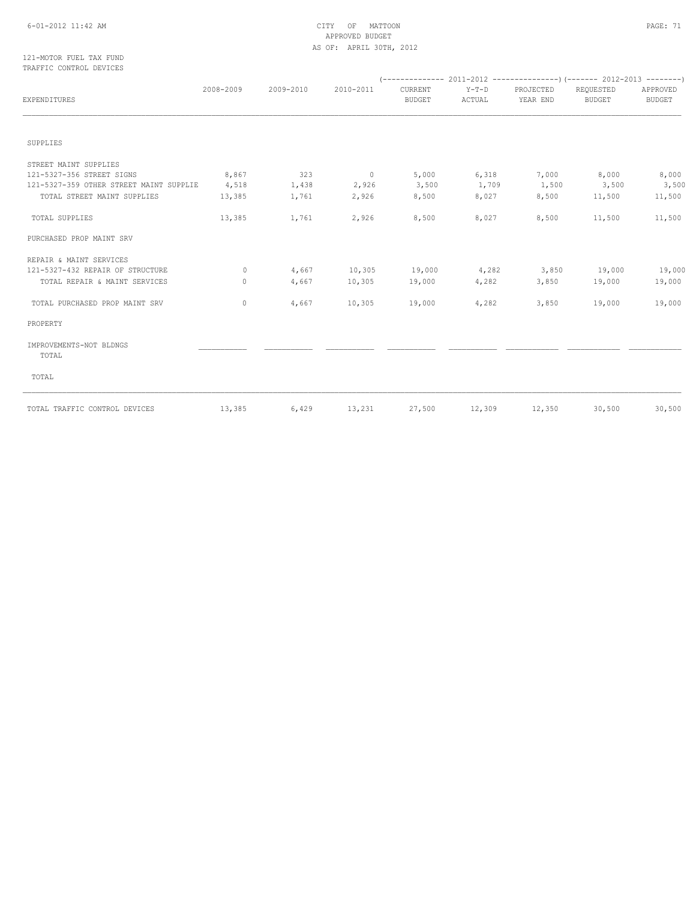CITY OF MATTOON
APPROVED BUDGET
AS OF: APRIL 30TH, 2012

121-MOTOR FUEL TAX FUND
TRAFFIC CONTROL DEVICES

| EXPENDITURES | 2008-2009 | 2009-2010 | 2010-2011 | 2011-2012 CURRENT BUDGET | 2011-2012 Y-T-D ACTUAL | 2011-2012 PROJECTED YEAR END | 2012-2013 REQUESTED BUDGET | 2012-2013 APPROVED BUDGET |
|---|---|---|---|---|---|---|---|---|
| SUPPLIES | | | | | | | | |
| STREET MAINT SUPPLIES | | | | | | | | |
| 121-5327-356 STREET SIGNS | 8,867 | 323 | 0 | 5,000 | 6,318 | 7,000 | 8,000 | 8,000 |
| 121-5327-359 OTHER STREET MAINT SUPPLIE | 4,518 | 1,438 | 2,926 | 3,500 | 1,709 | 1,500 | 3,500 | 3,500 |
| TOTAL STREET MAINT SUPPLIES | 13,385 | 1,761 | 2,926 | 8,500 | 8,027 | 8,500 | 11,500 | 11,500 |
| TOTAL SUPPLIES | 13,385 | 1,761 | 2,926 | 8,500 | 8,027 | 8,500 | 11,500 | 11,500 |
| PURCHASED PROP MAINT SRV | | | | | | | | |
| REPAIR & MAINT SERVICES | | | | | | | | |
| 121-5327-432 REPAIR OF STRUCTURE | 0 | 4,667 | 10,305 | 19,000 | 4,282 | 3,850 | 19,000 | 19,000 |
| TOTAL REPAIR & MAINT SERVICES | 0 | 4,667 | 10,305 | 19,000 | 4,282 | 3,850 | 19,000 | 19,000 |
| TOTAL PURCHASED PROP MAINT SRV | 0 | 4,667 | 10,305 | 19,000 | 4,282 | 3,850 | 19,000 | 19,000 |
| PROPERTY | | | | | | | | |
| IMPROVEMENTS-NOT BLDNGS | | | | | | | | |
| TOTAL | | | | | | | | |
| TOTAL | | | | | | | | |
| TOTAL TRAFFIC CONTROL DEVICES | 13,385 | 6,429 | 13,231 | 27,500 | 12,309 | 12,350 | 30,500 | 30,500 |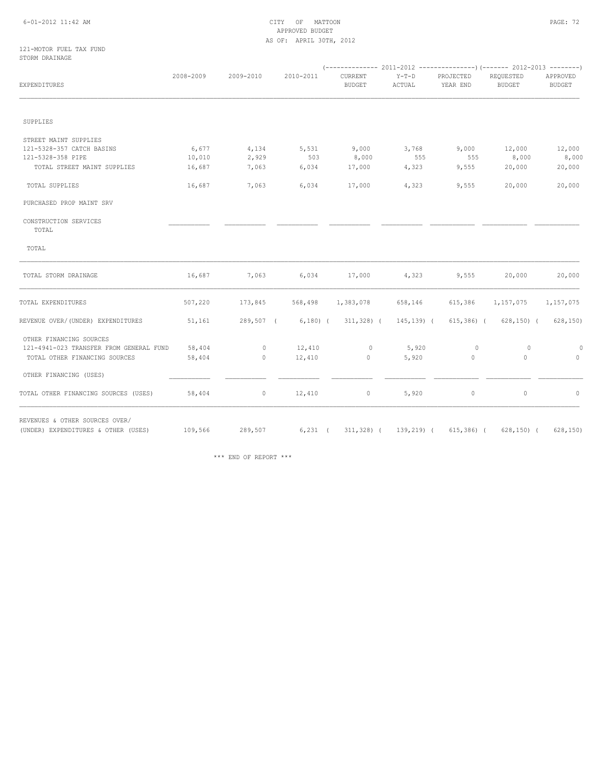121-MOTOR FUEL TAX FUND
STORM DRAINAGE

| EXPENDITURES | 2008-2009 | 2009-2010 | 2010-2011 | 2011-2012 CURRENT BUDGET | 2011-2012 Y-T-D ACTUAL | 2011-2012 PROJECTED YEAR END | 2012-2013 REQUESTED BUDGET | 2012-2013 APPROVED BUDGET |
|---|---|---|---|---|---|---|---|---|
| SUPPLIES | | | | | | | | |
| STREET MAINT SUPPLIES | | | | | | | | |
| 121-5328-357 CATCH BASINS | 6,677 | 4,134 | 5,531 | 9,000 | 3,768 | 9,000 | 12,000 | 12,000 |
| 121-5328-358 PIPE | 10,010 | 2,929 | 503 | 8,000 | 555 | 555 | 8,000 | 8,000 |
| TOTAL STREET MAINT SUPPLIES | 16,687 | 7,063 | 6,034 | 17,000 | 4,323 | 9,555 | 20,000 | 20,000 |
| TOTAL SUPPLIES | 16,687 | 7,063 | 6,034 | 17,000 | 4,323 | 9,555 | 20,000 | 20,000 |
| PURCHASED PROP MAINT SRV | | | | | | | | |
| CONSTRUCTION SERVICES TOTAL | | | | | | | | |
| TOTAL | | | | | | | | |
| TOTAL STORM DRAINAGE | 16,687 | 7,063 | 6,034 | 17,000 | 4,323 | 9,555 | 20,000 | 20,000 |
| TOTAL EXPENDITURES | 507,220 | 173,845 | 568,498 | 1,383,078 | 658,146 | 615,386 | 1,157,075 | 1,157,075 |
| REVENUE OVER/(UNDER) EXPENDITURES | 51,161 | 289,507 | ( 6,180) | ( 311,328) | ( 145,139) | ( 615,386) | ( 628,150) | ( 628,150) |
| OTHER FINANCING SOURCES | | | | | | | | |
| 121-4941-023 TRANSFER FROM GENERAL FUND | 58,404 | 0 | 12,410 | 0 | 5,920 | 0 | 0 | 0 |
| TOTAL OTHER FINANCING SOURCES | 58,404 | 0 | 12,410 | 0 | 5,920 | 0 | 0 | 0 |
| OTHER FINANCING (USES) | | | | | | | | |
| TOTAL OTHER FINANCING SOURCES (USES) | 58,404 | 0 | 12,410 | 0 | 5,920 | 0 | 0 | 0 |
| REVENUES & OTHER SOURCES OVER/ (UNDER) EXPENDITURES & OTHER (USES) | 109,566 | 289,507 | 6,231 | ( 311,328) | ( 139,219) | ( 615,386) | ( 628,150) | ( 628,150) |

\*\*\* END OF REPORT \*\*\*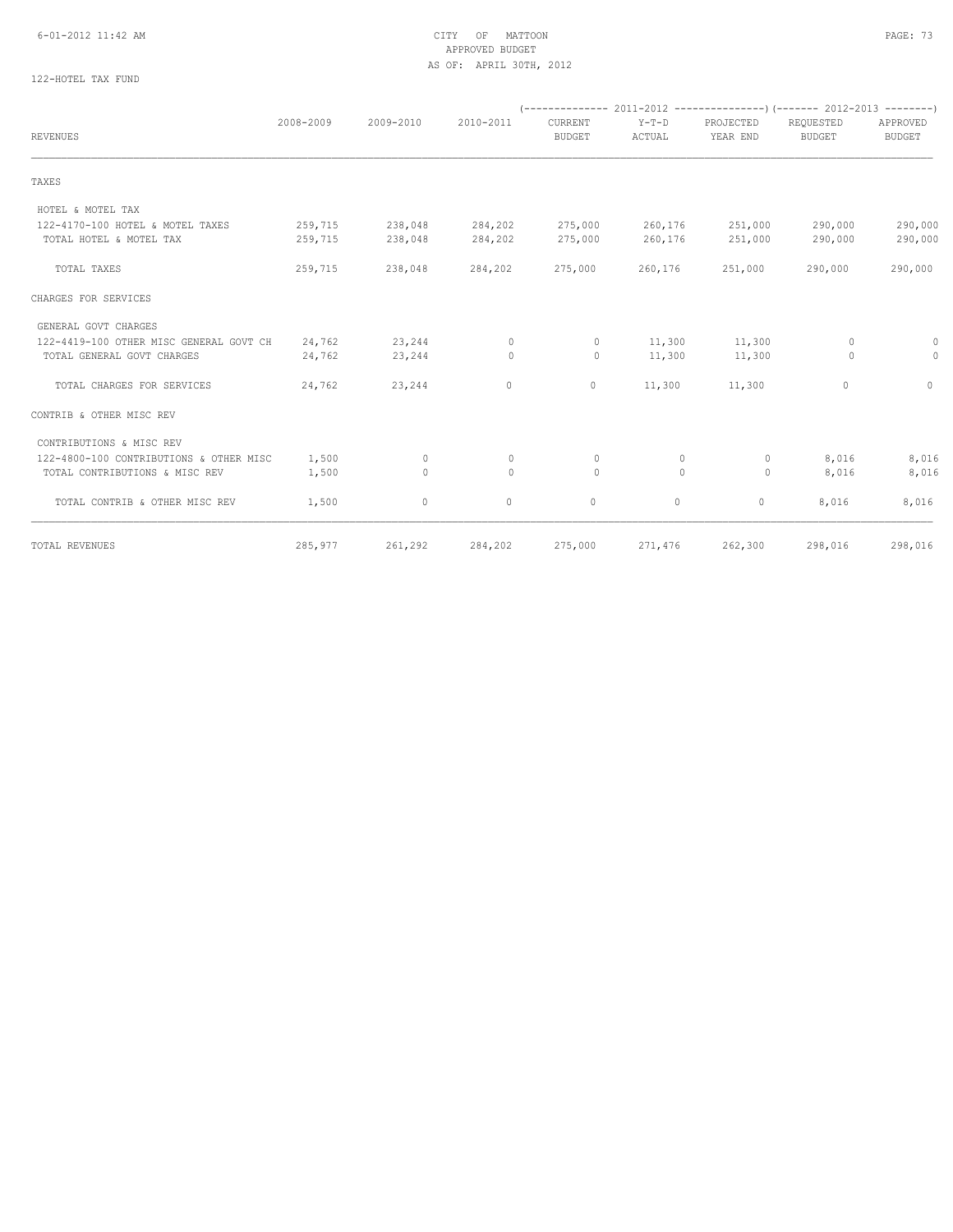# CITY OF MATTOON

APPROVED BUDGET

AS OF: APRIL 30TH, 2012

122-HOTEL TAX FUND

| REVENUES | 2008-2009 | 2009-2010 | 2010-2011 | 2011-2012 CURRENT BUDGET | 2011-2012 Y-T-D ACTUAL | 2011-2012 PROJECTED YEAR END | 2012-2013 REQUESTED BUDGET | 2012-2013 APPROVED BUDGET |
|---|---|---|---|---|---|---|---|---|
| TAXES | | | | | | | | |
| HOTEL & MOTEL TAX | | | | | | | | |
| 122-4170-100 HOTEL & MOTEL TAXES | 259,715 | 238,048 | 284,202 | 275,000 | 260,176 | 251,000 | 290,000 | 290,000 |
| TOTAL HOTEL & MOTEL TAX | 259,715 | 238,048 | 284,202 | 275,000 | 260,176 | 251,000 | 290,000 | 290,000 |
| TOTAL TAXES | 259,715 | 238,048 | 284,202 | 275,000 | 260,176 | 251,000 | 290,000 | 290,000 |
| CHARGES FOR SERVICES | | | | | | | | |
| GENERAL GOVT CHARGES | | | | | | | | |
| 122-4419-100 OTHER MISC GENERAL GOVT CH | 24,762 | 23,244 | 0 | 0 | 11,300 | 11,300 | 0 | 0 |
| TOTAL GENERAL GOVT CHARGES | 24,762 | 23,244 | 0 | 0 | 11,300 | 11,300 | 0 | 0 |
| TOTAL CHARGES FOR SERVICES | 24,762 | 23,244 | 0 | 0 | 11,300 | 11,300 | 0 | 0 |
| CONTRIB & OTHER MISC REV | | | | | | | | |
| CONTRIBUTIONS & MISC REV | | | | | | | | |
| 122-4800-100 CONTRIBUTIONS & OTHER MISC | 1,500 | 0 | 0 | 0 | 0 | 0 | 8,016 | 8,016 |
| TOTAL CONTRIBUTIONS & MISC REV | 1,500 | 0 | 0 | 0 | 0 | 0 | 8,016 | 8,016 |
| TOTAL CONTRIB & OTHER MISC REV | 1,500 | 0 | 0 | 0 | 0 | 0 | 8,016 | 8,016 |
| TOTAL REVENUES | 285,977 | 261,292 | 284,202 | 275,000 | 271,476 | 262,300 | 298,016 | 298,016 |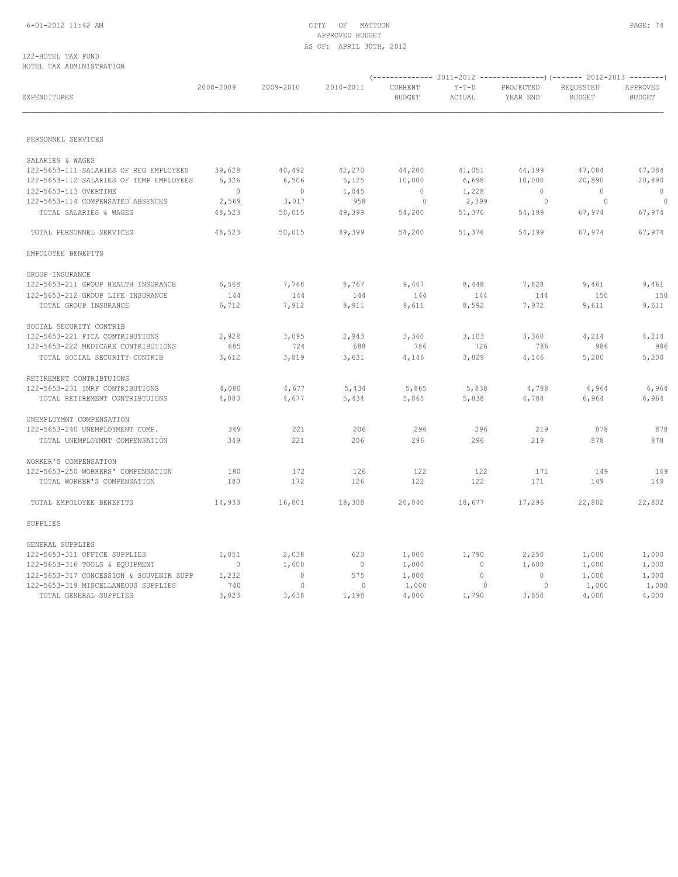CITY OF MATTOON
APPROVED BUDGET
AS OF: APRIL 30TH, 2012

122-HOTEL TAX FUND
HOTEL TAX ADMINISTRATION

| EXPENDITURES | 2008-2009 | 2009-2010 | 2010-2011 | 2011-2012 CURRENT BUDGET | 2011-2012 Y-T-D ACTUAL | 2011-2012 PROJECTED YEAR END | 2012-2013 REQUESTED BUDGET | 2012-2013 APPROVED BUDGET |
|---|---|---|---|---|---|---|---|---|
| PERSONNEL SERVICES | | | | | | | | |
| SALARIES & WAGES | | | | | | | | |
| 122-5653-111 SALARIES OF REG EMPLOYEES | 39,628 | 40,492 | 42,270 | 44,200 | 41,051 | 44,199 | 47,084 | 47,084 |
| 122-5653-112 SALARIES OF TEMP EMPLOYEES | 6,326 | 6,506 | 5,125 | 10,000 | 6,698 | 10,000 | 20,890 | 20,890 |
| 122-5653-113 OVERTIME | 0 | 0 | 1,045 | 0 | 1,228 | 0 | 0 | 0 |
| 122-5653-114 COMPENSATED ABSENCES | 2,569 | 3,017 | 958 | 0 | 2,399 | 0 | 0 | 0 |
| TOTAL SALARIES & WAGES | 48,523 | 50,015 | 49,399 | 54,200 | 51,376 | 54,199 | 67,974 | 67,974 |
| TOTAL PERSONNEL SERVICES | 48,523 | 50,015 | 49,399 | 54,200 | 51,376 | 54,199 | 67,974 | 67,974 |
| EMPOLOYEE BENEFITS | | | | | | | | |
| GROUP INSURANCE | | | | | | | | |
| 122-5653-211 GROUP HEALTH INSURANCE | 6,568 | 7,768 | 8,767 | 9,467 | 8,448 | 7,828 | 9,461 | 9,461 |
| 122-5653-212 GROUP LIFE INSURANCE | 144 | 144 | 144 | 144 | 144 | 144 | 150 | 150 |
| TOTAL GROUP INSURANCE | 6,712 | 7,912 | 8,911 | 9,611 | 8,592 | 7,972 | 9,611 | 9,611 |
| SOCIAL SECURITY CONTRIB | | | | | | | | |
| 122-5653-221 FICA CONTRIBUTIONS | 2,928 | 3,095 | 2,943 | 3,360 | 3,103 | 3,360 | 4,214 | 4,214 |
| 122-5653-222 MEDICARE CONTRIBUTIONS | 685 | 724 | 688 | 786 | 726 | 786 | 986 | 986 |
| TOTAL SOCIAL SECURITY CONTRIB | 3,612 | 3,819 | 3,631 | 4,146 | 3,829 | 4,146 | 5,200 | 5,200 |
| RETIREMENT CONTRIBTUIONS | | | | | | | | |
| 122-5653-231 IMRF CONTRIBUTIONS | 4,080 | 4,677 | 5,434 | 5,865 | 5,838 | 4,788 | 6,964 | 6,964 |
| TOTAL RETIREMENT CONTRIBTUIONS | 4,080 | 4,677 | 5,434 | 5,865 | 5,838 | 4,788 | 6,964 | 6,964 |
| UNEMPLOYMNT COMPENSATION | | | | | | | | |
| 122-5653-240 UNEMPLOYMENT COMP. | 349 | 221 | 206 | 296 | 296 | 219 | 878 | 878 |
| TOTAL UNEMPLOYMNT COMPENSATION | 349 | 221 | 206 | 296 | 296 | 219 | 878 | 878 |
| WORKER'S COMPENSATION | | | | | | | | |
| 122-5653-250 WORKERS' COMPENSATION | 180 | 172 | 126 | 122 | 122 | 171 | 149 | 149 |
| TOTAL WORKER'S COMPENSATION | 180 | 172 | 126 | 122 | 122 | 171 | 149 | 149 |
| TOTAL EMPOLOYEE BENEFITS | 14,933 | 16,801 | 18,308 | 20,040 | 18,677 | 17,296 | 22,802 | 22,802 |
| SUPPLIES | | | | | | | | |
| GENERAL SUPPLIES | | | | | | | | |
| 122-5653-311 OFFICE SUPPLIES | 1,051 | 2,038 | 623 | 1,000 | 1,790 | 2,250 | 1,000 | 1,000 |
| 122-5653-316 TOOLS & EQUIPMENT | 0 | 1,600 | 0 | 1,000 | 0 | 1,600 | 1,000 | 1,000 |
| 122-5653-317 CONCESSION & SOUVENIR SUPP | 1,232 | 0 | 575 | 1,000 | 0 | 0 | 1,000 | 1,000 |
| 122-5653-319 MISCELLANEOUS SUPPLIES | 740 | 0 | 0 | 1,000 | 0 | 0 | 1,000 | 1,000 |
| TOTAL GENERAL SUPPLIES | 3,023 | 3,638 | 1,198 | 4,000 | 1,790 | 3,850 | 4,000 | 4,000 |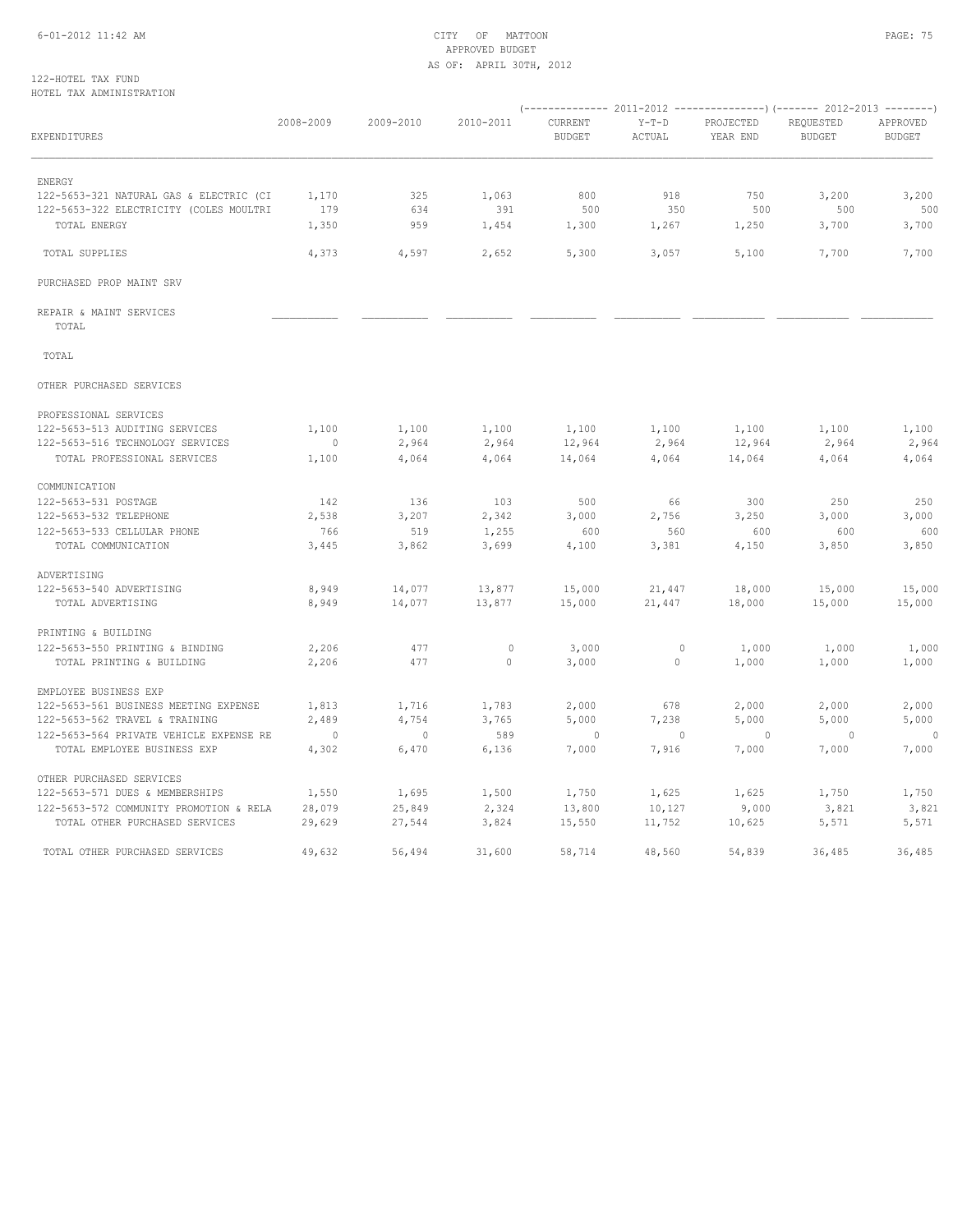CITY OF MATTOON
APPROVED BUDGET
AS OF: APRIL 30TH, 2012

122-HOTEL TAX FUND
HOTEL TAX ADMINISTRATION

| EXPENDITURES | 2008-2009 | 2009-2010 | 2010-2011 | 2011-2012 CURRENT BUDGET | 2011-2012 Y-T-D ACTUAL | 2011-2012 PROJECTED YEAR END | 2012-2013 REQUESTED BUDGET | 2012-2013 APPROVED BUDGET |
|---|---|---|---|---|---|---|---|---|
| ENERGY | | | | | | | | |
| 122-5653-321 NATURAL GAS & ELECTRIC (CI | 1,170 | 325 | 1,063 | 800 | 918 | 750 | 3,200 | 3,200 |
| 122-5653-322 ELECTRICITY (COLES MOULTRI | 179 | 634 | 391 | 500 | 350 | 500 | 500 | 500 |
| TOTAL ENERGY | 1,350 | 959 | 1,454 | 1,300 | 1,267 | 1,250 | 3,700 | 3,700 |
| TOTAL SUPPLIES | 4,373 | 4,597 | 2,652 | 5,300 | 3,057 | 5,100 | 7,700 | 7,700 |
| PURCHASED PROP MAINT SRV | | | | | | | | |
| REPAIR & MAINT SERVICES | | | | | | | | |
| TOTAL | | | | | | | | |
| TOTAL | | | | | | | | |
| OTHER PURCHASED SERVICES | | | | | | | | |
| PROFESSIONAL SERVICES | | | | | | | | |
| 122-5653-513 AUDITING SERVICES | 1,100 | 1,100 | 1,100 | 1,100 | 1,100 | 1,100 | 1,100 | 1,100 |
| 122-5653-516 TECHNOLOGY SERVICES | 0 | 2,964 | 2,964 | 12,964 | 2,964 | 12,964 | 2,964 | 2,964 |
| TOTAL PROFESSIONAL SERVICES | 1,100 | 4,064 | 4,064 | 14,064 | 4,064 | 14,064 | 4,064 | 4,064 |
| COMMUNICATION | | | | | | | | |
| 122-5653-531 POSTAGE | 142 | 136 | 103 | 500 | 66 | 300 | 250 | 250 |
| 122-5653-532 TELEPHONE | 2,538 | 3,207 | 2,342 | 3,000 | 2,756 | 3,250 | 3,000 | 3,000 |
| 122-5653-533 CELLULAR PHONE | 766 | 519 | 1,255 | 600 | 560 | 600 | 600 | 600 |
| TOTAL COMMUNICATION | 3,445 | 3,862 | 3,699 | 4,100 | 3,381 | 4,150 | 3,850 | 3,850 |
| ADVERTISING | | | | | | | | |
| 122-5653-540 ADVERTISING | 8,949 | 14,077 | 13,877 | 15,000 | 21,447 | 18,000 | 15,000 | 15,000 |
| TOTAL ADVERTISING | 8,949 | 14,077 | 13,877 | 15,000 | 21,447 | 18,000 | 15,000 | 15,000 |
| PRINTING & BUILDING | | | | | | | | |
| 122-5653-550 PRINTING & BINDING | 2,206 | 477 | 0 | 3,000 | 0 | 1,000 | 1,000 | 1,000 |
| TOTAL PRINTING & BUILDING | 2,206 | 477 | 0 | 3,000 | 0 | 1,000 | 1,000 | 1,000 |
| EMPLOYEE BUSINESS EXP | | | | | | | | |
| 122-5653-561 BUSINESS MEETING EXPENSE | 1,813 | 1,716 | 1,783 | 2,000 | 678 | 2,000 | 2,000 | 2,000 |
| 122-5653-562 TRAVEL & TRAINING | 2,489 | 4,754 | 3,765 | 5,000 | 7,238 | 5,000 | 5,000 | 5,000 |
| 122-5653-564 PRIVATE VEHICLE EXPENSE RE | 0 | 0 | 589 | 0 | 0 | 0 | 0 | 0 |
| TOTAL EMPLOYEE BUSINESS EXP | 4,302 | 6,470 | 6,136 | 7,000 | 7,916 | 7,000 | 7,000 | 7,000 |
| OTHER PURCHASED SERVICES | | | | | | | | |
| 122-5653-571 DUES & MEMBERSHIPS | 1,550 | 1,695 | 1,500 | 1,750 | 1,625 | 1,625 | 1,750 | 1,750 |
| 122-5653-572 COMMUNITY PROMOTION & RELA | 28,079 | 25,849 | 2,324 | 13,800 | 10,127 | 9,000 | 3,821 | 3,821 |
| TOTAL OTHER PURCHASED SERVICES | 29,629 | 27,544 | 3,824 | 15,550 | 11,752 | 10,625 | 5,571 | 5,571 |
| TOTAL OTHER PURCHASED SERVICES | 49,632 | 56,494 | 31,600 | 58,714 | 48,560 | 54,839 | 36,485 | 36,485 |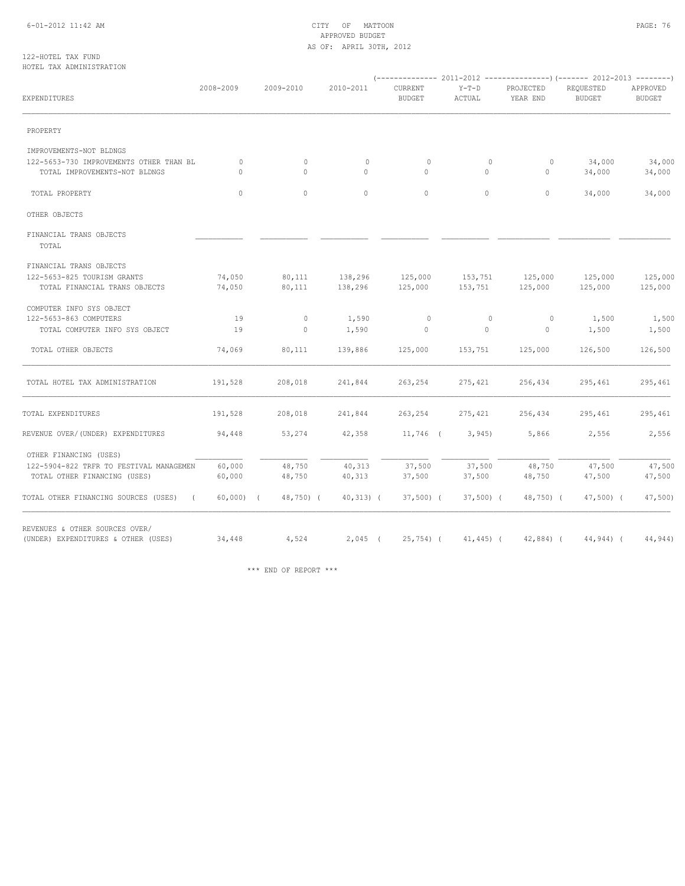CITY OF MATTOON
APPROVED BUDGET
AS OF: APRIL 30TH, 2012

122-HOTEL TAX FUND
HOTEL TAX ADMINISTRATION

| EXPENDITURES | 2008-2009 | 2009-2010 | 2010-2011 | 2011-2012 CURRENT BUDGET | 2011-2012 Y-T-D ACTUAL | 2011-2012 PROJECTED YEAR END | 2012-2013 REQUESTED BUDGET | 2012-2013 APPROVED BUDGET |
|---|---|---|---|---|---|---|---|---|
| PROPERTY | | | | | | | | |
| IMPROVEMENTS-NOT BLDNGS | | | | | | | | |
| 122-5653-730 IMPROVEMENTS OTHER THAN BL | 0 | 0 | 0 | 0 | 0 | 0 | 34,000 | 34,000 |
| TOTAL IMPROVEMENTS-NOT BLDNGS | 0 | 0 | 0 | 0 | 0 | 0 | 34,000 | 34,000 |
| TOTAL PROPERTY | 0 | 0 | 0 | 0 | 0 | 0 | 34,000 | 34,000 |
| OTHER OBJECTS | | | | | | | | |
| FINANCIAL TRANS OBJECTS TOTAL | | | | | | | | |
| FINANCIAL TRANS OBJECTS | | | | | | | | |
| 122-5653-825 TOURISM GRANTS | 74,050 | 80,111 | 138,296 | 125,000 | 153,751 | 125,000 | 125,000 | 125,000 |
| TOTAL FINANCIAL TRANS OBJECTS | 74,050 | 80,111 | 138,296 | 125,000 | 153,751 | 125,000 | 125,000 | 125,000 |
| COMPUTER INFO SYS OBJECT | | | | | | | | |
| 122-5653-863 COMPUTERS | 19 | 0 | 1,590 | 0 | 0 | 0 | 1,500 | 1,500 |
| TOTAL COMPUTER INFO SYS OBJECT | 19 | 0 | 1,590 | 0 | 0 | 0 | 1,500 | 1,500 |
| TOTAL OTHER OBJECTS | 74,069 | 80,111 | 139,886 | 125,000 | 153,751 | 125,000 | 126,500 | 126,500 |
| TOTAL HOTEL TAX ADMINISTRATION | 191,528 | 208,018 | 241,844 | 263,254 | 275,421 | 256,434 | 295,461 | 295,461 |
| TOTAL EXPENDITURES | 191,528 | 208,018 | 241,844 | 263,254 | 275,421 | 256,434 | 295,461 | 295,461 |
| REVENUE OVER/(UNDER) EXPENDITURES | 94,448 | 53,274 | 42,358 | 11,746 | ( 3,945) | 5,866 | 2,556 | 2,556 |
| OTHER FINANCING (USES) | | | | | | | | |
| 122-5904-822 TRFR TO FESTIVAL MANAGEMEN | 60,000 | 48,750 | 40,313 | 37,500 | 37,500 | 48,750 | 47,500 | 47,500 |
| TOTAL OTHER FINANCING (USES) | 60,000 | 48,750 | 40,313 | 37,500 | 37,500 | 48,750 | 47,500 | 47,500 |
| TOTAL OTHER FINANCING SOURCES (USES) | ( 60,000) | ( 48,750) | ( 40,313) | ( 37,500) | ( 37,500) | ( 48,750) | ( 47,500) | ( 47,500) |
| REVENUES & OTHER SOURCES OVER/ (UNDER) EXPENDITURES & OTHER (USES) | 34,448 | 4,524 | 2,045 | ( 25,754) | ( 41,445) | ( 42,884) | ( 44,944) | ( 44,944) |

\*\*\* END OF REPORT \*\*\*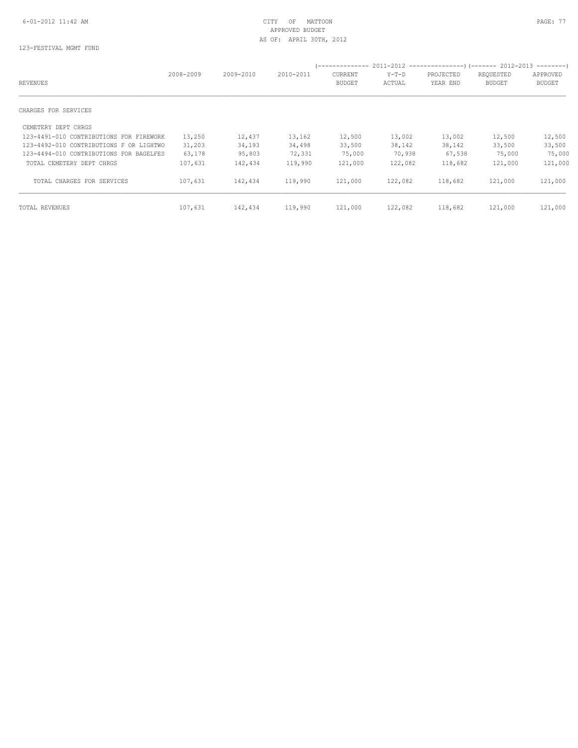123-FESTIVAL MGMT FUND

| REVENUES | 2008-2009 | 2009-2010 | 2010-2011 | 2011-2012 CURRENT BUDGET | 2011-2012 Y-T-D ACTUAL | 2011-2012 PROJECTED YEAR END | 2012-2013 REQUESTED BUDGET | 2012-2013 APPROVED BUDGET |
|---|---|---|---|---|---|---|---|---|
| CHARGES FOR SERVICES | | | | | | | | |
| CEMETERY DEPT CHRGS | | | | | | | | |
| 123-4491-010 CONTRIBUTIONS FOR FIREWORK | 13,250 | 12,437 | 13,162 | 12,500 | 13,002 | 13,002 | 12,500 | 12,500 |
| 123-4492-010 CONTRIBUTIONS F OR LIGHTWO | 31,203 | 34,193 | 34,498 | 33,500 | 38,142 | 38,142 | 33,500 | 33,500 |
| 123-4494-010 CONTRIBUTIONS FOR BAGELFES | 63,178 | 95,803 | 72,331 | 75,000 | 70,938 | 67,538 | 75,000 | 75,000 |
| TOTAL CEMETERY DEPT CHRGS | 107,631 | 142,434 | 119,990 | 121,000 | 122,082 | 118,682 | 121,000 | 121,000 |
| TOTAL CHARGES FOR SERVICES | 107,631 | 142,434 | 119,990 | 121,000 | 122,082 | 118,682 | 121,000 | 121,000 |
| TOTAL REVENUES | 107,631 | 142,434 | 119,990 | 121,000 | 122,082 | 118,682 | 121,000 | 121,000 |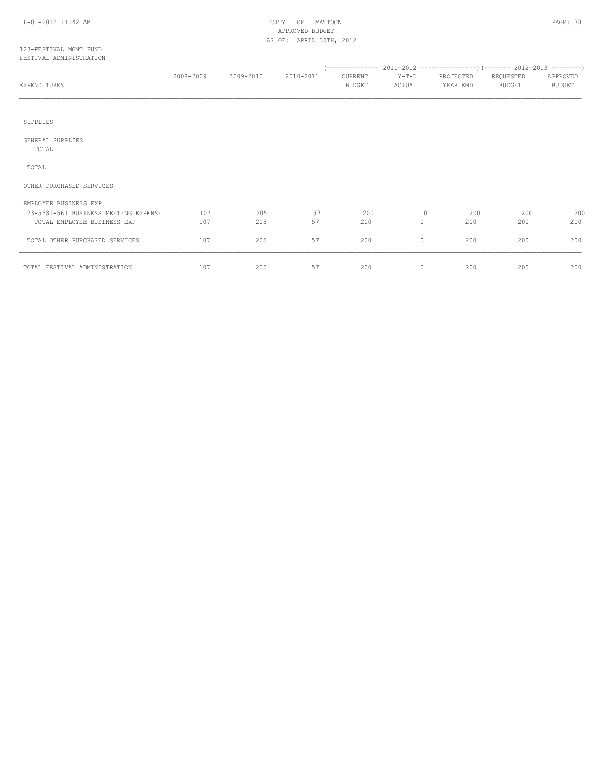CITY OF MATTOON
APPROVED BUDGET
AS OF: APRIL 30TH, 2012

123-FESTIVAL MGMT FUND
FESTIVAL ADMINISTRATION

| EXPENDITURES | 2008-2009 | 2009-2010 | 2010-2011 | 2011-2012 CURRENT BUDGET | 2011-2012 Y-T-D ACTUAL | 2011-2012 PROJECTED YEAR END | 2012-2013 REQUESTED BUDGET | 2012-2013 APPROVED BUDGET |
|---|---|---|---|---|---|---|---|---|
| SUPPLIES | | | | | | | | |
| GENERAL SUPPLIES | | | | | | | | |
| TOTAL | | | | | | | | |
| TOTAL | | | | | | | | |
| OTHER PURCHASED SERVICES | | | | | | | | |
| EMPLOYEE BUSINESS EXP | | | | | | | | |
| 123-5581-561 BUSINESS MEETING EXPENSE | 107 | 205 | 57 | 200 | 0 | 200 | 200 | 200 |
| TOTAL EMPLOYEE BUSINESS EXP | 107 | 205 | 57 | 200 | 0 | 200 | 200 | 200 |
| TOTAL OTHER PURCHASED SERVICES | 107 | 205 | 57 | 200 | 0 | 200 | 200 | 200 |
| TOTAL FESTIVAL ADMINISTRATION | 107 | 205 | 57 | 200 | 0 | 200 | 200 | 200 |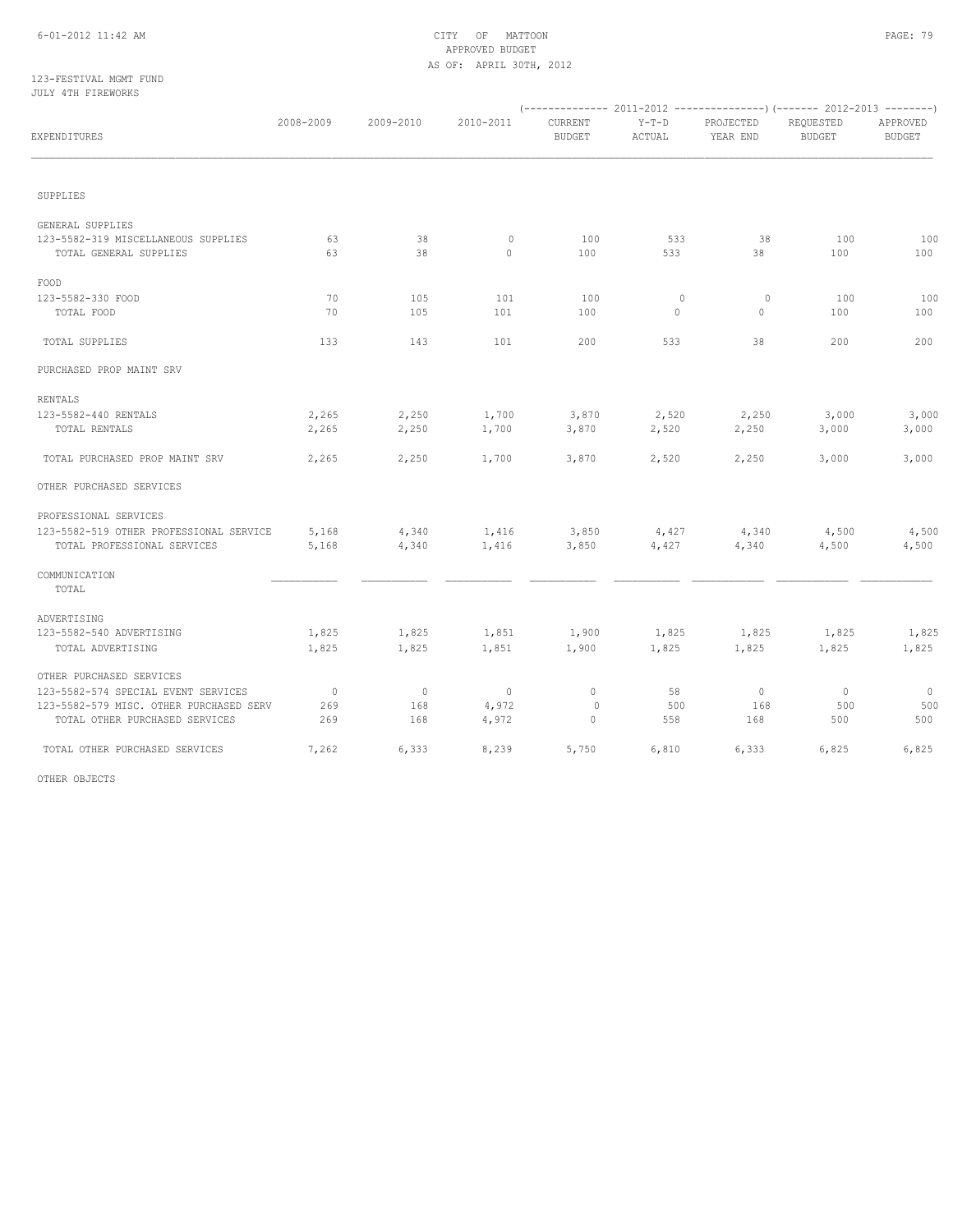CITY OF MATTOON
APPROVED BUDGET
AS OF: APRIL 30TH, 2012

123-FESTIVAL MGMT FUND
JULY 4TH FIREWORKS

| EXPENDITURES | 2008-2009 | 2009-2010 | 2010-2011 | 2011-2012 CURRENT BUDGET | 2011-2012 Y-T-D ACTUAL | 2011-2012 PROJECTED YEAR END | 2012-2013 REQUESTED BUDGET | 2012-2013 APPROVED BUDGET |
|---|---|---|---|---|---|---|---|---|
| SUPPLIES | | | | | | | | |
| GENERAL SUPPLIES | | | | | | | | |
| 123-5582-319 MISCELLANEOUS SUPPLIES | 63 | 38 | 0 | 100 | 533 | 38 | 100 | 100 |
| TOTAL GENERAL SUPPLIES | 63 | 38 | 0 | 100 | 533 | 38 | 100 | 100 |
| FOOD | | | | | | | | |
| 123-5582-330 FOOD | 70 | 105 | 101 | 100 | 0 | 0 | 100 | 100 |
| TOTAL FOOD | 70 | 105 | 101 | 100 | 0 | 0 | 100 | 100 |
| TOTAL SUPPLIES | 133 | 143 | 101 | 200 | 533 | 38 | 200 | 200 |
| PURCHASED PROP MAINT SRV | | | | | | | | |
| RENTALS | | | | | | | | |
| 123-5582-440 RENTALS | 2,265 | 2,250 | 1,700 | 3,870 | 2,520 | 2,250 | 3,000 | 3,000 |
| TOTAL RENTALS | 2,265 | 2,250 | 1,700 | 3,870 | 2,520 | 2,250 | 3,000 | 3,000 |
| TOTAL PURCHASED PROP MAINT SRV | 2,265 | 2,250 | 1,700 | 3,870 | 2,520 | 2,250 | 3,000 | 3,000 |
| OTHER PURCHASED SERVICES | | | | | | | | |
| PROFESSIONAL SERVICES | | | | | | | | |
| 123-5582-519 OTHER PROFESSIONAL SERVICE | 5,168 | 4,340 | 1,416 | 3,850 | 4,427 | 4,340 | 4,500 | 4,500 |
| TOTAL PROFESSIONAL SERVICES | 5,168 | 4,340 | 1,416 | 3,850 | 4,427 | 4,340 | 4,500 | 4,500 |
| COMMUNICATION | | | | | | | | |
| TOTAL | | | | | | | | |
| ADVERTISING | | | | | | | | |
| 123-5582-540 ADVERTISING | 1,825 | 1,825 | 1,851 | 1,900 | 1,825 | 1,825 | 1,825 | 1,825 |
| TOTAL ADVERTISING | 1,825 | 1,825 | 1,851 | 1,900 | 1,825 | 1,825 | 1,825 | 1,825 |
| OTHER PURCHASED SERVICES | | | | | | | | |
| 123-5582-574 SPECIAL EVENT SERVICES | 0 | 0 | 0 | 0 | 58 | 0 | 0 | 0 |
| 123-5582-579 MISC. OTHER PURCHASED SERV | 269 | 168 | 4,972 | 0 | 500 | 168 | 500 | 500 |
| TOTAL OTHER PURCHASED SERVICES | 269 | 168 | 4,972 | 0 | 558 | 168 | 500 | 500 |
| TOTAL OTHER PURCHASED SERVICES | 7,262 | 6,333 | 8,239 | 5,750 | 6,810 | 6,333 | 6,825 | 6,825 |
| OTHER OBJECTS | | | | | | | | |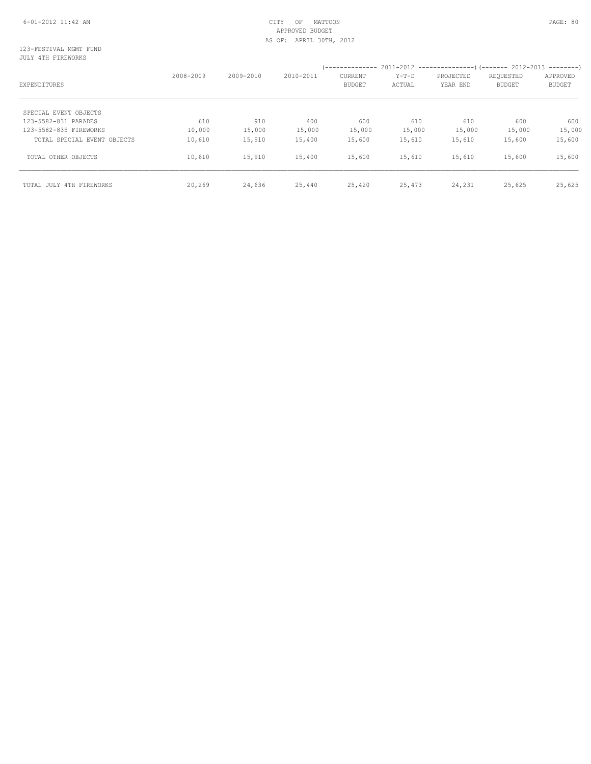CITY OF MATTOON
APPROVED BUDGET
AS OF: APRIL 30TH, 2012

123-FESTIVAL MGMT FUND
JULY 4TH FIREWORKS

| EXPENDITURES | 2008-2009 | 2009-2010 | 2010-2011 | 2011-2012 CURRENT BUDGET | 2011-2012 Y-T-D ACTUAL | 2011-2012 PROJECTED YEAR END | 2012-2013 REQUESTED BUDGET | 2012-2013 APPROVED BUDGET |
|---|---|---|---|---|---|---|---|---|
| SPECIAL EVENT OBJECTS | | | | | | | | |
| 123-5582-831 PARADES | 610 | 910 | 400 | 600 | 610 | 610 | 600 | 600 |
| 123-5582-835 FIREWORKS | 10,000 | 15,000 | 15,000 | 15,000 | 15,000 | 15,000 | 15,000 | 15,000 |
| TOTAL SPECIAL EVENT OBJECTS | 10,610 | 15,910 | 15,400 | 15,600 | 15,610 | 15,610 | 15,600 | 15,600 |
| TOTAL OTHER OBJECTS | 10,610 | 15,910 | 15,400 | 15,600 | 15,610 | 15,610 | 15,600 | 15,600 |
| TOTAL JULY 4TH FIREWORKS | 20,269 | 24,636 | 25,440 | 25,420 | 25,473 | 24,231 | 25,625 | 25,625 |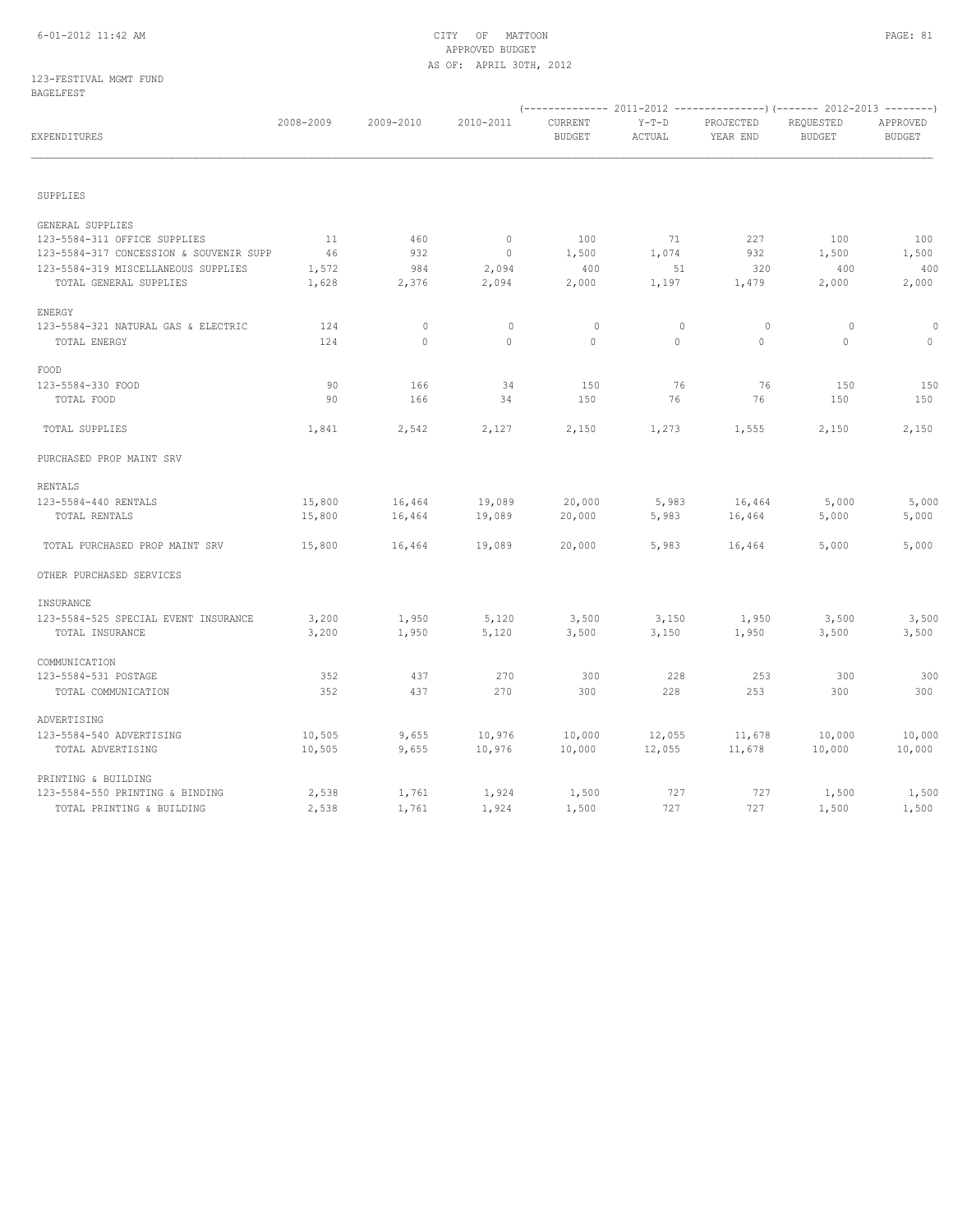CITY OF MATTOON
APPROVED BUDGET
AS OF: APRIL 30TH, 2012

123-FESTIVAL MGMT FUND
BAGELFEST

| EXPENDITURES | 2008-2009 | 2009-2010 | 2010-2011 | 2011-2012 CURRENT BUDGET | 2011-2012 Y-T-D ACTUAL | 2011-2012 PROJECTED YEAR END | 2012-2013 REQUESTED BUDGET | 2012-2013 APPROVED BUDGET |
|---|---|---|---|---|---|---|---|---|
| SUPPLIES | | | | | | | | |
| GENERAL SUPPLIES | | | | | | | | |
| 123-5584-311 OFFICE SUPPLIES | 11 | 460 | 0 | 100 | 71 | 227 | 100 | 100 |
| 123-5584-317 CONCESSION & SOUVENIR SUPP | 46 | 932 | 0 | 1,500 | 1,074 | 932 | 1,500 | 1,500 |
| 123-5584-319 MISCELLANEOUS SUPPLIES | 1,572 | 984 | 2,094 | 400 | 51 | 320 | 400 | 400 |
| TOTAL GENERAL SUPPLIES | 1,628 | 2,376 | 2,094 | 2,000 | 1,197 | 1,479 | 2,000 | 2,000 |
| ENERGY | | | | | | | | |
| 123-5584-321 NATURAL GAS & ELECTRIC | 124 | 0 | 0 | 0 | 0 | 0 | 0 | 0 |
| TOTAL ENERGY | 124 | 0 | 0 | 0 | 0 | 0 | 0 | 0 |
| FOOD | | | | | | | | |
| 123-5584-330 FOOD | 90 | 166 | 34 | 150 | 76 | 76 | 150 | 150 |
| TOTAL FOOD | 90 | 166 | 34 | 150 | 76 | 76 | 150 | 150 |
| TOTAL SUPPLIES | 1,841 | 2,542 | 2,127 | 2,150 | 1,273 | 1,555 | 2,150 | 2,150 |
| PURCHASED PROP MAINT SRV | | | | | | | | |
| RENTALS | | | | | | | | |
| 123-5584-440 RENTALS | 15,800 | 16,464 | 19,089 | 20,000 | 5,983 | 16,464 | 5,000 | 5,000 |
| TOTAL RENTALS | 15,800 | 16,464 | 19,089 | 20,000 | 5,983 | 16,464 | 5,000 | 5,000 |
| TOTAL PURCHASED PROP MAINT SRV | 15,800 | 16,464 | 19,089 | 20,000 | 5,983 | 16,464 | 5,000 | 5,000 |
| OTHER PURCHASED SERVICES | | | | | | | | |
| INSURANCE | | | | | | | | |
| 123-5584-525 SPECIAL EVENT INSURANCE | 3,200 | 1,950 | 5,120 | 3,500 | 3,150 | 1,950 | 3,500 | 3,500 |
| TOTAL INSURANCE | 3,200 | 1,950 | 5,120 | 3,500 | 3,150 | 1,950 | 3,500 | 3,500 |
| COMMUNICATION | | | | | | | | |
| 123-5584-531 POSTAGE | 352 | 437 | 270 | 300 | 228 | 253 | 300 | 300 |
| TOTAL COMMUNICATION | 352 | 437 | 270 | 300 | 228 | 253 | 300 | 300 |
| ADVERTISING | | | | | | | | |
| 123-5584-540 ADVERTISING | 10,505 | 9,655 | 10,976 | 10,000 | 12,055 | 11,678 | 10,000 | 10,000 |
| TOTAL ADVERTISING | 10,505 | 9,655 | 10,976 | 10,000 | 12,055 | 11,678 | 10,000 | 10,000 |
| PRINTING & BUILDING | | | | | | | | |
| 123-5584-550 PRINTING & BINDING | 2,538 | 1,761 | 1,924 | 1,500 | 727 | 727 | 1,500 | 1,500 |
| TOTAL PRINTING & BUILDING | 2,538 | 1,761 | 1,924 | 1,500 | 727 | 727 | 1,500 | 1,500 |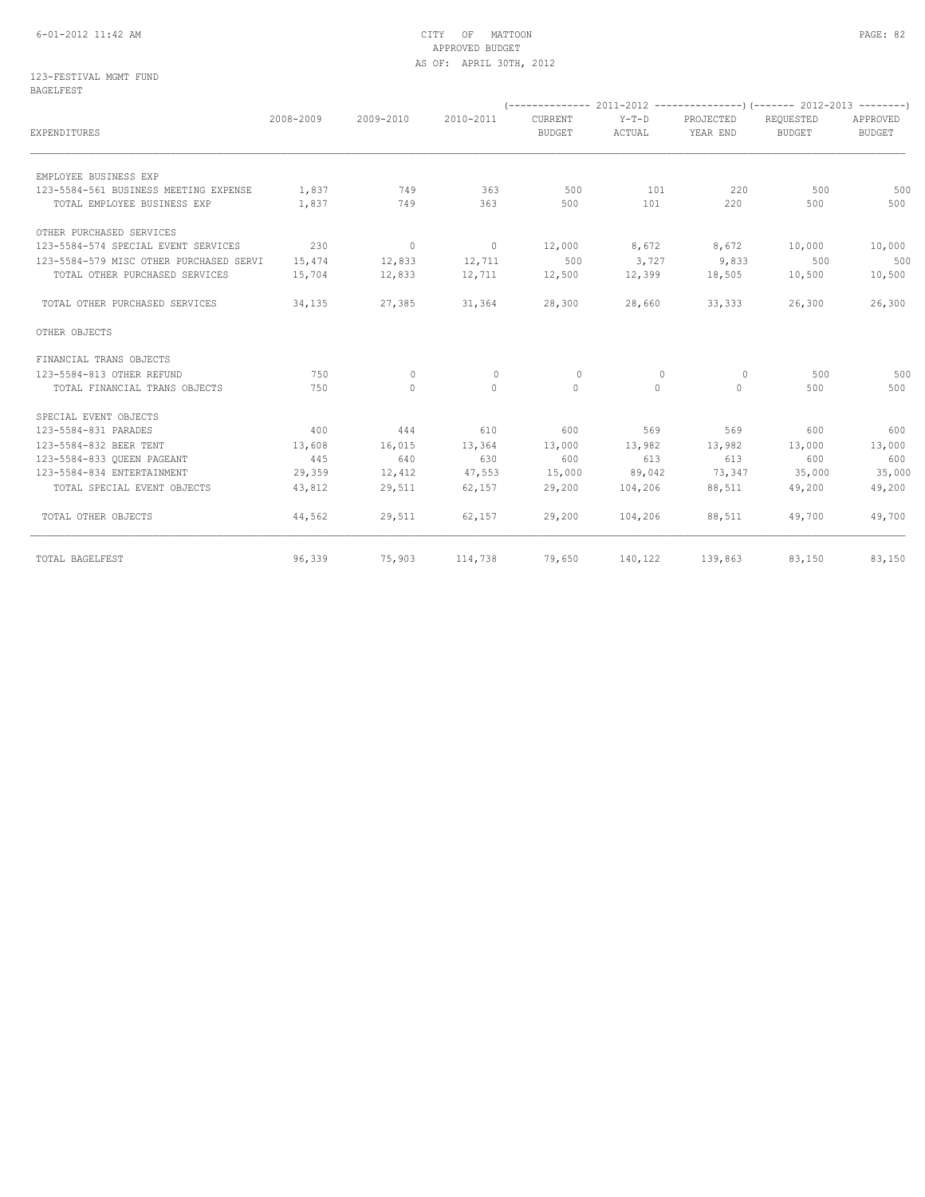CITY OF MATTOON
APPROVED BUDGET
AS OF: APRIL 30TH, 2012

123-FESTIVAL MGMT FUND
BAGELFEST

| EXPENDITURES | 2008-2009 | 2009-2010 | 2010-2011 | 2011-2012 CURRENT BUDGET | 2011-2012 Y-T-D ACTUAL | 2011-2012 PROJECTED YEAR END | 2012-2013 REQUESTED BUDGET | 2012-2013 APPROVED BUDGET |
|---|---|---|---|---|---|---|---|---|
| EMPLOYEE BUSINESS EXP | | | | | | | | |
| 123-5584-561 BUSINESS MEETING EXPENSE | 1,837 | 749 | 363 | 500 | 101 | 220 | 500 | 500 |
| TOTAL EMPLOYEE BUSINESS EXP | 1,837 | 749 | 363 | 500 | 101 | 220 | 500 | 500 |
| OTHER PURCHASED SERVICES | | | | | | | | |
| 123-5584-574 SPECIAL EVENT SERVICES | 230 | 0 | 0 | 12,000 | 8,672 | 8,672 | 10,000 | 10,000 |
| 123-5584-579 MISC OTHER PURCHASED SERVI | 15,474 | 12,833 | 12,711 | 500 | 3,727 | 9,833 | 500 | 500 |
| TOTAL OTHER PURCHASED SERVICES | 15,704 | 12,833 | 12,711 | 12,500 | 12,399 | 18,505 | 10,500 | 10,500 |
| TOTAL OTHER PURCHASED SERVICES | 34,135 | 27,385 | 31,364 | 28,300 | 28,660 | 33,333 | 26,300 | 26,300 |
| OTHER OBJECTS | | | | | | | | |
| FINANCIAL TRANS OBJECTS | | | | | | | | |
| 123-5584-813 OTHER REFUND | 750 | 0 | 0 | 0 | 0 | 0 | 500 | 500 |
| TOTAL FINANCIAL TRANS OBJECTS | 750 | 0 | 0 | 0 | 0 | 0 | 500 | 500 |
| SPECIAL EVENT OBJECTS | | | | | | | | |
| 123-5584-831 PARADES | 400 | 444 | 610 | 600 | 569 | 569 | 600 | 600 |
| 123-5584-832 BEER TENT | 13,608 | 16,015 | 13,364 | 13,000 | 13,982 | 13,982 | 13,000 | 13,000 |
| 123-5584-833 QUEEN PAGEANT | 445 | 640 | 630 | 600 | 613 | 613 | 600 | 600 |
| 123-5584-834 ENTERTAINMENT | 29,359 | 12,412 | 47,553 | 15,000 | 89,042 | 73,347 | 35,000 | 35,000 |
| TOTAL SPECIAL EVENT OBJECTS | 43,812 | 29,511 | 62,157 | 29,200 | 104,206 | 88,511 | 49,200 | 49,200 |
| TOTAL OTHER OBJECTS | 44,562 | 29,511 | 62,157 | 29,200 | 104,206 | 88,511 | 49,700 | 49,700 |
| TOTAL BAGELFEST | 96,339 | 75,903 | 114,738 | 79,650 | 140,122 | 139,863 | 83,150 | 83,150 |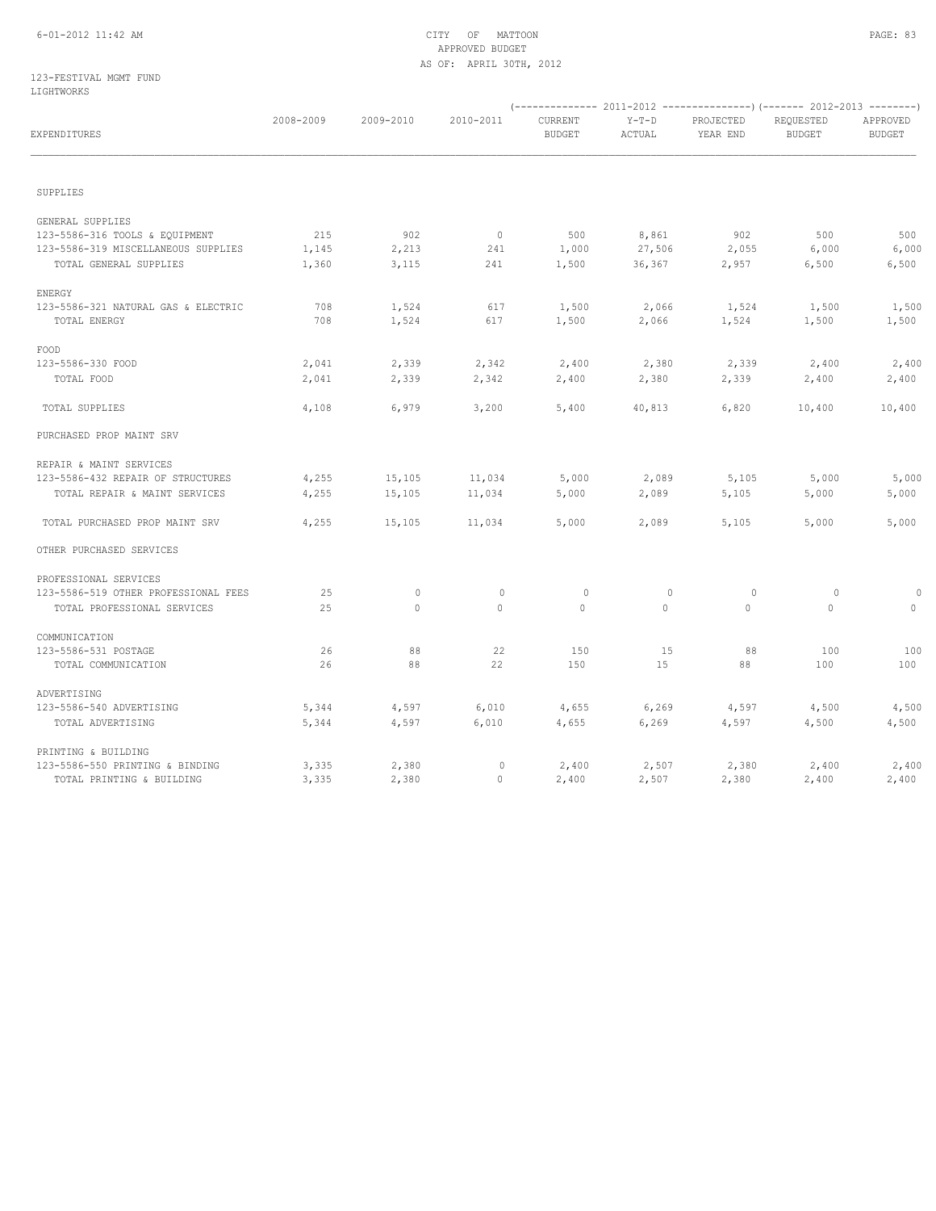CITY OF MATTOON
APPROVED BUDGET
AS OF: APRIL 30TH, 2012

123-FESTIVAL MGMT FUND
LIGHTWORKS

| EXPENDITURES | 2008-2009 | 2009-2010 | 2010-2011 | 2011-2012 CURRENT BUDGET | 2011-2012 Y-T-D ACTUAL | 2011-2012 PROJECTED YEAR END | 2012-2013 REQUESTED BUDGET | 2012-2013 APPROVED BUDGET |
|---|---|---|---|---|---|---|---|---|
| SUPPLIES | | | | | | | | |
| GENERAL SUPPLIES | | | | | | | | |
| 123-5586-316 TOOLS & EQUIPMENT | 215 | 902 | 0 | 500 | 8,861 | 902 | 500 | 500 |
| 123-5586-319 MISCELLANEOUS SUPPLIES | 1,145 | 2,213 | 241 | 1,000 | 27,506 | 2,055 | 6,000 | 6,000 |
| TOTAL GENERAL SUPPLIES | 1,360 | 3,115 | 241 | 1,500 | 36,367 | 2,957 | 6,500 | 6,500 |
| ENERGY | | | | | | | | |
| 123-5586-321 NATURAL GAS & ELECTRIC | 708 | 1,524 | 617 | 1,500 | 2,066 | 1,524 | 1,500 | 1,500 |
| TOTAL ENERGY | 708 | 1,524 | 617 | 1,500 | 2,066 | 1,524 | 1,500 | 1,500 |
| FOOD | | | | | | | | |
| 123-5586-330 FOOD | 2,041 | 2,339 | 2,342 | 2,400 | 2,380 | 2,339 | 2,400 | 2,400 |
| TOTAL FOOD | 2,041 | 2,339 | 2,342 | 2,400 | 2,380 | 2,339 | 2,400 | 2,400 |
| TOTAL SUPPLIES | 4,108 | 6,979 | 3,200 | 5,400 | 40,813 | 6,820 | 10,400 | 10,400 |
| PURCHASED PROP MAINT SRV | | | | | | | | |
| REPAIR & MAINT SERVICES | | | | | | | | |
| 123-5586-432 REPAIR OF STRUCTURES | 4,255 | 15,105 | 11,034 | 5,000 | 2,089 | 5,105 | 5,000 | 5,000 |
| TOTAL REPAIR & MAINT SERVICES | 4,255 | 15,105 | 11,034 | 5,000 | 2,089 | 5,105 | 5,000 | 5,000 |
| TOTAL PURCHASED PROP MAINT SRV | 4,255 | 15,105 | 11,034 | 5,000 | 2,089 | 5,105 | 5,000 | 5,000 |
| OTHER PURCHASED SERVICES | | | | | | | | |
| PROFESSIONAL SERVICES | | | | | | | | |
| 123-5586-519 OTHER PROFESSIONAL FEES | 25 | 0 | 0 | 0 | 0 | 0 | 0 | 0 |
| TOTAL PROFESSIONAL SERVICES | 25 | 0 | 0 | 0 | 0 | 0 | 0 | 0 |
| COMMUNICATION | | | | | | | | |
| 123-5586-531 POSTAGE | 26 | 88 | 22 | 150 | 15 | 88 | 100 | 100 |
| TOTAL COMMUNICATION | 26 | 88 | 22 | 150 | 15 | 88 | 100 | 100 |
| ADVERTISING | | | | | | | | |
| 123-5586-540 ADVERTISING | 5,344 | 4,597 | 6,010 | 4,655 | 6,269 | 4,597 | 4,500 | 4,500 |
| TOTAL ADVERTISING | 5,344 | 4,597 | 6,010 | 4,655 | 6,269 | 4,597 | 4,500 | 4,500 |
| PRINTING & BUILDING | | | | | | | | |
| 123-5586-550 PRINTING & BINDING | 3,335 | 2,380 | 0 | 2,400 | 2,507 | 2,380 | 2,400 | 2,400 |
| TOTAL PRINTING & BUILDING | 3,335 | 2,380 | 0 | 2,400 | 2,507 | 2,380 | 2,400 | 2,400 |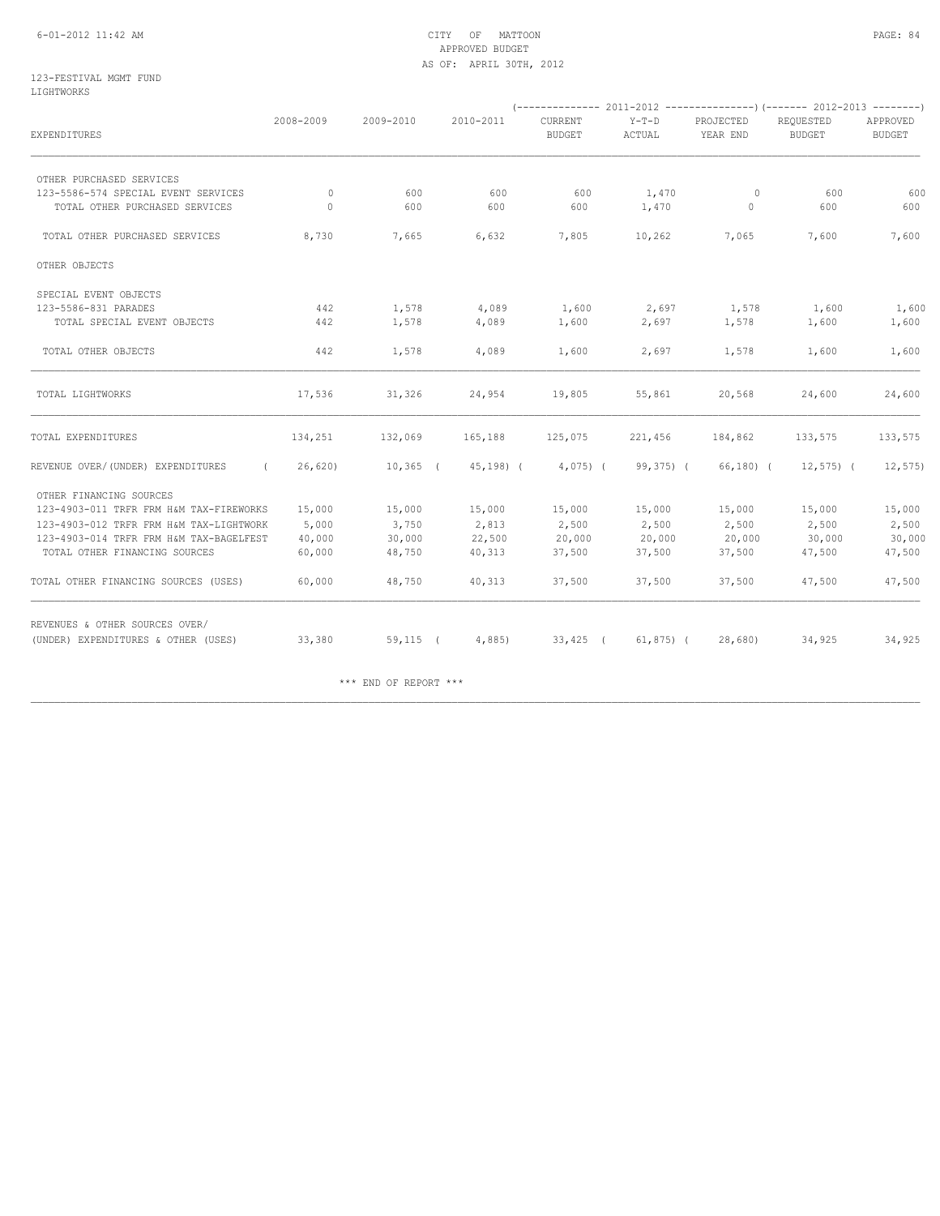CITY OF MATTOON
APPROVED BUDGET
AS OF: APRIL 30TH, 2012

123-FESTIVAL MGMT FUND
LIGHTWORKS

| EXPENDITURES | 2008-2009 | 2009-2010 | 2010-2011 | 2011-2012 CURRENT BUDGET | 2011-2012 Y-T-D ACTUAL | 2011-2012 PROJECTED YEAR END | 2012-2013 REQUESTED BUDGET | 2012-2013 APPROVED BUDGET |
|---|---|---|---|---|---|---|---|---|
| OTHER PURCHASED SERVICES | | | | | | | | |
| 123-5586-574 SPECIAL EVENT SERVICES | 0 | 600 | 600 | 600 | 1,470 | 0 | 600 | 600 |
| TOTAL OTHER PURCHASED SERVICES | 0 | 600 | 600 | 600 | 1,470 | 0 | 600 | 600 |
| TOTAL OTHER PURCHASED SERVICES | 8,730 | 7,665 | 6,632 | 7,805 | 10,262 | 7,065 | 7,600 | 7,600 |
| OTHER OBJECTS | | | | | | | | |
| SPECIAL EVENT OBJECTS | | | | | | | | |
| 123-5586-831 PARADES | 442 | 1,578 | 4,089 | 1,600 | 2,697 | 1,578 | 1,600 | 1,600 |
| TOTAL SPECIAL EVENT OBJECTS | 442 | 1,578 | 4,089 | 1,600 | 2,697 | 1,578 | 1,600 | 1,600 |
| TOTAL OTHER OBJECTS | 442 | 1,578 | 4,089 | 1,600 | 2,697 | 1,578 | 1,600 | 1,600 |
| TOTAL LIGHTWORKS | 17,536 | 31,326 | 24,954 | 19,805 | 55,861 | 20,568 | 24,600 | 24,600 |
| TOTAL EXPENDITURES | 134,251 | 132,069 | 165,188 | 125,075 | 221,456 | 184,862 | 133,575 | 133,575 |
| REVENUE OVER/(UNDER) EXPENDITURES | ( 26,620) | 10,365 | ( 45,198) | ( 4,075) | ( 99,375) | ( 66,180) | ( 12,575) | ( 12,575) |
| OTHER FINANCING SOURCES | | | | | | | | |
| 123-4903-011 TRFR FRM H&M TAX-FIREWORKS | 15,000 | 15,000 | 15,000 | 15,000 | 15,000 | 15,000 | 15,000 | 15,000 |
| 123-4903-012 TRFR FRM H&M TAX-LIGHTWORK | 5,000 | 3,750 | 2,813 | 2,500 | 2,500 | 2,500 | 2,500 | 2,500 |
| 123-4903-014 TRFR FRM H&M TAX-BAGELFEST | 40,000 | 30,000 | 22,500 | 20,000 | 20,000 | 20,000 | 30,000 | 30,000 |
| TOTAL OTHER FINANCING SOURCES | 60,000 | 48,750 | 40,313 | 37,500 | 37,500 | 37,500 | 47,500 | 47,500 |
| TOTAL OTHER FINANCING SOURCES (USES) | 60,000 | 48,750 | 40,313 | 37,500 | 37,500 | 37,500 | 47,500 | 47,500 |
| REVENUES & OTHER SOURCES OVER/ (UNDER) EXPENDITURES & OTHER (USES) | 33,380 | 59,115 | ( 4,885) | 33,425 | ( 61,875) | ( 28,680) | 34,925 | 34,925 |

\*\*\* END OF REPORT \*\*\*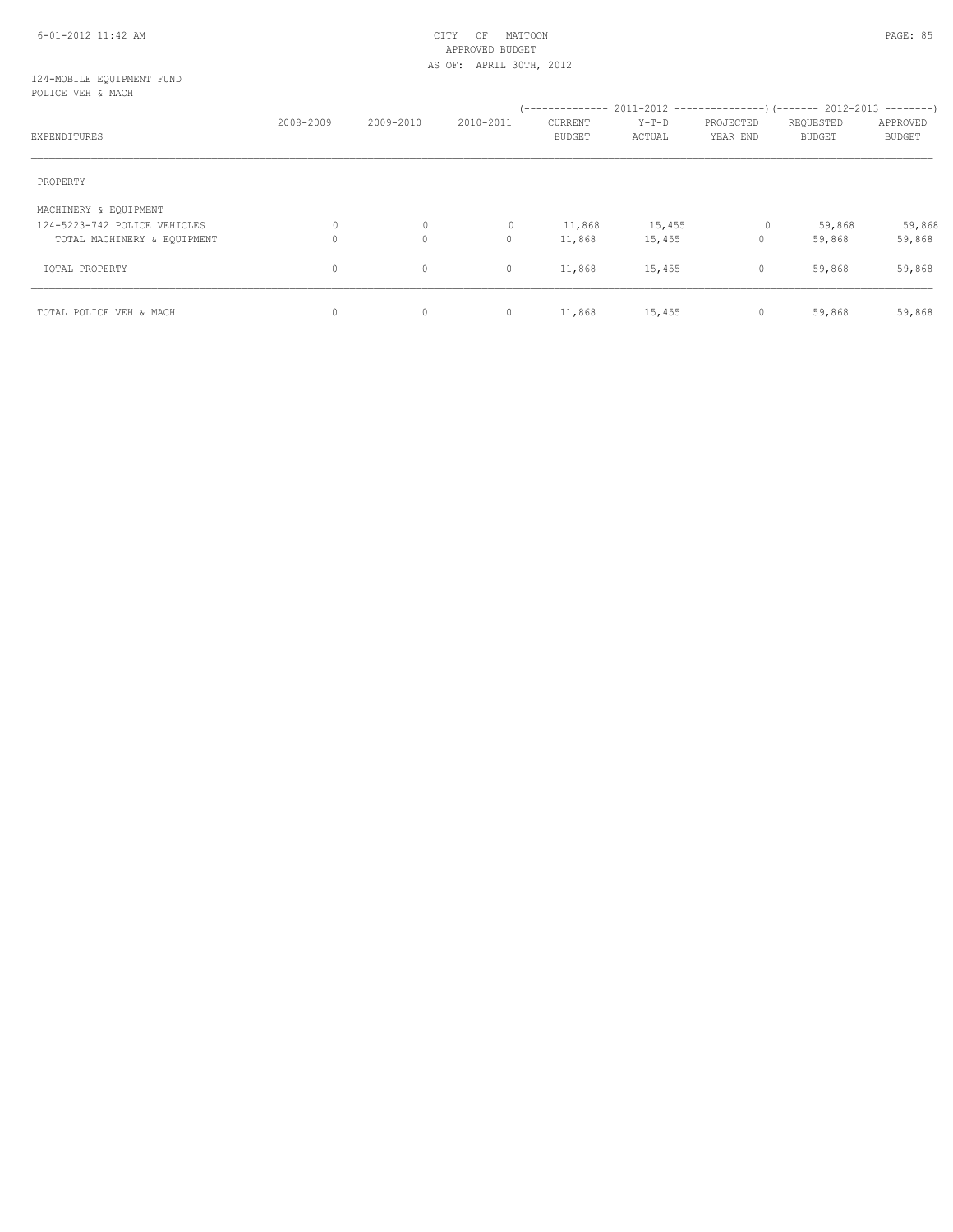124-MOBILE EQUIPMENT FUND
POLICE VEH & MACH

| EXPENDITURES | 2008-2009 | 2009-2010 | 2010-2011 | 2011-2012 CURRENT BUDGET | 2011-2012 Y-T-D ACTUAL | 2011-2012 PROJECTED YEAR END | 2012-2013 REQUESTED BUDGET | 2012-2013 APPROVED BUDGET |
|---|---|---|---|---|---|---|---|---|
| PROPERTY | | | | | | | | |
| MACHINERY & EQUIPMENT | | | | | | | | |
| 124-5223-742 POLICE VEHICLES | 0 | 0 | 0 | 11,868 | 15,455 | 0 | 59,868 | 59,868 |
| TOTAL MACHINERY & EQUIPMENT | 0 | 0 | 0 | 11,868 | 15,455 | 0 | 59,868 | 59,868 |
| TOTAL PROPERTY | 0 | 0 | 0 | 11,868 | 15,455 | 0 | 59,868 | 59,868 |
| TOTAL POLICE VEH & MACH | 0 | 0 | 0 | 11,868 | 15,455 | 0 | 59,868 | 59,868 |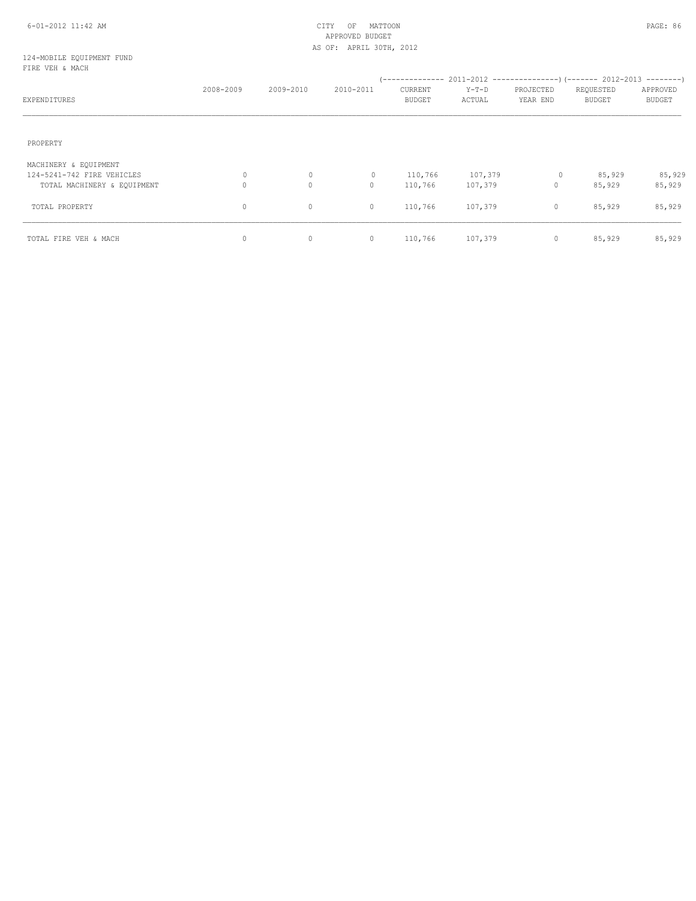CITY OF MATTOON
APPROVED BUDGET
AS OF: APRIL 30TH, 2012

124-MOBILE EQUIPMENT FUND
FIRE VEH & MACH

| EXPENDITURES | 2008-2009 | 2009-2010 | 2010-2011 | 2011-2012 CURRENT BUDGET | 2011-2012 Y-T-D ACTUAL | 2011-2012 PROJECTED YEAR END | 2012-2013 REQUESTED BUDGET | 2012-2013 APPROVED BUDGET |
|---|---|---|---|---|---|---|---|---|
| PROPERTY | | | | | | | | |
| MACHINERY & EQUIPMENT | | | | | | | | |
| 124-5241-742 FIRE VEHICLES | 0 | 0 | 0 | 110,766 | 107,379 | 0 | 85,929 | 85,929 |
| TOTAL MACHINERY & EQUIPMENT | 0 | 0 | 0 | 110,766 | 107,379 | 0 | 85,929 | 85,929 |
| TOTAL PROPERTY | 0 | 0 | 0 | 110,766 | 107,379 | 0 | 85,929 | 85,929 |
| TOTAL FIRE VEH & MACH | 0 | 0 | 0 | 110,766 | 107,379 | 0 | 85,929 | 85,929 |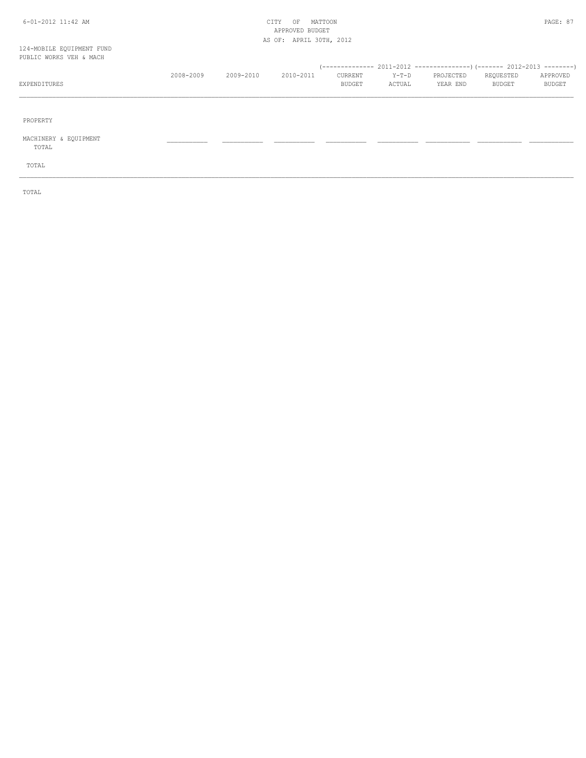124-MOBILE EQUIPMENT FUND
PUBLIC WORKS VEH & MACH

CITY OF MATTOON
APPROVED BUDGET
AS OF: APRIL 30TH, 2012

| EXPENDITURES | 2008-2009 | 2009-2010 | 2010-2011 | 2011-2012 CURRENT BUDGET | 2011-2012 Y-T-D ACTUAL | 2011-2012 PROJECTED YEAR END | 2012-2013 REQUESTED BUDGET | 2012-2013 APPROVED BUDGET |
|---|---|---|---|---|---|---|---|---|
| PROPERTY | | | | | | | | |
| MACHINERY & EQUIPMENT | ___________ | ___________ | ___________ | ___________ | ___________ | ___________ | ___________ | ___________ |
| TOTAL | | | | | | | | |
| TOTAL | | | | | | | | |
| TOTAL | | | | | | | | |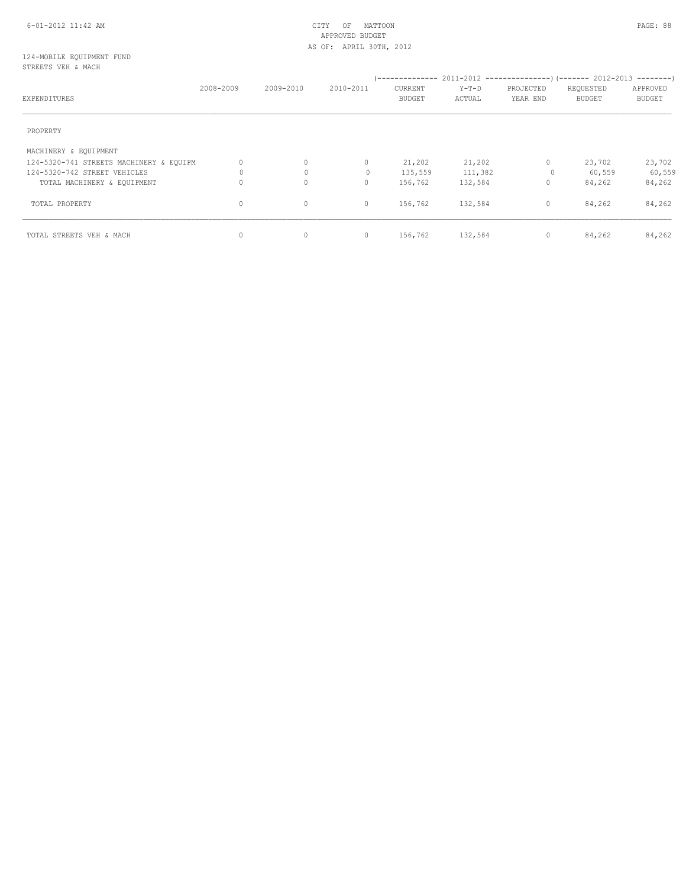CITY OF MATTOON
APPROVED BUDGET
AS OF: APRIL 30TH, 2012

124-MOBILE EQUIPMENT FUND
STREETS VEH & MACH

| EXPENDITURES | 2008-2009 | 2009-2010 | 2010-2011 | 2011-2012 CURRENT BUDGET | 2011-2012 Y-T-D ACTUAL | 2011-2012 PROJECTED YEAR END | 2012-2013 REQUESTED BUDGET | 2012-2013 APPROVED BUDGET |
|---|---|---|---|---|---|---|---|---|
| PROPERTY | | | | | | | | |
| MACHINERY & EQUIPMENT | | | | | | | | |
| 124-5320-741 STREETS MACHINERY & EQUIPM | 0 | 0 | 0 | 21,202 | 21,202 | 0 | 23,702 | 23,702 |
| 124-5320-742 STREET VEHICLES | 0 | 0 | 0 | 135,559 | 111,382 | 0 | 60,559 | 60,559 |
| TOTAL MACHINERY & EQUIPMENT | 0 | 0 | 0 | 156,762 | 132,584 | 0 | 84,262 | 84,262 |
| TOTAL PROPERTY | 0 | 0 | 0 | 156,762 | 132,584 | 0 | 84,262 | 84,262 |
| TOTAL STREETS VEH & MACH | 0 | 0 | 0 | 156,762 | 132,584 | 0 | 84,262 | 84,262 |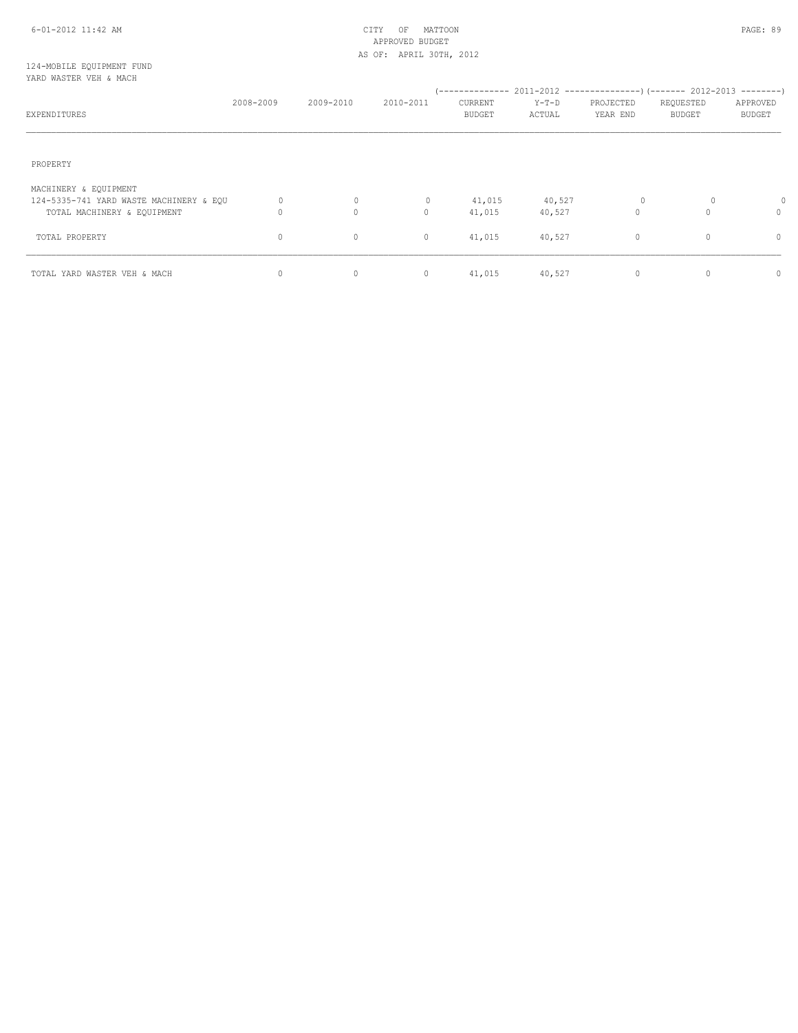CITY OF MATTOON
APPROVED BUDGET
AS OF: APRIL 30TH, 2012

124-MOBILE EQUIPMENT FUND
YARD WASTER VEH & MACH

| EXPENDITURES | 2008-2009 | 2009-2010 | 2010-2011 | 2011-2012 CURRENT BUDGET | 2011-2012 Y-T-D ACTUAL | 2011-2012 PROJECTED YEAR END | 2012-2013 REQUESTED BUDGET | 2012-2013 APPROVED BUDGET |
|---|---|---|---|---|---|---|---|---|
| PROPERTY | | | | | | | | |
| MACHINERY & EQUIPMENT | | | | | | | | |
| 124-5335-741 YARD WASTE MACHINERY & EQU | 0 | 0 | 0 | 41,015 | 40,527 | 0 | 0 | 0 |
| TOTAL MACHINERY & EQUIPMENT | 0 | 0 | 0 | 41,015 | 40,527 | 0 | 0 | 0 |
| TOTAL PROPERTY | 0 | 0 | 0 | 41,015 | 40,527 | 0 | 0 | 0 |
| TOTAL YARD WASTER VEH & MACH | 0 | 0 | 0 | 41,015 | 40,527 | 0 | 0 | 0 |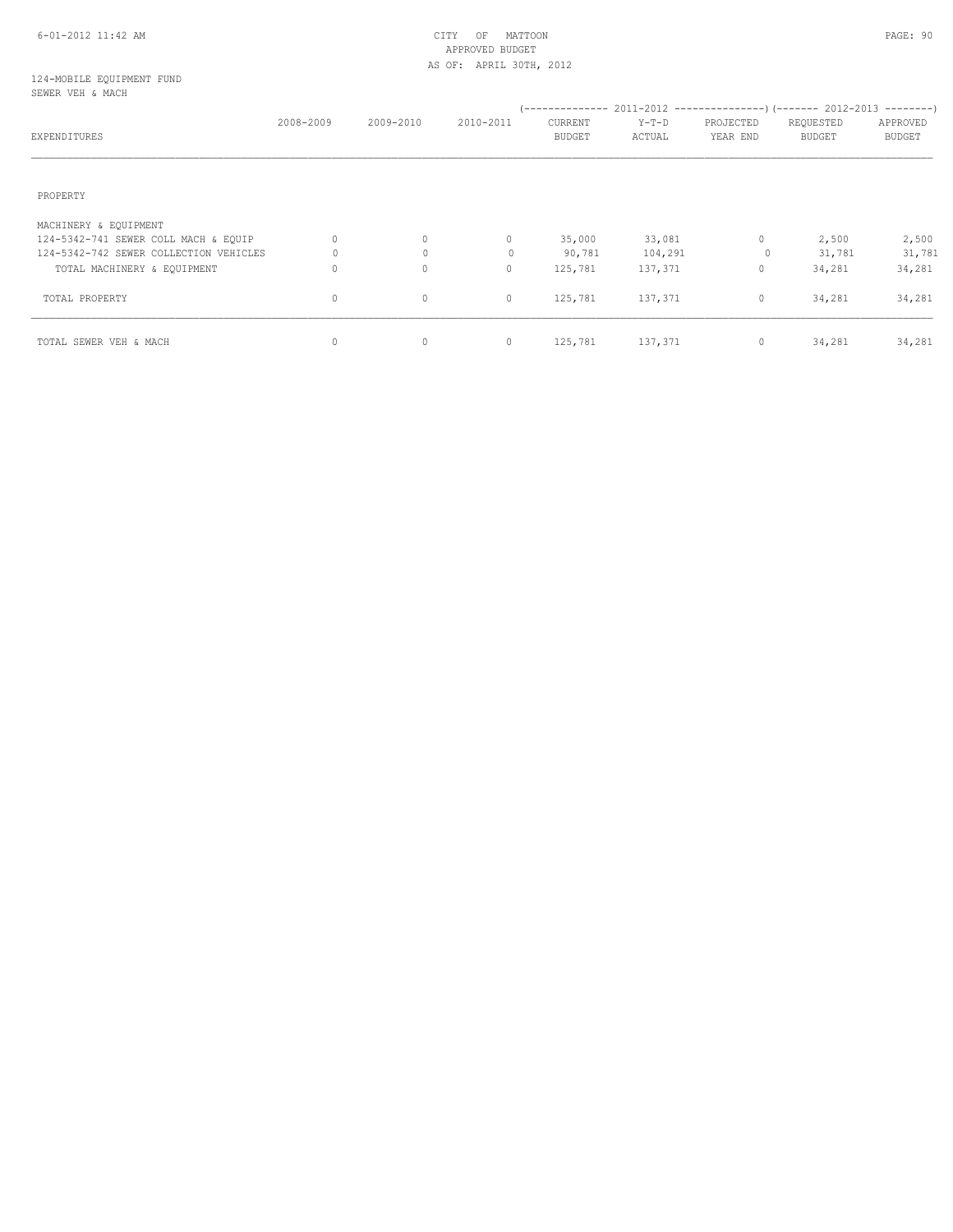CITY OF MATTOON
APPROVED BUDGET
AS OF: APRIL 30TH, 2012

124-MOBILE EQUIPMENT FUND
SEWER VEH & MACH

| EXPENDITURES | 2008-2009 | 2009-2010 | 2010-2011 | 2011-2012 CURRENT BUDGET | 2011-2012 Y-T-D ACTUAL | 2011-2012 PROJECTED YEAR END | 2012-2013 REQUESTED BUDGET | 2012-2013 APPROVED BUDGET |
|---|---|---|---|---|---|---|---|---|
| PROPERTY | | | | | | | | |
| MACHINERY & EQUIPMENT | | | | | | | | |
| 124-5342-741 SEWER COLL MACH & EQUIP | 0 | 0 | 0 | 35,000 | 33,081 | 0 | 2,500 | 2,500 |
| 124-5342-742 SEWER COLLECTION VEHICLES | 0 | 0 | 0 | 90,781 | 104,291 | 0 | 31,781 | 31,781 |
| TOTAL MACHINERY & EQUIPMENT | 0 | 0 | 0 | 125,781 | 137,371 | 0 | 34,281 | 34,281 |
| TOTAL PROPERTY | 0 | 0 | 0 | 125,781 | 137,371 | 0 | 34,281 | 34,281 |
| TOTAL SEWER VEH & MACH | 0 | 0 | 0 | 125,781 | 137,371 | 0 | 34,281 | 34,281 |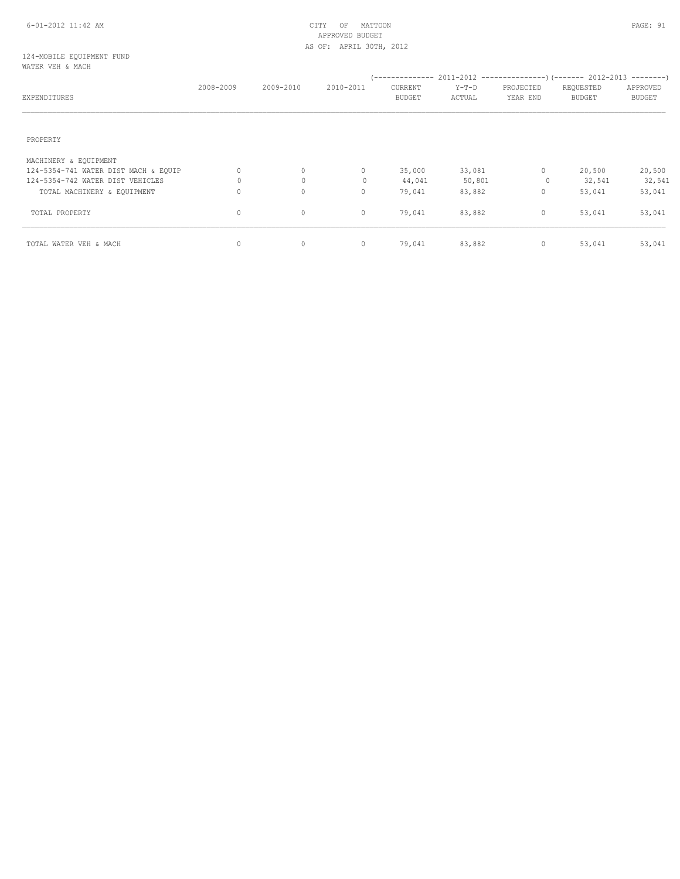CITY OF MATTOON
APPROVED BUDGET
AS OF: APRIL 30TH, 2012

124-MOBILE EQUIPMENT FUND
WATER VEH & MACH

| EXPENDITURES | 2008-2009 | 2009-2010 | 2010-2011 | 2011-2012 CURRENT BUDGET | 2011-2012 Y-T-D ACTUAL | 2011-2012 PROJECTED YEAR END | 2012-2013 REQUESTED BUDGET | 2012-2013 APPROVED BUDGET |
|---|---|---|---|---|---|---|---|---|
| PROPERTY | | | | | | | | |
| MACHINERY & EQUIPMENT | | | | | | | | |
| 124-5354-741 WATER DIST MACH & EQUIP | 0 | 0 | 0 | 35,000 | 33,081 | 0 | 20,500 | 20,500 |
| 124-5354-742 WATER DIST VEHICLES | 0 | 0 | 0 | 44,041 | 50,801 | 0 | 32,541 | 32,541 |
| TOTAL MACHINERY & EQUIPMENT | 0 | 0 | 0 | 79,041 | 83,882 | 0 | 53,041 | 53,041 |
| TOTAL PROPERTY | 0 | 0 | 0 | 79,041 | 83,882 | 0 | 53,041 | 53,041 |
| TOTAL WATER VEH & MACH | 0 | 0 | 0 | 79,041 | 83,882 | 0 | 53,041 | 53,041 |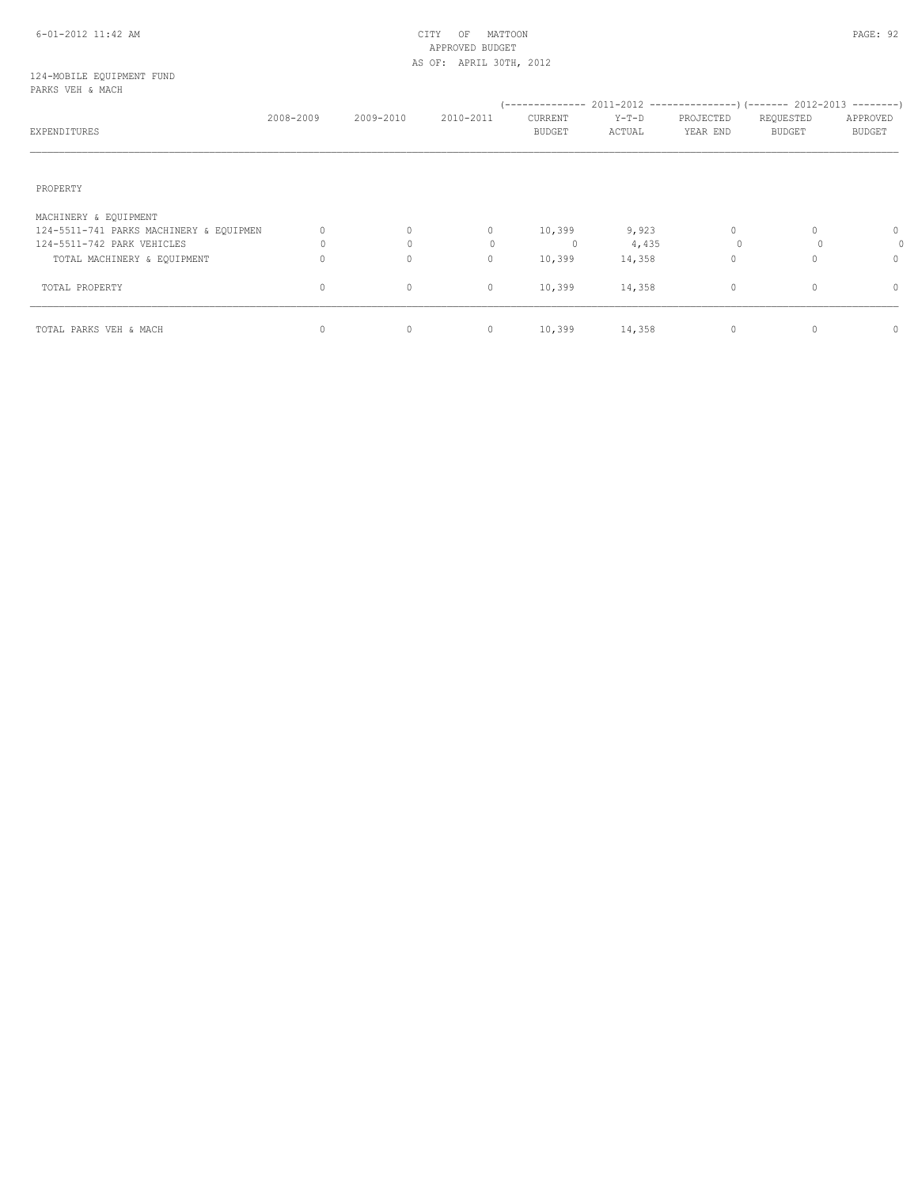124-MOBILE EQUIPMENT FUND
PARKS VEH & MACH

| EXPENDITURES | 2008-2009 | 2009-2010 | 2010-2011 | 2011-2012 CURRENT BUDGET | 2011-2012 Y-T-D ACTUAL | 2011-2012 PROJECTED YEAR END | 2012-2013 REQUESTED BUDGET | 2012-2013 APPROVED BUDGET |
|---|---|---|---|---|---|---|---|---|
| PROPERTY | | | | | | | | |
| MACHINERY & EQUIPMENT | | | | | | | | |
| 124-5511-741 PARKS MACHINERY & EQUIPMEN | 0 | 0 | 0 | 10,399 | 9,923 | 0 | 0 | 0 |
| 124-5511-742 PARK VEHICLES | 0 | 0 | 0 | 0 | 4,435 | 0 | 0 | 0 |
| TOTAL MACHINERY & EQUIPMENT | 0 | 0 | 0 | 10,399 | 14,358 | 0 | 0 | 0 |
| TOTAL PROPERTY | 0 | 0 | 0 | 10,399 | 14,358 | 0 | 0 | 0 |
| TOTAL PARKS VEH & MACH | 0 | 0 | 0 | 10,399 | 14,358 | 0 | 0 | 0 |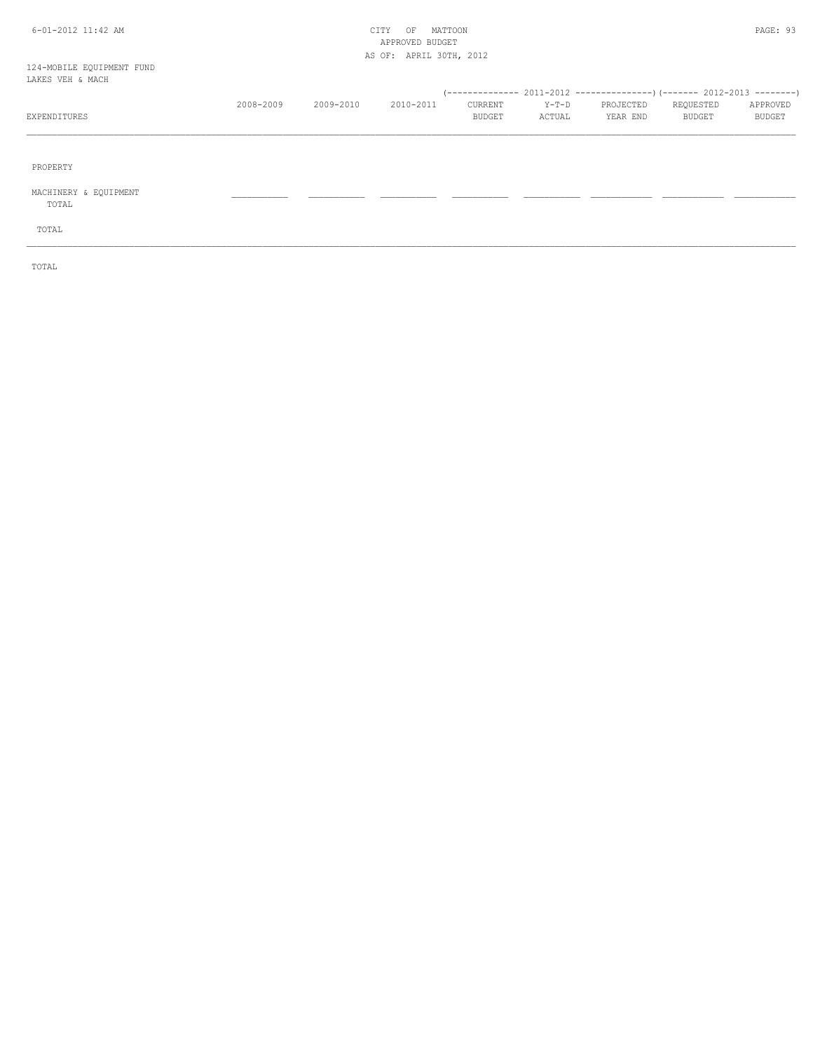124-MOBILE EQUIPMENT FUND
LAKES VEH & MACH

| EXPENDITURES | 2008-2009 | 2009-2010 | 2010-2011 | 2011-2012 CURRENT BUDGET | 2011-2012 Y-T-D ACTUAL | 2011-2012 PROJECTED YEAR END | 2012-2013 REQUESTED BUDGET | 2012-2013 APPROVED BUDGET |
|---|---|---|---|---|---|---|---|---|
| PROPERTY | | | | | | | | |
| MACHINERY & EQUIPMENT | | | | | | | | |
| TOTAL | | | | | | | | |
| TOTAL | | | | | | | | |
| TOTAL | | | | | | | | |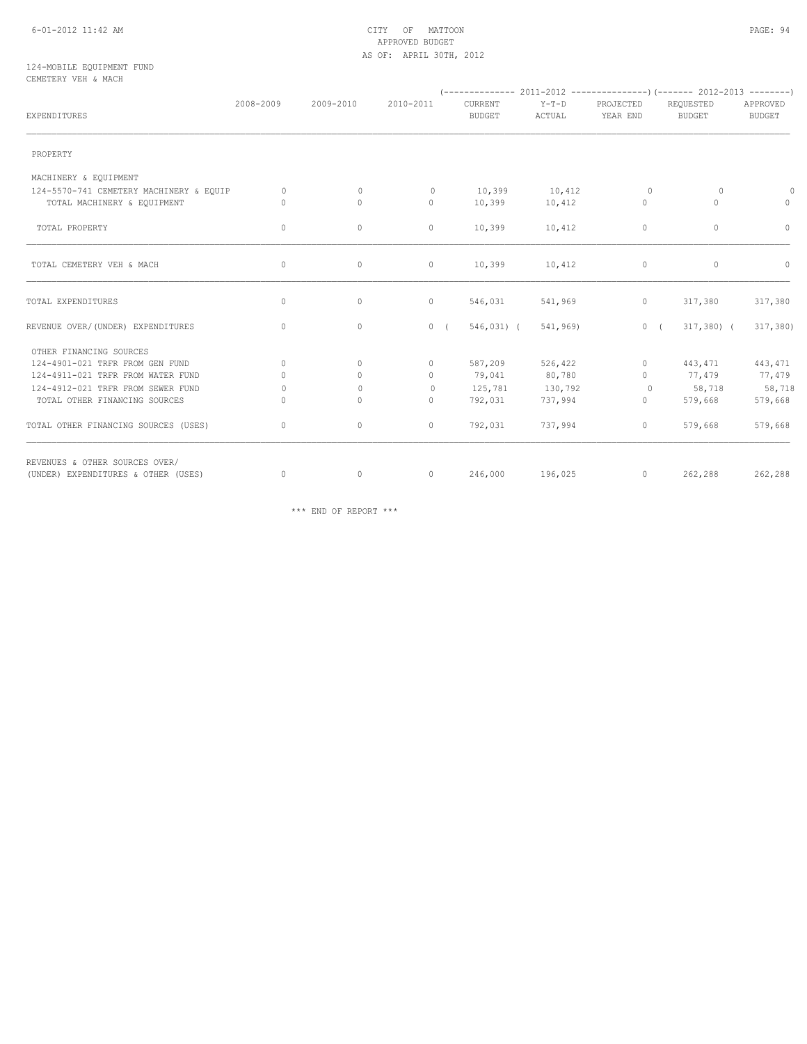124-MOBILE EQUIPMENT FUND
CEMETERY VEH & MACH

| EXPENDITURES | 2008-2009 | 2009-2010 | 2010-2011 | 2011-2012 CURRENT BUDGET | 2011-2012 Y-T-D ACTUAL | 2011-2012 PROJECTED YEAR END | 2012-2013 REQUESTED BUDGET | 2012-2013 APPROVED BUDGET |
|---|---|---|---|---|---|---|---|---|
| PROPERTY | | | | | | | | |
| MACHINERY & EQUIPMENT | | | | | | | | |
| 124-5570-741 CEMETERY MACHINERY & EQUIP | 0 | 0 | 0 | 10,399 | 10,412 | 0 | 0 | 0 |
| TOTAL MACHINERY & EQUIPMENT | 0 | 0 | 0 | 10,399 | 10,412 | 0 | 0 | 0 |
| TOTAL PROPERTY | 0 | 0 | 0 | 10,399 | 10,412 | 0 | 0 | 0 |
| TOTAL CEMETERY VEH & MACH | 0 | 0 | 0 | 10,399 | 10,412 | 0 | 0 | 0 |
| TOTAL EXPENDITURES | 0 | 0 | 0 | 546,031 | 541,969 | 0 | 317,380 | 317,380 |
| REVENUE OVER/(UNDER) EXPENDITURES | 0 | 0 | 0 | ( 546,031) | ( 541,969) | 0 | ( 317,380) | ( 317,380) |
| OTHER FINANCING SOURCES | | | | | | | | |
| 124-4901-021 TRFR FROM GEN FUND | 0 | 0 | 0 | 587,209 | 526,422 | 0 | 443,471 | 443,471 |
| 124-4911-021 TRFR FROM WATER FUND | 0 | 0 | 0 | 79,041 | 80,780 | 0 | 77,479 | 77,479 |
| 124-4912-021 TRFR FROM SEWER FUND | 0 | 0 | 0 | 125,781 | 130,792 | 0 | 58,718 | 58,718 |
| TOTAL OTHER FINANCING SOURCES | 0 | 0 | 0 | 792,031 | 737,994 | 0 | 579,668 | 579,668 |
| TOTAL OTHER FINANCING SOURCES (USES) | 0 | 0 | 0 | 792,031 | 737,994 | 0 | 579,668 | 579,668 |
| REVENUES & OTHER SOURCES OVER/ (UNDER) EXPENDITURES & OTHER (USES) | 0 | 0 | 0 | 246,000 | 196,025 | 0 | 262,288 | 262,288 |

*** END OF REPORT ***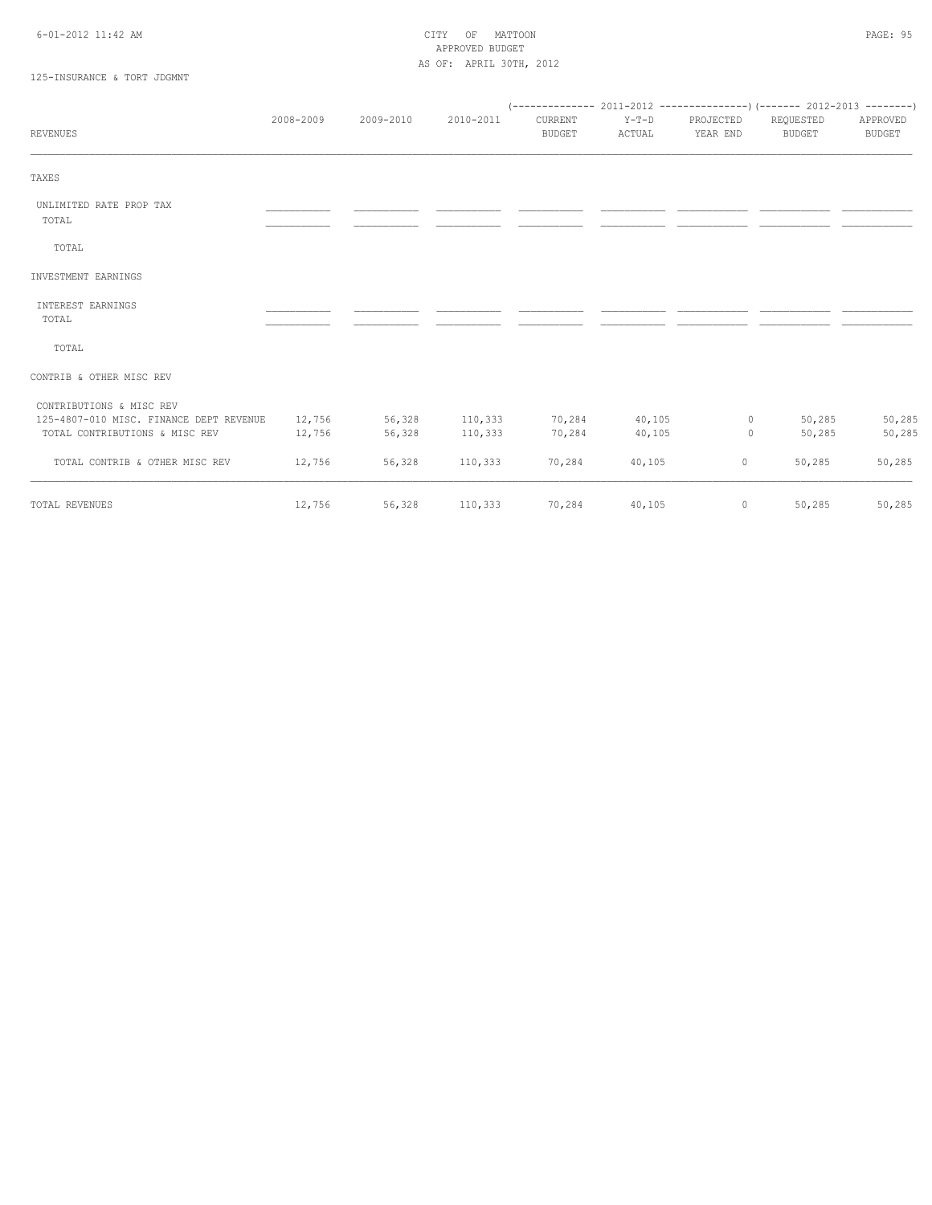CITY OF MATTOON
APPROVED BUDGET
AS OF: APRIL 30TH, 2012

125-INSURANCE & TORT JDGMNT

| REVENUES | 2008-2009 | 2009-2010 | 2010-2011 | 2011-2012 CURRENT BUDGET | 2011-2012 Y-T-D ACTUAL | 2011-2012 PROJECTED YEAR END | 2012-2013 REQUESTED BUDGET | 2012-2013 APPROVED BUDGET |
|---|---|---|---|---|---|---|---|---|
| TAXES | | | | | | | | |
| UNLIMITED RATE PROP TAX | | | | | | | | |
| TOTAL | | | | | | | | |
| TOTAL | | | | | | | | |
| INVESTMENT EARNINGS | | | | | | | | |
| INTEREST EARNINGS | | | | | | | | |
| TOTAL | | | | | | | | |
| TOTAL | | | | | | | | |
| CONTRIB & OTHER MISC REV | | | | | | | | |
| CONTRIBUTIONS & MISC REV | | | | | | | | |
| 125-4807-010 MISC. FINANCE DEPT REVENUE | 12,756 | 56,328 | 110,333 | 70,284 | 40,105 | 0 | 50,285 | 50,285 |
| TOTAL CONTRIBUTIONS & MISC REV | 12,756 | 56,328 | 110,333 | 70,284 | 40,105 | 0 | 50,285 | 50,285 |
| TOTAL CONTRIB & OTHER MISC REV | 12,756 | 56,328 | 110,333 | 70,284 | 40,105 | 0 | 50,285 | 50,285 |
| TOTAL REVENUES | 12,756 | 56,328 | 110,333 | 70,284 | 40,105 | 0 | 50,285 | 50,285 |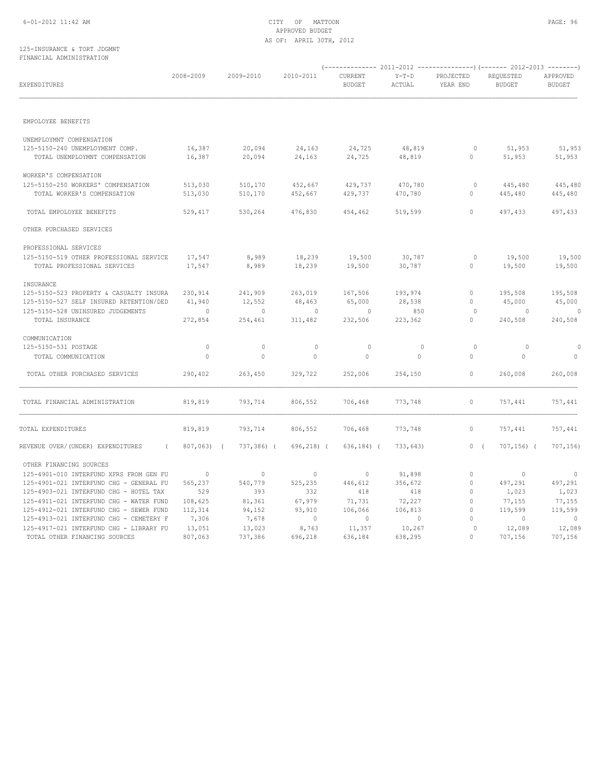CITY OF MATTOON
APPROVED BUDGET
AS OF: APRIL 30TH, 2012

125-INSURANCE & TORT JDGMNT
FINANCIAL ADMINISTRATION

| EXPENDITURES | 2008-2009 | 2009-2010 | 2010-2011 | 2011-2012 CURRENT BUDGET | 2011-2012 Y-T-D ACTUAL | 2011-2012 PROJECTED YEAR END | 2012-2013 REQUESTED BUDGET | 2012-2013 APPROVED BUDGET |
|---|---|---|---|---|---|---|---|---|
| EMPOLOYEE BENEFITS | | | | | | | | |
| UNEMPLOYMNT COMPENSATION | | | | | | | | |
| 125-5150-240 UNEMPLOYMENT COMP. | 16,387 | 20,094 | 24,163 | 24,725 | 48,819 | 0 | 51,953 | 51,953 |
| TOTAL UNEMPLOYMNT COMPENSATION | 16,387 | 20,094 | 24,163 | 24,725 | 48,819 | 0 | 51,953 | 51,953 |
| WORKER'S COMPENSATION | | | | | | | | |
| 125-5150-250 WORKERS' COMPENSATION | 513,030 | 510,170 | 452,667 | 429,737 | 470,780 | 0 | 445,480 | 445,480 |
| TOTAL WORKER'S COMPENSATION | 513,030 | 510,170 | 452,667 | 429,737 | 470,780 | 0 | 445,480 | 445,480 |
| TOTAL EMPOLOYEE BENEFITS | 529,417 | 530,264 | 476,830 | 454,462 | 519,599 | 0 | 497,433 | 497,433 |
| OTHER PURCHASED SERVICES | | | | | | | | |
| PROFESSIONAL SERVICES | | | | | | | | |
| 125-5150-519 OTHER PROFESSIONAL SERVICE | 17,547 | 8,989 | 18,239 | 19,500 | 30,787 | 0 | 19,500 | 19,500 |
| TOTAL PROFESSIONAL SERVICES | 17,547 | 8,989 | 18,239 | 19,500 | 30,787 | 0 | 19,500 | 19,500 |
| INSURANCE | | | | | | | | |
| 125-5150-523 PROPERTY & CASUALTY INSURA | 230,914 | 241,909 | 263,019 | 167,506 | 193,974 | 0 | 195,508 | 195,508 |
| 125-5150-527 SELF INSURED RETENTION/DED | 41,940 | 12,552 | 48,463 | 65,000 | 28,538 | 0 | 45,000 | 45,000 |
| 125-5150-528 UNINSURED JUDGEMENTS | 0 | 0 | 0 | 0 | 850 | 0 | 0 | 0 |
| TOTAL INSURANCE | 272,854 | 254,461 | 311,482 | 232,506 | 223,362 | 0 | 240,508 | 240,508 |
| COMMUNICATION | | | | | | | | |
| 125-5150-531 POSTAGE | 0 | 0 | 0 | 0 | 0 | 0 | 0 | 0 |
| TOTAL COMMUNICATION | 0 | 0 | 0 | 0 | 0 | 0 | 0 | 0 |
| TOTAL OTHER PURCHASED SERVICES | 290,402 | 263,450 | 329,722 | 252,006 | 254,150 | 0 | 260,008 | 260,008 |
| TOTAL FINANCIAL ADMINISTRATION | 819,819 | 793,714 | 806,552 | 706,468 | 773,748 | 0 | 757,441 | 757,441 |
| TOTAL EXPENDITURES | 819,819 | 793,714 | 806,552 | 706,468 | 773,748 | 0 | 757,441 | 757,441 |
| REVENUE OVER/(UNDER) EXPENDITURES | ( 807,063) | ( 737,386) | ( 696,218) | ( 636,184) | ( 733,643) | 0 | ( 707,156) | ( 707,156) |
| OTHER FINANCING SOURCES | | | | | | | | |
| 125-4901-010 INTERFUND XFRS FROM GEN FU | 0 | 0 | 0 | 0 | 91,898 | 0 | 0 | 0 |
| 125-4901-021 INTERFUND CHG - GENERAL FU | 565,237 | 540,779 | 525,235 | 446,612 | 356,672 | 0 | 497,291 | 497,291 |
| 125-4903-021 INTERFUND CHG - HOTEL TAX | 529 | 393 | 332 | 418 | 418 | 0 | 1,023 | 1,023 |
| 125-4911-021 INTERFUND CHG - WATER FUND | 108,625 | 81,361 | 67,979 | 71,731 | 72,227 | 0 | 77,155 | 77,155 |
| 125-4912-021 INTERFUND CHG - SEWER FUND | 112,314 | 94,152 | 93,910 | 106,066 | 106,813 | 0 | 119,599 | 119,599 |
| 125-4913-021 INTERFUND CHG - CEMETERY F | 7,306 | 7,678 | 0 | 0 | 0 | 0 | 0 | 0 |
| 125-4917-021 INTERFUND CHG - LIBRARY FU | 13,051 | 13,023 | 8,763 | 11,357 | 10,267 | 0 | 12,089 | 12,089 |
| TOTAL OTHER FINANCING SOURCES | 807,063 | 737,386 | 696,218 | 636,184 | 638,295 | 0 | 707,156 | 707,156 |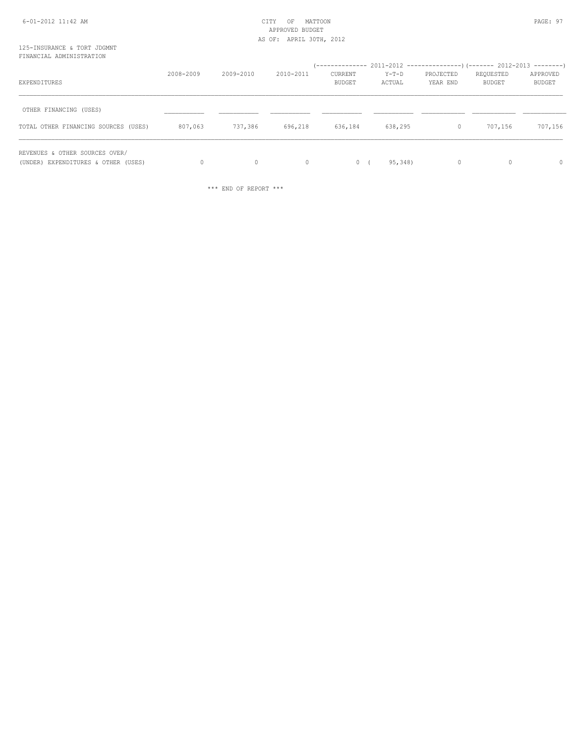125-INSURANCE & TORT JDGMNT
FINANCIAL ADMINISTRATION

| EXPENDITURES | 2008-2009 | 2009-2010 | 2010-2011 | 2011-2012 CURRENT BUDGET | 2011-2012 Y-T-D ACTUAL | 2011-2012 PROJECTED YEAR END | 2012-2013 REQUESTED BUDGET | 2012-2013 APPROVED BUDGET |
|---|---|---|---|---|---|---|---|---|
| OTHER FINANCING (USES) | | | | | | | | |
| TOTAL OTHER FINANCING SOURCES (USES) | 807,063 | 737,386 | 696,218 | 636,184 | 638,295 | 0 | 707,156 | 707,156 |
| REVENUES & OTHER SOURCES OVER/ (UNDER) EXPENDITURES & OTHER (USES) | 0 | 0 | 0 | 0 | ( 95,348) | 0 | 0 | 0 |

\*\*\* END OF REPORT \*\*\*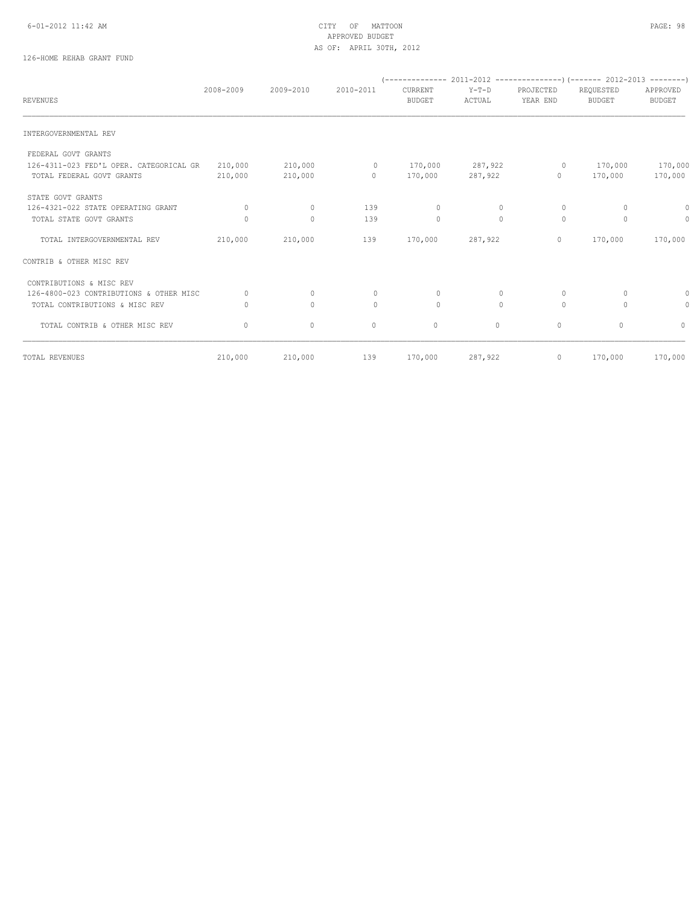CITY OF MATTOON
APPROVED BUDGET
AS OF: APRIL 30TH, 2012

126-HOME REHAB GRANT FUND

| REVENUES | 2008-2009 | 2009-2010 | 2010-2011 | 2011-2012 CURRENT BUDGET | 2011-2012 Y-T-D ACTUAL | 2011-2012 PROJECTED YEAR END | 2012-2013 REQUESTED BUDGET | 2012-2013 APPROVED BUDGET |
|---|---|---|---|---|---|---|---|---|
| INTERGOVERNMENTAL REV | | | | | | | | |
| FEDERAL GOVT GRANTS | | | | | | | | |
| 126-4311-023 FED'L OPER. CATEGORICAL GR | 210,000 | 210,000 | 0 | 170,000 | 287,922 | 0 | 170,000 | 170,000 |
| TOTAL FEDERAL GOVT GRANTS | 210,000 | 210,000 | 0 | 170,000 | 287,922 | 0 | 170,000 | 170,000 |
| STATE GOVT GRANTS | | | | | | | | |
| 126-4321-022 STATE OPERATING GRANT | 0 | 0 | 139 | 0 | 0 | 0 | 0 | 0 |
| TOTAL STATE GOVT GRANTS | 0 | 0 | 139 | 0 | 0 | 0 | 0 | 0 |
| TOTAL INTERGOVERNMENTAL REV | 210,000 | 210,000 | 139 | 170,000 | 287,922 | 0 | 170,000 | 170,000 |
| CONTRIB & OTHER MISC REV | | | | | | | | |
| CONTRIBUTIONS & MISC REV | | | | | | | | |
| 126-4800-023 CONTRIBUTIONS & OTHER MISC | 0 | 0 | 0 | 0 | 0 | 0 | 0 | 0 |
| TOTAL CONTRIBUTIONS & MISC REV | 0 | 0 | 0 | 0 | 0 | 0 | 0 | 0 |
| TOTAL CONTRIB & OTHER MISC REV | 0 | 0 | 0 | 0 | 0 | 0 | 0 | 0 |
| TOTAL REVENUES | 210,000 | 210,000 | 139 | 170,000 | 287,922 | 0 | 170,000 | 170,000 |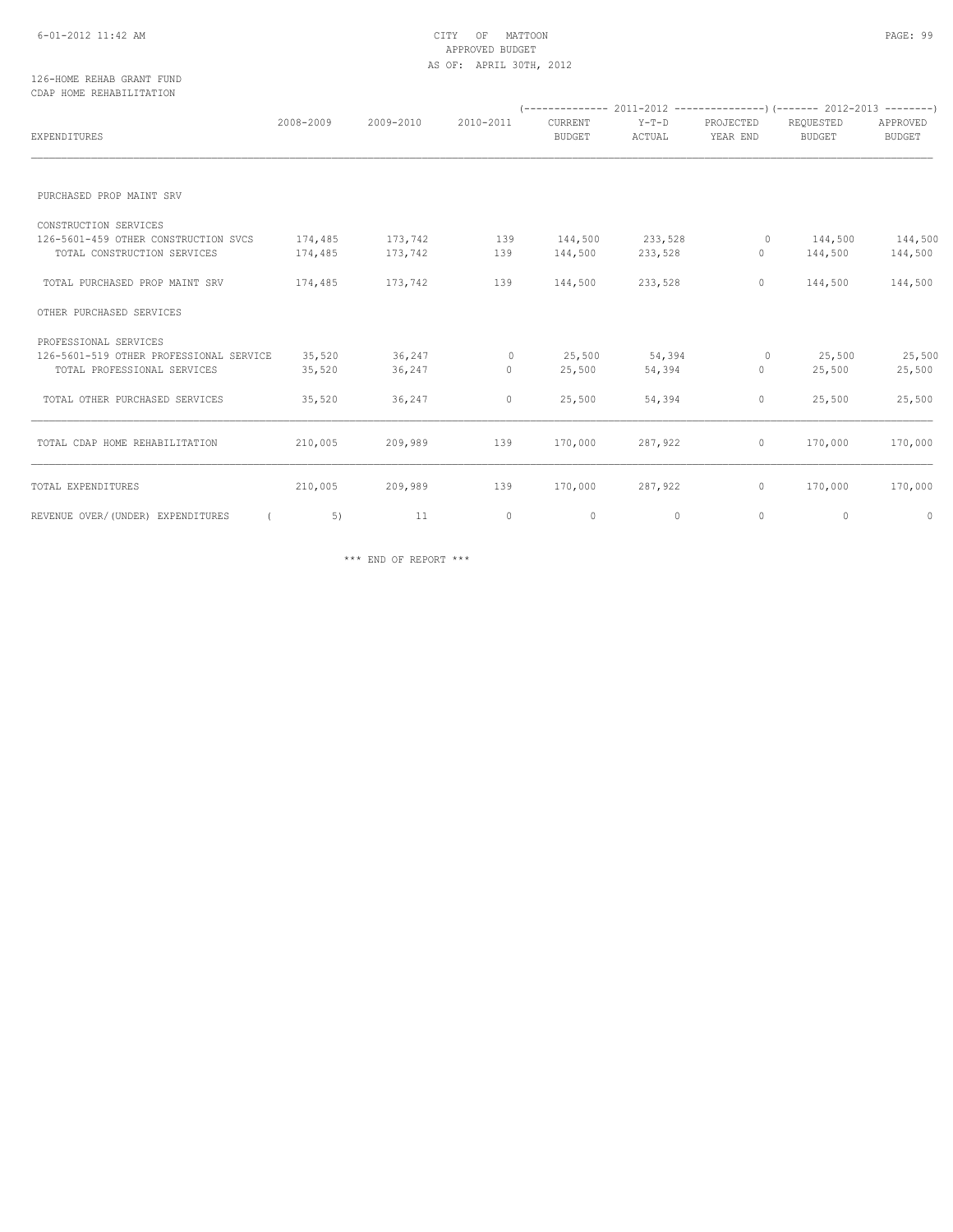CITY OF MATTOON
APPROVED BUDGET
AS OF: APRIL 30TH, 2012

126-HOME REHAB GRANT FUND
CDAP HOME REHABILITATION

| EXPENDITURES | 2008-2009 | 2009-2010 | 2010-2011 | 2011-2012 CURRENT BUDGET | 2011-2012 Y-T-D ACTUAL | 2011-2012 PROJECTED YEAR END | 2012-2013 REQUESTED BUDGET | 2012-2013 APPROVED BUDGET |
|---|---|---|---|---|---|---|---|---|
| PURCHASED PROP MAINT SRV | | | | | | | | |
| CONSTRUCTION SERVICES | | | | | | | | |
| 126-5601-459 OTHER CONSTRUCTION SVCS | 174,485 | 173,742 | 139 | 144,500 | 233,528 | 0 | 144,500 | 144,500 |
| TOTAL CONSTRUCTION SERVICES | 174,485 | 173,742 | 139 | 144,500 | 233,528 | 0 | 144,500 | 144,500 |
| TOTAL PURCHASED PROP MAINT SRV | 174,485 | 173,742 | 139 | 144,500 | 233,528 | 0 | 144,500 | 144,500 |
| OTHER PURCHASED SERVICES | | | | | | | | |
| PROFESSIONAL SERVICES | | | | | | | | |
| 126-5601-519 OTHER PROFESSIONAL SERVICE | 35,520 | 36,247 | 0 | 25,500 | 54,394 | 0 | 25,500 | 25,500 |
| TOTAL PROFESSIONAL SERVICES | 35,520 | 36,247 | 0 | 25,500 | 54,394 | 0 | 25,500 | 25,500 |
| TOTAL OTHER PURCHASED SERVICES | 35,520 | 36,247 | 0 | 25,500 | 54,394 | 0 | 25,500 | 25,500 |
| TOTAL CDAP HOME REHABILITATION | 210,005 | 209,989 | 139 | 170,000 | 287,922 | 0 | 170,000 | 170,000 |
| TOTAL EXPENDITURES | 210,005 | 209,989 | 139 | 170,000 | 287,922 | 0 | 170,000 | 170,000 |
| REVENUE OVER/(UNDER) EXPENDITURES | ( 5) | 11 | 0 | 0 | 0 | 0 | 0 | 0 |

*** END OF REPORT ***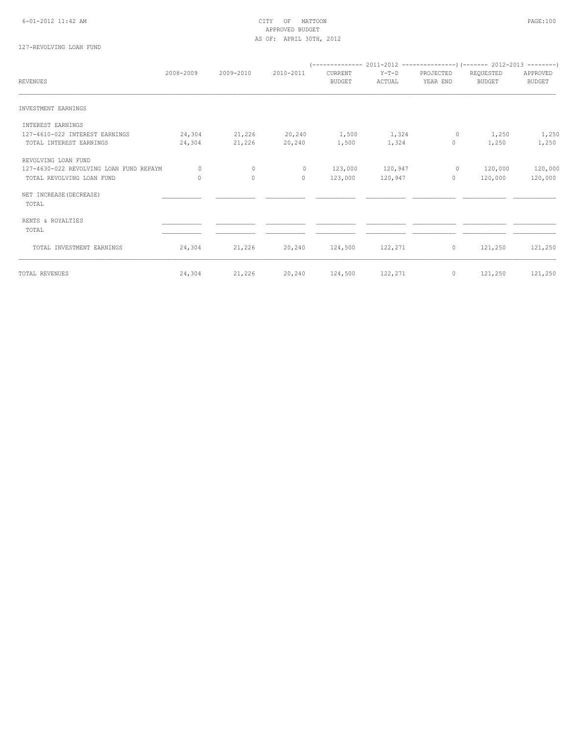CITY OF MATTOON
APPROVED BUDGET
AS OF: APRIL 30TH, 2012

127-REVOLVING LOAN FUND

| REVENUES | 2008-2009 | 2009-2010 | 2010-2011 | 2011-2012 CURRENT BUDGET | 2011-2012 Y-T-D ACTUAL | 2011-2012 PROJECTED YEAR END | 2012-2013 REQUESTED BUDGET | 2012-2013 APPROVED BUDGET |
|---|---|---|---|---|---|---|---|---|
| INVESTMENT EARNINGS | | | | | | | | |
| INTEREST EARNINGS | | | | | | | | |
| 127-4610-022 INTEREST EARNINGS | 24,304 | 21,226 | 20,240 | 1,500 | 1,324 | 0 | 1,250 | 1,250 |
| TOTAL INTEREST EARNINGS | 24,304 | 21,226 | 20,240 | 1,500 | 1,324 | 0 | 1,250 | 1,250 |
| REVOLVING LOAN FUND | | | | | | | | |
| 127-4630-022 REVOLVING LOAN FUND REPAYM | 0 | 0 | 0 | 123,000 | 120,947 | 0 | 120,000 | 120,000 |
| TOTAL REVOLVING LOAN FUND | 0 | 0 | 0 | 123,000 | 120,947 | 0 | 120,000 | 120,000 |
| NET INCREASE(DECREASE) | | | | | | | | |
| TOTAL | | | | | | | | |
| RENTS & ROYALTIES | | | | | | | | |
| TOTAL | | | | | | | | |
| TOTAL INVESTMENT EARNINGS | 24,304 | 21,226 | 20,240 | 124,500 | 122,271 | 0 | 121,250 | 121,250 |
| TOTAL REVENUES | 24,304 | 21,226 | 20,240 | 124,500 | 122,271 | 0 | 121,250 | 121,250 |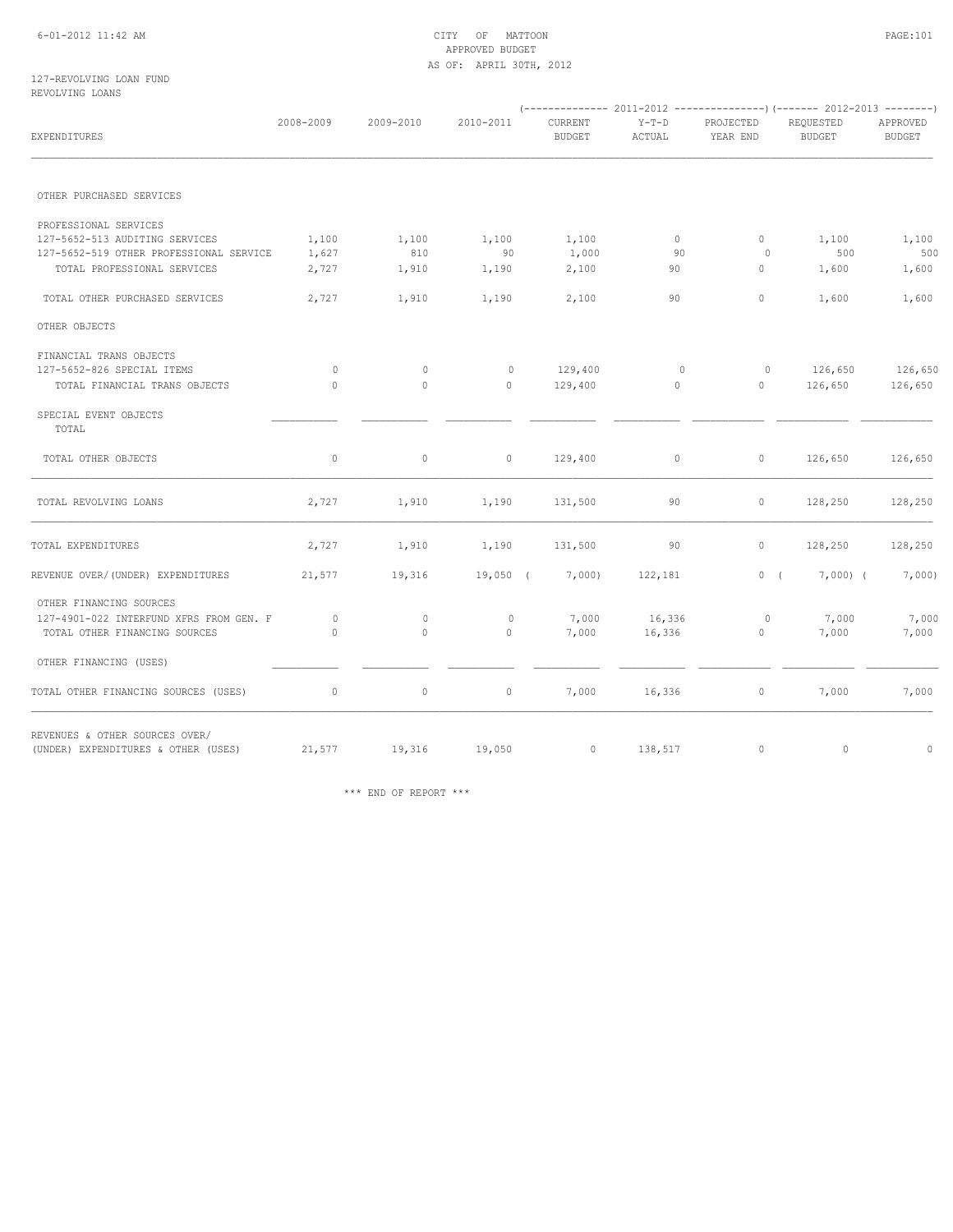6-01-2012 11:42 AM

CITY OF MATTOON
APPROVED BUDGET
AS OF: APRIL 30TH, 2012

127-REVOLVING LOAN FUND
REVOLVING LOANS

| EXPENDITURES | 2008-2009 | 2009-2010 | 2010-2011 | 2011-2012 CURRENT BUDGET | 2011-2012 Y-T-D ACTUAL | 2011-2012 PROJECTED YEAR END | 2012-2013 REQUESTED BUDGET | 2012-2013 APPROVED BUDGET |
|---|---|---|---|---|---|---|---|---|
| OTHER PURCHASED SERVICES | | | | | | | | |
| PROFESSIONAL SERVICES | | | | | | | | |
| 127-5652-513 AUDITING SERVICES | 1,100 | 1,100 | 1,100 | 1,100 | 0 | 0 | 1,100 | 1,100 |
| 127-5652-519 OTHER PROFESSIONAL SERVICE | 1,627 | 810 | 90 | 1,000 | 90 | 0 | 500 | 500 |
| TOTAL PROFESSIONAL SERVICES | 2,727 | 1,910 | 1,190 | 2,100 | 90 | 0 | 1,600 | 1,600 |
| TOTAL OTHER PURCHASED SERVICES | 2,727 | 1,910 | 1,190 | 2,100 | 90 | 0 | 1,600 | 1,600 |
| OTHER OBJECTS | | | | | | | | |
| FINANCIAL TRANS OBJECTS | | | | | | | | |
| 127-5652-826 SPECIAL ITEMS | 0 | 0 | 0 | 129,400 | 0 | 0 | 126,650 | 126,650 |
| TOTAL FINANCIAL TRANS OBJECTS | 0 | 0 | 0 | 129,400 | 0 | 0 | 126,650 | 126,650 |
| SPECIAL EVENT OBJECTS TOTAL | | | | | | | | |
| TOTAL OTHER OBJECTS | 0 | 0 | 0 | 129,400 | 0 | 0 | 126,650 | 126,650 |
| TOTAL REVOLVING LOANS | 2,727 | 1,910 | 1,190 | 131,500 | 90 | 0 | 128,250 | 128,250 |
| TOTAL EXPENDITURES | 2,727 | 1,910 | 1,190 | 131,500 | 90 | 0 | 128,250 | 128,250 |
| REVENUE OVER/(UNDER) EXPENDITURES | 21,577 | 19,316 | 19,050 | ( 7,000) | 122,181 | 0 | ( 7,000) | ( 7,000) |
| OTHER FINANCING SOURCES | | | | | | | | |
| 127-4901-022 INTERFUND XFRS FROM GEN. F | 0 | 0 | 0 | 7,000 | 16,336 | 0 | 7,000 | 7,000 |
| TOTAL OTHER FINANCING SOURCES | 0 | 0 | 0 | 7,000 | 16,336 | 0 | 7,000 | 7,000 |
| OTHER FINANCING (USES) | | | | | | | | |
| TOTAL OTHER FINANCING SOURCES (USES) | 0 | 0 | 0 | 7,000 | 16,336 | 0 | 7,000 | 7,000 |
| REVENUES & OTHER SOURCES OVER/ (UNDER) EXPENDITURES & OTHER (USES) | 21,577 | 19,316 | 19,050 | 0 | 138,517 | 0 | 0 | 0 |

\*\*\* END OF REPORT \*\*\*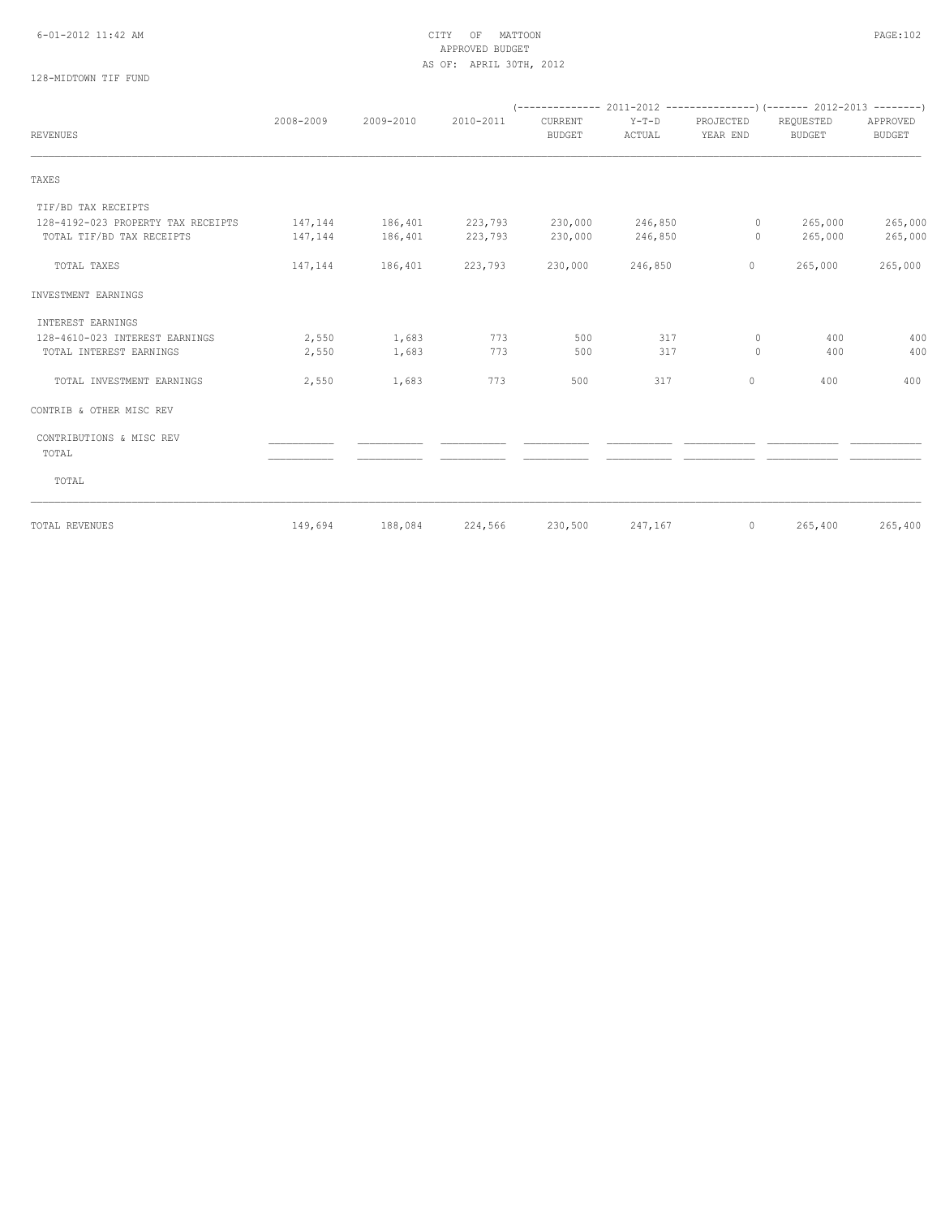CITY OF MATTOON
APPROVED BUDGET
AS OF: APRIL 30TH, 2012

128-MIDTOWN TIF FUND

| REVENUES | 2008-2009 | 2009-2010 | 2010-2011 | 2011-2012 CURRENT BUDGET | 2011-2012 Y-T-D ACTUAL | 2011-2012 PROJECTED YEAR END | 2012-2013 REQUESTED BUDGET | 2012-2013 APPROVED BUDGET |
|---|---|---|---|---|---|---|---|---|
| TAXES | | | | | | | | |
| TIF/BD TAX RECEIPTS | | | | | | | | |
| 128-4192-023 PROPERTY TAX RECEIPTS | 147,144 | 186,401 | 223,793 | 230,000 | 246,850 | 0 | 265,000 | 265,000 |
| TOTAL TIF/BD TAX RECEIPTS | 147,144 | 186,401 | 223,793 | 230,000 | 246,850 | 0 | 265,000 | 265,000 |
| TOTAL TAXES | 147,144 | 186,401 | 223,793 | 230,000 | 246,850 | 0 | 265,000 | 265,000 |
| INVESTMENT EARNINGS | | | | | | | | |
| INTEREST EARNINGS | | | | | | | | |
| 128-4610-023 INTEREST EARNINGS | 2,550 | 1,683 | 773 | 500 | 317 | 0 | 400 | 400 |
| TOTAL INTEREST EARNINGS | 2,550 | 1,683 | 773 | 500 | 317 | 0 | 400 | 400 |
| TOTAL INVESTMENT EARNINGS | 2,550 | 1,683 | 773 | 500 | 317 | 0 | 400 | 400 |
| CONTRIB & OTHER MISC REV | | | | | | | | |
| CONTRIBUTIONS & MISC REV | | | | | | | | |
| TOTAL | | | | | | | | |
| TOTAL | | | | | | | | |
| TOTAL REVENUES | 149,694 | 188,084 | 224,566 | 230,500 | 247,167 | 0 | 265,400 | 265,400 |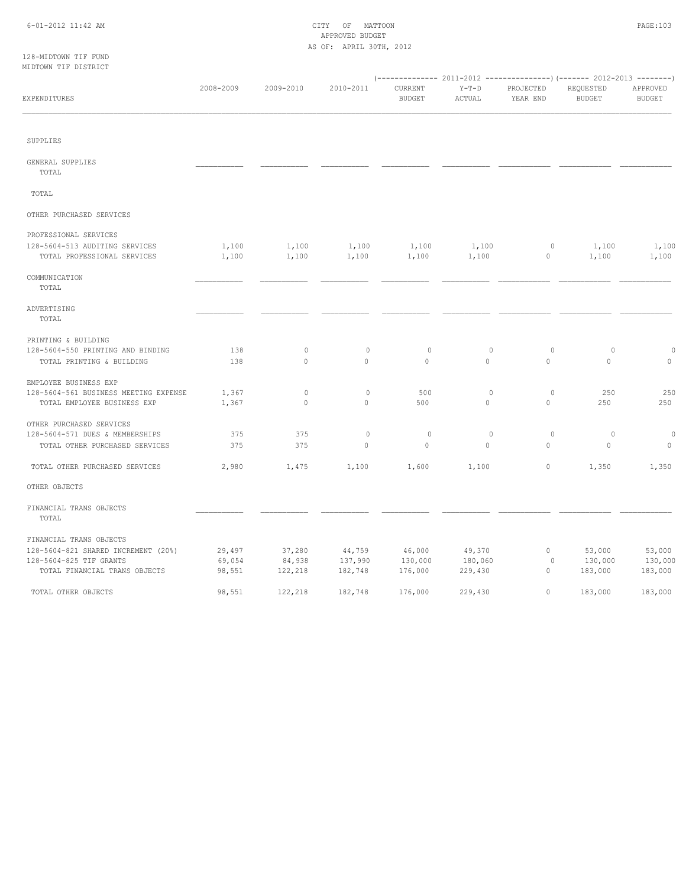CITY OF MATTOON
APPROVED BUDGET
AS OF: APRIL 30TH, 2012

128-MIDTOWN TIF FUND
MIDTOWN TIF DISTRICT

| EXPENDITURES | 2008-2009 | 2009-2010 | 2010-2011 | 2011-2012 CURRENT BUDGET | 2011-2012 Y-T-D ACTUAL | 2011-2012 PROJECTED YEAR END | 2012-2013 REQUESTED BUDGET | 2012-2013 APPROVED BUDGET |
|---|---|---|---|---|---|---|---|---|
| SUPPLIES | | | | | | | | |
| GENERAL SUPPLIES | | | | | | | | |
| TOTAL | | | | | | | | |
| TOTAL | | | | | | | | |
| OTHER PURCHASED SERVICES | | | | | | | | |
| PROFESSIONAL SERVICES | | | | | | | | |
| 128-5604-513 AUDITING SERVICES | 1,100 | 1,100 | 1,100 | 1,100 | 1,100 | 0 | 1,100 | 1,100 |
| TOTAL PROFESSIONAL SERVICES | 1,100 | 1,100 | 1,100 | 1,100 | 1,100 | 0 | 1,100 | 1,100 |
| COMMUNICATION | | | | | | | | |
| TOTAL | | | | | | | | |
| ADVERTISING | | | | | | | | |
| TOTAL | | | | | | | | |
| PRINTING & BUILDING | | | | | | | | |
| 128-5604-550 PRINTING AND BINDING | 138 | 0 | 0 | 0 | 0 | 0 | 0 | 0 |
| TOTAL PRINTING & BUILDING | 138 | 0 | 0 | 0 | 0 | 0 | 0 | 0 |
| EMPLOYEE BUSINESS EXP | | | | | | | | |
| 128-5604-561 BUSINESS MEETING EXPENSE | 1,367 | 0 | 0 | 500 | 0 | 0 | 250 | 250 |
| TOTAL EMPLOYEE BUSINESS EXP | 1,367 | 0 | 0 | 500 | 0 | 0 | 250 | 250 |
| OTHER PURCHASED SERVICES | | | | | | | | |
| 128-5604-571 DUES & MEMBERSHIPS | 375 | 375 | 0 | 0 | 0 | 0 | 0 | 0 |
| TOTAL OTHER PURCHASED SERVICES | 375 | 375 | 0 | 0 | 0 | 0 | 0 | 0 |
| TOTAL OTHER PURCHASED SERVICES | 2,980 | 1,475 | 1,100 | 1,600 | 1,100 | 0 | 1,350 | 1,350 |
| OTHER OBJECTS | | | | | | | | |
| FINANCIAL TRANS OBJECTS | | | | | | | | |
| TOTAL | | | | | | | | |
| FINANCIAL TRANS OBJECTS | | | | | | | | |
| 128-5604-821 SHARED INCREMENT (20%) | 29,497 | 37,280 | 44,759 | 46,000 | 49,370 | 0 | 53,000 | 53,000 |
| 128-5604-825 TIF GRANTS | 69,054 | 84,938 | 137,990 | 130,000 | 180,060 | 0 | 130,000 | 130,000 |
| TOTAL FINANCIAL TRANS OBJECTS | 98,551 | 122,218 | 182,748 | 176,000 | 229,430 | 0 | 183,000 | 183,000 |
| TOTAL OTHER OBJECTS | 98,551 | 122,218 | 182,748 | 176,000 | 229,430 | 0 | 183,000 | 183,000 |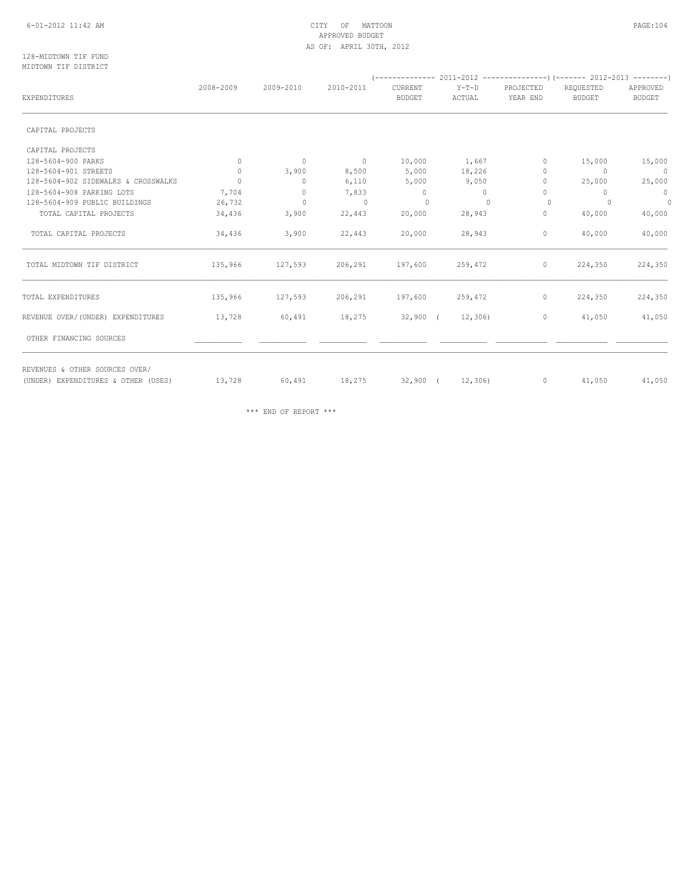# CITY OF MATTOON

APPROVED BUDGET

AS OF: APRIL 30TH, 2012

128-MIDTOWN TIF FUND

MIDTOWN TIF DISTRICT

| EXPENDITURES | 2008-2009 | 2009-2010 | 2010-2011 | 2011-2012 CURRENT BUDGET | 2011-2012 Y-T-D ACTUAL | 2011-2012 PROJECTED YEAR END | 2012-2013 REQUESTED BUDGET | 2012-2013 APPROVED BUDGET |
|---|---|---|---|---|---|---|---|---|
| CAPITAL PROJECTS | | | | | | | | |
| CAPITAL PROJECTS | | | | | | | | |
| 128-5604-900 PARKS | 0 | 0 | 0 | 10,000 | 1,667 | 0 | 15,000 | 15,000 |
| 128-5604-901 STREETS | 0 | 3,900 | 8,500 | 5,000 | 18,226 | 0 | 0 | 0 |
| 128-5604-902 SIDEWALKS & CROSSWALKS | 0 | 0 | 6,110 | 5,000 | 9,050 | 0 | 25,000 | 25,000 |
| 128-5604-908 PARKING LOTS | 7,704 | 0 | 7,833 | 0 | 0 | 0 | 0 | 0 |
| 128-5604-909 PUBLIC BUILDINGS | 26,732 | 0 | 0 | 0 | 0 | 0 | 0 | 0 |
| TOTAL CAPITAL PROJECTS | 34,436 | 3,900 | 22,443 | 20,000 | 28,943 | 0 | 40,000 | 40,000 |
| TOTAL CAPITAL PROJECTS | 34,436 | 3,900 | 22,443 | 20,000 | 28,943 | 0 | 40,000 | 40,000 |
| TOTAL MIDTOWN TIF DISTRICT | 135,966 | 127,593 | 206,291 | 197,600 | 259,472 | 0 | 224,350 | 224,350 |
| TOTAL EXPENDITURES | 135,966 | 127,593 | 206,291 | 197,600 | 259,472 | 0 | 224,350 | 224,350 |
| REVENUE OVER/(UNDER) EXPENDITURES | 13,728 | 60,491 | 18,275 | 32,900 | ( 12,306) | 0 | 41,050 | 41,050 |
| OTHER FINANCING SOURCES | | | | | | | | |
| REVENUES & OTHER SOURCES OVER/ (UNDER) EXPENDITURES & OTHER (USES) | 13,728 | 60,491 | 18,275 | 32,900 | ( 12,306) | 0 | 41,050 | 41,050 |

*** END OF REPORT ***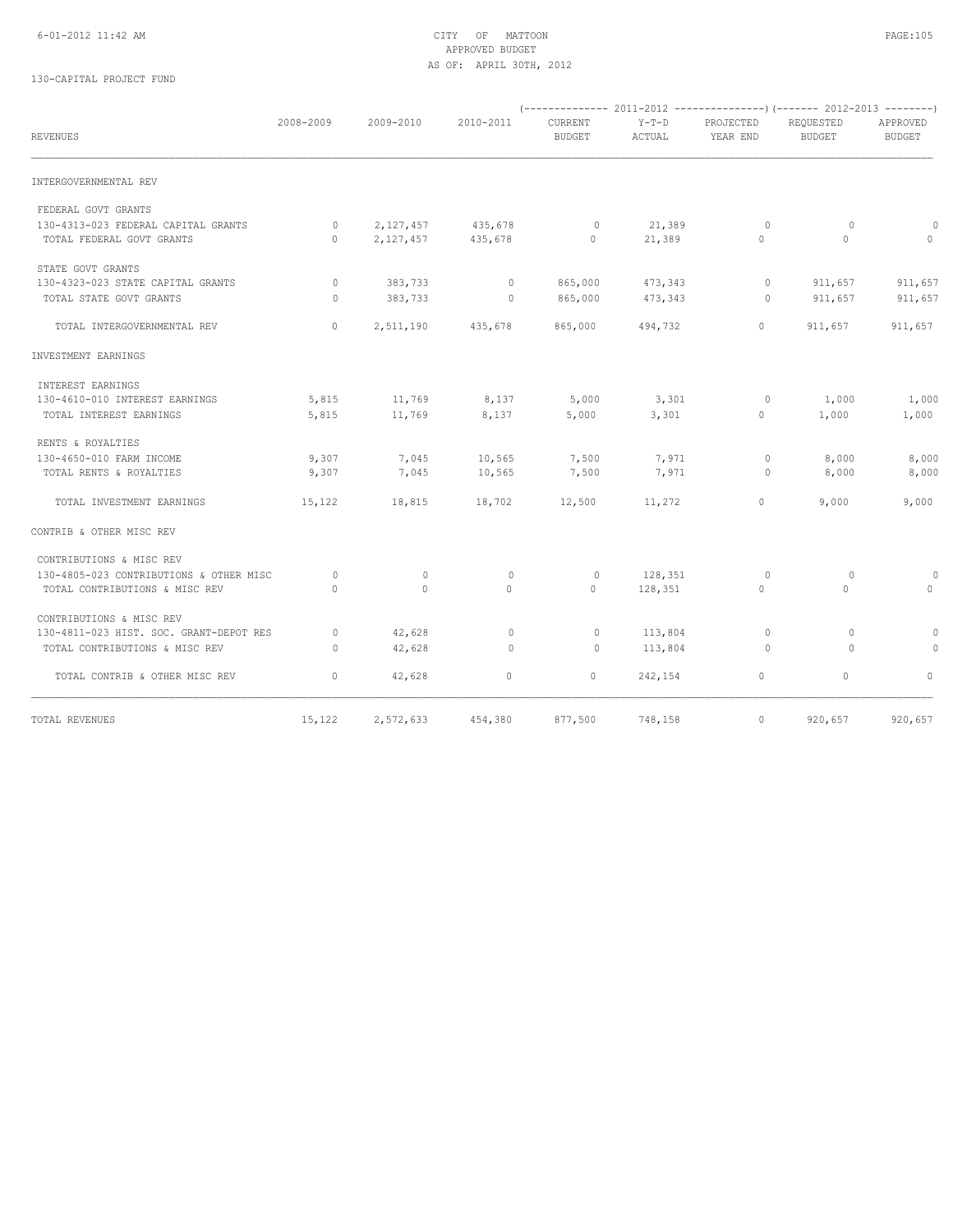CITY OF MATTOON
APPROVED BUDGET
AS OF: APRIL 30TH, 2012

130-CAPITAL PROJECT FUND

| REVENUES | 2008-2009 | 2009-2010 | 2010-2011 | (------ 2011-2012 ------) CURRENT BUDGET | Y-T-D ACTUAL | PROJECTED YEAR END | (------ 2012-2013 ------) REQUESTED BUDGET | APPROVED BUDGET |
|---|---|---|---|---|---|---|---|---|
| INTERGOVERNMENTAL REV | | | | | | | | |
| FEDERAL GOVT GRANTS | | | | | | | | |
| 130-4313-023 FEDERAL CAPITAL GRANTS | 0 | 2,127,457 | 435,678 | 0 | 21,389 | 0 | 0 | 0 |
| TOTAL FEDERAL GOVT GRANTS | 0 | 2,127,457 | 435,678 | 0 | 21,389 | 0 | 0 | 0 |
| STATE GOVT GRANTS | | | | | | | | |
| 130-4323-023 STATE CAPITAL GRANTS | 0 | 383,733 | 0 | 865,000 | 473,343 | 0 | 911,657 | 911,657 |
| TOTAL STATE GOVT GRANTS | 0 | 383,733 | 0 | 865,000 | 473,343 | 0 | 911,657 | 911,657 |
| TOTAL INTERGOVERNMENTAL REV | 0 | 2,511,190 | 435,678 | 865,000 | 494,732 | 0 | 911,657 | 911,657 |
| INVESTMENT EARNINGS | | | | | | | | |
| INTEREST EARNINGS | | | | | | | | |
| 130-4610-010 INTEREST EARNINGS | 5,815 | 11,769 | 8,137 | 5,000 | 3,301 | 0 | 1,000 | 1,000 |
| TOTAL INTEREST EARNINGS | 5,815 | 11,769 | 8,137 | 5,000 | 3,301 | 0 | 1,000 | 1,000 |
| RENTS & ROYALTIES | | | | | | | | |
| 130-4650-010 FARM INCOME | 9,307 | 7,045 | 10,565 | 7,500 | 7,971 | 0 | 8,000 | 8,000 |
| TOTAL RENTS & ROYALTIES | 9,307 | 7,045 | 10,565 | 7,500 | 7,971 | 0 | 8,000 | 8,000 |
| TOTAL INVESTMENT EARNINGS | 15,122 | 18,815 | 18,702 | 12,500 | 11,272 | 0 | 9,000 | 9,000 |
| CONTRIB & OTHER MISC REV | | | | | | | | |
| CONTRIBUTIONS & MISC REV | | | | | | | | |
| 130-4805-023 CONTRIBUTIONS & OTHER MISC | 0 | 0 | 0 | 0 | 128,351 | 0 | 0 | 0 |
| TOTAL CONTRIBUTIONS & MISC REV | 0 | 0 | 0 | 0 | 128,351 | 0 | 0 | 0 |
| CONTRIBUTIONS & MISC REV | | | | | | | | |
| 130-4811-023 HIST. SOC. GRANT-DEPOT RES | 0 | 42,628 | 0 | 0 | 113,804 | 0 | 0 | 0 |
| TOTAL CONTRIBUTIONS & MISC REV | 0 | 42,628 | 0 | 0 | 113,804 | 0 | 0 | 0 |
| TOTAL CONTRIB & OTHER MISC REV | 0 | 42,628 | 0 | 0 | 242,154 | 0 | 0 | 0 |
| TOTAL REVENUES | 15,122 | 2,572,633 | 454,380 | 877,500 | 748,158 | 0 | 920,657 | 920,657 |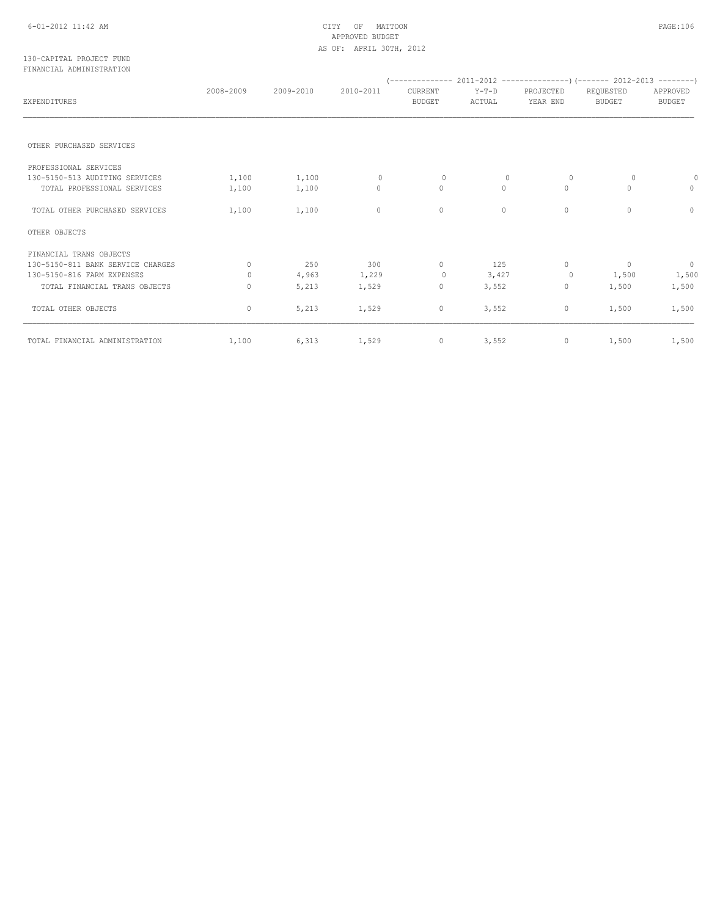CITY OF MATTOON
APPROVED BUDGET
AS OF: APRIL 30TH, 2012

130-CAPITAL PROJECT FUND
FINANCIAL ADMINISTRATION

| EXPENDITURES | 2008-2009 | 2009-2010 | 2010-2011 | 2011-2012 CURRENT BUDGET | 2011-2012 Y-T-D ACTUAL | 2011-2012 PROJECTED YEAR END | 2012-2013 REQUESTED BUDGET | 2012-2013 APPROVED BUDGET |
|---|---|---|---|---|---|---|---|---|
| OTHER PURCHASED SERVICES | | | | | | | | |
| PROFESSIONAL SERVICES | | | | | | | | |
| 130-5150-513 AUDITING SERVICES | 1,100 | 1,100 | 0 | 0 | 0 | 0 | 0 | 0 |
| TOTAL PROFESSIONAL SERVICES | 1,100 | 1,100 | 0 | 0 | 0 | 0 | 0 | 0 |
| TOTAL OTHER PURCHASED SERVICES | 1,100 | 1,100 | 0 | 0 | 0 | 0 | 0 | 0 |
| OTHER OBJECTS | | | | | | | | |
| FINANCIAL TRANS OBJECTS | | | | | | | | |
| 130-5150-811 BANK SERVICE CHARGES | 0 | 250 | 300 | 0 | 125 | 0 | 0 | 0 |
| 130-5150-816 FARM EXPENSES | 0 | 4,963 | 1,229 | 0 | 3,427 | 0 | 1,500 | 1,500 |
| TOTAL FINANCIAL TRANS OBJECTS | 0 | 5,213 | 1,529 | 0 | 3,552 | 0 | 1,500 | 1,500 |
| TOTAL OTHER OBJECTS | 0 | 5,213 | 1,529 | 0 | 3,552 | 0 | 1,500 | 1,500 |
| TOTAL FINANCIAL ADMINISTRATION | 1,100 | 6,313 | 1,529 | 0 | 3,552 | 0 | 1,500 | 1,500 |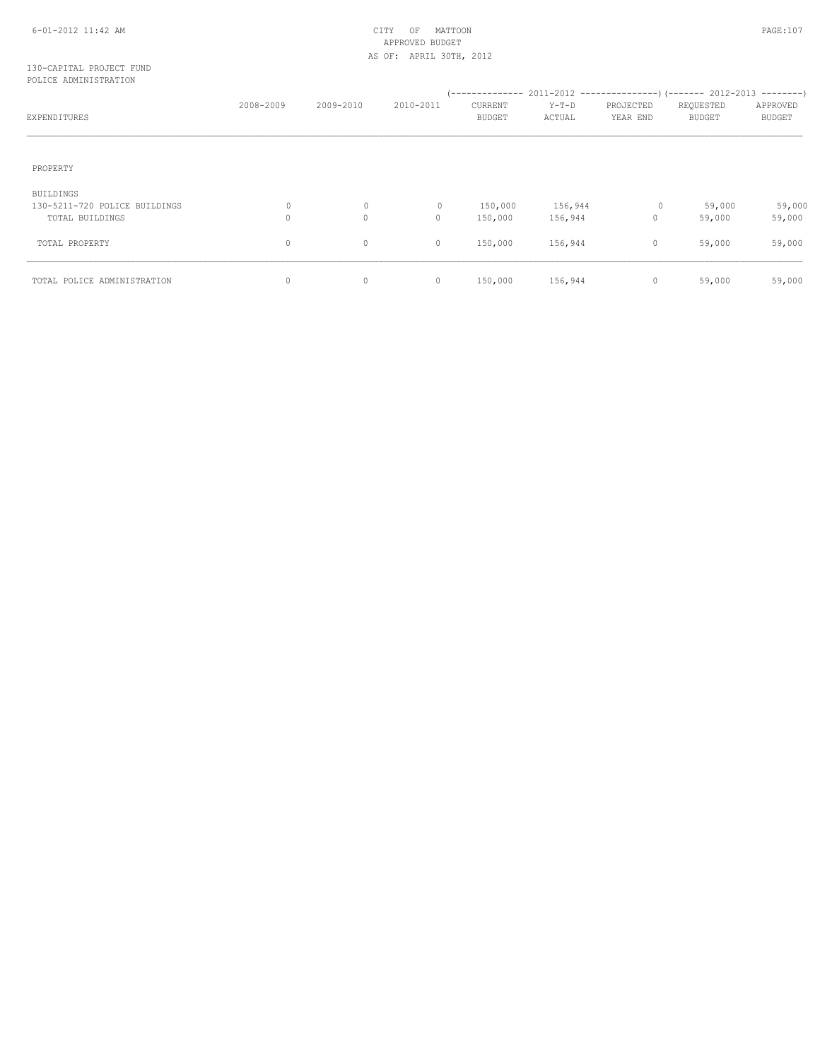CITY OF MATTOON
APPROVED BUDGET
AS OF: APRIL 30TH, 2012

130-CAPITAL PROJECT FUND
POLICE ADMINISTRATION

| EXPENDITURES | 2008-2009 | 2009-2010 | 2010-2011 | 2011-2012 CURRENT BUDGET | 2011-2012 Y-T-D ACTUAL | 2011-2012 PROJECTED YEAR END | 2012-2013 REQUESTED BUDGET | 2012-2013 APPROVED BUDGET |
|---|---|---|---|---|---|---|---|---|
| PROPERTY | | | | | | | | |
| BUILDINGS | | | | | | | | |
| 130-5211-720 POLICE BUILDINGS | 0 | 0 | 0 | 150,000 | 156,944 | 0 | 59,000 | 59,000 |
| TOTAL BUILDINGS | 0 | 0 | 0 | 150,000 | 156,944 | 0 | 59,000 | 59,000 |
| TOTAL PROPERTY | 0 | 0 | 0 | 150,000 | 156,944 | 0 | 59,000 | 59,000 |
| TOTAL POLICE ADMINISTRATION | 0 | 0 | 0 | 150,000 | 156,944 | 0 | 59,000 | 59,000 |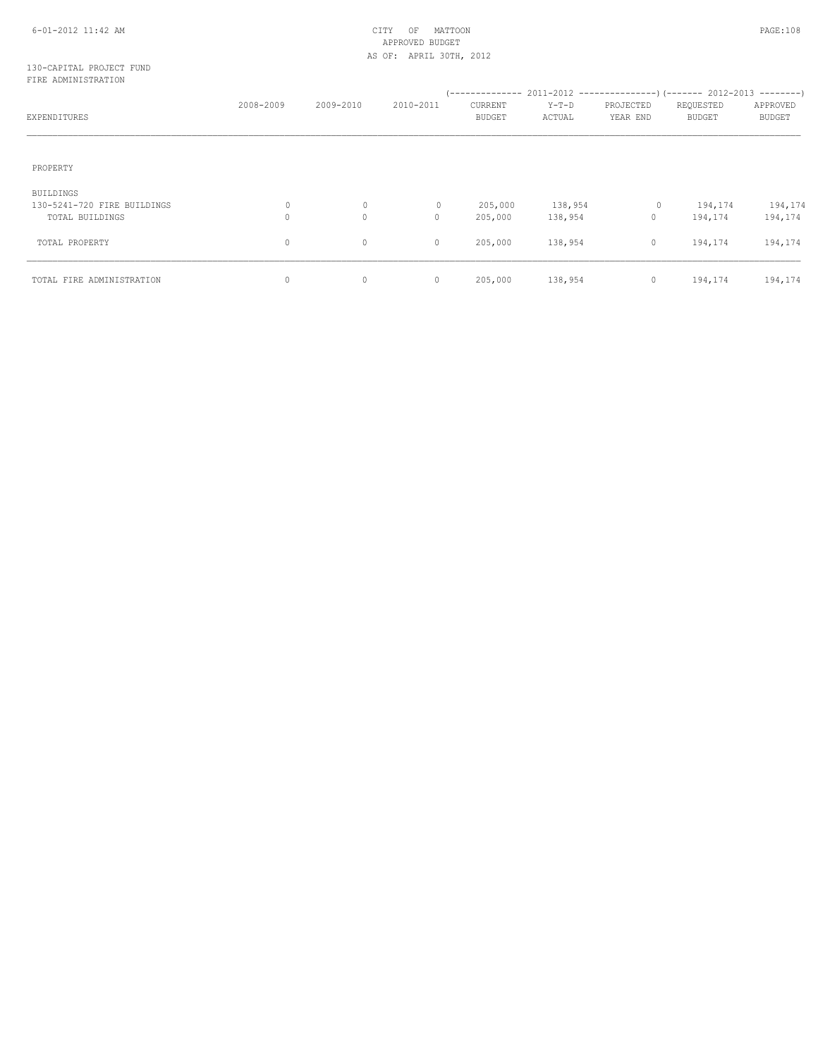CITY OF MATTOON
APPROVED BUDGET
AS OF: APRIL 30TH, 2012

130-CAPITAL PROJECT FUND
FIRE ADMINISTRATION

| EXPENDITURES | 2008-2009 | 2009-2010 | 2010-2011 | 2011-2012 CURRENT BUDGET | 2011-2012 Y-T-D ACTUAL | 2011-2012 PROJECTED YEAR END | 2012-2013 REQUESTED BUDGET | 2012-2013 APPROVED BUDGET |
|---|---|---|---|---|---|---|---|---|
| PROPERTY | | | | | | | | |
| BUILDINGS | | | | | | | | |
| 130-5241-720 FIRE BUILDINGS | 0 | 0 | 0 | 205,000 | 138,954 | 0 | 194,174 | 194,174 |
| TOTAL BUILDINGS | 0 | 0 | 0 | 205,000 | 138,954 | 0 | 194,174 | 194,174 |
| TOTAL PROPERTY | 0 | 0 | 0 | 205,000 | 138,954 | 0 | 194,174 | 194,174 |
| TOTAL FIRE ADMINISTRATION | 0 | 0 | 0 | 205,000 | 138,954 | 0 | 194,174 | 194,174 |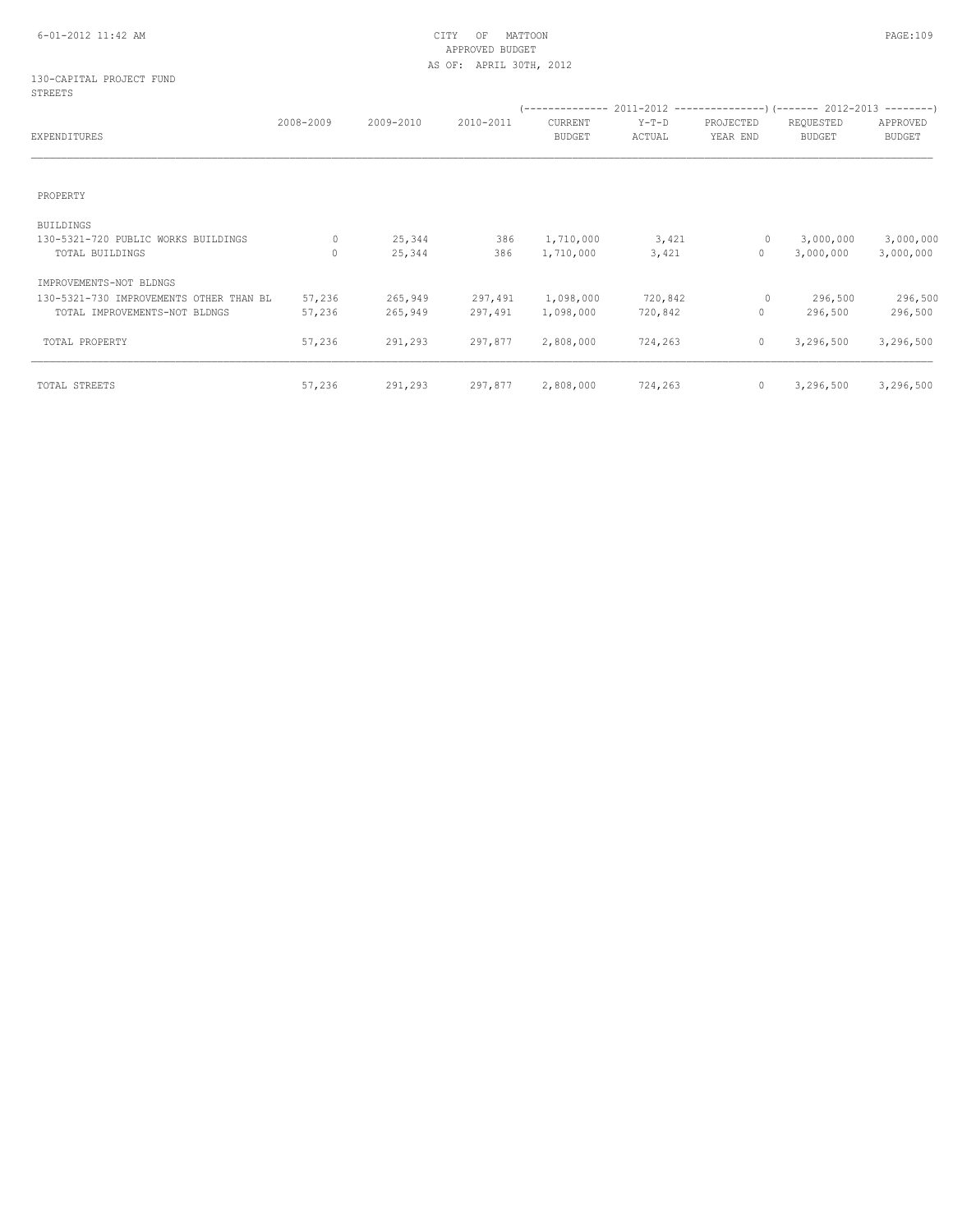CITY OF MATTOON
APPROVED BUDGET
AS OF: APRIL 30TH, 2012

130-CAPITAL PROJECT FUND
STREETS

| EXPENDITURES | 2008-2009 | 2009-2010 | 2010-2011 | 2011-2012 CURRENT BUDGET | 2011-2012 Y-T-D ACTUAL | 2011-2012 PROJECTED YEAR END | 2012-2013 REQUESTED BUDGET | 2012-2013 APPROVED BUDGET |
|---|---|---|---|---|---|---|---|---|
| PROPERTY | | | | | | | | |
| BUILDINGS | | | | | | | | |
| 130-5321-720 PUBLIC WORKS BUILDINGS | 0 | 25,344 | 386 | 1,710,000 | 3,421 | 0 | 3,000,000 | 3,000,000 |
| TOTAL BUILDINGS | 0 | 25,344 | 386 | 1,710,000 | 3,421 | 0 | 3,000,000 | 3,000,000 |
| IMPROVEMENTS-NOT BLDNGS | | | | | | | | |
| 130-5321-730 IMPROVEMENTS OTHER THAN BL | 57,236 | 265,949 | 297,491 | 1,098,000 | 720,842 | 0 | 296,500 | 296,500 |
| TOTAL IMPROVEMENTS-NOT BLDNGS | 57,236 | 265,949 | 297,491 | 1,098,000 | 720,842 | 0 | 296,500 | 296,500 |
| TOTAL PROPERTY | 57,236 | 291,293 | 297,877 | 2,808,000 | 724,263 | 0 | 3,296,500 | 3,296,500 |
| TOTAL STREETS | 57,236 | 291,293 | 297,877 | 2,808,000 | 724,263 | 0 | 3,296,500 | 3,296,500 |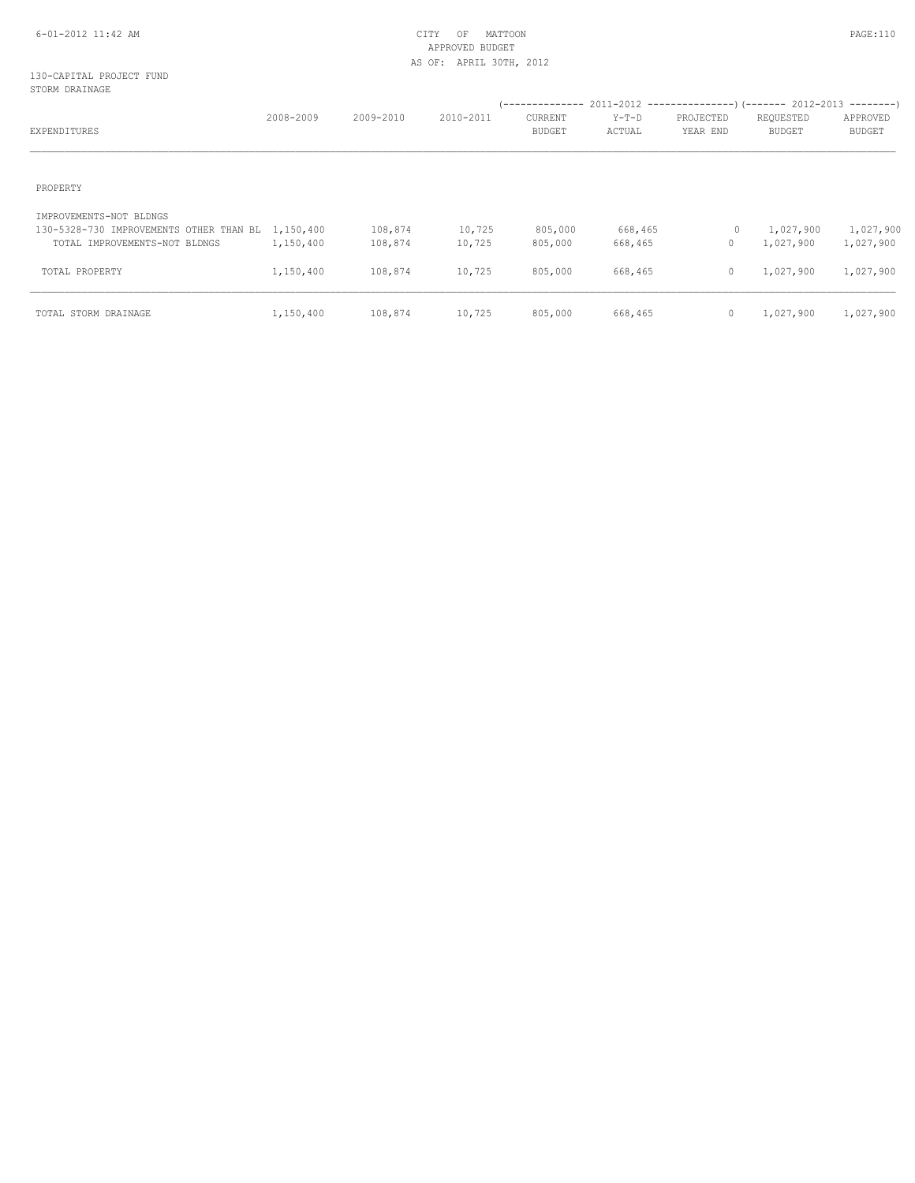CITY OF MATTOON
APPROVED BUDGET
AS OF: APRIL 30TH, 2012

130-CAPITAL PROJECT FUND
STORM DRAINAGE

| EXPENDITURES | 2008-2009 | 2009-2010 | 2010-2011 | 2011-2012 CURRENT BUDGET | 2011-2012 Y-T-D ACTUAL | 2011-2012 PROJECTED YEAR END | 2012-2013 REQUESTED BUDGET | 2012-2013 APPROVED BUDGET |
|---|---|---|---|---|---|---|---|---|
| PROPERTY | | | | | | | | |
| IMPROVEMENTS-NOT BLDNGS | | | | | | | | |
| 130-5328-730 IMPROVEMENTS OTHER THAN BL | 1,150,400 | 108,874 | 10,725 | 805,000 | 668,465 | 0 | 1,027,900 | 1,027,900 |
| TOTAL IMPROVEMENTS-NOT BLDNGS | 1,150,400 | 108,874 | 10,725 | 805,000 | 668,465 | 0 | 1,027,900 | 1,027,900 |
| TOTAL PROPERTY | 1,150,400 | 108,874 | 10,725 | 805,000 | 668,465 | 0 | 1,027,900 | 1,027,900 |
| TOTAL STORM DRAINAGE | 1,150,400 | 108,874 | 10,725 | 805,000 | 668,465 | 0 | 1,027,900 | 1,027,900 |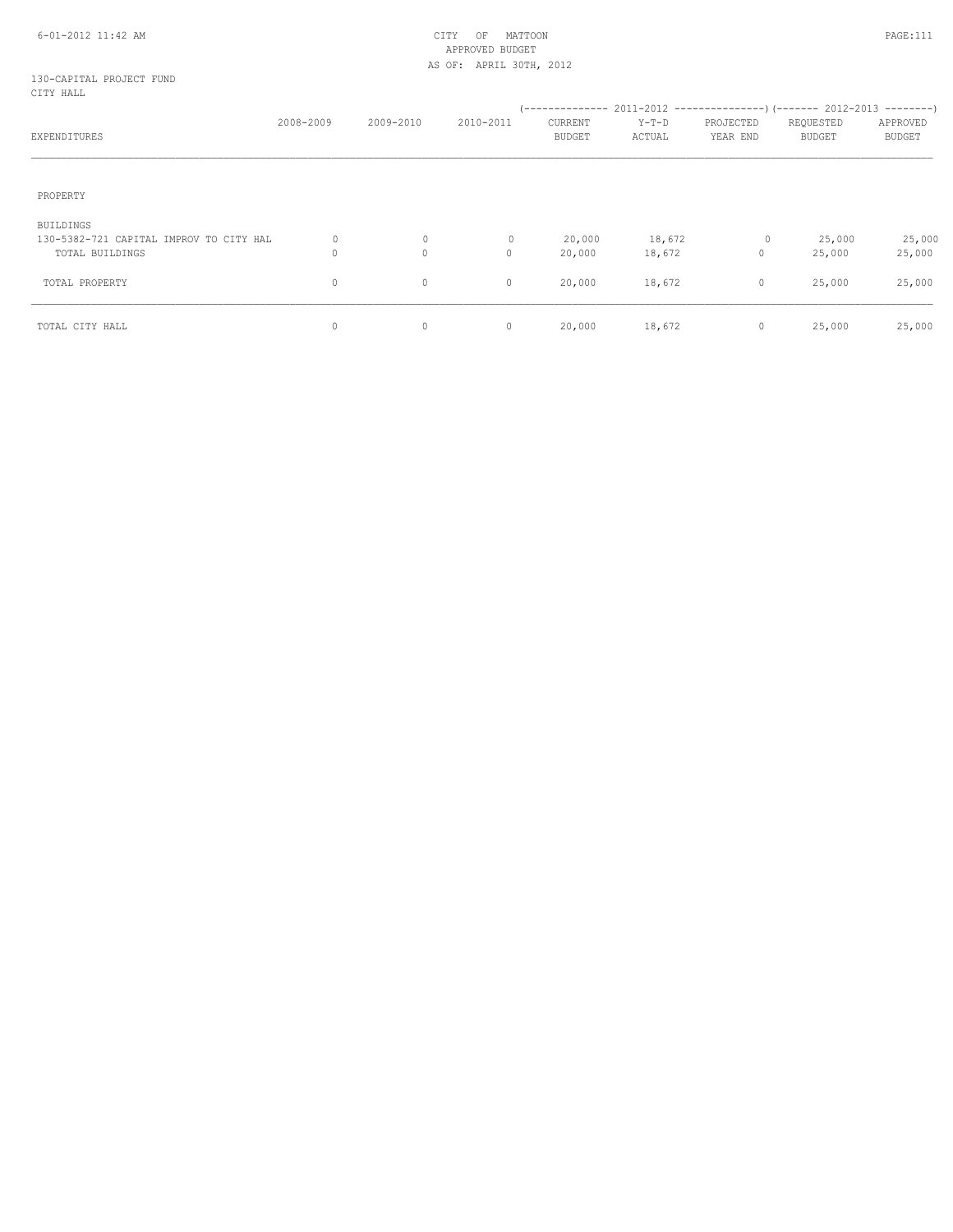CITY OF MATTOON
APPROVED BUDGET
AS OF: APRIL 30TH, 2012

130-CAPITAL PROJECT FUND
CITY HALL

| EXPENDITURES | 2008-2009 | 2009-2010 | 2010-2011 | 2011-2012 CURRENT BUDGET | 2011-2012 Y-T-D ACTUAL | 2011-2012 PROJECTED YEAR END | 2012-2013 REQUESTED BUDGET | 2012-2013 APPROVED BUDGET |
|---|---|---|---|---|---|---|---|---|
| PROPERTY | | | | | | | | |
| BUILDINGS | | | | | | | | |
| 130-5382-721 CAPITAL IMPROV TO CITY HAL | 0 | 0 | 0 | 20,000 | 18,672 | 0 | 25,000 | 25,000 |
| TOTAL BUILDINGS | 0 | 0 | 0 | 20,000 | 18,672 | 0 | 25,000 | 25,000 |
| TOTAL PROPERTY | 0 | 0 | 0 | 20,000 | 18,672 | 0 | 25,000 | 25,000 |
| TOTAL CITY HALL | 0 | 0 | 0 | 20,000 | 18,672 | 0 | 25,000 | 25,000 |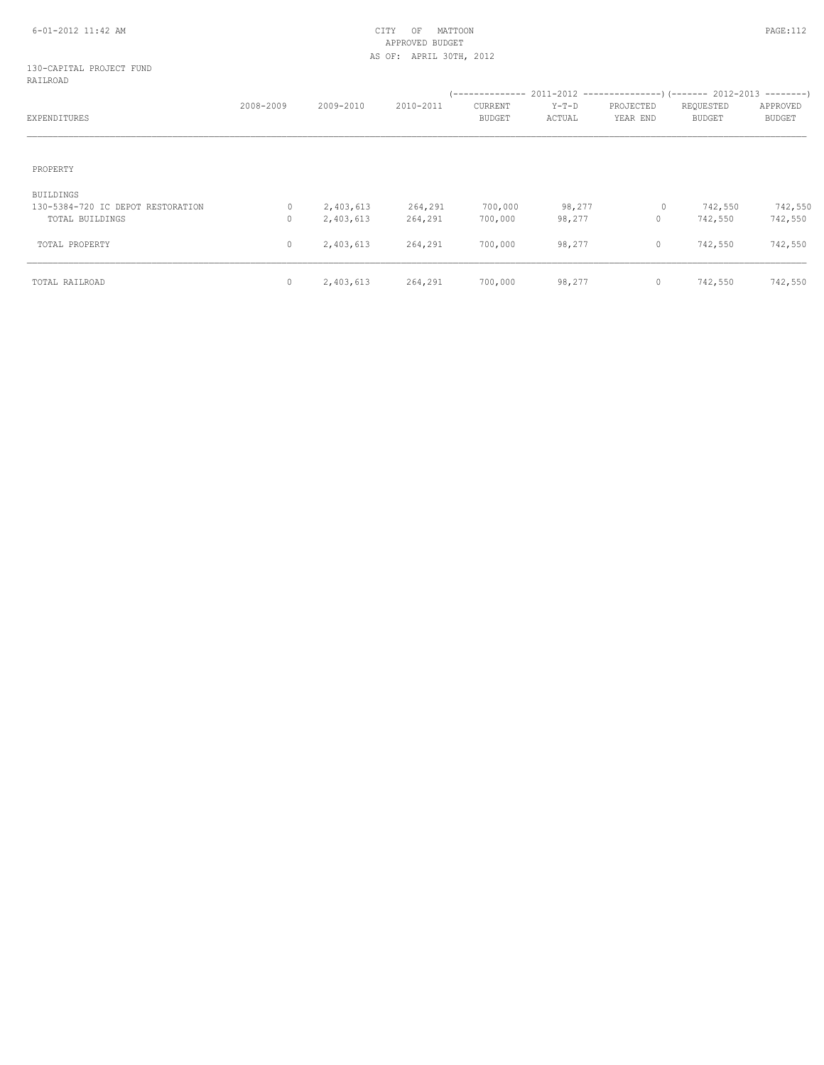CITY OF MATTOON
APPROVED BUDGET
AS OF: APRIL 30TH, 2012

130-CAPITAL PROJECT FUND
RAILROAD

| EXPENDITURES | 2008-2009 | 2009-2010 | 2010-2011 | 2011-2012 CURRENT BUDGET | 2011-2012 Y-T-D ACTUAL | 2011-2012 PROJECTED YEAR END | 2012-2013 REQUESTED BUDGET | 2012-2013 APPROVED BUDGET |
|---|---|---|---|---|---|---|---|---|
| PROPERTY | | | | | | | | |
| BUILDINGS | | | | | | | | |
| 130-5384-720 IC DEPOT RESTORATION | 0 | 2,403,613 | 264,291 | 700,000 | 98,277 | 0 | 742,550 | 742,550 |
| TOTAL BUILDINGS | 0 | 2,403,613 | 264,291 | 700,000 | 98,277 | 0 | 742,550 | 742,550 |
| TOTAL PROPERTY | 0 | 2,403,613 | 264,291 | 700,000 | 98,277 | 0 | 742,550 | 742,550 |
| TOTAL RAILROAD | 0 | 2,403,613 | 264,291 | 700,000 | 98,277 | 0 | 742,550 | 742,550 |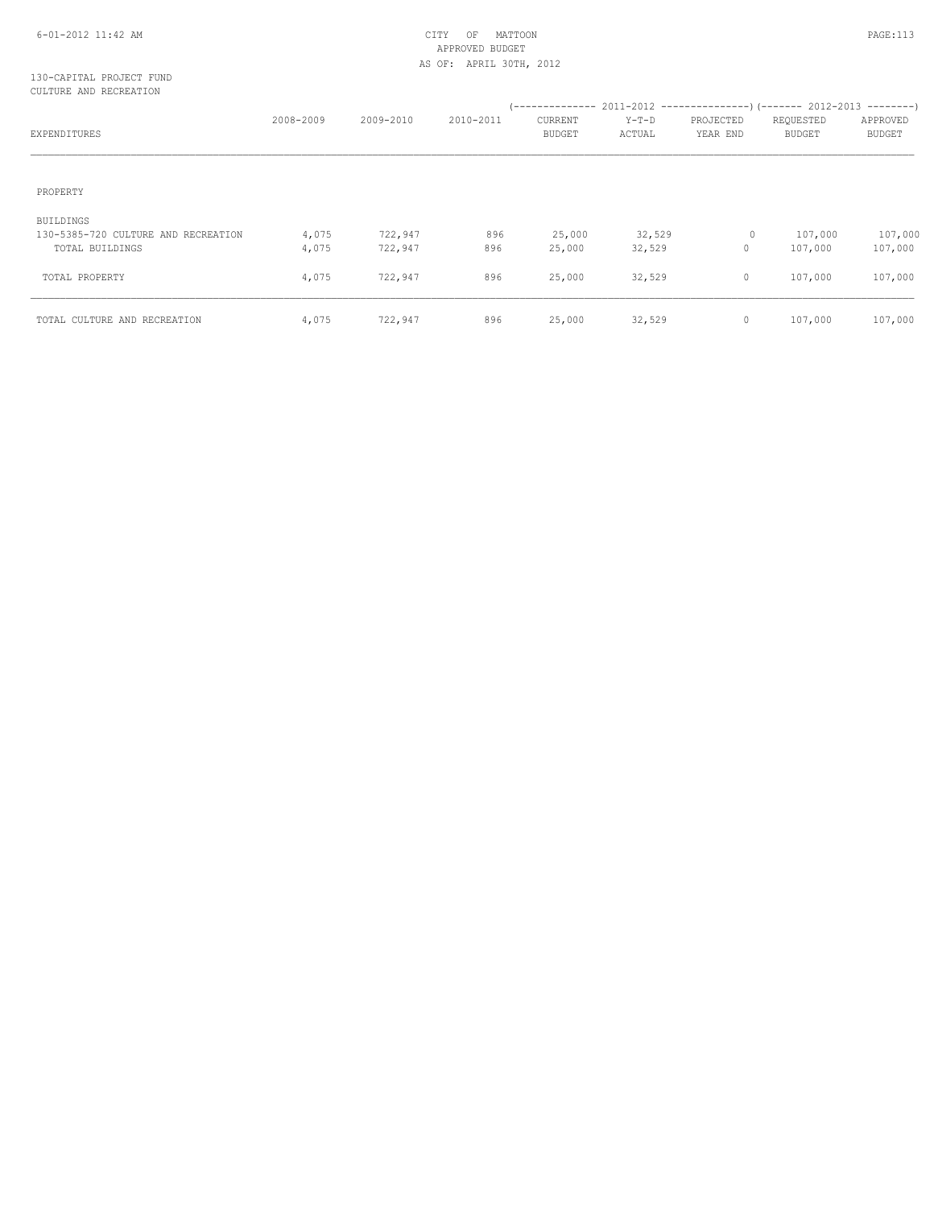130-CAPITAL PROJECT FUND
CULTURE AND RECREATION

| EXPENDITURES | 2008-2009 | 2009-2010 | 2010-2011 | 2011-2012 CURRENT BUDGET | 2011-2012 Y-T-D ACTUAL | 2011-2012 PROJECTED YEAR END | 2012-2013 REQUESTED BUDGET | 2012-2013 APPROVED BUDGET |
|---|---|---|---|---|---|---|---|---|
| PROPERTY | | | | | | | | |
| BUILDINGS | | | | | | | | |
| 130-5385-720 CULTURE AND RECREATION | 4,075 | 722,947 | 896 | 25,000 | 32,529 | 0 | 107,000 | 107,000 |
| TOTAL BUILDINGS | 4,075 | 722,947 | 896 | 25,000 | 32,529 | 0 | 107,000 | 107,000 |
| TOTAL PROPERTY | 4,075 | 722,947 | 896 | 25,000 | 32,529 | 0 | 107,000 | 107,000 |
| TOTAL CULTURE AND RECREATION | 4,075 | 722,947 | 896 | 25,000 | 32,529 | 0 | 107,000 | 107,000 |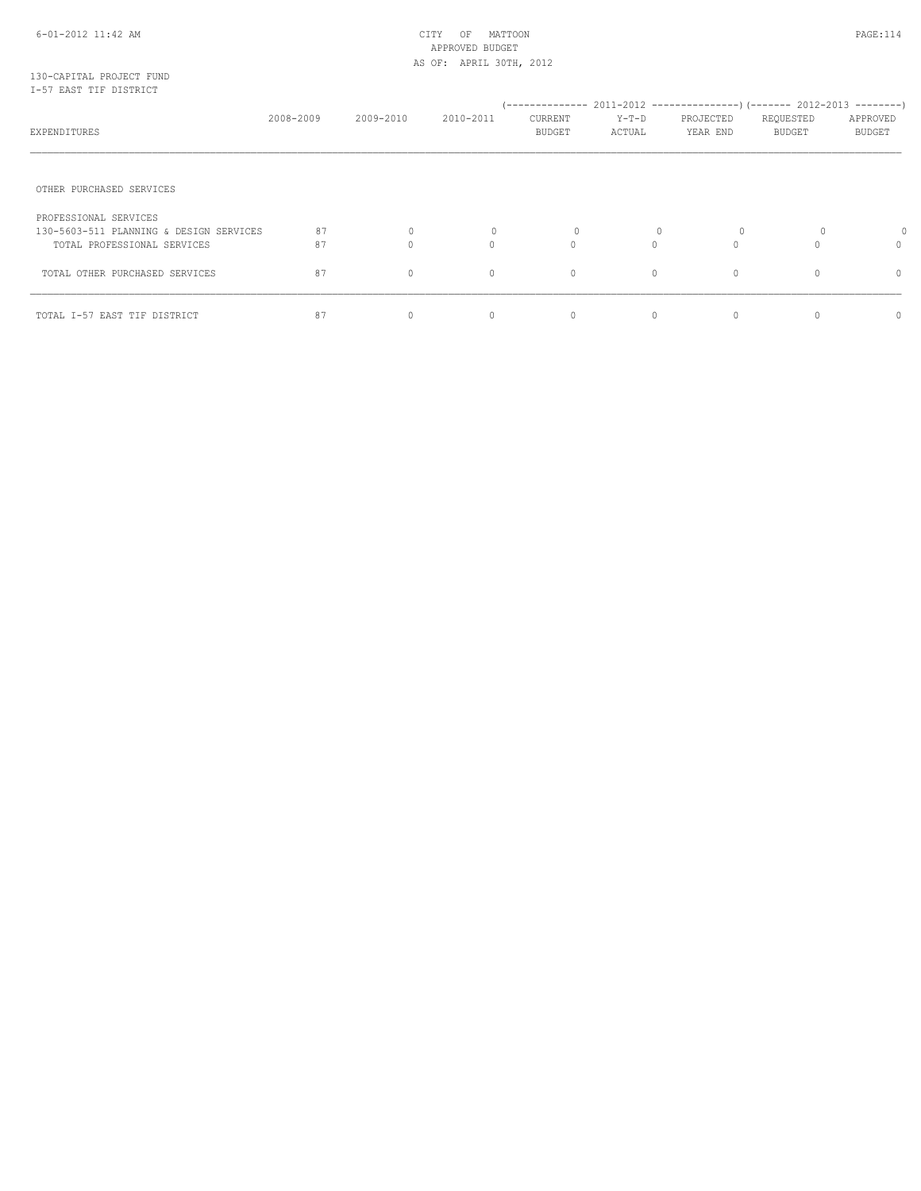CITY OF MATTOON
APPROVED BUDGET
AS OF: APRIL 30TH, 2012

130-CAPITAL PROJECT FUND
I-57 EAST TIF DISTRICT

| EXPENDITURES | 2008-2009 | 2009-2010 | 2010-2011 | 2011-2012 CURRENT BUDGET | 2011-2012 Y-T-D ACTUAL | 2011-2012 PROJECTED YEAR END | 2012-2013 REQUESTED BUDGET | 2012-2013 APPROVED BUDGET |
|---|---|---|---|---|---|---|---|---|
| OTHER PURCHASED SERVICES | | | | | | | | |
| PROFESSIONAL SERVICES | | | | | | | | |
| 130-5603-511 PLANNING & DESIGN SERVICES | 87 | 0 | 0 | 0 | 0 | 0 | 0 | 0 |
| TOTAL PROFESSIONAL SERVICES | 87 | 0 | 0 | 0 | 0 | 0 | 0 | 0 |
| TOTAL OTHER PURCHASED SERVICES | 87 | 0 | 0 | 0 | 0 | 0 | 0 | 0 |
| TOTAL I-57 EAST TIF DISTRICT | 87 | 0 | 0 | 0 | 0 | 0 | 0 | 0 |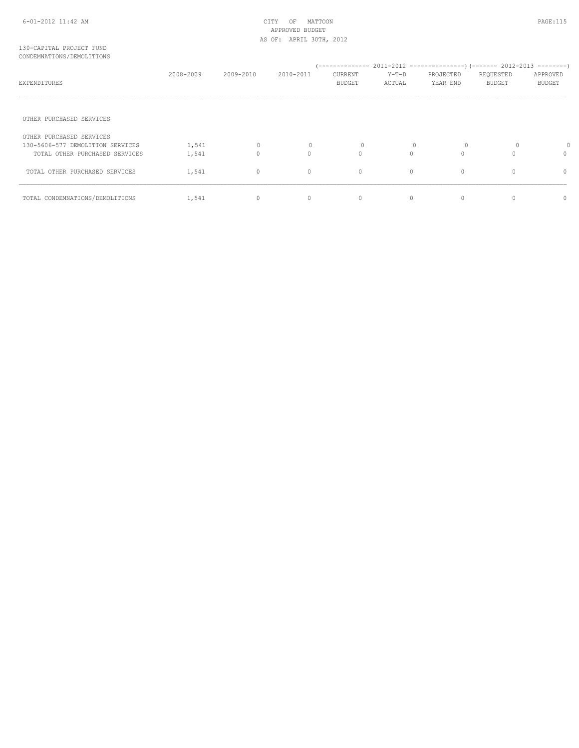130-CAPITAL PROJECT FUND
CONDEMNATIONS/DEMOLITIONS

| EXPENDITURES | 2008-2009 | 2009-2010 | 2010-2011 | 2011-2012 CURRENT BUDGET | 2011-2012 Y-T-D ACTUAL | 2011-2012 PROJECTED YEAR END | 2012-2013 REQUESTED BUDGET | 2012-2013 APPROVED BUDGET |
|---|---|---|---|---|---|---|---|---|
| OTHER PURCHASED SERVICES | | | | | | | | |
| OTHER PURCHASED SERVICES | | | | | | | | |
| 130-5606-577 DEMOLITION SERVICES | 1,541 | 0 | 0 | 0 | 0 | 0 | 0 | 0 |
| TOTAL OTHER PURCHASED SERVICES | 1,541 | 0 | 0 | 0 | 0 | 0 | 0 | 0 |
| TOTAL OTHER PURCHASED SERVICES | 1,541 | 0 | 0 | 0 | 0 | 0 | 0 | 0 |
| TOTAL CONDEMNATIONS/DEMOLITIONS | 1,541 | 0 | 0 | 0 | 0 | 0 | 0 | 0 |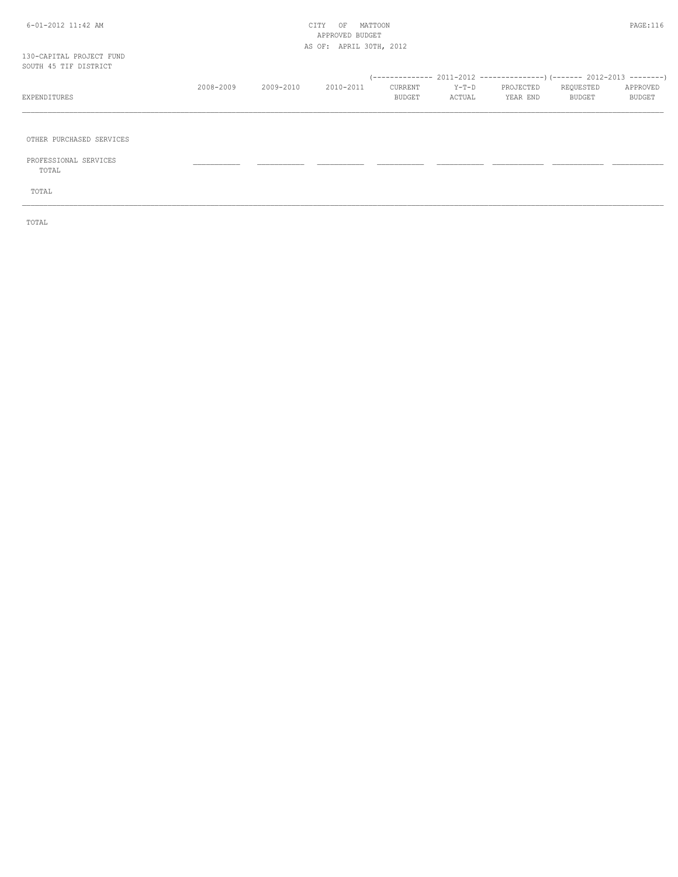130-CAPITAL PROJECT FUND
SOUTH 45 TIF DISTRICT

CITY OF MATTOON
APPROVED BUDGET
AS OF: APRIL 30TH, 2012

| EXPENDITURES | 2008-2009 | 2009-2010 | 2010-2011 | 2011-2012 CURRENT BUDGET | 2011-2012 Y-T-D ACTUAL | 2011-2012 PROJECTED YEAR END | 2012-2013 REQUESTED BUDGET | 2012-2013 APPROVED BUDGET |
|---|---|---|---|---|---|---|---|---|
| OTHER PURCHASED SERVICES | | | | | | | | |
| PROFESSIONAL SERVICES | | | | | | | | |
| TOTAL | | | | | | | | |
| TOTAL | | | | | | | | |
| TOTAL | | | | | | | | |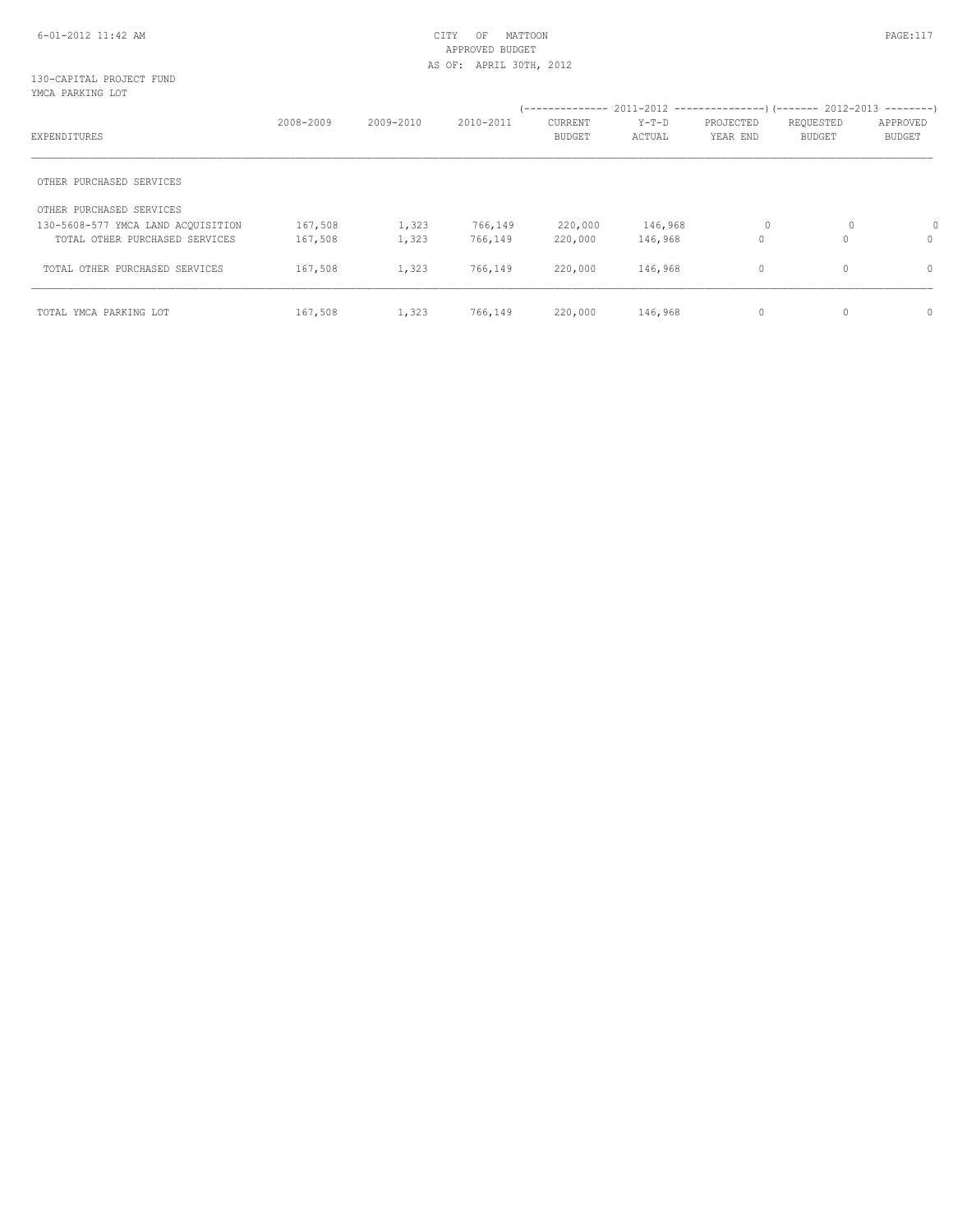CITY OF MATTOON
APPROVED BUDGET
AS OF: APRIL 30TH, 2012

130-CAPITAL PROJECT FUND
YMCA PARKING LOT

| EXPENDITURES | 2008-2009 | 2009-2010 | 2010-2011 | 2011-2012 CURRENT BUDGET | 2011-2012 Y-T-D ACTUAL | 2011-2012 PROJECTED YEAR END | 2012-2013 REQUESTED BUDGET | 2012-2013 APPROVED BUDGET |
|---|---|---|---|---|---|---|---|---|
| OTHER PURCHASED SERVICES | | | | | | | | |
| OTHER PURCHASED SERVICES | | | | | | | | |
| 130-5608-577 YMCA LAND ACQUISITION | 167,508 | 1,323 | 766,149 | 220,000 | 146,968 | 0 | 0 | 0 |
| TOTAL OTHER PURCHASED SERVICES | 167,508 | 1,323 | 766,149 | 220,000 | 146,968 | 0 | 0 | 0 |
| TOTAL OTHER PURCHASED SERVICES | 167,508 | 1,323 | 766,149 | 220,000 | 146,968 | 0 | 0 | 0 |
| TOTAL YMCA PARKING LOT | 167,508 | 1,323 | 766,149 | 220,000 | 146,968 | 0 | 0 | 0 |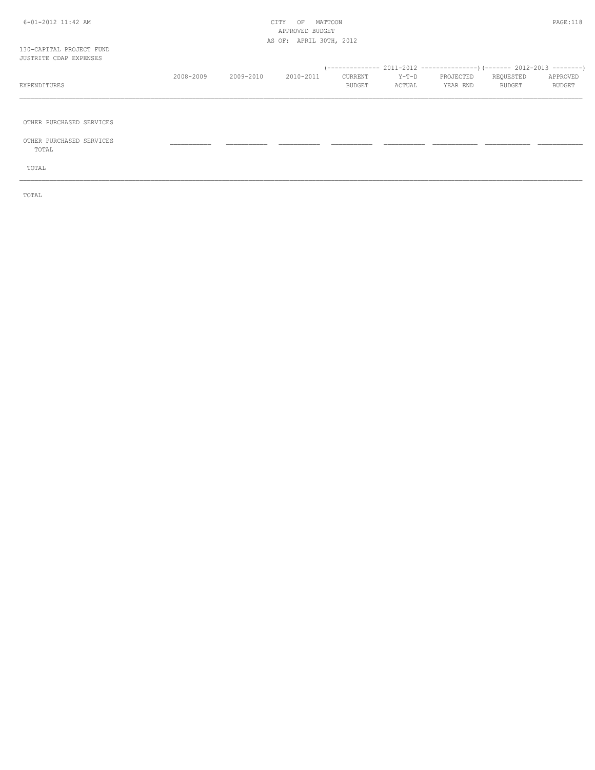130-CAPITAL PROJECT FUND
JUSTRITE CDAP EXPENSES

| EXPENDITURES | 2008-2009 | 2009-2010 | 2010-2011 | (-------------- 2011-2012 CURRENT BUDGET | Y-T-D ACTUAL | PROJECTED YEAR END --------------) | (------- 2012-2013 REQUESTED BUDGET | APPROVED BUDGET --------) |
|---|---|---|---|---|---|---|---|---|
| OTHER PURCHASED SERVICES | | | | | | | | |
| OTHER PURCHASED SERVICES TOTAL | ___________ | ___________ | ___________ | ___________ | ___________ | ___________ | ___________ | ___________ |
| TOTAL | | | | | | | | |

TOTAL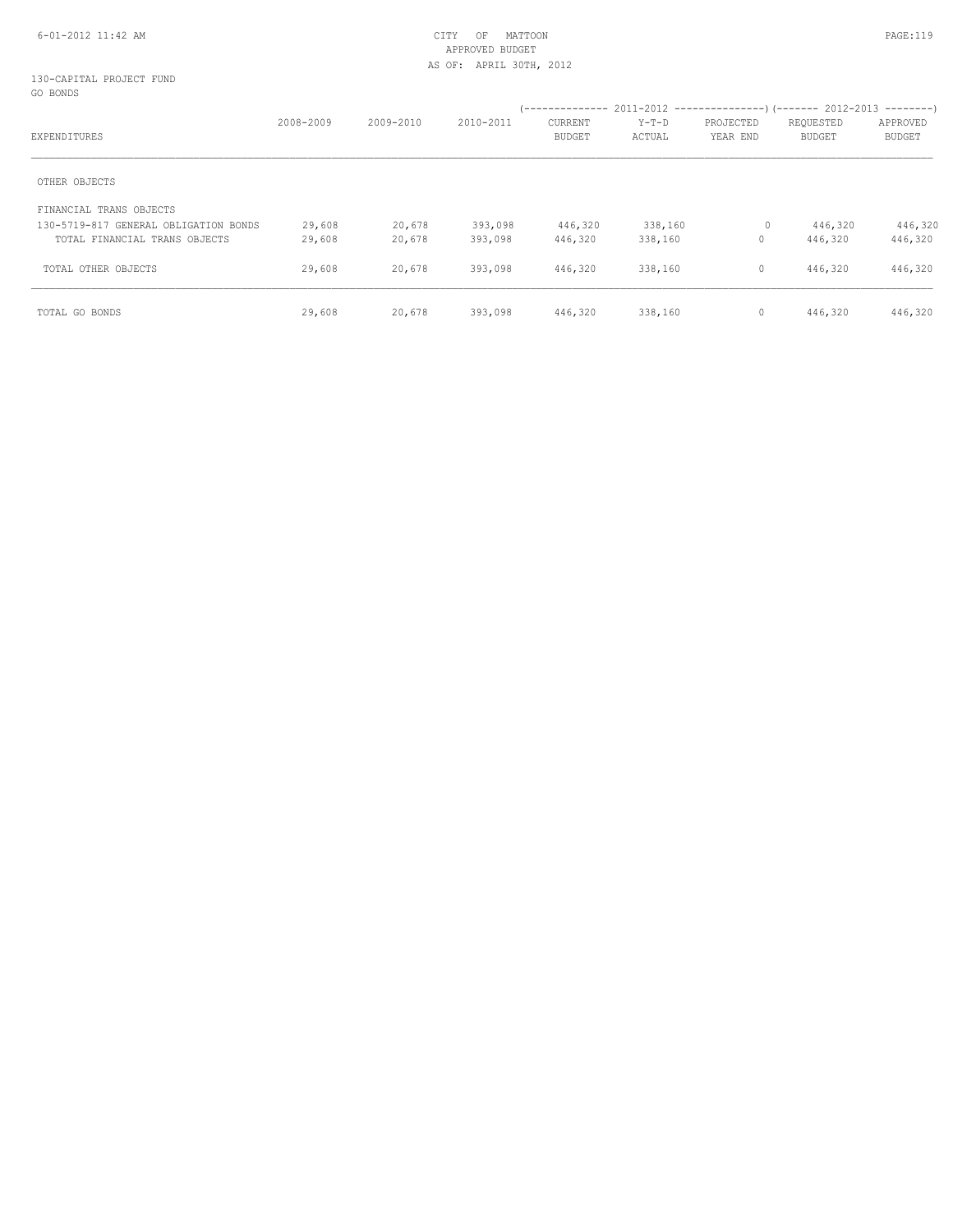CITY OF MATTOON
APPROVED BUDGET
AS OF: APRIL 30TH, 2012

130-CAPITAL PROJECT FUND
GO BONDS

| EXPENDITURES | 2008-2009 | 2009-2010 | 2010-2011 | 2011-2012 CURRENT BUDGET | 2011-2012 Y-T-D ACTUAL | 2011-2012 PROJECTED YEAR END | 2012-2013 REQUESTED BUDGET | 2012-2013 APPROVED BUDGET |
|---|---|---|---|---|---|---|---|---|
| OTHER OBJECTS | | | | | | | | |
| FINANCIAL TRANS OBJECTS | | | | | | | | |
| 130-5719-817 GENERAL OBLIGATION BONDS | 29,608 | 20,678 | 393,098 | 446,320 | 338,160 | 0 | 446,320 | 446,320 |
| TOTAL FINANCIAL TRANS OBJECTS | 29,608 | 20,678 | 393,098 | 446,320 | 338,160 | 0 | 446,320 | 446,320 |
| TOTAL OTHER OBJECTS | 29,608 | 20,678 | 393,098 | 446,320 | 338,160 | 0 | 446,320 | 446,320 |
| TOTAL GO BONDS | 29,608 | 20,678 | 393,098 | 446,320 | 338,160 | 0 | 446,320 | 446,320 |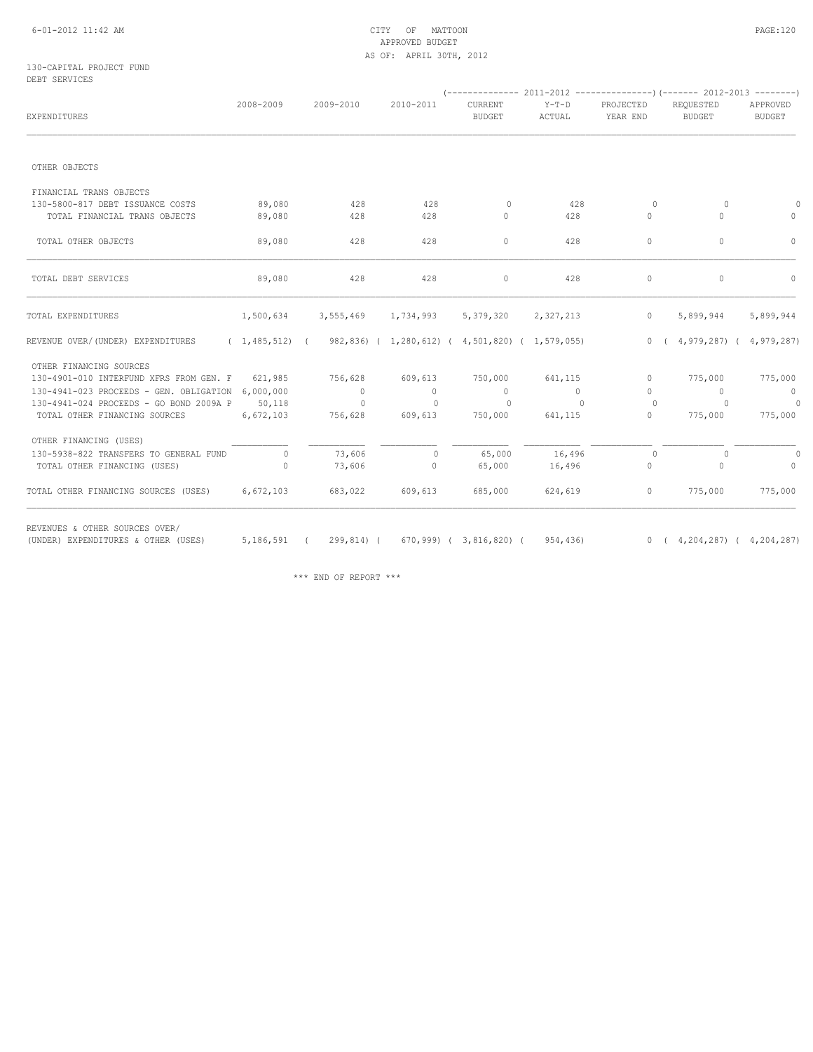CITY OF MATTOON
APPROVED BUDGET
AS OF: APRIL 30TH, 2012

130-CAPITAL PROJECT FUND
DEBT SERVICES

| EXPENDITURES | 2008-2009 | 2009-2010 | 2010-2011 | 2011-2012 CURRENT BUDGET | 2011-2012 Y-T-D ACTUAL | 2011-2012 PROJECTED YEAR END | 2012-2013 REQUESTED BUDGET | 2012-2013 APPROVED BUDGET |
|---|---|---|---|---|---|---|---|---|
| OTHER OBJECTS | | | | | | | | |
| FINANCIAL TRANS OBJECTS | | | | | | | | |
| 130-5800-817 DEBT ISSUANCE COSTS | 89,080 | 428 | 428 | 0 | 428 | 0 | 0 | 0 |
| TOTAL FINANCIAL TRANS OBJECTS | 89,080 | 428 | 428 | 0 | 428 | 0 | 0 | 0 |
| TOTAL OTHER OBJECTS | 89,080 | 428 | 428 | 0 | 428 | 0 | 0 | 0 |
| TOTAL DEBT SERVICES | 89,080 | 428 | 428 | 0 | 428 | 0 | 0 | 0 |
| TOTAL EXPENDITURES | 1,500,634 | 3,555,469 | 1,734,993 | 5,379,320 | 2,327,213 | 0 | 5,899,944 | 5,899,944 |
| REVENUE OVER/(UNDER) EXPENDITURES | ( 1,485,512) | ( 982,836) | ( 1,280,612) | ( 4,501,820) | ( 1,579,055) | 0 | ( 4,979,287) | ( 4,979,287) |
| OTHER FINANCING SOURCES | | | | | | | | |
| 130-4901-010 INTERFUND XFRS FROM GEN. F | 621,985 | 756,628 | 609,613 | 750,000 | 641,115 | 0 | 775,000 | 775,000 |
| 130-4941-023 PROCEEDS - GEN. OBLIGATION | 6,000,000 | 0 | 0 | 0 | 0 | 0 | 0 | 0 |
| 130-4941-024 PROCEEDS - GO BOND 2009A P | 50,118 | 0 | 0 | 0 | 0 | 0 | 0 | 0 |
| TOTAL OTHER FINANCING SOURCES | 6,672,103 | 756,628 | 609,613 | 750,000 | 641,115 | 0 | 775,000 | 775,000 |
| OTHER FINANCING (USES) | | | | | | | | |
| 130-5938-822 TRANSFERS TO GENERAL FUND | 0 | 73,606 | 0 | 65,000 | 16,496 | 0 | 0 | 0 |
| TOTAL OTHER FINANCING (USES) | 0 | 73,606 | 0 | 65,000 | 16,496 | 0 | 0 | 0 |
| TOTAL OTHER FINANCING SOURCES (USES) | 6,672,103 | 683,022 | 609,613 | 685,000 | 624,619 | 0 | 775,000 | 775,000 |
| REVENUES & OTHER SOURCES OVER/ (UNDER) EXPENDITURES & OTHER (USES) | 5,186,591 | ( 299,814) | ( 670,999) | ( 3,816,820) | ( 954,436) | 0 | ( 4,204,287) | ( 4,204,287) |

\*\*\* END OF REPORT \*\*\*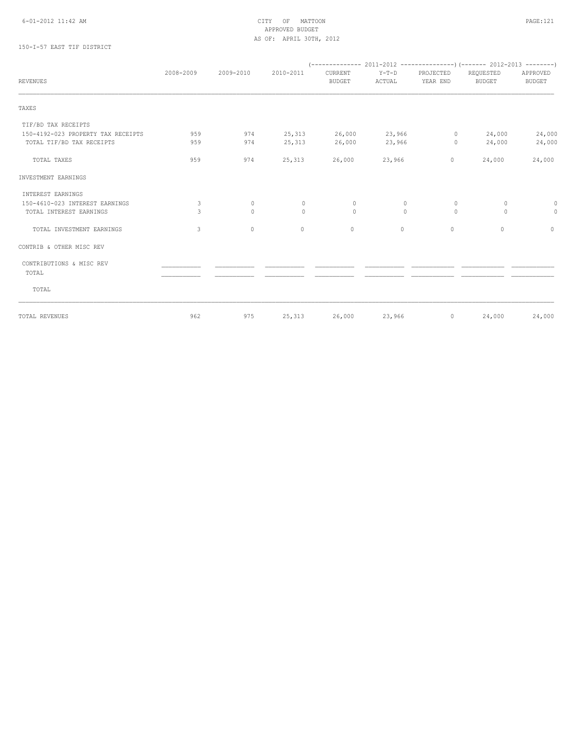CITY OF MATTOON
APPROVED BUDGET
AS OF: APRIL 30TH, 2012

150-I-57 EAST TIF DISTRICT

| REVENUES | 2008-2009 | 2009-2010 | 2010-2011 | 2011-2012 CURRENT BUDGET | 2011-2012 Y-T-D ACTUAL | 2011-2012 PROJECTED YEAR END | 2012-2013 REQUESTED BUDGET | 2012-2013 APPROVED BUDGET |
|---|---|---|---|---|---|---|---|---|
| TAXES | | | | | | | | |
| TIF/BD TAX RECEIPTS | | | | | | | | |
| 150-4192-023 PROPERTY TAX RECEIPTS | 959 | 974 | 25,313 | 26,000 | 23,966 | 0 | 24,000 | 24,000 |
| TOTAL TIF/BD TAX RECEIPTS | 959 | 974 | 25,313 | 26,000 | 23,966 | 0 | 24,000 | 24,000 |
| TOTAL TAXES | 959 | 974 | 25,313 | 26,000 | 23,966 | 0 | 24,000 | 24,000 |
| INVESTMENT EARNINGS | | | | | | | | |
| INTEREST EARNINGS | | | | | | | | |
| 150-4610-023 INTEREST EARNINGS | 3 | 0 | 0 | 0 | 0 | 0 | 0 | 0 |
| TOTAL INTEREST EARNINGS | 3 | 0 | 0 | 0 | 0 | 0 | 0 | 0 |
| TOTAL INVESTMENT EARNINGS | 3 | 0 | 0 | 0 | 0 | 0 | 0 | 0 |
| CONTRIB & OTHER MISC REV | | | | | | | | |
| CONTRIBUTIONS & MISC REV | | | | | | | | |
| TOTAL | | | | | | | | |
| TOTAL | | | | | | | | |
| TOTAL REVENUES | 962 | 975 | 25,313 | 26,000 | 23,966 | 0 | 24,000 | 24,000 |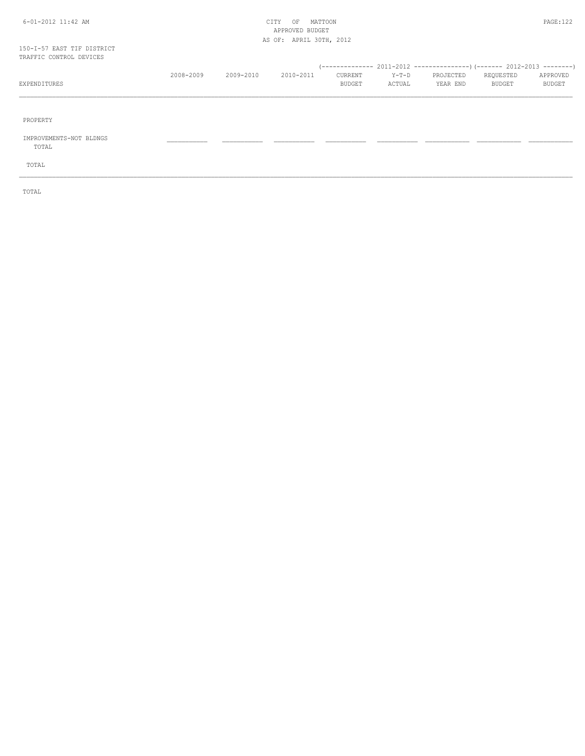150-I-57 EAST TIF DISTRICT
TRAFFIC CONTROL DEVICES

| EXPENDITURES | 2008-2009 | 2009-2010 | 2010-2011 | 2011-2012 CURRENT BUDGET | 2011-2012 Y-T-D ACTUAL | 2011-2012 PROJECTED YEAR END | 2012-2013 REQUESTED BUDGET | 2012-2013 APPROVED BUDGET |
|---|---|---|---|---|---|---|---|---|
| PROPERTY | | | | | | | | |
| IMPROVEMENTS-NOT BLDNGS | | | | | | | | |
| TOTAL | | | | | | | | |
| TOTAL | | | | | | | | |
| TOTAL | | | | | | | | |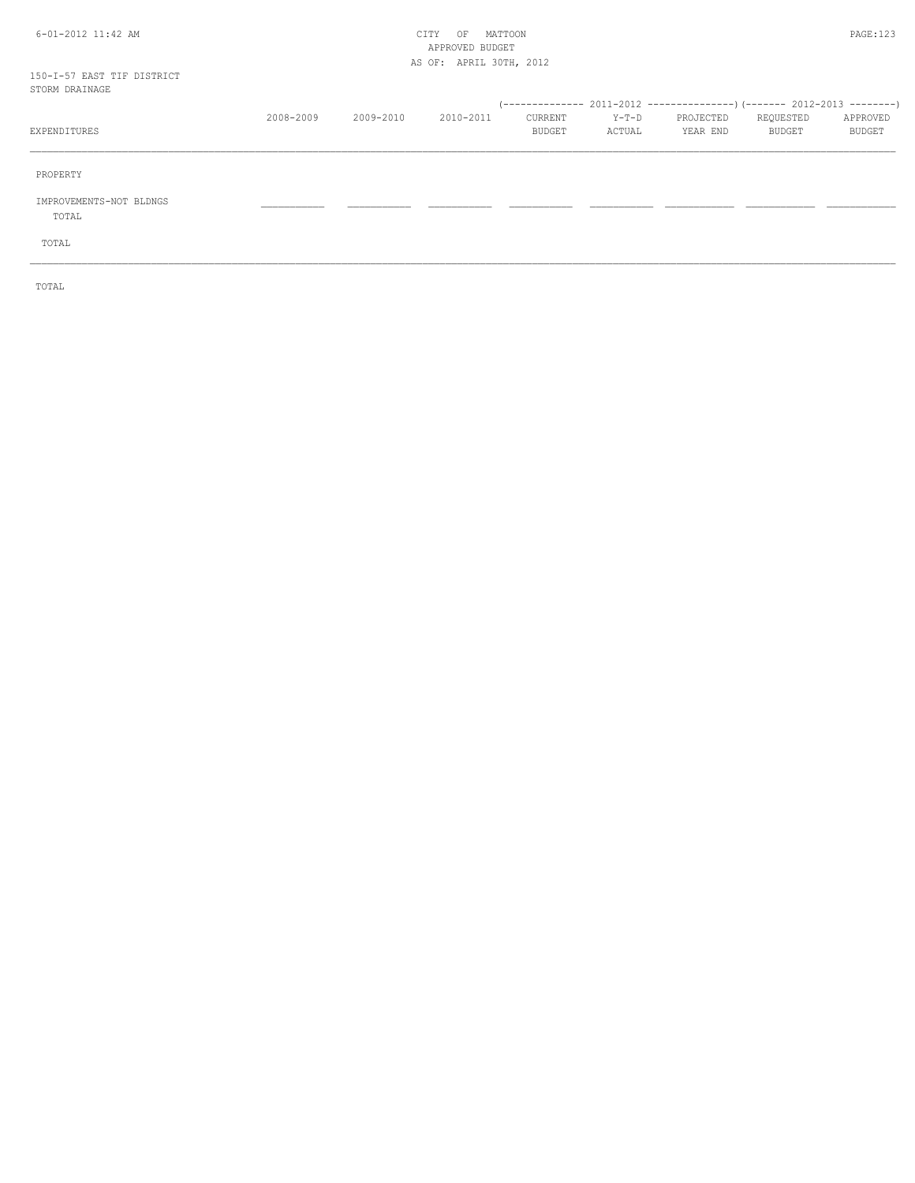150-I-57 EAST TIF DISTRICT
STORM DRAINAGE

CITY OF MATTOON
APPROVED BUDGET
AS OF: APRIL 30TH, 2012

| EXPENDITURES | 2008-2009 | 2009-2010 | 2010-2011 | 2011-2012 CURRENT BUDGET | 2011-2012 Y-T-D ACTUAL | 2011-2012 PROJECTED YEAR END | 2012-2013 REQUESTED BUDGET | 2012-2013 APPROVED BUDGET |
|---|---|---|---|---|---|---|---|---|
| PROPERTY | | | | | | | | |
| IMPROVEMENTS-NOT BLDNGS | | | | | | | | |
| TOTAL | | | | | | | | |
| TOTAL | | | | | | | | |
| TOTAL | | | | | | | | |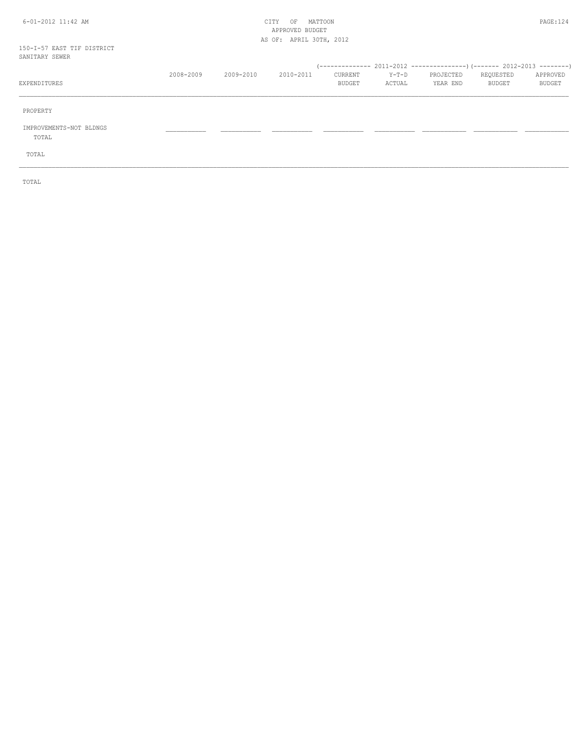150-I-57 EAST TIF DISTRICT
SANITARY SEWER

| EXPENDITURES | 2008-2009 | 2009-2010 | 2010-2011 | 2011-2012 CURRENT BUDGET | 2011-2012 Y-T-D ACTUAL | 2011-2012 PROJECTED YEAR END | 2012-2013 REQUESTED BUDGET | 2012-2013 APPROVED BUDGET |
|---|---|---|---|---|---|---|---|---|
| PROPERTY | | | | | | | | |
| IMPROVEMENTS-NOT BLDNGS | | | | | | | | |
| TOTAL | | | | | | | | |
| TOTAL | | | | | | | | |
| TOTAL | | | | | | | | |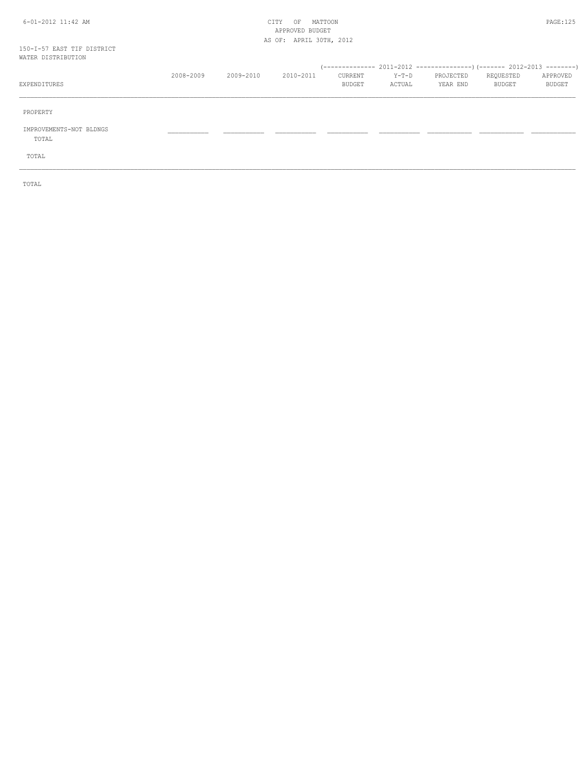150-I-57 EAST TIF DISTRICT
WATER DISTRIBUTION

| EXPENDITURES | 2008-2009 | 2009-2010 | 2010-2011 | 2011-2012 CURRENT BUDGET | 2011-2012 Y-T-D ACTUAL | 2011-2012 PROJECTED YEAR END | 2012-2013 REQUESTED BUDGET | 2012-2013 APPROVED BUDGET |
|---|---|---|---|---|---|---|---|---|
| PROPERTY | | | | | | | | |
| IMPROVEMENTS-NOT BLDNGS | | | | | | | | |
| TOTAL | | | | | | | | |
| TOTAL | | | | | | | | |

TOTAL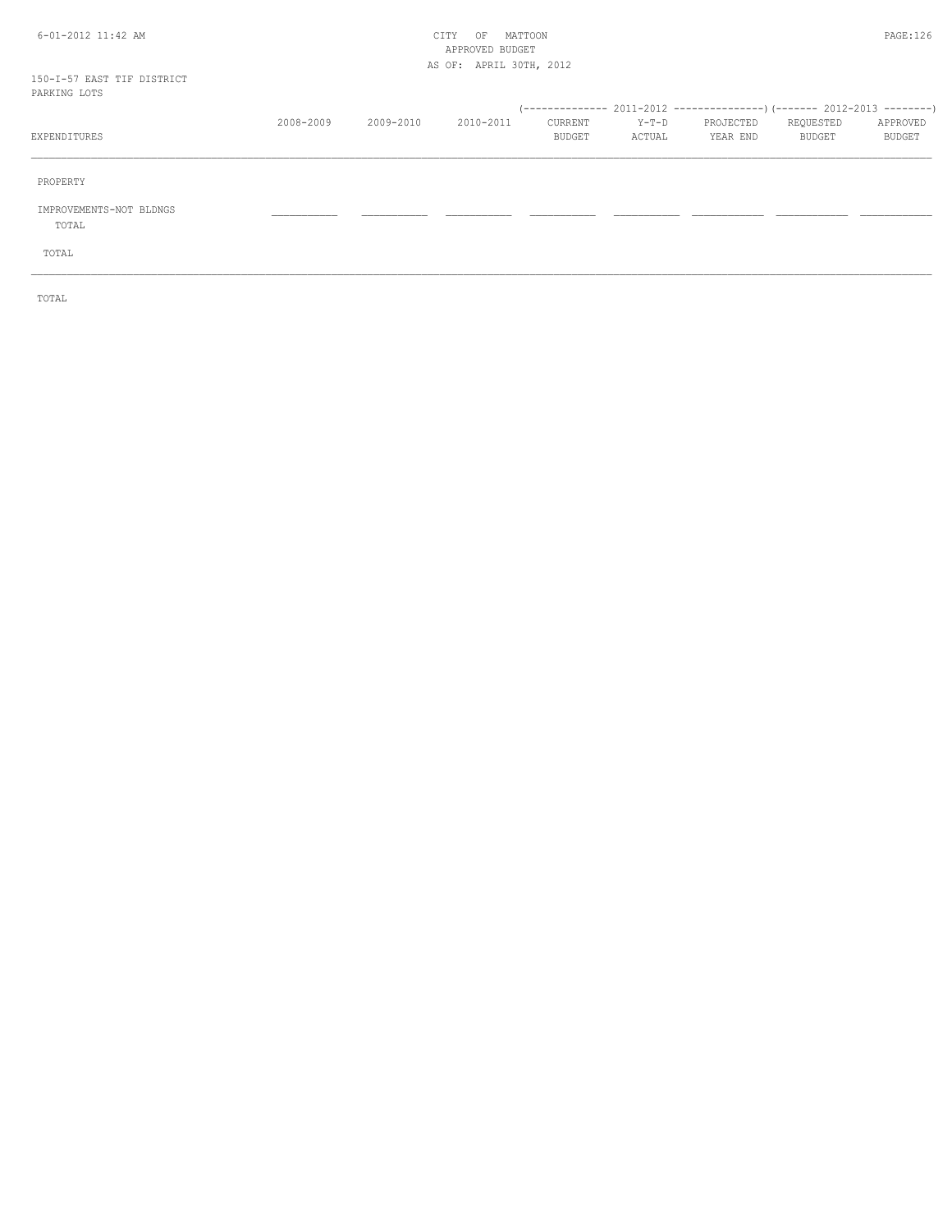150-I-57 EAST TIF DISTRICT
PARKING LOTS

| EXPENDITURES | 2008-2009 | 2009-2010 | 2010-2011 | 2011-2012 CURRENT BUDGET | 2011-2012 Y-T-D ACTUAL | 2011-2012 PROJECTED YEAR END | 2012-2013 REQUESTED BUDGET | 2012-2013 APPROVED BUDGET |
|---|---|---|---|---|---|---|---|---|
| PROPERTY | | | | | | | | |
| IMPROVEMENTS-NOT BLDNGS | | | | | | | | |
| TOTAL | | | | | | | | |
| TOTAL | | | | | | | | |
| TOTAL | | | | | | | | |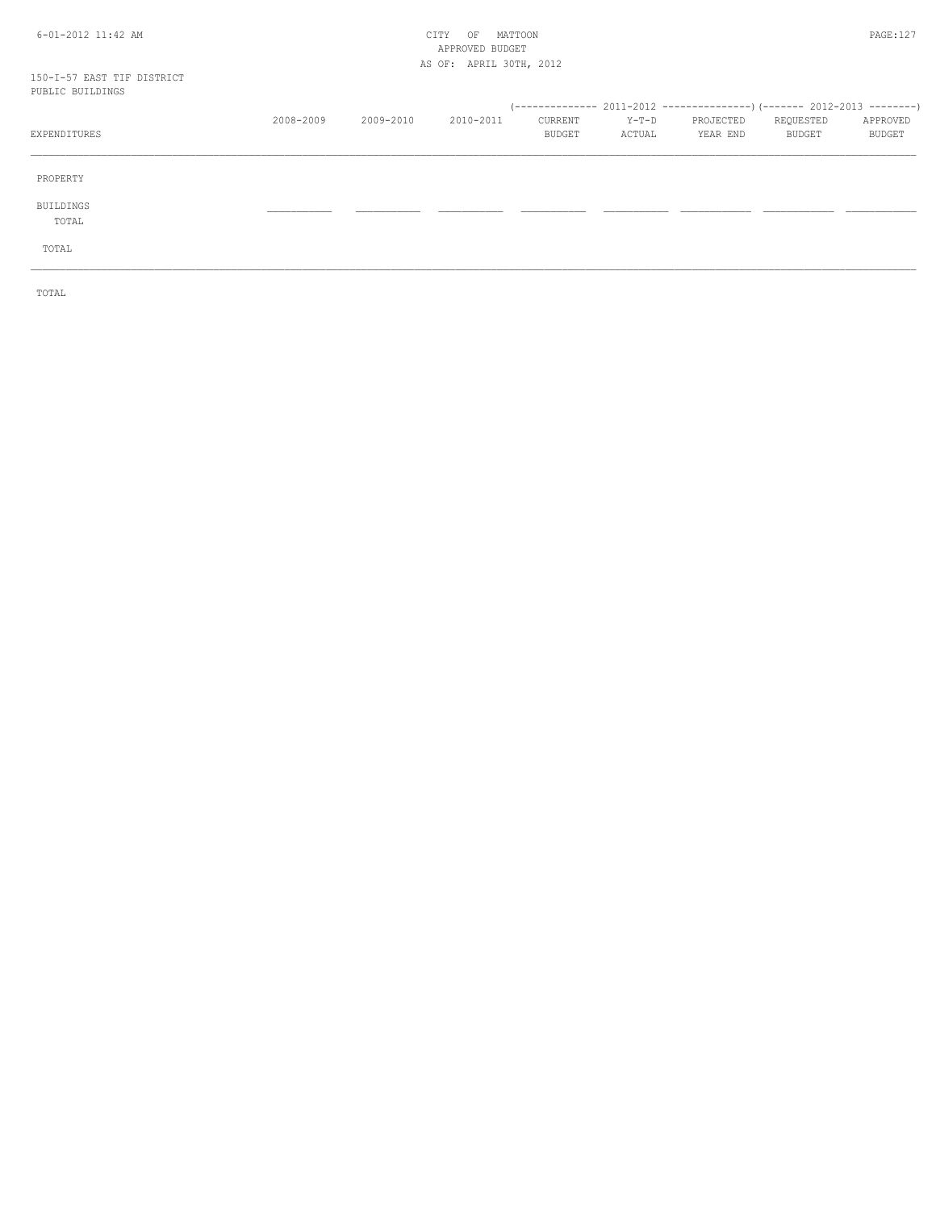150-I-57 EAST TIF DISTRICT
PUBLIC BUILDINGS

| EXPENDITURES | 2008-2009 | 2009-2010 | 2010-2011 | 2011-2012 CURRENT BUDGET | 2011-2012 Y-T-D ACTUAL | 2011-2012 PROJECTED YEAR END | 2012-2013 REQUESTED BUDGET | 2012-2013 APPROVED BUDGET |
|---|---|---|---|---|---|---|---|---|
| PROPERTY | | | | | | | | |
| BUILDINGS | | | | | | | | |
| TOTAL | | | | | | | | |
| TOTAL | | | | | | | | |
| TOTAL | | | | | | | | |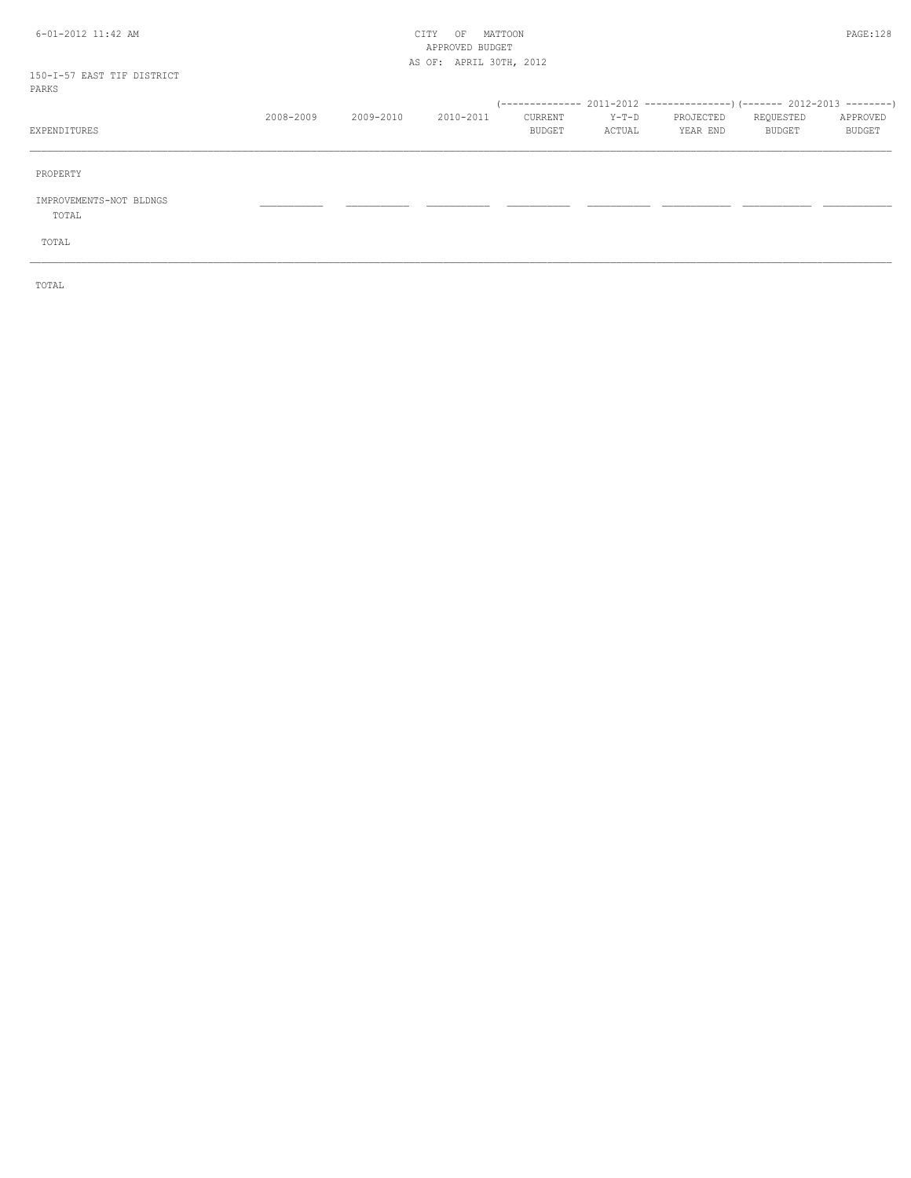CITY OF MATTOON
APPROVED BUDGET
AS OF: APRIL 30TH, 2012

150-I-57 EAST TIF DISTRICT
PARKS

| EXPENDITURES | 2008-2009 | 2009-2010 | 2010-2011 | 2011-2012 CURRENT BUDGET | 2011-2012 Y-T-D ACTUAL | 2011-2012 PROJECTED YEAR END | 2012-2013 REQUESTED BUDGET | 2012-2013 APPROVED BUDGET |
|---|---|---|---|---|---|---|---|---|
| PROPERTY | | | | | | | | |
| IMPROVEMENTS-NOT BLDNGS | | | | | | | | |
| TOTAL | | | | | | | | |
| TOTAL | | | | | | | | |
| TOTAL | | | | | | | | |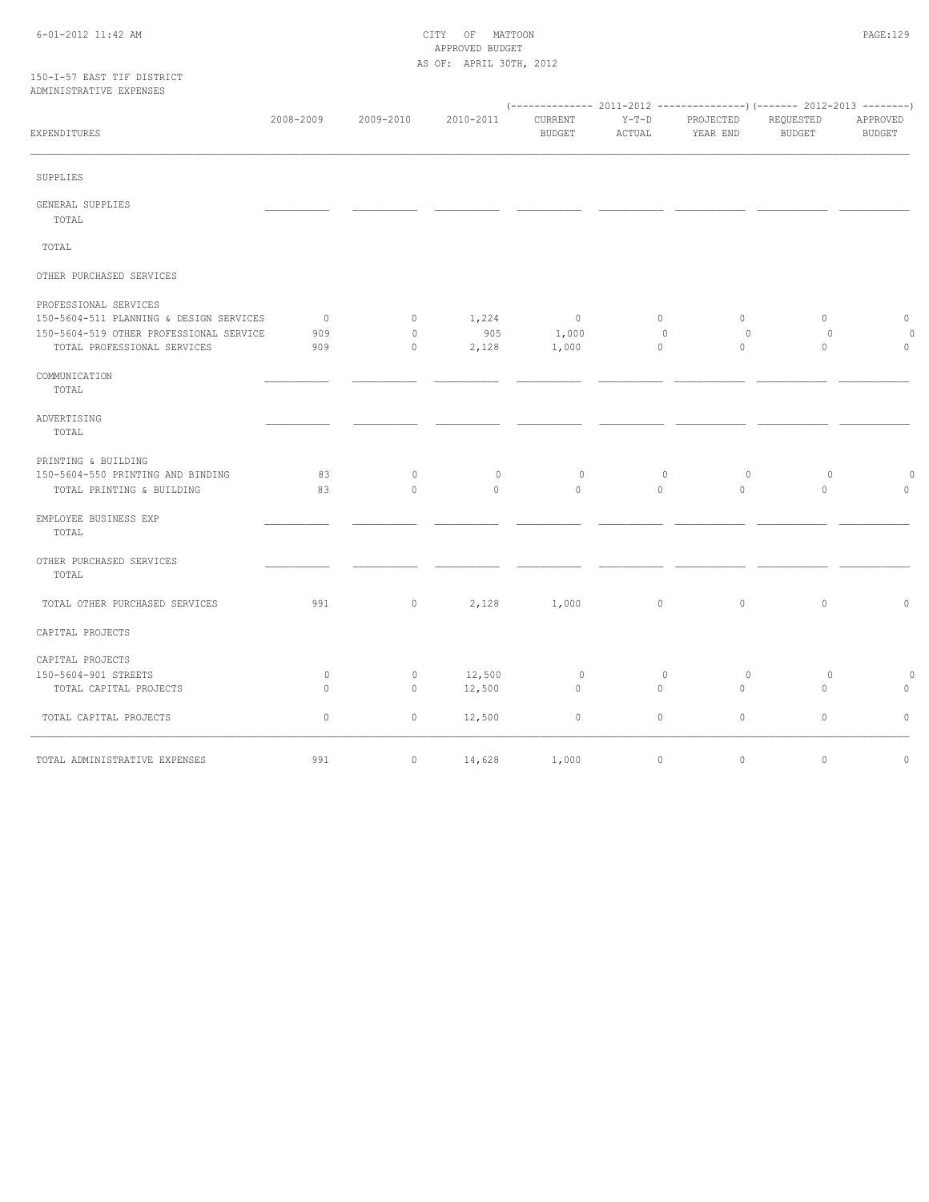CITY OF MATTOON
APPROVED BUDGET
AS OF: APRIL 30TH, 2012

150-I-57 EAST TIF DISTRICT
ADMINISTRATIVE EXPENSES

| EXPENDITURES | 2008-2009 | 2009-2010 | 2010-2011 | 2011-2012 CURRENT BUDGET | 2011-2012 Y-T-D ACTUAL | 2011-2012 PROJECTED YEAR END | 2012-2013 REQUESTED BUDGET | 2012-2013 APPROVED BUDGET |
|---|---|---|---|---|---|---|---|---|
| SUPPLIES | | | | | | | | |
| GENERAL SUPPLIES | | | | | | | | |
| TOTAL | | | | | | | | |
| TOTAL | | | | | | | | |
| OTHER PURCHASED SERVICES | | | | | | | | |
| PROFESSIONAL SERVICES | | | | | | | | |
| 150-5604-511 PLANNING & DESIGN SERVICES | 0 | 0 | 1,224 | 0 | 0 | 0 | 0 | 0 |
| 150-5604-519 OTHER PROFESSIONAL SERVICE | 909 | 0 | 905 | 1,000 | 0 | 0 | 0 | 0 |
| TOTAL PROFESSIONAL SERVICES | 909 | 0 | 2,128 | 1,000 | 0 | 0 | 0 | 0 |
| COMMUNICATION | | | | | | | | |
| TOTAL | | | | | | | | |
| ADVERTISING | | | | | | | | |
| TOTAL | | | | | | | | |
| PRINTING & BUILDING | | | | | | | | |
| 150-5604-550 PRINTING AND BINDING | 83 | 0 | 0 | 0 | 0 | 0 | 0 | 0 |
| TOTAL PRINTING & BUILDING | 83 | 0 | 0 | 0 | 0 | 0 | 0 | 0 |
| EMPLOYEE BUSINESS EXP | | | | | | | | |
| TOTAL | | | | | | | | |
| OTHER PURCHASED SERVICES | | | | | | | | |
| TOTAL | | | | | | | | |
| TOTAL OTHER PURCHASED SERVICES | 991 | 0 | 2,128 | 1,000 | 0 | 0 | 0 | 0 |
| CAPITAL PROJECTS | | | | | | | | |
| CAPITAL PROJECTS | | | | | | | | |
| 150-5604-901 STREETS | 0 | 0 | 12,500 | 0 | 0 | 0 | 0 | 0 |
| TOTAL CAPITAL PROJECTS | 0 | 0 | 12,500 | 0 | 0 | 0 | 0 | 0 |
| TOTAL CAPITAL PROJECTS | 0 | 0 | 12,500 | 0 | 0 | 0 | 0 | 0 |
| TOTAL ADMINISTRATIVE EXPENSES | 991 | 0 | 14,628 | 1,000 | 0 | 0 | 0 | 0 |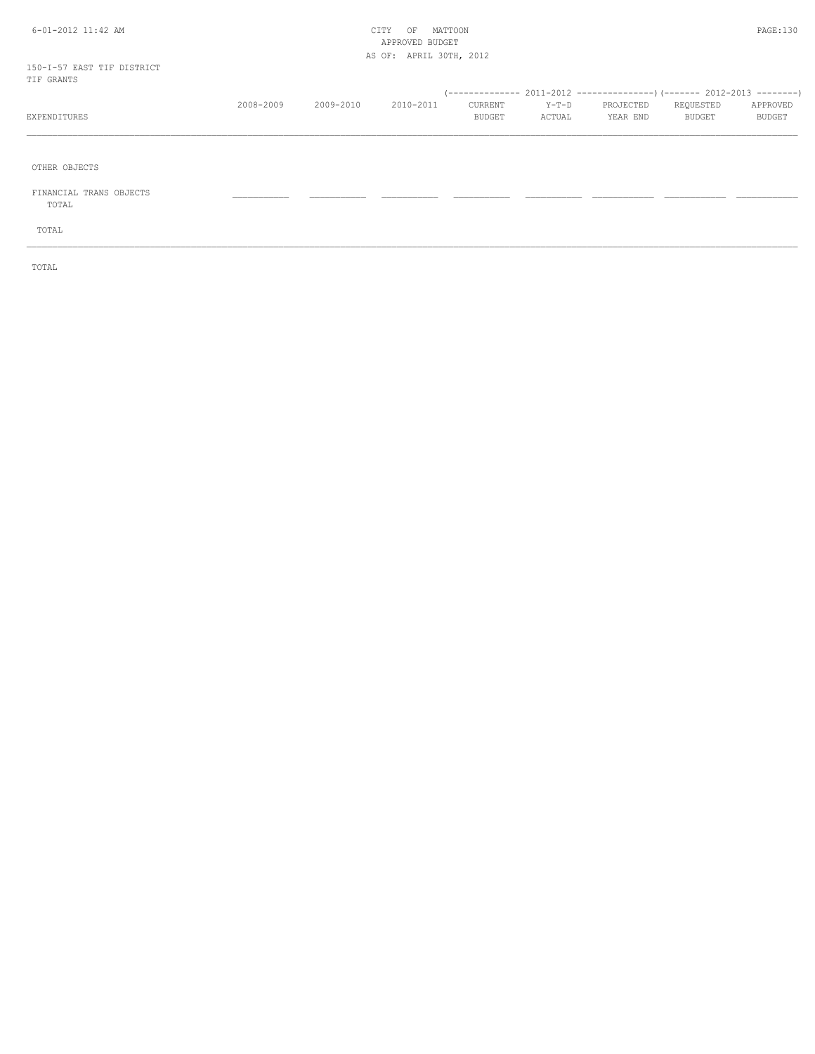CITY OF MATTOON
APPROVED BUDGET
AS OF: APRIL 30TH, 2012

150-I-57 EAST TIF DISTRICT
TIF GRANTS

| EXPENDITURES | 2008-2009 | 2009-2010 | 2010-2011 | (------ 2011-2012 CURRENT BUDGET | Y-T-D ACTUAL | PROJECTED YEAR END ------) | (------ 2012-2013 REQUESTED BUDGET | APPROVED BUDGET ------) |
|---|---|---|---|---|---|---|---|---|
| OTHER OBJECTS | | | | | | | | |
| FINANCIAL TRANS OBJECTS TOTAL | ___________ | ___________ | ___________ | ___________ | ___________ | ___________ | ___________ | ___________ |
| TOTAL | | | | | | | | |
| TOTAL | | | | | | | | |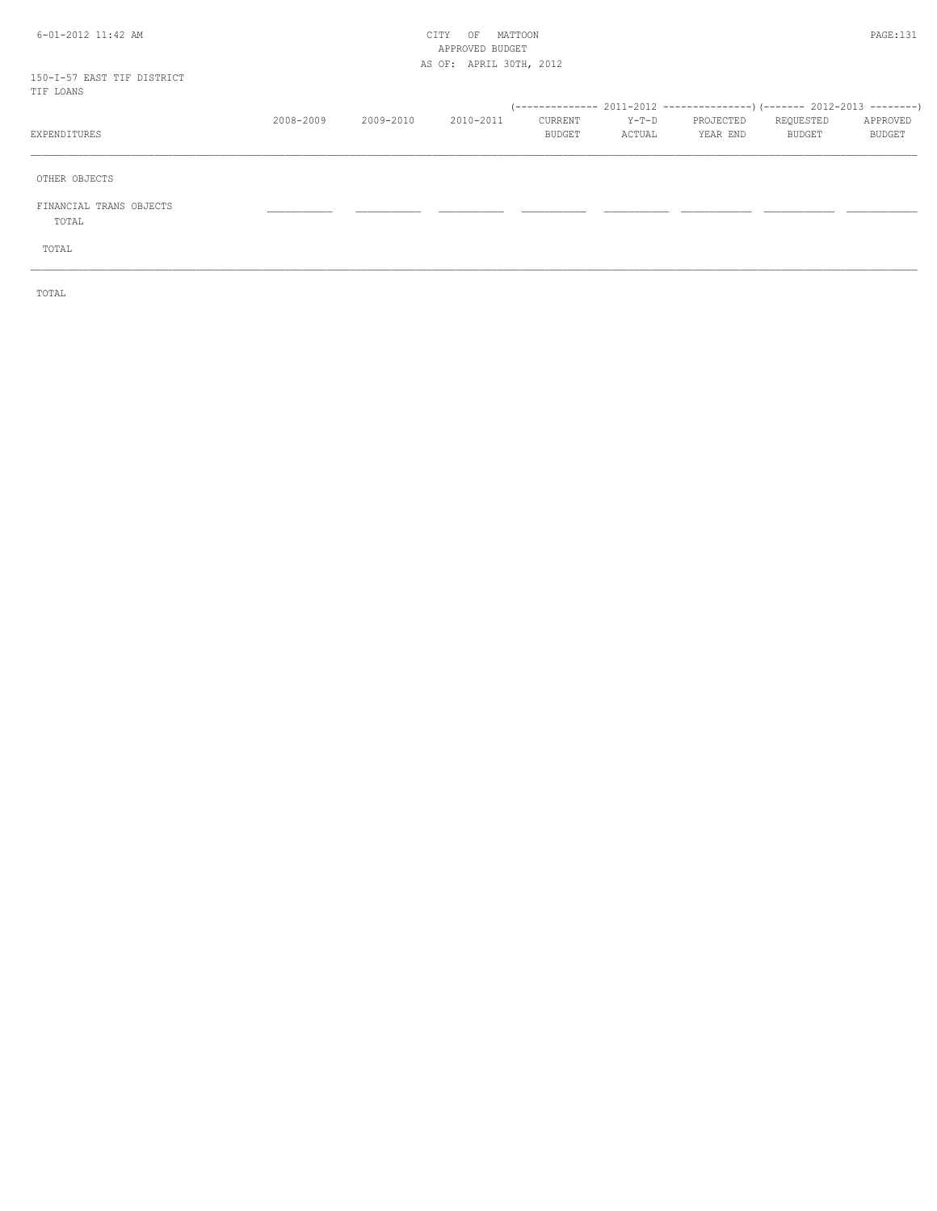150-I-57 EAST TIF DISTRICT
TIF LOANS

| EXPENDITURES | 2008-2009 | 2009-2010 | 2010-2011 | 2011-2012 CURRENT BUDGET | 2011-2012 Y-T-D ACTUAL | 2011-2012 PROJECTED YEAR END | 2012-2013 REQUESTED BUDGET | 2012-2013 APPROVED BUDGET |
|---|---|---|---|---|---|---|---|---|
| OTHER OBJECTS | | | | | | | | |
| FINANCIAL TRANS OBJECTS | | | | | | | | |
| TOTAL | | | | | | | | |
| TOTAL | | | | | | | | |
| TOTAL | | | | | | | | |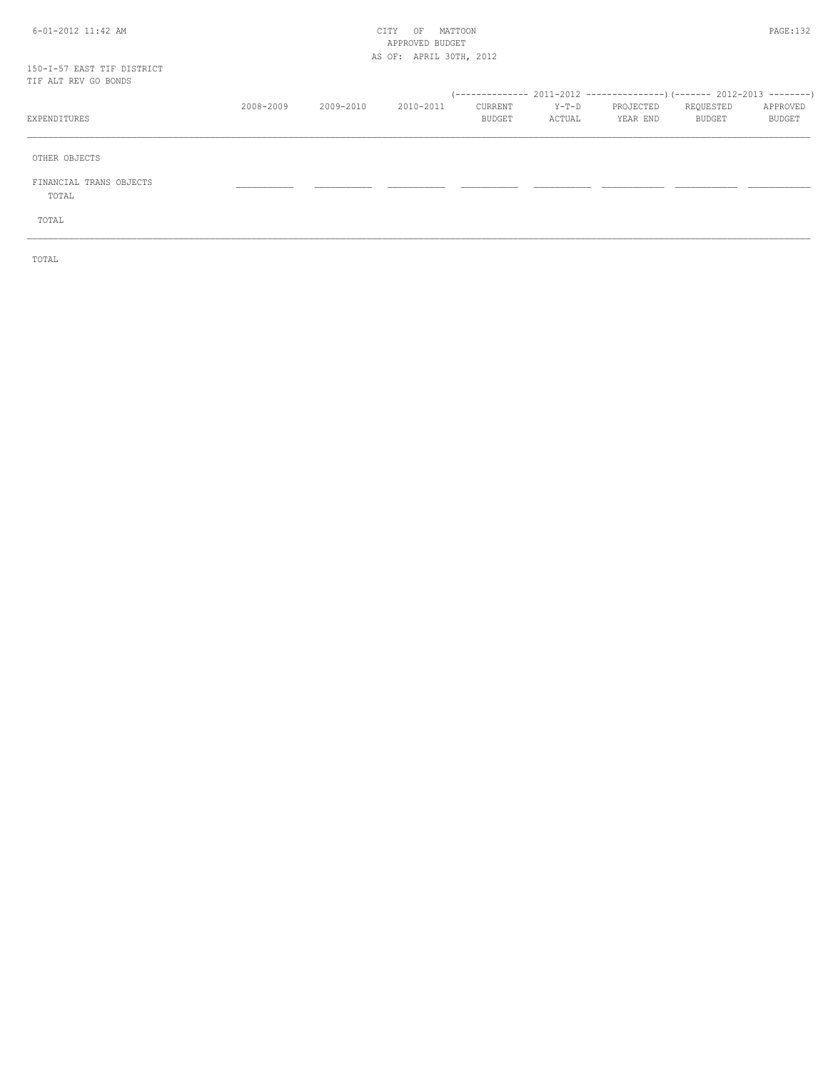CITY OF MATTOON
APPROVED BUDGET
AS OF: APRIL 30TH, 2012

150-I-57 EAST TIF DISTRICT
TIF ALT REV GO BONDS

| EXPENDITURES | 2008-2009 | 2009-2010 | 2010-2011 | 2011-2012 CURRENT BUDGET | 2011-2012 Y-T-D ACTUAL | 2011-2012 PROJECTED YEAR END | 2012-2013 REQUESTED BUDGET | 2012-2013 APPROVED BUDGET |
|---|---|---|---|---|---|---|---|---|
| OTHER OBJECTS | | | | | | | | |
| FINANCIAL TRANS OBJECTS | | | | | | | | |
| TOTAL | | | | | | | | |
| TOTAL | | | | | | | | |
| TOTAL | | | | | | | | |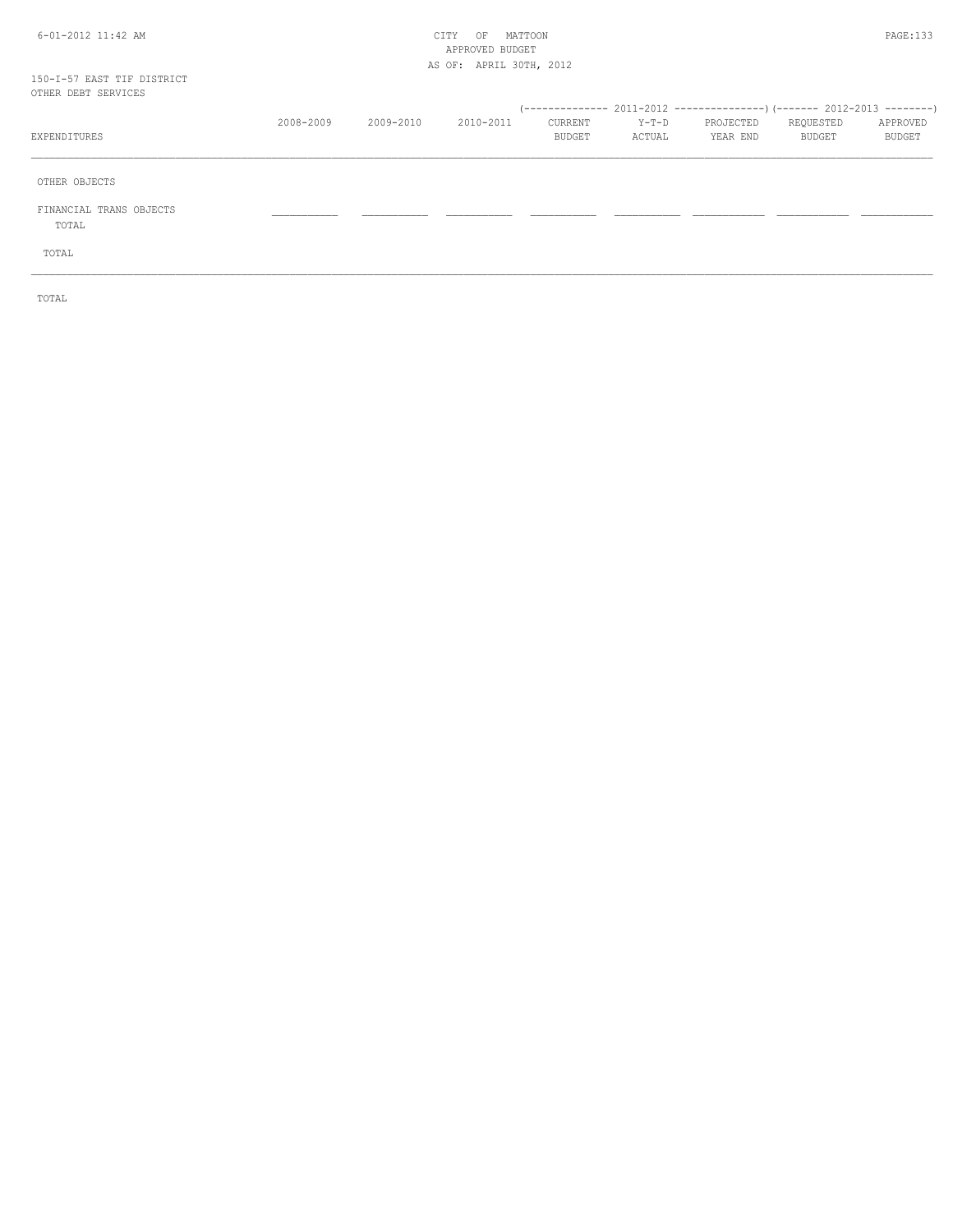150-I-57 EAST TIF DISTRICT
OTHER DEBT SERVICES

| EXPENDITURES | 2008-2009 | 2009-2010 | 2010-2011 | 2011-2012 CURRENT BUDGET | 2011-2012 Y-T-D ACTUAL | 2011-2012 PROJECTED YEAR END | 2012-2013 REQUESTED BUDGET | 2012-2013 APPROVED BUDGET |
|---|---|---|---|---|---|---|---|---|
| OTHER OBJECTS | | | | | | | | |
| FINANCIAL TRANS OBJECTS | | | | | | | | |
| TOTAL | | | | | | | | |
| TOTAL | | | | | | | | |

TOTAL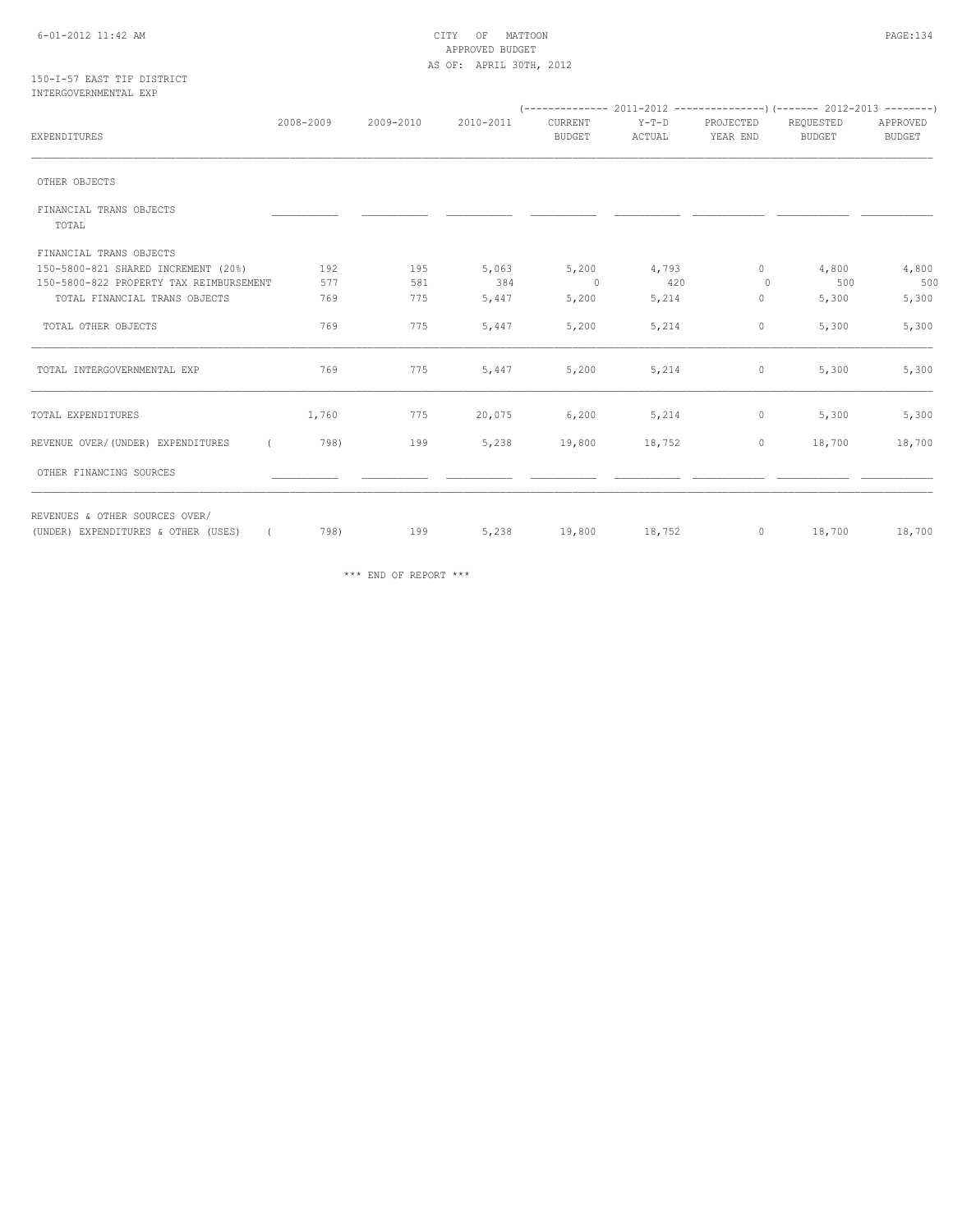CITY OF MATTOON
APPROVED BUDGET
AS OF: APRIL 30TH, 2012

150-I-57 EAST TIF DISTRICT
INTERGOVERNMENTAL EXP

| EXPENDITURES | 2008-2009 | 2009-2010 | 2010-2011 | 2011-2012 CURRENT BUDGET | 2011-2012 Y-T-D ACTUAL | 2011-2012 PROJECTED YEAR END | 2012-2013 REQUESTED BUDGET | 2012-2013 APPROVED BUDGET |
|---|---|---|---|---|---|---|---|---|
| OTHER OBJECTS | | | | | | | | |
| FINANCIAL TRANS OBJECTS TOTAL | | | | | | | | |
| FINANCIAL TRANS OBJECTS | | | | | | | | |
| 150-5800-821 SHARED INCREMENT (20%) | 192 | 195 | 5,063 | 5,200 | 4,793 | 0 | 4,800 | 4,800 |
| 150-5800-822 PROPERTY TAX REIMBURSEMENT | 577 | 581 | 384 | 0 | 420 | 0 | 500 | 500 |
| TOTAL FINANCIAL TRANS OBJECTS | 769 | 775 | 5,447 | 5,200 | 5,214 | 0 | 5,300 | 5,300 |
| TOTAL OTHER OBJECTS | 769 | 775 | 5,447 | 5,200 | 5,214 | 0 | 5,300 | 5,300 |
| TOTAL INTERGOVERNMENTAL EXP | 769 | 775 | 5,447 | 5,200 | 5,214 | 0 | 5,300 | 5,300 |
| TOTAL EXPENDITURES | 1,760 | 775 | 20,075 | 6,200 | 5,214 | 0 | 5,300 | 5,300 |
| REVENUE OVER/(UNDER) EXPENDITURES | ( 798) | 199 | 5,238 | 19,800 | 18,752 | 0 | 18,700 | 18,700 |
| OTHER FINANCING SOURCES | | | | | | | | |
| REVENUES & OTHER SOURCES OVER/ (UNDER) EXPENDITURES & OTHER (USES) | ( 798) | 199 | 5,238 | 19,800 | 18,752 | 0 | 18,700 | 18,700 |

*** END OF REPORT ***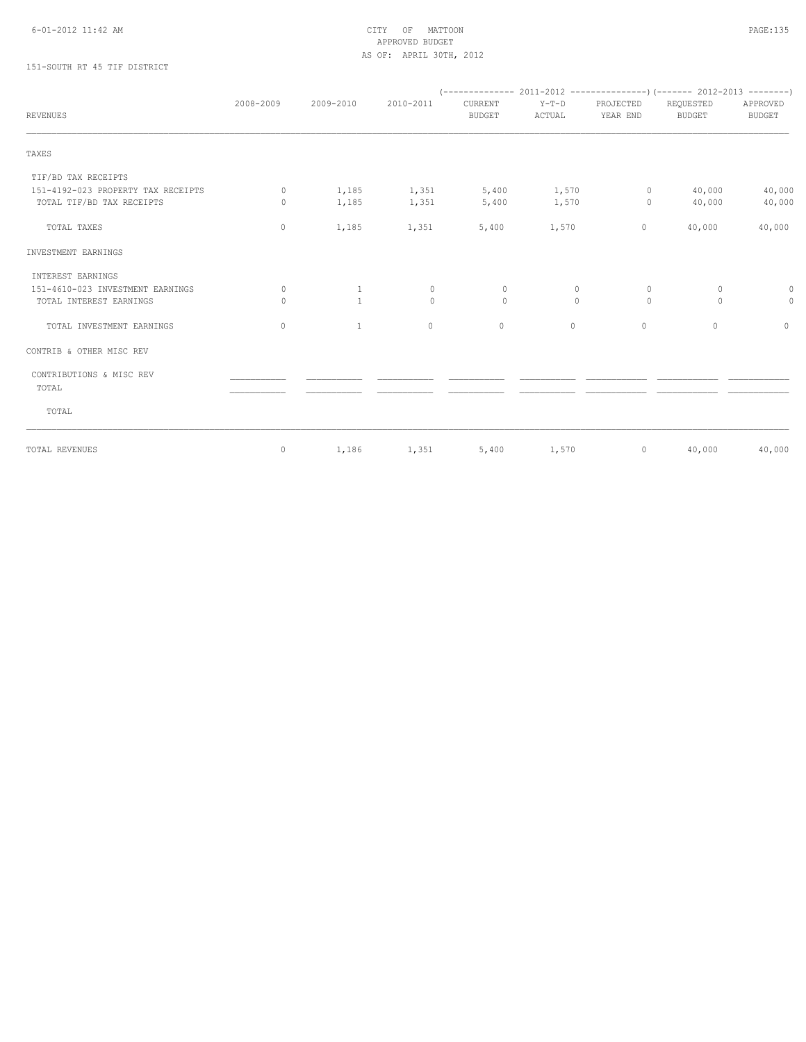CITY OF MATTOON
APPROVED BUDGET
AS OF: APRIL 30TH, 2012

151-SOUTH RT 45 TIF DISTRICT

| REVENUES | 2008-2009 | 2009-2010 | 2010-2011 | 2011-2012 CURRENT BUDGET | 2011-2012 Y-T-D ACTUAL | 2011-2012 PROJECTED YEAR END | 2012-2013 REQUESTED BUDGET | 2012-2013 APPROVED BUDGET |
|---|---|---|---|---|---|---|---|---|
| TAXES | | | | | | | | |
| TIF/BD TAX RECEIPTS | | | | | | | | |
| 151-4192-023 PROPERTY TAX RECEIPTS | 0 | 1,185 | 1,351 | 5,400 | 1,570 | 0 | 40,000 | 40,000 |
| TOTAL TIF/BD TAX RECEIPTS | 0 | 1,185 | 1,351 | 5,400 | 1,570 | 0 | 40,000 | 40,000 |
| TOTAL TAXES | 0 | 1,185 | 1,351 | 5,400 | 1,570 | 0 | 40,000 | 40,000 |
| INVESTMENT EARNINGS | | | | | | | | |
| INTEREST EARNINGS | | | | | | | | |
| 151-4610-023 INVESTMENT EARNINGS | 0 | 1 | 0 | 0 | 0 | 0 | 0 | 0 |
| TOTAL INTEREST EARNINGS | 0 | 1 | 0 | 0 | 0 | 0 | 0 | 0 |
| TOTAL INVESTMENT EARNINGS | 0 | 1 | 0 | 0 | 0 | 0 | 0 | 0 |
| CONTRIB & OTHER MISC REV | | | | | | | | |
| CONTRIBUTIONS & MISC REV | | | | | | | | |
| TOTAL | | | | | | | | |
| TOTAL | | | | | | | | |
| TOTAL REVENUES | 0 | 1,186 | 1,351 | 5,400 | 1,570 | 0 | 40,000 | 40,000 |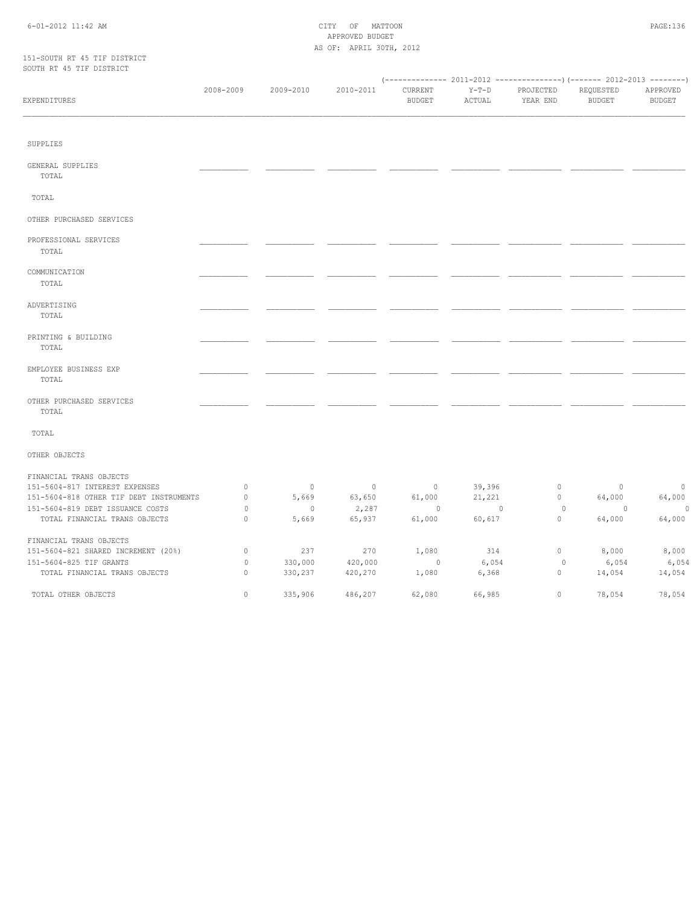151-SOUTH RT 45 TIF DISTRICT
SOUTH RT 45 TIF DISTRICT

APPROVED BUDGET
AS OF: APRIL 30TH, 2012

| EXPENDITURES | 2008-2009 | 2009-2010 | 2010-2011 | 2011-2012 CURRENT BUDGET | 2011-2012 Y-T-D ACTUAL | 2011-2012 PROJECTED YEAR END | 2012-2013 REQUESTED BUDGET | 2012-2013 APPROVED BUDGET |
|---|---|---|---|---|---|---|---|---|
| SUPPLIES | | | | | | | | |
| GENERAL SUPPLIES | | | | | | | | |
| TOTAL | | | | | | | | |
| TOTAL | | | | | | | | |
| OTHER PURCHASED SERVICES | | | | | | | | |
| PROFESSIONAL SERVICES | | | | | | | | |
| TOTAL | | | | | | | | |
| COMMUNICATION | | | | | | | | |
| TOTAL | | | | | | | | |
| ADVERTISING | | | | | | | | |
| TOTAL | | | | | | | | |
| PRINTING & BUILDING | | | | | | | | |
| TOTAL | | | | | | | | |
| EMPLOYEE BUSINESS EXP | | | | | | | | |
| TOTAL | | | | | | | | |
| OTHER PURCHASED SERVICES | | | | | | | | |
| TOTAL | | | | | | | | |
| TOTAL | | | | | | | | |
| OTHER OBJECTS | | | | | | | | |
| FINANCIAL TRANS OBJECTS | | | | | | | | |
| 151-5604-817 INTEREST EXPENSES | 0 | 0 | 0 | 0 | 39,396 | 0 | 0 | 0 |
| 151-5604-818 OTHER TIF DEBT INSTRUMENTS | 0 | 5,669 | 63,650 | 61,000 | 21,221 | 0 | 64,000 | 64,000 |
| 151-5604-819 DEBT ISSUANCE COSTS | 0 | 0 | 2,287 | 0 | 0 | 0 | 0 | 0 |
| TOTAL FINANCIAL TRANS OBJECTS | 0 | 5,669 | 65,937 | 61,000 | 60,617 | 0 | 64,000 | 64,000 |
| FINANCIAL TRANS OBJECTS | | | | | | | | |
| 151-5604-821 SHARED INCREMENT (20%) | 0 | 237 | 270 | 1,080 | 314 | 0 | 8,000 | 8,000 |
| 151-5604-825 TIF GRANTS | 0 | 330,000 | 420,000 | 0 | 6,054 | 0 | 6,054 | 6,054 |
| TOTAL FINANCIAL TRANS OBJECTS | 0 | 330,237 | 420,270 | 1,080 | 6,368 | 0 | 14,054 | 14,054 |
| TOTAL OTHER OBJECTS | 0 | 335,906 | 486,207 | 62,080 | 66,985 | 0 | 78,054 | 78,054 |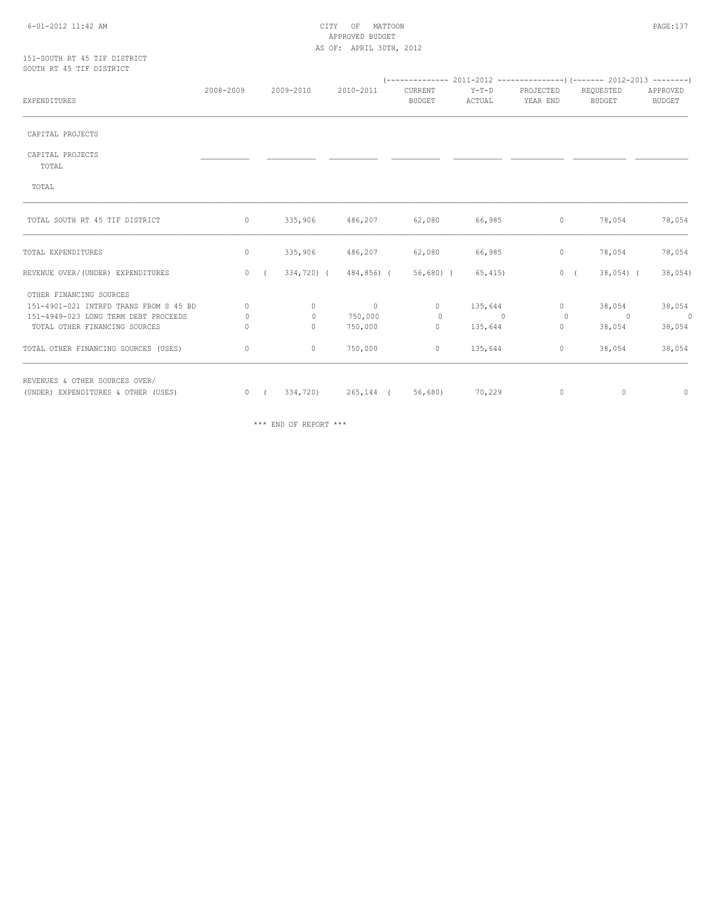151-SOUTH RT 45 TIF DISTRICT
SOUTH RT 45 TIF DISTRICT

| EXPENDITURES | 2008-2009 | 2009-2010 | 2010-2011 | 2011-2012 CURRENT BUDGET | 2011-2012 Y-T-D ACTUAL | 2011-2012 PROJECTED YEAR END | 2012-2013 REQUESTED BUDGET | 2012-2013 APPROVED BUDGET |
|---|---|---|---|---|---|---|---|---|
| CAPITAL PROJECTS | | | | | | | | |
| CAPITAL PROJECTS TOTAL | | | | | | | | |
| TOTAL | | | | | | | | |
| TOTAL SOUTH RT 45 TIF DISTRICT | 0 | 335,906 | 486,207 | 62,080 | 66,985 | 0 | 78,054 | 78,054 |
| TOTAL EXPENDITURES | 0 | 335,906 | 486,207 | 62,080 | 66,985 | 0 | 78,054 | 78,054 |
| REVENUE OVER/(UNDER) EXPENDITURES | 0 | ( 334,720) | ( 484,856) | ( 56,680) | ( 65,415) | 0 | ( 38,054) | ( 38,054) |
| OTHER FINANCING SOURCES | | | | | | | | |
| 151-4901-021 INTRFD TRANS FROM S 45 BD | 0 | 0 | 0 | 0 | 135,644 | 0 | 38,054 | 38,054 |
| 151-4949-023 LONG TERM DEBT PROCEEDS | 0 | 0 | 750,000 | 0 | 0 | 0 | 0 | 0 |
| TOTAL OTHER FINANCING SOURCES | 0 | 0 | 750,000 | 0 | 135,644 | 0 | 38,054 | 38,054 |
| TOTAL OTHER FINANCING SOURCES (USES) | 0 | 0 | 750,000 | 0 | 135,644 | 0 | 38,054 | 38,054 |
| REVENUES & OTHER SOURCES OVER/ (UNDER) EXPENDITURES & OTHER (USES) | 0 | ( 334,720) | 265,144 | ( 56,680) | 70,229 | 0 | 0 | 0 |

\*\*\* END OF REPORT \*\*\*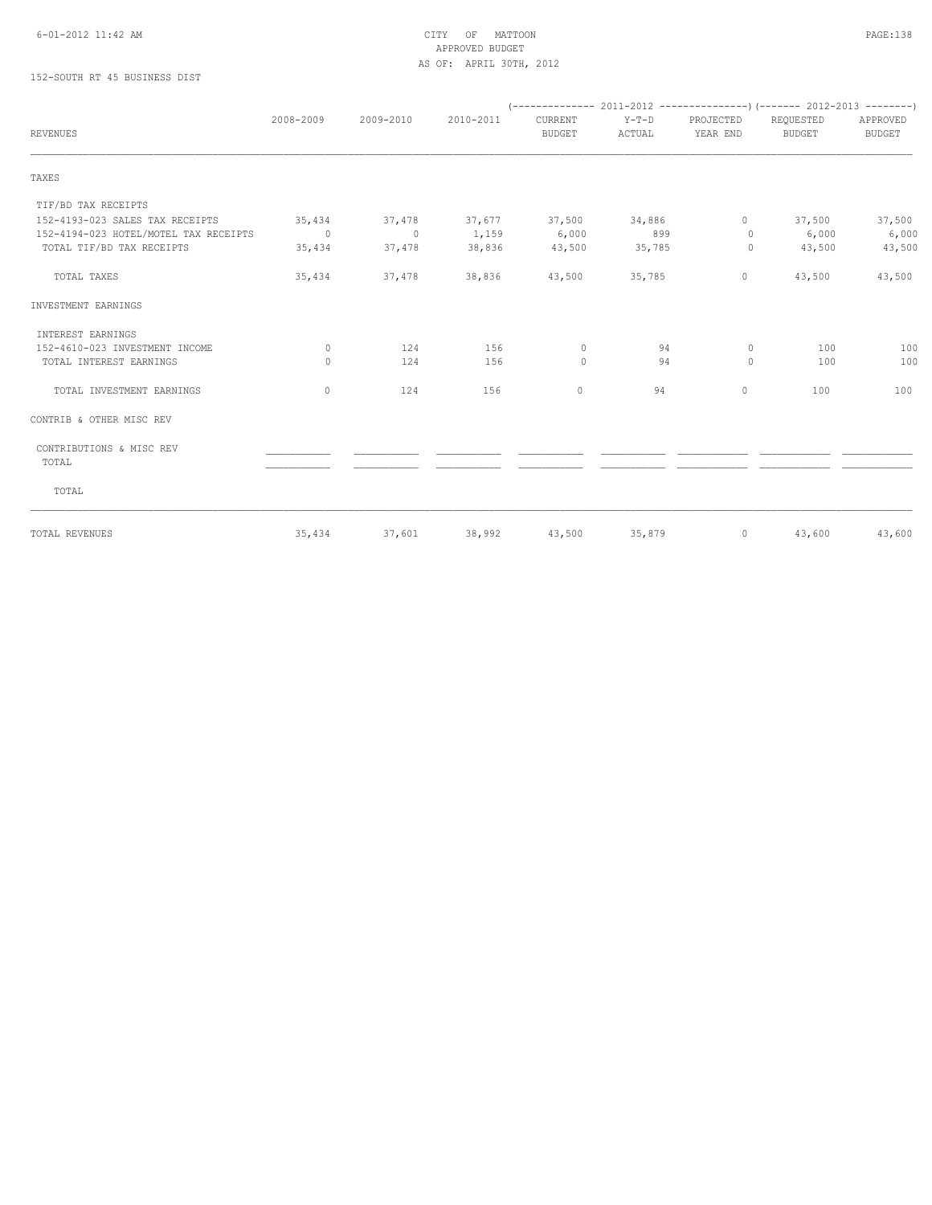CITY OF MATTOON
APPROVED BUDGET
AS OF: APRIL 30TH, 2012

152-SOUTH RT 45 BUSINESS DIST

| REVENUES | 2008-2009 | 2009-2010 | 2010-2011 | 2011-2012 CURRENT BUDGET | 2011-2012 Y-T-D ACTUAL | 2011-2012 PROJECTED YEAR END | 2012-2013 REQUESTED BUDGET | 2012-2013 APPROVED BUDGET |
|---|---|---|---|---|---|---|---|---|
| TAXES | | | | | | | | |
| TIF/BD TAX RECEIPTS | | | | | | | | |
| 152-4193-023 SALES TAX RECEIPTS | 35,434 | 37,478 | 37,677 | 37,500 | 34,886 | 0 | 37,500 | 37,500 |
| 152-4194-023 HOTEL/MOTEL TAX RECEIPTS | 0 | 0 | 1,159 | 6,000 | 899 | 0 | 6,000 | 6,000 |
| TOTAL TIF/BD TAX RECEIPTS | 35,434 | 37,478 | 38,836 | 43,500 | 35,785 | 0 | 43,500 | 43,500 |
| TOTAL TAXES | 35,434 | 37,478 | 38,836 | 43,500 | 35,785 | 0 | 43,500 | 43,500 |
| INVESTMENT EARNINGS | | | | | | | | |
| INTEREST EARNINGS | | | | | | | | |
| 152-4610-023 INVESTMENT INCOME | 0 | 124 | 156 | 0 | 94 | 0 | 100 | 100 |
| TOTAL INTEREST EARNINGS | 0 | 124 | 156 | 0 | 94 | 0 | 100 | 100 |
| TOTAL INVESTMENT EARNINGS | 0 | 124 | 156 | 0 | 94 | 0 | 100 | 100 |
| CONTRIB & OTHER MISC REV | | | | | | | | |
| CONTRIBUTIONS & MISC REV | | | | | | | | |
| TOTAL | | | | | | | | |
| TOTAL | | | | | | | | |
| TOTAL REVENUES | 35,434 | 37,601 | 38,992 | 43,500 | 35,879 | 0 | 43,600 | 43,600 |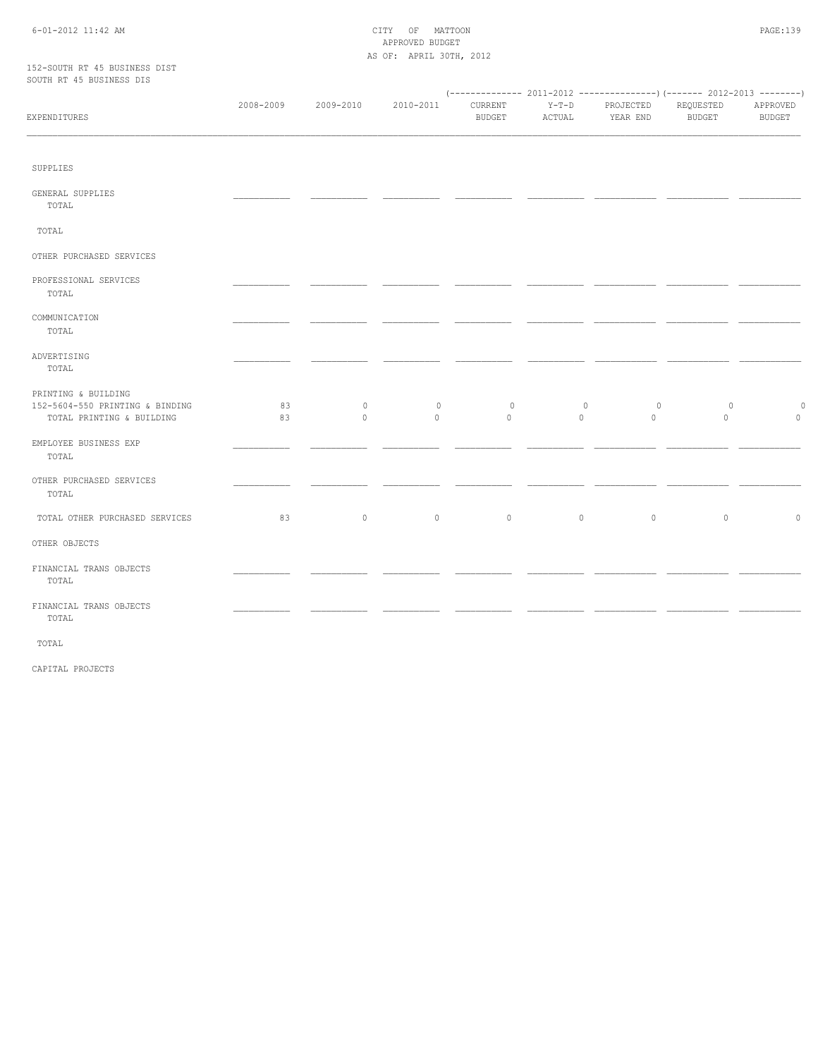152-SOUTH RT 45 BUSINESS DIST
SOUTH RT 45 BUSINESS DIS

| EXPENDITURES | 2008-2009 | 2009-2010 | 2010-2011 | 2011-2012 CURRENT BUDGET | 2011-2012 Y-T-D ACTUAL | 2011-2012 PROJECTED YEAR END | 2012-2013 REQUESTED BUDGET | 2012-2013 APPROVED BUDGET |
|---|---|---|---|---|---|---|---|---|
| SUPPLIES | | | | | | | | |
| GENERAL SUPPLIES | | | | | | | | |
| TOTAL | | | | | | | | |
| TOTAL | | | | | | | | |
| OTHER PURCHASED SERVICES | | | | | | | | |
| PROFESSIONAL SERVICES | | | | | | | | |
| TOTAL | | | | | | | | |
| COMMUNICATION | | | | | | | | |
| TOTAL | | | | | | | | |
| ADVERTISING | | | | | | | | |
| TOTAL | | | | | | | | |
| PRINTING & BUILDING | | | | | | | | |
| 152-5604-550 PRINTING & BINDING | 83 | 0 | 0 | 0 | 0 | 0 | 0 | 0 |
| TOTAL PRINTING & BUILDING | 83 | 0 | 0 | 0 | 0 | 0 | 0 | 0 |
| EMPLOYEE BUSINESS EXP | | | | | | | | |
| TOTAL | | | | | | | | |
| OTHER PURCHASED SERVICES | | | | | | | | |
| TOTAL | | | | | | | | |
| TOTAL OTHER PURCHASED SERVICES | 83 | 0 | 0 | 0 | 0 | 0 | 0 | 0 |
| OTHER OBJECTS | | | | | | | | |
| FINANCIAL TRANS OBJECTS | | | | | | | | |
| TOTAL | | | | | | | | |
| FINANCIAL TRANS OBJECTS | | | | | | | | |
| TOTAL | | | | | | | | |
| TOTAL | | | | | | | | |
| CAPITAL PROJECTS | | | | | | | | |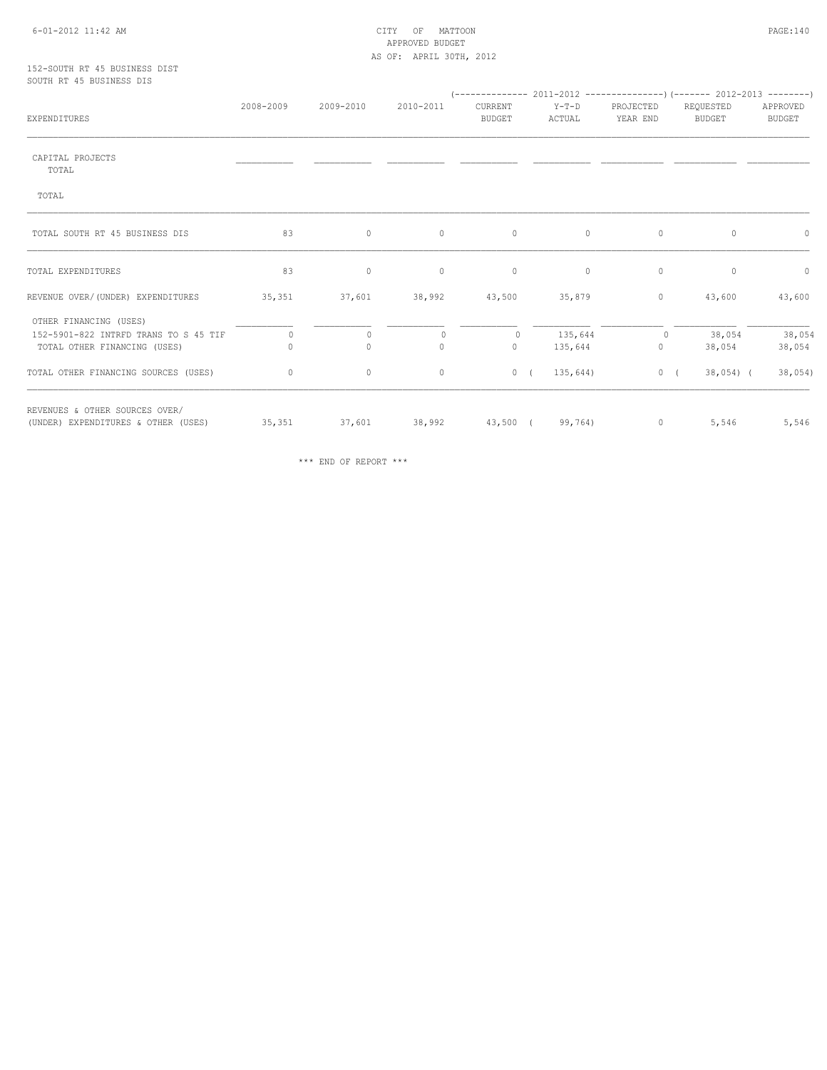CITY OF MATTOON
APPROVED BUDGET
AS OF: APRIL 30TH, 2012

152-SOUTH RT 45 BUSINESS DIST
SOUTH RT 45 BUSINESS DIS

| EXPENDITURES | 2008-2009 | 2009-2010 | 2010-2011 | 2011-2012 CURRENT BUDGET | 2011-2012 Y-T-D ACTUAL | 2011-2012 PROJECTED YEAR END | 2012-2013 REQUESTED BUDGET | 2012-2013 APPROVED BUDGET |
|---|---|---|---|---|---|---|---|---|
| CAPITAL PROJECTS | | | | | | | | |
| TOTAL | | | | | | | | |
| TOTAL | | | | | | | | |
| TOTAL SOUTH RT 45 BUSINESS DIS | 83 | 0 | 0 | 0 | 0 | 0 | 0 | 0 |
| TOTAL EXPENDITURES | 83 | 0 | 0 | 0 | 0 | 0 | 0 | 0 |
| REVENUE OVER/(UNDER) EXPENDITURES | 35,351 | 37,601 | 38,992 | 43,500 | 35,879 | 0 | 43,600 | 43,600 |
| OTHER FINANCING (USES) | | | | | | | | |
| 152-5901-822 INTRFD TRANS TO S 45 TIF | 0 | 0 | 0 | 0 | 135,644 | 0 | 38,054 | 38,054 |
| TOTAL OTHER FINANCING (USES) | 0 | 0 | 0 | 0 | 135,644 | 0 | 38,054 | 38,054 |
| TOTAL OTHER FINANCING SOURCES (USES) | 0 | 0 | 0 | 0 | ( 135,644) | 0 | ( 38,054) | ( 38,054) |
| REVENUES & OTHER SOURCES OVER/ (UNDER) EXPENDITURES & OTHER (USES) | 35,351 | 37,601 | 38,992 | 43,500 | ( 99,764) | 0 | 5,546 | 5,546 |

\*\*\* END OF REPORT \*\*\*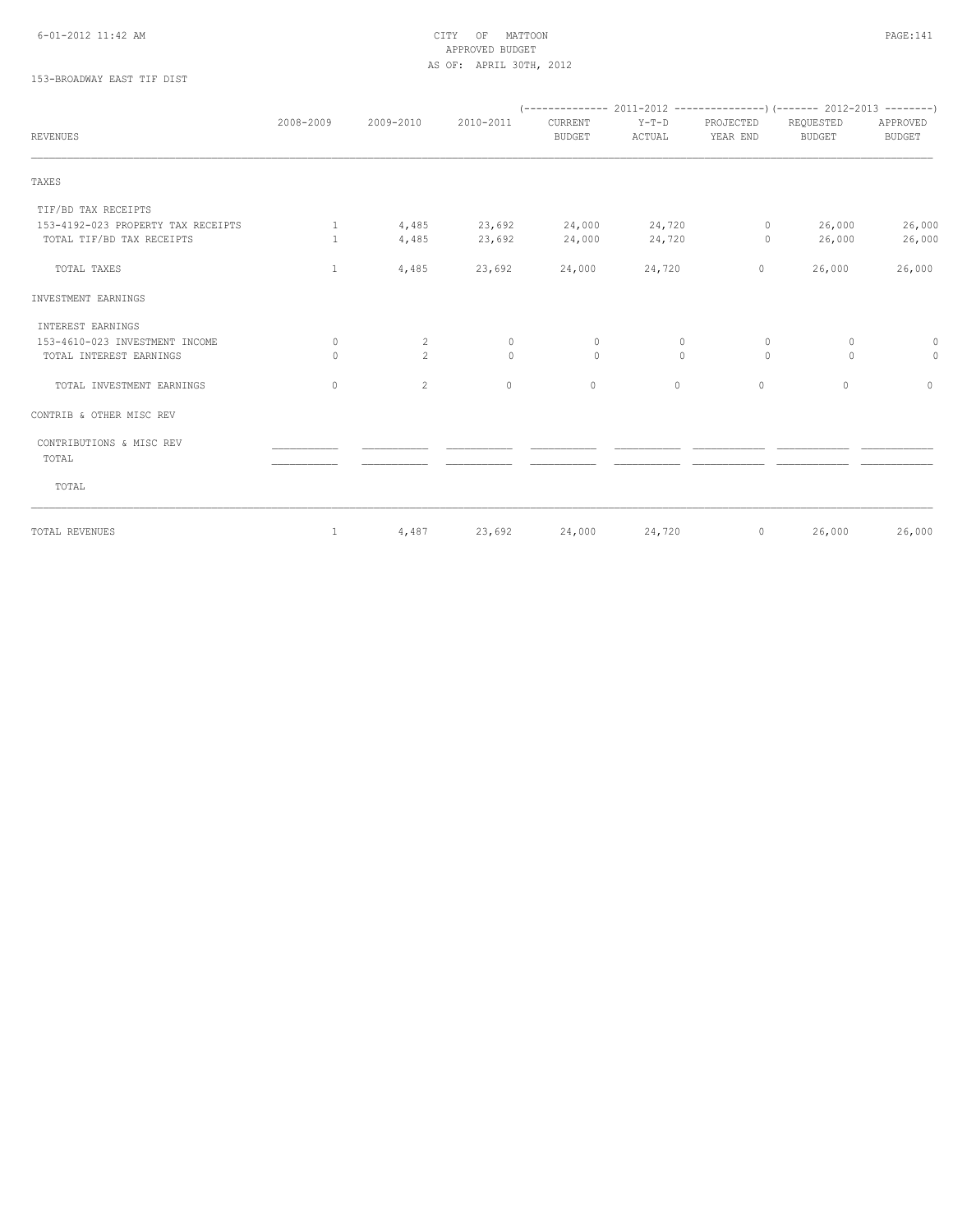CITY OF MATTOON
APPROVED BUDGET
AS OF: APRIL 30TH, 2012

153-BROADWAY EAST TIF DIST

| REVENUES | 2008-2009 | 2009-2010 | 2010-2011 | 2011-2012 CURRENT BUDGET | 2011-2012 Y-T-D ACTUAL | 2011-2012 PROJECTED YEAR END | 2012-2013 REQUESTED BUDGET | 2012-2013 APPROVED BUDGET |
|---|---|---|---|---|---|---|---|---|
| TAXES | | | | | | | | |
| TIF/BD TAX RECEIPTS | | | | | | | | |
| 153-4192-023 PROPERTY TAX RECEIPTS | 1 | 4,485 | 23,692 | 24,000 | 24,720 | 0 | 26,000 | 26,000 |
| TOTAL TIF/BD TAX RECEIPTS | 1 | 4,485 | 23,692 | 24,000 | 24,720 | 0 | 26,000 | 26,000 |
| TOTAL TAXES | 1 | 4,485 | 23,692 | 24,000 | 24,720 | 0 | 26,000 | 26,000 |
| INVESTMENT EARNINGS | | | | | | | | |
| INTEREST EARNINGS | | | | | | | | |
| 153-4610-023 INVESTMENT INCOME | 0 | 2 | 0 | 0 | 0 | 0 | 0 | 0 |
| TOTAL INTEREST EARNINGS | 0 | 2 | 0 | 0 | 0 | 0 | 0 | 0 |
| TOTAL INVESTMENT EARNINGS | 0 | 2 | 0 | 0 | 0 | 0 | 0 | 0 |
| CONTRIB & OTHER MISC REV | | | | | | | | |
| CONTRIBUTIONS & MISC REV | | | | | | | | |
| TOTAL | | | | | | | | |
| TOTAL | | | | | | | | |
| TOTAL REVENUES | 1 | 4,487 | 23,692 | 24,000 | 24,720 | 0 | 26,000 | 26,000 |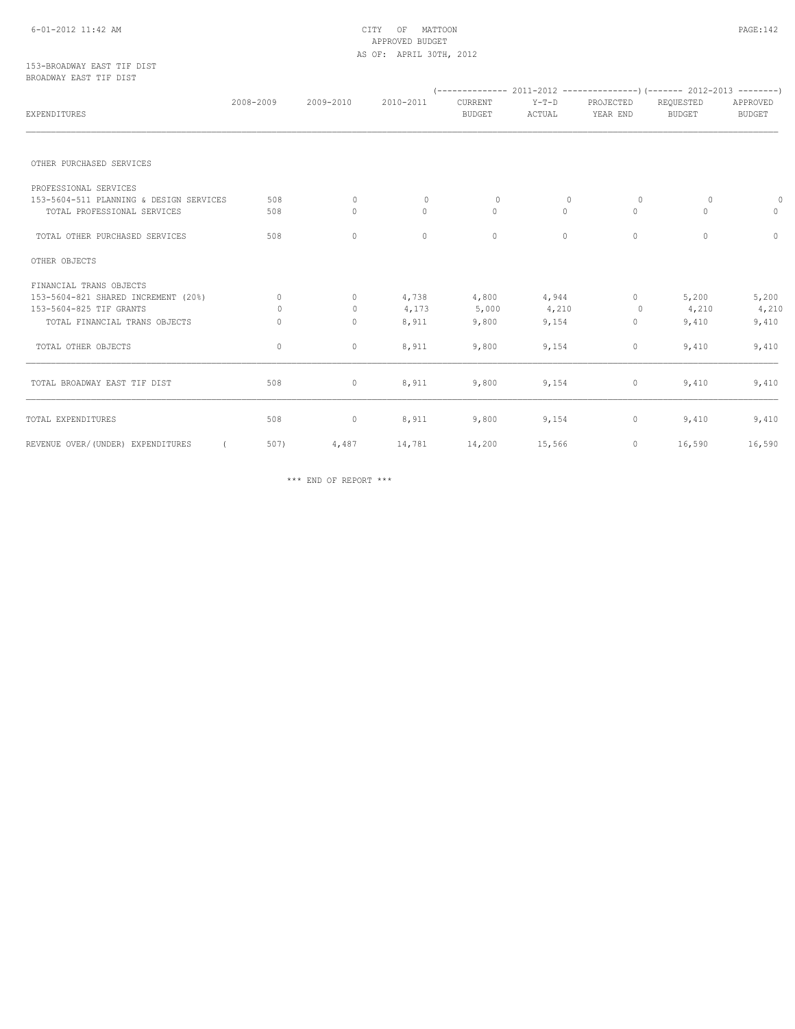CITY OF MATTOON
APPROVED BUDGET
AS OF: APRIL 30TH, 2012

153-BROADWAY EAST TIF DIST
BROADWAY EAST TIF DIST

| EXPENDITURES | 2008-2009 | 2009-2010 | 2010-2011 | 2011-2012 CURRENT BUDGET | 2011-2012 Y-T-D ACTUAL | 2011-2012 PROJECTED YEAR END | 2012-2013 REQUESTED BUDGET | 2012-2013 APPROVED BUDGET |
|---|---|---|---|---|---|---|---|---|
| OTHER PURCHASED SERVICES | | | | | | | | |
| PROFESSIONAL SERVICES | | | | | | | | |
| 153-5604-511 PLANNING & DESIGN SERVICES | 508 | 0 | 0 | 0 | 0 | 0 | 0 | 0 |
| TOTAL PROFESSIONAL SERVICES | 508 | 0 | 0 | 0 | 0 | 0 | 0 | 0 |
| TOTAL OTHER PURCHASED SERVICES | 508 | 0 | 0 | 0 | 0 | 0 | 0 | 0 |
| OTHER OBJECTS | | | | | | | | |
| FINANCIAL TRANS OBJECTS | | | | | | | | |
| 153-5604-821 SHARED INCREMENT (20%) | 0 | 0 | 4,738 | 4,800 | 4,944 | 0 | 5,200 | 5,200 |
| 153-5604-825 TIF GRANTS | 0 | 0 | 4,173 | 5,000 | 4,210 | 0 | 4,210 | 4,210 |
| TOTAL FINANCIAL TRANS OBJECTS | 0 | 0 | 8,911 | 9,800 | 9,154 | 0 | 9,410 | 9,410 |
| TOTAL OTHER OBJECTS | 0 | 0 | 8,911 | 9,800 | 9,154 | 0 | 9,410 | 9,410 |
| TOTAL BROADWAY EAST TIF DIST | 508 | 0 | 8,911 | 9,800 | 9,154 | 0 | 9,410 | 9,410 |
| TOTAL EXPENDITURES | 508 | 0 | 8,911 | 9,800 | 9,154 | 0 | 9,410 | 9,410 |
| REVENUE OVER/(UNDER) EXPENDITURES | ( 507) | 4,487 | 14,781 | 14,200 | 15,566 | 0 | 16,590 | 16,590 |

\*\*\* END OF REPORT \*\*\*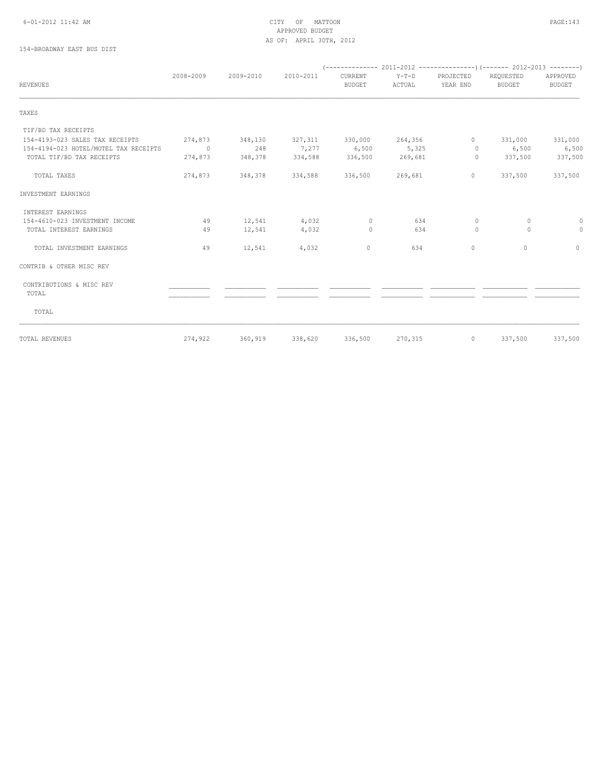CITY OF MATTOON
APPROVED BUDGET
AS OF: APRIL 30TH, 2012

154-BROADWAY EAST BUS DIST

| REVENUES | 2008-2009 | 2009-2010 | 2010-2011 | 2011-2012 CURRENT BUDGET | 2011-2012 Y-T-D ACTUAL | 2011-2012 PROJECTED YEAR END | 2012-2013 REQUESTED BUDGET | 2012-2013 APPROVED BUDGET |
|---|---|---|---|---|---|---|---|---|
| TAXES | | | | | | | | |
| TIF/BD TAX RECEIPTS | | | | | | | | |
| 154-4193-023 SALES TAX RECEIPTS | 274,873 | 348,130 | 327,311 | 330,000 | 264,356 | 0 | 331,000 | 331,000 |
| 154-4194-023 HOTEL/MOTEL TAX RECEIPTS | 0 | 248 | 7,277 | 6,500 | 5,325 | 0 | 6,500 | 6,500 |
| TOTAL TIF/BD TAX RECEIPTS | 274,873 | 348,378 | 334,588 | 336,500 | 269,681 | 0 | 337,500 | 337,500 |
| TOTAL TAXES | 274,873 | 348,378 | 334,588 | 336,500 | 269,681 | 0 | 337,500 | 337,500 |
| INVESTMENT EARNINGS | | | | | | | | |
| INTEREST EARNINGS | | | | | | | | |
| 154-4610-023 INVESTMENT INCOME | 49 | 12,541 | 4,032 | 0 | 634 | 0 | 0 | 0 |
| TOTAL INTEREST EARNINGS | 49 | 12,541 | 4,032 | 0 | 634 | 0 | 0 | 0 |
| TOTAL INVESTMENT EARNINGS | 49 | 12,541 | 4,032 | 0 | 634 | 0 | 0 | 0 |
| CONTRIB & OTHER MISC REV | | | | | | | | |
| CONTRIBUTIONS & MISC REV | | | | | | | | |
| TOTAL | | | | | | | | |
| TOTAL | | | | | | | | |
| TOTAL REVENUES | 274,922 | 360,919 | 338,620 | 336,500 | 270,315 | 0 | 337,500 | 337,500 |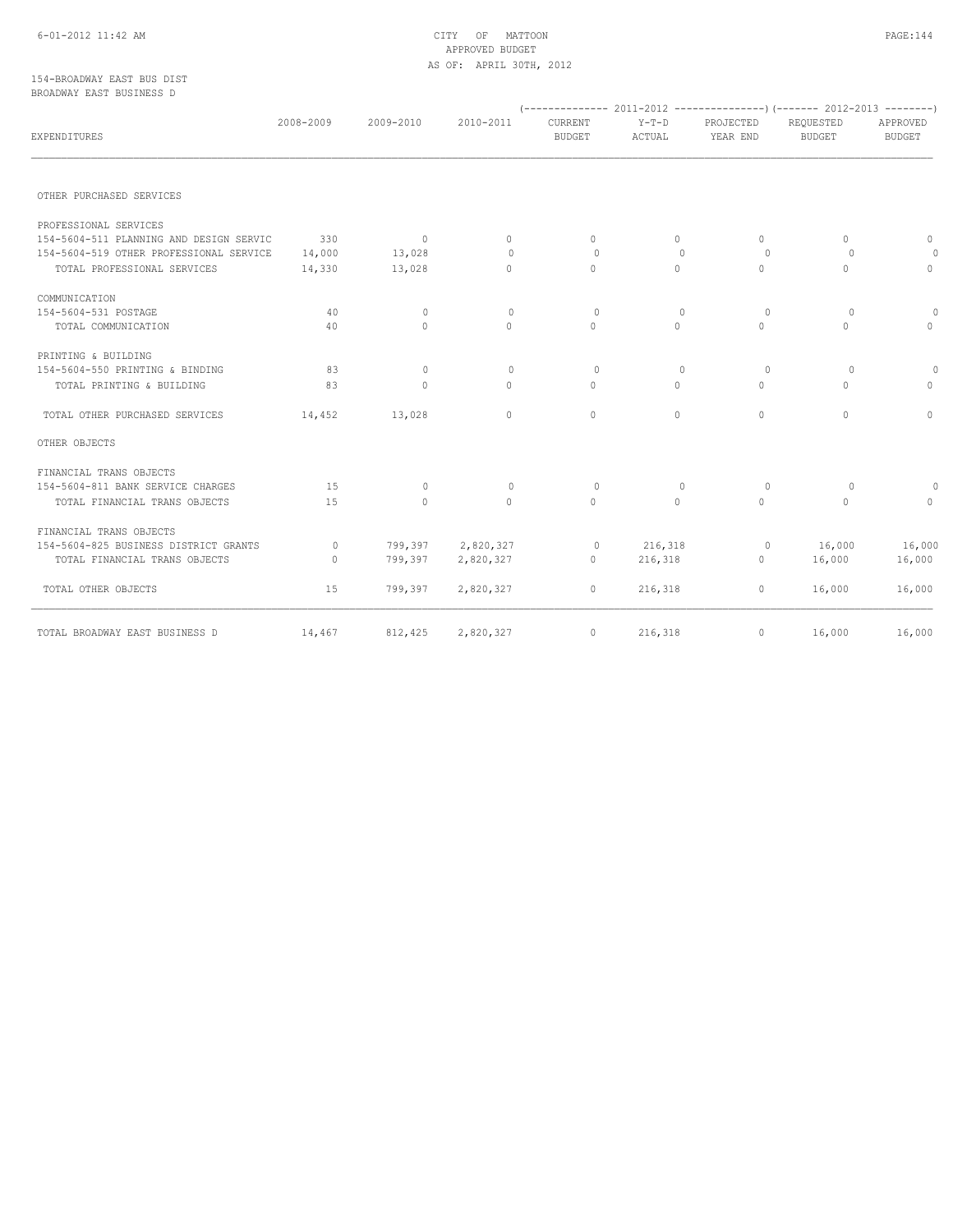CITY OF MATTOON
APPROVED BUDGET
AS OF: APRIL 30TH, 2012

154-BROADWAY EAST BUS DIST
BROADWAY EAST BUSINESS D

| EXPENDITURES | 2008-2009 | 2009-2010 | 2010-2011 | 2011-2012 CURRENT BUDGET | 2011-2012 Y-T-D ACTUAL | 2011-2012 PROJECTED YEAR END | 2012-2013 REQUESTED BUDGET | 2012-2013 APPROVED BUDGET |
|---|---|---|---|---|---|---|---|---|
| OTHER PURCHASED SERVICES | | | | | | | | |
| PROFESSIONAL SERVICES | | | | | | | | |
| 154-5604-511 PLANNING AND DESIGN SERVIC | 330 | 0 | 0 | 0 | 0 | 0 | 0 | 0 |
| 154-5604-519 OTHER PROFESSIONAL SERVICE | 14,000 | 13,028 | 0 | 0 | 0 | 0 | 0 | 0 |
| TOTAL PROFESSIONAL SERVICES | 14,330 | 13,028 | 0 | 0 | 0 | 0 | 0 | 0 |
| COMMUNICATION | | | | | | | | |
| 154-5604-531 POSTAGE | 40 | 0 | 0 | 0 | 0 | 0 | 0 | 0 |
| TOTAL COMMUNICATION | 40 | 0 | 0 | 0 | 0 | 0 | 0 | 0 |
| PRINTING & BUILDING | | | | | | | | |
| 154-5604-550 PRINTING & BINDING | 83 | 0 | 0 | 0 | 0 | 0 | 0 | 0 |
| TOTAL PRINTING & BUILDING | 83 | 0 | 0 | 0 | 0 | 0 | 0 | 0 |
| TOTAL OTHER PURCHASED SERVICES | 14,452 | 13,028 | 0 | 0 | 0 | 0 | 0 | 0 |
| OTHER OBJECTS | | | | | | | | |
| FINANCIAL TRANS OBJECTS | | | | | | | | |
| 154-5604-811 BANK SERVICE CHARGES | 15 | 0 | 0 | 0 | 0 | 0 | 0 | 0 |
| TOTAL FINANCIAL TRANS OBJECTS | 15 | 0 | 0 | 0 | 0 | 0 | 0 | 0 |
| FINANCIAL TRANS OBJECTS | | | | | | | | |
| 154-5604-825 BUSINESS DISTRICT GRANTS | 0 | 799,397 | 2,820,327 | 0 | 216,318 | 0 | 16,000 | 16,000 |
| TOTAL FINANCIAL TRANS OBJECTS | 0 | 799,397 | 2,820,327 | 0 | 216,318 | 0 | 16,000 | 16,000 |
| TOTAL OTHER OBJECTS | 15 | 799,397 | 2,820,327 | 0 | 216,318 | 0 | 16,000 | 16,000 |
| TOTAL BROADWAY EAST BUSINESS D | 14,467 | 812,425 | 2,820,327 | 0 | 216,318 | 0 | 16,000 | 16,000 |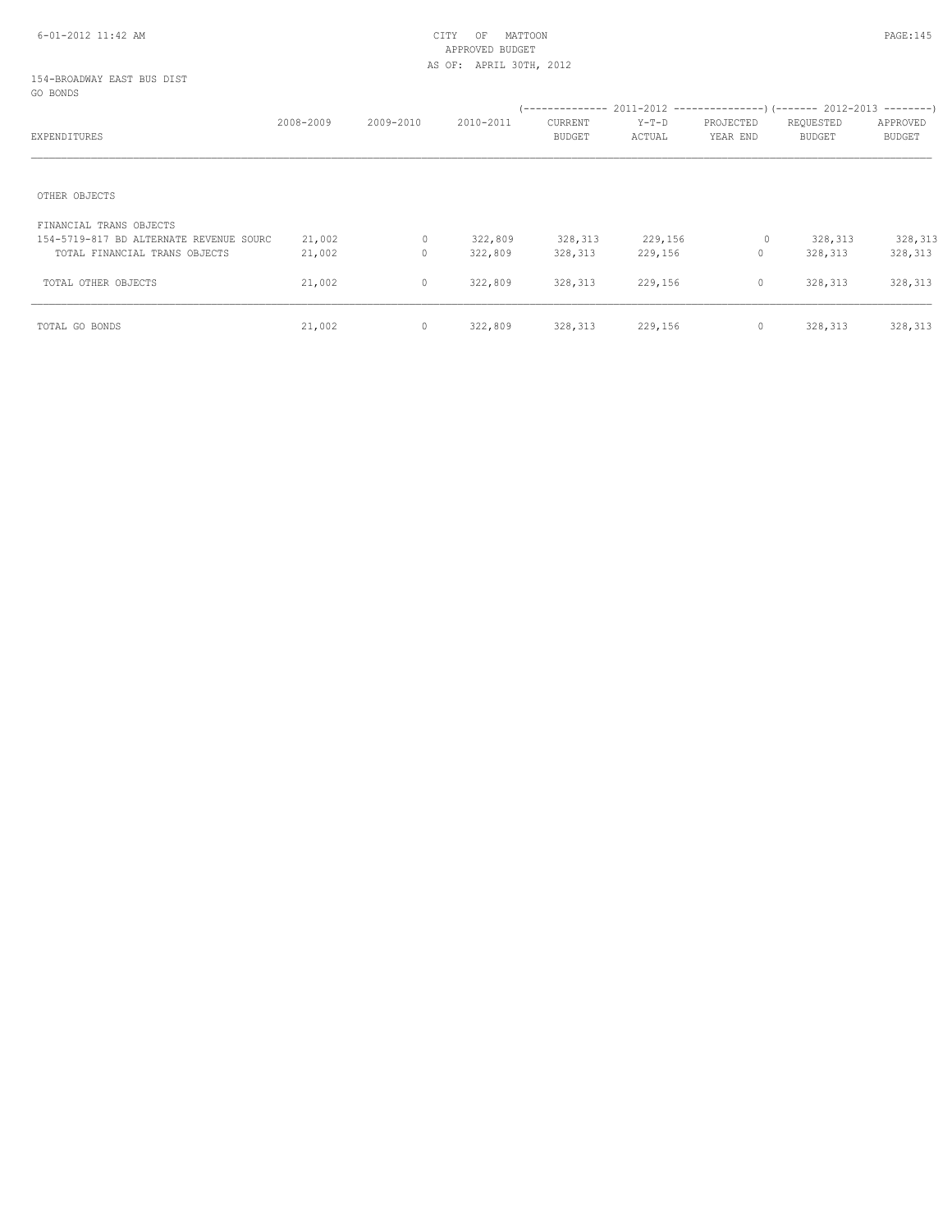CITY OF MATTOON
APPROVED BUDGET
AS OF: APRIL 30TH, 2012

154-BROADWAY EAST BUS DIST
GO BONDS

| EXPENDITURES | 2008-2009 | 2009-2010 | 2010-2011 | 2011-2012 CURRENT BUDGET | 2011-2012 Y-T-D ACTUAL | 2011-2012 PROJECTED YEAR END | 2012-2013 REQUESTED BUDGET | 2012-2013 APPROVED BUDGET |
|---|---|---|---|---|---|---|---|---|
| OTHER OBJECTS | | | | | | | | |
| FINANCIAL TRANS OBJECTS | | | | | | | | |
| 154-5719-817 BD ALTERNATE REVENUE SOURC | 21,002 | 0 | 322,809 | 328,313 | 229,156 | 0 | 328,313 | 328,313 |
| TOTAL FINANCIAL TRANS OBJECTS | 21,002 | 0 | 322,809 | 328,313 | 229,156 | 0 | 328,313 | 328,313 |
| TOTAL OTHER OBJECTS | 21,002 | 0 | 322,809 | 328,313 | 229,156 | 0 | 328,313 | 328,313 |
| TOTAL GO BONDS | 21,002 | 0 | 322,809 | 328,313 | 229,156 | 0 | 328,313 | 328,313 |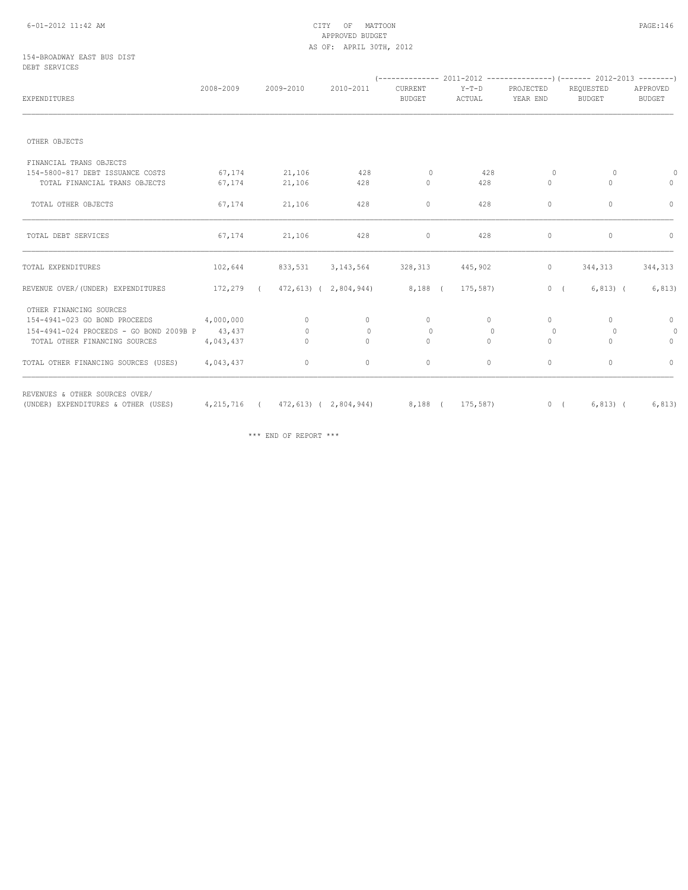CITY OF MATTOON
APPROVED BUDGET
AS OF: APRIL 30TH, 2012

154-BROADWAY EAST BUS DIST
DEBT SERVICES

| EXPENDITURES | 2008-2009 | 2009-2010 | 2010-2011 | 2011-2012 CURRENT BUDGET | 2011-2012 Y-T-D ACTUAL | 2011-2012 PROJECTED YEAR END | 2012-2013 REQUESTED BUDGET | 2012-2013 APPROVED BUDGET |
|---|---|---|---|---|---|---|---|---|
| OTHER OBJECTS | | | | | | | | |
| FINANCIAL TRANS OBJECTS | | | | | | | | |
| 154-5800-817 DEBT ISSUANCE COSTS | 67,174 | 21,106 | 428 | 0 | 428 | 0 | 0 | 0 |
| TOTAL FINANCIAL TRANS OBJECTS | 67,174 | 21,106 | 428 | 0 | 428 | 0 | 0 | 0 |
| TOTAL OTHER OBJECTS | 67,174 | 21,106 | 428 | 0 | 428 | 0 | 0 | 0 |
| TOTAL DEBT SERVICES | 67,174 | 21,106 | 428 | 0 | 428 | 0 | 0 | 0 |
| TOTAL EXPENDITURES | 102,644 | 833,531 | 3,143,564 | 328,313 | 445,902 | 0 | 344,313 | 344,313 |
| REVENUE OVER/(UNDER) EXPENDITURES | 172,279 | ( 472,613) | ( 2,804,944) | 8,188 | ( 175,587) | 0 | ( 6,813) | ( 6,813) |
| OTHER FINANCING SOURCES | | | | | | | | |
| 154-4941-023 GO BOND PROCEEDS | 4,000,000 | 0 | 0 | 0 | 0 | 0 | 0 | 0 |
| 154-4941-024 PROCEEDS - GO BOND 2009B P | 43,437 | 0 | 0 | 0 | 0 | 0 | 0 | 0 |
| TOTAL OTHER FINANCING SOURCES | 4,043,437 | 0 | 0 | 0 | 0 | 0 | 0 | 0 |
| TOTAL OTHER FINANCING SOURCES (USES) | 4,043,437 | 0 | 0 | 0 | 0 | 0 | 0 | 0 |
| REVENUES & OTHER SOURCES OVER/ (UNDER) EXPENDITURES & OTHER (USES) | 4,215,716 | ( 472,613) | ( 2,804,944) | 8,188 | ( 175,587) | 0 | ( 6,813) | ( 6,813) |

\*\*\* END OF REPORT \*\*\*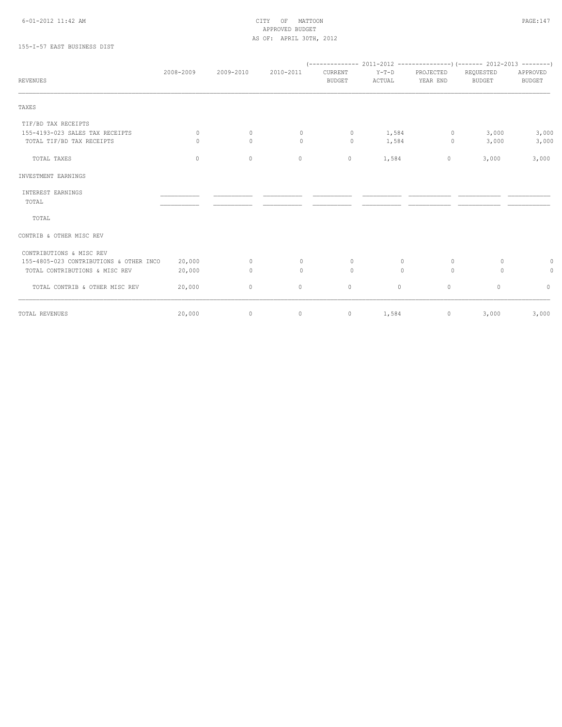CITY OF MATTOON
APPROVED BUDGET
AS OF: APRIL 30TH, 2012

155-I-57 EAST BUSINESS DIST

| REVENUES | 2008-2009 | 2009-2010 | 2010-2011 | 2011-2012 CURRENT BUDGET | 2011-2012 Y-T-D ACTUAL | 2011-2012 PROJECTED YEAR END | 2012-2013 REQUESTED BUDGET | 2012-2013 APPROVED BUDGET |
|---|---|---|---|---|---|---|---|---|
| TAXES | | | | | | | | |
| TIF/BD TAX RECEIPTS | | | | | | | | |
| 155-4193-023 SALES TAX RECEIPTS | 0 | 0 | 0 | 0 | 1,584 | 0 | 3,000 | 3,000 |
| TOTAL TIF/BD TAX RECEIPTS | 0 | 0 | 0 | 0 | 1,584 | 0 | 3,000 | 3,000 |
| TOTAL TAXES | 0 | 0 | 0 | 0 | 1,584 | 0 | 3,000 | 3,000 |
| INVESTMENT EARNINGS | | | | | | | | |
| INTEREST EARNINGS | | | | | | | | |
| TOTAL | | | | | | | | |
| TOTAL | | | | | | | | |
| CONTRIB & OTHER MISC REV | | | | | | | | |
| CONTRIBUTIONS & MISC REV | | | | | | | | |
| 155-4805-023 CONTRIBUTIONS & OTHER INCO | 20,000 | 0 | 0 | 0 | 0 | 0 | 0 | 0 |
| TOTAL CONTRIBUTIONS & MISC REV | 20,000 | 0 | 0 | 0 | 0 | 0 | 0 | 0 |
| TOTAL CONTRIB & OTHER MISC REV | 20,000 | 0 | 0 | 0 | 0 | 0 | 0 | 0 |
| TOTAL REVENUES | 20,000 | 0 | 0 | 0 | 1,584 | 0 | 3,000 | 3,000 |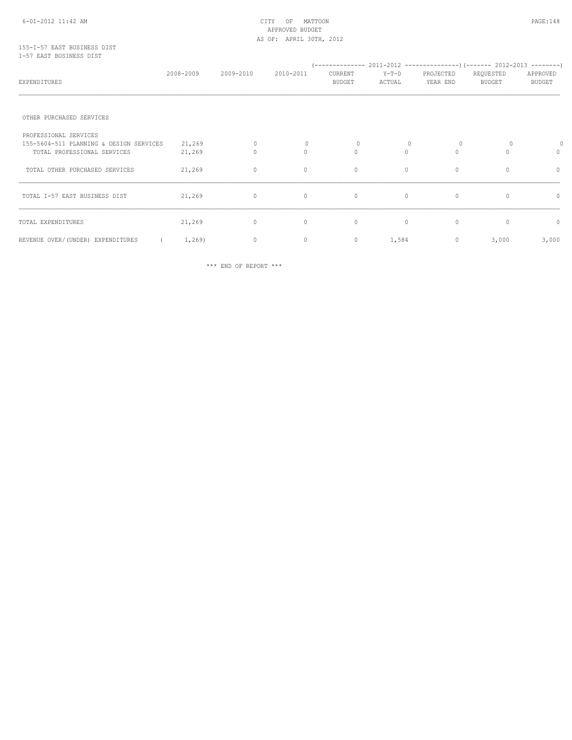CITY OF MATTOON
APPROVED BUDGET
AS OF: APRIL 30TH, 2012

155-I-57 EAST BUSINESS DIST
I-57 EAST BUSINESS DIST

| EXPENDITURES | 2008-2009 | 2009-2010 | 2010-2011 | 2011-2012 CURRENT BUDGET | 2011-2012 Y-T-D ACTUAL | 2011-2012 PROJECTED YEAR END | 2012-2013 REQUESTED BUDGET | 2012-2013 APPROVED BUDGET |
|---|---|---|---|---|---|---|---|---|
| OTHER PURCHASED SERVICES | | | | | | | | |
| PROFESSIONAL SERVICES | | | | | | | | |
| 155-5604-511 PLANNING & DESIGN SERVICES | 21,269 | 0 | 0 | 0 | 0 | 0 | 0 | 0 |
| TOTAL PROFESSIONAL SERVICES | 21,269 | 0 | 0 | 0 | 0 | 0 | 0 | 0 |
| TOTAL OTHER PURCHASED SERVICES | 21,269 | 0 | 0 | 0 | 0 | 0 | 0 | 0 |
| TOTAL I-57 EAST BUSINESS DIST | 21,269 | 0 | 0 | 0 | 0 | 0 | 0 | 0 |
| TOTAL EXPENDITURES | 21,269 | 0 | 0 | 0 | 0 | 0 | 0 | 0 |
| REVENUE OVER/(UNDER) EXPENDITURES | ( 1,269) | 0 | 0 | 0 | 1,584 | 0 | 3,000 | 3,000 |

\*\*\* END OF REPORT \*\*\*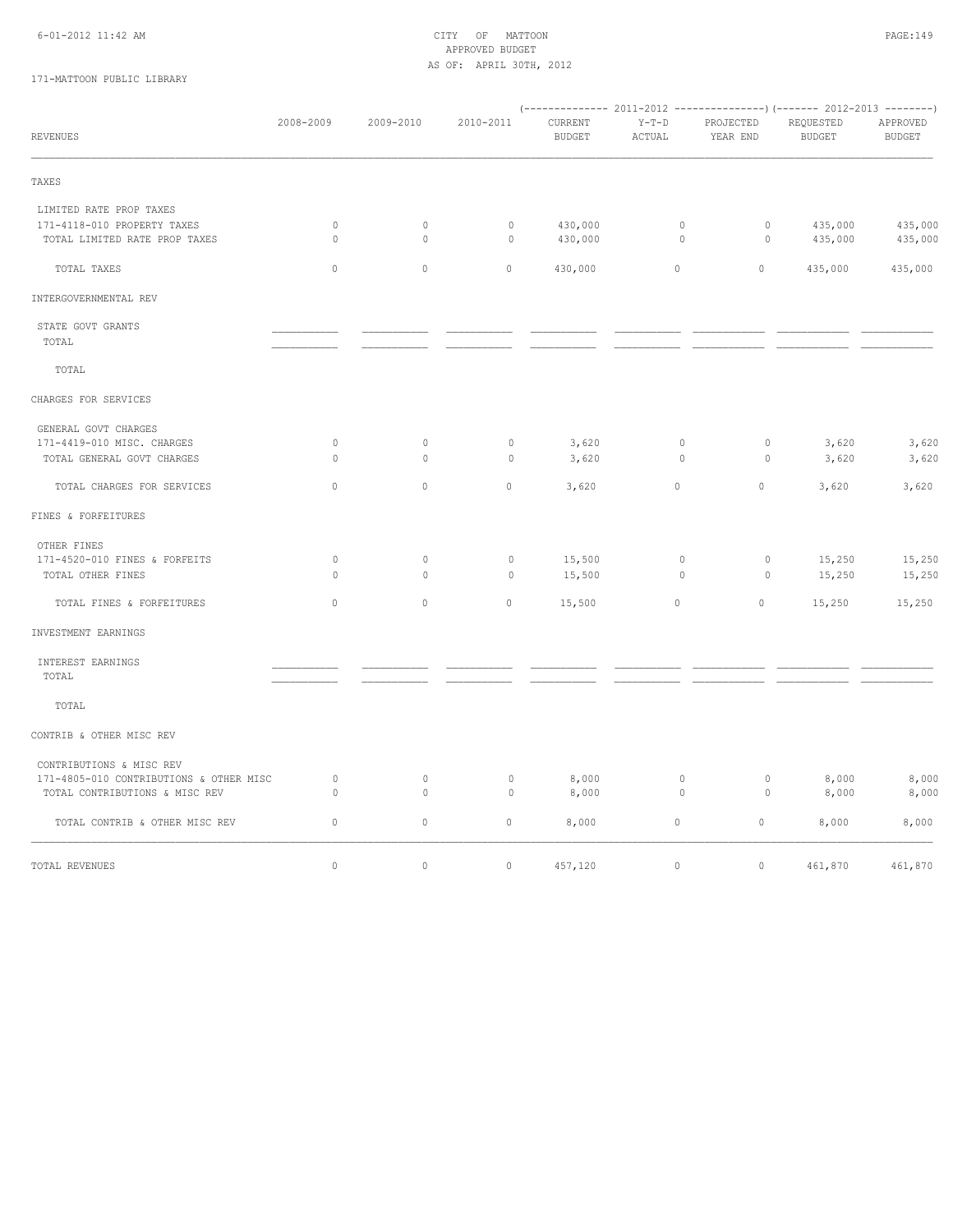CITY OF MATTOON
APPROVED BUDGET
AS OF: APRIL 30TH, 2012

171-MATTOON PUBLIC LIBRARY

| REVENUES | 2008-2009 | 2009-2010 | 2010-2011 | 2011-2012 CURRENT BUDGET | 2011-2012 Y-T-D ACTUAL | 2011-2012 PROJECTED YEAR END | 2012-2013 REQUESTED BUDGET | 2012-2013 APPROVED BUDGET |
|---|---|---|---|---|---|---|---|---|
| TAXES | | | | | | | | |
| LIMITED RATE PROP TAXES | | | | | | | | |
| 171-4118-010 PROPERTY TAXES | 0 | 0 | 0 | 430,000 | 0 | 0 | 435,000 | 435,000 |
| TOTAL LIMITED RATE PROP TAXES | 0 | 0 | 0 | 430,000 | 0 | 0 | 435,000 | 435,000 |
| TOTAL TAXES | 0 | 0 | 0 | 430,000 | 0 | 0 | 435,000 | 435,000 |
| INTERGOVERNMENTAL REV | | | | | | | | |
| STATE GOVT GRANTS | | | | | | | | |
| TOTAL | | | | | | | | |
| TOTAL | | | | | | | | |
| CHARGES FOR SERVICES | | | | | | | | |
| GENERAL GOVT CHARGES | | | | | | | | |
| 171-4419-010 MISC. CHARGES | 0 | 0 | 0 | 3,620 | 0 | 0 | 3,620 | 3,620 |
| TOTAL GENERAL GOVT CHARGES | 0 | 0 | 0 | 3,620 | 0 | 0 | 3,620 | 3,620 |
| TOTAL CHARGES FOR SERVICES | 0 | 0 | 0 | 3,620 | 0 | 0 | 3,620 | 3,620 |
| FINES & FORFEITURES | | | | | | | | |
| OTHER FINES | | | | | | | | |
| 171-4520-010 FINES & FORFEITS | 0 | 0 | 0 | 15,500 | 0 | 0 | 15,250 | 15,250 |
| TOTAL OTHER FINES | 0 | 0 | 0 | 15,500 | 0 | 0 | 15,250 | 15,250 |
| TOTAL FINES & FORFEITURES | 0 | 0 | 0 | 15,500 | 0 | 0 | 15,250 | 15,250 |
| INVESTMENT EARNINGS | | | | | | | | |
| INTEREST EARNINGS | | | | | | | | |
| TOTAL | | | | | | | | |
| TOTAL | | | | | | | | |
| CONTRIB & OTHER MISC REV | | | | | | | | |
| CONTRIBUTIONS & MISC REV | | | | | | | | |
| 171-4805-010 CONTRIBUTIONS & OTHER MISC | 0 | 0 | 0 | 8,000 | 0 | 0 | 8,000 | 8,000 |
| TOTAL CONTRIBUTIONS & MISC REV | 0 | 0 | 0 | 8,000 | 0 | 0 | 8,000 | 8,000 |
| TOTAL CONTRIB & OTHER MISC REV | 0 | 0 | 0 | 8,000 | 0 | 0 | 8,000 | 8,000 |
| TOTAL REVENUES | 0 | 0 | 0 | 457,120 | 0 | 0 | 461,870 | 461,870 |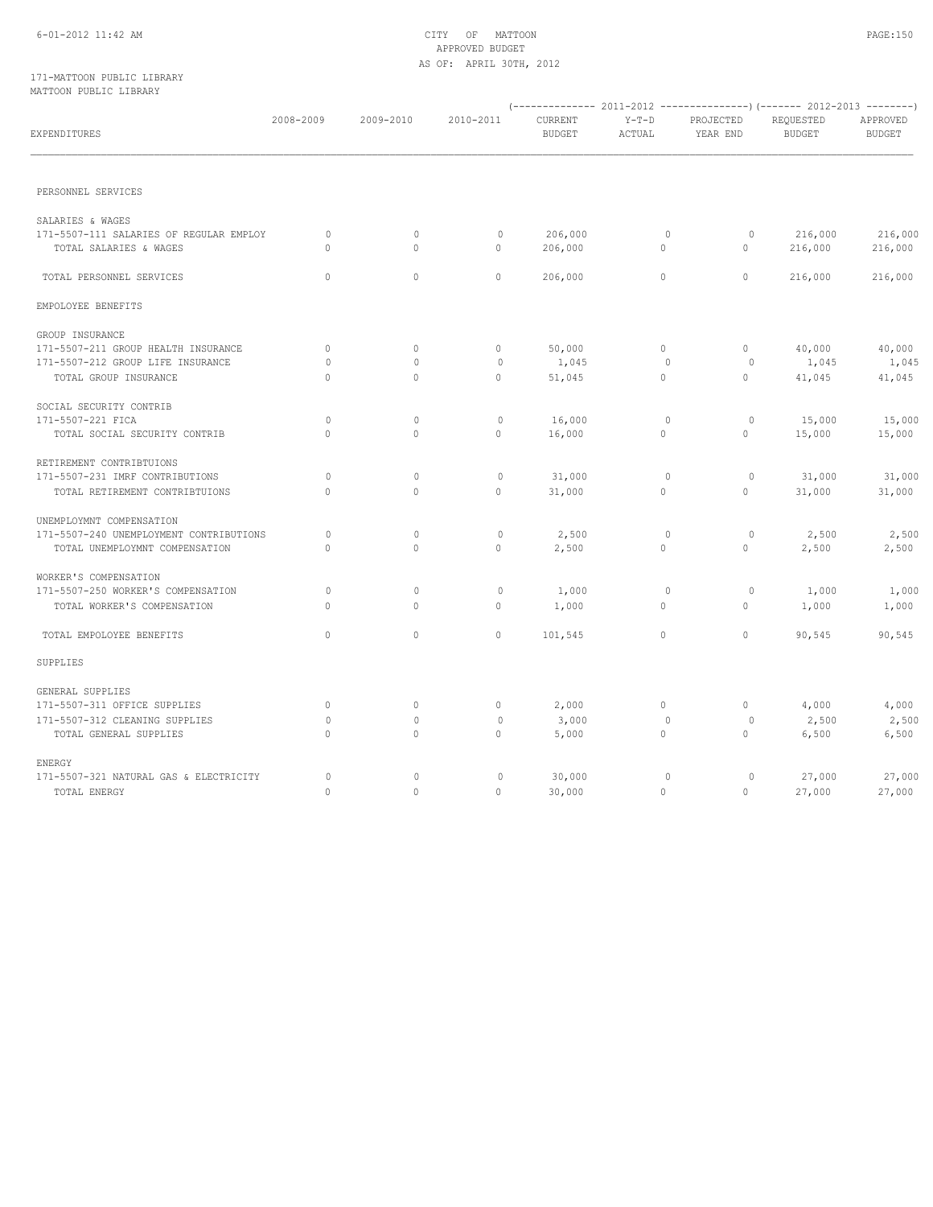CITY OF MATTOON
APPROVED BUDGET
AS OF: APRIL 30TH, 2012

171-MATTOON PUBLIC LIBRARY
MATTOON PUBLIC LIBRARY

| EXPENDITURES | 2008-2009 | 2009-2010 | 2010-2011 | 2011-2012 CURRENT BUDGET | 2011-2012 Y-T-D ACTUAL | 2011-2012 PROJECTED YEAR END | 2012-2013 REQUESTED BUDGET | 2012-2013 APPROVED BUDGET |
|---|---|---|---|---|---|---|---|---|
| PERSONNEL SERVICES | | | | | | | | |
| SALARIES & WAGES | | | | | | | | |
| 171-5507-111 SALARIES OF REGULAR EMPLOY | 0 | 0 | 0 | 206,000 | 0 | 0 | 216,000 | 216,000 |
| TOTAL SALARIES & WAGES | 0 | 0 | 0 | 206,000 | 0 | 0 | 216,000 | 216,000 |
| TOTAL PERSONNEL SERVICES | 0 | 0 | 0 | 206,000 | 0 | 0 | 216,000 | 216,000 |
| EMPOLOYEE BENEFITS | | | | | | | | |
| GROUP INSURANCE | | | | | | | | |
| 171-5507-211 GROUP HEALTH INSURANCE | 0 | 0 | 0 | 50,000 | 0 | 0 | 40,000 | 40,000 |
| 171-5507-212 GROUP LIFE INSURANCE | 0 | 0 | 0 | 1,045 | 0 | 0 | 1,045 | 1,045 |
| TOTAL GROUP INSURANCE | 0 | 0 | 0 | 51,045 | 0 | 0 | 41,045 | 41,045 |
| SOCIAL SECURITY CONTRIB | | | | | | | | |
| 171-5507-221 FICA | 0 | 0 | 0 | 16,000 | 0 | 0 | 15,000 | 15,000 |
| TOTAL SOCIAL SECURITY CONTRIB | 0 | 0 | 0 | 16,000 | 0 | 0 | 15,000 | 15,000 |
| RETIREMENT CONTRIBTUIONS | | | | | | | | |
| 171-5507-231 IMRF CONTRIBUTIONS | 0 | 0 | 0 | 31,000 | 0 | 0 | 31,000 | 31,000 |
| TOTAL RETIREMENT CONTRIBTUIONS | 0 | 0 | 0 | 31,000 | 0 | 0 | 31,000 | 31,000 |
| UNEMPLOYMNT COMPENSATION | | | | | | | | |
| 171-5507-240 UNEMPLOYMENT CONTRIBUTIONS | 0 | 0 | 0 | 2,500 | 0 | 0 | 2,500 | 2,500 |
| TOTAL UNEMPLOYMNT COMPENSATION | 0 | 0 | 0 | 2,500 | 0 | 0 | 2,500 | 2,500 |
| WORKER'S COMPENSATION | | | | | | | | |
| 171-5507-250 WORKER'S COMPENSATION | 0 | 0 | 0 | 1,000 | 0 | 0 | 1,000 | 1,000 |
| TOTAL WORKER'S COMPENSATION | 0 | 0 | 0 | 1,000 | 0 | 0 | 1,000 | 1,000 |
| TOTAL EMPOLOYEE BENEFITS | 0 | 0 | 0 | 101,545 | 0 | 0 | 90,545 | 90,545 |
| SUPPLIES | | | | | | | | |
| GENERAL SUPPLIES | | | | | | | | |
| 171-5507-311 OFFICE SUPPLIES | 0 | 0 | 0 | 2,000 | 0 | 0 | 4,000 | 4,000 |
| 171-5507-312 CLEANING SUPPLIES | 0 | 0 | 0 | 3,000 | 0 | 0 | 2,500 | 2,500 |
| TOTAL GENERAL SUPPLIES | 0 | 0 | 0 | 5,000 | 0 | 0 | 6,500 | 6,500 |
| ENERGY | | | | | | | | |
| 171-5507-321 NATURAL GAS & ELECTRICITY | 0 | 0 | 0 | 30,000 | 0 | 0 | 27,000 | 27,000 |
| TOTAL ENERGY | 0 | 0 | 0 | 30,000 | 0 | 0 | 27,000 | 27,000 |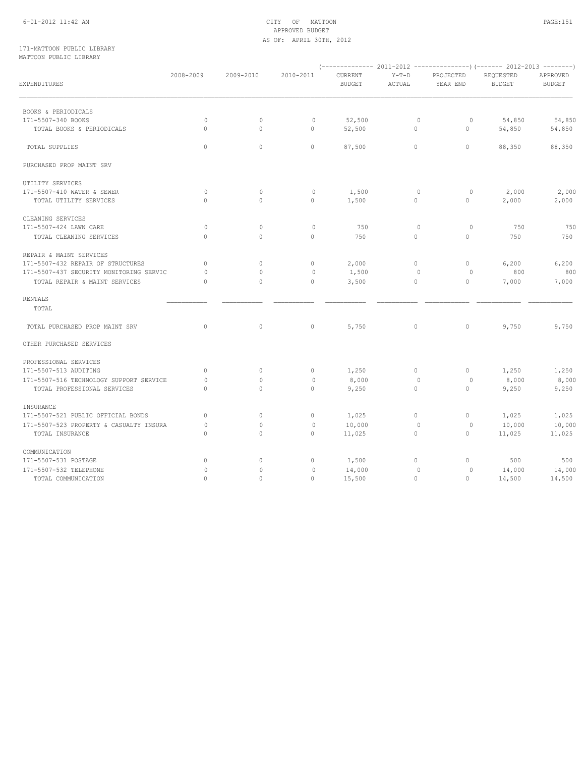CITY OF MATTOON
APPROVED BUDGET
AS OF: APRIL 30TH, 2012

171-MATTOON PUBLIC LIBRARY
MATTOON PUBLIC LIBRARY

| EXPENDITURES | 2008-2009 | 2009-2010 | 2010-2011 | 2011-2012 CURRENT BUDGET | 2011-2012 Y-T-D ACTUAL | 2011-2012 PROJECTED YEAR END | 2012-2013 REQUESTED BUDGET | 2012-2013 APPROVED BUDGET |
|---|---|---|---|---|---|---|---|---|
| BOOKS & PERIODICALS | | | | | | | | |
| 171-5507-340 BOOKS | 0 | 0 | 0 | 52,500 | 0 | 0 | 54,850 | 54,850 |
| TOTAL BOOKS & PERIODICALS | 0 | 0 | 0 | 52,500 | 0 | 0 | 54,850 | 54,850 |
| TOTAL SUPPLIES | 0 | 0 | 0 | 87,500 | 0 | 0 | 88,350 | 88,350 |
| PURCHASED PROP MAINT SRV | | | | | | | | |
| UTILITY SERVICES | | | | | | | | |
| 171-5507-410 WATER & SEWER | 0 | 0 | 0 | 1,500 | 0 | 0 | 2,000 | 2,000 |
| TOTAL UTILITY SERVICES | 0 | 0 | 0 | 1,500 | 0 | 0 | 2,000 | 2,000 |
| CLEANING SERVICES | | | | | | | | |
| 171-5507-424 LAWN CARE | 0 | 0 | 0 | 750 | 0 | 0 | 750 | 750 |
| TOTAL CLEANING SERVICES | 0 | 0 | 0 | 750 | 0 | 0 | 750 | 750 |
| REPAIR & MAINT SERVICES | | | | | | | | |
| 171-5507-432 REPAIR OF STRUCTURES | 0 | 0 | 0 | 2,000 | 0 | 0 | 6,200 | 6,200 |
| 171-5507-437 SECURITY MONITORING SERVIC | 0 | 0 | 0 | 1,500 | 0 | 0 | 800 | 800 |
| TOTAL REPAIR & MAINT SERVICES | 0 | 0 | 0 | 3,500 | 0 | 0 | 7,000 | 7,000 |
| RENTALS | | | | | | | | |
| TOTAL | | | | | | | | |
| TOTAL PURCHASED PROP MAINT SRV | 0 | 0 | 0 | 5,750 | 0 | 0 | 9,750 | 9,750 |
| OTHER PURCHASED SERVICES | | | | | | | | |
| PROFESSIONAL SERVICES | | | | | | | | |
| 171-5507-513 AUDITING | 0 | 0 | 0 | 1,250 | 0 | 0 | 1,250 | 1,250 |
| 171-5507-516 TECHNOLOGY SUPPORT SERVICE | 0 | 0 | 0 | 8,000 | 0 | 0 | 8,000 | 8,000 |
| TOTAL PROFESSIONAL SERVICES | 0 | 0 | 0 | 9,250 | 0 | 0 | 9,250 | 9,250 |
| INSURANCE | | | | | | | | |
| 171-5507-521 PUBLIC OFFICIAL BONDS | 0 | 0 | 0 | 1,025 | 0 | 0 | 1,025 | 1,025 |
| 171-5507-523 PROPERTY & CASUALTY INSURA | 0 | 0 | 0 | 10,000 | 0 | 0 | 10,000 | 10,000 |
| TOTAL INSURANCE | 0 | 0 | 0 | 11,025 | 0 | 0 | 11,025 | 11,025 |
| COMMUNICATION | | | | | | | | |
| 171-5507-531 POSTAGE | 0 | 0 | 0 | 1,500 | 0 | 0 | 500 | 500 |
| 171-5507-532 TELEPHONE | 0 | 0 | 0 | 14,000 | 0 | 0 | 14,000 | 14,000 |
| TOTAL COMMUNICATION | 0 | 0 | 0 | 15,500 | 0 | 0 | 14,500 | 14,500 |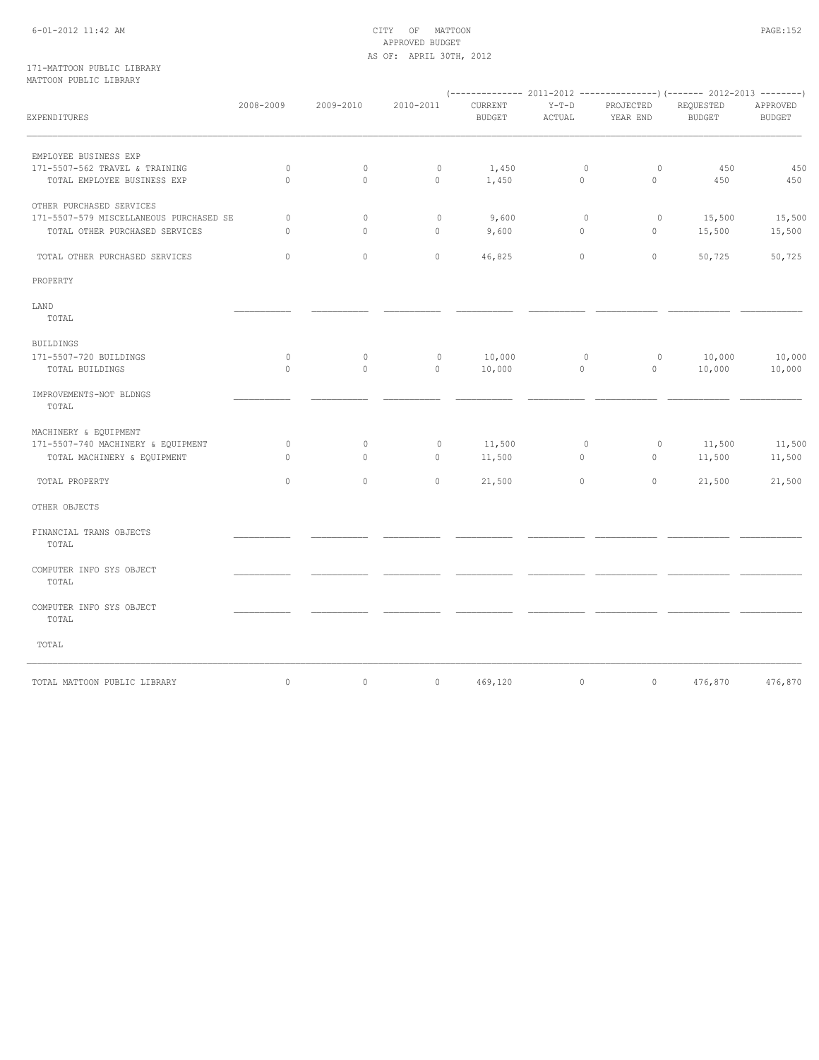CITY OF MATTOON
APPROVED BUDGET
AS OF: APRIL 30TH, 2012

171-MATTOON PUBLIC LIBRARY
MATTOON PUBLIC LIBRARY

| EXPENDITURES | 2008-2009 | 2009-2010 | 2010-2011 | 2011-2012 CURRENT BUDGET | 2011-2012 Y-T-D ACTUAL | 2011-2012 PROJECTED YEAR END | 2012-2013 REQUESTED BUDGET | 2012-2013 APPROVED BUDGET |
|---|---|---|---|---|---|---|---|---|
| EMPLOYEE BUSINESS EXP | | | | | | | | |
| 171-5507-562 TRAVEL & TRAINING | 0 | 0 | 0 | 1,450 | 0 | 0 | 450 | 450 |
| TOTAL EMPLOYEE BUSINESS EXP | 0 | 0 | 0 | 1,450 | 0 | 0 | 450 | 450 |
| OTHER PURCHASED SERVICES | | | | | | | | |
| 171-5507-579 MISCELLANEOUS PURCHASED SE | 0 | 0 | 0 | 9,600 | 0 | 0 | 15,500 | 15,500 |
| TOTAL OTHER PURCHASED SERVICES | 0 | 0 | 0 | 9,600 | 0 | 0 | 15,500 | 15,500 |
| TOTAL OTHER PURCHASED SERVICES | 0 | 0 | 0 | 46,825 | 0 | 0 | 50,725 | 50,725 |
| PROPERTY | | | | | | | | |
| LAND | | | | | | | | |
| TOTAL | | | | | | | | |
| BUILDINGS | | | | | | | | |
| 171-5507-720 BUILDINGS | 0 | 0 | 0 | 10,000 | 0 | 0 | 10,000 | 10,000 |
| TOTAL BUILDINGS | 0 | 0 | 0 | 10,000 | 0 | 0 | 10,000 | 10,000 |
| IMPROVEMENTS-NOT BLDNGS | | | | | | | | |
| TOTAL | | | | | | | | |
| MACHINERY & EQUIPMENT | | | | | | | | |
| 171-5507-740 MACHINERY & EQUIPMENT | 0 | 0 | 0 | 11,500 | 0 | 0 | 11,500 | 11,500 |
| TOTAL MACHINERY & EQUIPMENT | 0 | 0 | 0 | 11,500 | 0 | 0 | 11,500 | 11,500 |
| TOTAL PROPERTY | 0 | 0 | 0 | 21,500 | 0 | 0 | 21,500 | 21,500 |
| OTHER OBJECTS | | | | | | | | |
| FINANCIAL TRANS OBJECTS | | | | | | | | |
| TOTAL | | | | | | | | |
| COMPUTER INFO SYS OBJECT | | | | | | | | |
| TOTAL | | | | | | | | |
| COMPUTER INFO SYS OBJECT | | | | | | | | |
| TOTAL | | | | | | | | |
| TOTAL | | | | | | | | |
| TOTAL MATTOON PUBLIC LIBRARY | 0 | 0 | 0 | 469,120 | 0 | 0 | 476,870 | 476,870 |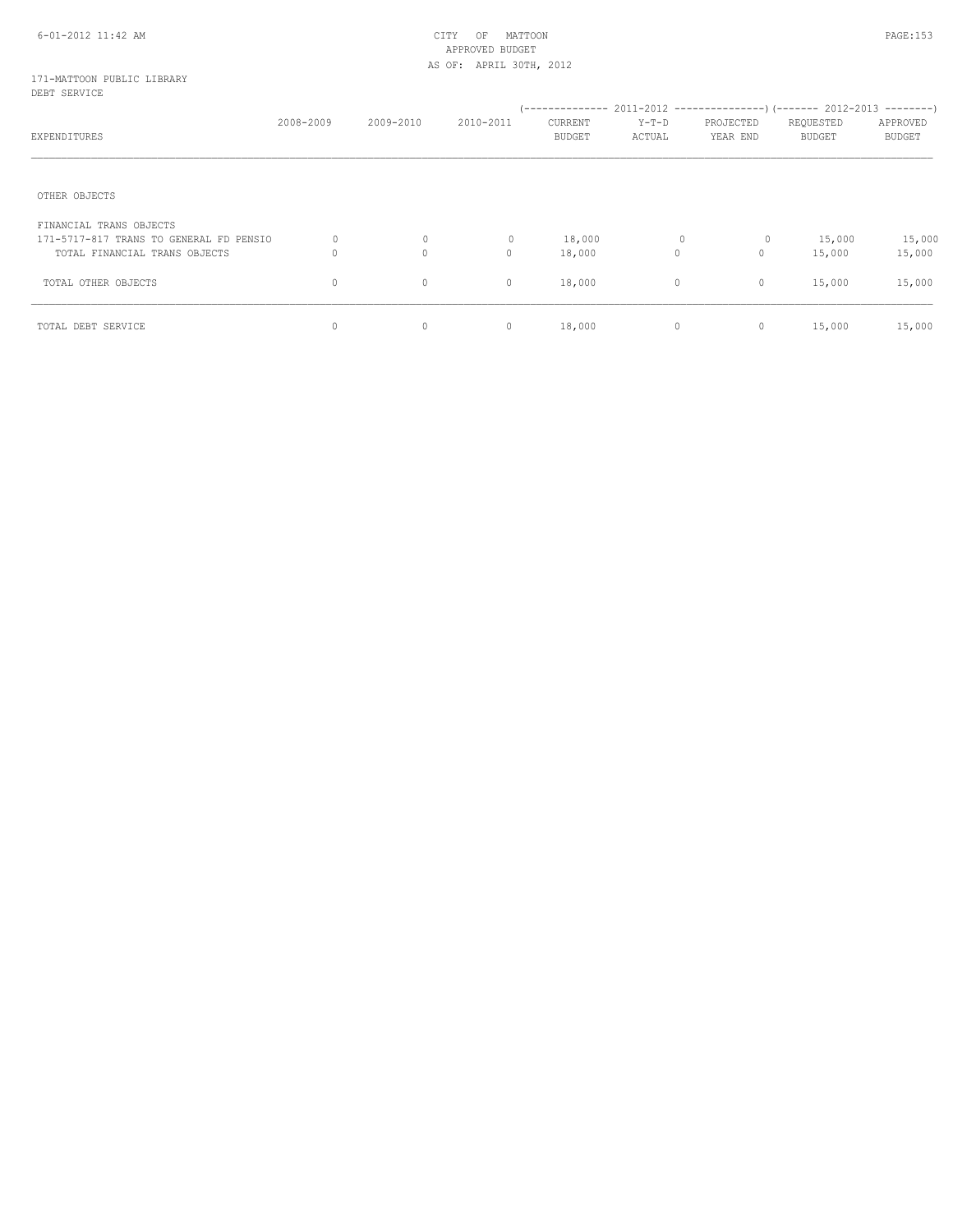CITY OF MATTOON
APPROVED BUDGET
AS OF: APRIL 30TH, 2012

171-MATTOON PUBLIC LIBRARY
DEBT SERVICE

| EXPENDITURES | 2008-2009 | 2009-2010 | 2010-2011 | 2011-2012 CURRENT BUDGET | 2011-2012 Y-T-D ACTUAL | 2011-2012 PROJECTED YEAR END | 2012-2013 REQUESTED BUDGET | 2012-2013 APPROVED BUDGET |
|---|---|---|---|---|---|---|---|---|
| OTHER OBJECTS | | | | | | | | |
| FINANCIAL TRANS OBJECTS | | | | | | | | |
| 171-5717-817 TRANS TO GENERAL FD PENSIO | 0 | 0 | 0 | 18,000 | 0 | 0 | 15,000 | 15,000 |
| TOTAL FINANCIAL TRANS OBJECTS | 0 | 0 | 0 | 18,000 | 0 | 0 | 15,000 | 15,000 |
| TOTAL OTHER OBJECTS | 0 | 0 | 0 | 18,000 | 0 | 0 | 15,000 | 15,000 |
| TOTAL DEBT SERVICE | 0 | 0 | 0 | 18,000 | 0 | 0 | 15,000 | 15,000 |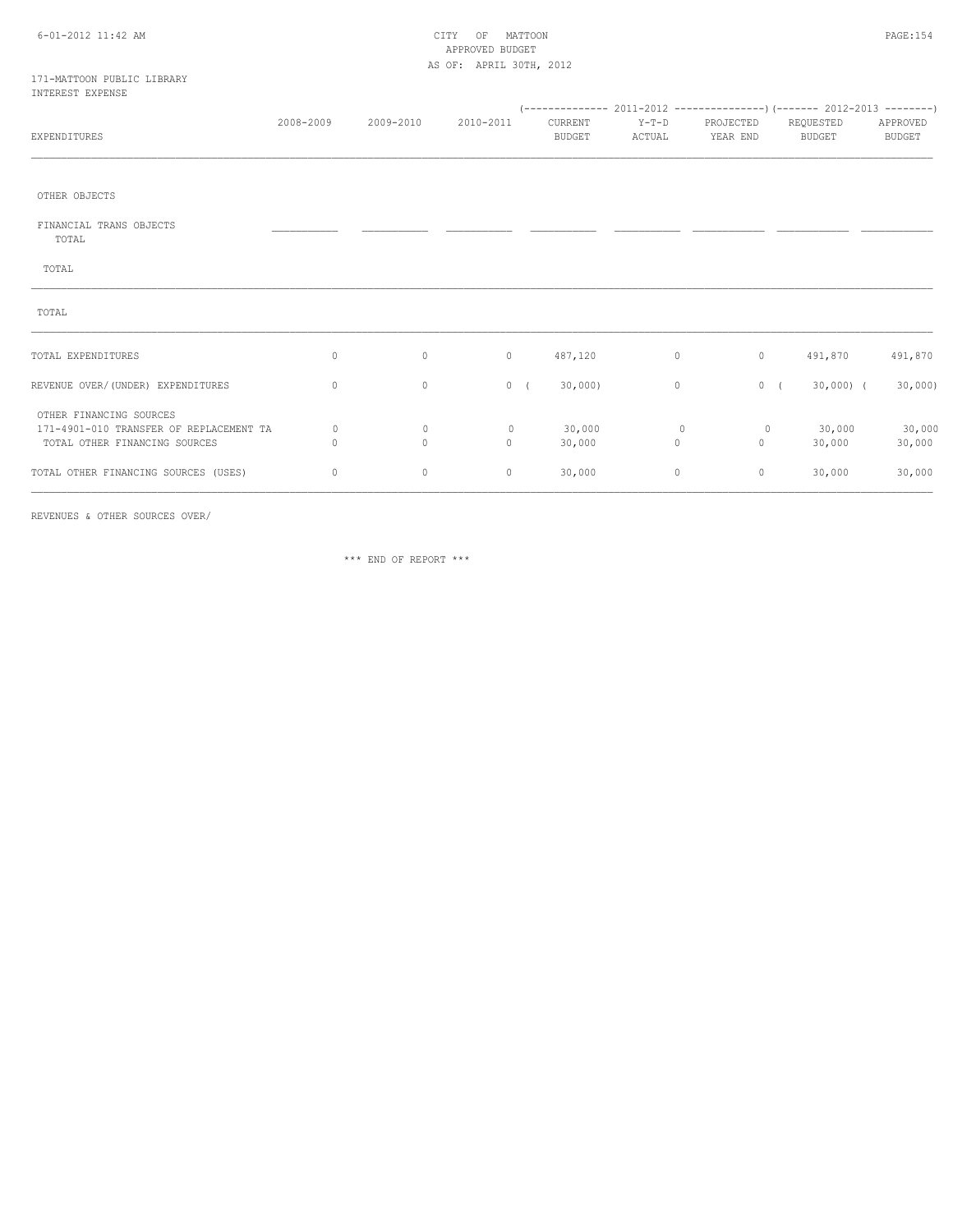171-MATTOON PUBLIC LIBRARY
INTEREST EXPENSE

| EXPENDITURES | 2008-2009 | 2009-2010 | 2010-2011 | 2011-2012 CURRENT BUDGET | 2011-2012 Y-T-D ACTUAL | 2011-2012 PROJECTED YEAR END | 2012-2013 REQUESTED BUDGET | 2012-2013 APPROVED BUDGET |
|---|---|---|---|---|---|---|---|---|
| OTHER OBJECTS | | | | | | | | |
| FINANCIAL TRANS OBJECTS TOTAL | | | | | | | | |
| TOTAL | | | | | | | | |
| TOTAL | | | | | | | | |
| TOTAL EXPENDITURES | 0 | 0 | 0 | 487,120 | 0 | 0 | 491,870 | 491,870 |
| REVENUE OVER/(UNDER) EXPENDITURES | 0 | 0 | 0 | ( 30,000) | 0 | 0 | ( 30,000) | ( 30,000) |
| OTHER FINANCING SOURCES | | | | | | | | |
| 171-4901-010 TRANSFER OF REPLACEMENT TA | 0 | 0 | 0 | 30,000 | 0 | 0 | 30,000 | 30,000 |
| TOTAL OTHER FINANCING SOURCES | 0 | 0 | 0 | 30,000 | 0 | 0 | 30,000 | 30,000 |
| TOTAL OTHER FINANCING SOURCES (USES) | 0 | 0 | 0 | 30,000 | 0 | 0 | 30,000 | 30,000 |

REVENUES & OTHER SOURCES OVER/

\*\*\* END OF REPORT \*\*\*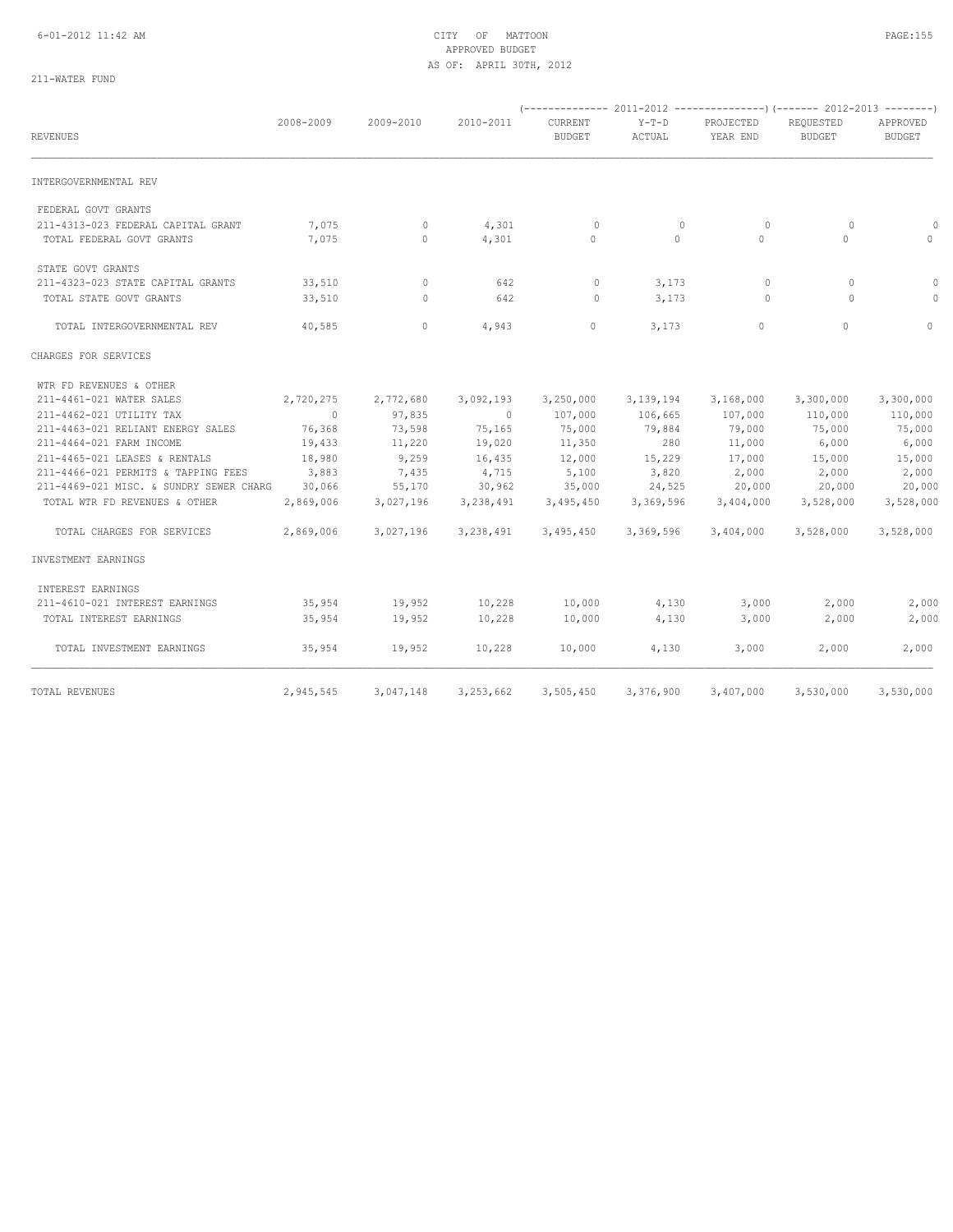CITY OF MATTOON
APPROVED BUDGET
AS OF: APRIL 30TH, 2012

211-WATER FUND

| REVENUES | 2008-2009 | 2009-2010 | 2010-2011 | 2011-2012 CURRENT BUDGET | 2011-2012 Y-T-D ACTUAL | 2011-2012 PROJECTED YEAR END | 2012-2013 REQUESTED BUDGET | 2012-2013 APPROVED BUDGET |
|---|---|---|---|---|---|---|---|---|
| INTERGOVERNMENTAL REV | | | | | | | | |
| FEDERAL GOVT GRANTS | | | | | | | | |
| 211-4313-023 FEDERAL CAPITAL GRANT | 7,075 | 0 | 4,301 | 0 | 0 | 0 | 0 | 0 |
| TOTAL FEDERAL GOVT GRANTS | 7,075 | 0 | 4,301 | 0 | 0 | 0 | 0 | 0 |
| STATE GOVT GRANTS | | | | | | | | |
| 211-4323-023 STATE CAPITAL GRANTS | 33,510 | 0 | 642 | 0 | 3,173 | 0 | 0 | 0 |
| TOTAL STATE GOVT GRANTS | 33,510 | 0 | 642 | 0 | 3,173 | 0 | 0 | 0 |
| TOTAL INTERGOVERNMENTAL REV | 40,585 | 0 | 4,943 | 0 | 3,173 | 0 | 0 | 0 |
| CHARGES FOR SERVICES | | | | | | | | |
| WTR FD REVENUES & OTHER | | | | | | | | |
| 211-4461-021 WATER SALES | 2,720,275 | 2,772,680 | 3,092,193 | 3,250,000 | 3,139,194 | 3,168,000 | 3,300,000 | 3,300,000 |
| 211-4462-021 UTILITY TAX | 0 | 97,835 | 0 | 107,000 | 106,665 | 107,000 | 110,000 | 110,000 |
| 211-4463-021 RELIANT ENERGY SALES | 76,368 | 73,598 | 75,165 | 75,000 | 79,884 | 79,000 | 75,000 | 75,000 |
| 211-4464-021 FARM INCOME | 19,433 | 11,220 | 19,020 | 11,350 | 280 | 11,000 | 6,000 | 6,000 |
| 211-4465-021 LEASES & RENTALS | 18,980 | 9,259 | 16,435 | 12,000 | 15,229 | 17,000 | 15,000 | 15,000 |
| 211-4466-021 PERMITS & TAPPING FEES | 3,883 | 7,435 | 4,715 | 5,100 | 3,820 | 2,000 | 2,000 | 2,000 |
| 211-4469-021 MISC. & SUNDRY SEWER CHARG | 30,066 | 55,170 | 30,962 | 35,000 | 24,525 | 20,000 | 20,000 | 20,000 |
| TOTAL WTR FD REVENUES & OTHER | 2,869,006 | 3,027,196 | 3,238,491 | 3,495,450 | 3,369,596 | 3,404,000 | 3,528,000 | 3,528,000 |
| TOTAL CHARGES FOR SERVICES | 2,869,006 | 3,027,196 | 3,238,491 | 3,495,450 | 3,369,596 | 3,404,000 | 3,528,000 | 3,528,000 |
| INVESTMENT EARNINGS | | | | | | | | |
| INTEREST EARNINGS | | | | | | | | |
| 211-4610-021 INTEREST EARNINGS | 35,954 | 19,952 | 10,228 | 10,000 | 4,130 | 3,000 | 2,000 | 2,000 |
| TOTAL INTEREST EARNINGS | 35,954 | 19,952 | 10,228 | 10,000 | 4,130 | 3,000 | 2,000 | 2,000 |
| TOTAL INVESTMENT EARNINGS | 35,954 | 19,952 | 10,228 | 10,000 | 4,130 | 3,000 | 2,000 | 2,000 |
| TOTAL REVENUES | 2,945,545 | 3,047,148 | 3,253,662 | 3,505,450 | 3,376,900 | 3,407,000 | 3,530,000 | 3,530,000 |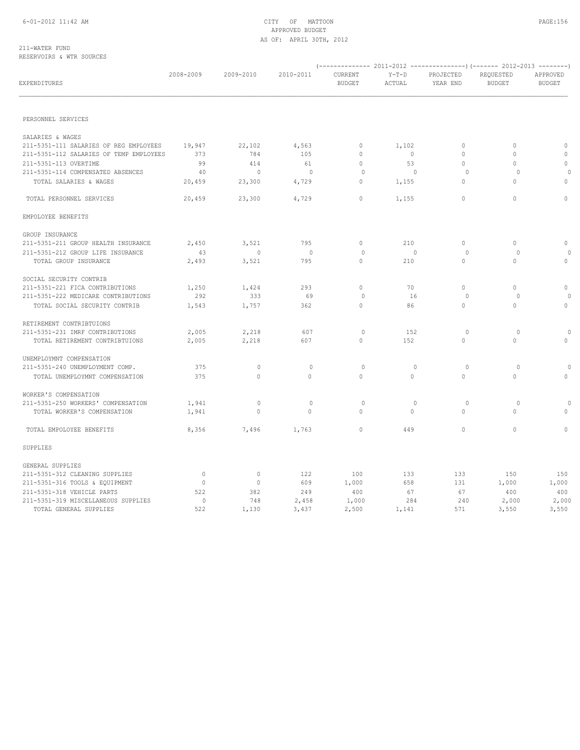CITY OF MATTOON
APPROVED BUDGET
AS OF: APRIL 30TH, 2012

211-WATER FUND
RESERVOIRS & WTR SOURCES

| EXPENDITURES | 2008-2009 | 2009-2010 | 2010-2011 | 2011-2012 CURRENT BUDGET | 2011-2012 Y-T-D ACTUAL | 2011-2012 PROJECTED YEAR END | 2012-2013 REQUESTED BUDGET | 2012-2013 APPROVED BUDGET |
|---|---|---|---|---|---|---|---|---|
| PERSONNEL SERVICES | | | | | | | | |
| SALARIES & WAGES | | | | | | | | |
| 211-5351-111 SALARIES OF REG EMPLOYEES | 19,947 | 22,102 | 4,563 | 0 | 1,102 | 0 | 0 | 0 |
| 211-5351-112 SALARIES OF TEMP EMPLOYEES | 373 | 784 | 105 | 0 | 0 | 0 | 0 | 0 |
| 211-5351-113 OVERTIME | 99 | 414 | 61 | 0 | 53 | 0 | 0 | 0 |
| 211-5351-114 COMPENSATED ABSENCES | 40 | 0 | 0 | 0 | 0 | 0 | 0 | 0 |
| TOTAL SALARIES & WAGES | 20,459 | 23,300 | 4,729 | 0 | 1,155 | 0 | 0 | 0 |
| TOTAL PERSONNEL SERVICES | 20,459 | 23,300 | 4,729 | 0 | 1,155 | 0 | 0 | 0 |
| EMPOLOYEE BENEFITS | | | | | | | | |
| GROUP INSURANCE | | | | | | | | |
| 211-5351-211 GROUP HEALTH INSURANCE | 2,450 | 3,521 | 795 | 0 | 210 | 0 | 0 | 0 |
| 211-5351-212 GROUP LIFE INSURANCE | 43 | 0 | 0 | 0 | 0 | 0 | 0 | 0 |
| TOTAL GROUP INSURANCE | 2,493 | 3,521 | 795 | 0 | 210 | 0 | 0 | 0 |
| SOCIAL SECURITY CONTRIB | | | | | | | | |
| 211-5351-221 FICA CONTRIBUTIONS | 1,250 | 1,424 | 293 | 0 | 70 | 0 | 0 | 0 |
| 211-5351-222 MEDICARE CONTRIBUTIONS | 292 | 333 | 69 | 0 | 16 | 0 | 0 | 0 |
| TOTAL SOCIAL SECURITY CONTRIB | 1,543 | 1,757 | 362 | 0 | 86 | 0 | 0 | 0 |
| RETIREMENT CONTRIBTUIONS | | | | | | | | |
| 211-5351-231 IMRF CONTRIBUTIONS | 2,005 | 2,218 | 607 | 0 | 152 | 0 | 0 | 0 |
| TOTAL RETIREMENT CONTRIBTUIONS | 2,005 | 2,218 | 607 | 0 | 152 | 0 | 0 | 0 |
| UNEMPLOYMNT COMPENSATION | | | | | | | | |
| 211-5351-240 UNEMPLOYMENT COMP. | 375 | 0 | 0 | 0 | 0 | 0 | 0 | 0 |
| TOTAL UNEMPLOYMNT COMPENSATION | 375 | 0 | 0 | 0 | 0 | 0 | 0 | 0 |
| WORKER'S COMPENSATION | | | | | | | | |
| 211-5351-250 WORKERS' COMPENSATION | 1,941 | 0 | 0 | 0 | 0 | 0 | 0 | 0 |
| TOTAL WORKER'S COMPENSATION | 1,941 | 0 | 0 | 0 | 0 | 0 | 0 | 0 |
| TOTAL EMPOLOYEE BENEFITS | 8,356 | 7,496 | 1,763 | 0 | 449 | 0 | 0 | 0 |
| SUPPLIES | | | | | | | | |
| GENERAL SUPPLIES | | | | | | | | |
| 211-5351-312 CLEANING SUPPLIES | 0 | 0 | 122 | 100 | 133 | 133 | 150 | 150 |
| 211-5351-316 TOOLS & EQUIPMENT | 0 | 0 | 609 | 1,000 | 658 | 131 | 1,000 | 1,000 |
| 211-5351-318 VEHICLE PARTS | 522 | 382 | 249 | 400 | 67 | 67 | 400 | 400 |
| 211-5351-319 MISCELLANEOUS SUPPLIES | 0 | 748 | 2,458 | 1,000 | 284 | 240 | 2,000 | 2,000 |
| TOTAL GENERAL SUPPLIES | 522 | 1,130 | 3,437 | 2,500 | 1,141 | 571 | 3,550 | 3,550 |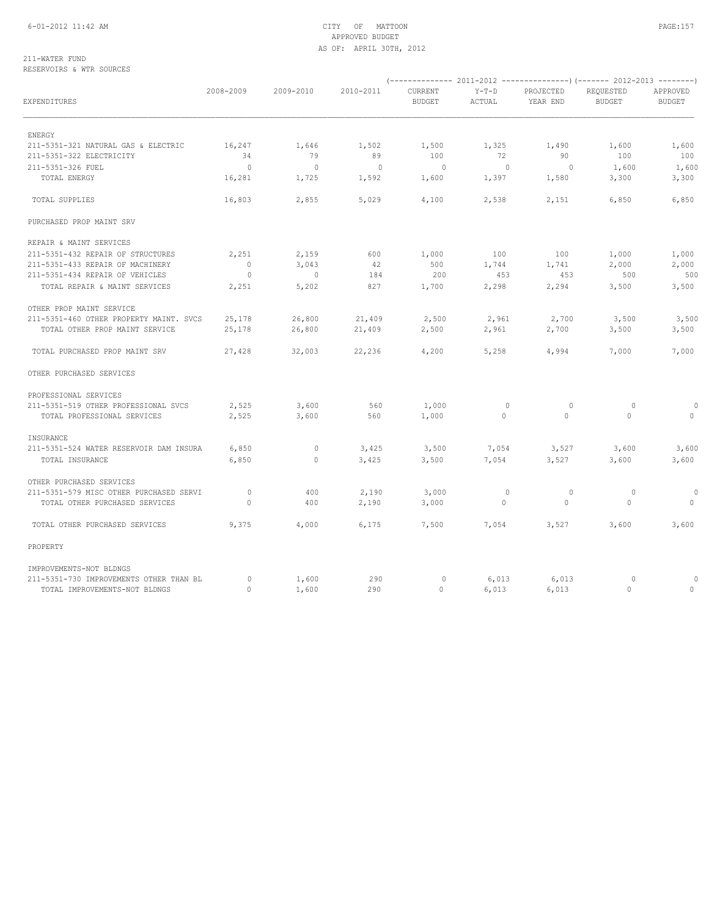CITY OF MATTOON
APPROVED BUDGET
AS OF: APRIL 30TH, 2012

211-WATER FUND
RESERVOIRS & WTR SOURCES

| EXPENDITURES | 2008-2009 | 2009-2010 | 2010-2011 | 2011-2012 CURRENT BUDGET | 2011-2012 Y-T-D ACTUAL | 2011-2012 PROJECTED YEAR END | 2012-2013 REQUESTED BUDGET | 2012-2013 APPROVED BUDGET |
|---|---|---|---|---|---|---|---|---|
| ENERGY | | | | | | | | |
| 211-5351-321 NATURAL GAS & ELECTRIC | 16,247 | 1,646 | 1,502 | 1,500 | 1,325 | 1,490 | 1,600 | 1,600 |
| 211-5351-322 ELECTRICITY | 34 | 79 | 89 | 100 | 72 | 90 | 100 | 100 |
| 211-5351-326 FUEL | 0 | 0 | 0 | 0 | 0 | 0 | 1,600 | 1,600 |
| TOTAL ENERGY | 16,281 | 1,725 | 1,592 | 1,600 | 1,397 | 1,580 | 3,300 | 3,300 |
| TOTAL SUPPLIES | 16,803 | 2,855 | 5,029 | 4,100 | 2,538 | 2,151 | 6,850 | 6,850 |
| PURCHASED PROP MAINT SRV | | | | | | | | |
| REPAIR & MAINT SERVICES | | | | | | | | |
| 211-5351-432 REPAIR OF STRUCTURES | 2,251 | 2,159 | 600 | 1,000 | 100 | 100 | 1,000 | 1,000 |
| 211-5351-433 REPAIR OF MACHINERY | 0 | 3,043 | 42 | 500 | 1,744 | 1,741 | 2,000 | 2,000 |
| 211-5351-434 REPAIR OF VEHICLES | 0 | 0 | 184 | 200 | 453 | 453 | 500 | 500 |
| TOTAL REPAIR & MAINT SERVICES | 2,251 | 5,202 | 827 | 1,700 | 2,298 | 2,294 | 3,500 | 3,500 |
| OTHER PROP MAINT SERVICE | | | | | | | | |
| 211-5351-460 OTHER PROPERTY MAINT. SVCS | 25,178 | 26,800 | 21,409 | 2,500 | 2,961 | 2,700 | 3,500 | 3,500 |
| TOTAL OTHER PROP MAINT SERVICE | 25,178 | 26,800 | 21,409 | 2,500 | 2,961 | 2,700 | 3,500 | 3,500 |
| TOTAL PURCHASED PROP MAINT SRV | 27,428 | 32,003 | 22,236 | 4,200 | 5,258 | 4,994 | 7,000 | 7,000 |
| OTHER PURCHASED SERVICES | | | | | | | | |
| PROFESSIONAL SERVICES | | | | | | | | |
| 211-5351-519 OTHER PROFESSIONAL SVCS | 2,525 | 3,600 | 560 | 1,000 | 0 | 0 | 0 | 0 |
| TOTAL PROFESSIONAL SERVICES | 2,525 | 3,600 | 560 | 1,000 | 0 | 0 | 0 | 0 |
| INSURANCE | | | | | | | | |
| 211-5351-524 WATER RESERVOIR DAM INSURA | 6,850 | 0 | 3,425 | 3,500 | 7,054 | 3,527 | 3,600 | 3,600 |
| TOTAL INSURANCE | 6,850 | 0 | 3,425 | 3,500 | 7,054 | 3,527 | 3,600 | 3,600 |
| OTHER PURCHASED SERVICES | | | | | | | | |
| 211-5351-579 MISC OTHER PURCHASED SERVI | 0 | 400 | 2,190 | 3,000 | 0 | 0 | 0 | 0 |
| TOTAL OTHER PURCHASED SERVICES | 0 | 400 | 2,190 | 3,000 | 0 | 0 | 0 | 0 |
| TOTAL OTHER PURCHASED SERVICES | 9,375 | 4,000 | 6,175 | 7,500 | 7,054 | 3,527 | 3,600 | 3,600 |
| PROPERTY | | | | | | | | |
| IMPROVEMENTS-NOT BLDNGS | | | | | | | | |
| 211-5351-730 IMPROVEMENTS OTHER THAN BL | 0 | 1,600 | 290 | 0 | 6,013 | 6,013 | 0 | 0 |
| TOTAL IMPROVEMENTS-NOT BLDNGS | 0 | 1,600 | 290 | 0 | 6,013 | 6,013 | 0 | 0 |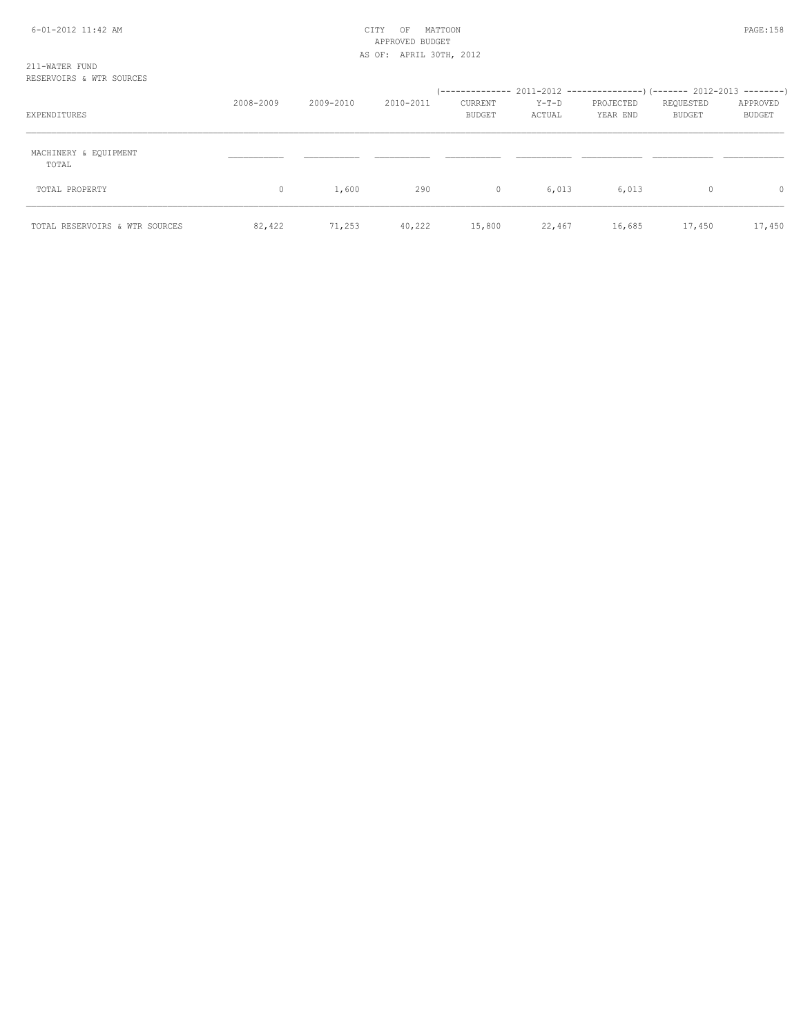211-WATER FUND
RESERVOIRS & WTR SOURCES

| EXPENDITURES | 2008-2009 | 2009-2010 | 2010-2011 | 2011-2012 CURRENT BUDGET | 2011-2012 Y-T-D ACTUAL | 2011-2012 PROJECTED YEAR END | 2012-2013 REQUESTED BUDGET | 2012-2013 APPROVED BUDGET |
|---|---|---|---|---|---|---|---|---|
| MACHINERY & EQUIPMENT TOTAL | | | | | | | | |
| TOTAL PROPERTY | 0 | 1,600 | 290 | 0 | 6,013 | 6,013 | 0 | 0 |
| TOTAL RESERVOIRS & WTR SOURCES | 82,422 | 71,253 | 40,222 | 15,800 | 22,467 | 16,685 | 17,450 | 17,450 |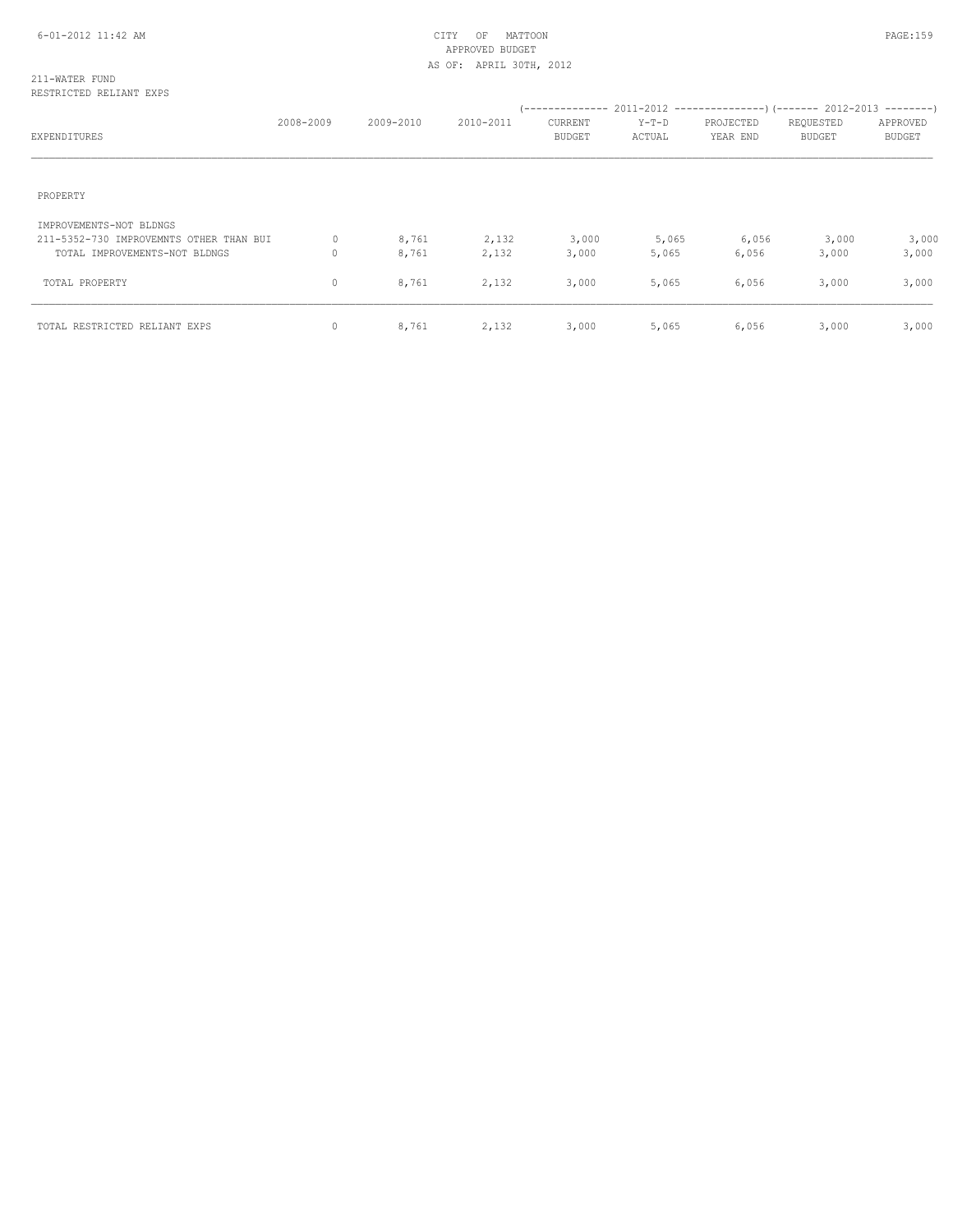211-WATER FUND
RESTRICTED RELIANT EXPS

| EXPENDITURES | 2008-2009 | 2009-2010 | 2010-2011 | 2011-2012 CURRENT BUDGET | 2011-2012 Y-T-D ACTUAL | 2011-2012 PROJECTED YEAR END | 2012-2013 REQUESTED BUDGET | 2012-2013 APPROVED BUDGET |
|---|---|---|---|---|---|---|---|---|
| PROPERTY | | | | | | | | |
| IMPROVEMENTS-NOT BLDNGS | | | | | | | | |
| 211-5352-730 IMPROVEMNTS OTHER THAN BUI | 0 | 8,761 | 2,132 | 3,000 | 5,065 | 6,056 | 3,000 | 3,000 |
| TOTAL IMPROVEMENTS-NOT BLDNGS | 0 | 8,761 | 2,132 | 3,000 | 5,065 | 6,056 | 3,000 | 3,000 |
| TOTAL PROPERTY | 0 | 8,761 | 2,132 | 3,000 | 5,065 | 6,056 | 3,000 | 3,000 |
| TOTAL RESTRICTED RELIANT EXPS | 0 | 8,761 | 2,132 | 3,000 | 5,065 | 6,056 | 3,000 | 3,000 |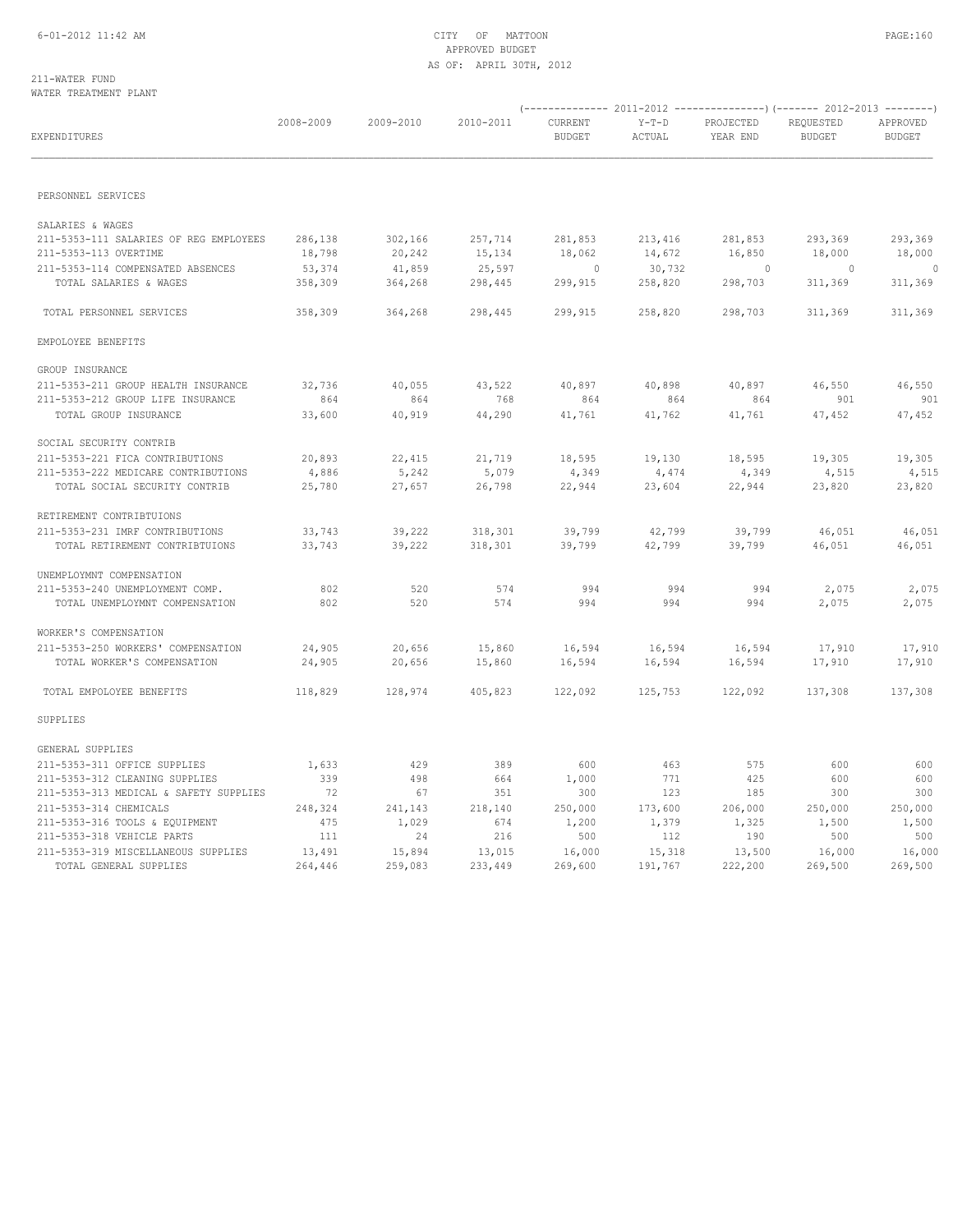CITY OF MATTOON
APPROVED BUDGET
AS OF: APRIL 30TH, 2012

211-WATER FUND
WATER TREATMENT PLANT

| EXPENDITURES | 2008-2009 | 2009-2010 | 2010-2011 | 2011-2012 CURRENT BUDGET | 2011-2012 Y-T-D ACTUAL | 2011-2012 PROJECTED YEAR END | 2012-2013 REQUESTED BUDGET | 2012-2013 APPROVED BUDGET |
|---|---|---|---|---|---|---|---|---|
| PERSONNEL SERVICES | | | | | | | | |
| SALARIES & WAGES | | | | | | | | |
| 211-5353-111 SALARIES OF REG EMPLOYEES | 286,138 | 302,166 | 257,714 | 281,853 | 213,416 | 281,853 | 293,369 | 293,369 |
| 211-5353-113 OVERTIME | 18,798 | 20,242 | 15,134 | 18,062 | 14,672 | 16,850 | 18,000 | 18,000 |
| 211-5353-114 COMPENSATED ABSENCES | 53,374 | 41,859 | 25,597 | 0 | 30,732 | 0 | 0 | 0 |
| TOTAL SALARIES & WAGES | 358,309 | 364,268 | 298,445 | 299,915 | 258,820 | 298,703 | 311,369 | 311,369 |
| TOTAL PERSONNEL SERVICES | 358,309 | 364,268 | 298,445 | 299,915 | 258,820 | 298,703 | 311,369 | 311,369 |
| EMPOLOYEE BENEFITS | | | | | | | | |
| GROUP INSURANCE | | | | | | | | |
| 211-5353-211 GROUP HEALTH INSURANCE | 32,736 | 40,055 | 43,522 | 40,897 | 40,898 | 40,897 | 46,550 | 46,550 |
| 211-5353-212 GROUP LIFE INSURANCE | 864 | 864 | 768 | 864 | 864 | 864 | 901 | 901 |
| TOTAL GROUP INSURANCE | 33,600 | 40,919 | 44,290 | 41,761 | 41,762 | 41,761 | 47,452 | 47,452 |
| SOCIAL SECURITY CONTRIB | | | | | | | | |
| 211-5353-221 FICA CONTRIBUTIONS | 20,893 | 22,415 | 21,719 | 18,595 | 19,130 | 18,595 | 19,305 | 19,305 |
| 211-5353-222 MEDICARE CONTRIBUTIONS | 4,886 | 5,242 | 5,079 | 4,349 | 4,474 | 4,349 | 4,515 | 4,515 |
| TOTAL SOCIAL SECURITY CONTRIB | 25,780 | 27,657 | 26,798 | 22,944 | 23,604 | 22,944 | 23,820 | 23,820 |
| RETIREMENT CONTRIBTUIONS | | | | | | | | |
| 211-5353-231 IMRF CONTRIBUTIONS | 33,743 | 39,222 | 318,301 | 39,799 | 42,799 | 39,799 | 46,051 | 46,051 |
| TOTAL RETIREMENT CONTRIBTUIONS | 33,743 | 39,222 | 318,301 | 39,799 | 42,799 | 39,799 | 46,051 | 46,051 |
| UNEMPLOYMNT COMPENSATION | | | | | | | | |
| 211-5353-240 UNEMPLOYMENT COMP. | 802 | 520 | 574 | 994 | 994 | 994 | 2,075 | 2,075 |
| TOTAL UNEMPLOYMNT COMPENSATION | 802 | 520 | 574 | 994 | 994 | 994 | 2,075 | 2,075 |
| WORKER'S COMPENSATION | | | | | | | | |
| 211-5353-250 WORKERS' COMPENSATION | 24,905 | 20,656 | 15,860 | 16,594 | 16,594 | 16,594 | 17,910 | 17,910 |
| TOTAL WORKER'S COMPENSATION | 24,905 | 20,656 | 15,860 | 16,594 | 16,594 | 16,594 | 17,910 | 17,910 |
| TOTAL EMPOLOYEE BENEFITS | 118,829 | 128,974 | 405,823 | 122,092 | 125,753 | 122,092 | 137,308 | 137,308 |
| SUPPLIES | | | | | | | | |
| GENERAL SUPPLIES | | | | | | | | |
| 211-5353-311 OFFICE SUPPLIES | 1,633 | 429 | 389 | 600 | 463 | 575 | 600 | 600 |
| 211-5353-312 CLEANING SUPPLIES | 339 | 498 | 664 | 1,000 | 771 | 425 | 600 | 600 |
| 211-5353-313 MEDICAL & SAFETY SUPPLIES | 72 | 67 | 351 | 300 | 123 | 185 | 300 | 300 |
| 211-5353-314 CHEMICALS | 248,324 | 241,143 | 218,140 | 250,000 | 173,600 | 206,000 | 250,000 | 250,000 |
| 211-5353-316 TOOLS & EQUIPMENT | 475 | 1,029 | 674 | 1,200 | 1,379 | 1,325 | 1,500 | 1,500 |
| 211-5353-318 VEHICLE PARTS | 111 | 24 | 216 | 500 | 112 | 190 | 500 | 500 |
| 211-5353-319 MISCELLANEOUS SUPPLIES | 13,491 | 15,894 | 13,015 | 16,000 | 15,318 | 13,500 | 16,000 | 16,000 |
| TOTAL GENERAL SUPPLIES | 264,446 | 259,083 | 233,449 | 269,600 | 191,767 | 222,200 | 269,500 | 269,500 |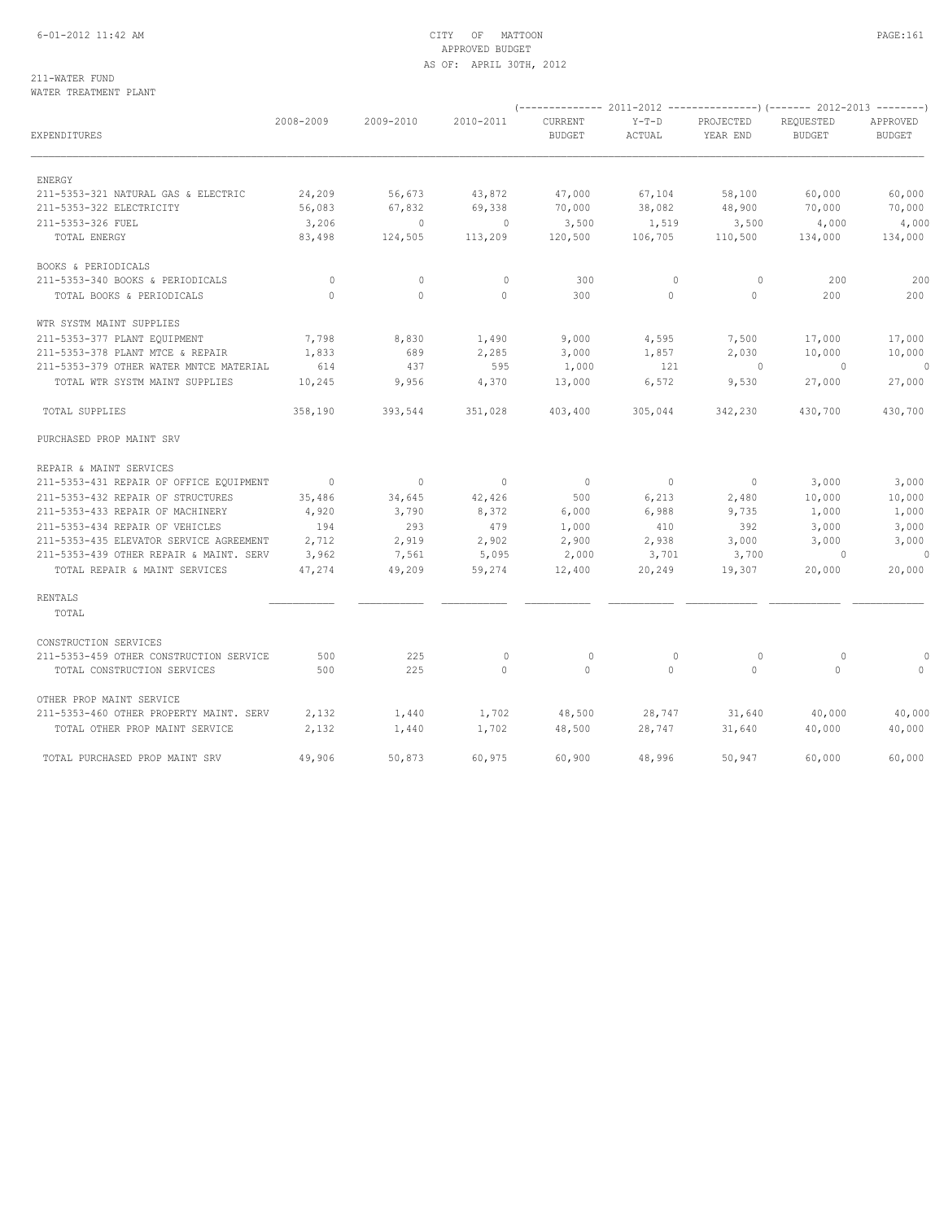211-WATER FUND
WATER TREATMENT PLANT

| EXPENDITURES | 2008-2009 | 2009-2010 | 2010-2011 | 2011-2012 CURRENT BUDGET | 2011-2012 Y-T-D ACTUAL | 2011-2012 PROJECTED YEAR END | 2012-2013 REQUESTED BUDGET | 2012-2013 APPROVED BUDGET |
|---|---|---|---|---|---|---|---|---|
| ENERGY | | | | | | | | |
| 211-5353-321 NATURAL GAS & ELECTRIC | 24,209 | 56,673 | 43,872 | 47,000 | 67,104 | 58,100 | 60,000 | 60,000 |
| 211-5353-322 ELECTRICITY | 56,083 | 67,832 | 69,338 | 70,000 | 38,082 | 48,900 | 70,000 | 70,000 |
| 211-5353-326 FUEL | 3,206 | 0 | 0 | 3,500 | 1,519 | 3,500 | 4,000 | 4,000 |
| TOTAL ENERGY | 83,498 | 124,505 | 113,209 | 120,500 | 106,705 | 110,500 | 134,000 | 134,000 |
| BOOKS & PERIODICALS | | | | | | | | |
| 211-5353-340 BOOKS & PERIODICALS | 0 | 0 | 0 | 300 | 0 | 0 | 200 | 200 |
| TOTAL BOOKS & PERIODICALS | 0 | 0 | 0 | 300 | 0 | 0 | 200 | 200 |
| WTR SYSTM MAINT SUPPLIES | | | | | | | | |
| 211-5353-377 PLANT EQUIPMENT | 7,798 | 8,830 | 1,490 | 9,000 | 4,595 | 7,500 | 17,000 | 17,000 |
| 211-5353-378 PLANT MTCE & REPAIR | 1,833 | 689 | 2,285 | 3,000 | 1,857 | 2,030 | 10,000 | 10,000 |
| 211-5353-379 OTHER WATER MNTCE MATERIAL | 614 | 437 | 595 | 1,000 | 121 | 0 | 0 | 0 |
| TOTAL WTR SYSTM MAINT SUPPLIES | 10,245 | 9,956 | 4,370 | 13,000 | 6,572 | 9,530 | 27,000 | 27,000 |
| TOTAL SUPPLIES | 358,190 | 393,544 | 351,028 | 403,400 | 305,044 | 342,230 | 430,700 | 430,700 |
| PURCHASED PROP MAINT SRV | | | | | | | | |
| REPAIR & MAINT SERVICES | | | | | | | | |
| 211-5353-431 REPAIR OF OFFICE EQUIPMENT | 0 | 0 | 0 | 0 | 0 | 0 | 3,000 | 3,000 |
| 211-5353-432 REPAIR OF STRUCTURES | 35,486 | 34,645 | 42,426 | 500 | 6,213 | 2,480 | 10,000 | 10,000 |
| 211-5353-433 REPAIR OF MACHINERY | 4,920 | 3,790 | 8,372 | 6,000 | 6,988 | 9,735 | 1,000 | 1,000 |
| 211-5353-434 REPAIR OF VEHICLES | 194 | 293 | 479 | 1,000 | 410 | 392 | 3,000 | 3,000 |
| 211-5353-435 ELEVATOR SERVICE AGREEMENT | 2,712 | 2,919 | 2,902 | 2,900 | 2,938 | 3,000 | 3,000 | 3,000 |
| 211-5353-439 OTHER REPAIR & MAINT. SERV | 3,962 | 7,561 | 5,095 | 2,000 | 3,701 | 3,700 | 0 | 0 |
| TOTAL REPAIR & MAINT SERVICES | 47,274 | 49,209 | 59,274 | 12,400 | 20,249 | 19,307 | 20,000 | 20,000 |
| RENTALS | | | | | | | | |
| TOTAL | | | | | | | | |
| CONSTRUCTION SERVICES | | | | | | | | |
| 211-5353-459 OTHER CONSTRUCTION SERVICE | 500 | 225 | 0 | 0 | 0 | 0 | 0 | 0 |
| TOTAL CONSTRUCTION SERVICES | 500 | 225 | 0 | 0 | 0 | 0 | 0 | 0 |
| OTHER PROP MAINT SERVICE | | | | | | | | |
| 211-5353-460 OTHER PROPERTY MAINT. SERV | 2,132 | 1,440 | 1,702 | 48,500 | 28,747 | 31,640 | 40,000 | 40,000 |
| TOTAL OTHER PROP MAINT SERVICE | 2,132 | 1,440 | 1,702 | 48,500 | 28,747 | 31,640 | 40,000 | 40,000 |
| TOTAL PURCHASED PROP MAINT SRV | 49,906 | 50,873 | 60,975 | 60,900 | 48,996 | 50,947 | 60,000 | 60,000 |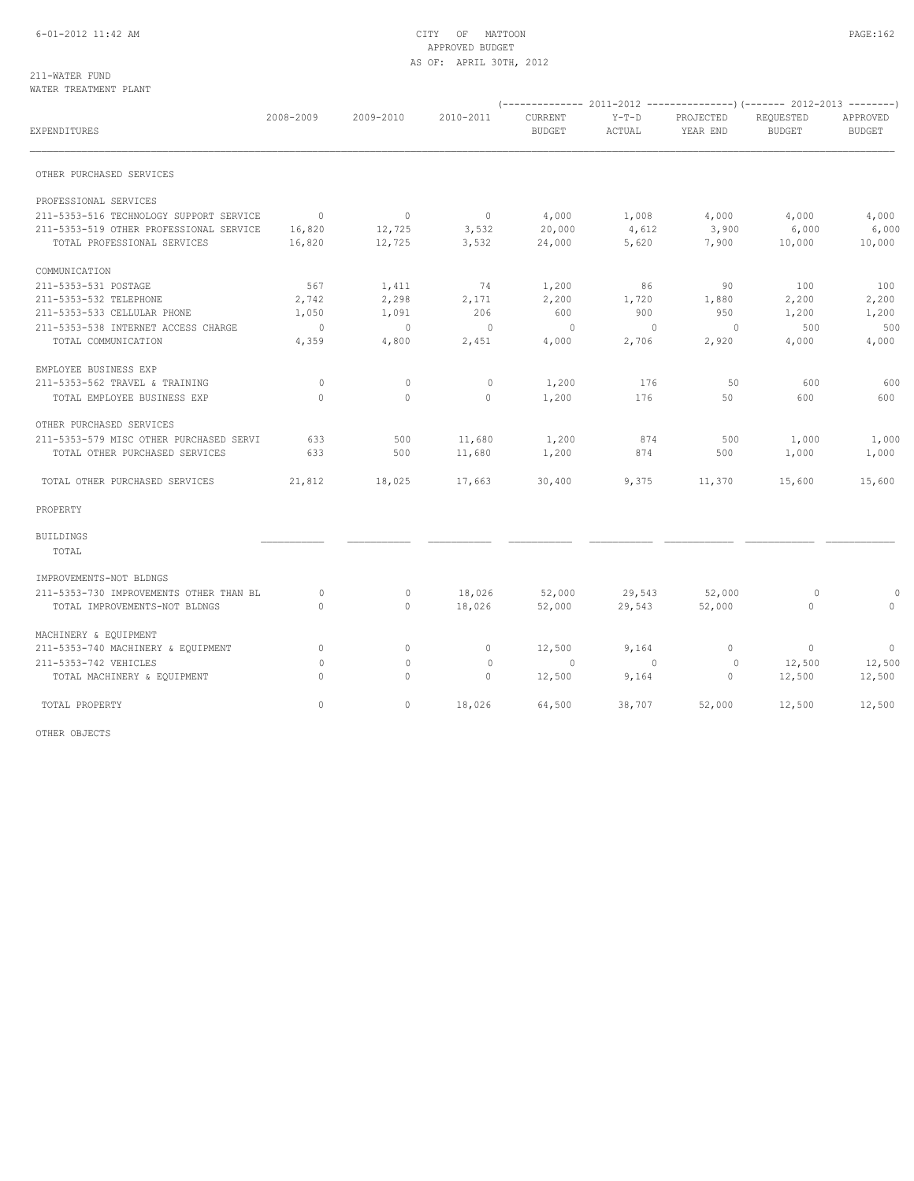CITY OF MATTOON
APPROVED BUDGET
AS OF: APRIL 30TH, 2012

211-WATER FUND
WATER TREATMENT PLANT

| EXPENDITURES | 2008-2009 | 2009-2010 | 2010-2011 | 2011-2012 CURRENT BUDGET | 2011-2012 Y-T-D ACTUAL | 2011-2012 PROJECTED YEAR END | 2012-2013 REQUESTED BUDGET | 2012-2013 APPROVED BUDGET |
|---|---|---|---|---|---|---|---|---|
| OTHER PURCHASED SERVICES | | | | | | | | |
| PROFESSIONAL SERVICES | | | | | | | | |
| 211-5353-516 TECHNOLOGY SUPPORT SERVICE | 0 | 0 | 0 | 4,000 | 1,008 | 4,000 | 4,000 | 4,000 |
| 211-5353-519 OTHER PROFESSIONAL SERVICE | 16,820 | 12,725 | 3,532 | 20,000 | 4,612 | 3,900 | 6,000 | 6,000 |
| TOTAL PROFESSIONAL SERVICES | 16,820 | 12,725 | 3,532 | 24,000 | 5,620 | 7,900 | 10,000 | 10,000 |
| COMMUNICATION | | | | | | | | |
| 211-5353-531 POSTAGE | 567 | 1,411 | 74 | 1,200 | 86 | 90 | 100 | 100 |
| 211-5353-532 TELEPHONE | 2,742 | 2,298 | 2,171 | 2,200 | 1,720 | 1,880 | 2,200 | 2,200 |
| 211-5353-533 CELLULAR PHONE | 1,050 | 1,091 | 206 | 600 | 900 | 950 | 1,200 | 1,200 |
| 211-5353-538 INTERNET ACCESS CHARGE | 0 | 0 | 0 | 0 | 0 | 0 | 500 | 500 |
| TOTAL COMMUNICATION | 4,359 | 4,800 | 2,451 | 4,000 | 2,706 | 2,920 | 4,000 | 4,000 |
| EMPLOYEE BUSINESS EXP | | | | | | | | |
| 211-5353-562 TRAVEL & TRAINING | 0 | 0 | 0 | 1,200 | 176 | 50 | 600 | 600 |
| TOTAL EMPLOYEE BUSINESS EXP | 0 | 0 | 0 | 1,200 | 176 | 50 | 600 | 600 |
| OTHER PURCHASED SERVICES | | | | | | | | |
| 211-5353-579 MISC OTHER PURCHASED SERVI | 633 | 500 | 11,680 | 1,200 | 874 | 500 | 1,000 | 1,000 |
| TOTAL OTHER PURCHASED SERVICES | 633 | 500 | 11,680 | 1,200 | 874 | 500 | 1,000 | 1,000 |
| TOTAL OTHER PURCHASED SERVICES | 21,812 | 18,025 | 17,663 | 30,400 | 9,375 | 11,370 | 15,600 | 15,600 |
| PROPERTY | | | | | | | | |
| BUILDINGS | | | | | | | | |
| TOTAL | | | | | | | | |
| IMPROVEMENTS-NOT BLDNGS | | | | | | | | |
| 211-5353-730 IMPROVEMENTS OTHER THAN BL | 0 | 0 | 18,026 | 52,000 | 29,543 | 52,000 | 0 | 0 |
| TOTAL IMPROVEMENTS-NOT BLDNGS | 0 | 0 | 18,026 | 52,000 | 29,543 | 52,000 | 0 | 0 |
| MACHINERY & EQUIPMENT | | | | | | | | |
| 211-5353-740 MACHINERY & EQUIPMENT | 0 | 0 | 0 | 12,500 | 9,164 | 0 | 0 | 0 |
| 211-5353-742 VEHICLES | 0 | 0 | 0 | 0 | 0 | 0 | 12,500 | 12,500 |
| TOTAL MACHINERY & EQUIPMENT | 0 | 0 | 0 | 12,500 | 9,164 | 0 | 12,500 | 12,500 |
| TOTAL PROPERTY | 0 | 0 | 18,026 | 64,500 | 38,707 | 52,000 | 12,500 | 12,500 |
| OTHER OBJECTS | | | | | | | | |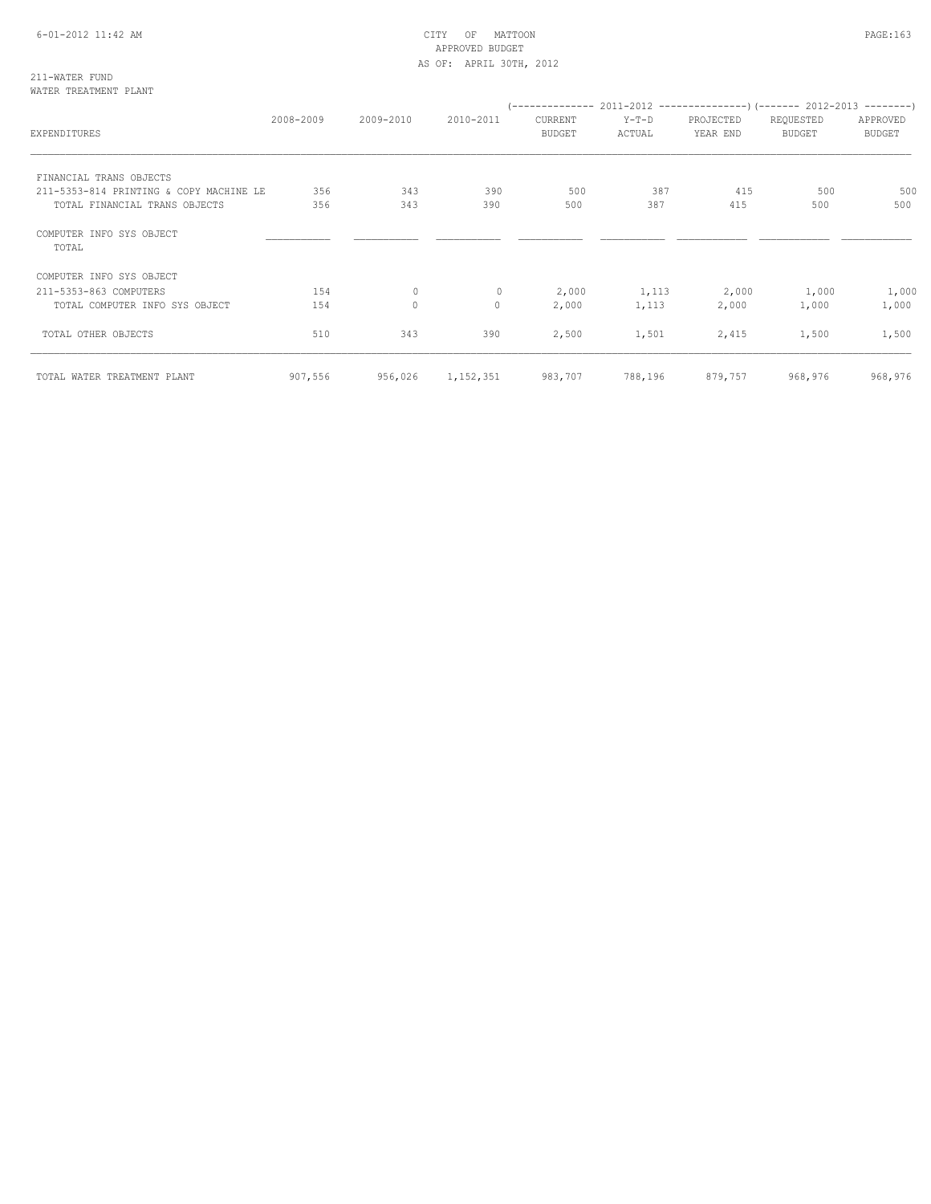211-WATER FUND
WATER TREATMENT PLANT

| EXPENDITURES | 2008-2009 | 2009-2010 | 2010-2011 | 2011-2012 CURRENT BUDGET | 2011-2012 Y-T-D ACTUAL | 2011-2012 PROJECTED YEAR END | 2012-2013 REQUESTED BUDGET | 2012-2013 APPROVED BUDGET |
|---|---|---|---|---|---|---|---|---|
| FINANCIAL TRANS OBJECTS | | | | | | | | |
| 211-5353-814 PRINTING & COPY MACHINE LE | 356 | 343 | 390 | 500 | 387 | 415 | 500 | 500 |
| TOTAL FINANCIAL TRANS OBJECTS | 356 | 343 | 390 | 500 | 387 | 415 | 500 | 500 |
| COMPUTER INFO SYS OBJECT TOTAL | | | | | | | | |
| COMPUTER INFO SYS OBJECT | | | | | | | | |
| 211-5353-863 COMPUTERS | 154 | 0 | 0 | 2,000 | 1,113 | 2,000 | 1,000 | 1,000 |
| TOTAL COMPUTER INFO SYS OBJECT | 154 | 0 | 0 | 2,000 | 1,113 | 2,000 | 1,000 | 1,000 |
| TOTAL OTHER OBJECTS | 510 | 343 | 390 | 2,500 | 1,501 | 2,415 | 1,500 | 1,500 |
| TOTAL WATER TREATMENT PLANT | 907,556 | 956,026 | 1,152,351 | 983,707 | 788,196 | 879,757 | 968,976 | 968,976 |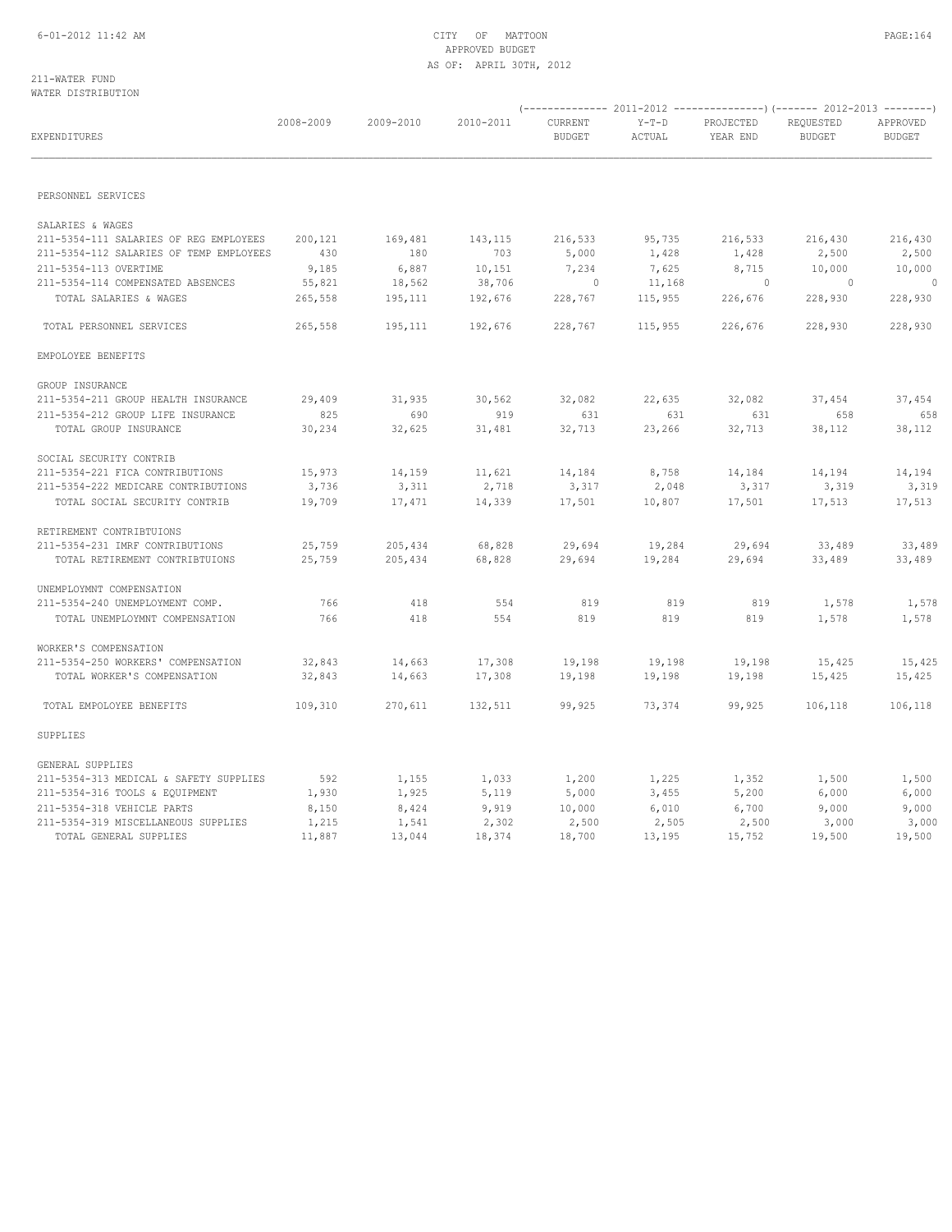CITY OF MATTOON
APPROVED BUDGET
AS OF: APRIL 30TH, 2012

211-WATER FUND
WATER DISTRIBUTION

| EXPENDITURES | 2008-2009 | 2009-2010 | 2010-2011 | 2011-2012 CURRENT BUDGET | 2011-2012 Y-T-D ACTUAL | 2011-2012 PROJECTED YEAR END | 2012-2013 REQUESTED BUDGET | 2012-2013 APPROVED BUDGET |
|---|---|---|---|---|---|---|---|---|
| PERSONNEL SERVICES | | | | | | | | |
| SALARIES & WAGES | | | | | | | | |
| 211-5354-111 SALARIES OF REG EMPLOYEES | 200,121 | 169,481 | 143,115 | 216,533 | 95,735 | 216,533 | 216,430 | 216,430 |
| 211-5354-112 SALARIES OF TEMP EMPLOYEES | 430 | 180 | 703 | 5,000 | 1,428 | 1,428 | 2,500 | 2,500 |
| 211-5354-113 OVERTIME | 9,185 | 6,887 | 10,151 | 7,234 | 7,625 | 8,715 | 10,000 | 10,000 |
| 211-5354-114 COMPENSATED ABSENCES | 55,821 | 18,562 | 38,706 | 0 | 11,168 | 0 | 0 | 0 |
| TOTAL SALARIES & WAGES | 265,558 | 195,111 | 192,676 | 228,767 | 115,955 | 226,676 | 228,930 | 228,930 |
| TOTAL PERSONNEL SERVICES | 265,558 | 195,111 | 192,676 | 228,767 | 115,955 | 226,676 | 228,930 | 228,930 |
| EMPOLOYEE BENEFITS | | | | | | | | |
| GROUP INSURANCE | | | | | | | | |
| 211-5354-211 GROUP HEALTH INSURANCE | 29,409 | 31,935 | 30,562 | 32,082 | 22,635 | 32,082 | 37,454 | 37,454 |
| 211-5354-212 GROUP LIFE INSURANCE | 825 | 690 | 919 | 631 | 631 | 631 | 658 | 658 |
| TOTAL GROUP INSURANCE | 30,234 | 32,625 | 31,481 | 32,713 | 23,266 | 32,713 | 38,112 | 38,112 |
| SOCIAL SECURITY CONTRIB | | | | | | | | |
| 211-5354-221 FICA CONTRIBUTIONS | 15,973 | 14,159 | 11,621 | 14,184 | 8,758 | 14,184 | 14,194 | 14,194 |
| 211-5354-222 MEDICARE CONTRIBUTIONS | 3,736 | 3,311 | 2,718 | 3,317 | 2,048 | 3,317 | 3,319 | 3,319 |
| TOTAL SOCIAL SECURITY CONTRIB | 19,709 | 17,471 | 14,339 | 17,501 | 10,807 | 17,501 | 17,513 | 17,513 |
| RETIREMENT CONTRIBTUIONS | | | | | | | | |
| 211-5354-231 IMRF CONTRIBUTIONS | 25,759 | 205,434 | 68,828 | 29,694 | 19,284 | 29,694 | 33,489 | 33,489 |
| TOTAL RETIREMENT CONTRIBTUIONS | 25,759 | 205,434 | 68,828 | 29,694 | 19,284 | 29,694 | 33,489 | 33,489 |
| UNEMPLOYMNT COMPENSATION | | | | | | | | |
| 211-5354-240 UNEMPLOYMENT COMP. | 766 | 418 | 554 | 819 | 819 | 819 | 1,578 | 1,578 |
| TOTAL UNEMPLOYMNT COMPENSATION | 766 | 418 | 554 | 819 | 819 | 819 | 1,578 | 1,578 |
| WORKER'S COMPENSATION | | | | | | | | |
| 211-5354-250 WORKERS' COMPENSATION | 32,843 | 14,663 | 17,308 | 19,198 | 19,198 | 19,198 | 15,425 | 15,425 |
| TOTAL WORKER'S COMPENSATION | 32,843 | 14,663 | 17,308 | 19,198 | 19,198 | 19,198 | 15,425 | 15,425 |
| TOTAL EMPOLOYEE BENEFITS | 109,310 | 270,611 | 132,511 | 99,925 | 73,374 | 99,925 | 106,118 | 106,118 |
| SUPPLIES | | | | | | | | |
| GENERAL SUPPLIES | | | | | | | | |
| 211-5354-313 MEDICAL & SAFETY SUPPLIES | 592 | 1,155 | 1,033 | 1,200 | 1,225 | 1,352 | 1,500 | 1,500 |
| 211-5354-316 TOOLS & EQUIPMENT | 1,930 | 1,925 | 5,119 | 5,000 | 3,455 | 5,200 | 6,000 | 6,000 |
| 211-5354-318 VEHICLE PARTS | 8,150 | 8,424 | 9,919 | 10,000 | 6,010 | 6,700 | 9,000 | 9,000 |
| 211-5354-319 MISCELLANEOUS SUPPLIES | 1,215 | 1,541 | 2,302 | 2,500 | 2,505 | 2,500 | 3,000 | 3,000 |
| TOTAL GENERAL SUPPLIES | 11,887 | 13,044 | 18,374 | 18,700 | 13,195 | 15,752 | 19,500 | 19,500 |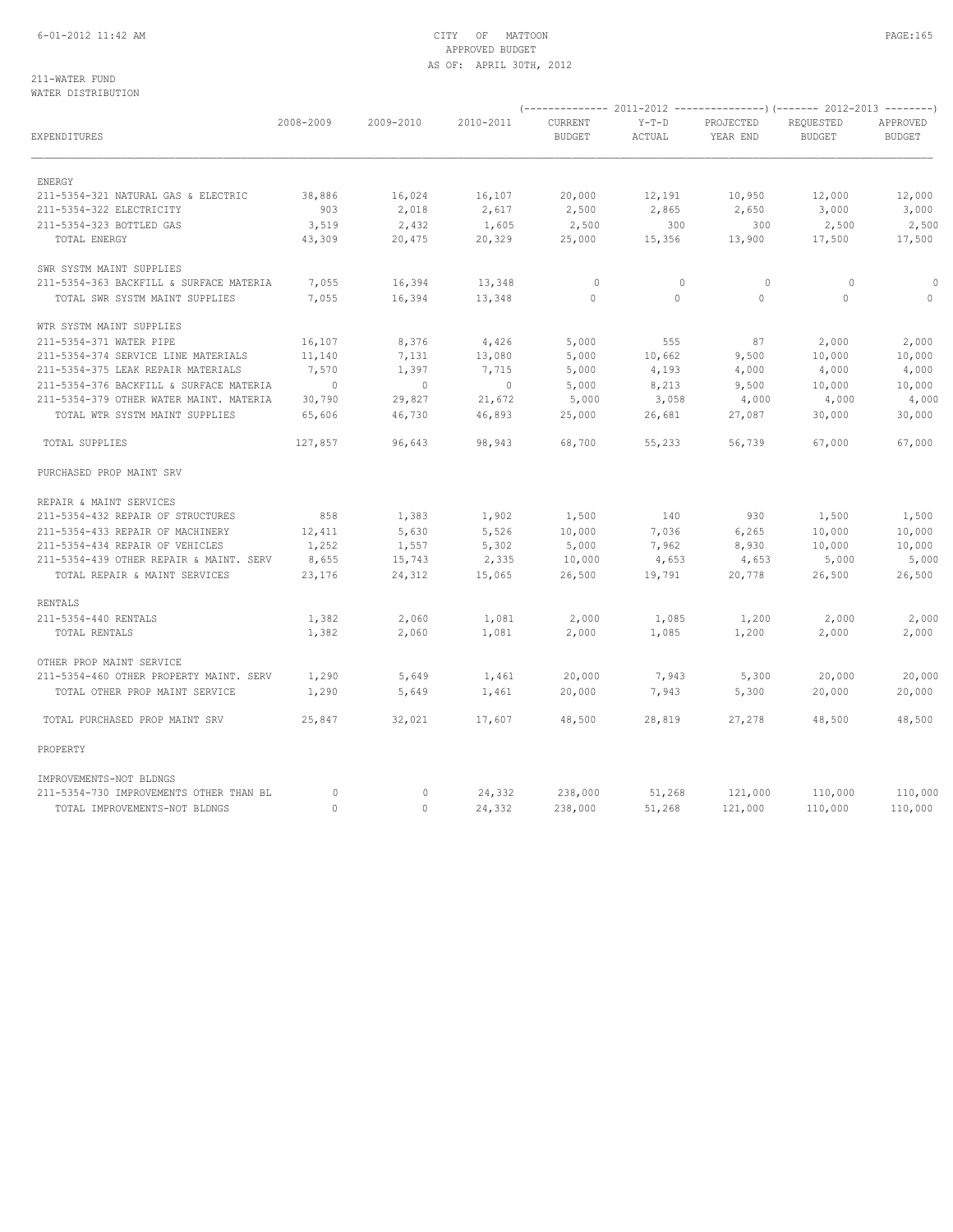CITY OF MATTOON
APPROVED BUDGET
AS OF: APRIL 30TH, 2012

211-WATER FUND
WATER DISTRIBUTION

| EXPENDITURES | 2008-2009 | 2009-2010 | 2010-2011 | 2011-2012 CURRENT BUDGET | 2011-2012 Y-T-D ACTUAL | 2011-2012 PROJECTED YEAR END | 2012-2013 REQUESTED BUDGET | 2012-2013 APPROVED BUDGET |
|---|---|---|---|---|---|---|---|---|
| ENERGY | | | | | | | | |
| 211-5354-321 NATURAL GAS & ELECTRIC | 38,886 | 16,024 | 16,107 | 20,000 | 12,191 | 10,950 | 12,000 | 12,000 |
| 211-5354-322 ELECTRICITY | 903 | 2,018 | 2,617 | 2,500 | 2,865 | 2,650 | 3,000 | 3,000 |
| 211-5354-323 BOTTLED GAS | 3,519 | 2,432 | 1,605 | 2,500 | 300 | 300 | 2,500 | 2,500 |
| TOTAL ENERGY | 43,309 | 20,475 | 20,329 | 25,000 | 15,356 | 13,900 | 17,500 | 17,500 |
| SWR SYSTM MAINT SUPPLIES | | | | | | | | |
| 211-5354-363 BACKFILL & SURFACE MATERIA | 7,055 | 16,394 | 13,348 | 0 | 0 | 0 | 0 | 0 |
| TOTAL SWR SYSTM MAINT SUPPLIES | 7,055 | 16,394 | 13,348 | 0 | 0 | 0 | 0 | 0 |
| WTR SYSTM MAINT SUPPLIES | | | | | | | | |
| 211-5354-371 WATER PIPE | 16,107 | 8,376 | 4,426 | 5,000 | 555 | 87 | 2,000 | 2,000 |
| 211-5354-374 SERVICE LINE MATERIALS | 11,140 | 7,131 | 13,080 | 5,000 | 10,662 | 9,500 | 10,000 | 10,000 |
| 211-5354-375 LEAK REPAIR MATERIALS | 7,570 | 1,397 | 7,715 | 5,000 | 4,193 | 4,000 | 4,000 | 4,000 |
| 211-5354-376 BACKFILL & SURFACE MATERIA | 0 | 0 | 0 | 5,000 | 8,213 | 9,500 | 10,000 | 10,000 |
| 211-5354-379 OTHER WATER MAINT. MATERIA | 30,790 | 29,827 | 21,672 | 5,000 | 3,058 | 4,000 | 4,000 | 4,000 |
| TOTAL WTR SYSTM MAINT SUPPLIES | 65,606 | 46,730 | 46,893 | 25,000 | 26,681 | 27,087 | 30,000 | 30,000 |
| TOTAL SUPPLIES | 127,857 | 96,643 | 98,943 | 68,700 | 55,233 | 56,739 | 67,000 | 67,000 |
| PURCHASED PROP MAINT SRV | | | | | | | | |
| REPAIR & MAINT SERVICES | | | | | | | | |
| 211-5354-432 REPAIR OF STRUCTURES | 858 | 1,383 | 1,902 | 1,500 | 140 | 930 | 1,500 | 1,500 |
| 211-5354-433 REPAIR OF MACHINERY | 12,411 | 5,630 | 5,526 | 10,000 | 7,036 | 6,265 | 10,000 | 10,000 |
| 211-5354-434 REPAIR OF VEHICLES | 1,252 | 1,557 | 5,302 | 5,000 | 7,962 | 8,930 | 10,000 | 10,000 |
| 211-5354-439 OTHER REPAIR & MAINT. SERV | 8,655 | 15,743 | 2,335 | 10,000 | 4,653 | 4,653 | 5,000 | 5,000 |
| TOTAL REPAIR & MAINT SERVICES | 23,176 | 24,312 | 15,065 | 26,500 | 19,791 | 20,778 | 26,500 | 26,500 |
| RENTALS | | | | | | | | |
| 211-5354-440 RENTALS | 1,382 | 2,060 | 1,081 | 2,000 | 1,085 | 1,200 | 2,000 | 2,000 |
| TOTAL RENTALS | 1,382 | 2,060 | 1,081 | 2,000 | 1,085 | 1,200 | 2,000 | 2,000 |
| OTHER PROP MAINT SERVICE | | | | | | | | |
| 211-5354-460 OTHER PROPERTY MAINT. SERV | 1,290 | 5,649 | 1,461 | 20,000 | 7,943 | 5,300 | 20,000 | 20,000 |
| TOTAL OTHER PROP MAINT SERVICE | 1,290 | 5,649 | 1,461 | 20,000 | 7,943 | 5,300 | 20,000 | 20,000 |
| TOTAL PURCHASED PROP MAINT SRV | 25,847 | 32,021 | 17,607 | 48,500 | 28,819 | 27,278 | 48,500 | 48,500 |
| PROPERTY | | | | | | | | |
| IMPROVEMENTS-NOT BLDNGS | | | | | | | | |
| 211-5354-730 IMPROVEMENTS OTHER THAN BL | 0 | 0 | 24,332 | 238,000 | 51,268 | 121,000 | 110,000 | 110,000 |
| TOTAL IMPROVEMENTS-NOT BLDNGS | 0 | 0 | 24,332 | 238,000 | 51,268 | 121,000 | 110,000 | 110,000 |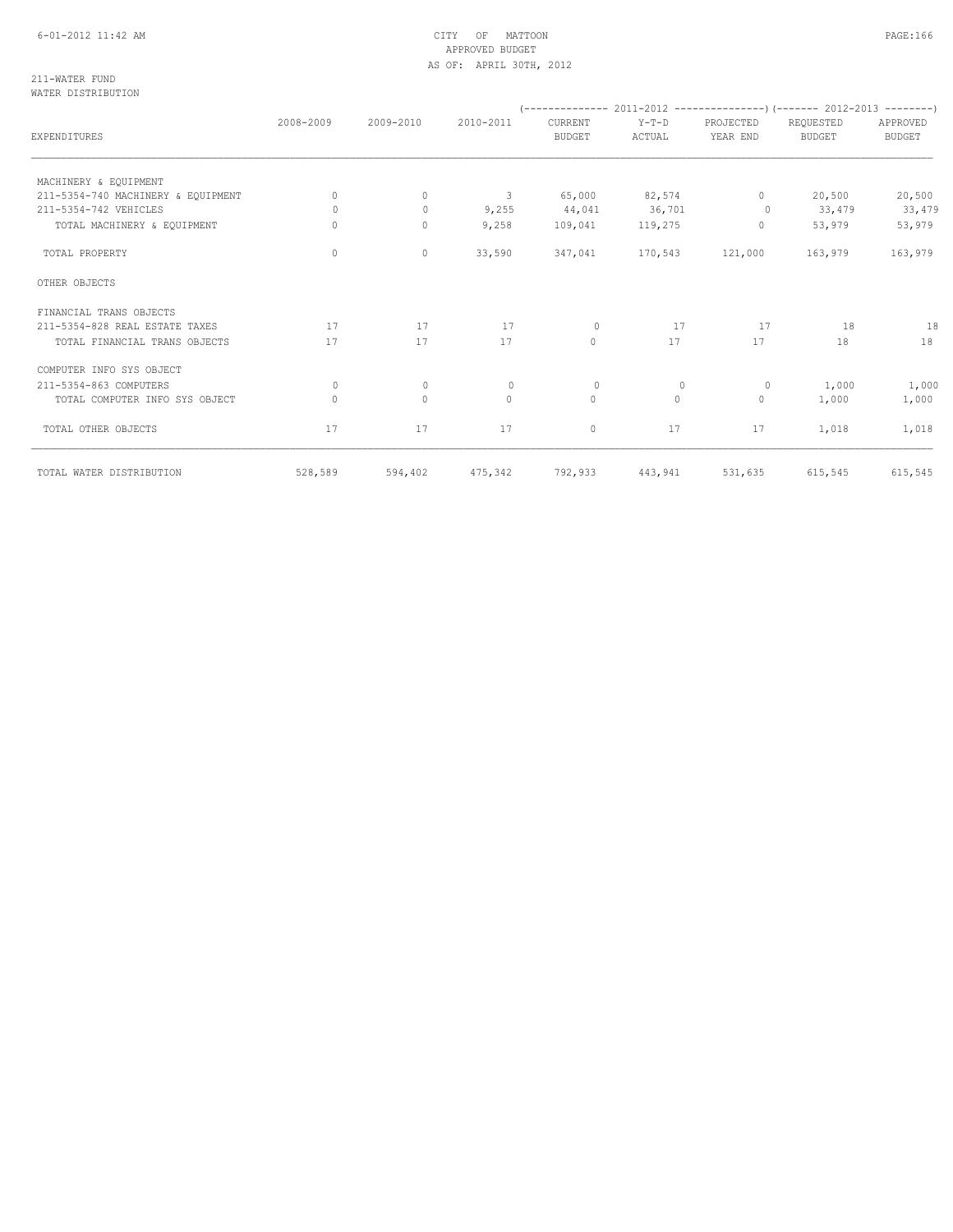CITY OF MATTOON
APPROVED BUDGET
AS OF: APRIL 30TH, 2012

211-WATER FUND
WATER DISTRIBUTION

| | | | | (-------------- 2011-2012 | --------------- | ---------------) | (------- 2012-2013 | --------) |
|---|---|---|---|---|---|---|---|---|
| EXPENDITURES | 2008-2009 | 2009-2010 | 2010-2011 | CURRENT BUDGET | Y-T-D ACTUAL | PROJECTED YEAR END | REQUESTED BUDGET | APPROVED BUDGET |
| MACHINERY & EQUIPMENT | | | | | | | | |
| 211-5354-740 MACHINERY & EQUIPMENT | 0 | 0 | 3 | 65,000 | 82,574 | 0 | 20,500 | 20,500 |
| 211-5354-742 VEHICLES | 0 | 0 | 9,255 | 44,041 | 36,701 | 0 | 33,479 | 33,479 |
| TOTAL MACHINERY & EQUIPMENT | 0 | 0 | 9,258 | 109,041 | 119,275 | 0 | 53,979 | 53,979 |
| TOTAL PROPERTY | 0 | 0 | 33,590 | 347,041 | 170,543 | 121,000 | 163,979 | 163,979 |
| OTHER OBJECTS | | | | | | | | |
| FINANCIAL TRANS OBJECTS | | | | | | | | |
| 211-5354-828 REAL ESTATE TAXES | 17 | 17 | 17 | 0 | 17 | 17 | 18 | 18 |
| TOTAL FINANCIAL TRANS OBJECTS | 17 | 17 | 17 | 0 | 17 | 17 | 18 | 18 |
| COMPUTER INFO SYS OBJECT | | | | | | | | |
| 211-5354-863 COMPUTERS | 0 | 0 | 0 | 0 | 0 | 0 | 1,000 | 1,000 |
| TOTAL COMPUTER INFO SYS OBJECT | 0 | 0 | 0 | 0 | 0 | 0 | 1,000 | 1,000 |
| TOTAL OTHER OBJECTS | 17 | 17 | 17 | 0 | 17 | 17 | 1,018 | 1,018 |
| TOTAL WATER DISTRIBUTION | 528,589 | 594,402 | 475,342 | 792,933 | 443,941 | 531,635 | 615,545 | 615,545 |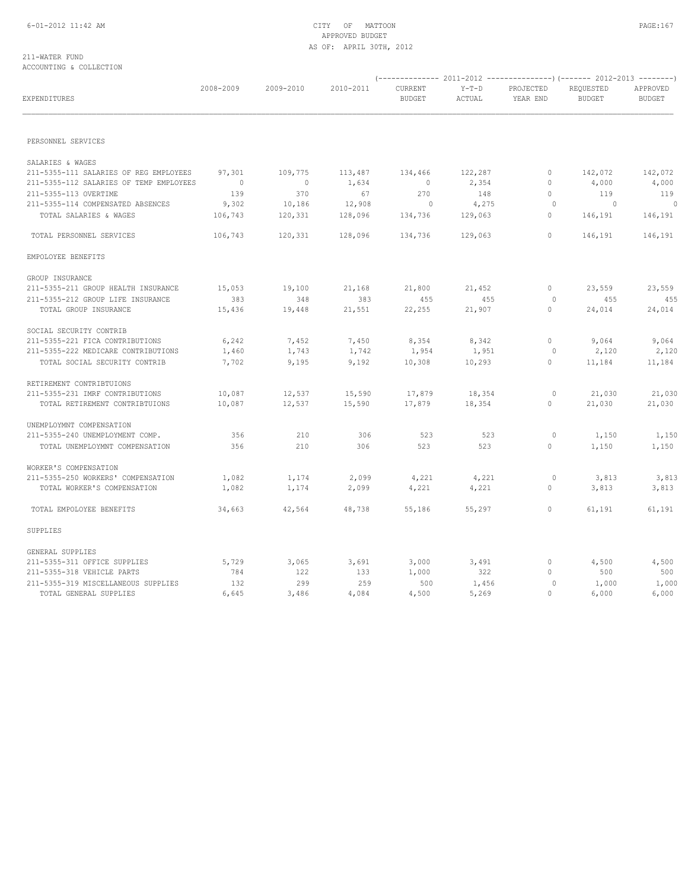CITY OF MATTOON
APPROVED BUDGET
AS OF: APRIL 30TH, 2012

211-WATER FUND
ACCOUNTING & COLLECTION

| EXPENDITURES | 2008-2009 | 2009-2010 | 2010-2011 | 2011-2012 CURRENT BUDGET | 2011-2012 Y-T-D ACTUAL | 2011-2012 PROJECTED YEAR END | 2012-2013 REQUESTED BUDGET | 2012-2013 APPROVED BUDGET |
|---|---|---|---|---|---|---|---|---|
| PERSONNEL SERVICES | | | | | | | | |
| SALARIES & WAGES | | | | | | | | |
| 211-5355-111 SALARIES OF REG EMPLOYEES | 97,301 | 109,775 | 113,487 | 134,466 | 122,287 | 0 | 142,072 | 142,072 |
| 211-5355-112 SALARIES OF TEMP EMPLOYEES | 0 | 0 | 1,634 | 0 | 2,354 | 0 | 4,000 | 4,000 |
| 211-5355-113 OVERTIME | 139 | 370 | 67 | 270 | 148 | 0 | 119 | 119 |
| 211-5355-114 COMPENSATED ABSENCES | 9,302 | 10,186 | 12,908 | 0 | 4,275 | 0 | 0 | 0 |
| TOTAL SALARIES & WAGES | 106,743 | 120,331 | 128,096 | 134,736 | 129,063 | 0 | 146,191 | 146,191 |
| TOTAL PERSONNEL SERVICES | 106,743 | 120,331 | 128,096 | 134,736 | 129,063 | 0 | 146,191 | 146,191 |
| EMPOLOYEE BENEFITS | | | | | | | | |
| GROUP INSURANCE | | | | | | | | |
| 211-5355-211 GROUP HEALTH INSURANCE | 15,053 | 19,100 | 21,168 | 21,800 | 21,452 | 0 | 23,559 | 23,559 |
| 211-5355-212 GROUP LIFE INSURANCE | 383 | 348 | 383 | 455 | 455 | 0 | 455 | 455 |
| TOTAL GROUP INSURANCE | 15,436 | 19,448 | 21,551 | 22,255 | 21,907 | 0 | 24,014 | 24,014 |
| SOCIAL SECURITY CONTRIB | | | | | | | | |
| 211-5355-221 FICA CONTRIBUTIONS | 6,242 | 7,452 | 7,450 | 8,354 | 8,342 | 0 | 9,064 | 9,064 |
| 211-5355-222 MEDICARE CONTRIBUTIONS | 1,460 | 1,743 | 1,742 | 1,954 | 1,951 | 0 | 2,120 | 2,120 |
| TOTAL SOCIAL SECURITY CONTRIB | 7,702 | 9,195 | 9,192 | 10,308 | 10,293 | 0 | 11,184 | 11,184 |
| RETIREMENT CONTRIBTUIONS | | | | | | | | |
| 211-5355-231 IMRF CONTRIBUTIONS | 10,087 | 12,537 | 15,590 | 17,879 | 18,354 | 0 | 21,030 | 21,030 |
| TOTAL RETIREMENT CONTRIBTUIONS | 10,087 | 12,537 | 15,590 | 17,879 | 18,354 | 0 | 21,030 | 21,030 |
| UNEMPLOYMNT COMPENSATION | | | | | | | | |
| 211-5355-240 UNEMPLOYMENT COMP. | 356 | 210 | 306 | 523 | 523 | 0 | 1,150 | 1,150 |
| TOTAL UNEMPLOYMNT COMPENSATION | 356 | 210 | 306 | 523 | 523 | 0 | 1,150 | 1,150 |
| WORKER'S COMPENSATION | | | | | | | | |
| 211-5355-250 WORKERS' COMPENSATION | 1,082 | 1,174 | 2,099 | 4,221 | 4,221 | 0 | 3,813 | 3,813 |
| TOTAL WORKER'S COMPENSATION | 1,082 | 1,174 | 2,099 | 4,221 | 4,221 | 0 | 3,813 | 3,813 |
| TOTAL EMPOLOYEE BENEFITS | 34,663 | 42,564 | 48,738 | 55,186 | 55,297 | 0 | 61,191 | 61,191 |
| SUPPLIES | | | | | | | | |
| GENERAL SUPPLIES | | | | | | | | |
| 211-5355-311 OFFICE SUPPLIES | 5,729 | 3,065 | 3,691 | 3,000 | 3,491 | 0 | 4,500 | 4,500 |
| 211-5355-318 VEHICLE PARTS | 784 | 122 | 133 | 1,000 | 322 | 0 | 500 | 500 |
| 211-5355-319 MISCELLANEOUS SUPPLIES | 132 | 299 | 259 | 500 | 1,456 | 0 | 1,000 | 1,000 |
| TOTAL GENERAL SUPPLIES | 6,645 | 3,486 | 4,084 | 4,500 | 5,269 | 0 | 6,000 | 6,000 |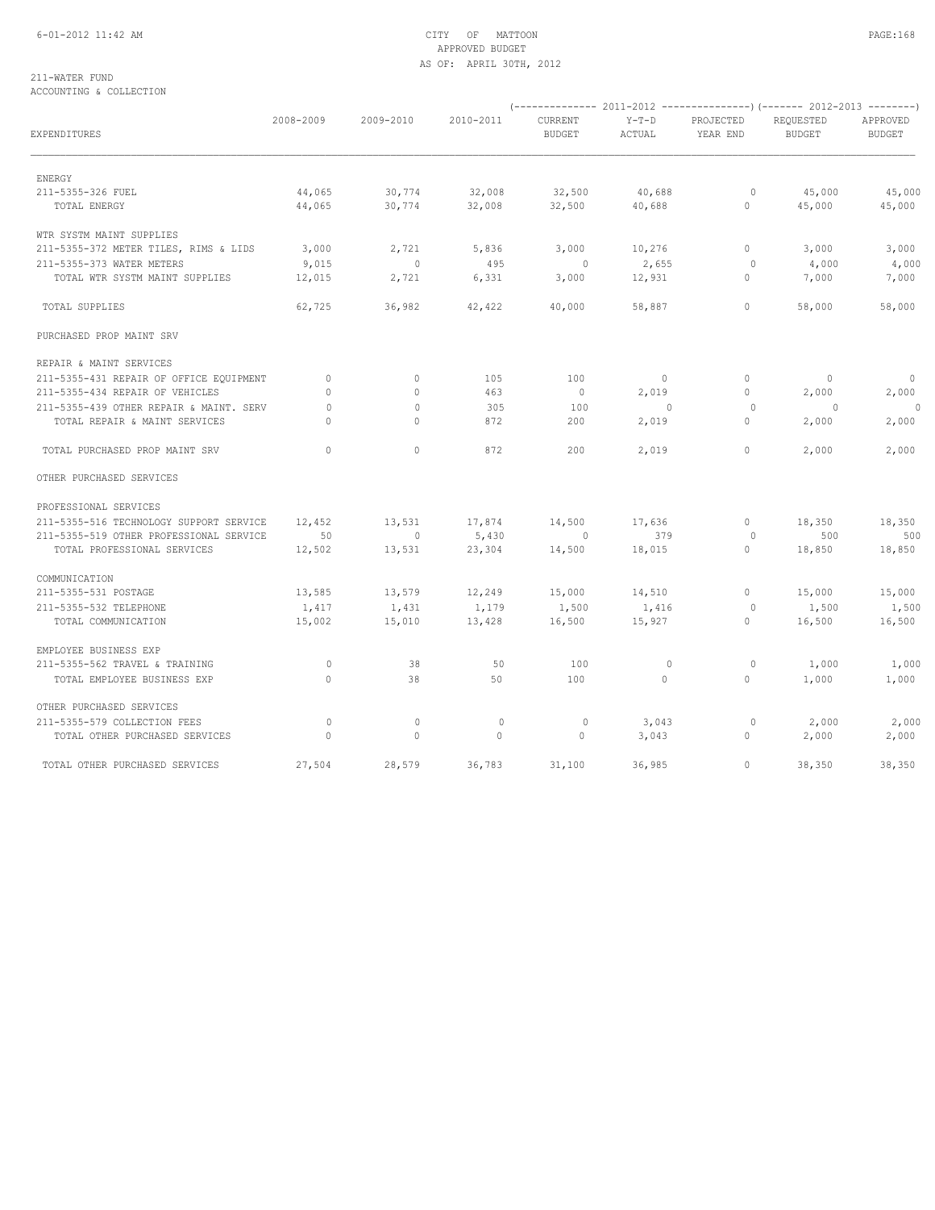CITY OF MATTOON
APPROVED BUDGET
AS OF: APRIL 30TH, 2012

211-WATER FUND
ACCOUNTING & COLLECTION

| EXPENDITURES | 2008-2009 | 2009-2010 | 2010-2011 | 2011-2012 CURRENT BUDGET | 2011-2012 Y-T-D ACTUAL | 2011-2012 PROJECTED YEAR END | 2012-2013 REQUESTED BUDGET | 2012-2013 APPROVED BUDGET |
|---|---|---|---|---|---|---|---|---|
| ENERGY | | | | | | | | |
| 211-5355-326 FUEL | 44,065 | 30,774 | 32,008 | 32,500 | 40,688 | 0 | 45,000 | 45,000 |
| TOTAL ENERGY | 44,065 | 30,774 | 32,008 | 32,500 | 40,688 | 0 | 45,000 | 45,000 |
| WTR SYSTM MAINT SUPPLIES | | | | | | | | |
| 211-5355-372 METER TILES, RIMS & LIDS | 3,000 | 2,721 | 5,836 | 3,000 | 10,276 | 0 | 3,000 | 3,000 |
| 211-5355-373 WATER METERS | 9,015 | 0 | 495 | 0 | 2,655 | 0 | 4,000 | 4,000 |
| TOTAL WTR SYSTM MAINT SUPPLIES | 12,015 | 2,721 | 6,331 | 3,000 | 12,931 | 0 | 7,000 | 7,000 |
| TOTAL SUPPLIES | 62,725 | 36,982 | 42,422 | 40,000 | 58,887 | 0 | 58,000 | 58,000 |
| PURCHASED PROP MAINT SRV | | | | | | | | |
| REPAIR & MAINT SERVICES | | | | | | | | |
| 211-5355-431 REPAIR OF OFFICE EQUIPMENT | 0 | 0 | 105 | 100 | 0 | 0 | 0 | 0 |
| 211-5355-434 REPAIR OF VEHICLES | 0 | 0 | 463 | 0 | 2,019 | 0 | 2,000 | 2,000 |
| 211-5355-439 OTHER REPAIR & MAINT. SERV | 0 | 0 | 305 | 100 | 0 | 0 | 0 | 0 |
| TOTAL REPAIR & MAINT SERVICES | 0 | 0 | 872 | 200 | 2,019 | 0 | 2,000 | 2,000 |
| TOTAL PURCHASED PROP MAINT SRV | 0 | 0 | 872 | 200 | 2,019 | 0 | 2,000 | 2,000 |
| OTHER PURCHASED SERVICES | | | | | | | | |
| PROFESSIONAL SERVICES | | | | | | | | |
| 211-5355-516 TECHNOLOGY SUPPORT SERVICE | 12,452 | 13,531 | 17,874 | 14,500 | 17,636 | 0 | 18,350 | 18,350 |
| 211-5355-519 OTHER PROFESSIONAL SERVICE | 50 | 0 | 5,430 | 0 | 379 | 0 | 500 | 500 |
| TOTAL PROFESSIONAL SERVICES | 12,502 | 13,531 | 23,304 | 14,500 | 18,015 | 0 | 18,850 | 18,850 |
| COMMUNICATION | | | | | | | | |
| 211-5355-531 POSTAGE | 13,585 | 13,579 | 12,249 | 15,000 | 14,510 | 0 | 15,000 | 15,000 |
| 211-5355-532 TELEPHONE | 1,417 | 1,431 | 1,179 | 1,500 | 1,416 | 0 | 1,500 | 1,500 |
| TOTAL COMMUNICATION | 15,002 | 15,010 | 13,428 | 16,500 | 15,927 | 0 | 16,500 | 16,500 |
| EMPLOYEE BUSINESS EXP | | | | | | | | |
| 211-5355-562 TRAVEL & TRAINING | 0 | 38 | 50 | 100 | 0 | 0 | 1,000 | 1,000 |
| TOTAL EMPLOYEE BUSINESS EXP | 0 | 38 | 50 | 100 | 0 | 0 | 1,000 | 1,000 |
| OTHER PURCHASED SERVICES | | | | | | | | |
| 211-5355-579 COLLECTION FEES | 0 | 0 | 0 | 0 | 3,043 | 0 | 2,000 | 2,000 |
| TOTAL OTHER PURCHASED SERVICES | 0 | 0 | 0 | 0 | 3,043 | 0 | 2,000 | 2,000 |
| TOTAL OTHER PURCHASED SERVICES | 27,504 | 28,579 | 36,783 | 31,100 | 36,985 | 0 | 38,350 | 38,350 |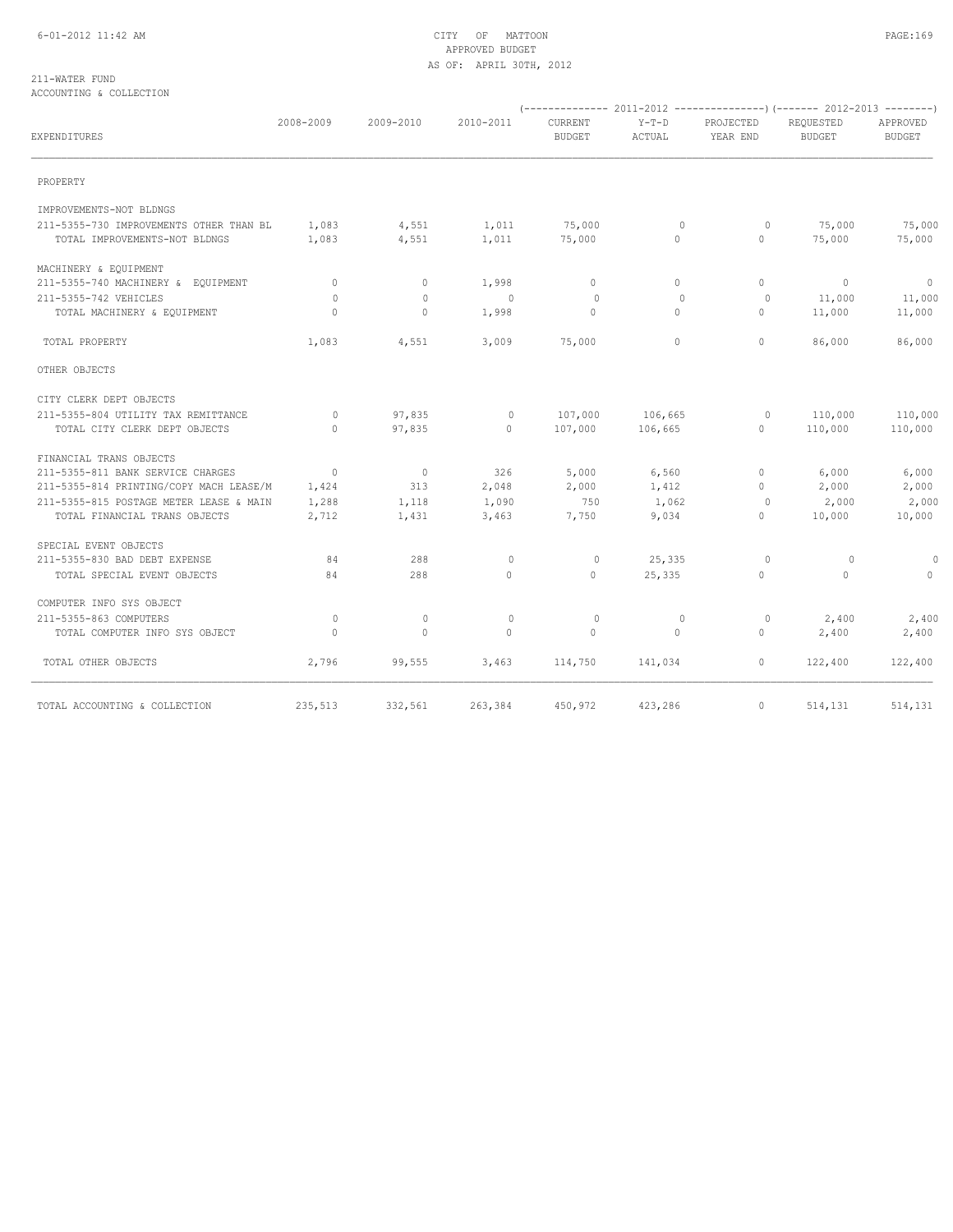CITY OF MATTOON
APPROVED BUDGET
AS OF: APRIL 30TH, 2012

211-WATER FUND
ACCOUNTING & COLLECTION

| EXPENDITURES | 2008-2009 | 2009-2010 | 2010-2011 | 2011-2012 CURRENT BUDGET | 2011-2012 Y-T-D ACTUAL | 2011-2012 PROJECTED YEAR END | 2012-2013 REQUESTED BUDGET | 2012-2013 APPROVED BUDGET |
|---|---|---|---|---|---|---|---|---|
| PROPERTY | | | | | | | | |
| IMPROVEMENTS-NOT BLDNGS | | | | | | | | |
| 211-5355-730 IMPROVEMENTS OTHER THAN BL | 1,083 | 4,551 | 1,011 | 75,000 | 0 | 0 | 75,000 | 75,000 |
| TOTAL IMPROVEMENTS-NOT BLDNGS | 1,083 | 4,551 | 1,011 | 75,000 | 0 | 0 | 75,000 | 75,000 |
| MACHINERY & EQUIPMENT | | | | | | | | |
| 211-5355-740 MACHINERY & EQUIPMENT | 0 | 0 | 1,998 | 0 | 0 | 0 | 0 | 0 |
| 211-5355-742 VEHICLES | 0 | 0 | 0 | 0 | 0 | 0 | 11,000 | 11,000 |
| TOTAL MACHINERY & EQUIPMENT | 0 | 0 | 1,998 | 0 | 0 | 0 | 11,000 | 11,000 |
| TOTAL PROPERTY | 1,083 | 4,551 | 3,009 | 75,000 | 0 | 0 | 86,000 | 86,000 |
| OTHER OBJECTS | | | | | | | | |
| CITY CLERK DEPT OBJECTS | | | | | | | | |
| 211-5355-804 UTILITY TAX REMITTANCE | 0 | 97,835 | 0 | 107,000 | 106,665 | 0 | 110,000 | 110,000 |
| TOTAL CITY CLERK DEPT OBJECTS | 0 | 97,835 | 0 | 107,000 | 106,665 | 0 | 110,000 | 110,000 |
| FINANCIAL TRANS OBJECTS | | | | | | | | |
| 211-5355-811 BANK SERVICE CHARGES | 0 | 0 | 326 | 5,000 | 6,560 | 0 | 6,000 | 6,000 |
| 211-5355-814 PRINTING/COPY MACH LEASE/M | 1,424 | 313 | 2,048 | 2,000 | 1,412 | 0 | 2,000 | 2,000 |
| 211-5355-815 POSTAGE METER LEASE & MAIN | 1,288 | 1,118 | 1,090 | 750 | 1,062 | 0 | 2,000 | 2,000 |
| TOTAL FINANCIAL TRANS OBJECTS | 2,712 | 1,431 | 3,463 | 7,750 | 9,034 | 0 | 10,000 | 10,000 |
| SPECIAL EVENT OBJECTS | | | | | | | | |
| 211-5355-830 BAD DEBT EXPENSE | 84 | 288 | 0 | 0 | 25,335 | 0 | 0 | 0 |
| TOTAL SPECIAL EVENT OBJECTS | 84 | 288 | 0 | 0 | 25,335 | 0 | 0 | 0 |
| COMPUTER INFO SYS OBJECT | | | | | | | | |
| 211-5355-863 COMPUTERS | 0 | 0 | 0 | 0 | 0 | 0 | 2,400 | 2,400 |
| TOTAL COMPUTER INFO SYS OBJECT | 0 | 0 | 0 | 0 | 0 | 0 | 2,400 | 2,400 |
| TOTAL OTHER OBJECTS | 2,796 | 99,555 | 3,463 | 114,750 | 141,034 | 0 | 122,400 | 122,400 |
| TOTAL ACCOUNTING & COLLECTION | 235,513 | 332,561 | 263,384 | 450,972 | 423,286 | 0 | 514,131 | 514,131 |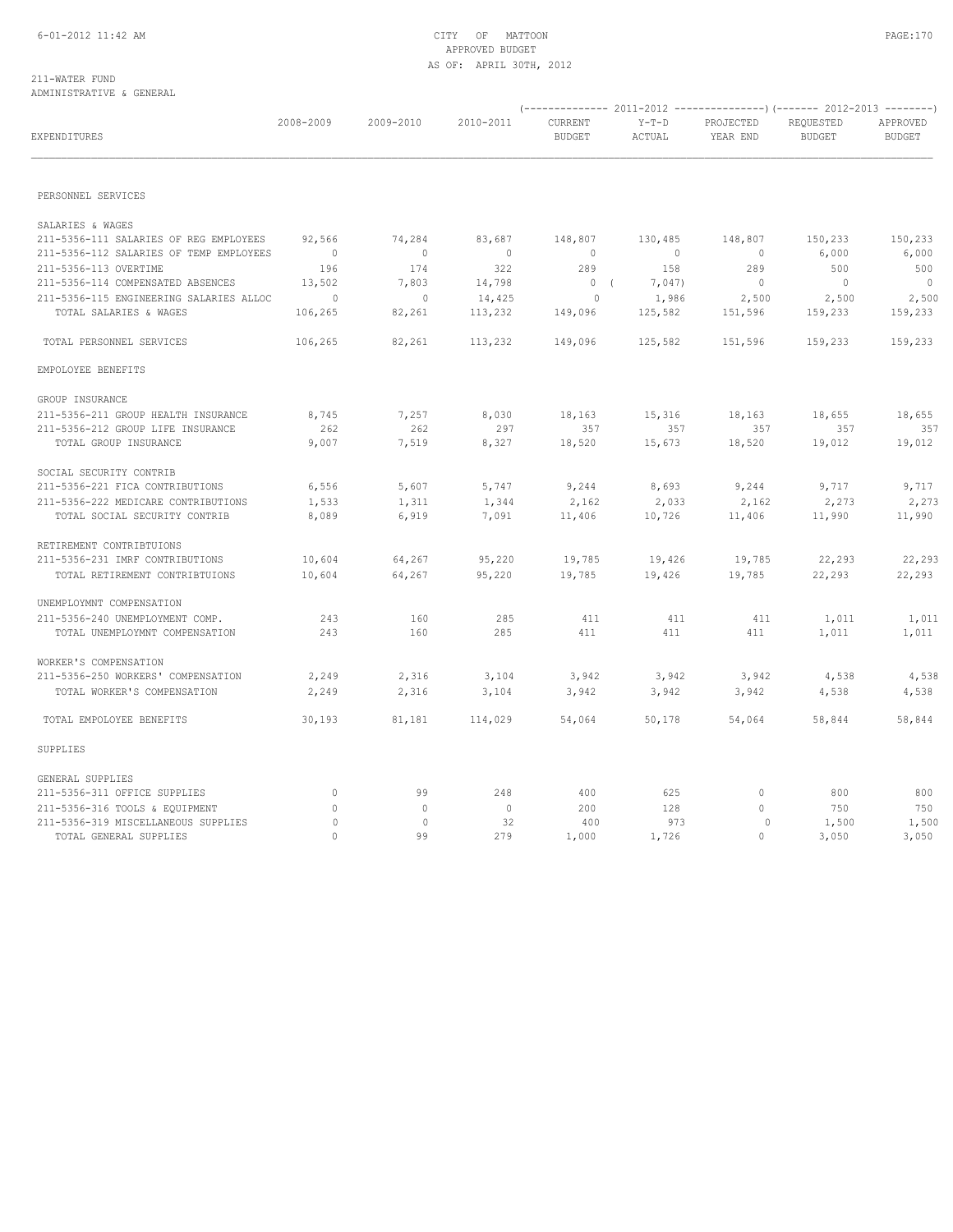CITY OF MATTOON
APPROVED BUDGET
AS OF: APRIL 30TH, 2012

211-WATER FUND
ADMINISTRATIVE & GENERAL

| EXPENDITURES | 2008-2009 | 2009-2010 | 2010-2011 | 2011-2012 CURRENT BUDGET | 2011-2012 Y-T-D ACTUAL | 2011-2012 PROJECTED YEAR END | 2012-2013 REQUESTED BUDGET | 2012-2013 APPROVED BUDGET |
|---|---|---|---|---|---|---|---|---|
| PERSONNEL SERVICES | | | | | | | | |
| SALARIES & WAGES | | | | | | | | |
| 211-5356-111 SALARIES OF REG EMPLOYEES | 92,566 | 74,284 | 83,687 | 148,807 | 130,485 | 148,807 | 150,233 | 150,233 |
| 211-5356-112 SALARIES OF TEMP EMPLOYEES | 0 | 0 | 0 | 0 | 0 | 0 | 6,000 | 6,000 |
| 211-5356-113 OVERTIME | 196 | 174 | 322 | 289 | 158 | 289 | 500 | 500 |
| 211-5356-114 COMPENSATED ABSENCES | 13,502 | 7,803 | 14,798 | 0 | ( 7,047) | 0 | 0 | 0 |
| 211-5356-115 ENGINEERING SALARIES ALLOC | 0 | 0 | 14,425 | 0 | 1,986 | 2,500 | 2,500 | 2,500 |
| TOTAL SALARIES & WAGES | 106,265 | 82,261 | 113,232 | 149,096 | 125,582 | 151,596 | 159,233 | 159,233 |
| TOTAL PERSONNEL SERVICES | 106,265 | 82,261 | 113,232 | 149,096 | 125,582 | 151,596 | 159,233 | 159,233 |
| EMPOLOYEE BENEFITS | | | | | | | | |
| GROUP INSURANCE | | | | | | | | |
| 211-5356-211 GROUP HEALTH INSURANCE | 8,745 | 7,257 | 8,030 | 18,163 | 15,316 | 18,163 | 18,655 | 18,655 |
| 211-5356-212 GROUP LIFE INSURANCE | 262 | 262 | 297 | 357 | 357 | 357 | 357 | 357 |
| TOTAL GROUP INSURANCE | 9,007 | 7,519 | 8,327 | 18,520 | 15,673 | 18,520 | 19,012 | 19,012 |
| SOCIAL SECURITY CONTRIB | | | | | | | | |
| 211-5356-221 FICA CONTRIBUTIONS | 6,556 | 5,607 | 5,747 | 9,244 | 8,693 | 9,244 | 9,717 | 9,717 |
| 211-5356-222 MEDICARE CONTRIBUTIONS | 1,533 | 1,311 | 1,344 | 2,162 | 2,033 | 2,162 | 2,273 | 2,273 |
| TOTAL SOCIAL SECURITY CONTRIB | 8,089 | 6,919 | 7,091 | 11,406 | 10,726 | 11,406 | 11,990 | 11,990 |
| RETIREMENT CONTRIBTUIONS | | | | | | | | |
| 211-5356-231 IMRF CONTRIBUTIONS | 10,604 | 64,267 | 95,220 | 19,785 | 19,426 | 19,785 | 22,293 | 22,293 |
| TOTAL RETIREMENT CONTRIBTUIONS | 10,604 | 64,267 | 95,220 | 19,785 | 19,426 | 19,785 | 22,293 | 22,293 |
| UNEMPLOYMNT COMPENSATION | | | | | | | | |
| 211-5356-240 UNEMPLOYMENT COMP. | 243 | 160 | 285 | 411 | 411 | 411 | 1,011 | 1,011 |
| TOTAL UNEMPLOYMNT COMPENSATION | 243 | 160 | 285 | 411 | 411 | 411 | 1,011 | 1,011 |
| WORKER'S COMPENSATION | | | | | | | | |
| 211-5356-250 WORKERS' COMPENSATION | 2,249 | 2,316 | 3,104 | 3,942 | 3,942 | 3,942 | 4,538 | 4,538 |
| TOTAL WORKER'S COMPENSATION | 2,249 | 2,316 | 3,104 | 3,942 | 3,942 | 3,942 | 4,538 | 4,538 |
| TOTAL EMPOLOYEE BENEFITS | 30,193 | 81,181 | 114,029 | 54,064 | 50,178 | 54,064 | 58,844 | 58,844 |
| SUPPLIES | | | | | | | | |
| GENERAL SUPPLIES | | | | | | | | |
| 211-5356-311 OFFICE SUPPLIES | 0 | 99 | 248 | 400 | 625 | 0 | 800 | 800 |
| 211-5356-316 TOOLS & EQUIPMENT | 0 | 0 | 0 | 200 | 128 | 0 | 750 | 750 |
| 211-5356-319 MISCELLANEOUS SUPPLIES | 0 | 0 | 32 | 400 | 973 | 0 | 1,500 | 1,500 |
| TOTAL GENERAL SUPPLIES | 0 | 99 | 279 | 1,000 | 1,726 | 0 | 3,050 | 3,050 |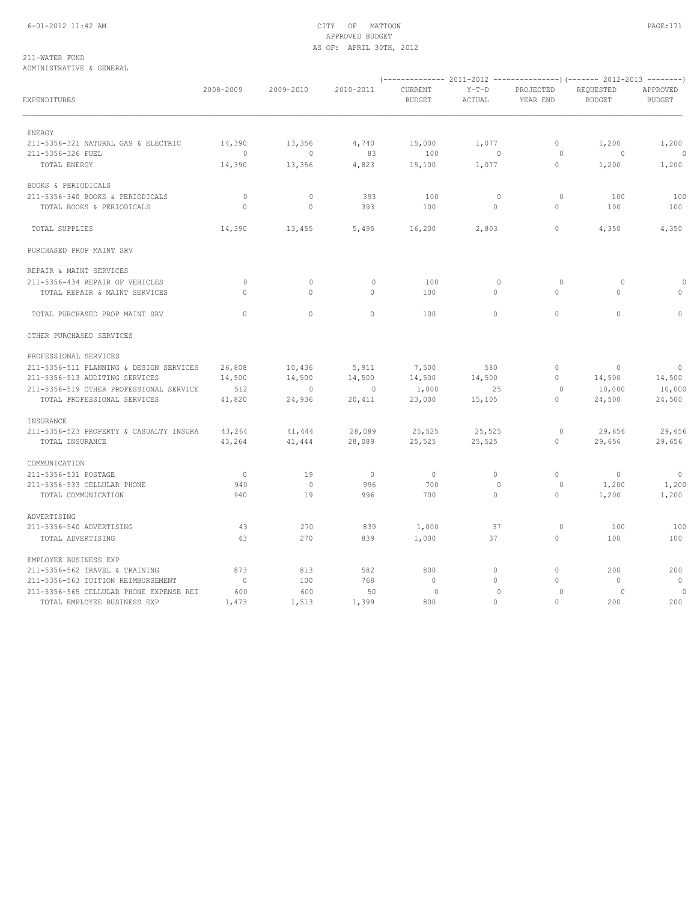CITY OF MATTOON
APPROVED BUDGET
AS OF: APRIL 30TH, 2012

211-WATER FUND
ADMINISTRATIVE & GENERAL

| EXPENDITURES | 2008-2009 | 2009-2010 | 2010-2011 | 2011-2012 CURRENT BUDGET | 2011-2012 Y-T-D ACTUAL | 2011-2012 PROJECTED YEAR END | 2012-2013 REQUESTED BUDGET | 2012-2013 APPROVED BUDGET |
|---|---|---|---|---|---|---|---|---|
| ENERGY | | | | | | | | |
| 211-5356-321 NATURAL GAS & ELECTRIC | 14,390 | 13,356 | 4,740 | 15,000 | 1,077 | 0 | 1,200 | 1,200 |
| 211-5356-326 FUEL | 0 | 0 | 83 | 100 | 0 | 0 | 0 | 0 |
| TOTAL ENERGY | 14,390 | 13,356 | 4,823 | 15,100 | 1,077 | 0 | 1,200 | 1,200 |
| BOOKS & PERIODICALS | | | | | | | | |
| 211-5356-340 BOOKS & PERIODICALS | 0 | 0 | 393 | 100 | 0 | 0 | 100 | 100 |
| TOTAL BOOKS & PERIODICALS | 0 | 0 | 393 | 100 | 0 | 0 | 100 | 100 |
| TOTAL SUPPLIES | 14,390 | 13,455 | 5,495 | 16,200 | 2,803 | 0 | 4,350 | 4,350 |
| PURCHASED PROP MAINT SRV | | | | | | | | |
| REPAIR & MAINT SERVICES | | | | | | | | |
| 211-5356-434 REPAIR OF VEHICLES | 0 | 0 | 0 | 100 | 0 | 0 | 0 | 0 |
| TOTAL REPAIR & MAINT SERVICES | 0 | 0 | 0 | 100 | 0 | 0 | 0 | 0 |
| TOTAL PURCHASED PROP MAINT SRV | 0 | 0 | 0 | 100 | 0 | 0 | 0 | 0 |
| OTHER PURCHASED SERVICES | | | | | | | | |
| PROFESSIONAL SERVICES | | | | | | | | |
| 211-5356-511 PLANNING & DESIGN SERVICES | 26,808 | 10,436 | 5,911 | 7,500 | 580 | 0 | 0 | 0 |
| 211-5356-513 AUDITING SERVICES | 14,500 | 14,500 | 14,500 | 14,500 | 14,500 | 0 | 14,500 | 14,500 |
| 211-5356-519 OTHER PROFESSIONAL SERVICE | 512 | 0 | 0 | 1,000 | 25 | 0 | 10,000 | 10,000 |
| TOTAL PROFESSIONAL SERVICES | 41,820 | 24,936 | 20,411 | 23,000 | 15,105 | 0 | 24,500 | 24,500 |
| INSURANCE | | | | | | | | |
| 211-5356-523 PROPERTY & CASUALTY INSURA | 43,264 | 41,444 | 28,089 | 25,525 | 25,525 | 0 | 29,656 | 29,656 |
| TOTAL INSURANCE | 43,264 | 41,444 | 28,089 | 25,525 | 25,525 | 0 | 29,656 | 29,656 |
| COMMUNICATION | | | | | | | | |
| 211-5356-531 POSTAGE | 0 | 19 | 0 | 0 | 0 | 0 | 0 | 0 |
| 211-5356-533 CELLULAR PHONE | 940 | 0 | 996 | 700 | 0 | 0 | 1,200 | 1,200 |
| TOTAL COMMUNICATION | 940 | 19 | 996 | 700 | 0 | 0 | 1,200 | 1,200 |
| ADVERTISING | | | | | | | | |
| 211-5356-540 ADVERTISING | 43 | 270 | 839 | 1,000 | 37 | 0 | 100 | 100 |
| TOTAL ADVERTISING | 43 | 270 | 839 | 1,000 | 37 | 0 | 100 | 100 |
| EMPLOYEE BUSINESS EXP | | | | | | | | |
| 211-5356-562 TRAVEL & TRAINING | 873 | 813 | 582 | 800 | 0 | 0 | 200 | 200 |
| 211-5356-563 TUITION REIMBURSEMENT | 0 | 100 | 768 | 0 | 0 | 0 | 0 | 0 |
| 211-5356-565 CELLULAR PHONE EXPENSE REI | 600 | 600 | 50 | 0 | 0 | 0 | 0 | 0 |
| TOTAL EMPLOYEE BUSINESS EXP | 1,473 | 1,513 | 1,399 | 800 | 0 | 0 | 200 | 200 |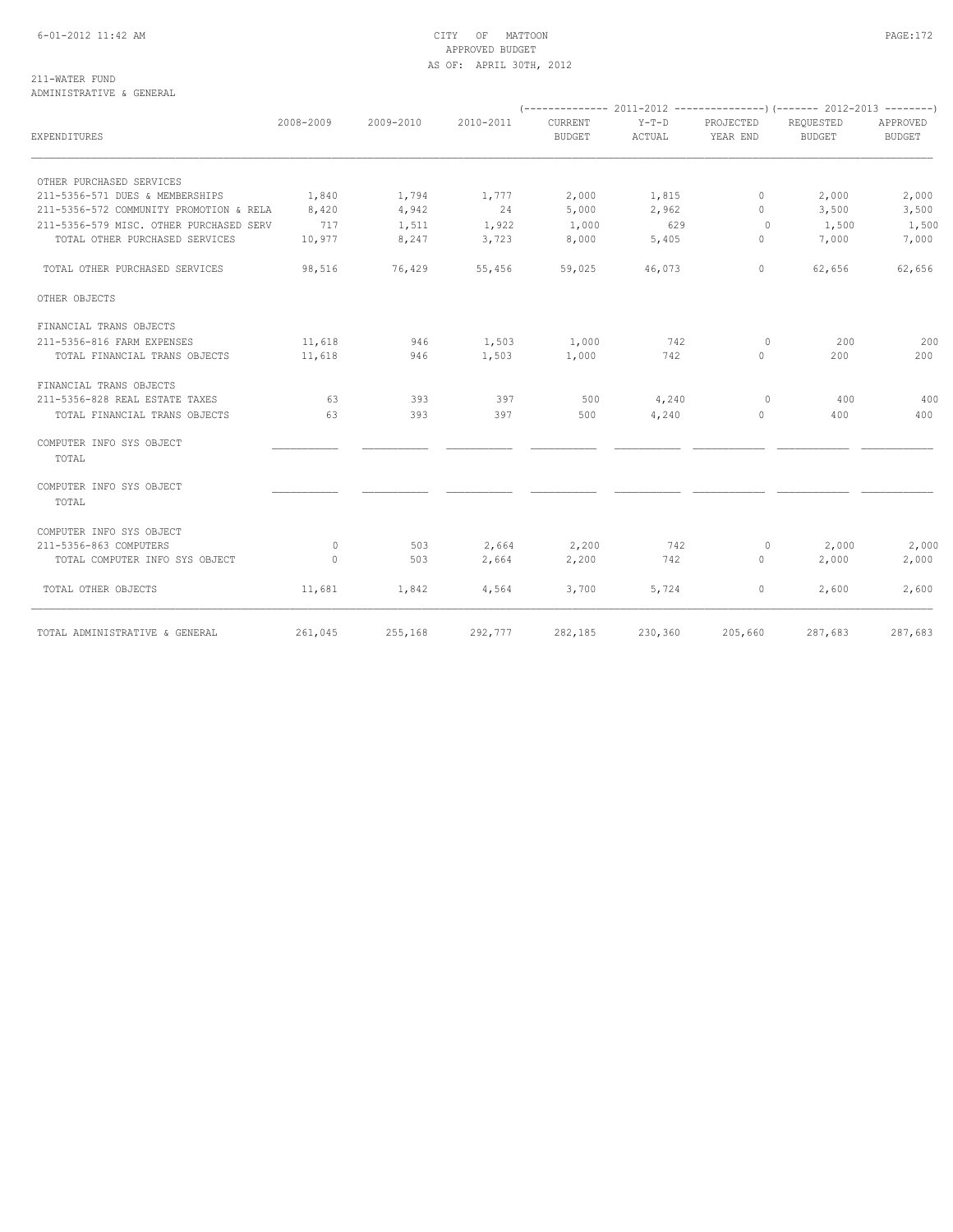CITY OF MATTOON
APPROVED BUDGET
AS OF: APRIL 30TH, 2012

211-WATER FUND
ADMINISTRATIVE & GENERAL

| EXPENDITURES | 2008-2009 | 2009-2010 | 2010-2011 | 2011-2012 CURRENT BUDGET | 2011-2012 Y-T-D ACTUAL | 2011-2012 PROJECTED YEAR END | 2012-2013 REQUESTED BUDGET | 2012-2013 APPROVED BUDGET |
|---|---|---|---|---|---|---|---|---|
| OTHER PURCHASED SERVICES | | | | | | | | |
| 211-5356-571 DUES & MEMBERSHIPS | 1,840 | 1,794 | 1,777 | 2,000 | 1,815 | 0 | 2,000 | 2,000 |
| 211-5356-572 COMMUNITY PROMOTION & RELA | 8,420 | 4,942 | 24 | 5,000 | 2,962 | 0 | 3,500 | 3,500 |
| 211-5356-579 MISC. OTHER PURCHASED SERV | 717 | 1,511 | 1,922 | 1,000 | 629 | 0 | 1,500 | 1,500 |
| TOTAL OTHER PURCHASED SERVICES | 10,977 | 8,247 | 3,723 | 8,000 | 5,405 | 0 | 7,000 | 7,000 |
| TOTAL OTHER PURCHASED SERVICES | 98,516 | 76,429 | 55,456 | 59,025 | 46,073 | 0 | 62,656 | 62,656 |
| OTHER OBJECTS | | | | | | | | |
| FINANCIAL TRANS OBJECTS | | | | | | | | |
| 211-5356-816 FARM EXPENSES | 11,618 | 946 | 1,503 | 1,000 | 742 | 0 | 200 | 200 |
| TOTAL FINANCIAL TRANS OBJECTS | 11,618 | 946 | 1,503 | 1,000 | 742 | 0 | 200 | 200 |
| FINANCIAL TRANS OBJECTS | | | | | | | | |
| 211-5356-828 REAL ESTATE TAXES | 63 | 393 | 397 | 500 | 4,240 | 0 | 400 | 400 |
| TOTAL FINANCIAL TRANS OBJECTS | 63 | 393 | 397 | 500 | 4,240 | 0 | 400 | 400 |
| COMPUTER INFO SYS OBJECT | | | | | | | | |
| TOTAL | | | | | | | | |
| COMPUTER INFO SYS OBJECT | | | | | | | | |
| TOTAL | | | | | | | | |
| COMPUTER INFO SYS OBJECT | | | | | | | | |
| 211-5356-863 COMPUTERS | 0 | 503 | 2,664 | 2,200 | 742 | 0 | 2,000 | 2,000 |
| TOTAL COMPUTER INFO SYS OBJECT | 0 | 503 | 2,664 | 2,200 | 742 | 0 | 2,000 | 2,000 |
| TOTAL OTHER OBJECTS | 11,681 | 1,842 | 4,564 | 3,700 | 5,724 | 0 | 2,600 | 2,600 |
| TOTAL ADMINISTRATIVE & GENERAL | 261,045 | 255,168 | 292,777 | 282,185 | 230,360 | 205,660 | 287,683 | 287,683 |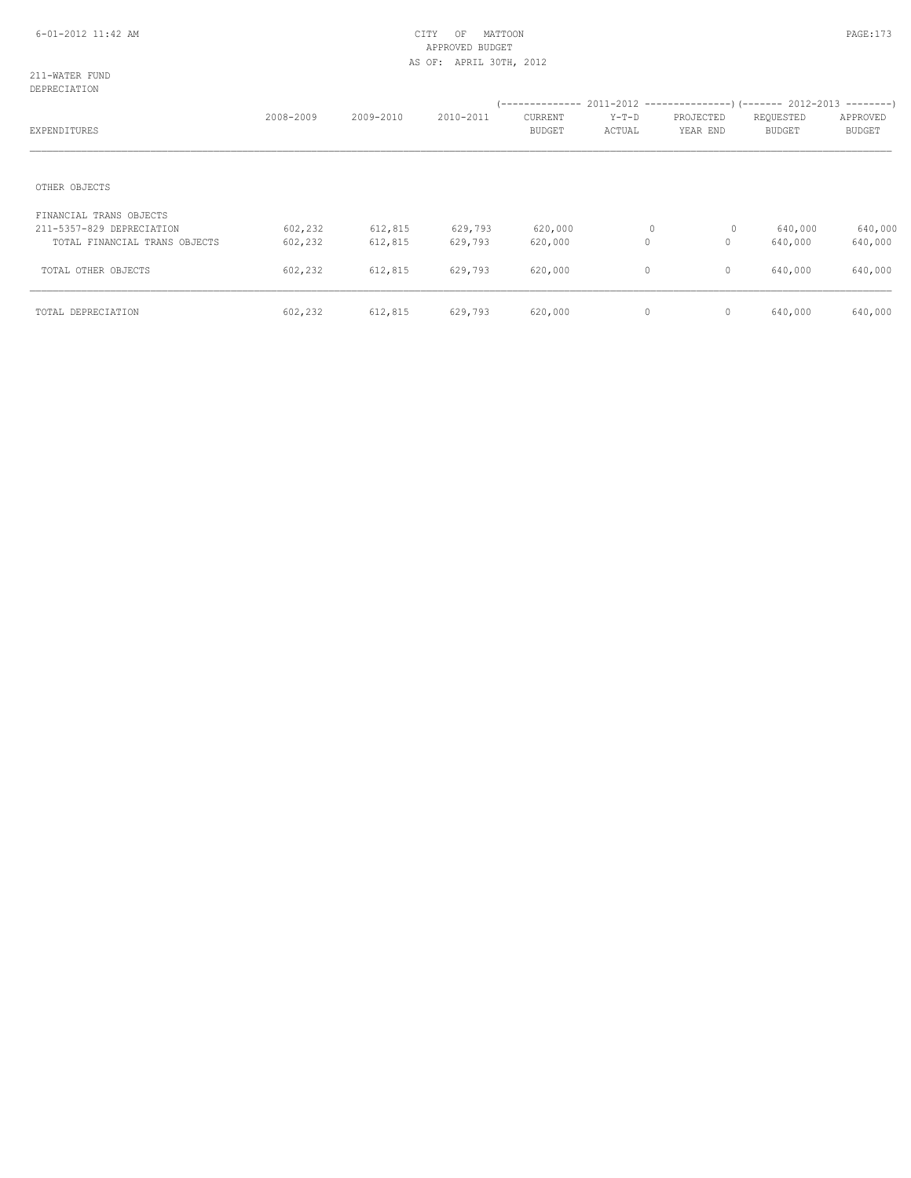CITY OF MATTOON
APPROVED BUDGET
AS OF: APRIL 30TH, 2012

211-WATER FUND
DEPRECIATION

| EXPENDITURES | 2008-2009 | 2009-2010 | 2010-2011 | 2011-2012 CURRENT BUDGET | 2011-2012 Y-T-D ACTUAL | 2011-2012 PROJECTED YEAR END | 2012-2013 REQUESTED BUDGET | 2012-2013 APPROVED BUDGET |
|---|---|---|---|---|---|---|---|---|
| OTHER OBJECTS | | | | | | | | |
| FINANCIAL TRANS OBJECTS | | | | | | | | |
| 211-5357-829 DEPRECIATION | 602,232 | 612,815 | 629,793 | 620,000 | 0 | 0 | 640,000 | 640,000 |
| TOTAL FINANCIAL TRANS OBJECTS | 602,232 | 612,815 | 629,793 | 620,000 | 0 | 0 | 640,000 | 640,000 |
| TOTAL OTHER OBJECTS | 602,232 | 612,815 | 629,793 | 620,000 | 0 | 0 | 640,000 | 640,000 |
| TOTAL DEPRECIATION | 602,232 | 612,815 | 629,793 | 620,000 | 0 | 0 | 640,000 | 640,000 |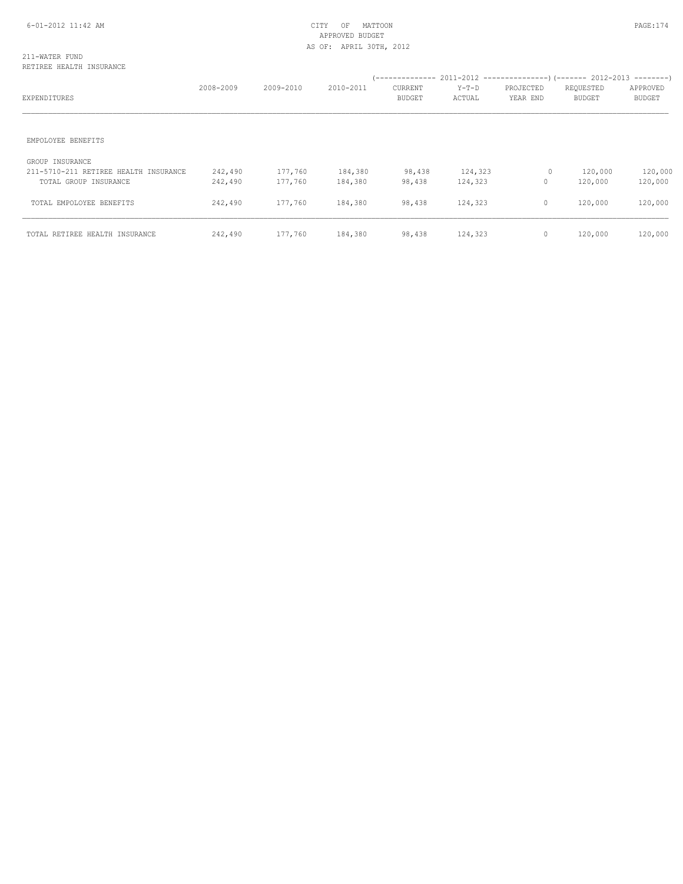CITY OF MATTOON
APPROVED BUDGET
AS OF: APRIL 30TH, 2012

211-WATER FUND
RETIREE HEALTH INSURANCE

| EXPENDITURES | 2008-2009 | 2009-2010 | 2010-2011 | 2011-2012 CURRENT BUDGET | 2011-2012 Y-T-D ACTUAL | 2011-2012 PROJECTED YEAR END | 2012-2013 REQUESTED BUDGET | 2012-2013 APPROVED BUDGET |
|---|---|---|---|---|---|---|---|---|
| EMPOLOYEE BENEFITS | | | | | | | | |
| GROUP INSURANCE | | | | | | | | |
| 211-5710-211 RETIREE HEALTH INSURANCE | 242,490 | 177,760 | 184,380 | 98,438 | 124,323 | 0 | 120,000 | 120,000 |
| TOTAL GROUP INSURANCE | 242,490 | 177,760 | 184,380 | 98,438 | 124,323 | 0 | 120,000 | 120,000 |
| TOTAL EMPOLOYEE BENEFITS | 242,490 | 177,760 | 184,380 | 98,438 | 124,323 | 0 | 120,000 | 120,000 |
| TOTAL RETIREE HEALTH INSURANCE | 242,490 | 177,760 | 184,380 | 98,438 | 124,323 | 0 | 120,000 | 120,000 |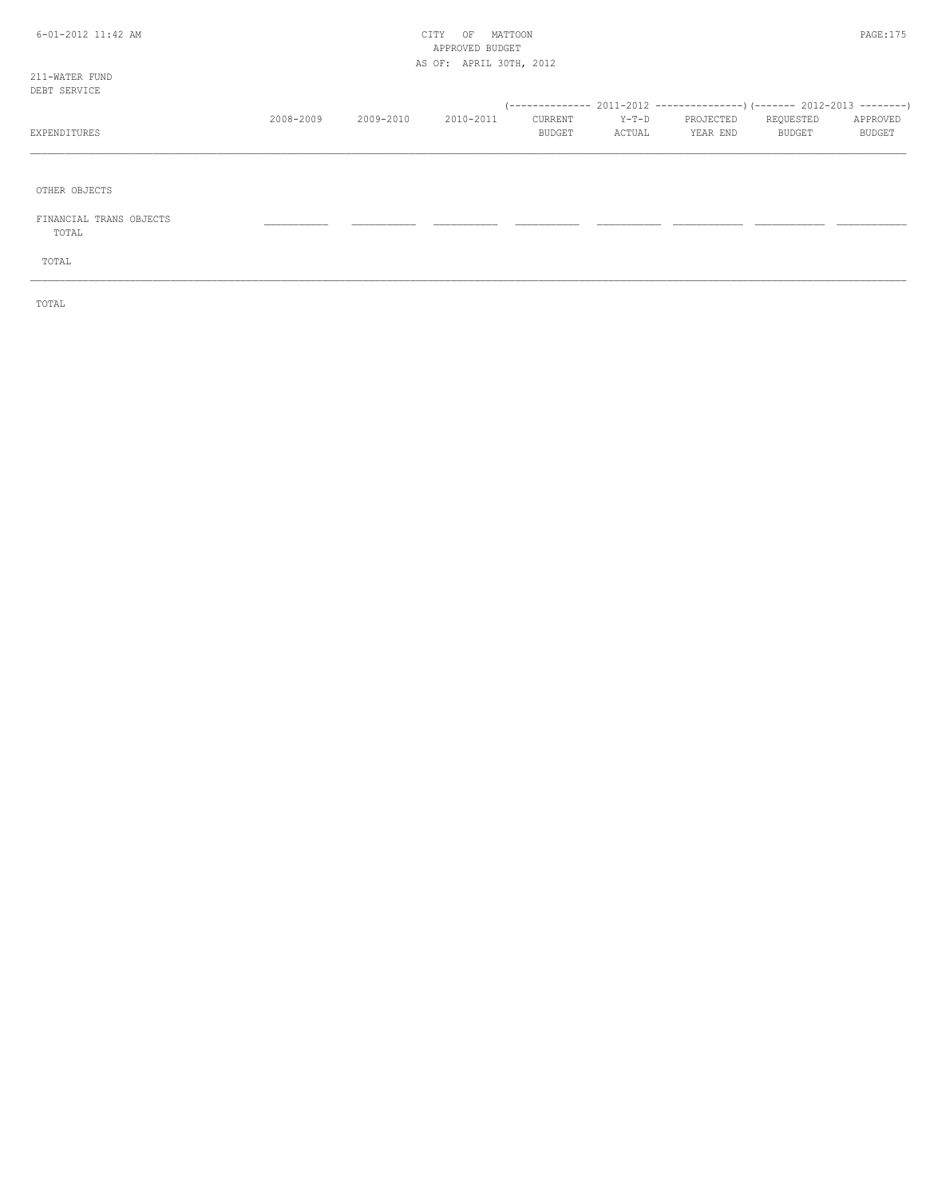211-WATER FUND
DEBT SERVICE

| EXPENDITURES | 2008-2009 | 2009-2010 | 2010-2011 | 2011-2012 CURRENT BUDGET | 2011-2012 Y-T-D ACTUAL | 2011-2012 PROJECTED YEAR END | 2012-2013 REQUESTED BUDGET | 2012-2013 APPROVED BUDGET |
|---|---|---|---|---|---|---|---|---|
| OTHER OBJECTS | | | | | | | | |
| FINANCIAL TRANS OBJECTS TOTAL | | | | | | | | |
| TOTAL | | | | | | | | |

TOTAL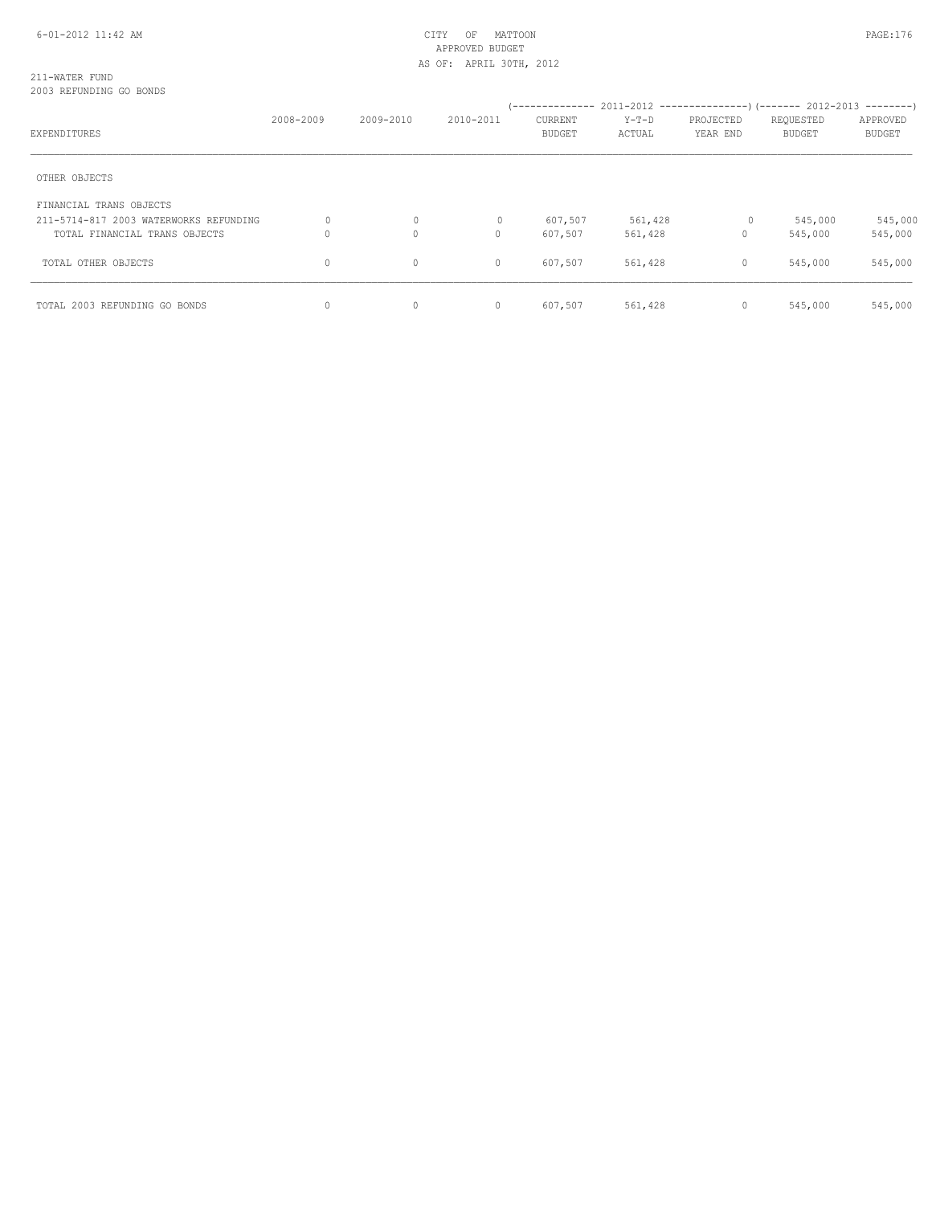CITY OF MATTOON
APPROVED BUDGET
AS OF: APRIL 30TH, 2012

211-WATER FUND
2003 REFUNDING GO BONDS

| EXPENDITURES | 2008-2009 | 2009-2010 | 2010-2011 | 2011-2012 CURRENT BUDGET | 2011-2012 Y-T-D ACTUAL | 2011-2012 PROJECTED YEAR END | 2012-2013 REQUESTED BUDGET | 2012-2013 APPROVED BUDGET |
|---|---|---|---|---|---|---|---|---|
| OTHER OBJECTS | | | | | | | | |
| FINANCIAL TRANS OBJECTS | | | | | | | | |
| 211-5714-817 2003 WATERWORKS REFUNDING | 0 | 0 | 0 | 607,507 | 561,428 | 0 | 545,000 | 545,000 |
| TOTAL FINANCIAL TRANS OBJECTS | 0 | 0 | 0 | 607,507 | 561,428 | 0 | 545,000 | 545,000 |
| TOTAL OTHER OBJECTS | 0 | 0 | 0 | 607,507 | 561,428 | 0 | 545,000 | 545,000 |
| TOTAL 2003 REFUNDING GO BONDS | 0 | 0 | 0 | 607,507 | 561,428 | 0 | 545,000 | 545,000 |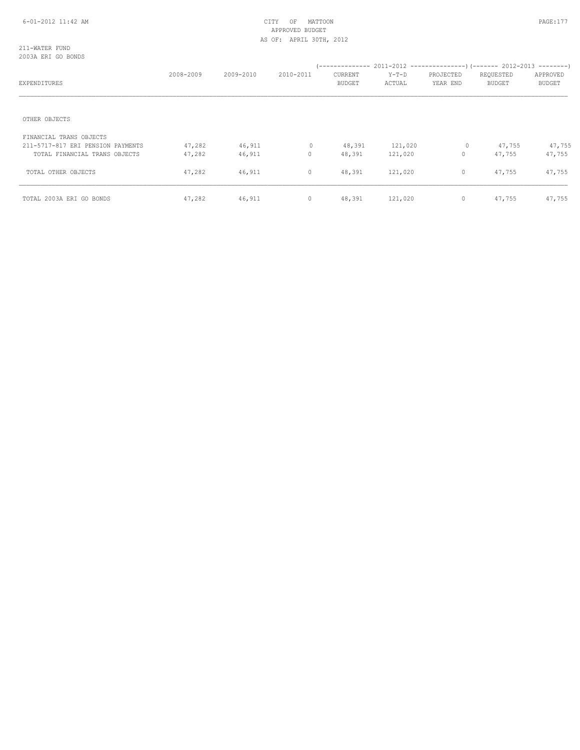CITY OF MATTOON
APPROVED BUDGET
AS OF: APRIL 30TH, 2012

211-WATER FUND
2003A ERI GO BONDS

| EXPENDITURES | 2008-2009 | 2009-2010 | 2010-2011 | 2011-2012 CURRENT BUDGET | 2011-2012 Y-T-D ACTUAL | 2011-2012 PROJECTED YEAR END | 2012-2013 REQUESTED BUDGET | 2012-2013 APPROVED BUDGET |
|---|---|---|---|---|---|---|---|---|
| OTHER OBJECTS | | | | | | | | |
| FINANCIAL TRANS OBJECTS | | | | | | | | |
| 211-5717-817 ERI PENSION PAYMENTS | 47,282 | 46,911 | 0 | 48,391 | 121,020 | 0 | 47,755 | 47,755 |
| TOTAL FINANCIAL TRANS OBJECTS | 47,282 | 46,911 | 0 | 48,391 | 121,020 | 0 | 47,755 | 47,755 |
| TOTAL OTHER OBJECTS | 47,282 | 46,911 | 0 | 48,391 | 121,020 | 0 | 47,755 | 47,755 |
| TOTAL 2003A ERI GO BONDS | 47,282 | 46,911 | 0 | 48,391 | 121,020 | 0 | 47,755 | 47,755 |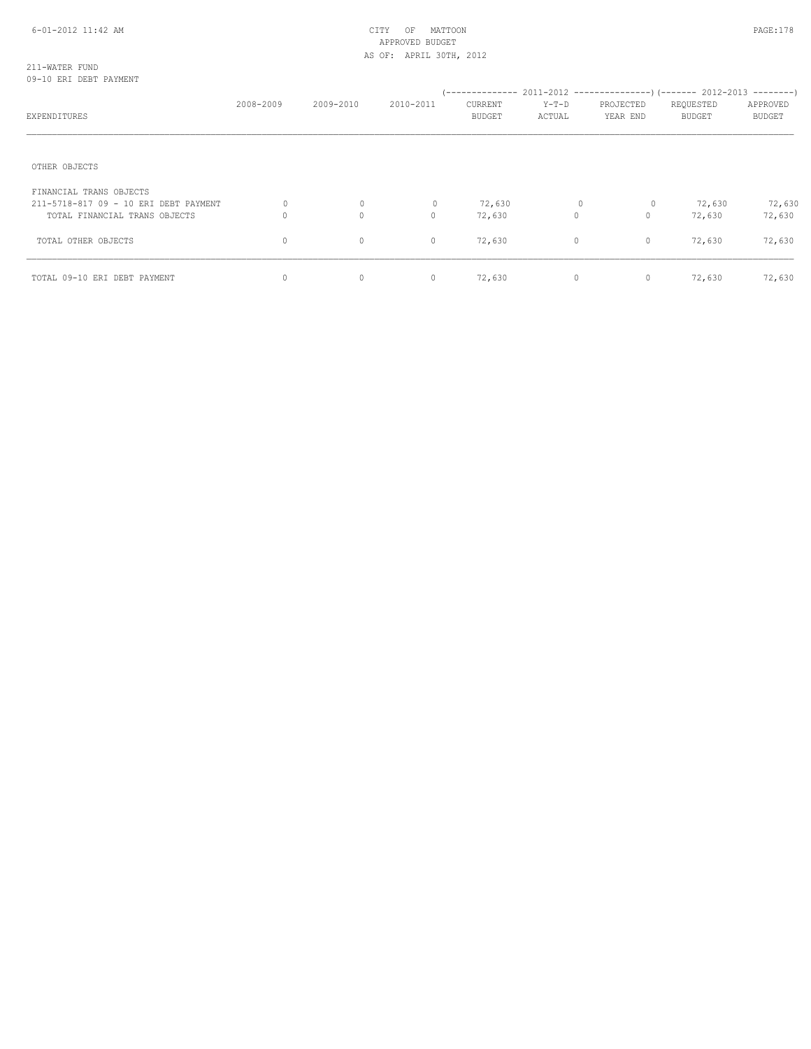CITY OF MATTOON
APPROVED BUDGET
AS OF: APRIL 30TH, 2012

211-WATER FUND
09-10 ERI DEBT PAYMENT

| EXPENDITURES | 2008-2009 | 2009-2010 | 2010-2011 | 2011-2012 CURRENT BUDGET | 2011-2012 Y-T-D ACTUAL | 2011-2012 PROJECTED YEAR END | 2012-2013 REQUESTED BUDGET | 2012-2013 APPROVED BUDGET |
|---|---|---|---|---|---|---|---|---|
| OTHER OBJECTS | | | | | | | | |
| FINANCIAL TRANS OBJECTS | | | | | | | | |
| 211-5718-817 09 - 10 ERI DEBT PAYMENT | 0 | 0 | 0 | 72,630 | 0 | 0 | 72,630 | 72,630 |
| TOTAL FINANCIAL TRANS OBJECTS | 0 | 0 | 0 | 72,630 | 0 | 0 | 72,630 | 72,630 |
| TOTAL OTHER OBJECTS | 0 | 0 | 0 | 72,630 | 0 | 0 | 72,630 | 72,630 |
| TOTAL 09-10 ERI DEBT PAYMENT | 0 | 0 | 0 | 72,630 | 0 | 0 | 72,630 | 72,630 |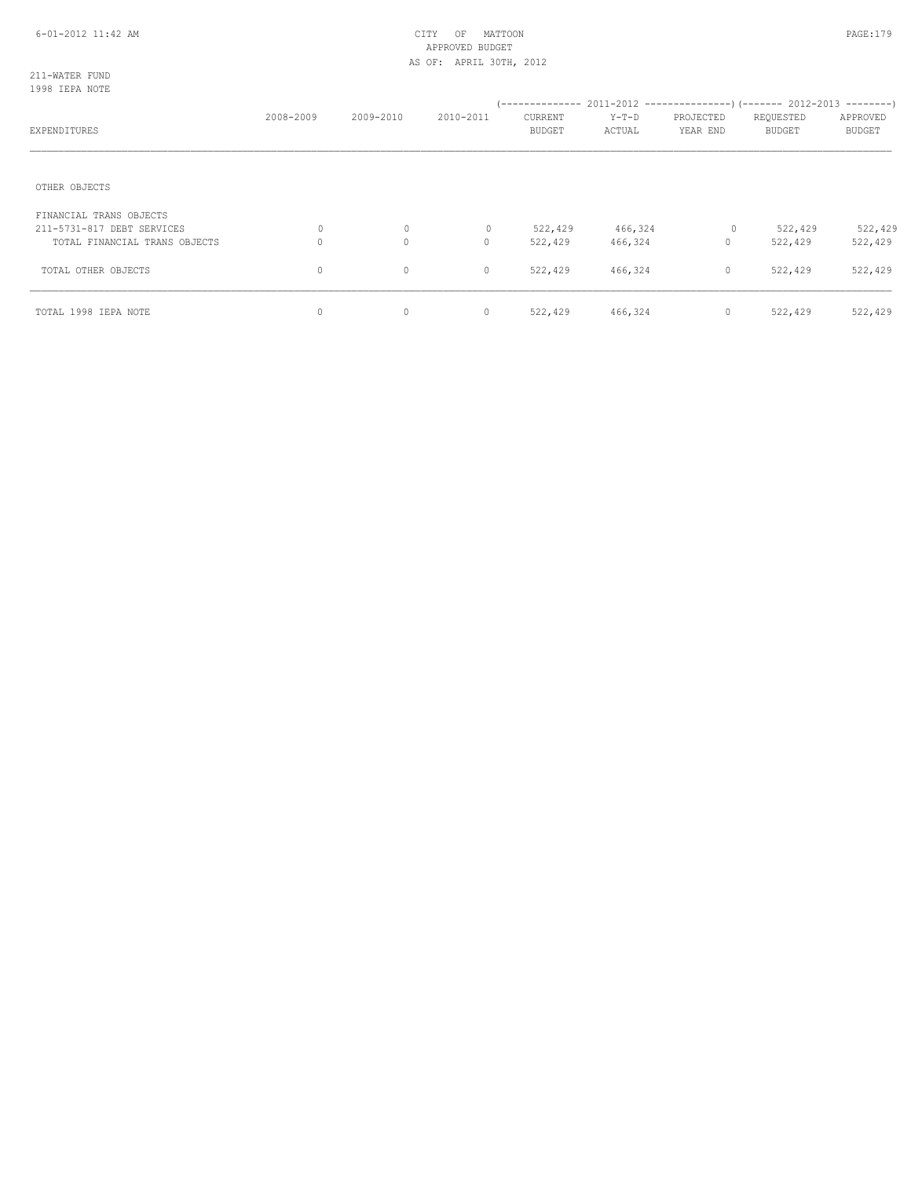CITY OF MATTOON
APPROVED BUDGET
AS OF: APRIL 30TH, 2012

211-WATER FUND
1998 IEPA NOTE

| EXPENDITURES | 2008-2009 | 2009-2010 | 2010-2011 | 2011-2012 CURRENT BUDGET | 2011-2012 Y-T-D ACTUAL | 2011-2012 PROJECTED YEAR END | 2012-2013 REQUESTED BUDGET | 2012-2013 APPROVED BUDGET |
|---|---|---|---|---|---|---|---|---|
| OTHER OBJECTS | | | | | | | | |
| FINANCIAL TRANS OBJECTS | | | | | | | | |
| 211-5731-817 DEBT SERVICES | 0 | 0 | 0 | 522,429 | 466,324 | 0 | 522,429 | 522,429 |
| TOTAL FINANCIAL TRANS OBJECTS | 0 | 0 | 0 | 522,429 | 466,324 | 0 | 522,429 | 522,429 |
| TOTAL OTHER OBJECTS | 0 | 0 | 0 | 522,429 | 466,324 | 0 | 522,429 | 522,429 |
| TOTAL 1998 IEPA NOTE | 0 | 0 | 0 | 522,429 | 466,324 | 0 | 522,429 | 522,429 |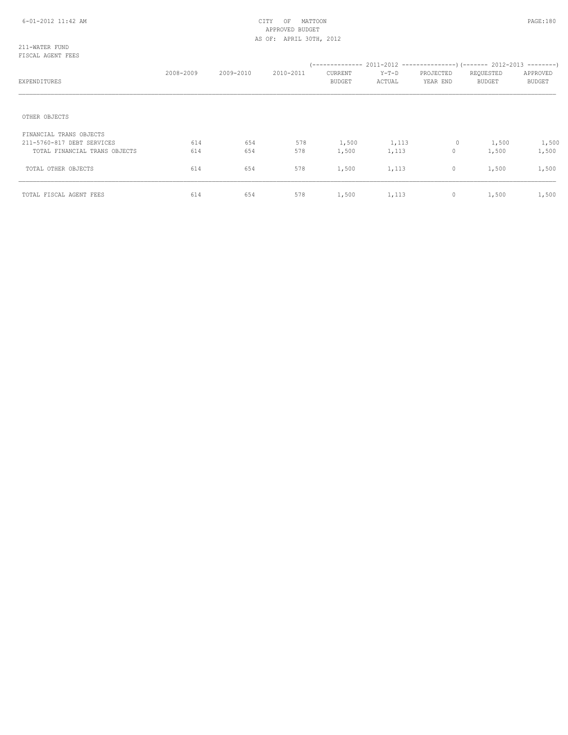CITY OF MATTOON
APPROVED BUDGET
AS OF: APRIL 30TH, 2012

211-WATER FUND
FISCAL AGENT FEES

| EXPENDITURES | 2008-2009 | 2009-2010 | 2010-2011 | 2011-2012 CURRENT BUDGET | 2011-2012 Y-T-D ACTUAL | 2011-2012 PROJECTED YEAR END | 2012-2013 REQUESTED BUDGET | 2012-2013 APPROVED BUDGET |
|---|---|---|---|---|---|---|---|---|
| OTHER OBJECTS | | | | | | | | |
| FINANCIAL TRANS OBJECTS | | | | | | | | |
| 211-5760-817 DEBT SERVICES | 614 | 654 | 578 | 1,500 | 1,113 | 0 | 1,500 | 1,500 |
| TOTAL FINANCIAL TRANS OBJECTS | 614 | 654 | 578 | 1,500 | 1,113 | 0 | 1,500 | 1,500 |
| TOTAL OTHER OBJECTS | 614 | 654 | 578 | 1,500 | 1,113 | 0 | 1,500 | 1,500 |
| TOTAL FISCAL AGENT FEES | 614 | 654 | 578 | 1,500 | 1,113 | 0 | 1,500 | 1,500 |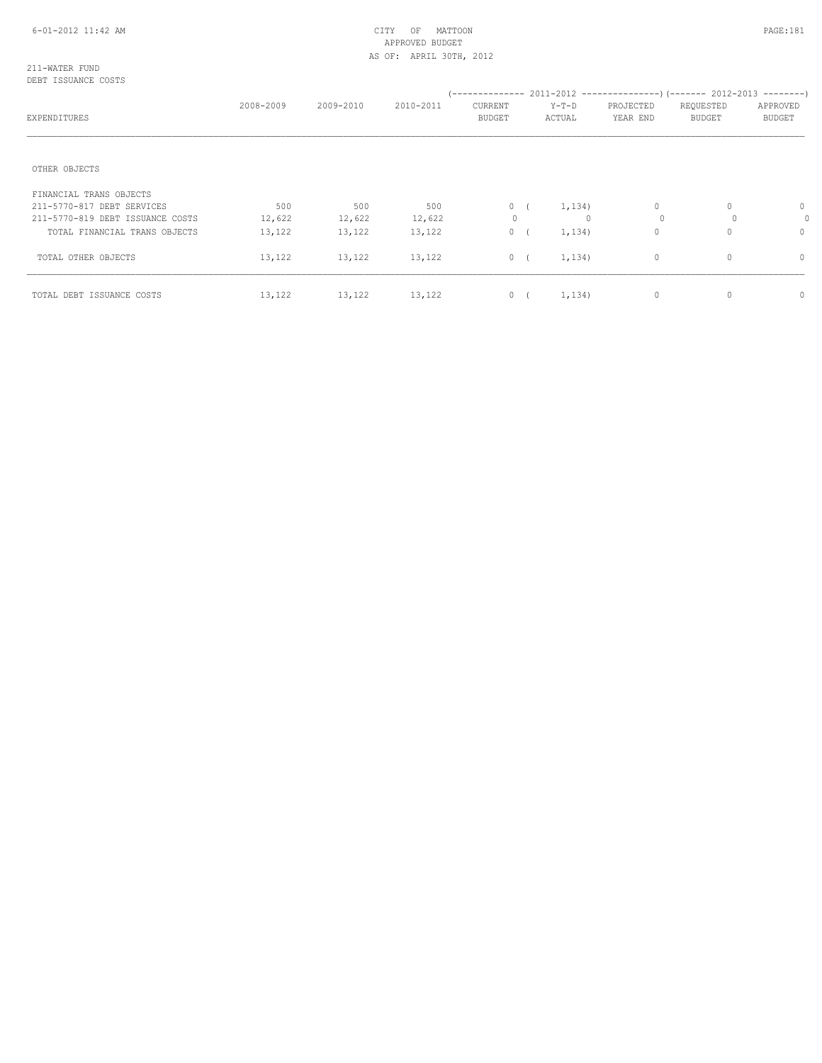CITY OF MATTOON
APPROVED BUDGET
AS OF: APRIL 30TH, 2012

211-WATER FUND
DEBT ISSUANCE COSTS

| EXPENDITURES | 2008-2009 | 2009-2010 | 2010-2011 | 2011-2012 CURRENT BUDGET | 2011-2012 Y-T-D ACTUAL | 2011-2012 PROJECTED YEAR END | 2012-2013 REQUESTED BUDGET | 2012-2013 APPROVED BUDGET |
|---|---|---|---|---|---|---|---|---|
| OTHER OBJECTS | | | | | | | | |
| FINANCIAL TRANS OBJECTS | | | | | | | | |
| 211-5770-817 DEBT SERVICES | 500 | 500 | 500 | 0 | (1,134) | 0 | 0 | 0 |
| 211-5770-819 DEBT ISSUANCE COSTS | 12,622 | 12,622 | 12,622 | 0 | 0 | 0 | 0 | 0 |
| TOTAL FINANCIAL TRANS OBJECTS | 13,122 | 13,122 | 13,122 | 0 | (1,134) | 0 | 0 | 0 |
| TOTAL OTHER OBJECTS | 13,122 | 13,122 | 13,122 | 0 | (1,134) | 0 | 0 | 0 |
| TOTAL DEBT ISSUANCE COSTS | 13,122 | 13,122 | 13,122 | 0 | (1,134) | 0 | 0 | 0 |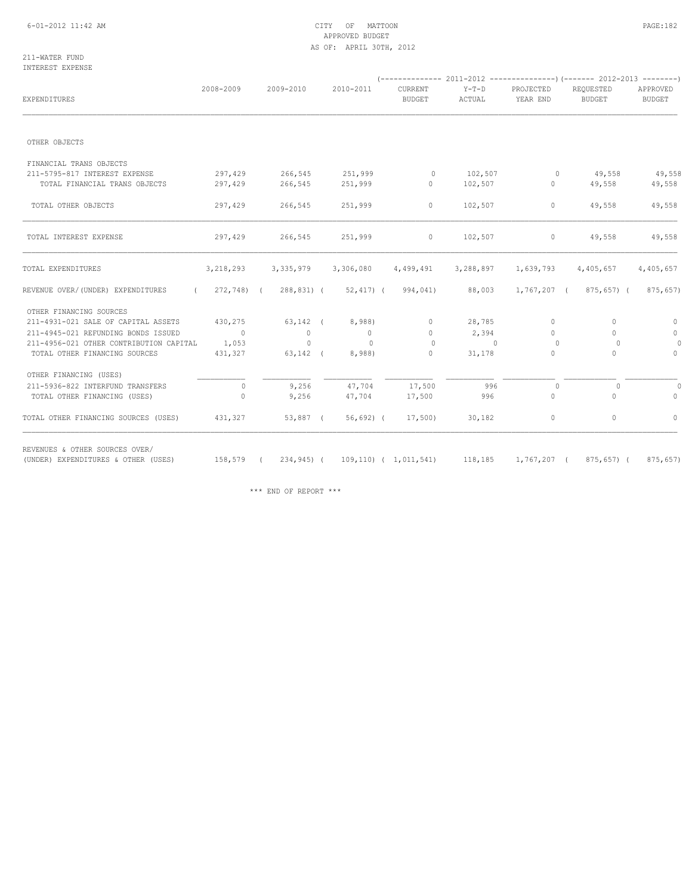CITY OF MATTOON
APPROVED BUDGET
AS OF: APRIL 30TH, 2012

211-WATER FUND
INTEREST EXPENSE

| EXPENDITURES | 2008-2009 | 2009-2010 | 2010-2011 | 2011-2012 CURRENT BUDGET | 2011-2012 Y-T-D ACTUAL | 2011-2012 PROJECTED YEAR END | 2012-2013 REQUESTED BUDGET | 2012-2013 APPROVED BUDGET |
|---|---|---|---|---|---|---|---|---|
| OTHER OBJECTS | | | | | | | | |
| FINANCIAL TRANS OBJECTS | | | | | | | | |
| 211-5795-817 INTEREST EXPENSE | 297,429 | 266,545 | 251,999 | 0 | 102,507 | 0 | 49,558 | 49,558 |
| TOTAL FINANCIAL TRANS OBJECTS | 297,429 | 266,545 | 251,999 | 0 | 102,507 | 0 | 49,558 | 49,558 |
| TOTAL OTHER OBJECTS | 297,429 | 266,545 | 251,999 | 0 | 102,507 | 0 | 49,558 | 49,558 |
| TOTAL INTEREST EXPENSE | 297,429 | 266,545 | 251,999 | 0 | 102,507 | 0 | 49,558 | 49,558 |
| TOTAL EXPENDITURES | 3,218,293 | 3,335,979 | 3,306,080 | 4,499,491 | 3,288,897 | 1,639,793 | 4,405,657 | 4,405,657 |
| REVENUE OVER/(UNDER) EXPENDITURES | (272,748) | (288,831) | (52,417) | (994,041) | 88,003 | 1,767,207 | (875,657) | (875,657) |
| OTHER FINANCING SOURCES | | | | | | | | |
| 211-4931-021 SALE OF CAPITAL ASSETS | 430,275 | 63,142 | (8,988) | 0 | 28,785 | 0 | 0 | 0 |
| 211-4945-021 REFUNDING BONDS ISSUED | 0 | 0 | 0 | 0 | 2,394 | 0 | 0 | 0 |
| 211-4956-021 OTHER CONTRIBUTION CAPITAL | 1,053 | 0 | 0 | 0 | 0 | 0 | 0 | 0 |
| TOTAL OTHER FINANCING SOURCES | 431,327 | 63,142 | (8,988) | 0 | 31,178 | 0 | 0 | 0 |
| OTHER FINANCING (USES) | | | | | | | | |
| 211-5936-822 INTERFUND TRANSFERS | 0 | 9,256 | 47,704 | 17,500 | 996 | 0 | 0 | 0 |
| TOTAL OTHER FINANCING (USES) | 0 | 9,256 | 47,704 | 17,500 | 996 | 0 | 0 | 0 |
| TOTAL OTHER FINANCING SOURCES (USES) | 431,327 | 53,887 | (56,692) | (17,500) | 30,182 | 0 | 0 | 0 |
| REVENUES & OTHER SOURCES OVER/ (UNDER) EXPENDITURES & OTHER (USES) | 158,579 | (234,945) | (109,110) | (1,011,541) | 118,185 | 1,767,207 | (875,657) | (875,657) |

\*\*\* END OF REPORT \*\*\*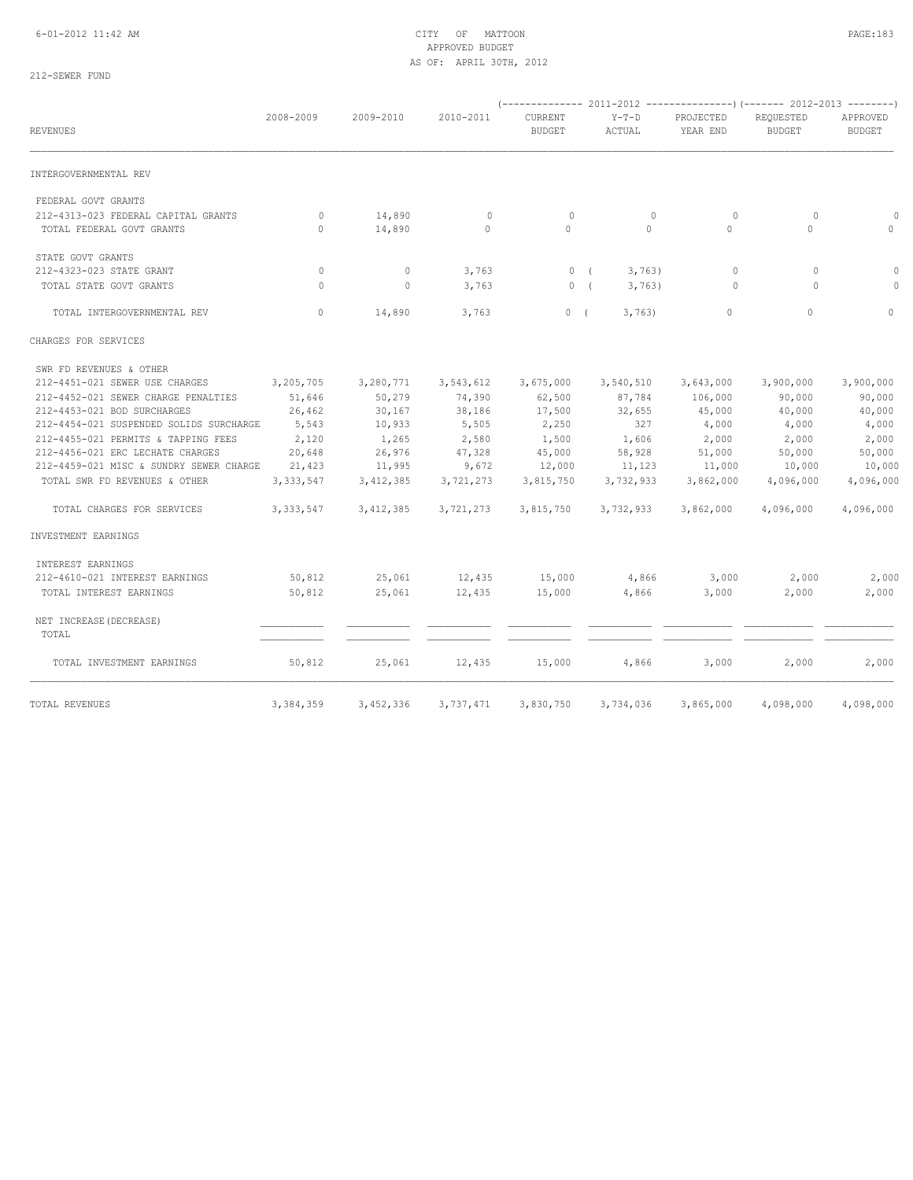CITY OF MATTOON
APPROVED BUDGET
AS OF: APRIL 30TH, 2012

212-SEWER FUND

| REVENUES | 2008-2009 | 2009-2010 | 2010-2011 | 2011-2012 CURRENT BUDGET | 2011-2012 Y-T-D ACTUAL | 2011-2012 PROJECTED YEAR END | 2012-2013 REQUESTED BUDGET | 2012-2013 APPROVED BUDGET |
|---|---|---|---|---|---|---|---|---|
| INTERGOVERNMENTAL REV | | | | | | | | |
| FEDERAL GOVT GRANTS | | | | | | | | |
| 212-4313-023 FEDERAL CAPITAL GRANTS | 0 | 14,890 | 0 | 0 | 0 | 0 | 0 | 0 |
| TOTAL FEDERAL GOVT GRANTS | 0 | 14,890 | 0 | 0 | 0 | 0 | 0 | 0 |
| STATE GOVT GRANTS | | | | | | | | |
| 212-4323-023 STATE GRANT | 0 | 0 | 3,763 | 0 | ( 3,763) | 0 | 0 | 0 |
| TOTAL STATE GOVT GRANTS | 0 | 0 | 3,763 | 0 | ( 3,763) | 0 | 0 | 0 |
| TOTAL INTERGOVERNMENTAL REV | 0 | 14,890 | 3,763 | 0 | ( 3,763) | 0 | 0 | 0 |
| CHARGES FOR SERVICES | | | | | | | | |
| SWR FD REVENUES & OTHER | | | | | | | | |
| 212-4451-021 SEWER USE CHARGES | 3,205,705 | 3,280,771 | 3,543,612 | 3,675,000 | 3,540,510 | 3,643,000 | 3,900,000 | 3,900,000 |
| 212-4452-021 SEWER CHARGE PENALTIES | 51,646 | 50,279 | 74,390 | 62,500 | 87,784 | 106,000 | 90,000 | 90,000 |
| 212-4453-021 BOD SURCHARGES | 26,462 | 30,167 | 38,186 | 17,500 | 32,655 | 45,000 | 40,000 | 40,000 |
| 212-4454-021 SUSPENDED SOLIDS SURCHARGE | 5,543 | 10,933 | 5,505 | 2,250 | 327 | 4,000 | 4,000 | 4,000 |
| 212-4455-021 PERMITS & TAPPING FEES | 2,120 | 1,265 | 2,580 | 1,500 | 1,606 | 2,000 | 2,000 | 2,000 |
| 212-4456-021 ERC LECHATE CHARGES | 20,648 | 26,976 | 47,328 | 45,000 | 58,928 | 51,000 | 50,000 | 50,000 |
| 212-4459-021 MISC & SUNDRY SEWER CHARGE | 21,423 | 11,995 | 9,672 | 12,000 | 11,123 | 11,000 | 10,000 | 10,000 |
| TOTAL SWR FD REVENUES & OTHER | 3,333,547 | 3,412,385 | 3,721,273 | 3,815,750 | 3,732,933 | 3,862,000 | 4,096,000 | 4,096,000 |
| TOTAL CHARGES FOR SERVICES | 3,333,547 | 3,412,385 | 3,721,273 | 3,815,750 | 3,732,933 | 3,862,000 | 4,096,000 | 4,096,000 |
| INVESTMENT EARNINGS | | | | | | | | |
| INTEREST EARNINGS | | | | | | | | |
| 212-4610-021 INTEREST EARNINGS | 50,812 | 25,061 | 12,435 | 15,000 | 4,866 | 3,000 | 2,000 | 2,000 |
| TOTAL INTEREST EARNINGS | 50,812 | 25,061 | 12,435 | 15,000 | 4,866 | 3,000 | 2,000 | 2,000 |
| NET INCREASE(DECREASE) | | | | | | | | |
| TOTAL | | | | | | | | |
| TOTAL INVESTMENT EARNINGS | 50,812 | 25,061 | 12,435 | 15,000 | 4,866 | 3,000 | 2,000 | 2,000 |
| TOTAL REVENUES | 3,384,359 | 3,452,336 | 3,737,471 | 3,830,750 | 3,734,036 | 3,865,000 | 4,098,000 | 4,098,000 |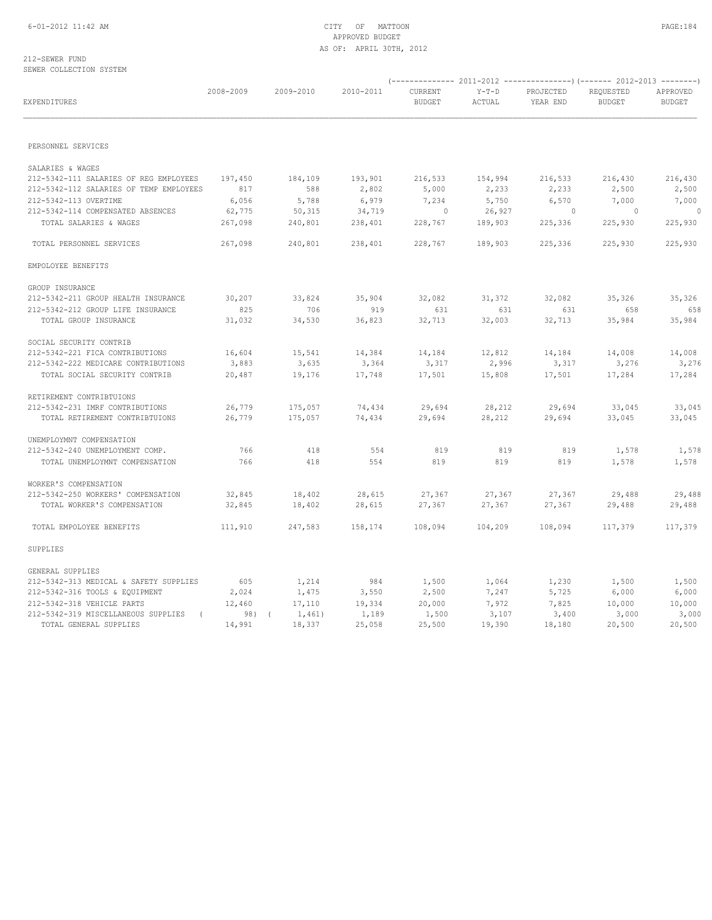CITY OF MATTOON
APPROVED BUDGET
AS OF: APRIL 30TH, 2012

212-SEWER FUND
SEWER COLLECTION SYSTEM

| EXPENDITURES | 2008-2009 | 2009-2010 | 2010-2011 | 2011-2012 CURRENT BUDGET | 2011-2012 Y-T-D ACTUAL | 2011-2012 PROJECTED YEAR END | 2012-2013 REQUESTED BUDGET | 2012-2013 APPROVED BUDGET |
|---|---|---|---|---|---|---|---|---|
| **PERSONNEL SERVICES** | | | | | | | | |
| SALARIES & WAGES | | | | | | | | |
| 212-5342-111 SALARIES OF REG EMPLOYEES | 197,450 | 184,109 | 193,901 | 216,533 | 154,994 | 216,533 | 216,430 | 216,430 |
| 212-5342-112 SALARIES OF TEMP EMPLOYEES | 817 | 588 | 2,802 | 5,000 | 2,233 | 2,233 | 2,500 | 2,500 |
| 212-5342-113 OVERTIME | 6,056 | 5,788 | 6,979 | 7,234 | 5,750 | 6,570 | 7,000 | 7,000 |
| 212-5342-114 COMPENSATED ABSENCES | 62,775 | 50,315 | 34,719 | 0 | 26,927 | 0 | 0 | 0 |
| TOTAL SALARIES & WAGES | 267,098 | 240,801 | 238,401 | 228,767 | 189,903 | 225,336 | 225,930 | 225,930 |
| TOTAL PERSONNEL SERVICES | 267,098 | 240,801 | 238,401 | 228,767 | 189,903 | 225,336 | 225,930 | 225,930 |
| **EMPOLOYEE BENEFITS** | | | | | | | | |
| GROUP INSURANCE | | | | | | | | |
| 212-5342-211 GROUP HEALTH INSURANCE | 30,207 | 33,824 | 35,904 | 32,082 | 31,372 | 32,082 | 35,326 | 35,326 |
| 212-5342-212 GROUP LIFE INSURANCE | 825 | 706 | 919 | 631 | 631 | 631 | 658 | 658 |
| TOTAL GROUP INSURANCE | 31,032 | 34,530 | 36,823 | 32,713 | 32,003 | 32,713 | 35,984 | 35,984 |
| SOCIAL SECURITY CONTRIB | | | | | | | | |
| 212-5342-221 FICA CONTRIBUTIONS | 16,604 | 15,541 | 14,384 | 14,184 | 12,812 | 14,184 | 14,008 | 14,008 |
| 212-5342-222 MEDICARE CONTRIBUTIONS | 3,883 | 3,635 | 3,364 | 3,317 | 2,996 | 3,317 | 3,276 | 3,276 |
| TOTAL SOCIAL SECURITY CONTRIB | 20,487 | 19,176 | 17,748 | 17,501 | 15,808 | 17,501 | 17,284 | 17,284 |
| RETIREMENT CONTRIBTUIONS | | | | | | | | |
| 212-5342-231 IMRF CONTRIBUTIONS | 26,779 | 175,057 | 74,434 | 29,694 | 28,212 | 29,694 | 33,045 | 33,045 |
| TOTAL RETIREMENT CONTRIBTUIONS | 26,779 | 175,057 | 74,434 | 29,694 | 28,212 | 29,694 | 33,045 | 33,045 |
| UNEMPLOYMNT COMPENSATION | | | | | | | | |
| 212-5342-240 UNEMPLOYMENT COMP. | 766 | 418 | 554 | 819 | 819 | 819 | 1,578 | 1,578 |
| TOTAL UNEMPLOYMNT COMPENSATION | 766 | 418 | 554 | 819 | 819 | 819 | 1,578 | 1,578 |
| WORKER'S COMPENSATION | | | | | | | | |
| 212-5342-250 WORKERS' COMPENSATION | 32,845 | 18,402 | 28,615 | 27,367 | 27,367 | 27,367 | 29,488 | 29,488 |
| TOTAL WORKER'S COMPENSATION | 32,845 | 18,402 | 28,615 | 27,367 | 27,367 | 27,367 | 29,488 | 29,488 |
| TOTAL EMPOLOYEE BENEFITS | 111,910 | 247,583 | 158,174 | 108,094 | 104,209 | 108,094 | 117,379 | 117,379 |
| **SUPPLIES** | | | | | | | | |
| GENERAL SUPPLIES | | | | | | | | |
| 212-5342-313 MEDICAL & SAFETY SUPPLIES | 605 | 1,214 | 984 | 1,500 | 1,064 | 1,230 | 1,500 | 1,500 |
| 212-5342-316 TOOLS & EQUIPMENT | 2,024 | 1,475 | 3,550 | 2,500 | 7,247 | 5,725 | 6,000 | 6,000 |
| 212-5342-318 VEHICLE PARTS | 12,460 | 17,110 | 19,334 | 20,000 | 7,972 | 7,825 | 10,000 | 10,000 |
| 212-5342-319 MISCELLANEOUS SUPPLIES | ( 98) | ( 1,461) | 1,189 | 1,500 | 3,107 | 3,400 | 3,000 | 3,000 |
| TOTAL GENERAL SUPPLIES | 14,991 | 18,337 | 25,058 | 25,500 | 19,390 | 18,180 | 20,500 | 20,500 |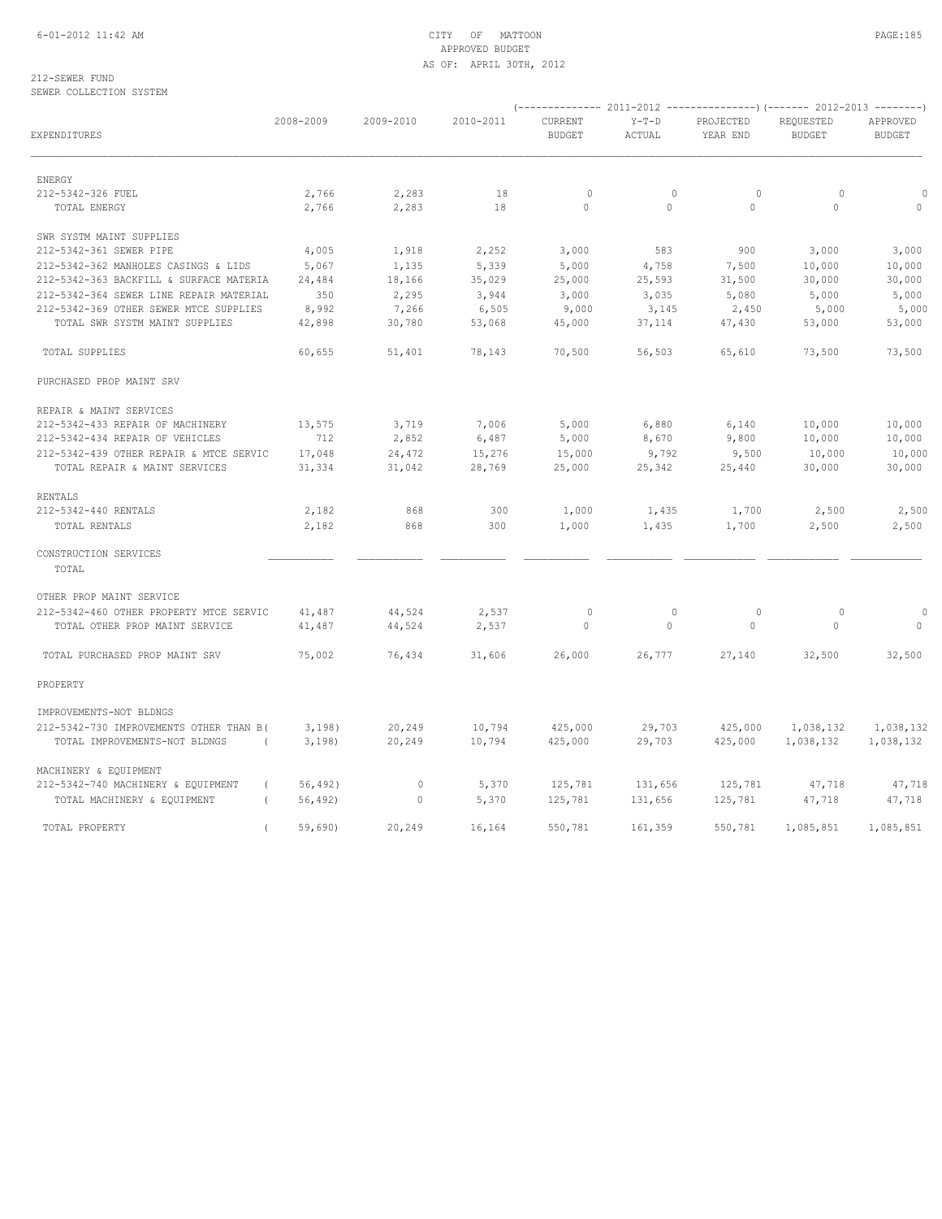CITY OF MATTOON
APPROVED BUDGET
AS OF: APRIL 30TH, 2012

212-SEWER FUND
SEWER COLLECTION SYSTEM

| EXPENDITURES | 2008-2009 | 2009-2010 | 2010-2011 | 2011-2012 CURRENT BUDGET | 2011-2012 Y-T-D ACTUAL | 2011-2012 PROJECTED YEAR END | 2012-2013 REQUESTED BUDGET | 2012-2013 APPROVED BUDGET |
|---|---|---|---|---|---|---|---|---|
| ENERGY | | | | | | | | |
| 212-5342-326 FUEL | 2,766 | 2,283 | 18 | 0 | 0 | 0 | 0 | 0 |
| TOTAL ENERGY | 2,766 | 2,283 | 18 | 0 | 0 | 0 | 0 | 0 |
| SWR SYSTM MAINT SUPPLIES | | | | | | | | |
| 212-5342-361 SEWER PIPE | 4,005 | 1,918 | 2,252 | 3,000 | 583 | 900 | 3,000 | 3,000 |
| 212-5342-362 MANHOLES CASINGS & LIDS | 5,067 | 1,135 | 5,339 | 5,000 | 4,758 | 7,500 | 10,000 | 10,000 |
| 212-5342-363 BACKFILL & SURFACE MATERIA | 24,484 | 18,166 | 35,029 | 25,000 | 25,593 | 31,500 | 30,000 | 30,000 |
| 212-5342-364 SEWER LINE REPAIR MATERIAL | 350 | 2,295 | 3,944 | 3,000 | 3,035 | 5,080 | 5,000 | 5,000 |
| 212-5342-369 OTHER SEWER MTCE SUPPLIES | 8,992 | 7,266 | 6,505 | 9,000 | 3,145 | 2,450 | 5,000 | 5,000 |
| TOTAL SWR SYSTM MAINT SUPPLIES | 42,898 | 30,780 | 53,068 | 45,000 | 37,114 | 47,430 | 53,000 | 53,000 |
| TOTAL SUPPLIES | 60,655 | 51,401 | 78,143 | 70,500 | 56,503 | 65,610 | 73,500 | 73,500 |
| PURCHASED PROP MAINT SRV | | | | | | | | |
| REPAIR & MAINT SERVICES | | | | | | | | |
| 212-5342-433 REPAIR OF MACHINERY | 13,575 | 3,719 | 7,006 | 5,000 | 6,880 | 6,140 | 10,000 | 10,000 |
| 212-5342-434 REPAIR OF VEHICLES | 712 | 2,852 | 6,487 | 5,000 | 8,670 | 9,800 | 10,000 | 10,000 |
| 212-5342-439 OTHER REPAIR & MTCE SERVIC | 17,048 | 24,472 | 15,276 | 15,000 | 9,792 | 9,500 | 10,000 | 10,000 |
| TOTAL REPAIR & MAINT SERVICES | 31,334 | 31,042 | 28,769 | 25,000 | 25,342 | 25,440 | 30,000 | 30,000 |
| RENTALS | | | | | | | | |
| 212-5342-440 RENTALS | 2,182 | 868 | 300 | 1,000 | 1,435 | 1,700 | 2,500 | 2,500 |
| TOTAL RENTALS | 2,182 | 868 | 300 | 1,000 | 1,435 | 1,700 | 2,500 | 2,500 |
| CONSTRUCTION SERVICES | | | | | | | | |
| TOTAL | | | | | | | | |
| OTHER PROP MAINT SERVICE | | | | | | | | |
| 212-5342-460 OTHER PROPERTY MTCE SERVIC | 41,487 | 44,524 | 2,537 | 0 | 0 | 0 | 0 | 0 |
| TOTAL OTHER PROP MAINT SERVICE | 41,487 | 44,524 | 2,537 | 0 | 0 | 0 | 0 | 0 |
| TOTAL PURCHASED PROP MAINT SRV | 75,002 | 76,434 | 31,606 | 26,000 | 26,777 | 27,140 | 32,500 | 32,500 |
| PROPERTY | | | | | | | | |
| IMPROVEMENTS-NOT BLDNGS | | | | | | | | |
| 212-5342-730 IMPROVEMENTS OTHER THAN B | ( 3,198) | 20,249 | 10,794 | 425,000 | 29,703 | 425,000 | 1,038,132 | 1,038,132 |
| TOTAL IMPROVEMENTS-NOT BLDNGS | ( 3,198) | 20,249 | 10,794 | 425,000 | 29,703 | 425,000 | 1,038,132 | 1,038,132 |
| MACHINERY & EQUIPMENT | | | | | | | | |
| 212-5342-740 MACHINERY & EQUIPMENT | ( 56,492) | 0 | 5,370 | 125,781 | 131,656 | 125,781 | 47,718 | 47,718 |
| TOTAL MACHINERY & EQUIPMENT | ( 56,492) | 0 | 5,370 | 125,781 | 131,656 | 125,781 | 47,718 | 47,718 |
| TOTAL PROPERTY | ( 59,690) | 20,249 | 16,164 | 550,781 | 161,359 | 550,781 | 1,085,851 | 1,085,851 |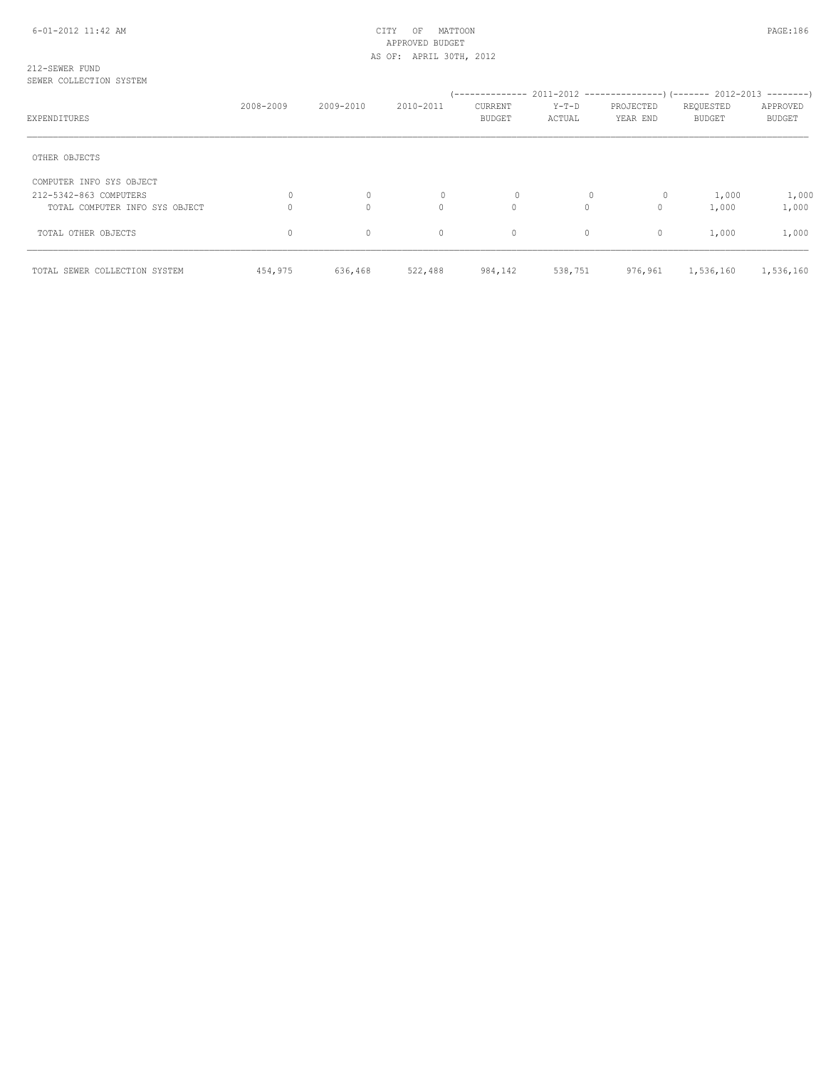CITY OF MATTOON
APPROVED BUDGET
AS OF: APRIL 30TH, 2012

212-SEWER FUND
SEWER COLLECTION SYSTEM

| EXPENDITURES | 2008-2009 | 2009-2010 | 2010-2011 | 2011-2012 CURRENT BUDGET | 2011-2012 Y-T-D ACTUAL | 2011-2012 PROJECTED YEAR END | 2012-2013 REQUESTED BUDGET | 2012-2013 APPROVED BUDGET |
|---|---|---|---|---|---|---|---|---|
| OTHER OBJECTS | | | | | | | | |
| COMPUTER INFO SYS OBJECT | | | | | | | | |
| 212-5342-863 COMPUTERS | 0 | 0 | 0 | 0 | 0 | 0 | 1,000 | 1,000 |
| TOTAL COMPUTER INFO SYS OBJECT | 0 | 0 | 0 | 0 | 0 | 0 | 1,000 | 1,000 |
| TOTAL OTHER OBJECTS | 0 | 0 | 0 | 0 | 0 | 0 | 1,000 | 1,000 |
| TOTAL SEWER COLLECTION SYSTEM | 454,975 | 636,468 | 522,488 | 984,142 | 538,751 | 976,961 | 1,536,160 | 1,536,160 |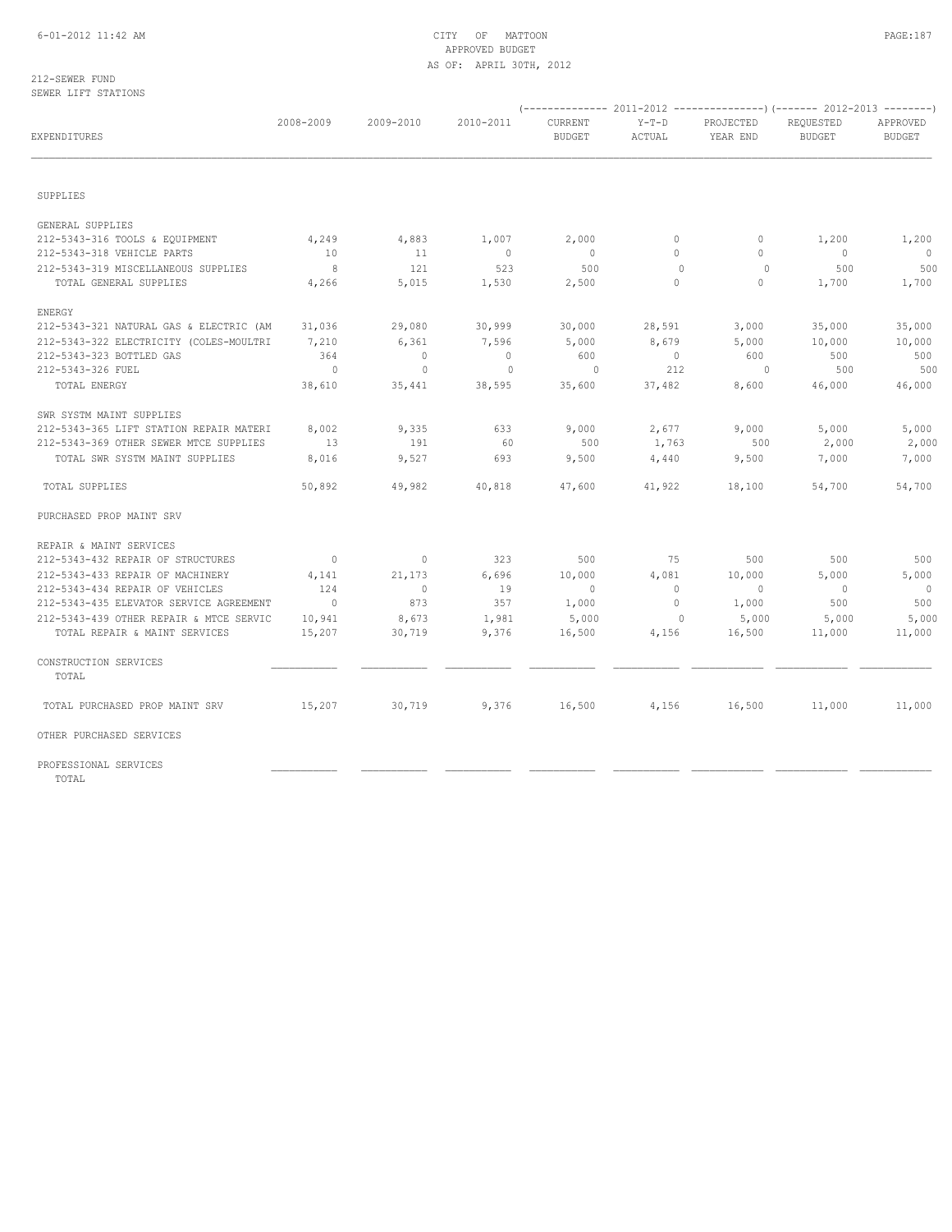CITY OF MATTOON
APPROVED BUDGET
AS OF: APRIL 30TH, 2012

212-SEWER FUND
SEWER LIFT STATIONS

| EXPENDITURES | 2008-2009 | 2009-2010 | 2010-2011 | 2011-2012 CURRENT BUDGET | 2011-2012 Y-T-D ACTUAL | 2011-2012 PROJECTED YEAR END | 2012-2013 REQUESTED BUDGET | 2012-2013 APPROVED BUDGET |
|---|---|---|---|---|---|---|---|---|
| SUPPLIES | | | | | | | | |
| GENERAL SUPPLIES | | | | | | | | |
| 212-5343-316 TOOLS & EQUIPMENT | 4,249 | 4,883 | 1,007 | 2,000 | 0 | 0 | 1,200 | 1,200 |
| 212-5343-318 VEHICLE PARTS | 10 | 11 | 0 | 0 | 0 | 0 | 0 | 0 |
| 212-5343-319 MISCELLANEOUS SUPPLIES | 8 | 121 | 523 | 500 | 0 | 0 | 500 | 500 |
| TOTAL GENERAL SUPPLIES | 4,266 | 5,015 | 1,530 | 2,500 | 0 | 0 | 1,700 | 1,700 |
| ENERGY | | | | | | | | |
| 212-5343-321 NATURAL GAS & ELECTRIC (AM | 31,036 | 29,080 | 30,999 | 30,000 | 28,591 | 3,000 | 35,000 | 35,000 |
| 212-5343-322 ELECTRICITY (COLES-MOULTRI | 7,210 | 6,361 | 7,596 | 5,000 | 8,679 | 5,000 | 10,000 | 10,000 |
| 212-5343-323 BOTTLED GAS | 364 | 0 | 0 | 600 | 0 | 600 | 500 | 500 |
| 212-5343-326 FUEL | 0 | 0 | 0 | 0 | 212 | 0 | 500 | 500 |
| TOTAL ENERGY | 38,610 | 35,441 | 38,595 | 35,600 | 37,482 | 8,600 | 46,000 | 46,000 |
| SWR SYSTM MAINT SUPPLIES | | | | | | | | |
| 212-5343-365 LIFT STATION REPAIR MATERI | 8,002 | 9,335 | 633 | 9,000 | 2,677 | 9,000 | 5,000 | 5,000 |
| 212-5343-369 OTHER SEWER MTCE SUPPLIES | 13 | 191 | 60 | 500 | 1,763 | 500 | 2,000 | 2,000 |
| TOTAL SWR SYSTM MAINT SUPPLIES | 8,016 | 9,527 | 693 | 9,500 | 4,440 | 9,500 | 7,000 | 7,000 |
| TOTAL SUPPLIES | 50,892 | 49,982 | 40,818 | 47,600 | 41,922 | 18,100 | 54,700 | 54,700 |
| PURCHASED PROP MAINT SRV | | | | | | | | |
| REPAIR & MAINT SERVICES | | | | | | | | |
| 212-5343-432 REPAIR OF STRUCTURES | 0 | 0 | 323 | 500 | 75 | 500 | 500 | 500 |
| 212-5343-433 REPAIR OF MACHINERY | 4,141 | 21,173 | 6,696 | 10,000 | 4,081 | 10,000 | 5,000 | 5,000 |
| 212-5343-434 REPAIR OF VEHICLES | 124 | 0 | 19 | 0 | 0 | 0 | 0 | 0 |
| 212-5343-435 ELEVATOR SERVICE AGREEMENT | 0 | 873 | 357 | 1,000 | 0 | 1,000 | 500 | 500 |
| 212-5343-439 OTHER REPAIR & MTCE SERVIC | 10,941 | 8,673 | 1,981 | 5,000 | 0 | 5,000 | 5,000 | 5,000 |
| TOTAL REPAIR & MAINT SERVICES | 15,207 | 30,719 | 9,376 | 16,500 | 4,156 | 16,500 | 11,000 | 11,000 |
| CONSTRUCTION SERVICES | | | | | | | | |
| TOTAL | | | | | | | | |
| TOTAL PURCHASED PROP MAINT SRV | 15,207 | 30,719 | 9,376 | 16,500 | 4,156 | 16,500 | 11,000 | 11,000 |
| OTHER PURCHASED SERVICES | | | | | | | | |
| PROFESSIONAL SERVICES | | | | | | | | |
| TOTAL | | | | | | | | |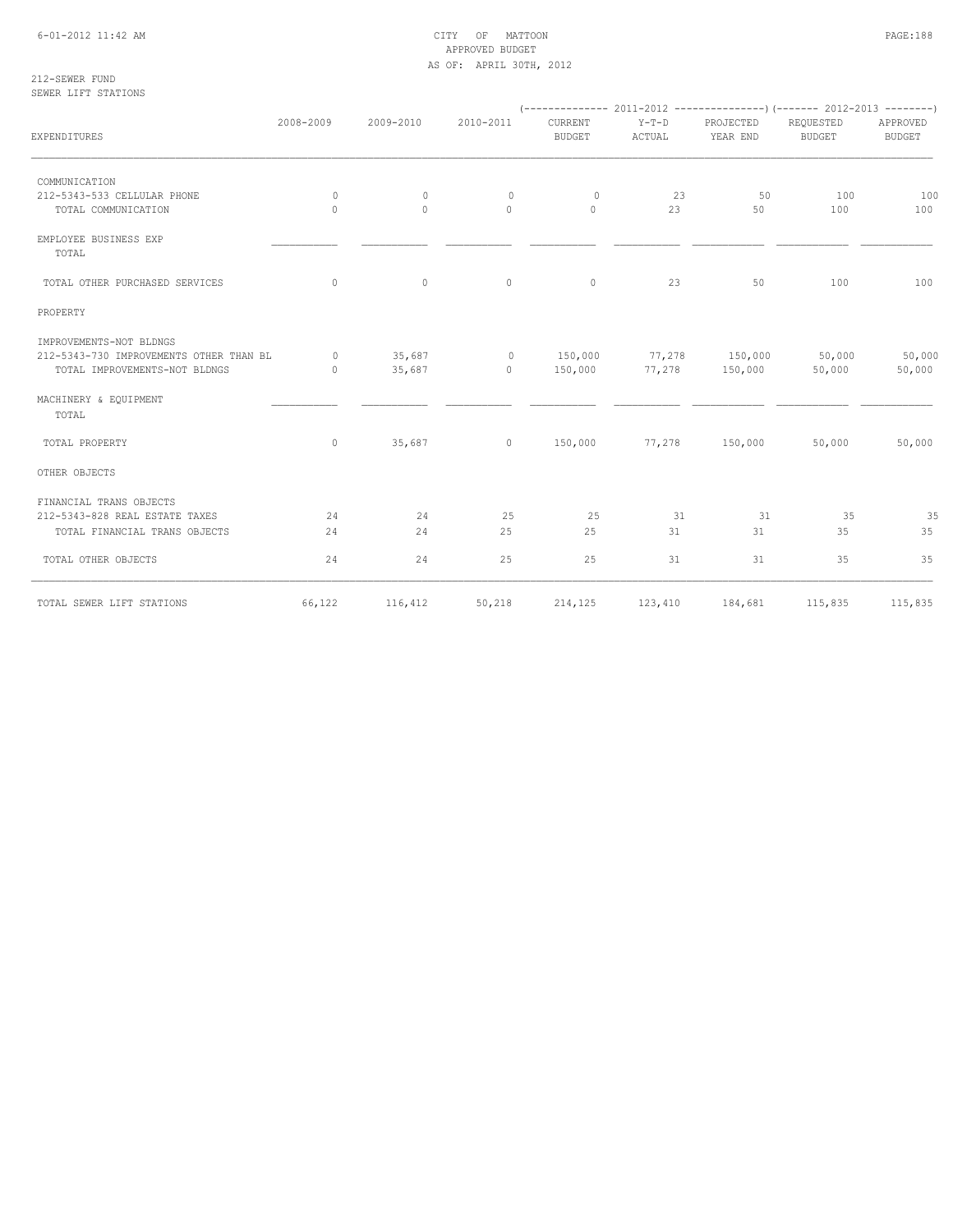CITY OF MATTOON
APPROVED BUDGET
AS OF: APRIL 30TH, 2012

212-SEWER FUND
SEWER LIFT STATIONS

| EXPENDITURES | 2008-2009 | 2009-2010 | 2010-2011 | 2011-2012 CURRENT BUDGET | 2011-2012 Y-T-D ACTUAL | 2011-2012 PROJECTED YEAR END | 2012-2013 REQUESTED BUDGET | 2012-2013 APPROVED BUDGET |
|---|---|---|---|---|---|---|---|---|
| COMMUNICATION | | | | | | | | |
| 212-5343-533 CELLULAR PHONE | 0 | 0 | 0 | 0 | 23 | 50 | 100 | 100 |
| TOTAL COMMUNICATION | 0 | 0 | 0 | 0 | 23 | 50 | 100 | 100 |
| EMPLOYEE BUSINESS EXP | | | | | | | | |
| TOTAL | | | | | | | | |
| TOTAL OTHER PURCHASED SERVICES | 0 | 0 | 0 | 0 | 23 | 50 | 100 | 100 |
| PROPERTY | | | | | | | | |
| IMPROVEMENTS-NOT BLDNGS | | | | | | | | |
| 212-5343-730 IMPROVEMENTS OTHER THAN BL | 0 | 35,687 | 0 | 150,000 | 77,278 | 150,000 | 50,000 | 50,000 |
| TOTAL IMPROVEMENTS-NOT BLDNGS | 0 | 35,687 | 0 | 150,000 | 77,278 | 150,000 | 50,000 | 50,000 |
| MACHINERY & EQUIPMENT | | | | | | | | |
| TOTAL | | | | | | | | |
| TOTAL PROPERTY | 0 | 35,687 | 0 | 150,000 | 77,278 | 150,000 | 50,000 | 50,000 |
| OTHER OBJECTS | | | | | | | | |
| FINANCIAL TRANS OBJECTS | | | | | | | | |
| 212-5343-828 REAL ESTATE TAXES | 24 | 24 | 25 | 25 | 31 | 31 | 35 | 35 |
| TOTAL FINANCIAL TRANS OBJECTS | 24 | 24 | 25 | 25 | 31 | 31 | 35 | 35 |
| TOTAL OTHER OBJECTS | 24 | 24 | 25 | 25 | 31 | 31 | 35 | 35 |
| TOTAL SEWER LIFT STATIONS | 66,122 | 116,412 | 50,218 | 214,125 | 123,410 | 184,681 | 115,835 | 115,835 |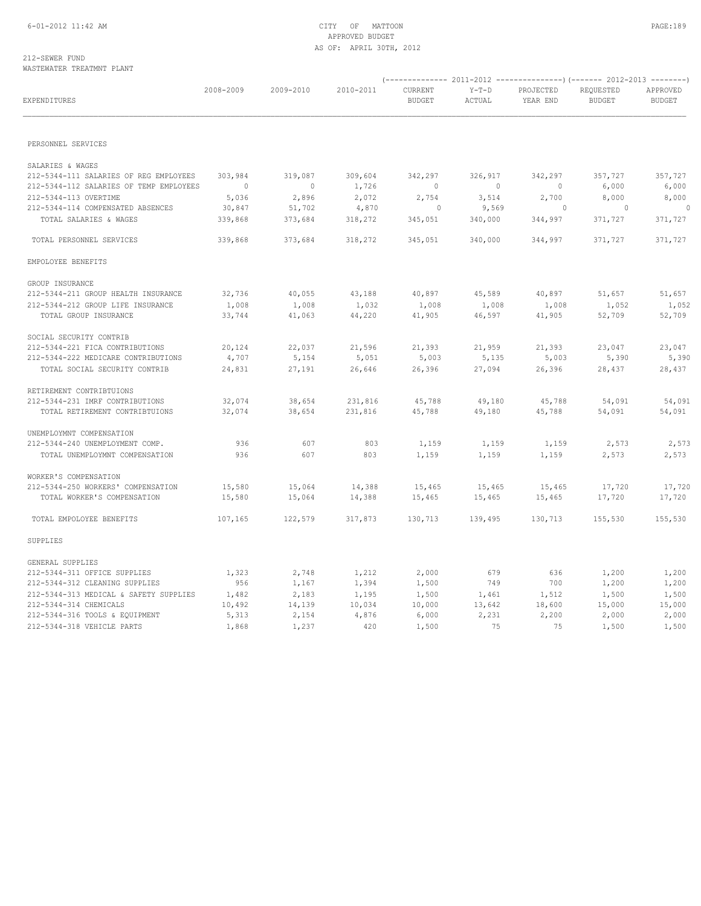CITY OF MATTOON
APPROVED BUDGET
AS OF: APRIL 30TH, 2012

212-SEWER FUND
WASTEWATER TREATMNT PLANT

| EXPENDITURES | 2008-2009 | 2009-2010 | 2010-2011 | 2011-2012 CURRENT BUDGET | 2011-2012 Y-T-D ACTUAL | 2011-2012 PROJECTED YEAR END | 2012-2013 REQUESTED BUDGET | 2012-2013 APPROVED BUDGET |
|---|---|---|---|---|---|---|---|---|
| PERSONNEL SERVICES | | | | | | | | |
| SALARIES & WAGES | | | | | | | | |
| 212-5344-111 SALARIES OF REG EMPLOYEES | 303,984 | 319,087 | 309,604 | 342,297 | 326,917 | 342,297 | 357,727 | 357,727 |
| 212-5344-112 SALARIES OF TEMP EMPLOYEES | 0 | 0 | 1,726 | 0 | 0 | 0 | 6,000 | 6,000 |
| 212-5344-113 OVERTIME | 5,036 | 2,896 | 2,072 | 2,754 | 3,514 | 2,700 | 8,000 | 8,000 |
| 212-5344-114 COMPENSATED ABSENCES | 30,847 | 51,702 | 4,870 | 0 | 9,569 | 0 | 0 | 0 |
| TOTAL SALARIES & WAGES | 339,868 | 373,684 | 318,272 | 345,051 | 340,000 | 344,997 | 371,727 | 371,727 |
| TOTAL PERSONNEL SERVICES | 339,868 | 373,684 | 318,272 | 345,051 | 340,000 | 344,997 | 371,727 | 371,727 |
| EMPOLOYEE BENEFITS | | | | | | | | |
| GROUP INSURANCE | | | | | | | | |
| 212-5344-211 GROUP HEALTH INSURANCE | 32,736 | 40,055 | 43,188 | 40,897 | 45,589 | 40,897 | 51,657 | 51,657 |
| 212-5344-212 GROUP LIFE INSURANCE | 1,008 | 1,008 | 1,032 | 1,008 | 1,008 | 1,008 | 1,052 | 1,052 |
| TOTAL GROUP INSURANCE | 33,744 | 41,063 | 44,220 | 41,905 | 46,597 | 41,905 | 52,709 | 52,709 |
| SOCIAL SECURITY CONTRIB | | | | | | | | |
| 212-5344-221 FICA CONTRIBUTIONS | 20,124 | 22,037 | 21,596 | 21,393 | 21,959 | 21,393 | 23,047 | 23,047 |
| 212-5344-222 MEDICARE CONTRIBUTIONS | 4,707 | 5,154 | 5,051 | 5,003 | 5,135 | 5,003 | 5,390 | 5,390 |
| TOTAL SOCIAL SECURITY CONTRIB | 24,831 | 27,191 | 26,646 | 26,396 | 27,094 | 26,396 | 28,437 | 28,437 |
| RETIREMENT CONTRIBTUIONS | | | | | | | | |
| 212-5344-231 IMRF CONTRIBUTIONS | 32,074 | 38,654 | 231,816 | 45,788 | 49,180 | 45,788 | 54,091 | 54,091 |
| TOTAL RETIREMENT CONTRIBTUIONS | 32,074 | 38,654 | 231,816 | 45,788 | 49,180 | 45,788 | 54,091 | 54,091 |
| UNEMPLOYMNT COMPENSATION | | | | | | | | |
| 212-5344-240 UNEMPLOYMENT COMP. | 936 | 607 | 803 | 1,159 | 1,159 | 1,159 | 2,573 | 2,573 |
| TOTAL UNEMPLOYMNT COMPENSATION | 936 | 607 | 803 | 1,159 | 1,159 | 1,159 | 2,573 | 2,573 |
| WORKER'S COMPENSATION | | | | | | | | |
| 212-5344-250 WORKERS' COMPENSATION | 15,580 | 15,064 | 14,388 | 15,465 | 15,465 | 15,465 | 17,720 | 17,720 |
| TOTAL WORKER'S COMPENSATION | 15,580 | 15,064 | 14,388 | 15,465 | 15,465 | 15,465 | 17,720 | 17,720 |
| TOTAL EMPOLOYEE BENEFITS | 107,165 | 122,579 | 317,873 | 130,713 | 139,495 | 130,713 | 155,530 | 155,530 |
| SUPPLIES | | | | | | | | |
| GENERAL SUPPLIES | | | | | | | | |
| 212-5344-311 OFFICE SUPPLIES | 1,323 | 2,748 | 1,212 | 2,000 | 679 | 636 | 1,200 | 1,200 |
| 212-5344-312 CLEANING SUPPLIES | 956 | 1,167 | 1,394 | 1,500 | 749 | 700 | 1,200 | 1,200 |
| 212-5344-313 MEDICAL & SAFETY SUPPLIES | 1,482 | 2,183 | 1,195 | 1,500 | 1,461 | 1,512 | 1,500 | 1,500 |
| 212-5344-314 CHEMICALS | 10,492 | 14,139 | 10,034 | 10,000 | 13,642 | 18,600 | 15,000 | 15,000 |
| 212-5344-316 TOOLS & EQUIPMENT | 5,313 | 2,154 | 4,876 | 6,000 | 2,231 | 2,200 | 2,000 | 2,000 |
| 212-5344-318 VEHICLE PARTS | 1,868 | 1,237 | 420 | 1,500 | 75 | 75 | 1,500 | 1,500 |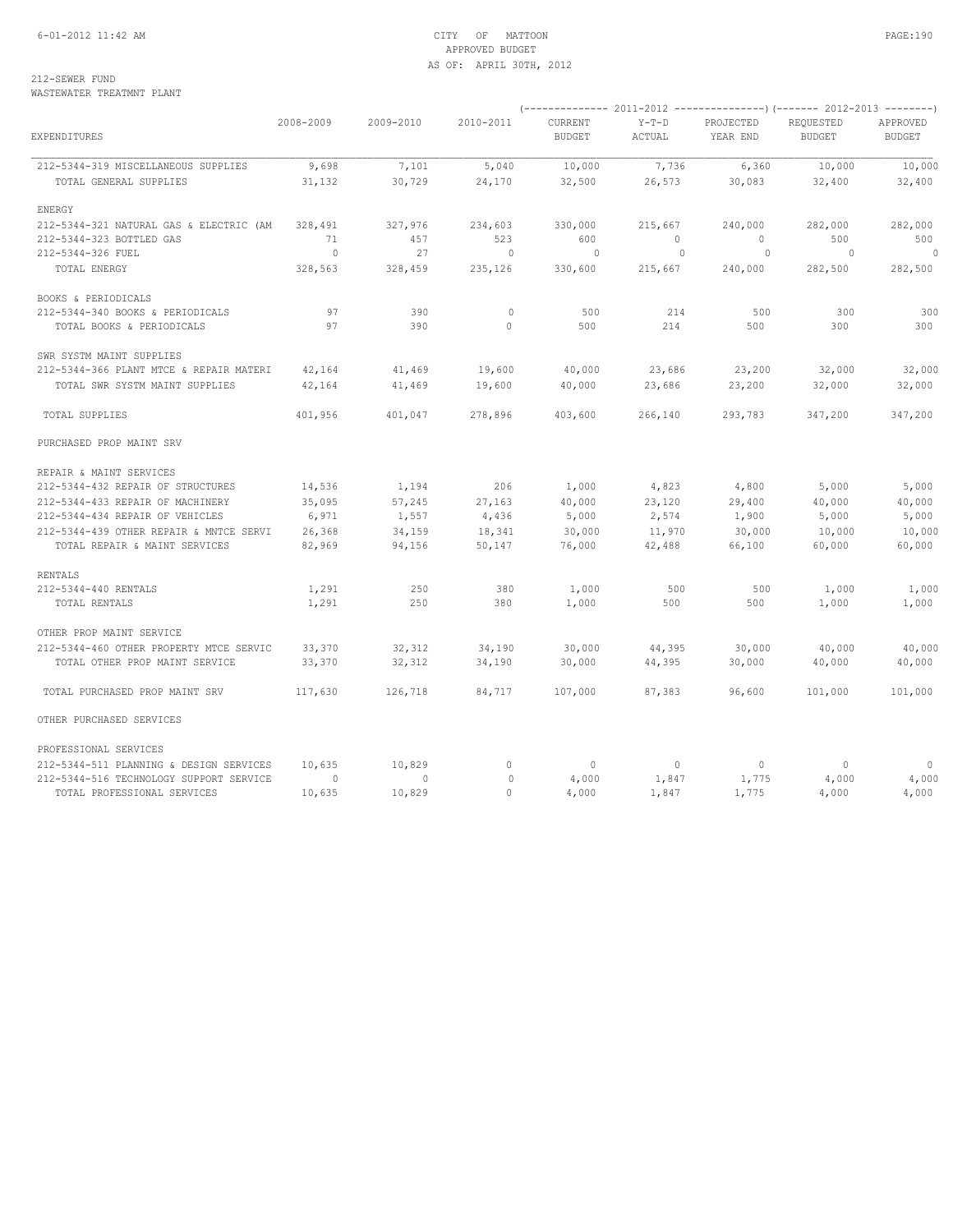CITY OF MATTOON
APPROVED BUDGET
AS OF: APRIL 30TH, 2012

212-SEWER FUND
WASTEWATER TREATMNT PLANT

| EXPENDITURES | 2008-2009 | 2009-2010 | 2010-2011 | 2011-2012 CURRENT BUDGET | 2011-2012 Y-T-D ACTUAL | 2011-2012 PROJECTED YEAR END | 2012-2013 REQUESTED BUDGET | 2012-2013 APPROVED BUDGET |
|---|---|---|---|---|---|---|---|---|
| 212-5344-319 MISCELLANEOUS SUPPLIES | 9,698 | 7,101 | 5,040 | 10,000 | 7,736 | 6,360 | 10,000 | 10,000 |
| TOTAL GENERAL SUPPLIES | 31,132 | 30,729 | 24,170 | 32,500 | 26,573 | 30,083 | 32,400 | 32,400 |
| ENERGY | | | | | | | | |
| 212-5344-321 NATURAL GAS & ELECTRIC (AM | 328,491 | 327,976 | 234,603 | 330,000 | 215,667 | 240,000 | 282,000 | 282,000 |
| 212-5344-323 BOTTLED GAS | 71 | 457 | 523 | 600 | 0 | 0 | 500 | 500 |
| 212-5344-326 FUEL | 0 | 27 | 0 | 0 | 0 | 0 | 0 | 0 |
| TOTAL ENERGY | 328,563 | 328,459 | 235,126 | 330,600 | 215,667 | 240,000 | 282,500 | 282,500 |
| BOOKS & PERIODICALS | | | | | | | | |
| 212-5344-340 BOOKS & PERIODICALS | 97 | 390 | 0 | 500 | 214 | 500 | 300 | 300 |
| TOTAL BOOKS & PERIODICALS | 97 | 390 | 0 | 500 | 214 | 500 | 300 | 300 |
| SWR SYSTM MAINT SUPPLIES | | | | | | | | |
| 212-5344-366 PLANT MTCE & REPAIR MATERI | 42,164 | 41,469 | 19,600 | 40,000 | 23,686 | 23,200 | 32,000 | 32,000 |
| TOTAL SWR SYSTM MAINT SUPPLIES | 42,164 | 41,469 | 19,600 | 40,000 | 23,686 | 23,200 | 32,000 | 32,000 |
| TOTAL SUPPLIES | 401,956 | 401,047 | 278,896 | 403,600 | 266,140 | 293,783 | 347,200 | 347,200 |
| PURCHASED PROP MAINT SRV | | | | | | | | |
| REPAIR & MAINT SERVICES | | | | | | | | |
| 212-5344-432 REPAIR OF STRUCTURES | 14,536 | 1,194 | 206 | 1,000 | 4,823 | 4,800 | 5,000 | 5,000 |
| 212-5344-433 REPAIR OF MACHINERY | 35,095 | 57,245 | 27,163 | 40,000 | 23,120 | 29,400 | 40,000 | 40,000 |
| 212-5344-434 REPAIR OF VEHICLES | 6,971 | 1,557 | 4,436 | 5,000 | 2,574 | 1,900 | 5,000 | 5,000 |
| 212-5344-439 OTHER REPAIR & MNTCE SERVI | 26,368 | 34,159 | 18,341 | 30,000 | 11,970 | 30,000 | 10,000 | 10,000 |
| TOTAL REPAIR & MAINT SERVICES | 82,969 | 94,156 | 50,147 | 76,000 | 42,488 | 66,100 | 60,000 | 60,000 |
| RENTALS | | | | | | | | |
| 212-5344-440 RENTALS | 1,291 | 250 | 380 | 1,000 | 500 | 500 | 1,000 | 1,000 |
| TOTAL RENTALS | 1,291 | 250 | 380 | 1,000 | 500 | 500 | 1,000 | 1,000 |
| OTHER PROP MAINT SERVICE | | | | | | | | |
| 212-5344-460 OTHER PROPERTY MTCE SERVIC | 33,370 | 32,312 | 34,190 | 30,000 | 44,395 | 30,000 | 40,000 | 40,000 |
| TOTAL OTHER PROP MAINT SERVICE | 33,370 | 32,312 | 34,190 | 30,000 | 44,395 | 30,000 | 40,000 | 40,000 |
| TOTAL PURCHASED PROP MAINT SRV | 117,630 | 126,718 | 84,717 | 107,000 | 87,383 | 96,600 | 101,000 | 101,000 |
| OTHER PURCHASED SERVICES | | | | | | | | |
| PROFESSIONAL SERVICES | | | | | | | | |
| 212-5344-511 PLANNING & DESIGN SERVICES | 10,635 | 10,829 | 0 | 0 | 0 | 0 | 0 | 0 |
| 212-5344-516 TECHNOLOGY SUPPORT SERVICE | 0 | 0 | 0 | 4,000 | 1,847 | 1,775 | 4,000 | 4,000 |
| TOTAL PROFESSIONAL SERVICES | 10,635 | 10,829 | 0 | 4,000 | 1,847 | 1,775 | 4,000 | 4,000 |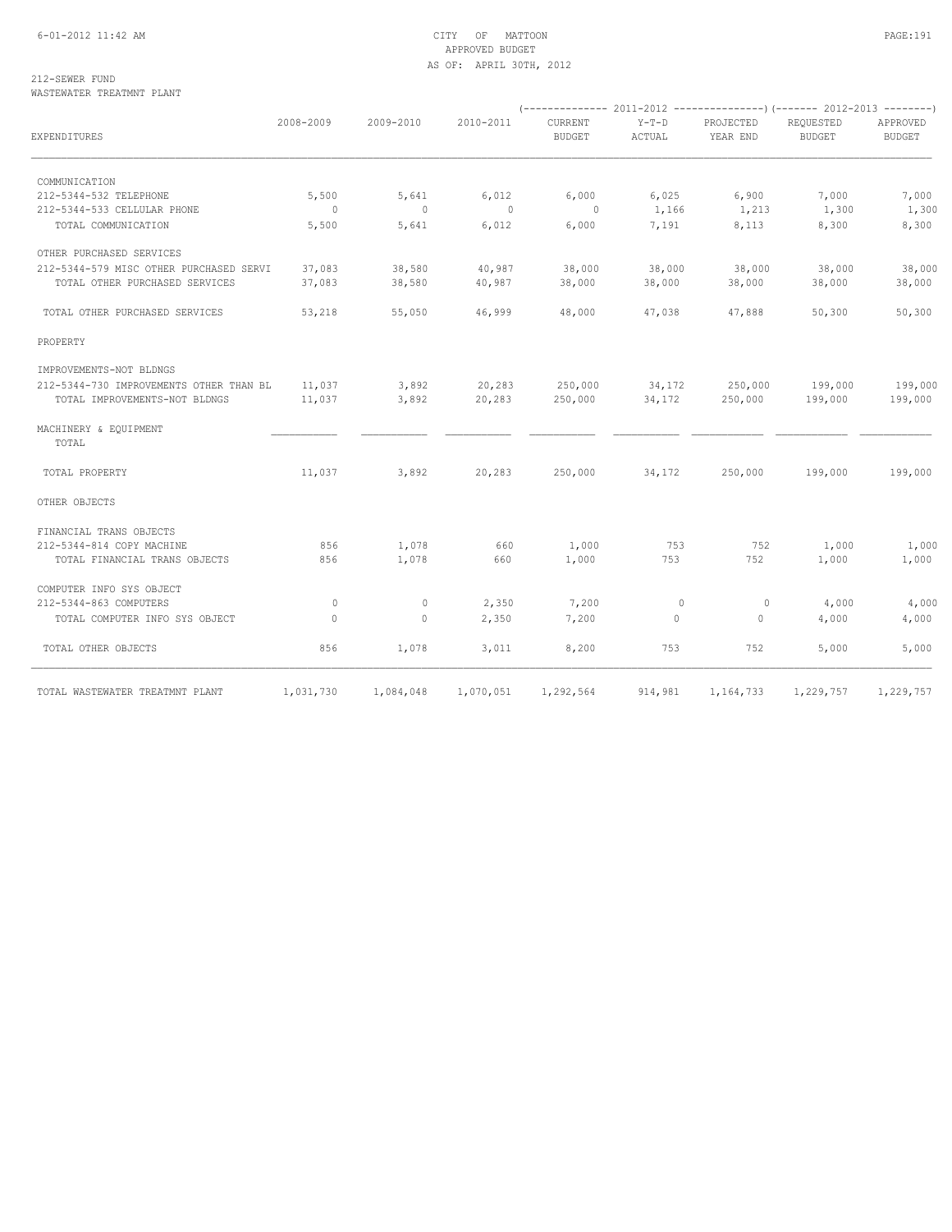CITY OF MATTOON
APPROVED BUDGET
AS OF: APRIL 30TH, 2012

212-SEWER FUND
WASTEWATER TREATMNT PLANT

| EXPENDITURES | 2008-2009 | 2009-2010 | 2010-2011 | 2011-2012 CURRENT BUDGET | 2011-2012 Y-T-D ACTUAL | 2011-2012 PROJECTED YEAR END | 2012-2013 REQUESTED BUDGET | 2012-2013 APPROVED BUDGET |
|---|---|---|---|---|---|---|---|---|
| COMMUNICATION | | | | | | | | |
| 212-5344-532 TELEPHONE | 5,500 | 5,641 | 6,012 | 6,000 | 6,025 | 6,900 | 7,000 | 7,000 |
| 212-5344-533 CELLULAR PHONE | 0 | 0 | 0 | 0 | 1,166 | 1,213 | 1,300 | 1,300 |
| TOTAL COMMUNICATION | 5,500 | 5,641 | 6,012 | 6,000 | 7,191 | 8,113 | 8,300 | 8,300 |
| OTHER PURCHASED SERVICES | | | | | | | | |
| 212-5344-579 MISC OTHER PURCHASED SERVI | 37,083 | 38,580 | 40,987 | 38,000 | 38,000 | 38,000 | 38,000 | 38,000 |
| TOTAL OTHER PURCHASED SERVICES | 37,083 | 38,580 | 40,987 | 38,000 | 38,000 | 38,000 | 38,000 | 38,000 |
| TOTAL OTHER PURCHASED SERVICES | 53,218 | 55,050 | 46,999 | 48,000 | 47,038 | 47,888 | 50,300 | 50,300 |
| PROPERTY | | | | | | | | |
| IMPROVEMENTS-NOT BLDNGS | | | | | | | | |
| 212-5344-730 IMPROVEMENTS OTHER THAN BL | 11,037 | 3,892 | 20,283 | 250,000 | 34,172 | 250,000 | 199,000 | 199,000 |
| TOTAL IMPROVEMENTS-NOT BLDNGS | 11,037 | 3,892 | 20,283 | 250,000 | 34,172 | 250,000 | 199,000 | 199,000 |
| MACHINERY & EQUIPMENT TOTAL | | | | | | | | |
| TOTAL PROPERTY | 11,037 | 3,892 | 20,283 | 250,000 | 34,172 | 250,000 | 199,000 | 199,000 |
| OTHER OBJECTS | | | | | | | | |
| FINANCIAL TRANS OBJECTS | | | | | | | | |
| 212-5344-814 COPY MACHINE | 856 | 1,078 | 660 | 1,000 | 753 | 752 | 1,000 | 1,000 |
| TOTAL FINANCIAL TRANS OBJECTS | 856 | 1,078 | 660 | 1,000 | 753 | 752 | 1,000 | 1,000 |
| COMPUTER INFO SYS OBJECT | | | | | | | | |
| 212-5344-863 COMPUTERS | 0 | 0 | 2,350 | 7,200 | 0 | 0 | 4,000 | 4,000 |
| TOTAL COMPUTER INFO SYS OBJECT | 0 | 0 | 2,350 | 7,200 | 0 | 0 | 4,000 | 4,000 |
| TOTAL OTHER OBJECTS | 856 | 1,078 | 3,011 | 8,200 | 753 | 752 | 5,000 | 5,000 |
| TOTAL WASTEWATER TREATMNT PLANT | 1,031,730 | 1,084,048 | 1,070,051 | 1,292,564 | 914,981 | 1,164,733 | 1,229,757 | 1,229,757 |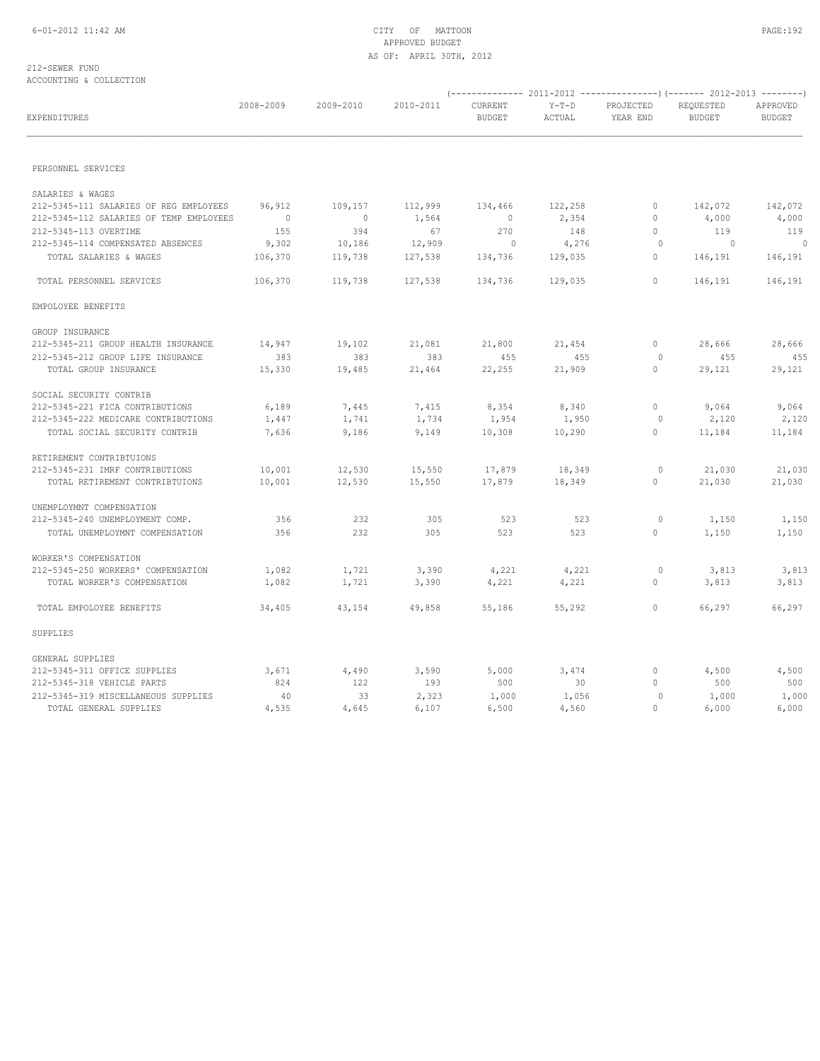CITY OF MATTOON
APPROVED BUDGET
AS OF: APRIL 30TH, 2012

212-SEWER FUND
ACCOUNTING & COLLECTION

| EXPENDITURES | 2008-2009 | 2009-2010 | 2010-2011 | 2011-2012 CURRENT BUDGET | 2011-2012 Y-T-D ACTUAL | 2011-2012 PROJECTED YEAR END | 2012-2013 REQUESTED BUDGET | 2012-2013 APPROVED BUDGET |
|---|---|---|---|---|---|---|---|---|
| PERSONNEL SERVICES | | | | | | | | |
| SALARIES & WAGES | | | | | | | | |
| 212-5345-111 SALARIES OF REG EMPLOYEES | 96,912 | 109,157 | 112,999 | 134,466 | 122,258 | 0 | 142,072 | 142,072 |
| 212-5345-112 SALARIES OF TEMP EMPLOYEES | 0 | 0 | 1,564 | 0 | 2,354 | 0 | 4,000 | 4,000 |
| 212-5345-113 OVERTIME | 155 | 394 | 67 | 270 | 148 | 0 | 119 | 119 |
| 212-5345-114 COMPENSATED ABSENCES | 9,302 | 10,186 | 12,909 | 0 | 4,276 | 0 | 0 | 0 |
| TOTAL SALARIES & WAGES | 106,370 | 119,738 | 127,538 | 134,736 | 129,035 | 0 | 146,191 | 146,191 |
| TOTAL PERSONNEL SERVICES | 106,370 | 119,738 | 127,538 | 134,736 | 129,035 | 0 | 146,191 | 146,191 |
| EMPOLOYEE BENEFITS | | | | | | | | |
| GROUP INSURANCE | | | | | | | | |
| 212-5345-211 GROUP HEALTH INSURANCE | 14,947 | 19,102 | 21,081 | 21,800 | 21,454 | 0 | 28,666 | 28,666 |
| 212-5345-212 GROUP LIFE INSURANCE | 383 | 383 | 383 | 455 | 455 | 0 | 455 | 455 |
| TOTAL GROUP INSURANCE | 15,330 | 19,485 | 21,464 | 22,255 | 21,909 | 0 | 29,121 | 29,121 |
| SOCIAL SECURITY CONTRIB | | | | | | | | |
| 212-5345-221 FICA CONTRIBUTIONS | 6,189 | 7,445 | 7,415 | 8,354 | 8,340 | 0 | 9,064 | 9,064 |
| 212-5345-222 MEDICARE CONTRIBUTIONS | 1,447 | 1,741 | 1,734 | 1,954 | 1,950 | 0 | 2,120 | 2,120 |
| TOTAL SOCIAL SECURITY CONTRIB | 7,636 | 9,186 | 9,149 | 10,308 | 10,290 | 0 | 11,184 | 11,184 |
| RETIREMENT CONTRIBTUIONS | | | | | | | | |
| 212-5345-231 IMRF CONTRIBUTIONS | 10,001 | 12,530 | 15,550 | 17,879 | 18,349 | 0 | 21,030 | 21,030 |
| TOTAL RETIREMENT CONTRIBTUIONS | 10,001 | 12,530 | 15,550 | 17,879 | 18,349 | 0 | 21,030 | 21,030 |
| UNEMPLOYMNT COMPENSATION | | | | | | | | |
| 212-5345-240 UNEMPLOYMENT COMP. | 356 | 232 | 305 | 523 | 523 | 0 | 1,150 | 1,150 |
| TOTAL UNEMPLOYMNT COMPENSATION | 356 | 232 | 305 | 523 | 523 | 0 | 1,150 | 1,150 |
| WORKER'S COMPENSATION | | | | | | | | |
| 212-5345-250 WORKERS' COMPENSATION | 1,082 | 1,721 | 3,390 | 4,221 | 4,221 | 0 | 3,813 | 3,813 |
| TOTAL WORKER'S COMPENSATION | 1,082 | 1,721 | 3,390 | 4,221 | 4,221 | 0 | 3,813 | 3,813 |
| TOTAL EMPOLOYEE BENEFITS | 34,405 | 43,154 | 49,858 | 55,186 | 55,292 | 0 | 66,297 | 66,297 |
| SUPPLIES | | | | | | | | |
| GENERAL SUPPLIES | | | | | | | | |
| 212-5345-311 OFFICE SUPPLIES | 3,671 | 4,490 | 3,590 | 5,000 | 3,474 | 0 | 4,500 | 4,500 |
| 212-5345-318 VEHICLE PARTS | 824 | 122 | 193 | 500 | 30 | 0 | 500 | 500 |
| 212-5345-319 MISCELLANEOUS SUPPLIES | 40 | 33 | 2,323 | 1,000 | 1,056 | 0 | 1,000 | 1,000 |
| TOTAL GENERAL SUPPLIES | 4,535 | 4,645 | 6,107 | 6,500 | 4,560 | 0 | 6,000 | 6,000 |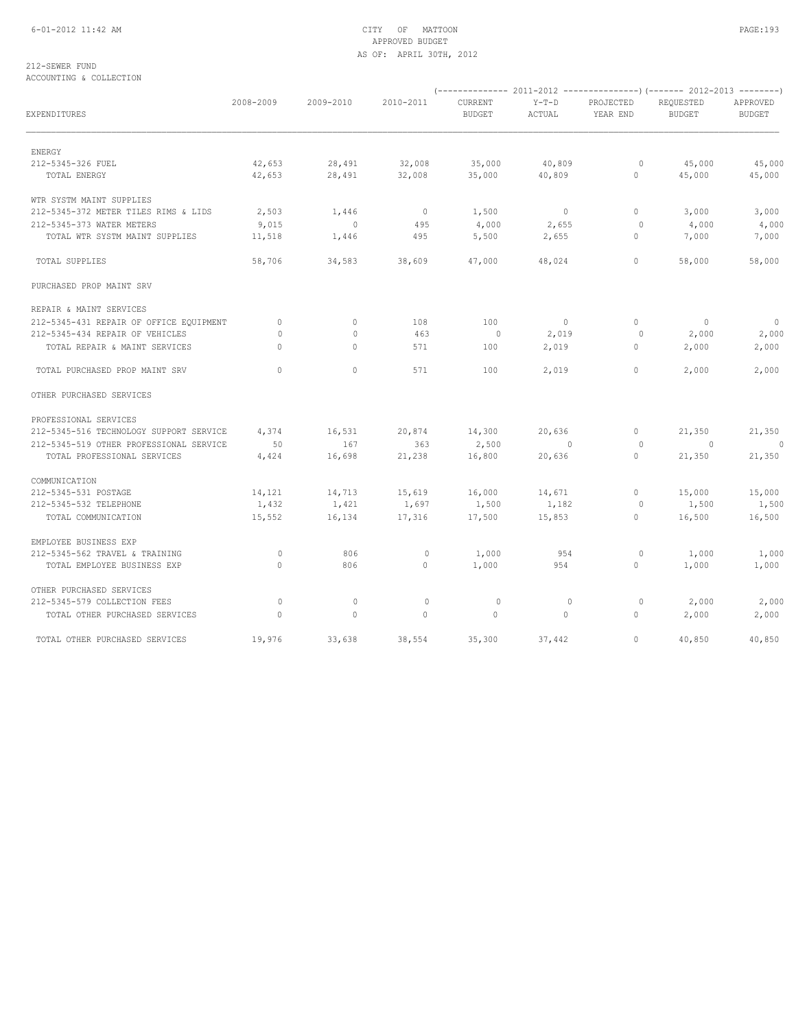CITY OF MATTOON
APPROVED BUDGET
AS OF: APRIL 30TH, 2012

212-SEWER FUND
ACCOUNTING & COLLECTION

| EXPENDITURES | 2008-2009 | 2009-2010 | 2010-2011 | 2011-2012 CURRENT BUDGET | 2011-2012 Y-T-D ACTUAL | 2011-2012 PROJECTED YEAR END | 2012-2013 REQUESTED BUDGET | 2012-2013 APPROVED BUDGET |
|---|---|---|---|---|---|---|---|---|
| ENERGY | | | | | | | | |
| 212-5345-326 FUEL | 42,653 | 28,491 | 32,008 | 35,000 | 40,809 | 0 | 45,000 | 45,000 |
| TOTAL ENERGY | 42,653 | 28,491 | 32,008 | 35,000 | 40,809 | 0 | 45,000 | 45,000 |
| WTR SYSTM MAINT SUPPLIES | | | | | | | | |
| 212-5345-372 METER TILES RIMS & LIDS | 2,503 | 1,446 | 0 | 1,500 | 0 | 0 | 3,000 | 3,000 |
| 212-5345-373 WATER METERS | 9,015 | 0 | 495 | 4,000 | 2,655 | 0 | 4,000 | 4,000 |
| TOTAL WTR SYSTM MAINT SUPPLIES | 11,518 | 1,446 | 495 | 5,500 | 2,655 | 0 | 7,000 | 7,000 |
| TOTAL SUPPLIES | 58,706 | 34,583 | 38,609 | 47,000 | 48,024 | 0 | 58,000 | 58,000 |
| PURCHASED PROP MAINT SRV | | | | | | | | |
| REPAIR & MAINT SERVICES | | | | | | | | |
| 212-5345-431 REPAIR OF OFFICE EQUIPMENT | 0 | 0 | 108 | 100 | 0 | 0 | 0 | 0 |
| 212-5345-434 REPAIR OF VEHICLES | 0 | 0 | 463 | 0 | 2,019 | 0 | 2,000 | 2,000 |
| TOTAL REPAIR & MAINT SERVICES | 0 | 0 | 571 | 100 | 2,019 | 0 | 2,000 | 2,000 |
| TOTAL PURCHASED PROP MAINT SRV | 0 | 0 | 571 | 100 | 2,019 | 0 | 2,000 | 2,000 |
| OTHER PURCHASED SERVICES | | | | | | | | |
| PROFESSIONAL SERVICES | | | | | | | | |
| 212-5345-516 TECHNOLOGY SUPPORT SERVICE | 4,374 | 16,531 | 20,874 | 14,300 | 20,636 | 0 | 21,350 | 21,350 |
| 212-5345-519 OTHER PROFESSIONAL SERVICE | 50 | 167 | 363 | 2,500 | 0 | 0 | 0 | 0 |
| TOTAL PROFESSIONAL SERVICES | 4,424 | 16,698 | 21,238 | 16,800 | 20,636 | 0 | 21,350 | 21,350 |
| COMMUNICATION | | | | | | | | |
| 212-5345-531 POSTAGE | 14,121 | 14,713 | 15,619 | 16,000 | 14,671 | 0 | 15,000 | 15,000 |
| 212-5345-532 TELEPHONE | 1,432 | 1,421 | 1,697 | 1,500 | 1,182 | 0 | 1,500 | 1,500 |
| TOTAL COMMUNICATION | 15,552 | 16,134 | 17,316 | 17,500 | 15,853 | 0 | 16,500 | 16,500 |
| EMPLOYEE BUSINESS EXP | | | | | | | | |
| 212-5345-562 TRAVEL & TRAINING | 0 | 806 | 0 | 1,000 | 954 | 0 | 1,000 | 1,000 |
| TOTAL EMPLOYEE BUSINESS EXP | 0 | 806 | 0 | 1,000 | 954 | 0 | 1,000 | 1,000 |
| OTHER PURCHASED SERVICES | | | | | | | | |
| 212-5345-579 COLLECTION FEES | 0 | 0 | 0 | 0 | 0 | 0 | 2,000 | 2,000 |
| TOTAL OTHER PURCHASED SERVICES | 0 | 0 | 0 | 0 | 0 | 0 | 2,000 | 2,000 |
| TOTAL OTHER PURCHASED SERVICES | 19,976 | 33,638 | 38,554 | 35,300 | 37,442 | 0 | 40,850 | 40,850 |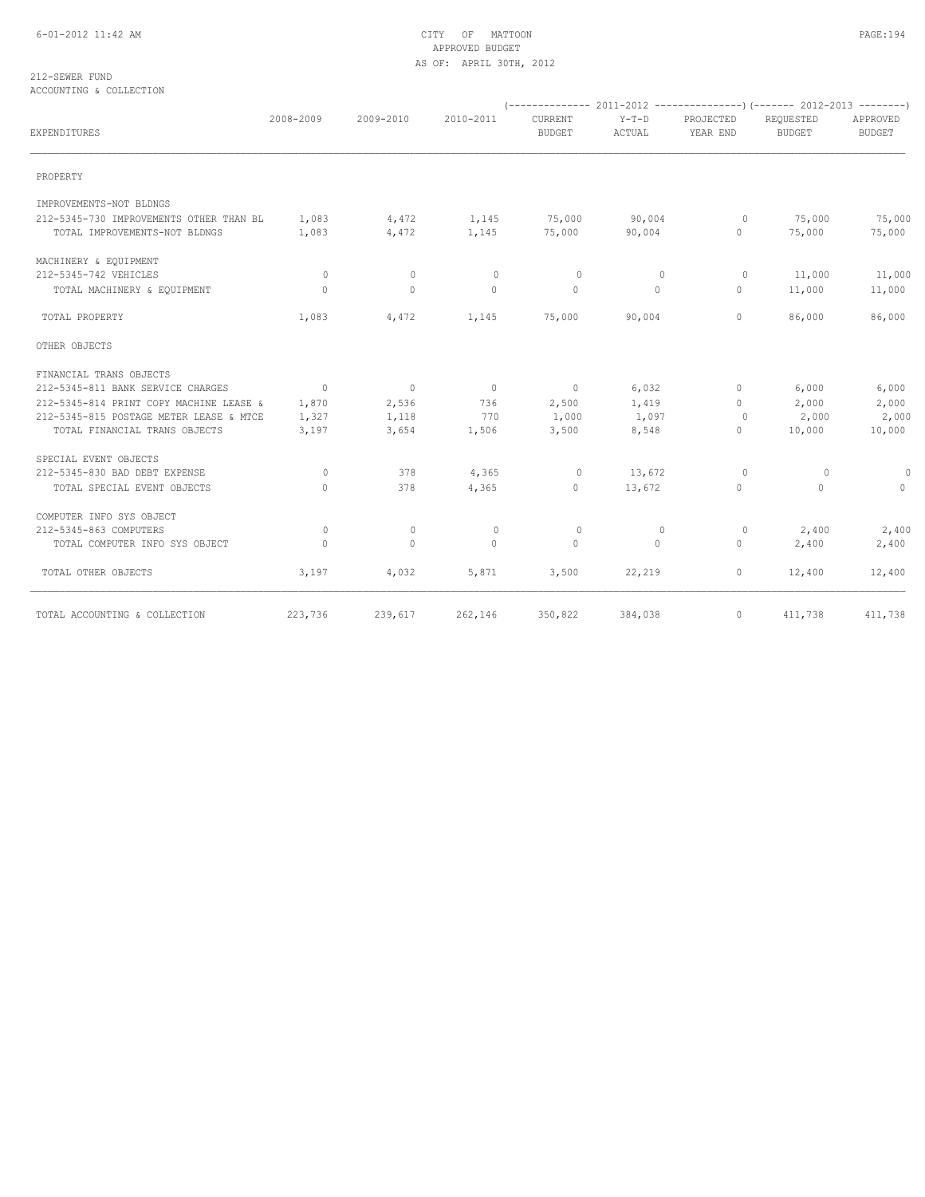CITY OF MATTOON
APPROVED BUDGET
AS OF: APRIL 30TH, 2012

212-SEWER FUND
ACCOUNTING & COLLECTION

| EXPENDITURES | 2008-2009 | 2009-2010 | 2010-2011 | 2011-2012 CURRENT BUDGET | 2011-2012 Y-T-D ACTUAL | 2011-2012 PROJECTED YEAR END | 2012-2013 REQUESTED BUDGET | 2012-2013 APPROVED BUDGET |
|---|---|---|---|---|---|---|---|---|
| PROPERTY | | | | | | | | |
| IMPROVEMENTS-NOT BLDNGS | | | | | | | | |
| 212-5345-730 IMPROVEMENTS OTHER THAN BL | 1,083 | 4,472 | 1,145 | 75,000 | 90,004 | 0 | 75,000 | 75,000 |
| TOTAL IMPROVEMENTS-NOT BLDNGS | 1,083 | 4,472 | 1,145 | 75,000 | 90,004 | 0 | 75,000 | 75,000 |
| MACHINERY & EQUIPMENT | | | | | | | | |
| 212-5345-742 VEHICLES | 0 | 0 | 0 | 0 | 0 | 0 | 11,000 | 11,000 |
| TOTAL MACHINERY & EQUIPMENT | 0 | 0 | 0 | 0 | 0 | 0 | 11,000 | 11,000 |
| TOTAL PROPERTY | 1,083 | 4,472 | 1,145 | 75,000 | 90,004 | 0 | 86,000 | 86,000 |
| OTHER OBJECTS | | | | | | | | |
| FINANCIAL TRANS OBJECTS | | | | | | | | |
| 212-5345-811 BANK SERVICE CHARGES | 0 | 0 | 0 | 0 | 6,032 | 0 | 6,000 | 6,000 |
| 212-5345-814 PRINT COPY MACHINE LEASE & | 1,870 | 2,536 | 736 | 2,500 | 1,419 | 0 | 2,000 | 2,000 |
| 212-5345-815 POSTAGE METER LEASE & MTCE | 1,327 | 1,118 | 770 | 1,000 | 1,097 | 0 | 2,000 | 2,000 |
| TOTAL FINANCIAL TRANS OBJECTS | 3,197 | 3,654 | 1,506 | 3,500 | 8,548 | 0 | 10,000 | 10,000 |
| SPECIAL EVENT OBJECTS | | | | | | | | |
| 212-5345-830 BAD DEBT EXPENSE | 0 | 378 | 4,365 | 0 | 13,672 | 0 | 0 | 0 |
| TOTAL SPECIAL EVENT OBJECTS | 0 | 378 | 4,365 | 0 | 13,672 | 0 | 0 | 0 |
| COMPUTER INFO SYS OBJECT | | | | | | | | |
| 212-5345-863 COMPUTERS | 0 | 0 | 0 | 0 | 0 | 0 | 2,400 | 2,400 |
| TOTAL COMPUTER INFO SYS OBJECT | 0 | 0 | 0 | 0 | 0 | 0 | 2,400 | 2,400 |
| TOTAL OTHER OBJECTS | 3,197 | 4,032 | 5,871 | 3,500 | 22,219 | 0 | 12,400 | 12,400 |
| TOTAL ACCOUNTING & COLLECTION | 223,736 | 239,617 | 262,146 | 350,822 | 384,038 | 0 | 411,738 | 411,738 |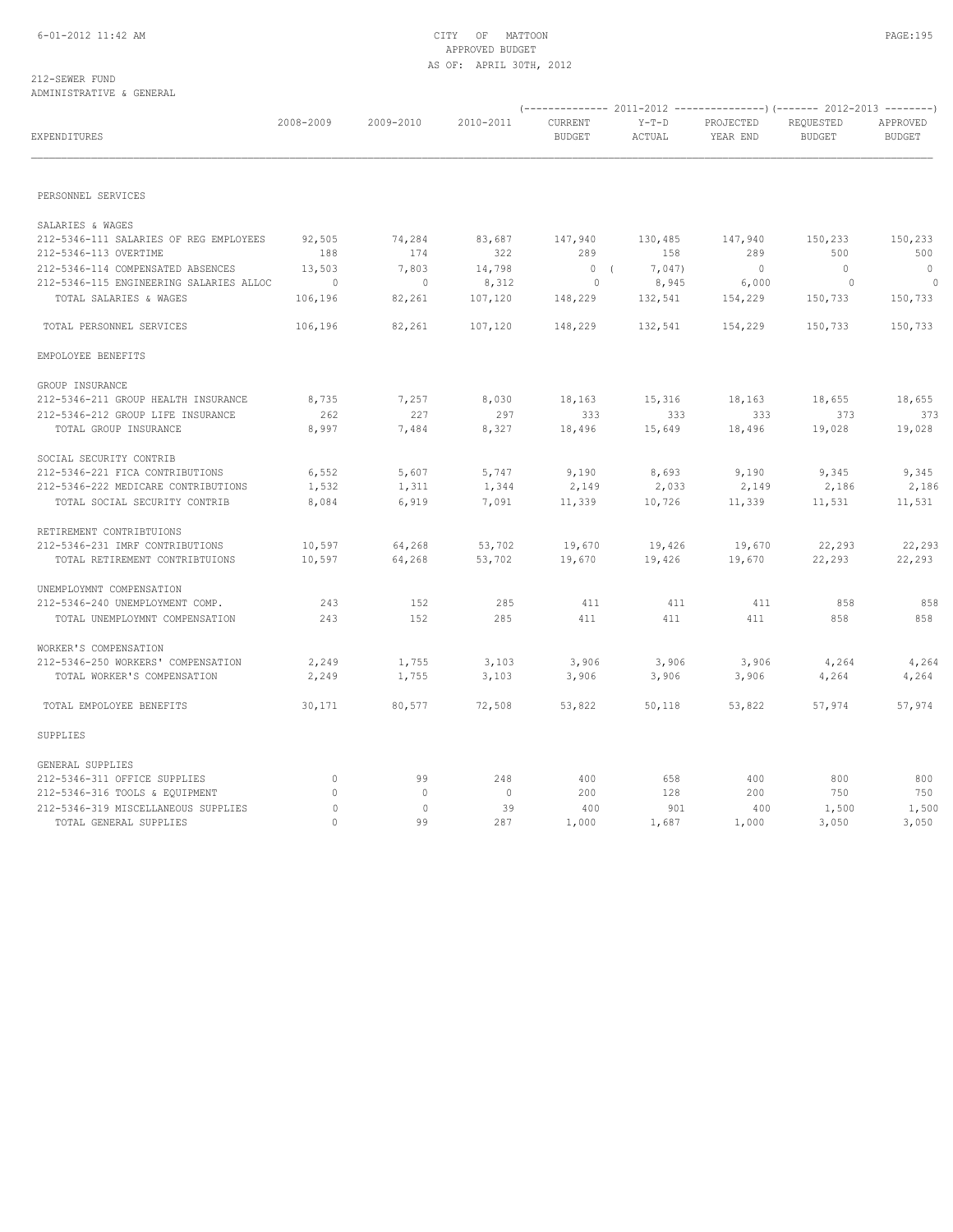CITY OF MATTOON
APPROVED BUDGET
AS OF: APRIL 30TH, 2012

212-SEWER FUND
ADMINISTRATIVE & GENERAL

| EXPENDITURES | 2008-2009 | 2009-2010 | 2010-2011 | 2011-2012 CURRENT BUDGET | 2011-2012 Y-T-D ACTUAL | 2011-2012 PROJECTED YEAR END | 2012-2013 REQUESTED BUDGET | 2012-2013 APPROVED BUDGET |
|---|---|---|---|---|---|---|---|---|
| PERSONNEL SERVICES | | | | | | | | |
| SALARIES & WAGES | | | | | | | | |
| 212-5346-111 SALARIES OF REG EMPLOYEES | 92,505 | 74,284 | 83,687 | 147,940 | 130,485 | 147,940 | 150,233 | 150,233 |
| 212-5346-113 OVERTIME | 188 | 174 | 322 | 289 | 158 | 289 | 500 | 500 |
| 212-5346-114 COMPENSATED ABSENCES | 13,503 | 7,803 | 14,798 | 0 | ( 7,047) | 0 | 0 | 0 |
| 212-5346-115 ENGINEERING SALARIES ALLOC | 0 | 0 | 8,312 | 0 | 8,945 | 6,000 | 0 | 0 |
| TOTAL SALARIES & WAGES | 106,196 | 82,261 | 107,120 | 148,229 | 132,541 | 154,229 | 150,733 | 150,733 |
| TOTAL PERSONNEL SERVICES | 106,196 | 82,261 | 107,120 | 148,229 | 132,541 | 154,229 | 150,733 | 150,733 |
| EMPOLOYEE BENEFITS | | | | | | | | |
| GROUP INSURANCE | | | | | | | | |
| 212-5346-211 GROUP HEALTH INSURANCE | 8,735 | 7,257 | 8,030 | 18,163 | 15,316 | 18,163 | 18,655 | 18,655 |
| 212-5346-212 GROUP LIFE INSURANCE | 262 | 227 | 297 | 333 | 333 | 333 | 373 | 373 |
| TOTAL GROUP INSURANCE | 8,997 | 7,484 | 8,327 | 18,496 | 15,649 | 18,496 | 19,028 | 19,028 |
| SOCIAL SECURITY CONTRIB | | | | | | | | |
| 212-5346-221 FICA CONTRIBUTIONS | 6,552 | 5,607 | 5,747 | 9,190 | 8,693 | 9,190 | 9,345 | 9,345 |
| 212-5346-222 MEDICARE CONTRIBUTIONS | 1,532 | 1,311 | 1,344 | 2,149 | 2,033 | 2,149 | 2,186 | 2,186 |
| TOTAL SOCIAL SECURITY CONTRIB | 8,084 | 6,919 | 7,091 | 11,339 | 10,726 | 11,339 | 11,531 | 11,531 |
| RETIREMENT CONTRIBTUIONS | | | | | | | | |
| 212-5346-231 IMRF CONTRIBUTIONS | 10,597 | 64,268 | 53,702 | 19,670 | 19,426 | 19,670 | 22,293 | 22,293 |
| TOTAL RETIREMENT CONTRIBTUIONS | 10,597 | 64,268 | 53,702 | 19,670 | 19,426 | 19,670 | 22,293 | 22,293 |
| UNEMPLOYMNT COMPENSATION | | | | | | | | |
| 212-5346-240 UNEMPLOYMENT COMP. | 243 | 152 | 285 | 411 | 411 | 411 | 858 | 858 |
| TOTAL UNEMPLOYMNT COMPENSATION | 243 | 152 | 285 | 411 | 411 | 411 | 858 | 858 |
| WORKER'S COMPENSATION | | | | | | | | |
| 212-5346-250 WORKERS' COMPENSATION | 2,249 | 1,755 | 3,103 | 3,906 | 3,906 | 3,906 | 4,264 | 4,264 |
| TOTAL WORKER'S COMPENSATION | 2,249 | 1,755 | 3,103 | 3,906 | 3,906 | 3,906 | 4,264 | 4,264 |
| TOTAL EMPOLOYEE BENEFITS | 30,171 | 80,577 | 72,508 | 53,822 | 50,118 | 53,822 | 57,974 | 57,974 |
| SUPPLIES | | | | | | | | |
| GENERAL SUPPLIES | | | | | | | | |
| 212-5346-311 OFFICE SUPPLIES | 0 | 99 | 248 | 400 | 658 | 400 | 800 | 800 |
| 212-5346-316 TOOLS & EQUIPMENT | 0 | 0 | 0 | 200 | 128 | 200 | 750 | 750 |
| 212-5346-319 MISCELLANEOUS SUPPLIES | 0 | 0 | 39 | 400 | 901 | 400 | 1,500 | 1,500 |
| TOTAL GENERAL SUPPLIES | 0 | 99 | 287 | 1,000 | 1,687 | 1,000 | 3,050 | 3,050 |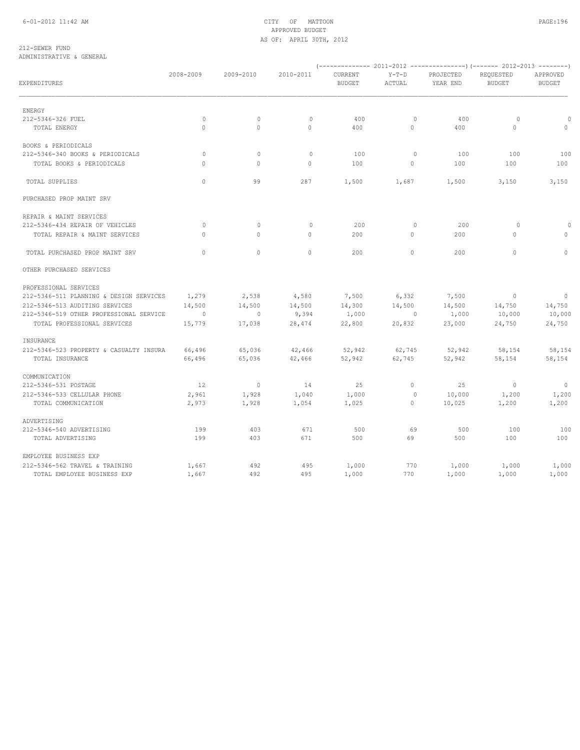CITY OF MATTOON
APPROVED BUDGET
AS OF: APRIL 30TH, 2012

212-SEWER FUND
ADMINISTRATIVE & GENERAL

| EXPENDITURES | 2008-2009 | 2009-2010 | 2010-2011 | 2011-2012 CURRENT BUDGET | 2011-2012 Y-T-D ACTUAL | 2011-2012 PROJECTED YEAR END | 2012-2013 REQUESTED BUDGET | 2012-2013 APPROVED BUDGET |
|---|---|---|---|---|---|---|---|---|
| ENERGY | | | | | | | | |
| 212-5346-326 FUEL | 0 | 0 | 0 | 400 | 0 | 400 | 0 | 0 |
| TOTAL ENERGY | 0 | 0 | 0 | 400 | 0 | 400 | 0 | 0 |
| BOOKS & PERIODICALS | | | | | | | | |
| 212-5346-340 BOOKS & PERIODICALS | 0 | 0 | 0 | 100 | 0 | 100 | 100 | 100 |
| TOTAL BOOKS & PERIODICALS | 0 | 0 | 0 | 100 | 0 | 100 | 100 | 100 |
| TOTAL SUPPLIES | 0 | 99 | 287 | 1,500 | 1,687 | 1,500 | 3,150 | 3,150 |
| PURCHASED PROP MAINT SRV | | | | | | | | |
| REPAIR & MAINT SERVICES | | | | | | | | |
| 212-5346-434 REPAIR OF VEHICLES | 0 | 0 | 0 | 200 | 0 | 200 | 0 | 0 |
| TOTAL REPAIR & MAINT SERVICES | 0 | 0 | 0 | 200 | 0 | 200 | 0 | 0 |
| TOTAL PURCHASED PROP MAINT SRV | 0 | 0 | 0 | 200 | 0 | 200 | 0 | 0 |
| OTHER PURCHASED SERVICES | | | | | | | | |
| PROFESSIONAL SERVICES | | | | | | | | |
| 212-5346-511 PLANNING & DESIGN SERVICES | 1,279 | 2,538 | 4,580 | 7,500 | 6,332 | 7,500 | 0 | 0 |
| 212-5346-513 AUDITING SERVICES | 14,500 | 14,500 | 14,500 | 14,300 | 14,500 | 14,500 | 14,750 | 14,750 |
| 212-5346-519 OTHER PROFESSIONAL SERVICE | 0 | 0 | 9,394 | 1,000 | 0 | 1,000 | 10,000 | 10,000 |
| TOTAL PROFESSIONAL SERVICES | 15,779 | 17,038 | 28,474 | 22,800 | 20,832 | 23,000 | 24,750 | 24,750 |
| INSURANCE | | | | | | | | |
| 212-5346-523 PROPERTY & CASUALTY INSURA | 66,496 | 65,036 | 42,466 | 52,942 | 62,745 | 52,942 | 58,154 | 58,154 |
| TOTAL INSURANCE | 66,496 | 65,036 | 42,466 | 52,942 | 62,745 | 52,942 | 58,154 | 58,154 |
| COMMUNICATION | | | | | | | | |
| 212-5346-531 POSTAGE | 12 | 0 | 14 | 25 | 0 | 25 | 0 | 0 |
| 212-5346-533 CELLULAR PHONE | 2,961 | 1,928 | 1,040 | 1,000 | 0 | 10,000 | 1,200 | 1,200 |
| TOTAL COMMUNICATION | 2,973 | 1,928 | 1,054 | 1,025 | 0 | 10,025 | 1,200 | 1,200 |
| ADVERTISING | | | | | | | | |
| 212-5346-540 ADVERTISING | 199 | 403 | 671 | 500 | 69 | 500 | 100 | 100 |
| TOTAL ADVERTISING | 199 | 403 | 671 | 500 | 69 | 500 | 100 | 100 |
| EMPLOYEE BUSINESS EXP | | | | | | | | |
| 212-5346-562 TRAVEL & TRAINING | 1,667 | 492 | 495 | 1,000 | 770 | 1,000 | 1,000 | 1,000 |
| TOTAL EMPLOYEE BUSINESS EXP | 1,667 | 492 | 495 | 1,000 | 770 | 1,000 | 1,000 | 1,000 |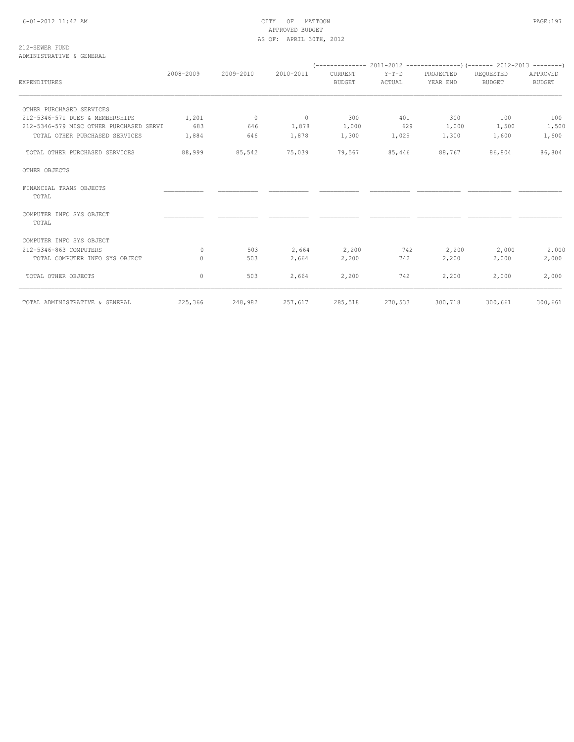CITY OF MATTOON
APPROVED BUDGET
AS OF: APRIL 30TH, 2012

212-SEWER FUND
ADMINISTRATIVE & GENERAL

| EXPENDITURES | 2008-2009 | 2009-2010 | 2010-2011 | 2011-2012 CURRENT BUDGET | 2011-2012 Y-T-D ACTUAL | 2011-2012 PROJECTED YEAR END | 2012-2013 REQUESTED BUDGET | 2012-2013 APPROVED BUDGET |
|---|---|---|---|---|---|---|---|---|
| OTHER PURCHASED SERVICES | | | | | | | | |
| 212-5346-571 DUES & MEMBERSHIPS | 1,201 | 0 | 0 | 300 | 401 | 300 | 100 | 100 |
| 212-5346-579 MISC OTHER PURCHASED SERVI | 683 | 646 | 1,878 | 1,000 | 629 | 1,000 | 1,500 | 1,500 |
| TOTAL OTHER PURCHASED SERVICES | 1,884 | 646 | 1,878 | 1,300 | 1,029 | 1,300 | 1,600 | 1,600 |
| TOTAL OTHER PURCHASED SERVICES | 88,999 | 85,542 | 75,039 | 79,567 | 85,446 | 88,767 | 86,804 | 86,804 |
| OTHER OBJECTS | | | | | | | | |
| FINANCIAL TRANS OBJECTS TOTAL | | | | | | | | |
| COMPUTER INFO SYS OBJECT TOTAL | | | | | | | | |
| COMPUTER INFO SYS OBJECT | | | | | | | | |
| 212-5346-863 COMPUTERS | 0 | 503 | 2,664 | 2,200 | 742 | 2,200 | 2,000 | 2,000 |
| TOTAL COMPUTER INFO SYS OBJECT | 0 | 503 | 2,664 | 2,200 | 742 | 2,200 | 2,000 | 2,000 |
| TOTAL OTHER OBJECTS | 0 | 503 | 2,664 | 2,200 | 742 | 2,200 | 2,000 | 2,000 |
| TOTAL ADMINISTRATIVE & GENERAL | 225,366 | 248,982 | 257,617 | 285,518 | 270,533 | 300,718 | 300,661 | 300,661 |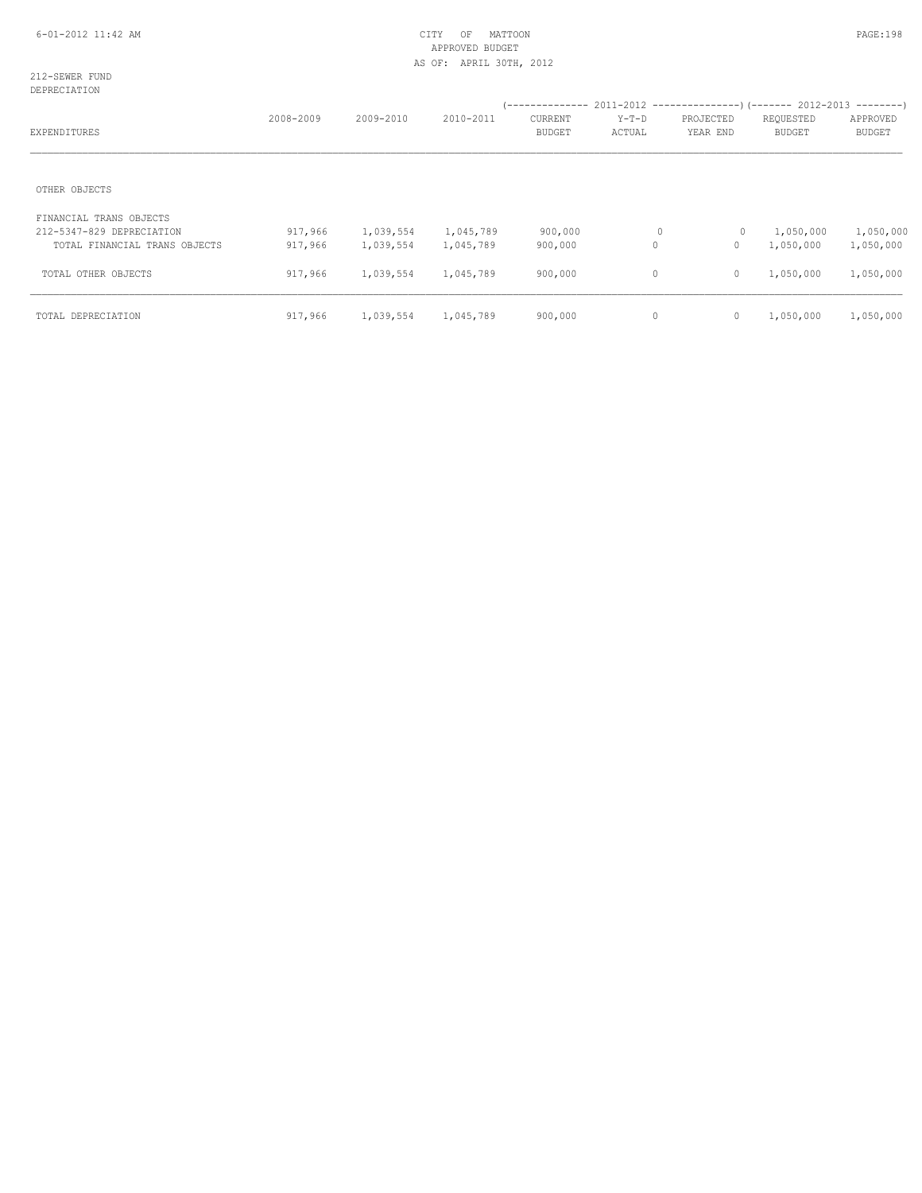212-SEWER FUND
DEPRECIATION

| EXPENDITURES | 2008-2009 | 2009-2010 | 2010-2011 | 2011-2012 CURRENT BUDGET | 2011-2012 Y-T-D ACTUAL | 2011-2012 PROJECTED YEAR END | 2012-2013 REQUESTED BUDGET | 2012-2013 APPROVED BUDGET |
|---|---|---|---|---|---|---|---|---|
| OTHER OBJECTS | | | | | | | | |
| FINANCIAL TRANS OBJECTS | | | | | | | | |
| 212-5347-829 DEPRECIATION | 917,966 | 1,039,554 | 1,045,789 | 900,000 | 0 | 0 | 1,050,000 | 1,050,000 |
| TOTAL FINANCIAL TRANS OBJECTS | 917,966 | 1,039,554 | 1,045,789 | 900,000 | 0 | 0 | 1,050,000 | 1,050,000 |
| TOTAL OTHER OBJECTS | 917,966 | 1,039,554 | 1,045,789 | 900,000 | 0 | 0 | 1,050,000 | 1,050,000 |
| TOTAL DEPRECIATION | 917,966 | 1,039,554 | 1,045,789 | 900,000 | 0 | 0 | 1,050,000 | 1,050,000 |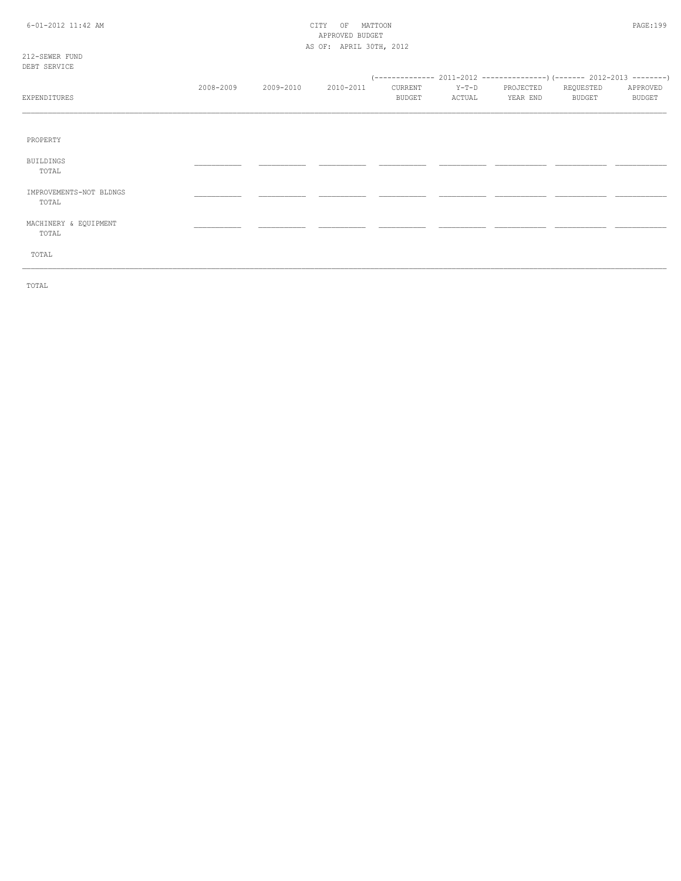212-SEWER FUND
DEBT SERVICE

| EXPENDITURES | 2008-2009 | 2009-2010 | 2010-2011 | 2011-2012 CURRENT BUDGET | 2011-2012 Y-T-D ACTUAL | 2011-2012 PROJECTED YEAR END | 2012-2013 REQUESTED BUDGET | 2012-2013 APPROVED BUDGET |
|---|---|---|---|---|---|---|---|---|
| PROPERTY | | | | | | | | |
| BUILDINGS | | | | | | | | |
| TOTAL | | | | | | | | |
| IMPROVEMENTS-NOT BLDNGS | | | | | | | | |
| TOTAL | | | | | | | | |
| MACHINERY & EQUIPMENT | | | | | | | | |
| TOTAL | | | | | | | | |
| TOTAL | | | | | | | | |

TOTAL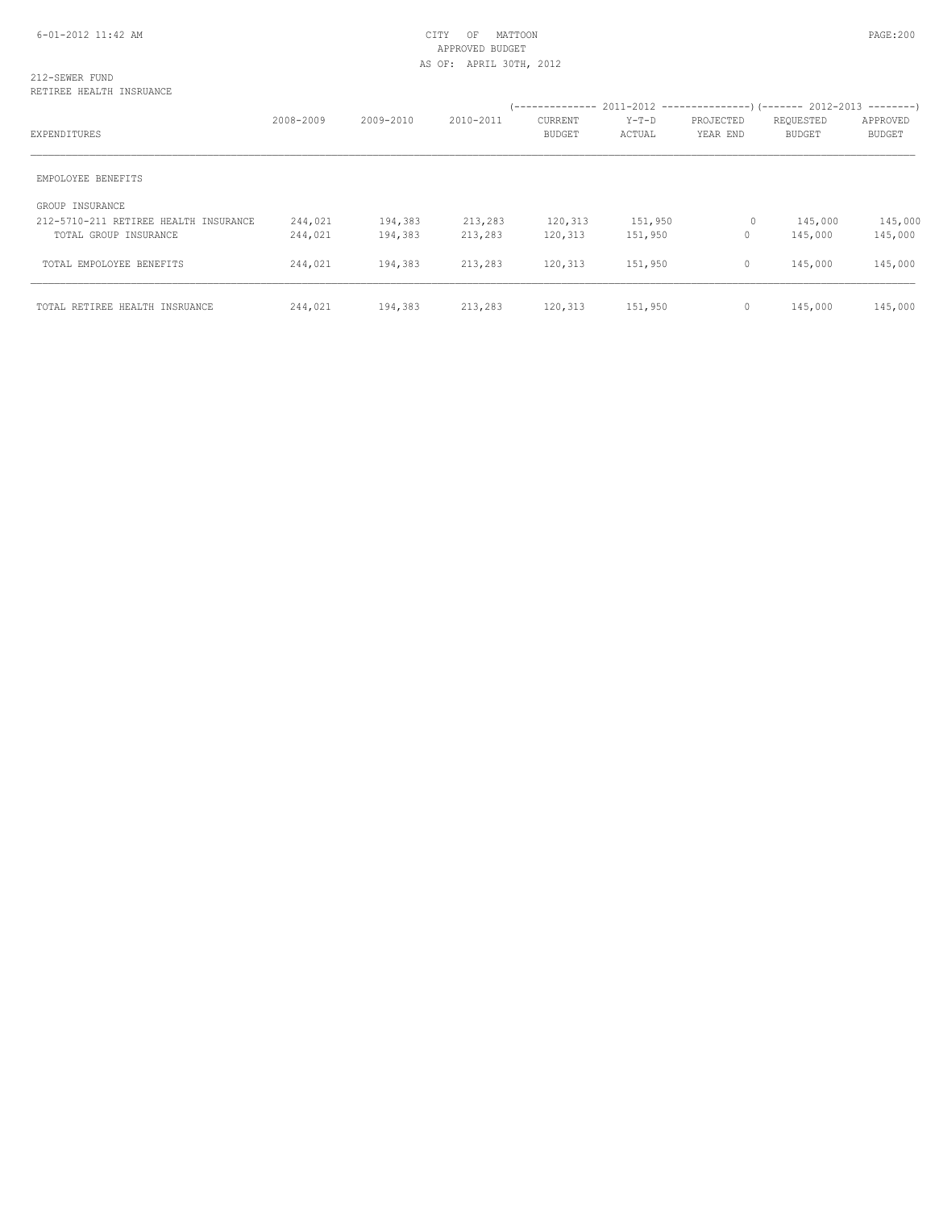CITY OF MATTOON
APPROVED BUDGET
AS OF: APRIL 30TH, 2012

212-SEWER FUND
RETIREE HEALTH INSRUANCE

| EXPENDITURES | 2008-2009 | 2009-2010 | 2010-2011 | 2011-2012 CURRENT BUDGET | 2011-2012 Y-T-D ACTUAL | 2011-2012 PROJECTED YEAR END | 2012-2013 REQUESTED BUDGET | 2012-2013 APPROVED BUDGET |
|---|---|---|---|---|---|---|---|---|
| EMPOLOYEE BENEFITS | | | | | | | | |
| GROUP INSURANCE | | | | | | | | |
| 212-5710-211 RETIREE HEALTH INSURANCE | 244,021 | 194,383 | 213,283 | 120,313 | 151,950 | 0 | 145,000 | 145,000 |
| TOTAL GROUP INSURANCE | 244,021 | 194,383 | 213,283 | 120,313 | 151,950 | 0 | 145,000 | 145,000 |
| TOTAL EMPOLOYEE BENEFITS | 244,021 | 194,383 | 213,283 | 120,313 | 151,950 | 0 | 145,000 | 145,000 |
| TOTAL RETIREE HEALTH INSRUANCE | 244,021 | 194,383 | 213,283 | 120,313 | 151,950 | 0 | 145,000 | 145,000 |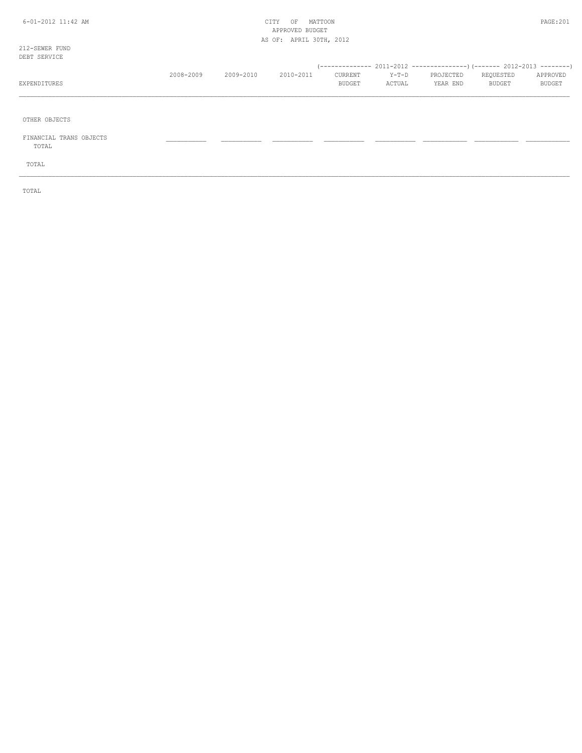212-SEWER FUND
DEBT SERVICE

| EXPENDITURES | 2008-2009 | 2009-2010 | 2010-2011 | 2011-2012 CURRENT BUDGET | 2011-2012 Y-T-D ACTUAL | 2011-2012 PROJECTED YEAR END | 2012-2013 REQUESTED BUDGET | 2012-2013 APPROVED BUDGET |
|---|---|---|---|---|---|---|---|---|
| OTHER OBJECTS | | | | | | | | |
| FINANCIAL TRANS OBJECTS TOTAL | | | | | | | | |
| TOTAL | | | | | | | | |

TOTAL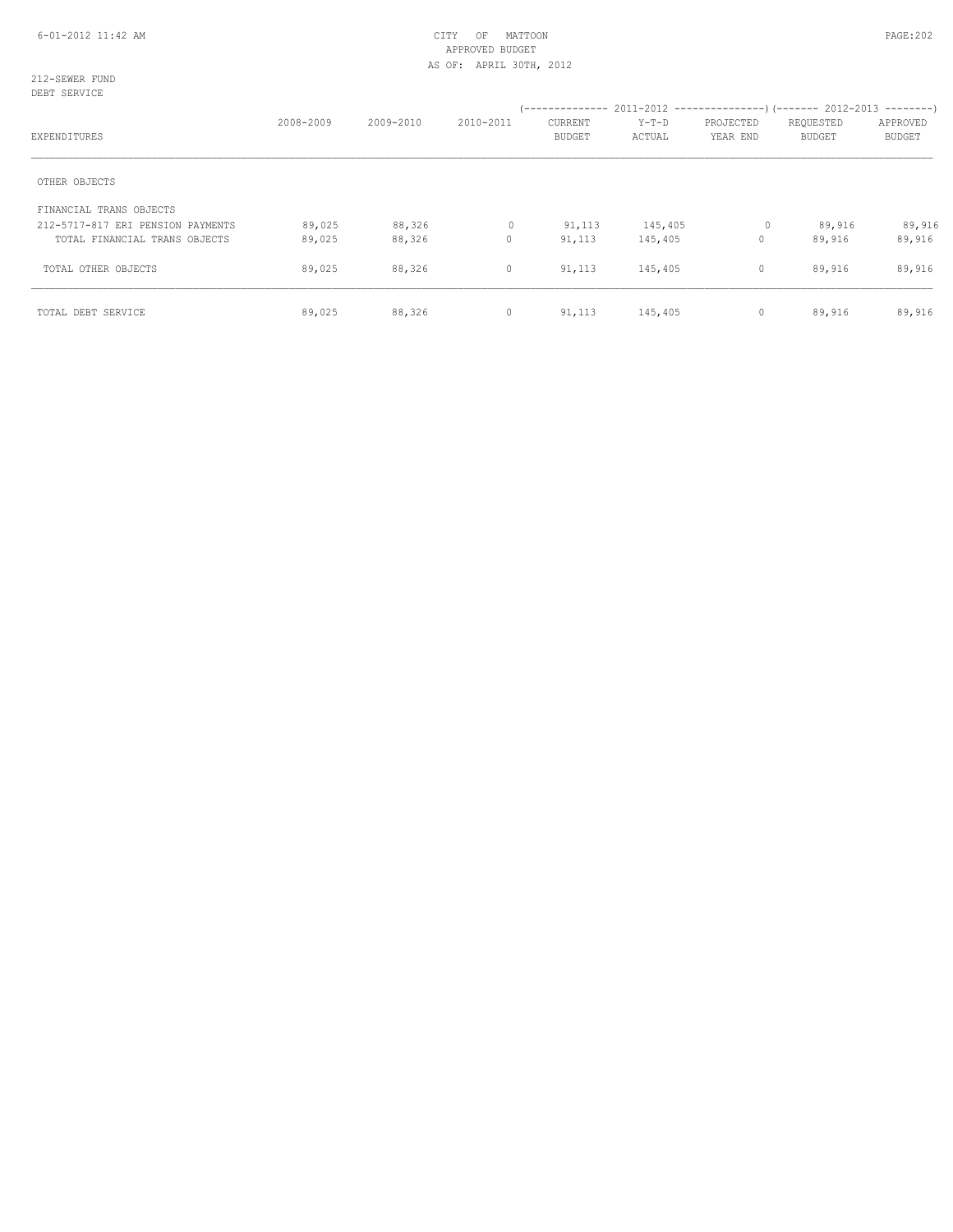CITY OF MATTOON
APPROVED BUDGET
AS OF: APRIL 30TH, 2012

212-SEWER FUND
DEBT SERVICE

| EXPENDITURES | 2008-2009 | 2009-2010 | 2010-2011 | 2011-2012 CURRENT BUDGET | 2011-2012 Y-T-D ACTUAL | 2011-2012 PROJECTED YEAR END | 2012-2013 REQUESTED BUDGET | 2012-2013 APPROVED BUDGET |
|---|---|---|---|---|---|---|---|---|
| OTHER OBJECTS | | | | | | | | |
| FINANCIAL TRANS OBJECTS | | | | | | | | |
| 212-5717-817 ERI PENSION PAYMENTS | 89,025 | 88,326 | 0 | 91,113 | 145,405 | 0 | 89,916 | 89,916 |
| TOTAL FINANCIAL TRANS OBJECTS | 89,025 | 88,326 | 0 | 91,113 | 145,405 | 0 | 89,916 | 89,916 |
| TOTAL OTHER OBJECTS | 89,025 | 88,326 | 0 | 91,113 | 145,405 | 0 | 89,916 | 89,916 |
| TOTAL DEBT SERVICE | 89,025 | 88,326 | 0 | 91,113 | 145,405 | 0 | 89,916 | 89,916 |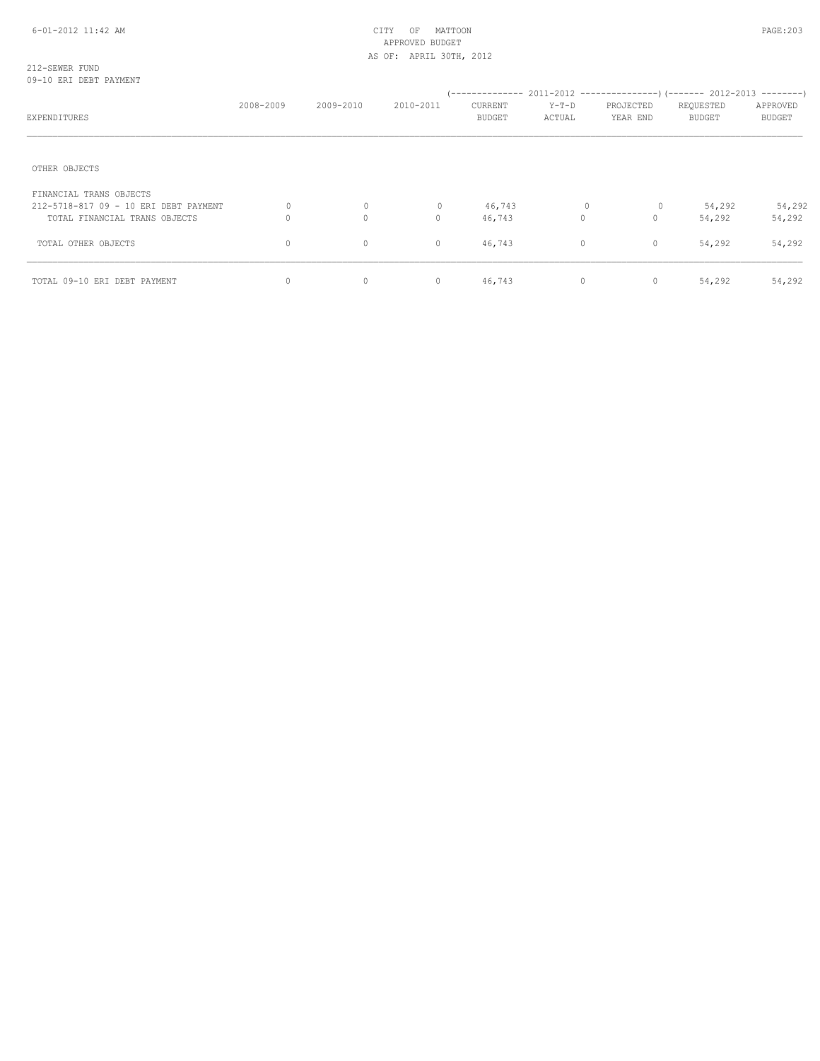CITY OF MATTOON
APPROVED BUDGET
AS OF: APRIL 30TH, 2012

212-SEWER FUND
09-10 ERI DEBT PAYMENT

| EXPENDITURES | 2008-2009 | 2009-2010 | 2010-2011 | 2011-2012 CURRENT BUDGET | 2011-2012 Y-T-D ACTUAL | 2011-2012 PROJECTED YEAR END | 2012-2013 REQUESTED BUDGET | 2012-2013 APPROVED BUDGET |
|---|---|---|---|---|---|---|---|---|
| OTHER OBJECTS | | | | | | | | |
| FINANCIAL TRANS OBJECTS | | | | | | | | |
| 212-5718-817 09 - 10 ERI DEBT PAYMENT | 0 | 0 | 0 | 46,743 | 0 | 0 | 54,292 | 54,292 |
| TOTAL FINANCIAL TRANS OBJECTS | 0 | 0 | 0 | 46,743 | 0 | 0 | 54,292 | 54,292 |
| TOTAL OTHER OBJECTS | 0 | 0 | 0 | 46,743 | 0 | 0 | 54,292 | 54,292 |
| TOTAL 09-10 ERI DEBT PAYMENT | 0 | 0 | 0 | 46,743 | 0 | 0 | 54,292 | 54,292 |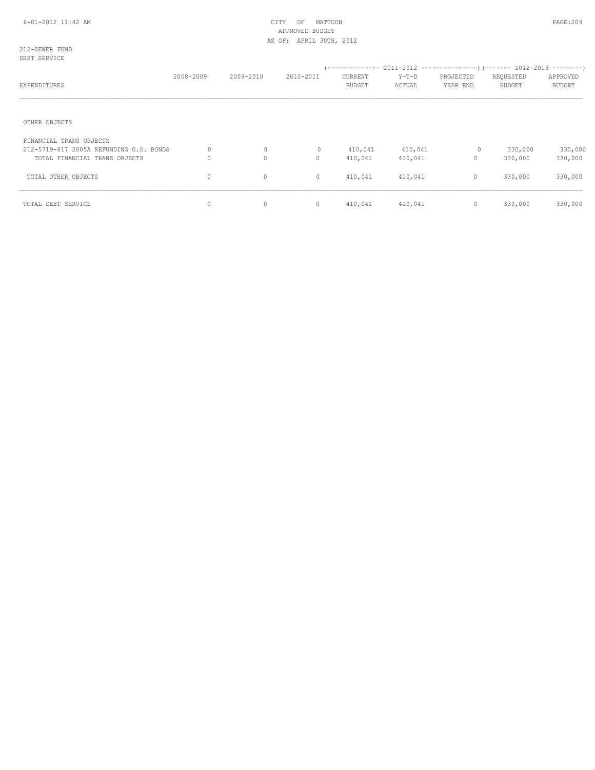CITY OF MATTOON
APPROVED BUDGET
AS OF: APRIL 30TH, 2012

212-SEWER FUND
DEBT SERVICE

| EXPENDITURES | 2008-2009 | 2009-2010 | 2010-2011 | 2011-2012 CURRENT BUDGET | 2011-2012 Y-T-D ACTUAL | 2011-2012 PROJECTED YEAR END | 2012-2013 REQUESTED BUDGET | 2012-2013 APPROVED BUDGET |
|---|---|---|---|---|---|---|---|---|
| OTHER OBJECTS | | | | | | | | |
| FINANCIAL TRANS OBJECTS | | | | | | | | |
| 212-5719-817 2005A REFUNDING G.O. BONDS | 0 | 0 | 0 | 410,041 | 410,041 | 0 | 330,000 | 330,000 |
| TOTAL FINANCIAL TRANS OBJECTS | 0 | 0 | 0 | 410,041 | 410,041 | 0 | 330,000 | 330,000 |
| TOTAL OTHER OBJECTS | 0 | 0 | 0 | 410,041 | 410,041 | 0 | 330,000 | 330,000 |
| TOTAL DEBT SERVICE | 0 | 0 | 0 | 410,041 | 410,041 | 0 | 330,000 | 330,000 |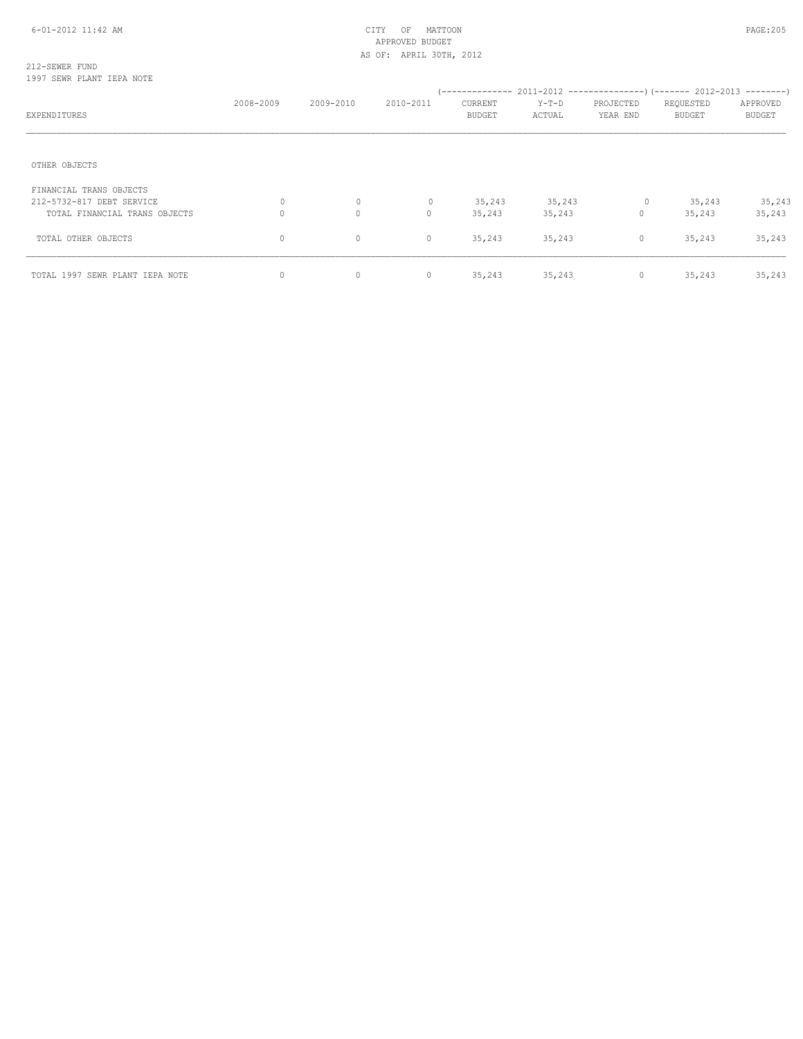212-SEWER FUND
1997 SEWR PLANT IEPA NOTE

| EXPENDITURES | 2008-2009 | 2009-2010 | 2010-2011 | 2011-2012 CURRENT BUDGET | 2011-2012 Y-T-D ACTUAL | 2011-2012 PROJECTED YEAR END | 2012-2013 REQUESTED BUDGET | 2012-2013 APPROVED BUDGET |
|---|---|---|---|---|---|---|---|---|
| OTHER OBJECTS | | | | | | | | |
| FINANCIAL TRANS OBJECTS | | | | | | | | |
| 212-5732-817 DEBT SERVICE | 0 | 0 | 0 | 35,243 | 35,243 | 0 | 35,243 | 35,243 |
| TOTAL FINANCIAL TRANS OBJECTS | 0 | 0 | 0 | 35,243 | 35,243 | 0 | 35,243 | 35,243 |
| TOTAL OTHER OBJECTS | 0 | 0 | 0 | 35,243 | 35,243 | 0 | 35,243 | 35,243 |
| TOTAL 1997 SEWR PLANT IEPA NOTE | 0 | 0 | 0 | 35,243 | 35,243 | 0 | 35,243 | 35,243 |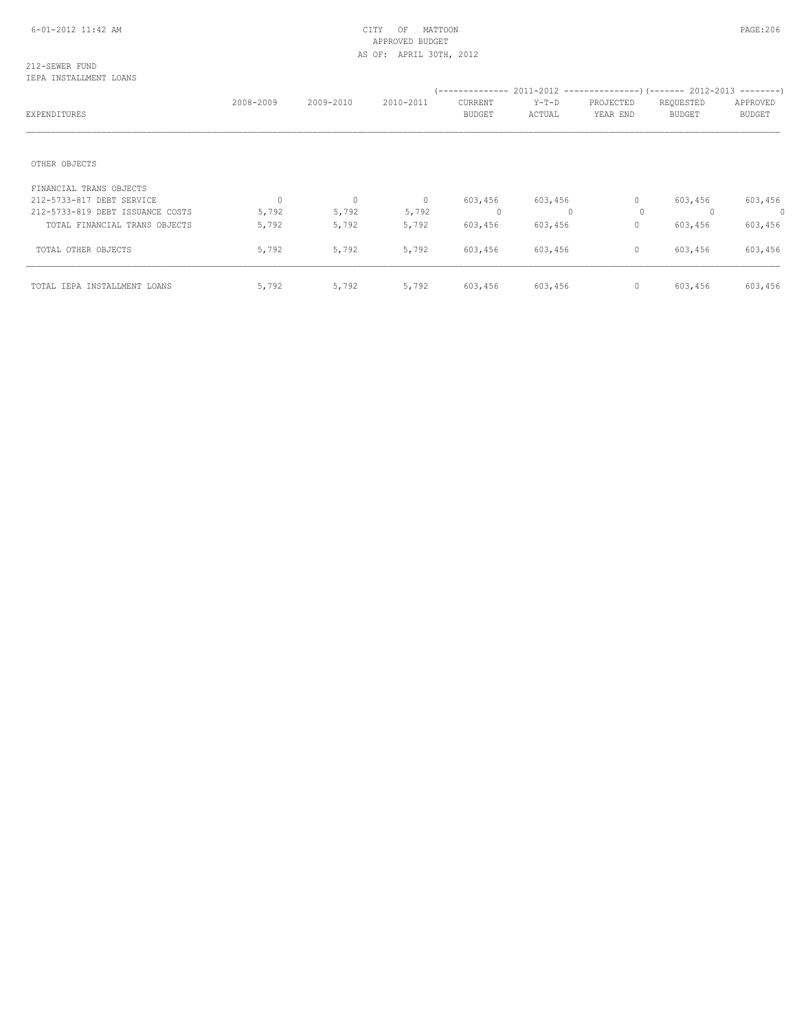CITY OF MATTOON
APPROVED BUDGET
AS OF: APRIL 30TH, 2012

212-SEWER FUND
IEPA INSTALLMENT LOANS

| EXPENDITURES | 2008-2009 | 2009-2010 | 2010-2011 | 2011-2012 CURRENT BUDGET | 2011-2012 Y-T-D ACTUAL | 2011-2012 PROJECTED YEAR END | 2012-2013 REQUESTED BUDGET | 2012-2013 APPROVED BUDGET |
|---|---|---|---|---|---|---|---|---|
| OTHER OBJECTS | | | | | | | | |
| FINANCIAL TRANS OBJECTS | | | | | | | | |
| 212-5733-817 DEBT SERVICE | 0 | 0 | 0 | 603,456 | 603,456 | 0 | 603,456 | 603,456 |
| 212-5733-819 DEBT ISSUANCE COSTS | 5,792 | 5,792 | 5,792 | 0 | 0 | 0 | 0 | 0 |
| TOTAL FINANCIAL TRANS OBJECTS | 5,792 | 5,792 | 5,792 | 603,456 | 603,456 | 0 | 603,456 | 603,456 |
| TOTAL OTHER OBJECTS | 5,792 | 5,792 | 5,792 | 603,456 | 603,456 | 0 | 603,456 | 603,456 |
| TOTAL IEPA INSTALLMENT LOANS | 5,792 | 5,792 | 5,792 | 603,456 | 603,456 | 0 | 603,456 | 603,456 |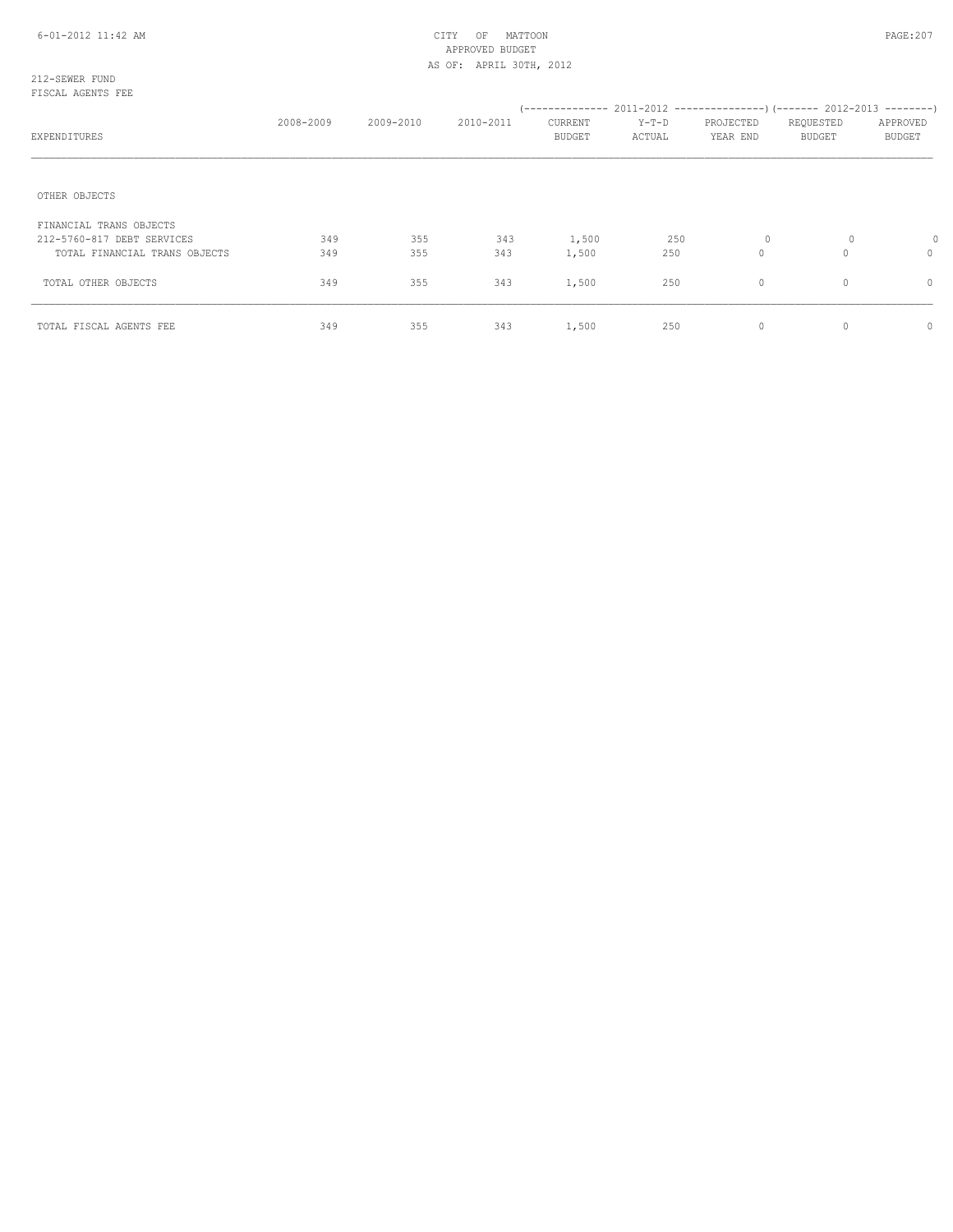CITY OF MATTOON
APPROVED BUDGET
AS OF: APRIL 30TH, 2012

212-SEWER FUND
FISCAL AGENTS FEE

| EXPENDITURES | 2008-2009 | 2009-2010 | 2010-2011 | 2011-2012 CURRENT BUDGET | 2011-2012 Y-T-D ACTUAL | 2011-2012 PROJECTED YEAR END | 2012-2013 REQUESTED BUDGET | 2012-2013 APPROVED BUDGET |
|---|---|---|---|---|---|---|---|---|
| OTHER OBJECTS | | | | | | | | |
| FINANCIAL TRANS OBJECTS | | | | | | | | |
| 212-5760-817 DEBT SERVICES | 349 | 355 | 343 | 1,500 | 250 | 0 | 0 | 0 |
| TOTAL FINANCIAL TRANS OBJECTS | 349 | 355 | 343 | 1,500 | 250 | 0 | 0 | 0 |
| TOTAL OTHER OBJECTS | 349 | 355 | 343 | 1,500 | 250 | 0 | 0 | 0 |
| TOTAL FISCAL AGENTS FEE | 349 | 355 | 343 | 1,500 | 250 | 0 | 0 | 0 |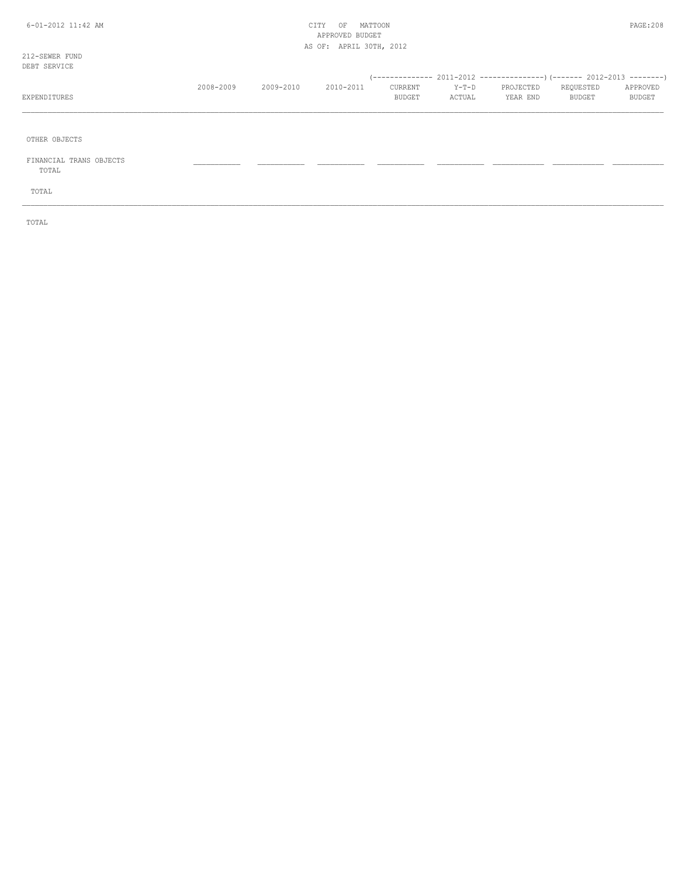212-SEWER FUND
DEBT SERVICE

| EXPENDITURES | 2008-2009 | 2009-2010 | 2010-2011 | 2011-2012 CURRENT BUDGET | 2011-2012 Y-T-D ACTUAL | 2011-2012 PROJECTED YEAR END | 2012-2013 REQUESTED BUDGET | 2012-2013 APPROVED BUDGET |
|---|---|---|---|---|---|---|---|---|
| OTHER OBJECTS | | | | | | | | |
| FINANCIAL TRANS OBJECTS TOTAL | | | | | | | | |
| TOTAL | | | | | | | | |

TOTAL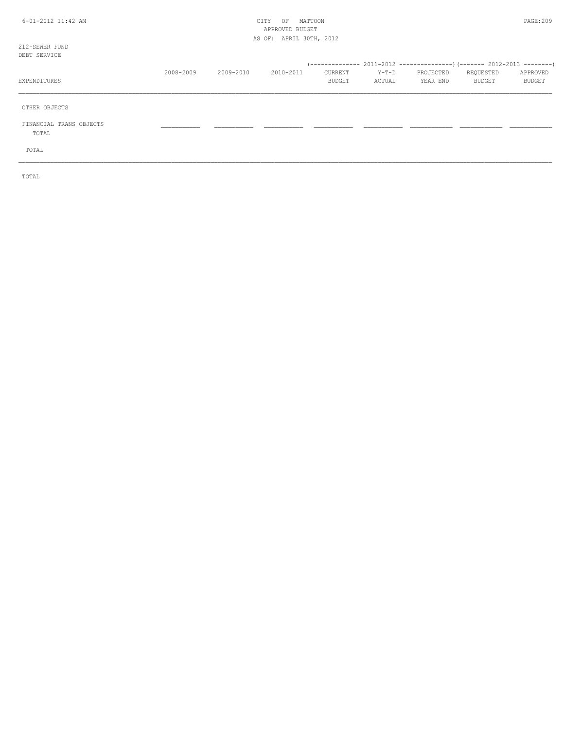212-SEWER FUND
DEBT SERVICE

| EXPENDITURES | 2008-2009 | 2009-2010 | 2010-2011 | 2011-2012 CURRENT BUDGET | 2011-2012 Y-T-D ACTUAL | 2011-2012 PROJECTED YEAR END | 2012-2013 REQUESTED BUDGET | 2012-2013 APPROVED BUDGET |
|---|---|---|---|---|---|---|---|---|
| OTHER OBJECTS | | | | | | | | |
| FINANCIAL TRANS OBJECTS | | | | | | | | |
| TOTAL | | | | | | | | |
| TOTAL | | | | | | | | |
| TOTAL | | | | | | | | |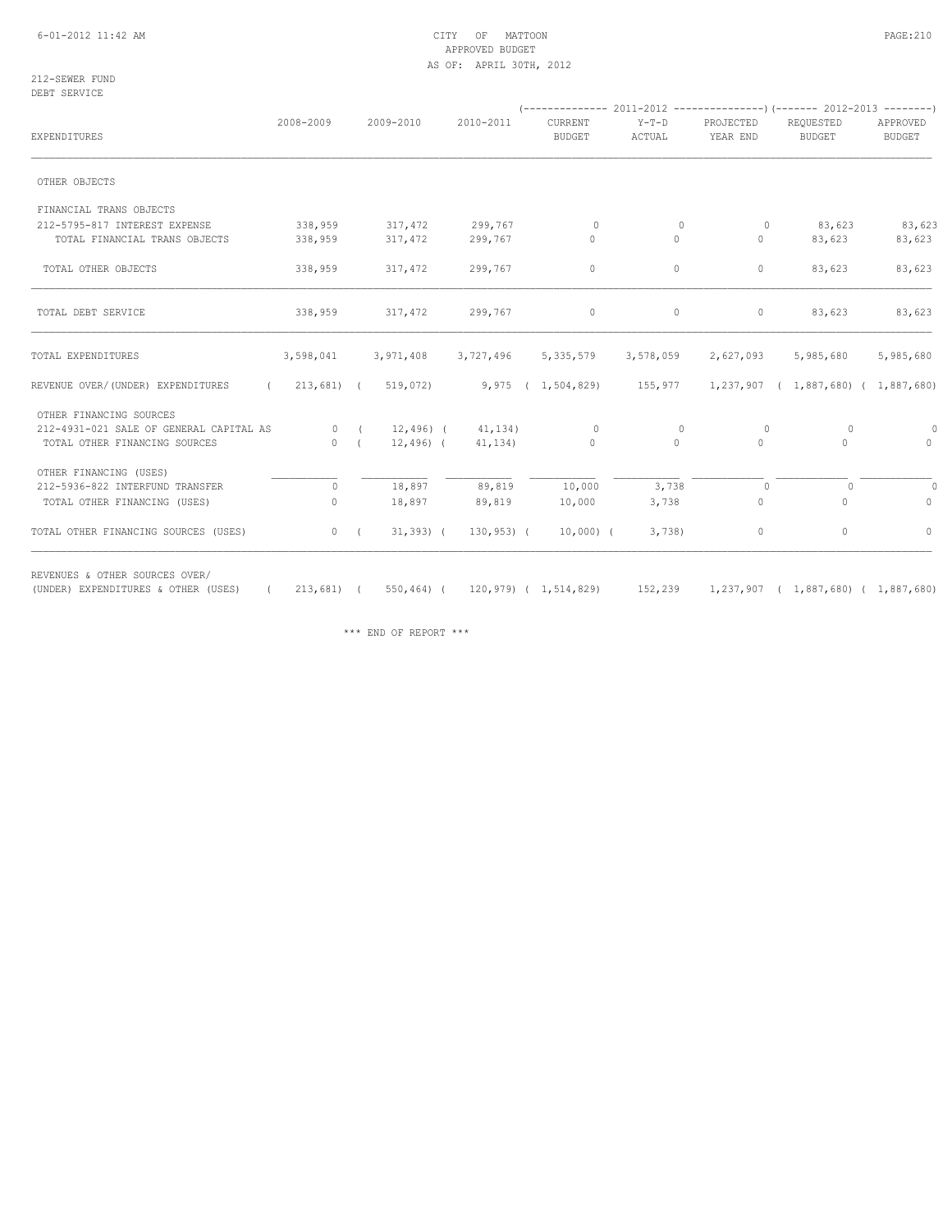CITY OF MATTOON
APPROVED BUDGET
AS OF: APRIL 30TH, 2012

212-SEWER FUND
DEBT SERVICE

| EXPENDITURES | 2008-2009 | 2009-2010 | 2010-2011 | 2011-2012 CURRENT BUDGET | 2011-2012 Y-T-D ACTUAL | 2011-2012 PROJECTED YEAR END | 2012-2013 REQUESTED BUDGET | 2012-2013 APPROVED BUDGET |
|---|---|---|---|---|---|---|---|---|
| OTHER OBJECTS | | | | | | | | |
| FINANCIAL TRANS OBJECTS | | | | | | | | |
| 212-5795-817 INTEREST EXPENSE | 338,959 | 317,472 | 299,767 | 0 | 0 | 0 | 83,623 | 83,623 |
| TOTAL FINANCIAL TRANS OBJECTS | 338,959 | 317,472 | 299,767 | 0 | 0 | 0 | 83,623 | 83,623 |
| TOTAL OTHER OBJECTS | 338,959 | 317,472 | 299,767 | 0 | 0 | 0 | 83,623 | 83,623 |
| TOTAL DEBT SERVICE | 338,959 | 317,472 | 299,767 | 0 | 0 | 0 | 83,623 | 83,623 |
| TOTAL EXPENDITURES | 3,598,041 | 3,971,408 | 3,727,496 | 5,335,579 | 3,578,059 | 2,627,093 | 5,985,680 | 5,985,680 |
| REVENUE OVER/(UNDER) EXPENDITURES | ( 213,681) | ( 519,072) | 9,975 | ( 1,504,829) | 155,977 | 1,237,907 | ( 1,887,680) | ( 1,887,680) |
| OTHER FINANCING SOURCES | | | | | | | | |
| 212-4931-021 SALE OF GENERAL CAPITAL AS | 0 | ( 12,496) | ( 41,134) | 0 | 0 | 0 | 0 | 0 |
| TOTAL OTHER FINANCING SOURCES | 0 | ( 12,496) | ( 41,134) | 0 | 0 | 0 | 0 | 0 |
| OTHER FINANCING (USES) | | | | | | | | |
| 212-5936-822 INTERFUND TRANSFER | 0 | 18,897 | 89,819 | 10,000 | 3,738 | 0 | 0 | 0 |
| TOTAL OTHER FINANCING (USES) | 0 | 18,897 | 89,819 | 10,000 | 3,738 | 0 | 0 | 0 |
| TOTAL OTHER FINANCING SOURCES (USES) | 0 | ( 31,393) | ( 130,953) | ( 10,000) | ( 3,738) | 0 | 0 | 0 |
| REVENUES & OTHER SOURCES OVER/ (UNDER) EXPENDITURES & OTHER (USES) | ( 213,681) | ( 550,464) | ( 120,979) | ( 1,514,829) | 152,239 | 1,237,907 | ( 1,887,680) | ( 1,887,680) |

\*\*\* END OF REPORT \*\*\*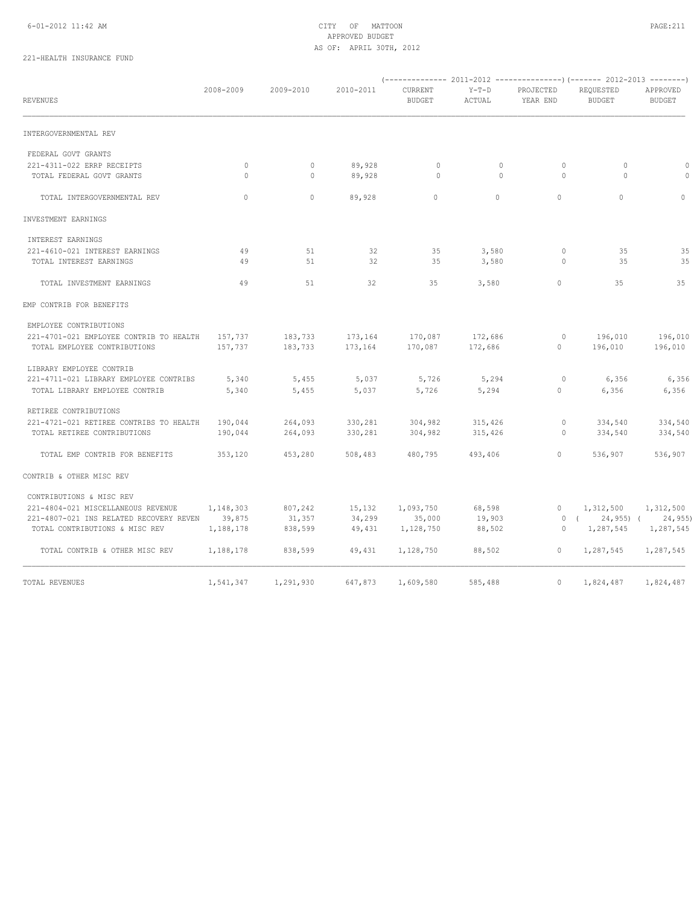CITY OF MATTOON
APPROVED BUDGET
AS OF: APRIL 30TH, 2012

221-HEALTH INSURANCE FUND

| REVENUES | 2008-2009 | 2009-2010 | 2010-2011 | 2011-2012 CURRENT BUDGET | 2011-2012 Y-T-D ACTUAL | 2011-2012 PROJECTED YEAR END | 2012-2013 REQUESTED BUDGET | 2012-2013 APPROVED BUDGET |
|---|---|---|---|---|---|---|---|---|
| INTERGOVERNMENTAL REV | | | | | | | | |
| FEDERAL GOVT GRANTS | | | | | | | | |
| 221-4311-022 ERRP RECEIPTS | 0 | 0 | 89,928 | 0 | 0 | 0 | 0 | 0 |
| TOTAL FEDERAL GOVT GRANTS | 0 | 0 | 89,928 | 0 | 0 | 0 | 0 | 0 |
| TOTAL INTERGOVERNMENTAL REV | 0 | 0 | 89,928 | 0 | 0 | 0 | 0 | 0 |
| INVESTMENT EARNINGS | | | | | | | | |
| INTEREST EARNINGS | | | | | | | | |
| 221-4610-021 INTEREST EARNINGS | 49 | 51 | 32 | 35 | 3,580 | 0 | 35 | 35 |
| TOTAL INTEREST EARNINGS | 49 | 51 | 32 | 35 | 3,580 | 0 | 35 | 35 |
| TOTAL INVESTMENT EARNINGS | 49 | 51 | 32 | 35 | 3,580 | 0 | 35 | 35 |
| EMP CONTRIB FOR BENEFITS | | | | | | | | |
| EMPLOYEE CONTRIBUTIONS | | | | | | | | |
| 221-4701-021 EMPLOYEE CONTRIB TO HEALTH | 157,737 | 183,733 | 173,164 | 170,087 | 172,686 | 0 | 196,010 | 196,010 |
| TOTAL EMPLOYEE CONTRIBUTIONS | 157,737 | 183,733 | 173,164 | 170,087 | 172,686 | 0 | 196,010 | 196,010 |
| LIBRARY EMPLOYEE CONTRIB | | | | | | | | |
| 221-4711-021 LIBRARY EMPLOYEE CONTRIBS | 5,340 | 5,455 | 5,037 | 5,726 | 5,294 | 0 | 6,356 | 6,356 |
| TOTAL LIBRARY EMPLOYEE CONTRIB | 5,340 | 5,455 | 5,037 | 5,726 | 5,294 | 0 | 6,356 | 6,356 |
| RETIREE CONTRIBUTIONS | | | | | | | | |
| 221-4721-021 RETIREE CONTRIBS TO HEALTH | 190,044 | 264,093 | 330,281 | 304,982 | 315,426 | 0 | 334,540 | 334,540 |
| TOTAL RETIREE CONTRIBUTIONS | 190,044 | 264,093 | 330,281 | 304,982 | 315,426 | 0 | 334,540 | 334,540 |
| TOTAL EMP CONTRIB FOR BENEFITS | 353,120 | 453,280 | 508,483 | 480,795 | 493,406 | 0 | 536,907 | 536,907 |
| CONTRIB & OTHER MISC REV | | | | | | | | |
| CONTRIBUTIONS & MISC REV | | | | | | | | |
| 221-4804-021 MISCELLANEOUS REVENUE | 1,148,303 | 807,242 | 15,132 | 1,093,750 | 68,598 | 0 | 1,312,500 | 1,312,500 |
| 221-4807-021 INS RELATED RECOVERY REVEN | 39,875 | 31,357 | 34,299 | 35,000 | 19,903 | 0 | ( 24,955) | ( 24,955) |
| TOTAL CONTRIBUTIONS & MISC REV | 1,188,178 | 838,599 | 49,431 | 1,128,750 | 88,502 | 0 | 1,287,545 | 1,287,545 |
| TOTAL CONTRIB & OTHER MISC REV | 1,188,178 | 838,599 | 49,431 | 1,128,750 | 88,502 | 0 | 1,287,545 | 1,287,545 |
| TOTAL REVENUES | 1,541,347 | 1,291,930 | 647,873 | 1,609,580 | 585,488 | 0 | 1,824,487 | 1,824,487 |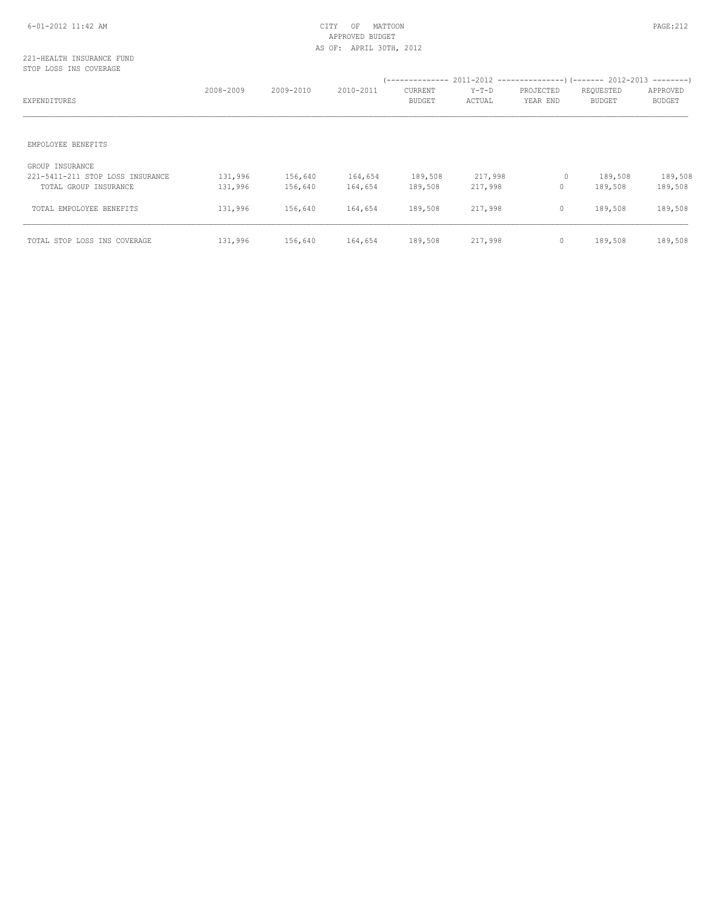CITY OF MATTOON
APPROVED BUDGET
AS OF: APRIL 30TH, 2012

221-HEALTH INSURANCE FUND
STOP LOSS INS COVERAGE

| EXPENDITURES | 2008-2009 | 2009-2010 | 2010-2011 | 2011-2012 CURRENT BUDGET | 2011-2012 Y-T-D ACTUAL | 2011-2012 PROJECTED YEAR END | 2012-2013 REQUESTED BUDGET | 2012-2013 APPROVED BUDGET |
|---|---|---|---|---|---|---|---|---|
| EMPOLOYEE BENEFITS | | | | | | | | |
| GROUP INSURANCE | | | | | | | | |
| 221-5411-211 STOP LOSS INSURANCE | 131,996 | 156,640 | 164,654 | 189,508 | 217,998 | 0 | 189,508 | 189,508 |
| TOTAL GROUP INSURANCE | 131,996 | 156,640 | 164,654 | 189,508 | 217,998 | 0 | 189,508 | 189,508 |
| TOTAL EMPOLOYEE BENEFITS | 131,996 | 156,640 | 164,654 | 189,508 | 217,998 | 0 | 189,508 | 189,508 |
| TOTAL STOP LOSS INS COVERAGE | 131,996 | 156,640 | 164,654 | 189,508 | 217,998 | 0 | 189,508 | 189,508 |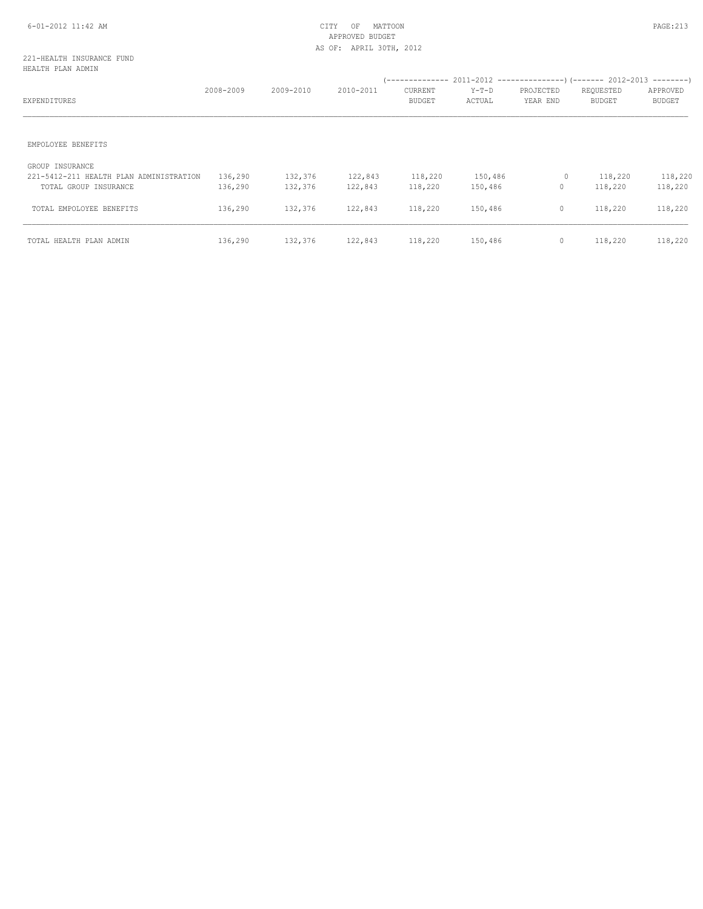CITY OF MATTOON
APPROVED BUDGET
AS OF: APRIL 30TH, 2012

221-HEALTH INSURANCE FUND
HEALTH PLAN ADMIN

| EXPENDITURES | 2008-2009 | 2009-2010 | 2010-2011 | 2011-2012 CURRENT BUDGET | 2011-2012 Y-T-D ACTUAL | 2011-2012 PROJECTED YEAR END | 2012-2013 REQUESTED BUDGET | 2012-2013 APPROVED BUDGET |
|---|---|---|---|---|---|---|---|---|
| EMPOLOYEE BENEFITS | | | | | | | | |
| GROUP INSURANCE | | | | | | | | |
| 221-5412-211 HEALTH PLAN ADMINISTRATION | 136,290 | 132,376 | 122,843 | 118,220 | 150,486 | 0 | 118,220 | 118,220 |
| TOTAL GROUP INSURANCE | 136,290 | 132,376 | 122,843 | 118,220 | 150,486 | 0 | 118,220 | 118,220 |
| TOTAL EMPOLOYEE BENEFITS | 136,290 | 132,376 | 122,843 | 118,220 | 150,486 | 0 | 118,220 | 118,220 |
| TOTAL HEALTH PLAN ADMIN | 136,290 | 132,376 | 122,843 | 118,220 | 150,486 | 0 | 118,220 | 118,220 |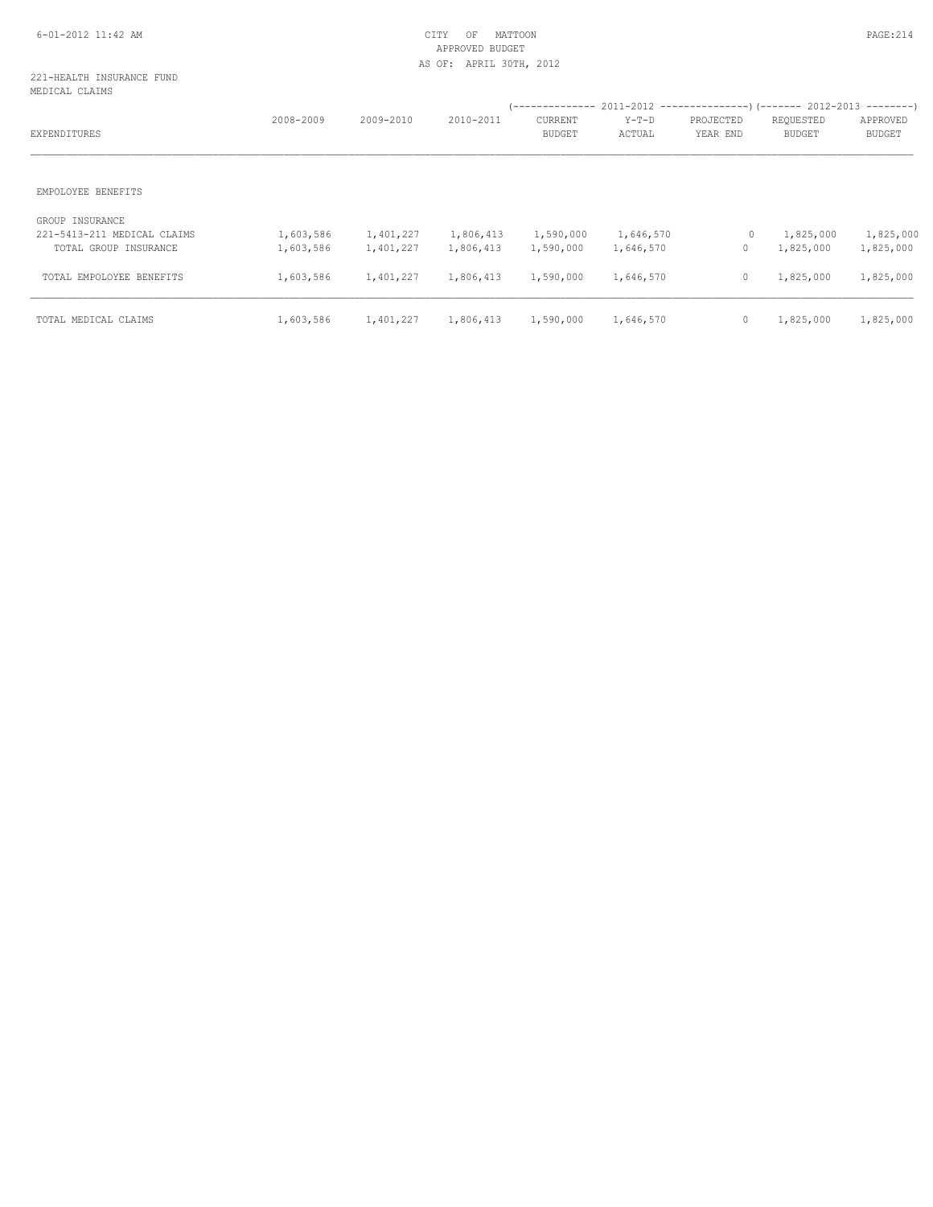CITY OF MATTOON
APPROVED BUDGET
AS OF: APRIL 30TH, 2012

221-HEALTH INSURANCE FUND
MEDICAL CLAIMS

| EXPENDITURES | 2008-2009 | 2009-2010 | 2010-2011 | 2011-2012 CURRENT BUDGET | 2011-2012 Y-T-D ACTUAL | 2011-2012 PROJECTED YEAR END | 2012-2013 REQUESTED BUDGET | 2012-2013 APPROVED BUDGET |
|---|---|---|---|---|---|---|---|---|
| EMPOLOYEE BENEFITS | | | | | | | | |
| GROUP INSURANCE | | | | | | | | |
| 221-5413-211 MEDICAL CLAIMS | 1,603,586 | 1,401,227 | 1,806,413 | 1,590,000 | 1,646,570 | 0 | 1,825,000 | 1,825,000 |
| TOTAL GROUP INSURANCE | 1,603,586 | 1,401,227 | 1,806,413 | 1,590,000 | 1,646,570 | 0 | 1,825,000 | 1,825,000 |
| TOTAL EMPOLOYEE BENEFITS | 1,603,586 | 1,401,227 | 1,806,413 | 1,590,000 | 1,646,570 | 0 | 1,825,000 | 1,825,000 |
| TOTAL MEDICAL CLAIMS | 1,603,586 | 1,401,227 | 1,806,413 | 1,590,000 | 1,646,570 | 0 | 1,825,000 | 1,825,000 |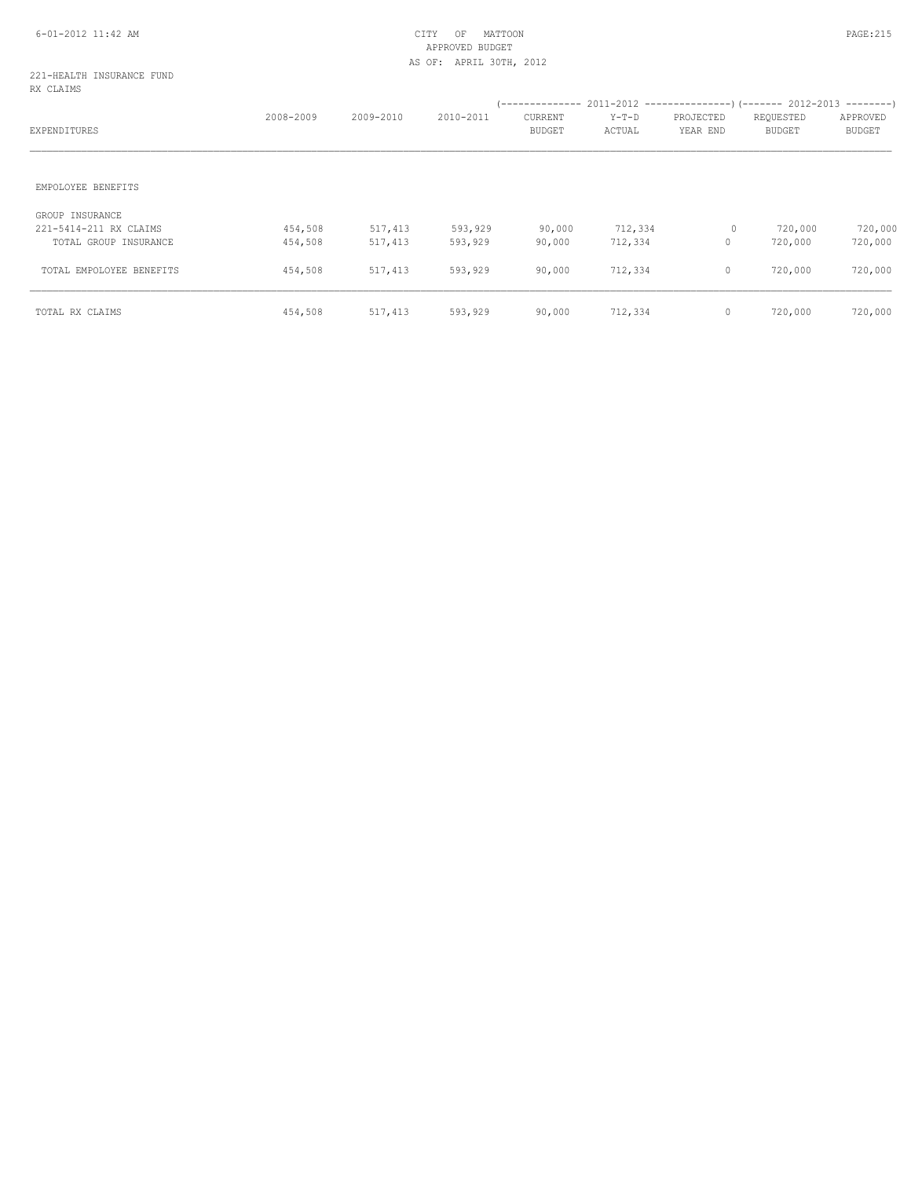CITY OF MATTOON
APPROVED BUDGET
AS OF: APRIL 30TH, 2012

221-HEALTH INSURANCE FUND
RX CLAIMS

| EXPENDITURES | 2008-2009 | 2009-2010 | 2010-2011 | 2011-2012 CURRENT BUDGET | 2011-2012 Y-T-D ACTUAL | 2011-2012 PROJECTED YEAR END | 2012-2013 REQUESTED BUDGET | 2012-2013 APPROVED BUDGET |
|---|---|---|---|---|---|---|---|---|
| EMPOLOYEE BENEFITS | | | | | | | | |
| GROUP INSURANCE | | | | | | | | |
| 221-5414-211 RX CLAIMS | 454,508 | 517,413 | 593,929 | 90,000 | 712,334 | 0 | 720,000 | 720,000 |
| TOTAL GROUP INSURANCE | 454,508 | 517,413 | 593,929 | 90,000 | 712,334 | 0 | 720,000 | 720,000 |
| TOTAL EMPOLOYEE BENEFITS | 454,508 | 517,413 | 593,929 | 90,000 | 712,334 | 0 | 720,000 | 720,000 |
| TOTAL RX CLAIMS | 454,508 | 517,413 | 593,929 | 90,000 | 712,334 | 0 | 720,000 | 720,000 |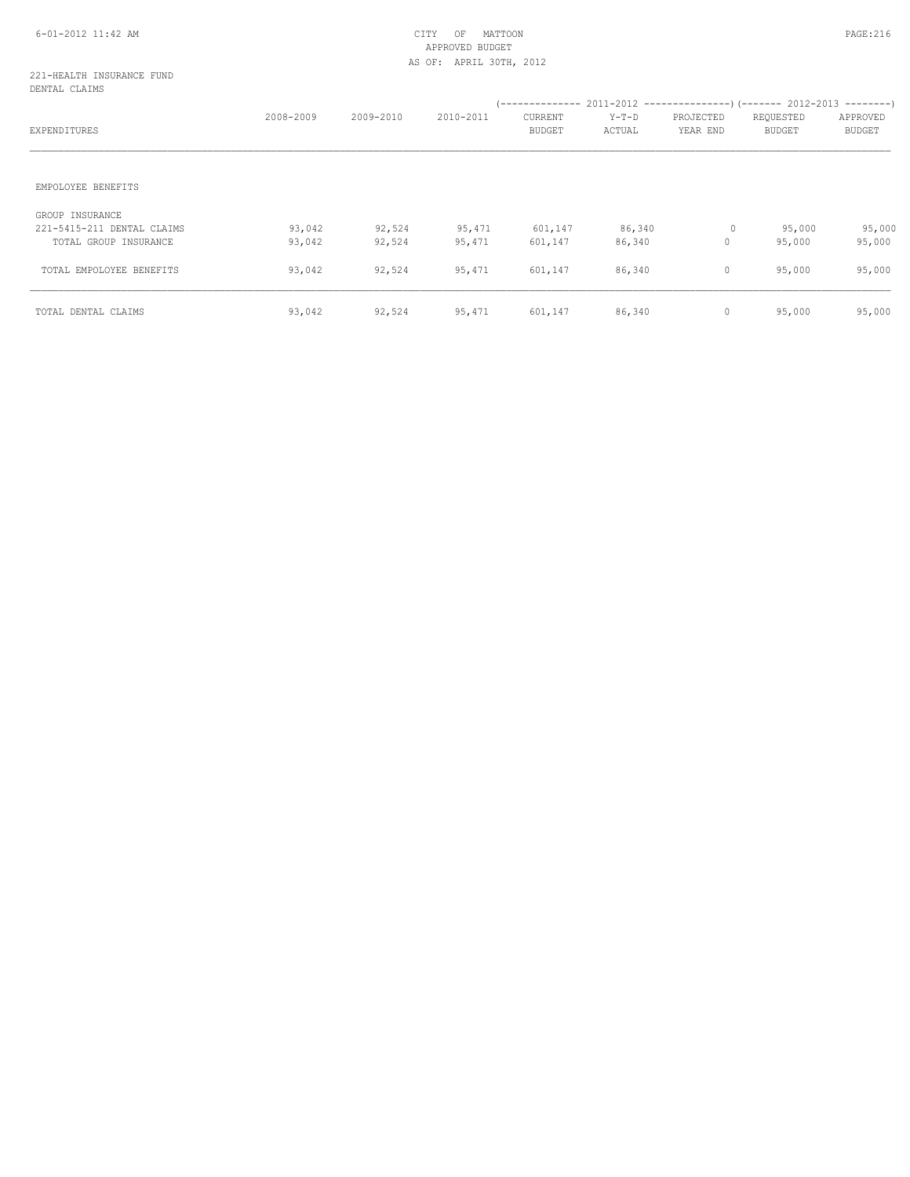CITY OF MATTOON
APPROVED BUDGET
AS OF: APRIL 30TH, 2012

221-HEALTH INSURANCE FUND
DENTAL CLAIMS

| EXPENDITURES | 2008-2009 | 2009-2010 | 2010-2011 | 2011-2012 CURRENT BUDGET | 2011-2012 Y-T-D ACTUAL | 2011-2012 PROJECTED YEAR END | 2012-2013 REQUESTED BUDGET | 2012-2013 APPROVED BUDGET |
|---|---|---|---|---|---|---|---|---|
| EMPOLOYEE BENEFITS | | | | | | | | |
| GROUP INSURANCE | | | | | | | | |
| 221-5415-211 DENTAL CLAIMS | 93,042 | 92,524 | 95,471 | 601,147 | 86,340 | 0 | 95,000 | 95,000 |
| TOTAL GROUP INSURANCE | 93,042 | 92,524 | 95,471 | 601,147 | 86,340 | 0 | 95,000 | 95,000 |
| TOTAL EMPOLOYEE BENEFITS | 93,042 | 92,524 | 95,471 | 601,147 | 86,340 | 0 | 95,000 | 95,000 |
| TOTAL DENTAL CLAIMS | 93,042 | 92,524 | 95,471 | 601,147 | 86,340 | 0 | 95,000 | 95,000 |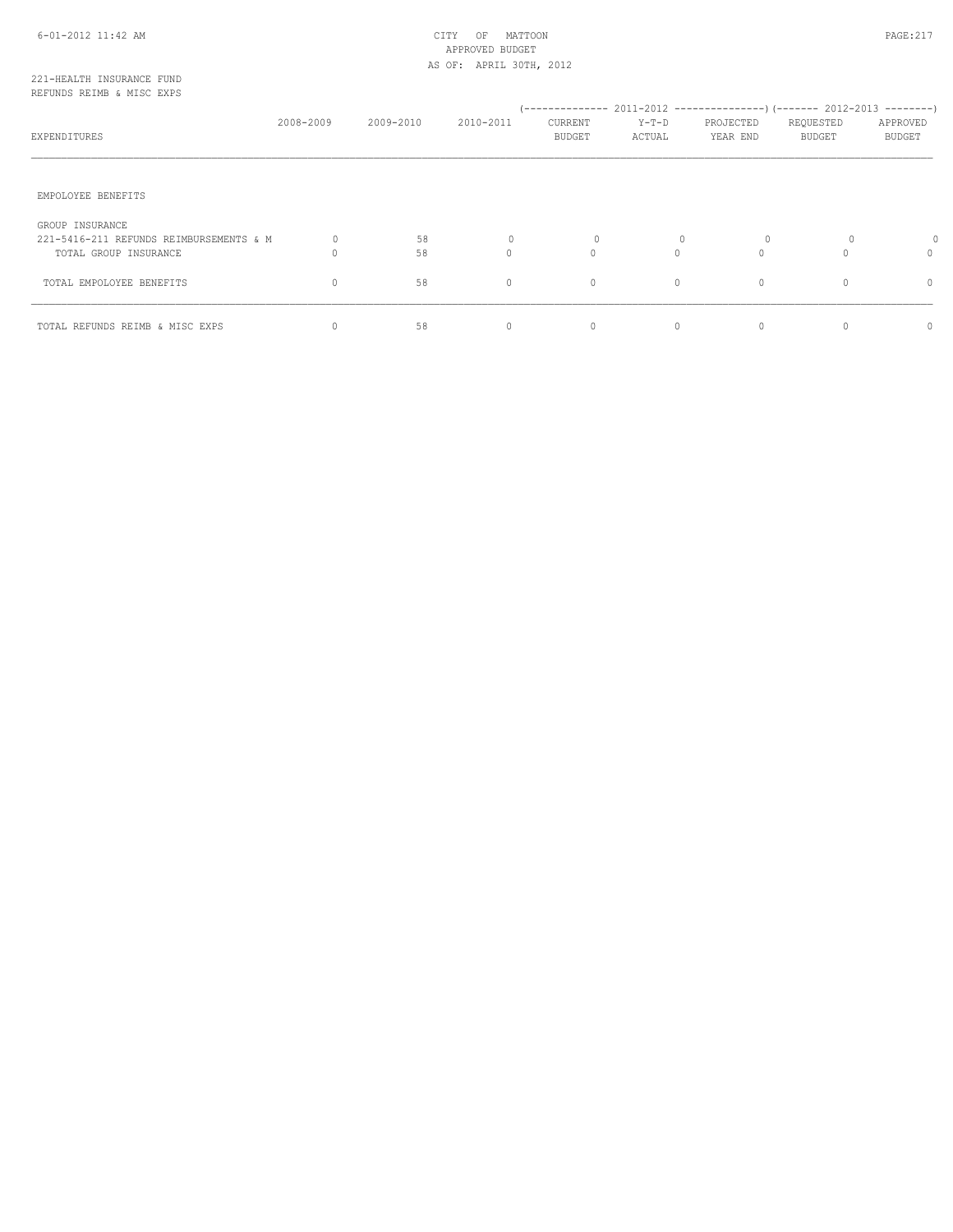CITY OF MATTOON
APPROVED BUDGET
AS OF: APRIL 30TH, 2012

221-HEALTH INSURANCE FUND
REFUNDS REIMB & MISC EXPS

| EXPENDITURES | 2008-2009 | 2009-2010 | 2010-2011 | 2011-2012 CURRENT BUDGET | 2011-2012 Y-T-D ACTUAL | 2011-2012 PROJECTED YEAR END | 2012-2013 REQUESTED BUDGET | 2012-2013 APPROVED BUDGET |
|---|---|---|---|---|---|---|---|---|
| EMPOLOYEE BENEFITS | | | | | | | | |
| GROUP INSURANCE | | | | | | | | |
| 221-5416-211 REFUNDS REIMBURSEMENTS & M | 0 | 58 | 0 | 0 | 0 | 0 | 0 | 0 |
| TOTAL GROUP INSURANCE | 0 | 58 | 0 | 0 | 0 | 0 | 0 | 0 |
| TOTAL EMPOLOYEE BENEFITS | 0 | 58 | 0 | 0 | 0 | 0 | 0 | 0 |
| TOTAL REFUNDS REIMB & MISC EXPS | 0 | 58 | 0 | 0 | 0 | 0 | 0 | 0 |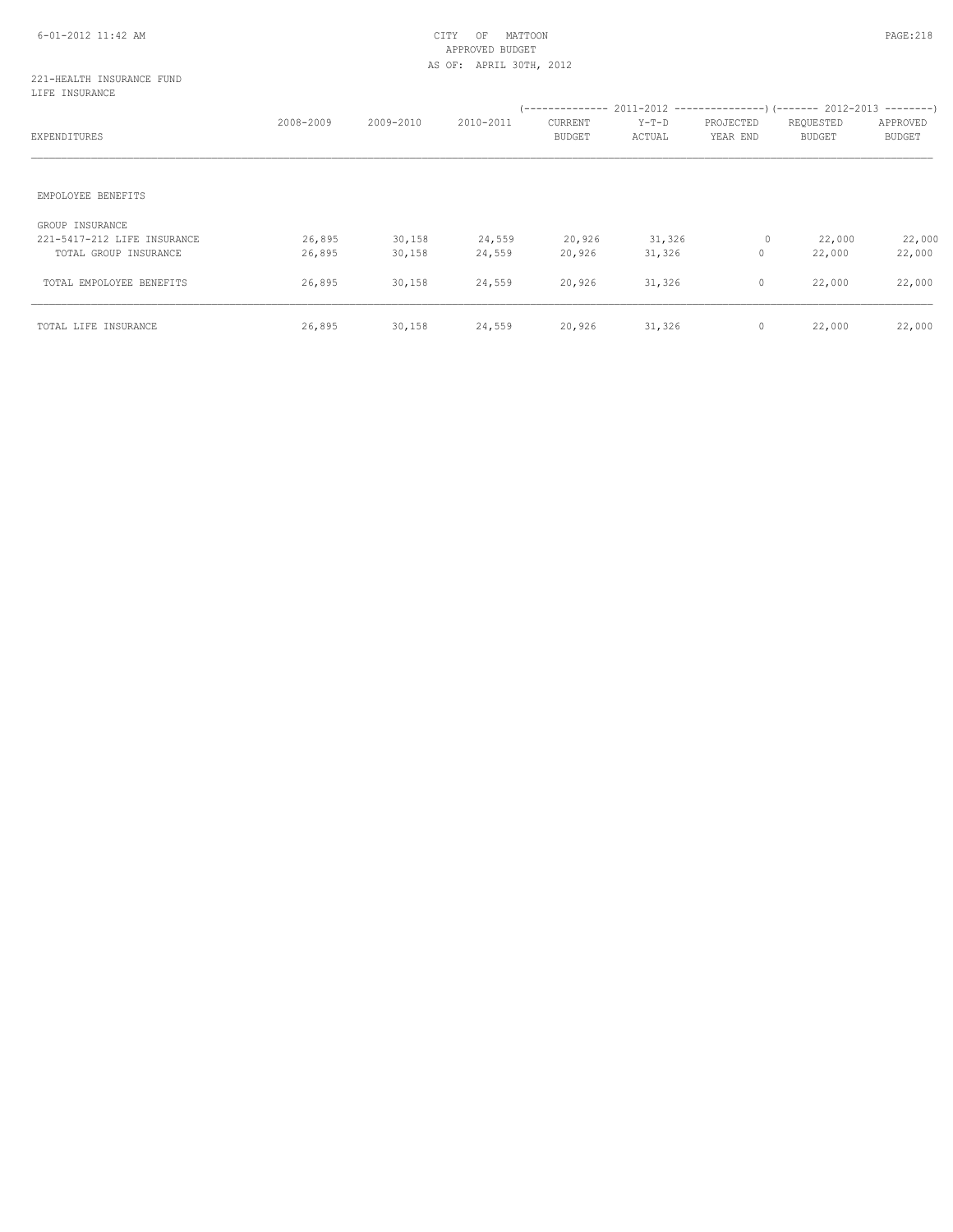CITY OF MATTOON
APPROVED BUDGET
AS OF: APRIL 30TH, 2012

221-HEALTH INSURANCE FUND
LIFE INSURANCE

| EXPENDITURES | 2008-2009 | 2009-2010 | 2010-2011 | 2011-2012 CURRENT BUDGET | 2011-2012 Y-T-D ACTUAL | 2011-2012 PROJECTED YEAR END | 2012-2013 REQUESTED BUDGET | 2012-2013 APPROVED BUDGET |
|---|---|---|---|---|---|---|---|---|
| EMPOLOYEE BENEFITS | | | | | | | | |
| GROUP INSURANCE | | | | | | | | |
| 221-5417-212 LIFE INSURANCE | 26,895 | 30,158 | 24,559 | 20,926 | 31,326 | 0 | 22,000 | 22,000 |
| TOTAL GROUP INSURANCE | 26,895 | 30,158 | 24,559 | 20,926 | 31,326 | 0 | 22,000 | 22,000 |
| TOTAL EMPOLOYEE BENEFITS | 26,895 | 30,158 | 24,559 | 20,926 | 31,326 | 0 | 22,000 | 22,000 |
| TOTAL LIFE INSURANCE | 26,895 | 30,158 | 24,559 | 20,926 | 31,326 | 0 | 22,000 | 22,000 |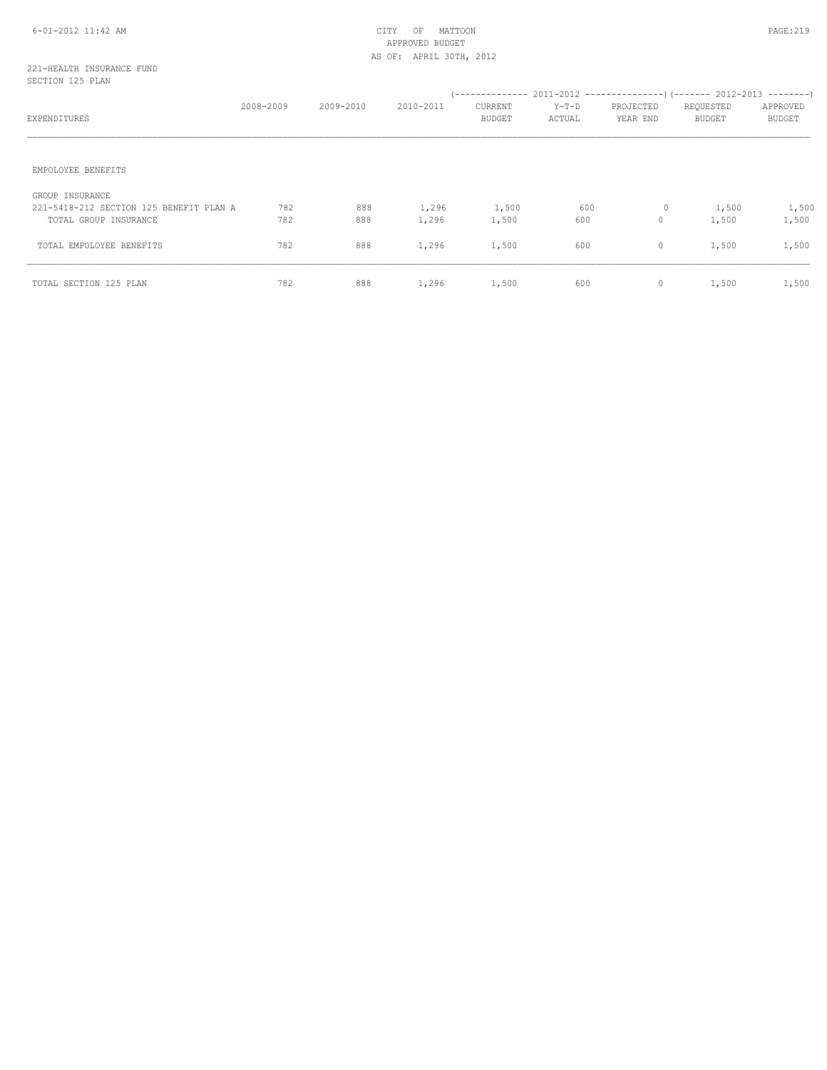221-HEALTH INSURANCE FUND
SECTION 125 PLAN

| EXPENDITURES | 2008-2009 | 2009-2010 | 2010-2011 | 2011-2012 CURRENT BUDGET | 2011-2012 Y-T-D ACTUAL | 2011-2012 PROJECTED YEAR END | 2012-2013 REQUESTED BUDGET | 2012-2013 APPROVED BUDGET |
|---|---|---|---|---|---|---|---|---|
| EMPOLOYEE BENEFITS | | | | | | | | |
| GROUP INSURANCE | | | | | | | | |
| 221-5418-212 SECTION 125 BENEFIT PLAN A | 782 | 888 | 1,296 | 1,500 | 600 | 0 | 1,500 | 1,500 |
| TOTAL GROUP INSURANCE | 782 | 888 | 1,296 | 1,500 | 600 | 0 | 1,500 | 1,500 |
| TOTAL EMPOLOYEE BENEFITS | 782 | 888 | 1,296 | 1,500 | 600 | 0 | 1,500 | 1,500 |
| TOTAL SECTION 125 PLAN | 782 | 888 | 1,296 | 1,500 | 600 | 0 | 1,500 | 1,500 |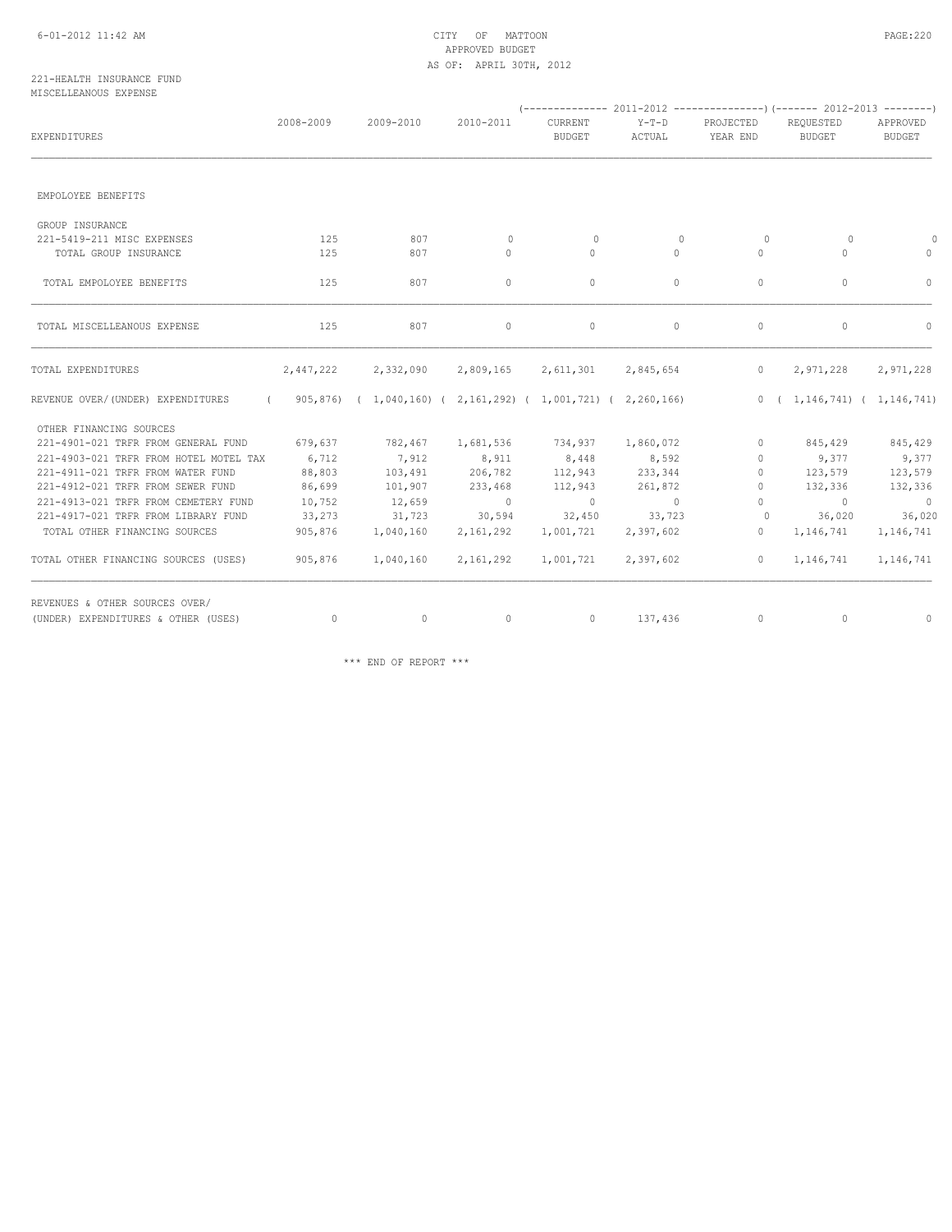CITY OF MATTOON
APPROVED BUDGET
AS OF: APRIL 30TH, 2012

221-HEALTH INSURANCE FUND
MISCELLEANOUS EXPENSE

| EXPENDITURES | 2008-2009 | 2009-2010 | 2010-2011 | 2011-2012 CURRENT BUDGET | 2011-2012 Y-T-D ACTUAL | 2011-2012 PROJECTED YEAR END | 2012-2013 REQUESTED BUDGET | 2012-2013 APPROVED BUDGET |
|---|---|---|---|---|---|---|---|---|
| EMPOLOYEE BENEFITS | | | | | | | | |
| GROUP INSURANCE | | | | | | | | |
| 221-5419-211 MISC EXPENSES | 125 | 807 | 0 | 0 | 0 | 0 | 0 | 0 |
| TOTAL GROUP INSURANCE | 125 | 807 | 0 | 0 | 0 | 0 | 0 | 0 |
| TOTAL EMPOLOYEE BENEFITS | 125 | 807 | 0 | 0 | 0 | 0 | 0 | 0 |
| TOTAL MISCELLEANOUS EXPENSE | 125 | 807 | 0 | 0 | 0 | 0 | 0 | 0 |
| TOTAL EXPENDITURES | 2,447,222 | 2,332,090 | 2,809,165 | 2,611,301 | 2,845,654 | 0 | 2,971,228 | 2,971,228 |
| REVENUE OVER/(UNDER) EXPENDITURES | ( 905,876) | ( 1,040,160) | ( 2,161,292) | ( 1,001,721) | ( 2,260,166) | 0 | ( 1,146,741) | ( 1,146,741) |
| OTHER FINANCING SOURCES | | | | | | | | |
| 221-4901-021 TRFR FROM GENERAL FUND | 679,637 | 782,467 | 1,681,536 | 734,937 | 1,860,072 | 0 | 845,429 | 845,429 |
| 221-4903-021 TRFR FROM HOTEL MOTEL TAX | 6,712 | 7,912 | 8,911 | 8,448 | 8,592 | 0 | 9,377 | 9,377 |
| 221-4911-021 TRFR FROM WATER FUND | 88,803 | 103,491 | 206,782 | 112,943 | 233,344 | 0 | 123,579 | 123,579 |
| 221-4912-021 TRFR FROM SEWER FUND | 86,699 | 101,907 | 233,468 | 112,943 | 261,872 | 0 | 132,336 | 132,336 |
| 221-4913-021 TRFR FROM CEMETERY FUND | 10,752 | 12,659 | 0 | 0 | 0 | 0 | 0 | 0 |
| 221-4917-021 TRFR FROM LIBRARY FUND | 33,273 | 31,723 | 30,594 | 32,450 | 33,723 | 0 | 36,020 | 36,020 |
| TOTAL OTHER FINANCING SOURCES | 905,876 | 1,040,160 | 2,161,292 | 1,001,721 | 2,397,602 | 0 | 1,146,741 | 1,146,741 |
| TOTAL OTHER FINANCING SOURCES (USES) | 905,876 | 1,040,160 | 2,161,292 | 1,001,721 | 2,397,602 | 0 | 1,146,741 | 1,146,741 |
| REVENUES & OTHER SOURCES OVER/ (UNDER) EXPENDITURES & OTHER (USES) | 0 | 0 | 0 | 0 | 137,436 | 0 | 0 | 0 |

*** END OF REPORT ***